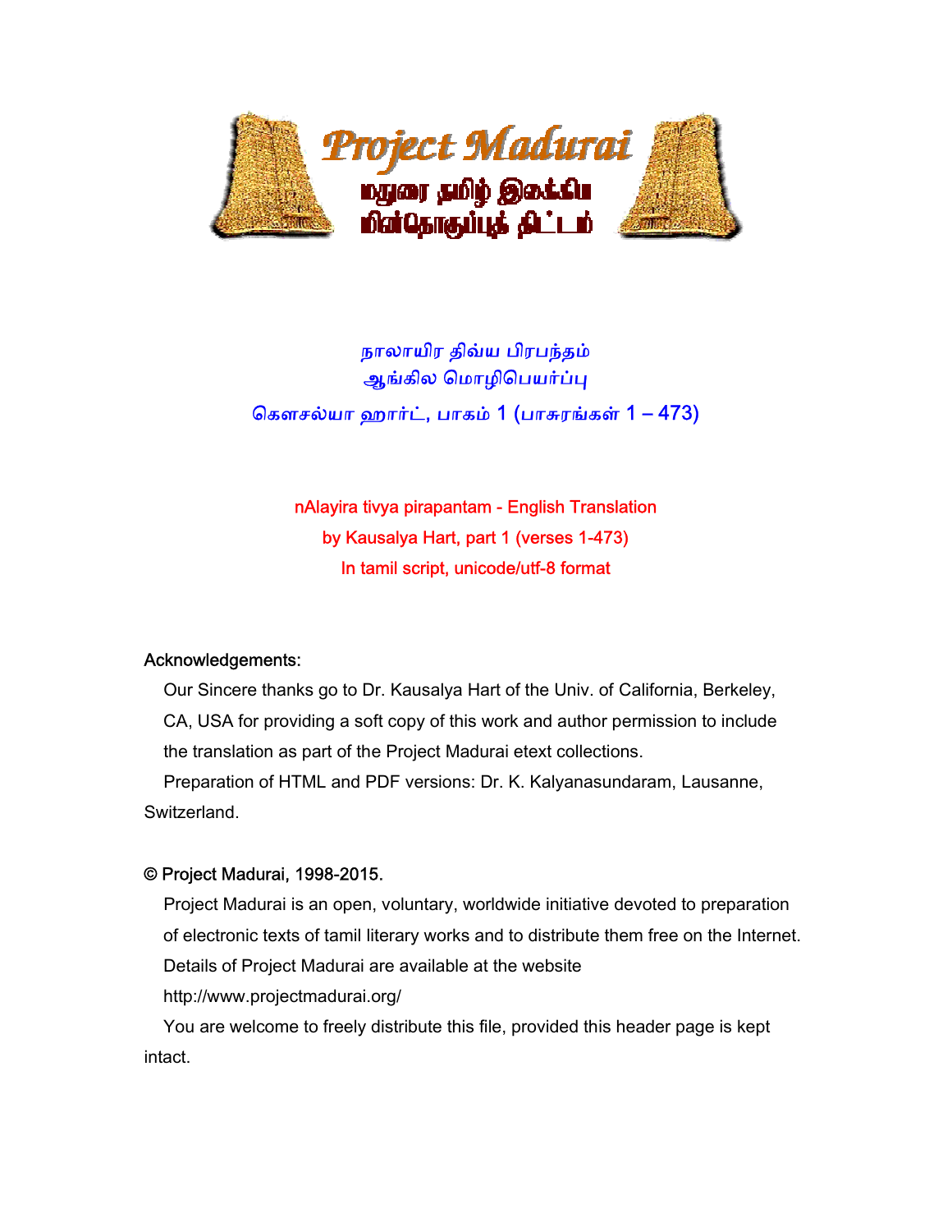நாலாயிர திவ்ய பிரபந்தம்
ஆங்கில மொழிபெயர்ப்பு

கௌசல்யா ஹார்ட், பாகம் 1 (பாசுரங்கள் 1 – 473)

nAlayira tivya pirapantam - English Translation
by Kausalya Hart, part 1 (verses 1-473)
In tamil script, unicode/utf-8 format

Acknowledgements:

Our Sincere thanks go to Dr. Kausalya Hart of the Univ. of California, Berkeley, CA, USA for providing a soft copy of this work and author permission to include the translation as part of the Project Madurai etext collections.

Preparation of HTML and PDF versions: Dr. K. Kalyanasundaram, Lausanne, Switzerland.

© Project Madurai, 1998-2015.

Project Madurai is an open, voluntary, worldwide initiative devoted to preparation of electronic texts of tamil literary works and to distribute them free on the Internet. Details of Project Madurai are available at the website http://www.projectmadurai.org/

You are welcome to freely distribute this file, provided this header page is kept intact.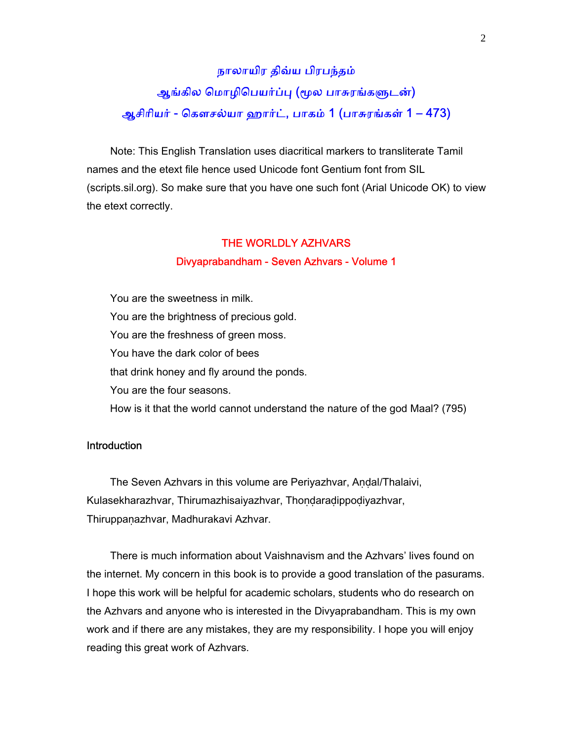# நாலாயிர திவ்ய பிரபந்தம்

## ஆங்கில மொழிபெயர்ப்பு (மூல பாசுரங்களுடன்)

## ஆசிரியர் - கௌசல்யா ஹார்ட், பாகம் 1 (பாசுரங்கள் 1 – 473)

Note: This English Translation uses diacritical markers to transliterate Tamil names and the etext file hence used Unicode font Gentium font from SIL (scripts.sil.org). So make sure that you have one such font (Arial Unicode OK) to view the etext correctly.

## THE WORLDLY AZHVARS

### Divyaprabandham - Seven Azhvars - Volume 1

You are the sweetness in milk.
You are the brightness of precious gold.
You are the freshness of green moss.
You have the dark color of bees
that drink honey and fly around the ponds.
You are the four seasons.
How is it that the world cannot understand the nature of the god Maal? (795)

### Introduction

The Seven Azhvars in this volume are Periyazhvar, Aṇḍal/Thalaivi, Kulasekharazhvar, Thirumazhisaiyazhvar, Thoṇḍaraḍippoḍiyazhvar, Thiruppaṇazhvar, Madhurakavi Azhvar.

There is much information about Vaishnavism and the Azhvars' lives found on the internet. My concern in this book is to provide a good translation of the pasurams. I hope this work will be helpful for academic scholars, students who do research on the Azhvars and anyone who is interested in the Divyaprabandham. This is my own work and if there are any mistakes, they are my responsibility. I hope you will enjoy reading this great work of Azhvars.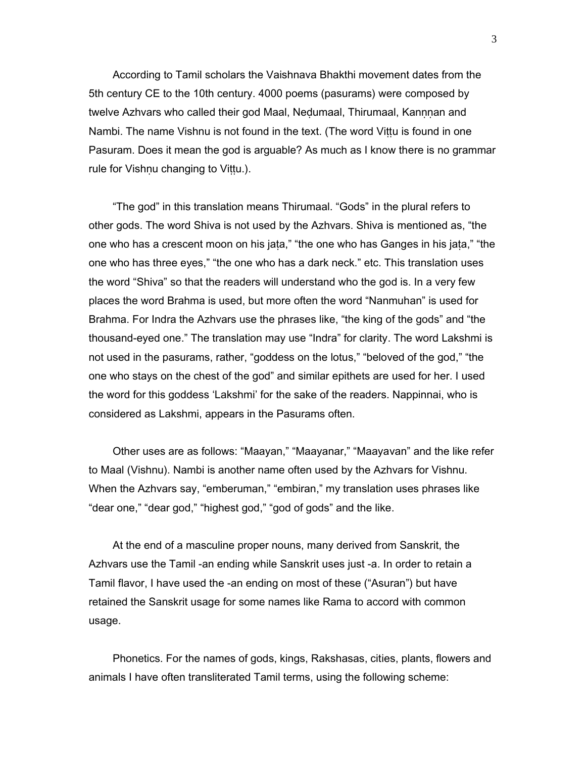According to Tamil scholars the Vaishnava Bhakthi movement dates from the 5th century CE to the 10th century. 4000 poems (pasurams) were composed by twelve Azhvars who called their god Maal, Neḍumaal, Thirumaal, Kannṇan and Nambi. The name Vishnu is not found in the text. (The word Viṭṭu is found in one Pasuram. Does it mean the god is arguable? As much as I know there is no grammar rule for Vishṇu changing to Viṭṭu.).

"The god" in this translation means Thirumaal. "Gods" in the plural refers to other gods. The word Shiva is not used by the Azhvars. Shiva is mentioned as, "the one who has a crescent moon on his jaṭa," "the one who has Ganges in his jaṭa," "the one who has three eyes," "the one who has a dark neck." etc. This translation uses the word "Shiva" so that the readers will understand who the god is. In a very few places the word Brahma is used, but more often the word "Nanmuhan" is used for Brahma. For Indra the Azhvars use the phrases like, "the king of the gods" and "the thousand-eyed one." The translation may use "Indra" for clarity. The word Lakshmi is not used in the pasurams, rather, "goddess on the lotus," "beloved of the god," "the one who stays on the chest of the god" and similar epithets are used for her. I used the word for this goddess 'Lakshmi' for the sake of the readers. Nappinnai, who is considered as Lakshmi, appears in the Pasurams often.

Other uses are as follows: "Maayan," "Maayanar," "Maayavan" and the like refer to Maal (Vishnu). Nambi is another name often used by the Azhvars for Vishnu. When the Azhvars say, "emberuman," "embiran," my translation uses phrases like "dear one," "dear god," "highest god," "god of gods" and the like.

At the end of a masculine proper nouns, many derived from Sanskrit, the Azhvars use the Tamil -an ending while Sanskrit uses just -a. In order to retain a Tamil flavor, I have used the -an ending on most of these ("Asuran") but have retained the Sanskrit usage for some names like Rama to accord with common usage.

Phonetics. For the names of gods, kings, Rakshasas, cities, plants, flowers and animals I have often transliterated Tamil terms, using the following scheme: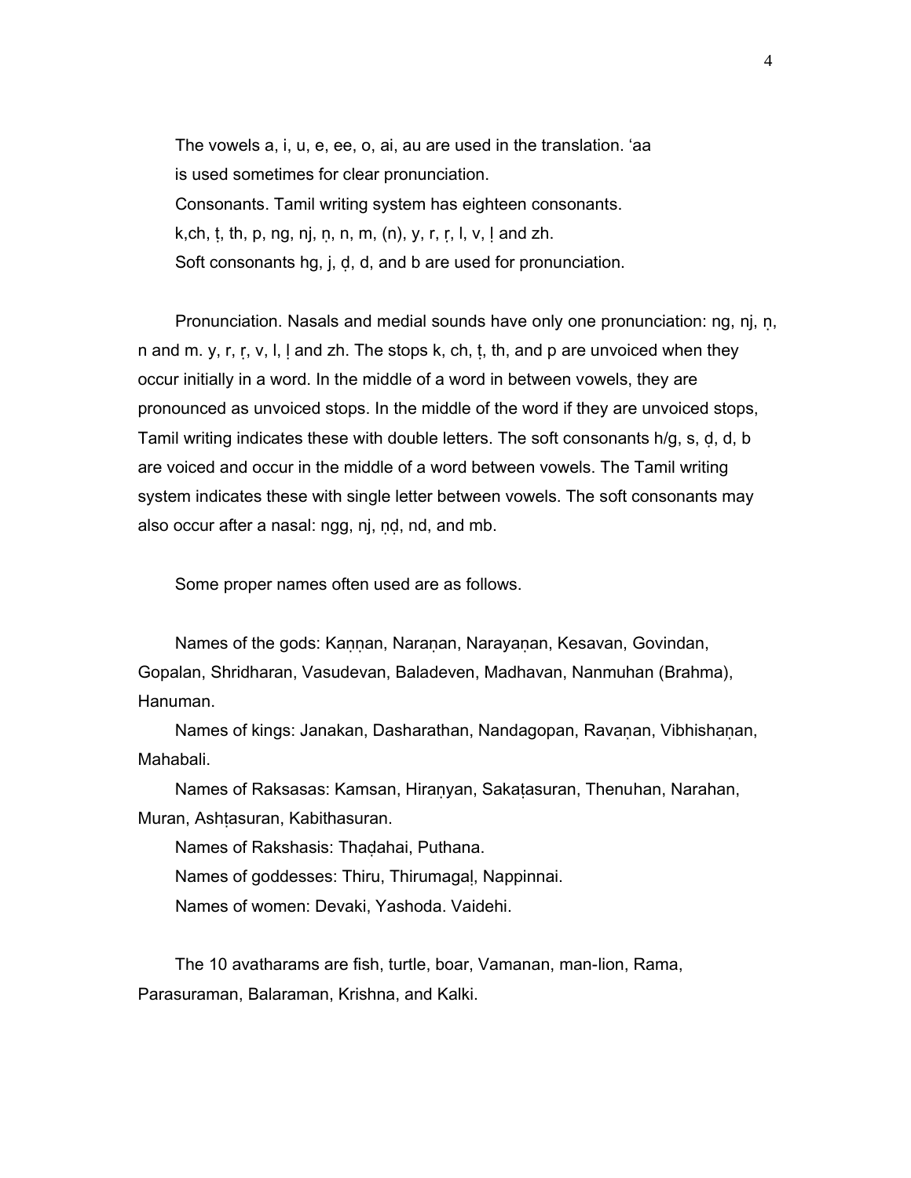The vowels a, i, u, e, ee, o, ai, au are used in the translation. ‘aa is used sometimes for clear pronunciation.

Consonants. Tamil writing system has eighteen consonants.

k,ch, ṭ, th, p, ng, nj, ṇ, n, m, (n), y, r, ṛ, l, v, ḷ and zh.

Soft consonants hg, j, ḍ, d, and b are used for pronunciation.

Pronunciation. Nasals and medial sounds have only one pronunciation: ng, nj, ṇ, n and m. y, r, ṛ, v, l, ḷ and zh. The stops k, ch, ṭ, th, and p are unvoiced when they occur initially in a word. In the middle of a word in between vowels, they are pronounced as unvoiced stops. In the middle of the word if they are unvoiced stops, Tamil writing indicates these with double letters. The soft consonants h/g, s, ḍ, d, b are voiced and occur in the middle of a word between vowels. The Tamil writing system indicates these with single letter between vowels. The soft consonants may also occur after a nasal: ngg, nj, ṇḍ, nd, and mb.

Some proper names often used are as follows.

Names of the gods: Kaṇṇan, Naraṇan, Narayaṇan, Kesavan, Govindan, Gopalan, Shridharan, Vasudevan, Baladeven, Madhavan, Nanmuhan (Brahma), Hanuman.

Names of kings: Janakan, Dasharathan, Nandagopan, Ravaṇan, Vibhishaṇan, Mahabali.

Names of Raksasas: Kamsan, Hiraṇyan, Sakaṭasuran, Thenuhan, Narahan, Muran, Ashṭasuran, Kabithasuran.

Names of Rakshasis: Thaḍahai, Puthana.

Names of goddesses: Thiru, Thirumagaḷ, Nappinnai.

Names of women: Devaki, Yashoda. Vaidehi.

The 10 avatharams are fish, turtle, boar, Vamanan, man-lion, Rama, Parasuraman, Balaraman, Krishna, and Kalki.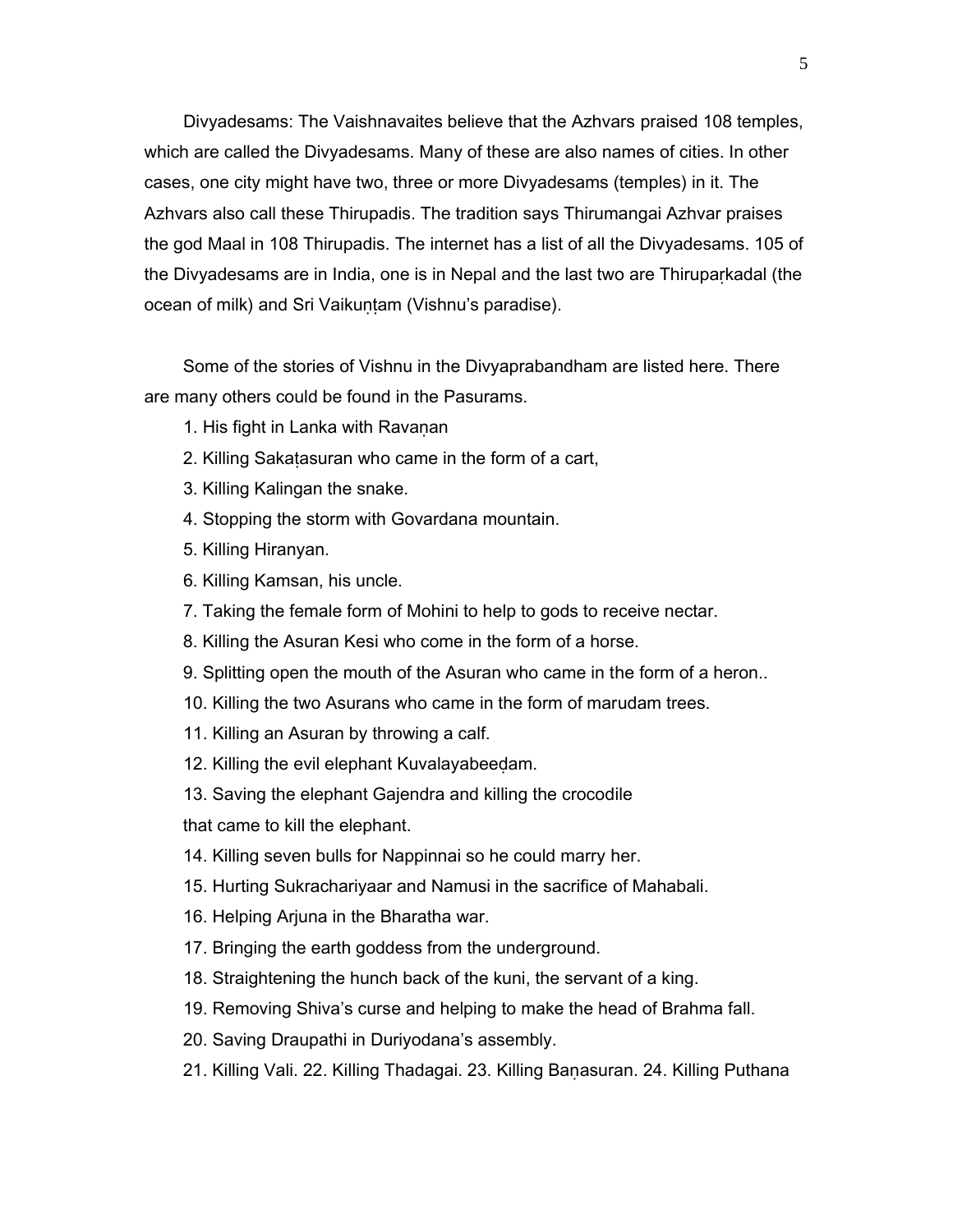Divyadesams: The Vaishnavaites believe that the Azhvars praised 108 temples, which are called the Divyadesams. Many of these are also names of cities. In other cases, one city might have two, three or more Divyadesams (temples) in it. The Azhvars also call these Thirupadis. The tradition says Thirumangai Azhvar praises the god Maal in 108 Thirupadis. The internet has a list of all the Divyadesams. 105 of the Divyadesams are in India, one is in Nepal and the last two are Thiruparkadal (the ocean of milk) and Sri Vaikuṇṭam (Vishnu's paradise).

Some of the stories of Vishnu in the Divyaprabandham are listed here. There are many others could be found in the Pasurams.

1. His fight in Lanka with Ravaṇan
2. Killing Sakaṭasuran who came in the form of a cart,
3. Killing Kalingan the snake.
4. Stopping the storm with Govardana mountain.
5. Killing Hiranyan.
6. Killing Kamsan, his uncle.
7. Taking the female form of Mohini to help to gods to receive nectar.
8. Killing the Asuran Kesi who come in the form of a horse.
9. Splitting open the mouth of the Asuran who came in the form of a heron..
10. Killing the two Asurans who came in the form of marudam trees.
11. Killing an Asuran by throwing a calf.
12. Killing the evil elephant Kuvalayabeeḍam.
13. Saving the elephant Gajendra and killing the crocodile that came to kill the elephant.
14. Killing seven bulls for Nappinnai so he could marry her.
15. Hurting Sukrachariyaar and Namusi in the sacrifice of Mahabali.
16. Helping Arjuna in the Bharatha war.
17. Bringing the earth goddess from the underground.
18. Straightening the hunch back of the kuni, the servant of a king.
19. Removing Shiva's curse and helping to make the head of Brahma fall.
20. Saving Draupathi in Duriyodana's assembly.
21. Killing Vali. 22. Killing Thadagai. 23. Killing Baṇasuran. 24. Killing Puthana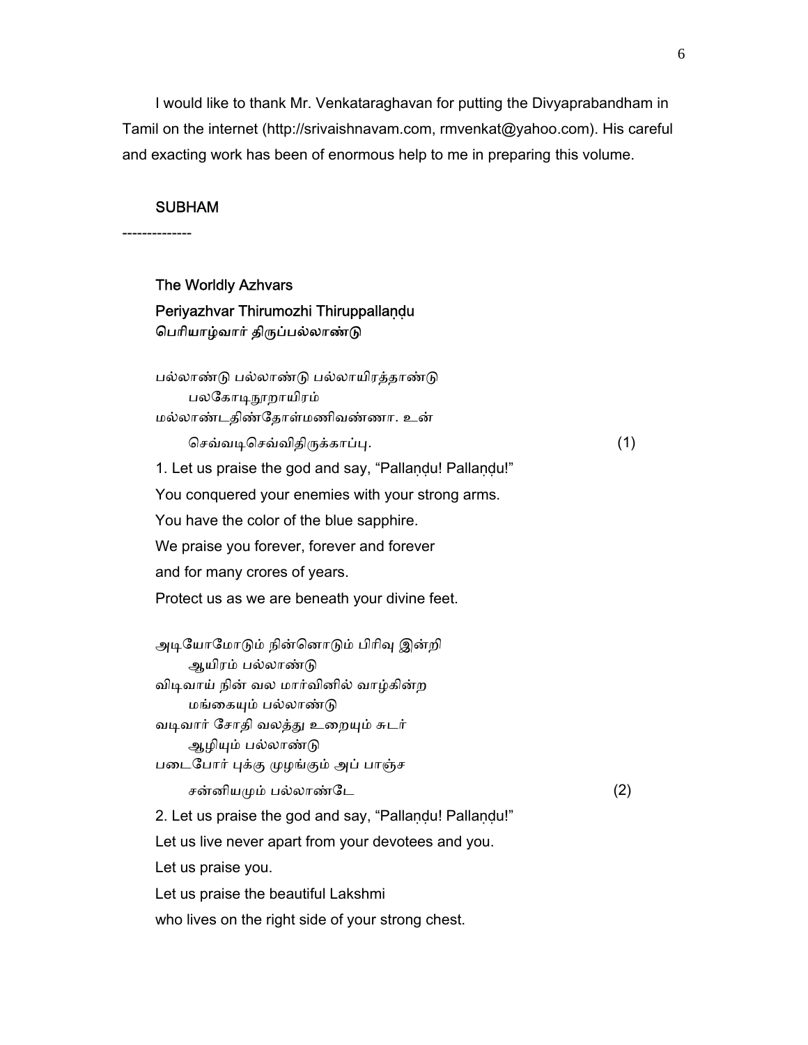I would like to thank Mr. Venkataraghavan for putting the Divyaprabandham in Tamil on the internet (http://srivaishnavam.com, rmvenkat@yahoo.com). His careful and exacting work has been of enormous help to me in preparing this volume.

SUBHAM

--------------

## The Worldly Azhvars

### Periyazhvar Thirumozhi Thiruppallaṇḍu
### பெரியாழ்வார் திருப்பல்லாண்டு

பல்லாண்டு பல்லாண்டு பல்லாயிரத்தாண்டு
பலகோடிநூறாயிரம்
மல்லாண்டதிண்தோள்மணிவண்ணா. உன்
செவ்வடிசெவ்விதிருக்காப்பு. (1)

1. Let us praise the god and say, "Pallaṇḍu! Pallaṇḍu!"
You conquered your enemies with your strong arms.
You have the color of the blue sapphire.
We praise you forever, forever and forever
and for many crores of years.
Protect us as we are beneath your divine feet.

அடியோமோடும் நின்னொடும் பிரிவு இன்றி
ஆயிரம் பல்லாண்டு
விடிவாய் நின் வல மார்வினில் வாழ்கின்ற
மங்கையும் பல்லாண்டு
வடிவார் சோதி வலத்து உறையும் சுடர்
ஆழியும் பல்லாண்டு
படைபோர் புக்கு முழங்கும் அப் பாஞ்ச
சன்னியமும் பல்லாண்டே (2)

2. Let us praise the god and say, "Pallaṇḍu! Pallaṇḍu!"
Let us live never apart from your devotees and you.
Let us praise you.
Let us praise the beautiful Lakshmi
who lives on the right side of your strong chest.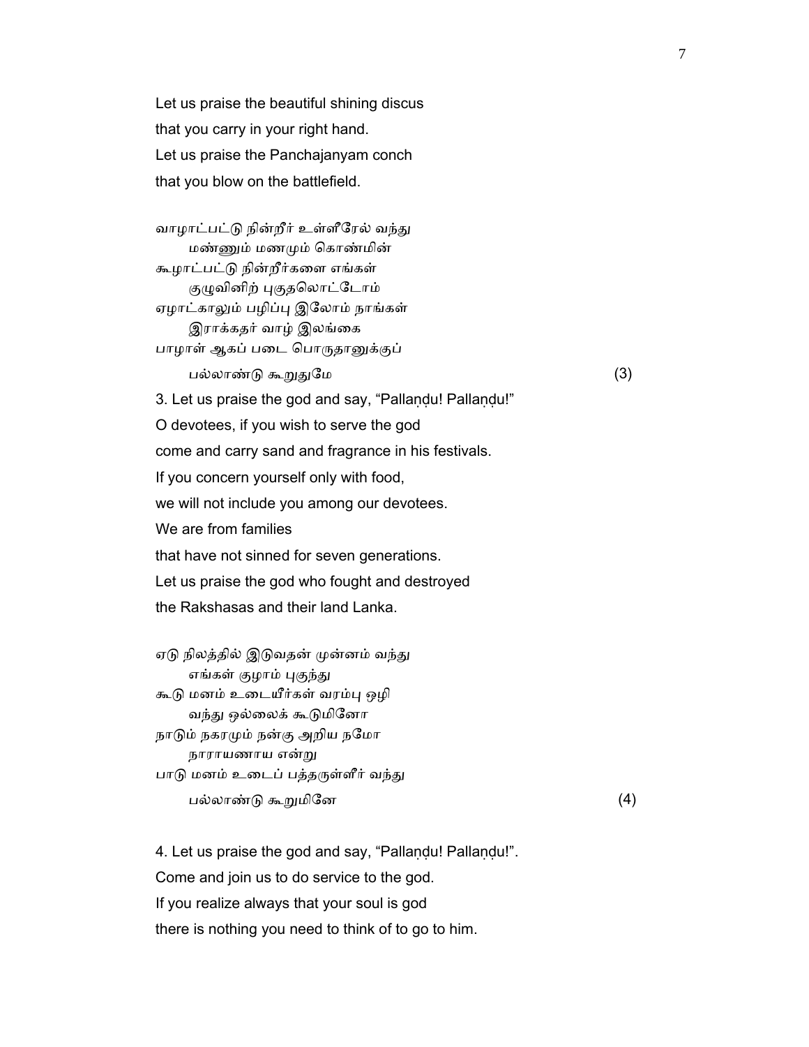Let us praise the beautiful shining discus
that you carry in your right hand.
Let us praise the Panchajanyam conch
that you blow on the battlefield.

வாழாட்பட்டு நின்றீர் உள்ளீரேல் வந்து
　　மண்ணும் மணமும் கொண்மின்
கூழாட்பட்டு நின்றீர்களை எங்கள்
　　குழுவினிற் புகுதலொட்டோம்
ஏழாட்காலும் பழிப்பு இலோம் நாங்கள்
　　இராக்கதர் வாழ் இலங்கை
பாழாள் ஆகப் படை பொருதானுக்குப்
　　பல்லாண்டு கூறுதுமே　　　　　　　　　　　　(3)

3. Let us praise the god and say, “Pallaṇḍu! Pallaṇḍu!”
O devotees, if you wish to serve the god
come and carry sand and fragrance in his festivals.
If you concern yourself only with food,
we will not include you among our devotees.
We are from families
that have not sinned for seven generations.
Let us praise the god who fought and destroyed
the Rakshasas and their land Lanka.

ஏடு நிலத்தில் இடுவதன் முன்னம் வந்து
　　எங்கள் குழாம் புகுந்து
கூடு மனம் உடையீர்கள் வரம்பு ஒழி
　　வந்து ஒல்லைக் கூடுமினோ
நாடும் நகரமும் நன்கு அறிய நமோ
　　நாராயணாய என்று
பாடு மனம் உடைப் பத்தருள்ளீர் வந்து
　　பல்லாண்டு கூறுமினே　　　　　　　　　　　　(4)

4. Let us praise the god and say, “Pallaṇḍu! Pallaṇḍu!”.
Come and join us to do service to the god.
If you realize always that your soul is god
there is nothing you need to think of to go to him.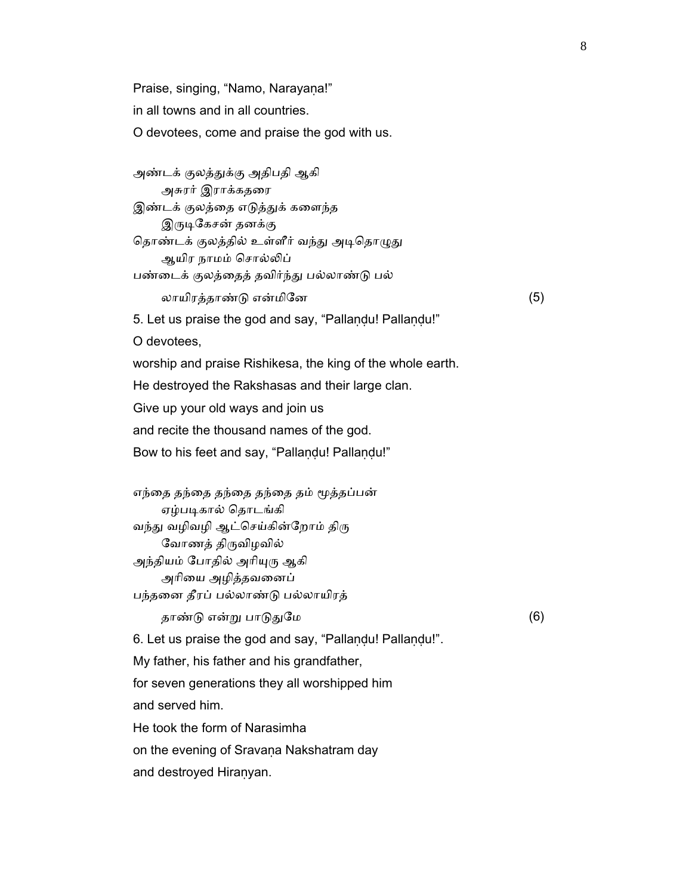Praise, singing, "Namo, Narayaṇa!"

in all towns and in all countries.

O devotees, come and praise the god with us.

அண்டக் குலத்துக்கு அதிபதி ஆகி
　　அசுரர் இராக்கதரை
இண்டக் குலத்தை எடுத்துக் களைந்த
　　இருடிகேசன் தனக்கு
தொண்டக் குலத்தில் உள்ளீர் வந்து அடிதொழுது
　　ஆயிர நாமம் சொல்லிப்
பண்டைக் குலத்தைத் தவிர்ந்து பல்லாண்டு பல்
　　லாயிரத்தாண்டு என்மினே (5)

5. Let us praise the god and say, "Pallaṇḍu! Pallaṇḍu!"

O devotees,

worship and praise Rishikesa, the king of the whole earth.

He destroyed the Rakshasas and their large clan.

Give up your old ways and join us

and recite the thousand names of the god.

Bow to his feet and say, "Pallaṇḍu! Pallaṇḍu!"

எந்தை தந்தை தந்தை தந்தை தம் மூத்தப்பன்
　　ஏழ்படிகால் தொடங்கி
வந்து வழிவழி ஆட்செய்கின்றோம் திரு
　　வோணத் திருவிழவில்
அந்தியம் போதில் அரியுரு ஆகி
　　அரியை அழித்தவனைப்
பந்தனை தீரப் பல்லாண்டு பல்லாயிரத்
　　தாண்டு என்று பாடுதுமே (6)

6. Let us praise the god and say, "Pallaṇḍu! Pallaṇḍu!".

My father, his father and his grandfather,

for seven generations they all worshipped him

and served him.

He took the form of Narasimha

on the evening of Sravaṇa Nakshatram day

and destroyed Hiraṇyan.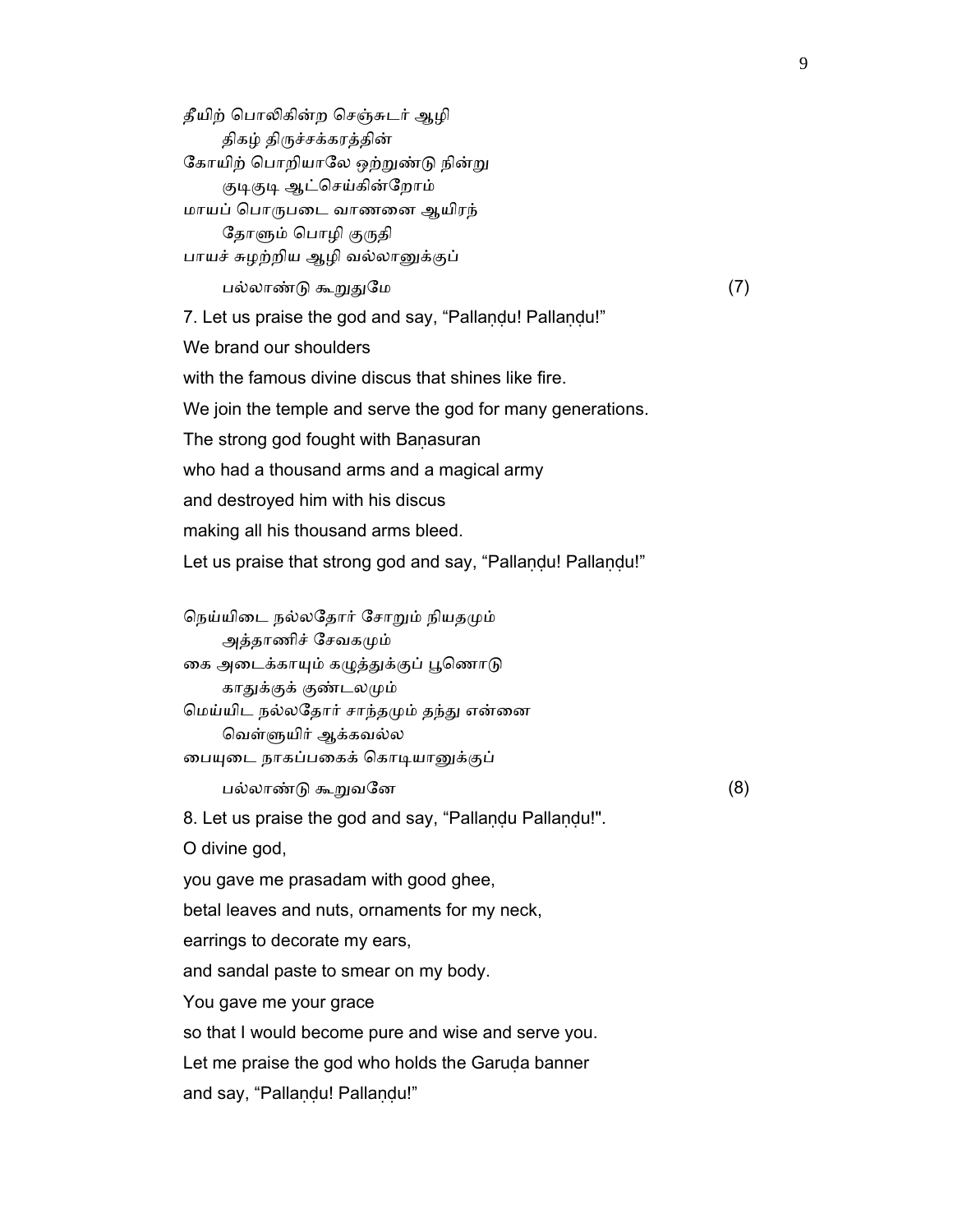தீயிற் பொலிகின்ற செஞ்சுடர் ஆழி
        திகழ் திருச்சக்கரத்தின்
கோயிற் பொறியாலே ஒற்றுண்டு நின்று
        குடிகுடி ஆட்செய்கின்றோம்
மாயப் பொருபடை வாணனை ஆயிரந்
        தோளும் பொழி குருதி
பாயச் சுழற்றிய ஆழி வல்லானுக்குப்
        பல்லாண்டு கூறுதுமே (7)

7. Let us praise the god and say, “Pallaṇḍu! Pallaṇḍu!”
We brand our shoulders
with the famous divine discus that shines like fire.
We join the temple and serve the god for many generations.
The strong god fought with Baṇasuran
who had a thousand arms and a magical army
and destroyed him with his discus
making all his thousand arms bleed.
Let us praise that strong god and say, “Pallaṇḍu! Pallaṇḍu!”

நெய்யிடை நல்லதோர் சோறும் நியதமும்
        அத்தாணிச் சேவகமும்
கை அடைக்காயும் கழுத்துக்குப் பூணொடு
        காதுக்குக் குண்டலமும்
மெய்யிட நல்லதோர் சாந்தமும் தந்து என்னை
        வெள்ளுயிர் ஆக்கவல்ல
பையுடை நாகப்பகைக் கொடியானுக்குப்
        பல்லாண்டு கூறுவனே (8)

8. Let us praise the god and say, “Pallaṇḍu Pallaṇḍu!".
O divine god,
you gave me prasadam with good ghee,
betal leaves and nuts, ornaments for my neck,
earrings to decorate my ears,
and sandal paste to smear on my body.
You gave me your grace
so that I would become pure and wise and serve you.
Let me praise the god who holds the Garuḍa banner
and say, “Pallaṇḍu! Pallaṇḍu!”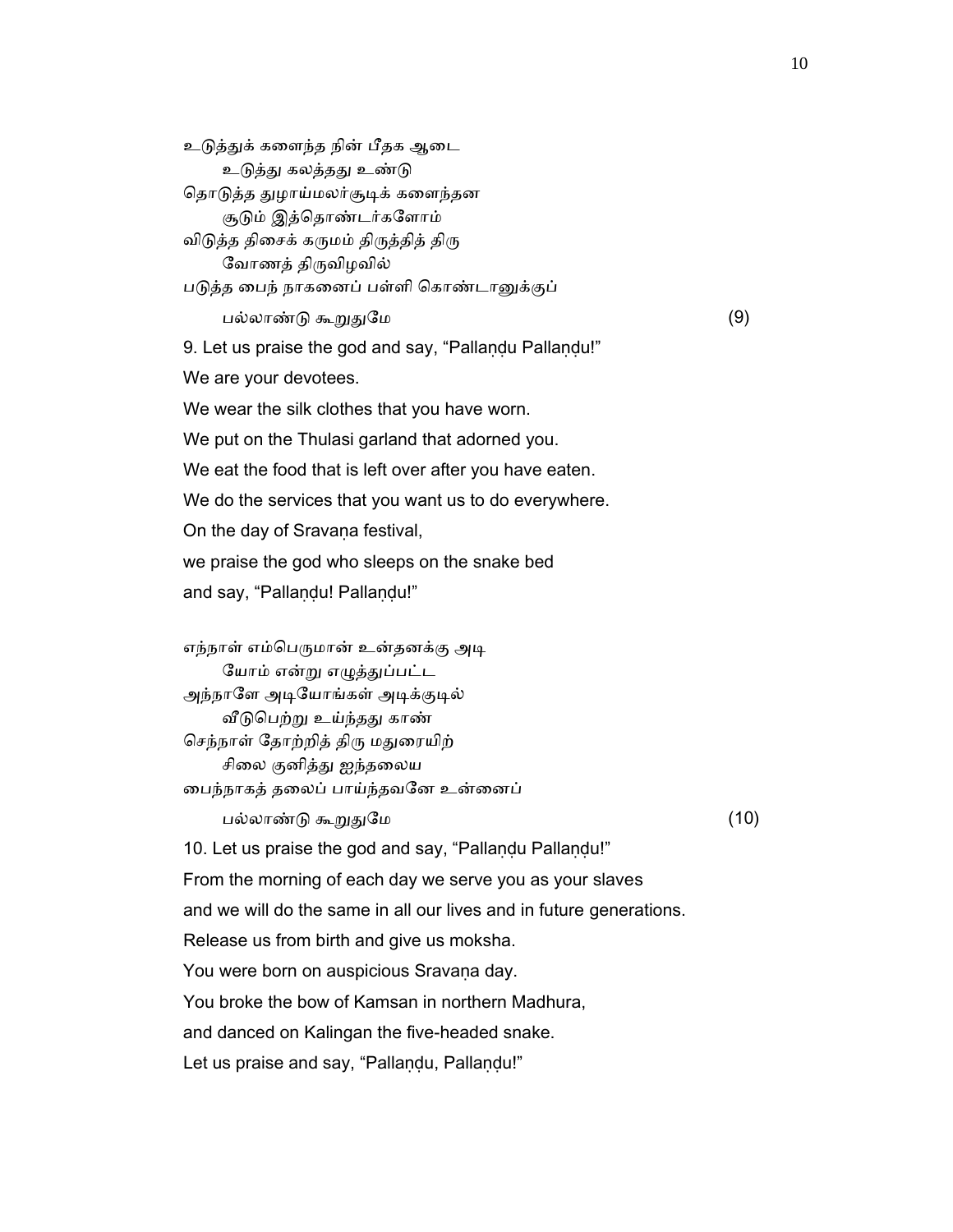உடுத்துக் களைந்த நின் பீதக ஆடை
　　உடுத்து கலத்தது உண்டு
தொடுத்த துழாய்மலர்சூடிக் களைந்தன
　　சூடும் இத்தொண்டர்களோம்
விடுத்த திசைக் கருமம் திருத்தித் திரு
　　வோணத் திருவிழவில்
படுத்த பைந் நாகனைப் பள்ளி கொண்டானுக்குப்
　　பல்லாண்டு கூறுதுமே　　　　　　　　　　　　　　(9)

9. Let us praise the god and say, “Pallaṇḍu Pallaṇḍu!”
We are your devotees.
We wear the silk clothes that you have worn.
We put on the Thulasi garland that adorned you.
We eat the food that is left over after you have eaten.
We do the services that you want us to do everywhere.
On the day of Sravaṇa festival,
we praise the god who sleeps on the snake bed
and say, “Pallaṇḍu! Pallaṇḍu!”

எந்நாள் எம்பெருமான் உன்தனக்கு அடி
　　யோம் என்று எழுத்துப்பட்ட
அந்நாளே அடியோங்கள் அடிக்குடில்
　　வீடுபெற்று உய்ந்தது காண்
செந்நாள் தோற்றித் திரு மதுரையிற்
　　சிலை குனித்து ஐந்தலைய
பைந்நாகத் தலைப் பாய்ந்தவனே உன்னைப்
　　பல்லாண்டு கூறுதுமே　　　　　　　　　　　　　　(10)

10. Let us praise the god and say, “Pallaṇḍu Pallaṇḍu!”
From the morning of each day we serve you as your slaves
and we will do the same in all our lives and in future generations.
Release us from birth and give us moksha.
You were born on auspicious Sravaṇa day.
You broke the bow of Kamsan in northern Madhura,
and danced on Kalingan the five-headed snake.
Let us praise and say, “Pallaṇḍu, Pallaṇḍu!”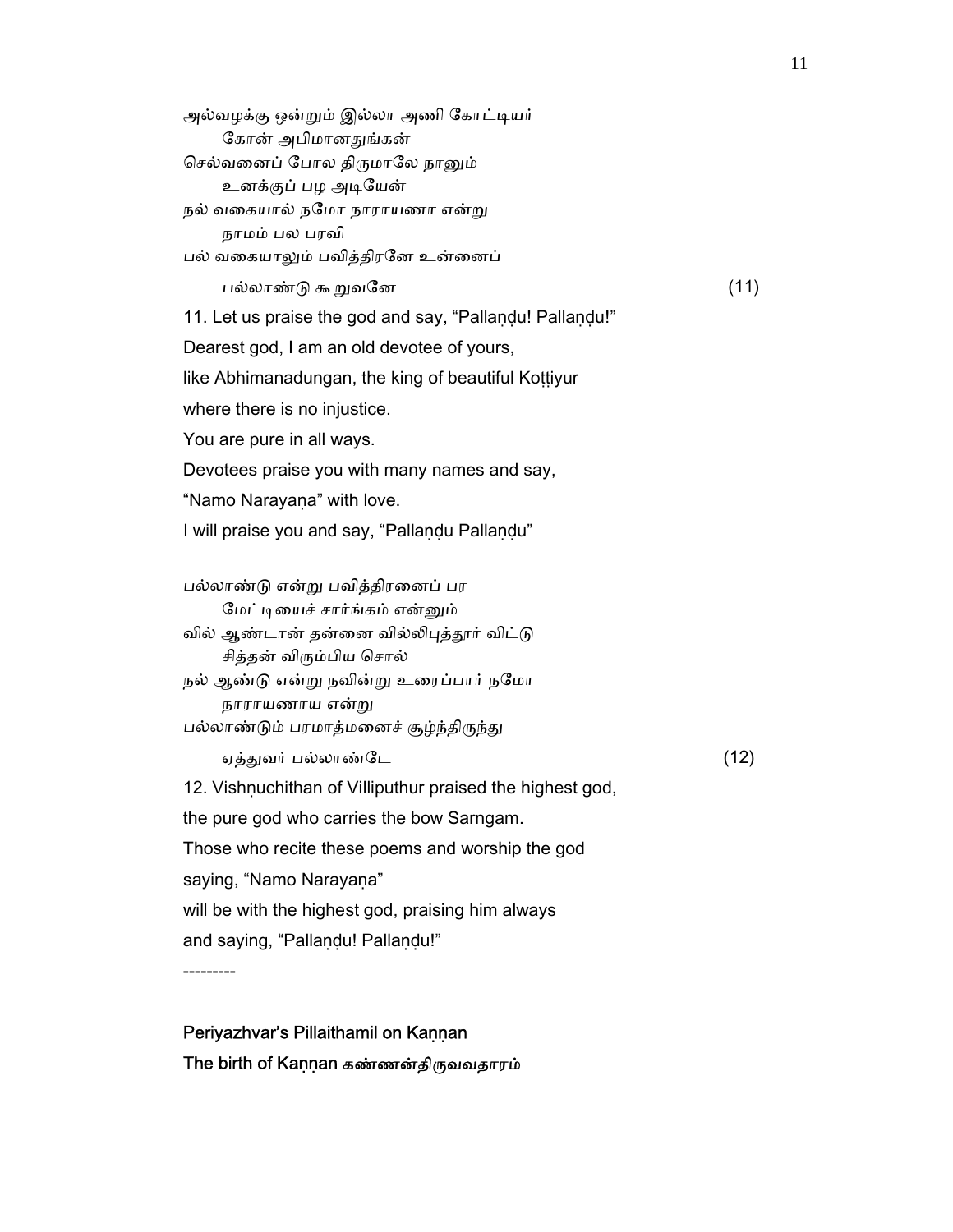அல்வழக்கு ஒன்றும் இல்லா அணி கோட்டியர்
 கோன் அபிமானதுங்கன்
செல்வனைப் போல திருமாலே நானும்
 உனக்குப் பழ அடியேன்
நல் வகையால் நமோ நாராயணா என்று
 நாமம் பல பரவி
பல் வகையாலும் பவித்திரனே உன்னைப்
 பல்லாண்டு கூறுவனே (11)

11. Let us praise the god and say, "Pallaṇḍu! Pallaṇḍu!"
Dearest god, I am an old devotee of yours,
like Abhimanadungan, the king of beautiful Koṭṭiyur
where there is no injustice.
You are pure in all ways.
Devotees praise you with many names and say,
"Namo Narayaṇa" with love.
I will praise you and say, "Pallaṇḍu Pallaṇḍu"

பல்லாண்டு என்று பவித்திரனைப் பர
 மேட்டியைச் சார்ங்கம் என்னும்
வில் ஆண்டான் தன்னை வில்லிபுத்தூர் விட்டு
 சித்தன் விரும்பிய சொல்
நல் ஆண்டு என்று நவின்று உரைப்பார் நமோ
 நாராயணாய என்று
பல்லாண்டும் பரமாத்மனைச் சூழ்ந்திருந்து
 ஏத்துவர் பல்லாண்டே (12)

12. Vishṇuchithan of Villiputhur praised the highest god,
the pure god who carries the bow Sarngam.
Those who recite these poems and worship the god
saying, "Namo Narayaṇa"
will be with the highest god, praising him always
and saying, "Pallaṇḍu! Pallaṇḍu!"

---------

**Periyazhvar's Pillaithamil on Kaṇṇan**

**The birth of Kaṇṇan கண்ணன்திருவவதாரம்**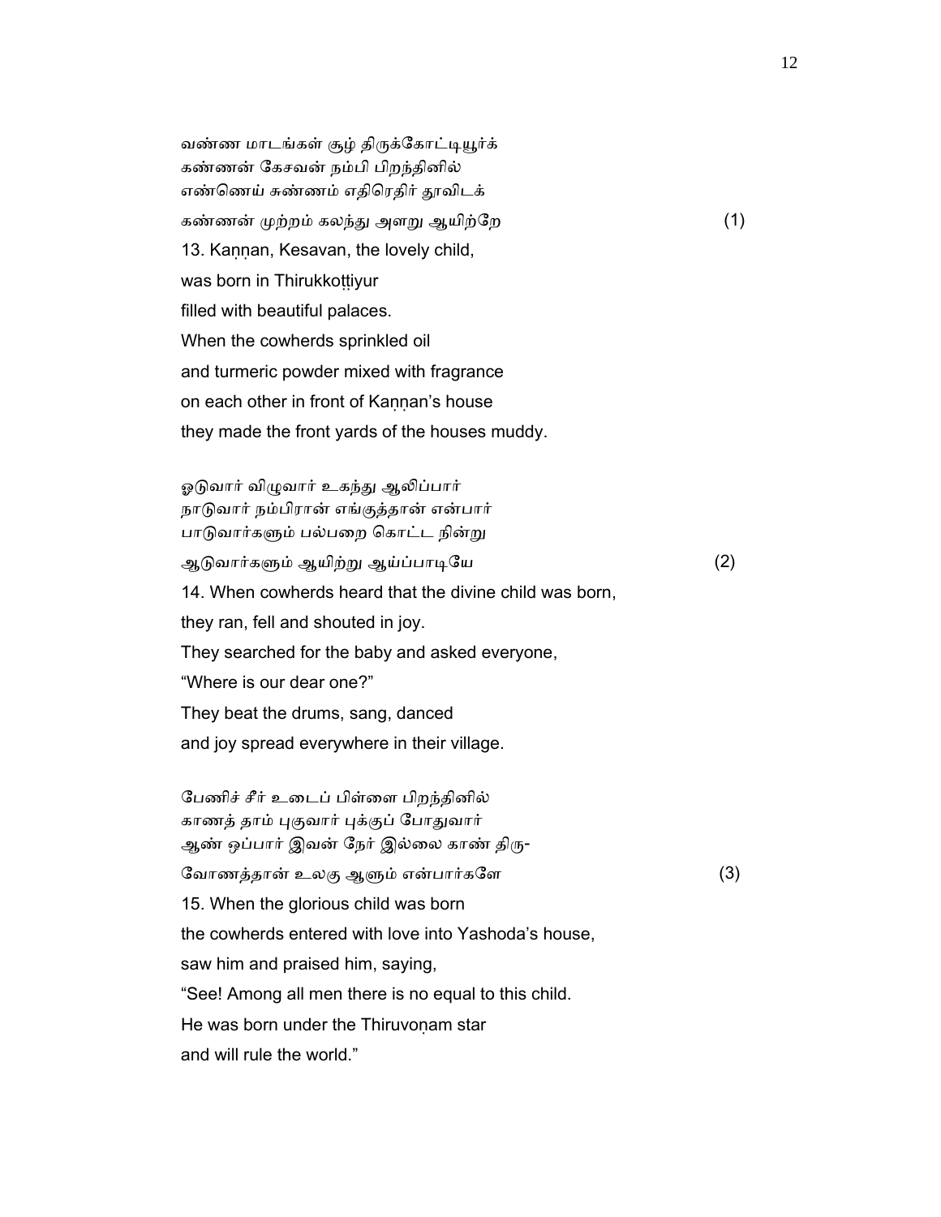வண்ண மாடங்கள் சூழ் திருக்கோட்டியூர்க்
கண்ணன் கேசவன் நம்பி பிறந்தினில்
எண்ணெய் சுண்ணம் எதிரெதிர் தூவிடக்
கண்ணன் முற்றம் கலந்து அளறு ஆயிற்றே (1)

13. Kaṇṇan, Kesavan, the lovely child,
was born in Thirukkoṭṭiyur
filled with beautiful palaces.
When the cowherds sprinkled oil
and turmeric powder mixed with fragrance
on each other in front of Kaṇṇan's house
they made the front yards of the houses muddy.

ஓடுவார் விழுவார் உகந்து ஆலிப்பார்
நாடுவார் நம்பிரான் எங்குத்தான் என்பார்
பாடுவார்களும் பல்பறை கொட்ட நின்று
ஆடுவார்களும் ஆயிற்று ஆய்ப்பாடியே (2)

14. When cowherds heard that the divine child was born,
they ran, fell and shouted in joy.
They searched for the baby and asked everyone,
"Where is our dear one?"
They beat the drums, sang, danced
and joy spread everywhere in their village.

பேணிச் சீர் உடைப் பிள்ளை பிறந்தினில்
காணத் தாம் புகுவார் புக்குப் போதுவார்
ஆண் ஒப்பார் இவன் நேர் இல்லை காண் திரு-
வோணத்தான் உலகு ஆளும் என்பார்களே (3)

15. When the glorious child was born
the cowherds entered with love into Yashoda's house,
saw him and praised him, saying,
"See! Among all men there is no equal to this child.
He was born under the Thiruvoṇam star
and will rule the world."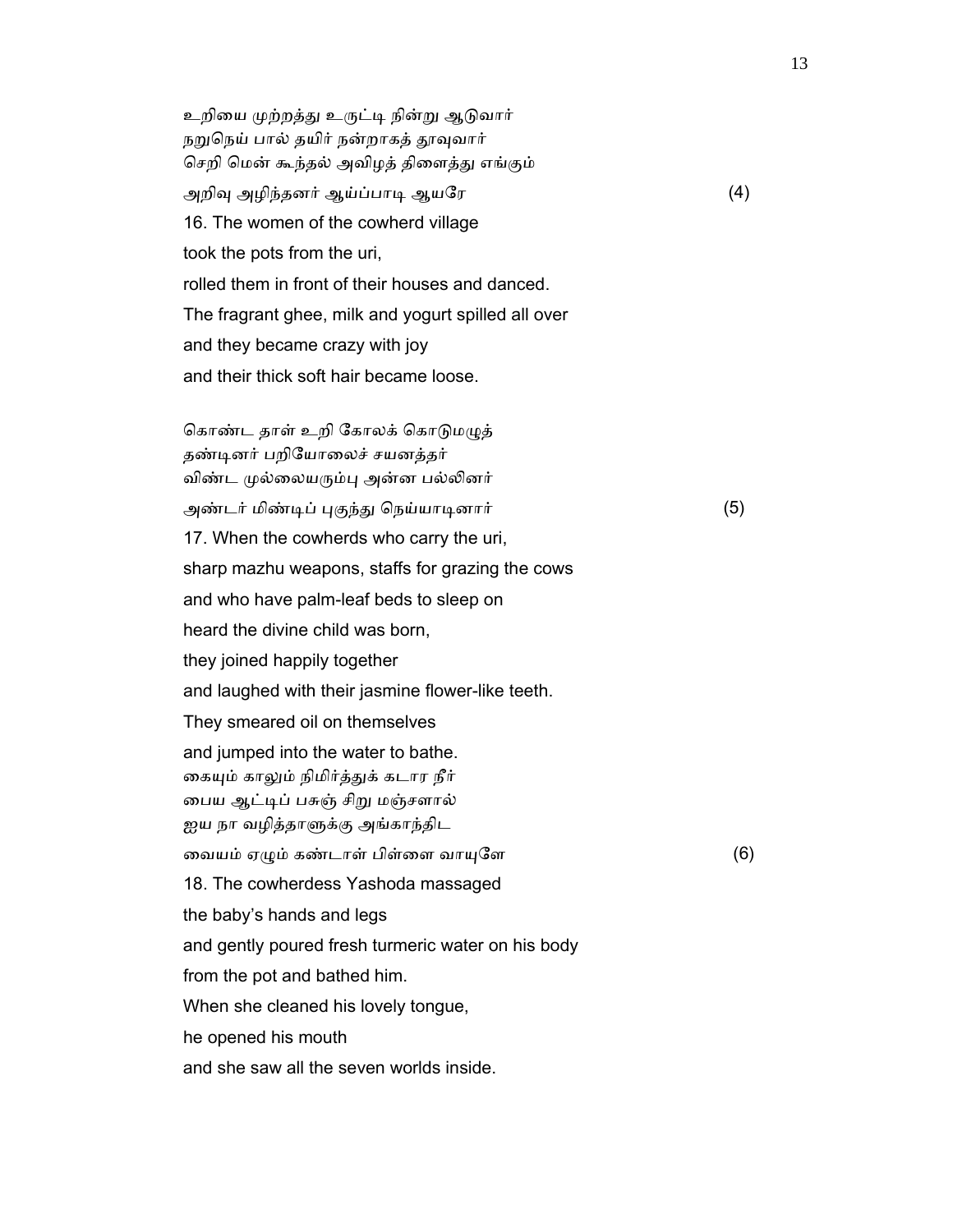உறியை முற்றத்து உருட்டி நின்று ஆடுவார்
நறுநெய் பால் தயிர் நன்றாகத் தூவுவார்
செறி மென் கூந்தல் அவிழத் திளைத்து எங்கும்
அறிவு அழிந்தனர் ஆய்ப்பாடி ஆயரே (4)

16. The women of the cowherd village
took the pots from the uri,
rolled them in front of their houses and danced.
The fragrant ghee, milk and yogurt spilled all over
and they became crazy with joy
and their thick soft hair became loose.

கொண்ட தாள் உறி கோலக் கொடுமழுத்
தண்டினர் பறியோலைச் சயனத்தர்
விண்ட முல்லையரும்பு அன்ன பல்லினர்
அண்டர் மிண்டிப் புகுந்து நெய்யாடினார் (5)

17. When the cowherds who carry the uri,
sharp mazhu weapons, staffs for grazing the cows
and who have palm-leaf beds to sleep on
heard the divine child was born,
they joined happily together
and laughed with their jasmine flower-like teeth.
They smeared oil on themselves
and jumped into the water to bathe.

கையும் காலும் நிமிர்த்துக் கடார நீர்
பைய ஆட்டிப் பசுஞ் சிறு மஞ்சளால்
ஐய நா வழித்தாளுக்கு அங்காந்திட
வையம் ஏழும் கண்டாள் பிள்ளை வாயுளே (6)

18. The cowherdess Yashoda massaged
the baby's hands and legs
and gently poured fresh turmeric water on his body
from the pot and bathed him.
When she cleaned his lovely tongue,
he opened his mouth
and she saw all the seven worlds inside.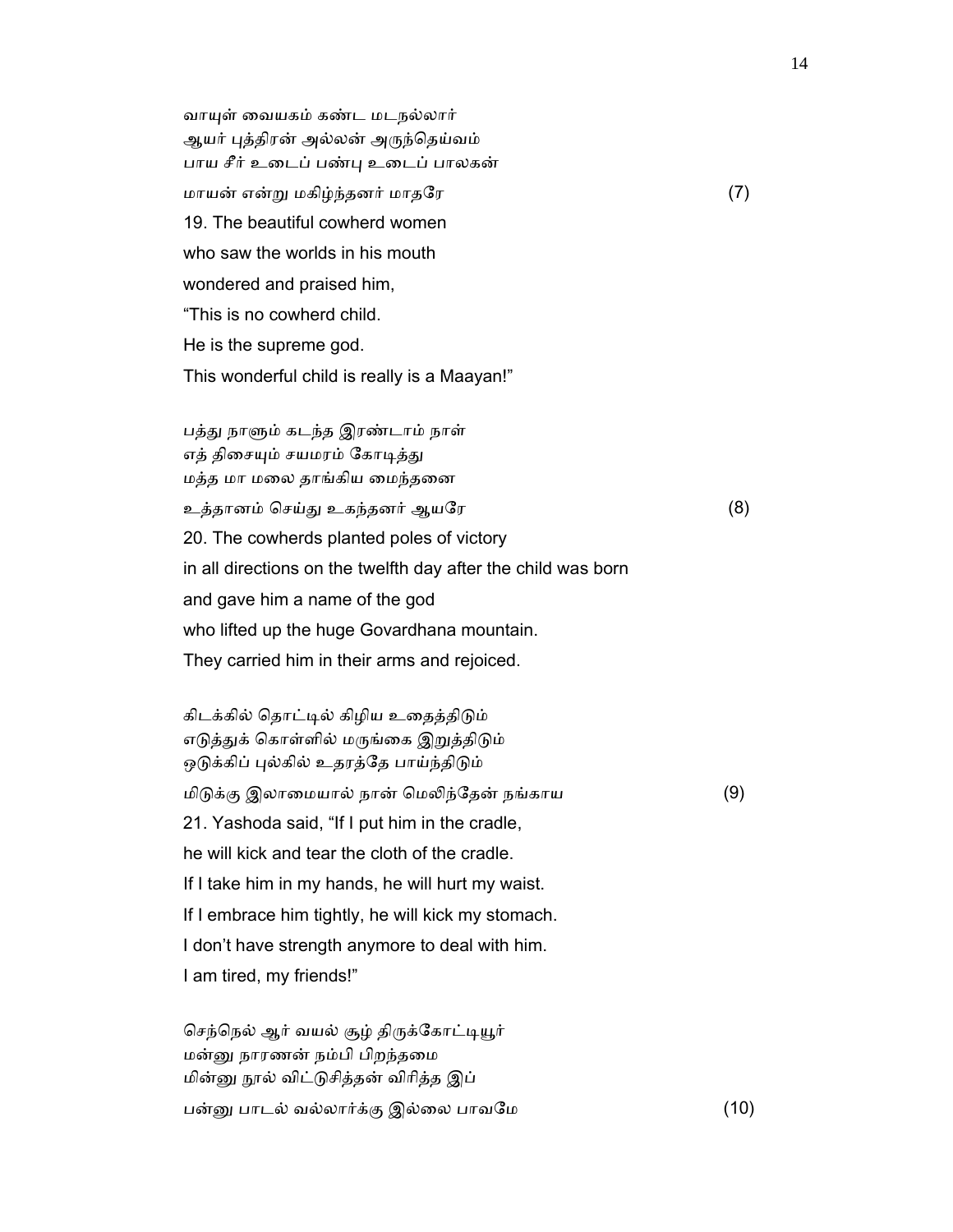வாயுள் வையகம் கண்ட மடநல்லார்
ஆயர் புத்திரன் அல்லன் அருந்தெய்வம்
பாய சீர் உடைப் பண்பு உடைப் பாலகன்
மாயன் என்று மகிழ்ந்தனர் மாதரே (7)

19. The beautiful cowherd women
who saw the worlds in his mouth
wondered and praised him,
“This is no cowherd child.
He is the supreme god.
This wonderful child is really is a Maayan!”

பத்து நாளும் கடந்த இரண்டாம் நாள்
எத் திசையும் சயமரம் கோடித்து
மத்த மா மலை தாங்கிய மைந்தனை
உத்தானம் செய்து உகந்தனர் ஆயரே (8)

20. The cowherds planted poles of victory
in all directions on the twelfth day after the child was born
and gave him a name of the god
who lifted up the huge Govardhana mountain.
They carried him in their arms and rejoiced.

கிடக்கில் தொட்டில் கிழிய உதைத்திடும்
எடுத்துக் கொள்ளில் மருங்கை இறுத்திடும்
ஒடுக்கிப் புல்கில் உதரத்தே பாய்ந்திடும்
மிடுக்கு இலாமையால் நான் மெலிந்தேன் நங்காய (9)

21. Yashoda said, “If I put him in the cradle,
he will kick and tear the cloth of the cradle.
If I take him in my hands, he will hurt my waist.
If I embrace him tightly, he will kick my stomach.
I don’t have strength anymore to deal with him.
I am tired, my friends!”

செந்நெல் ஆர் வயல் சூழ் திருக்கோட்டியூர்
மன்னு நாரணன் நம்பி பிறந்தமை
மின்னு நூல் விட்டுசித்தன் விரித்த இப்
பன்னு பாடல் வல்லார்க்கு இல்லை பாவமே (10)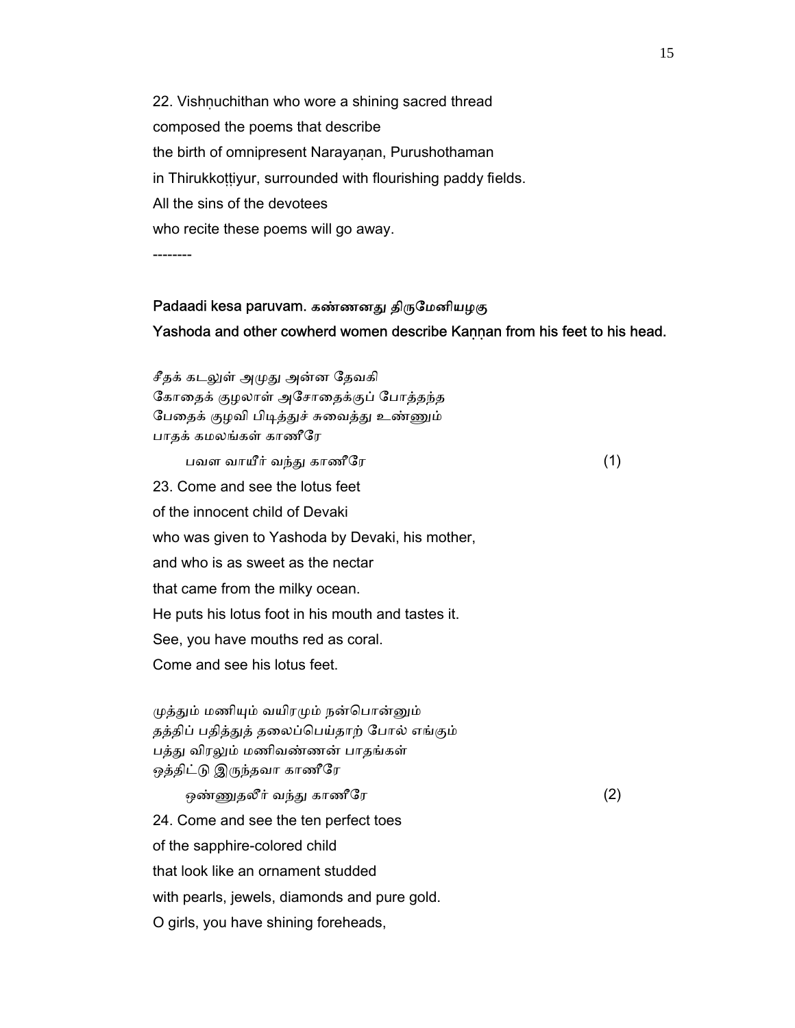22. Vishṇuchithan who wore a shining sacred thread
composed the poems that describe
the birth of omnipresent Narayaṇan, Purushothaman
in Thirukkoṭṭiyur, surrounded with flourishing paddy fields.
All the sins of the devotees
who recite these poems will go away.

--------

**Padaadi kesa paruvam. கண்ணனது திருமேனியழகு**
**Yashoda and other cowherd women describe Kaṇṇan from his feet to his head.**

*சீதக் கடலுள் அமுது அன்ன தேவகி*
*கோதைக் குழலாள் அசோதைக்குப் போத்தந்த*
*பேதைக் குழவி பிடித்துச் சுவைத்து உண்ணும்*
*பாதக் கமலங்கள் காணீரே*

பவள வாயீர் வந்து காணீரே (1)

23. Come and see the lotus feet
of the innocent child of Devaki
who was given to Yashoda by Devaki, his mother,
and who is as sweet as the nectar
that came from the milky ocean.
He puts his lotus foot in his mouth and tastes it.
See, you have mouths red as coral.
Come and see his lotus feet.

முத்தும் மணியும் வயிரமும் நன்பொன்னும்
தத்திப் பதித்துத் தலைப்பெய்தாற் போல் எங்கும்
பத்து விரலும் மணிவண்ணன் பாதங்கள்
ஒத்திட்டு இருந்தவா காணீரே

ஒண்ணுதலீர் வந்து காணீரே (2)

24. Come and see the ten perfect toes
of the sapphire-colored child
that look like an ornament studded
with pearls, jewels, diamonds and pure gold.
O girls, you have shining foreheads,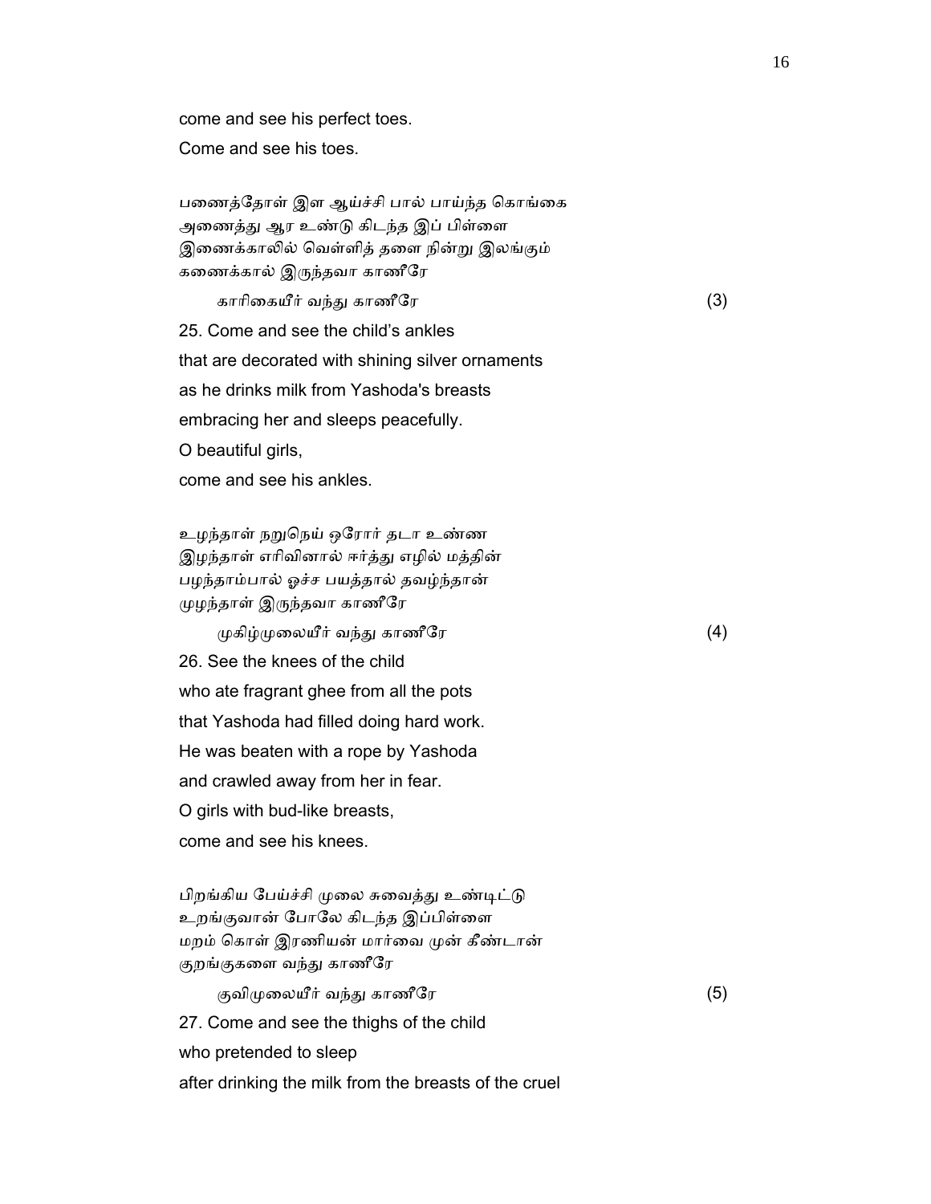come and see his perfect toes.
Come and see his toes.

பணைத்தோள் இள ஆய்ச்சி பால் பாய்ந்த கொங்கை
அணைத்து ஆர உண்டு கிடந்த இப் பிள்ளை
இணைக்காலில் வெள்ளித் தளை நின்று இலங்கும்
கணைக்கால் இருந்தவா காணீரே
காரிகையீர் வந்து காணீரே (3)

25. Come and see the child's ankles
that are decorated with shining silver ornaments
as he drinks milk from Yashoda's breasts
embracing her and sleeps peacefully.
O beautiful girls,
come and see his ankles.

உழந்தாள் நறுநெய் ஒரோர் தடா உண்ண
இழந்தாள் எரிவினால் ஈர்த்து எழில் மத்தின்
பழந்தாம்பால் ஓச்ச பயத்தால் தவழ்ந்தான்
முழந்தாள் இருந்தவா காணீரே
முகிழ்முலையீர் வந்து காணீரே (4)

26. See the knees of the child
who ate fragrant ghee from all the pots
that Yashoda had filled doing hard work.
He was beaten with a rope by Yashoda
and crawled away from her in fear.
O girls with bud-like breasts,
come and see his knees.

பிறங்கிய பேய்ச்சி முலை சுவைத்து உண்டிட்டு
உறங்குவான் போலே கிடந்த இப்பிள்ளை
மறம் கொள் இரணியன் மார்வை முன் கீண்டான்
குறங்குகளை வந்து காணீரே
குவிமுலையீர் வந்து காணீரே (5)

27. Come and see the thighs of the child
who pretended to sleep
after drinking the milk from the breasts of the cruel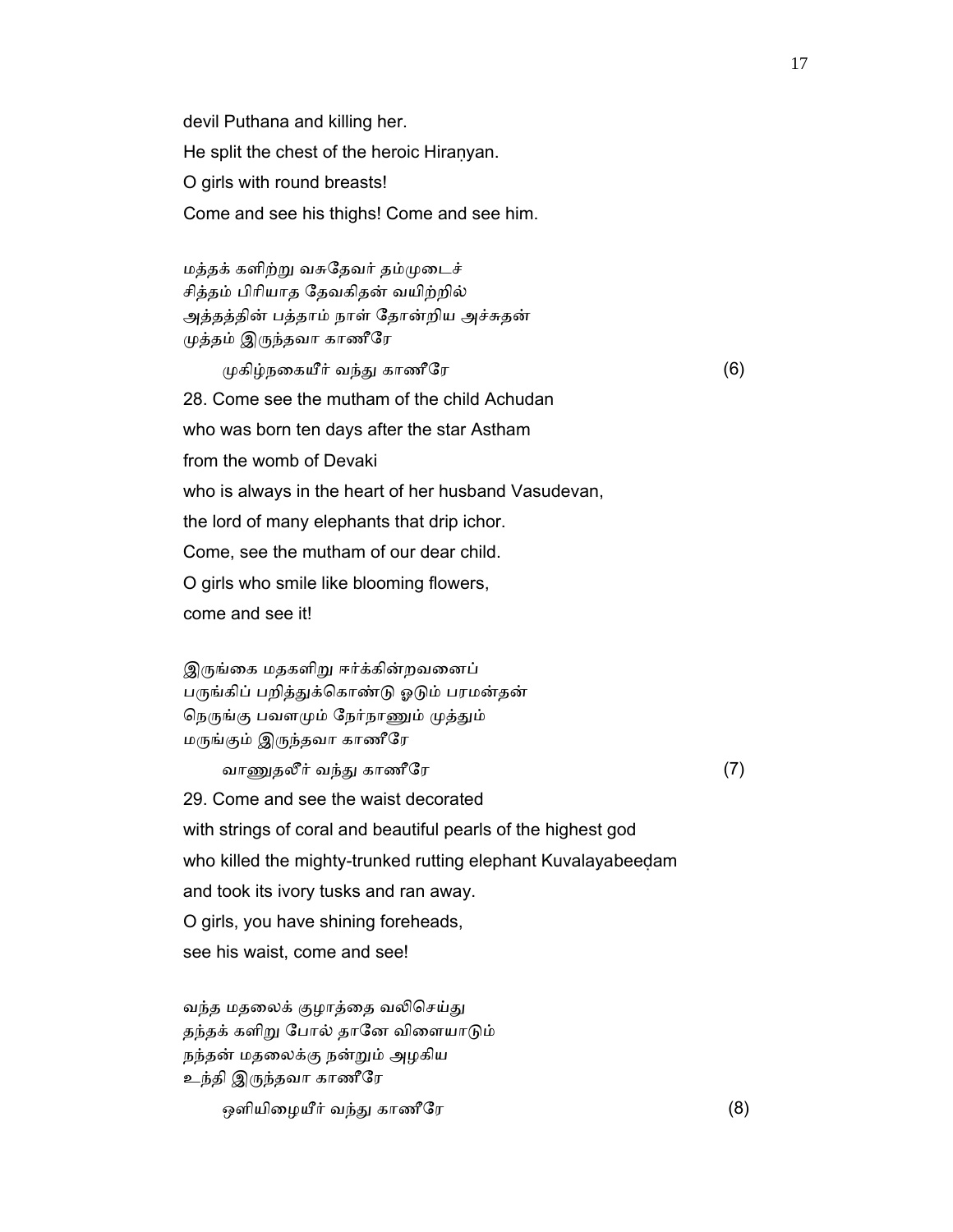devil Puthana and killing her.

He split the chest of the heroic Hiraṇyan.

O girls with round breasts!

Come and see his thighs! Come and see him.

மத்தக் களிற்று வசுதேவர் தம்முடைச்
சித்தம் பிரியாத தேவகிதன் வயிற்றில்
அத்தத்தின் பத்தாம் நாள் தோன்றிய அச்சுதன்
முத்தம் இருந்தவா காணீரே
    முகிழ்நகையீர் வந்து காணீரே (6)

28. Come see the mutham of the child Achudan
who was born ten days after the star Astham
from the womb of Devaki
who is always in the heart of her husband Vasudevan,
the lord of many elephants that drip ichor.
Come, see the mutham of our dear child.
O girls who smile like blooming flowers,
come and see it!

இருங்கை மதகளிறு ஈர்க்கின்றவனைப்
பருங்கிப் பறித்துக்கொண்டு ஓடும் பரமன்தன்
நெருங்கு பவளமும் நேர்நாணும் முத்தும்
மருங்கும் இருந்தவா காணீரே
    வாணுதலீர் வந்து காணீரே (7)

29. Come and see the waist decorated
with strings of coral and beautiful pearls of the highest god
who killed the mighty-trunked rutting elephant Kuvalayabeeḍam
and took its ivory tusks and ran away.
O girls, you have shining foreheads,
see his waist, come and see!

வந்த மதலைக் குழாத்தை வலிசெய்து
தந்தக் களிறு போல் தானே விளையாடும்
நந்தன் மதலைக்கு நன்றும் அழகிய
உந்தி இருந்தவா காணீரே
    ஒளியிழையீர் வந்து காணீரே (8)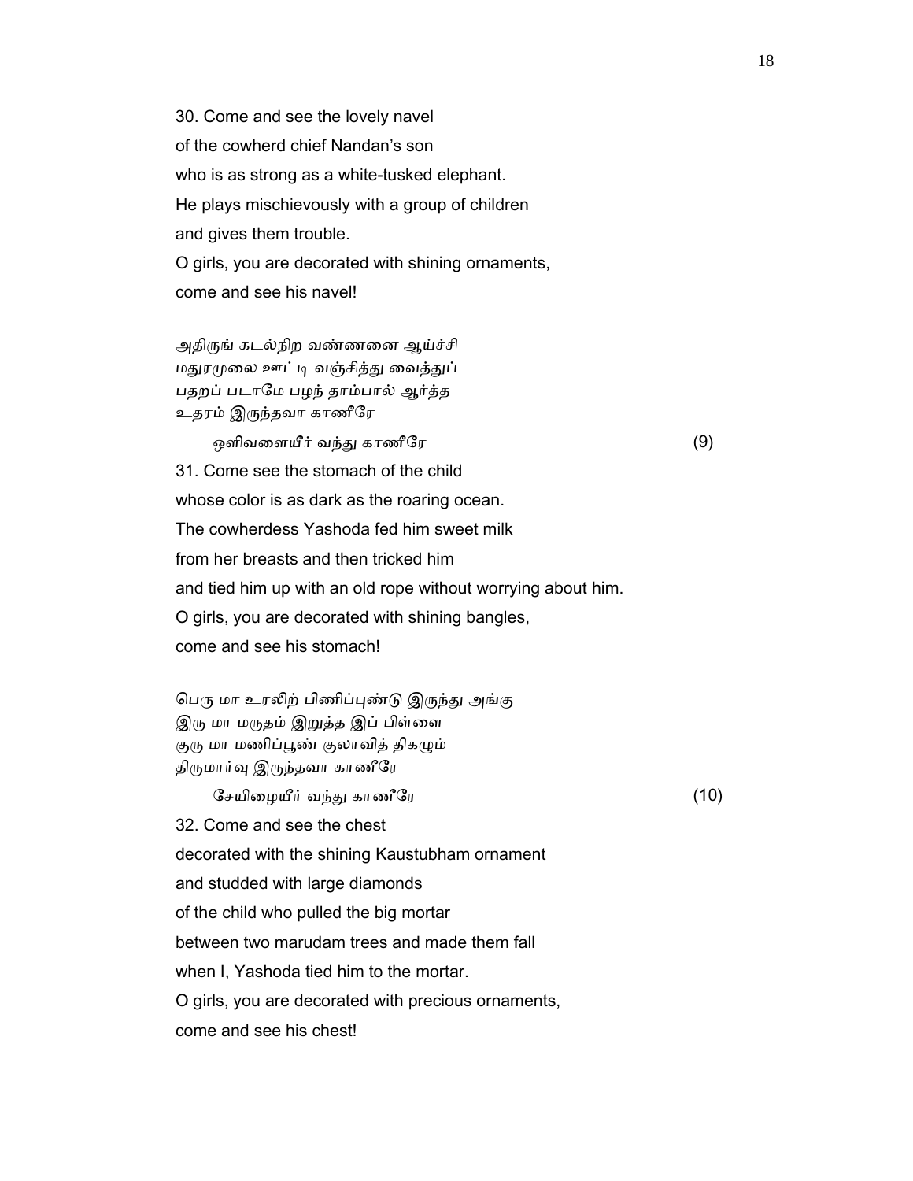30. Come and see the lovely navel
of the cowherd chief Nandan's son
who is as strong as a white-tusked elephant.
He plays mischievously with a group of children
and gives them trouble.
O girls, you are decorated with shining ornaments,
come and see his navel!

அதிருங் கடல்நிற வண்ணனை ஆய்ச்சி
மதுரமுலை ஊட்டி வஞ்சித்து வைத்துப்
பதறப் படாமே பழந் தாம்பால் ஆர்த்த
உதரம் இருந்தவா காணீரே
ஒளிவளையீர் வந்து காணீரே (9)

31. Come see the stomach of the child
whose color is as dark as the roaring ocean.
The cowherdess Yashoda fed him sweet milk
from her breasts and then tricked him
and tied him up with an old rope without worrying about him.
O girls, you are decorated with shining bangles,
come and see his stomach!

பெரு மா உரலிற் பிணிப்புண்டு இருந்து அங்கு
இரு மா மருதம் இறுத்த இப் பிள்ளை
குரு மா மணிப்பூண் குலாவித் திகழும்
திருமார்வு இருந்தவா காணீரே
சேயிழையீர் வந்து காணீரே (10)

32. Come and see the chest
decorated with the shining Kaustubham ornament
and studded with large diamonds
of the child who pulled the big mortar
between two marudam trees and made them fall
when I, Yashoda tied him to the mortar.
O girls, you are decorated with precious ornaments,
come and see his chest!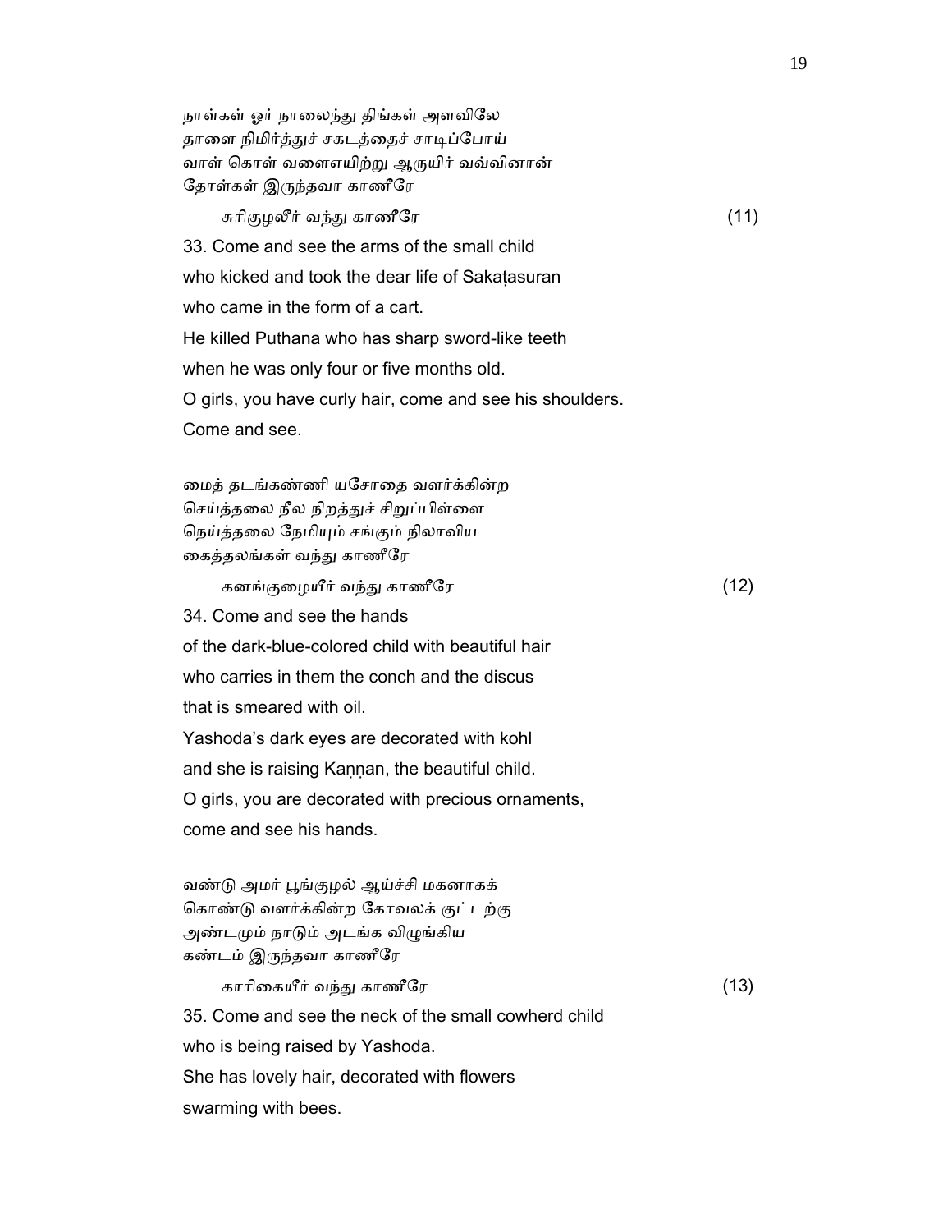நாள்கள் ஓர் நாலைந்து திங்கள் அளவிலே
தாளை நிமிர்த்துச் சகடத்தைச் சாடிப்போய்
வாள் கொள் வளைஎயிற்று ஆருயிர் வவ்வினான்
தோள்கள் இருந்தவா காணீரே

சுரிகுழலீர் வந்து காணீரே (11)

33. Come and see the arms of the small child
who kicked and took the dear life of Sakaṭasuran
who came in the form of a cart.
He killed Puthana who has sharp sword-like teeth
when he was only four or five months old.
O girls, you have curly hair, come and see his shoulders.
Come and see.

மைத் தடங்கண்ணி யசோதை வளர்க்கின்ற
செய்த்தலை நீல நிறத்துச் சிறுப்பிள்ளை
நெய்த்தலை நேமியும் சங்கும் நிலாவிய
கைத்தலங்கள் வந்து காணீரே

கனங்குழையீர் வந்து காணீரே (12)

34. Come and see the hands
of the dark-blue-colored child with beautiful hair
who carries in them the conch and the discus
that is smeared with oil.
Yashoda's dark eyes are decorated with kohl
and she is raising Kaṇṇan, the beautiful child.
O girls, you are decorated with precious ornaments,
come and see his hands.

வண்டு அமர் பூங்குழல் ஆய்ச்சி மகனாகக்
கொண்டு வளர்க்கின்ற கோவலக் குட்டற்கு
அண்டமும் நாடும் அடங்க விழுங்கிய
கண்டம் இருந்தவா காணீரே

காரிகையீர் வந்து காணீரே (13)

35. Come and see the neck of the small cowherd child
who is being raised by Yashoda.
She has lovely hair, decorated with flowers
swarming with bees.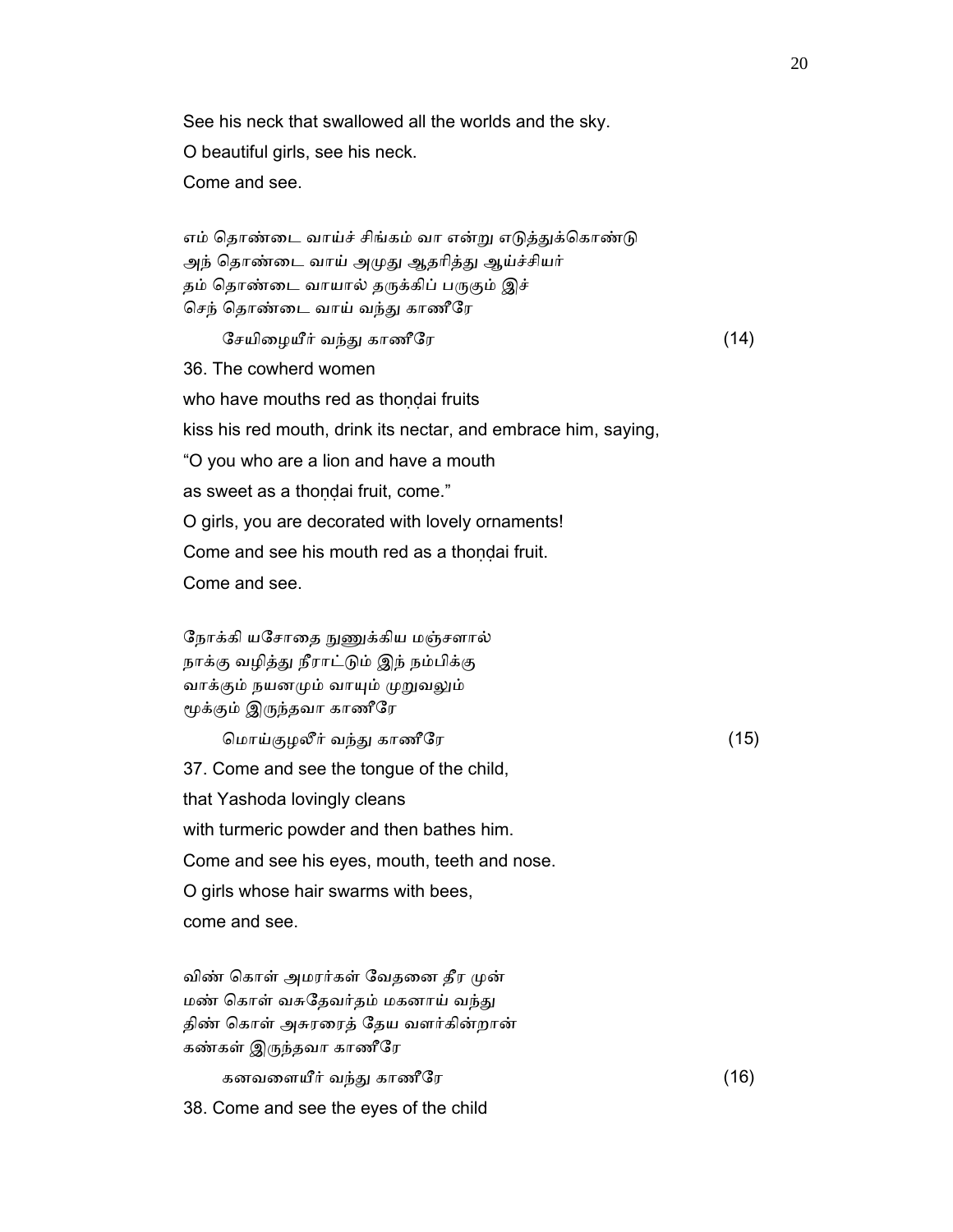See his neck that swallowed all the worlds and the sky.
O beautiful girls, see his neck.
Come and see.

எம் தொண்டை வாய்ச் சிங்கம் வா என்று எடுத்துக்கொண்டு
அந் தொண்டை வாய் அமுது ஆதரித்து ஆய்ச்சியர்
தம் தொண்டை வாயால் தருக்கிப் பருகும் இச்
செந் தொண்டை வாய் வந்து காணீரே
சேயிழையீர் வந்து காணீரே (14)

36. The cowherd women
who have mouths red as thoṇḍai fruits
kiss his red mouth, drink its nectar, and embrace him, saying,
"O you who are a lion and have a mouth
as sweet as a thoṇḍai fruit, come."
O girls, you are decorated with lovely ornaments!
Come and see his mouth red as a thoṇḍai fruit.
Come and see.

நோக்கி யசோதை நுணுக்கிய மஞ்சளால்
நாக்கு வழித்து நீராட்டும் இந் நம்பிக்கு
வாக்கும் நயனமும் வாயும் முறுவலும்
மூக்கும் இருந்தவா காணீரே
மொய்குழலீர் வந்து காணீரே (15)

37. Come and see the tongue of the child,
that Yashoda lovingly cleans
with turmeric powder and then bathes him.
Come and see his eyes, mouth, teeth and nose.
O girls whose hair swarms with bees,
come and see.

விண் கொள் அமரர்கள் வேதனை தீர முன்
மண் கொள் வசுதேவர்தம் மகனாய் வந்து
திண் கொள் அசுரரைத் தேய வளர்கின்றான்
கண்கள் இருந்தவா காணீரே
கனவளையீர் வந்து காணீரே (16)

38. Come and see the eyes of the child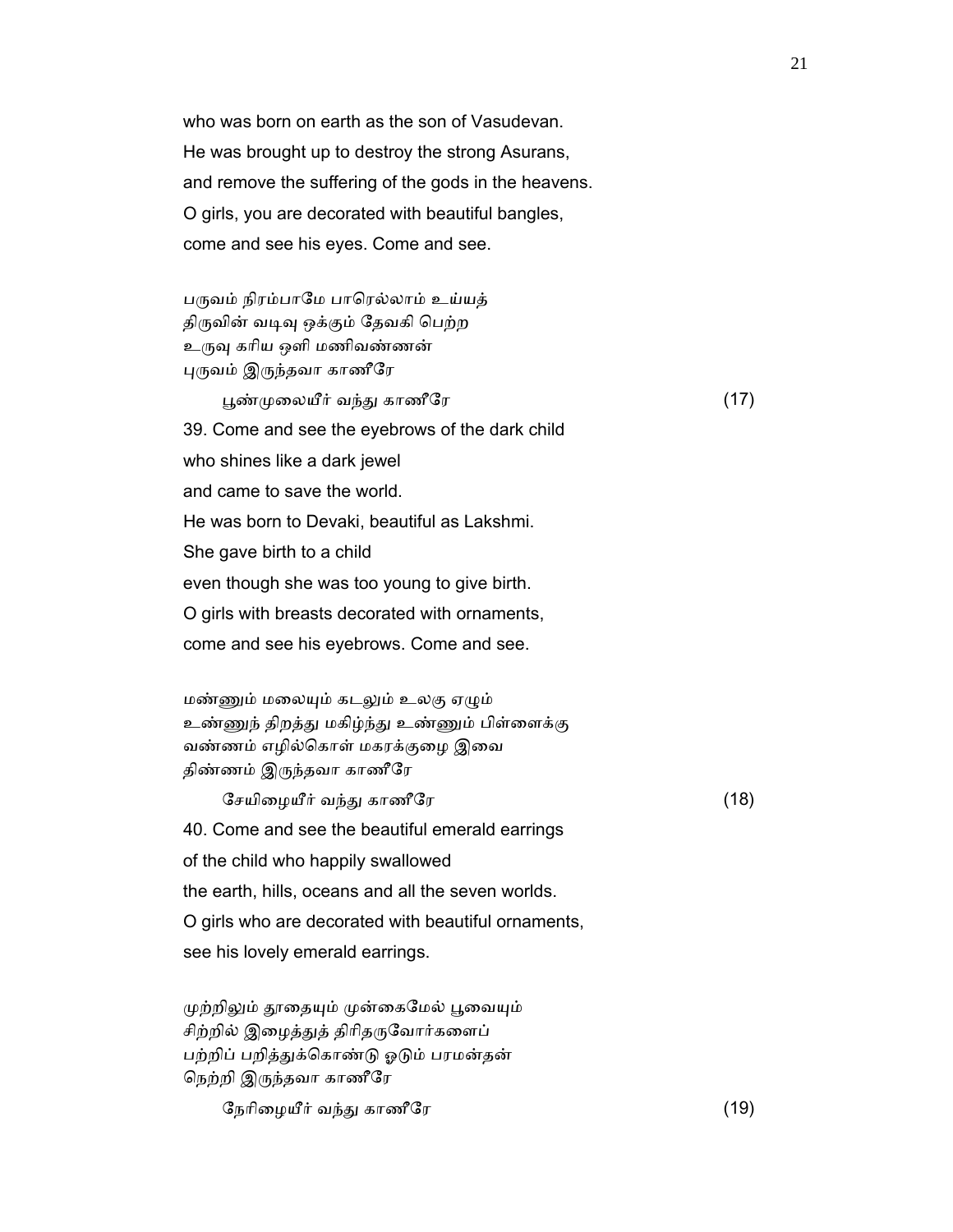who was born on earth as the son of Vasudevan.
He was brought up to destroy the strong Asurans,
and remove the suffering of the gods in the heavens.
O girls, you are decorated with beautiful bangles,
come and see his eyes. Come and see.

பருவம் நிரம்பாமே பாரெல்லாம் உய்யத்
திருவின் வடிவு ஒக்கும் தேவகி பெற்ற
உருவு கரிய ஒளி மணிவண்ணன்
புருவம் இருந்தவா காணீரே
   பூண்முலையீர் வந்து காணீரே (17)

39. Come and see the eyebrows of the dark child
who shines like a dark jewel
and came to save the world.
He was born to Devaki, beautiful as Lakshmi.
She gave birth to a child
even though she was too young to give birth.
O girls with breasts decorated with ornaments,
come and see his eyebrows. Come and see.

மண்ணும் மலையும் கடலும் உலகு ஏழும்
உண்ணுந் திறத்து மகிழ்ந்து உண்ணும் பிள்ளைக்கு
வண்ணம் எழில்கொள் மகரக்குழை இவை
திண்ணம் இருந்தவா காணீரே
   சேயிழையீர் வந்து காணீரே (18)

40. Come and see the beautiful emerald earrings
of the child who happily swallowed
the earth, hills, oceans and all the seven worlds.
O girls who are decorated with beautiful ornaments,
see his lovely emerald earrings.

முற்றிலும் தூதையும் முன்கைமேல் பூவையும்
சிற்றில் இழைத்துத் திரிதருவோர்களைப்
பற்றிப் பறித்துக்கொண்டு ஓடும் பரமன்தன்
நெற்றி இருந்தவா காணீரே
   நேரிழையீர் வந்து காணீரே (19)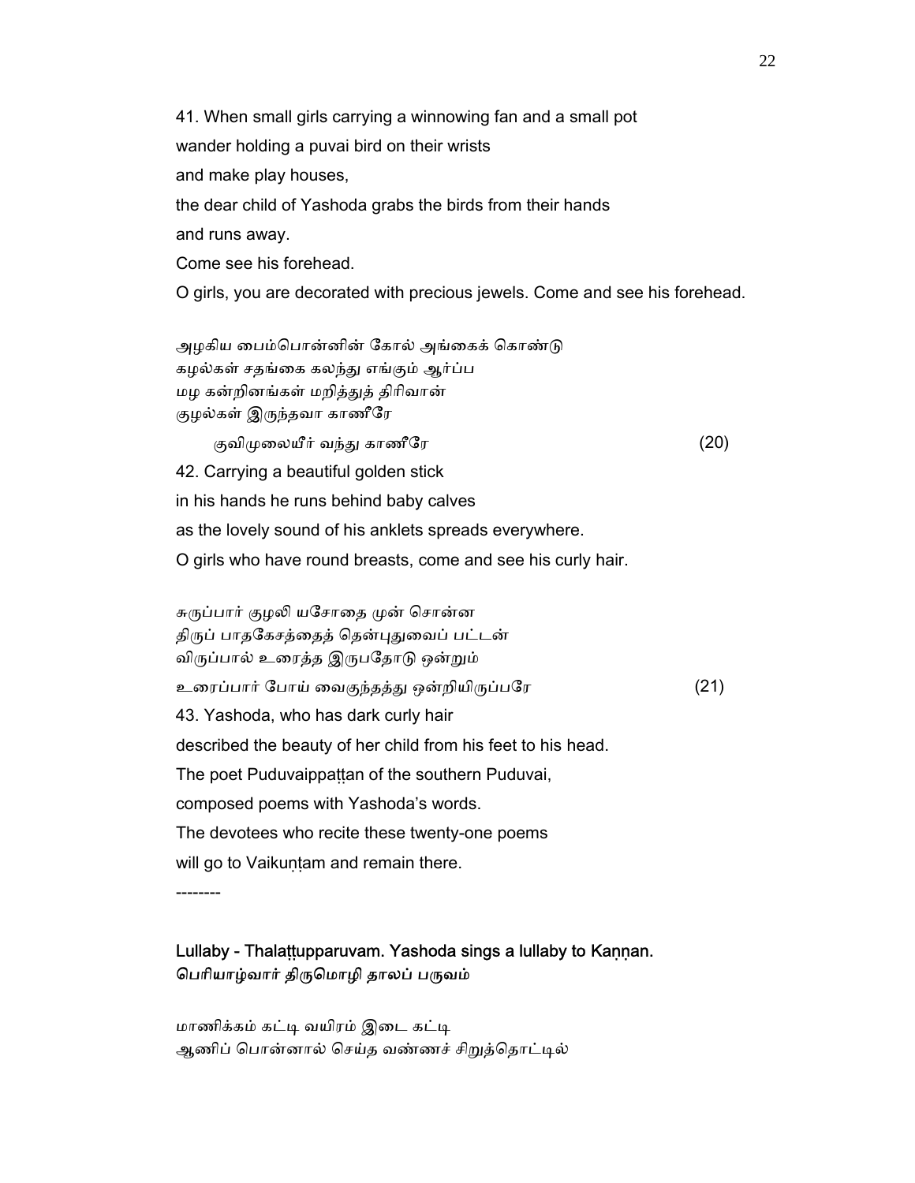41. When small girls carrying a winnowing fan and a small pot
wander holding a puvai bird on their wrists
and make play houses,
the dear child of Yashoda grabs the birds from their hands
and runs away.
Come see his forehead.
O girls, you are decorated with precious jewels. Come and see his forehead.

அழகிய பைம்பொன்னின் கோல் அங்கைக் கொண்டு
கழல்கள் சதங்கை கலந்து எங்கும் ஆர்ப்ப
மழ கன்றினங்கள் மறித்துத் திரிவான்
குழல்கள் இருந்தவா காணீரே
குவிமுலையீர் வந்து காணீரே (20)

42. Carrying a beautiful golden stick
in his hands he runs behind baby calves
as the lovely sound of his anklets spreads everywhere.
O girls who have round breasts, come and see his curly hair.

சுருப்பார் குழலி யசோதை முன் சொன்ன
திருப் பாதகேசத்தைத் தென்புதுவைப் பட்டன்
விருப்பால் உரைத்த இருபதோடு ஒன்றும்
உரைப்பார் போய் வைகுந்தத்து ஒன்றியிருப்பரே (21)

43. Yashoda, who has dark curly hair
described the beauty of her child from his feet to his head.
The poet Puduvaippaṭṭan of the southern Puduvai,
composed poems with Yashoda's words.
The devotees who recite these twenty-one poems
will go to Vaikuṇṭam and remain there.

--------

**Lullaby - Thalaṭṭupparuvam. Yashoda sings a lullaby to Kaṇṇan.**
**பெரியாழ்வார் திருமொழி தாலப் பருவம்**

மாணிக்கம் கட்டி வயிரம் இடை கட்டி
ஆணிப் பொன்னால் செய்த வண்ணச் சிறுத்தொட்டில்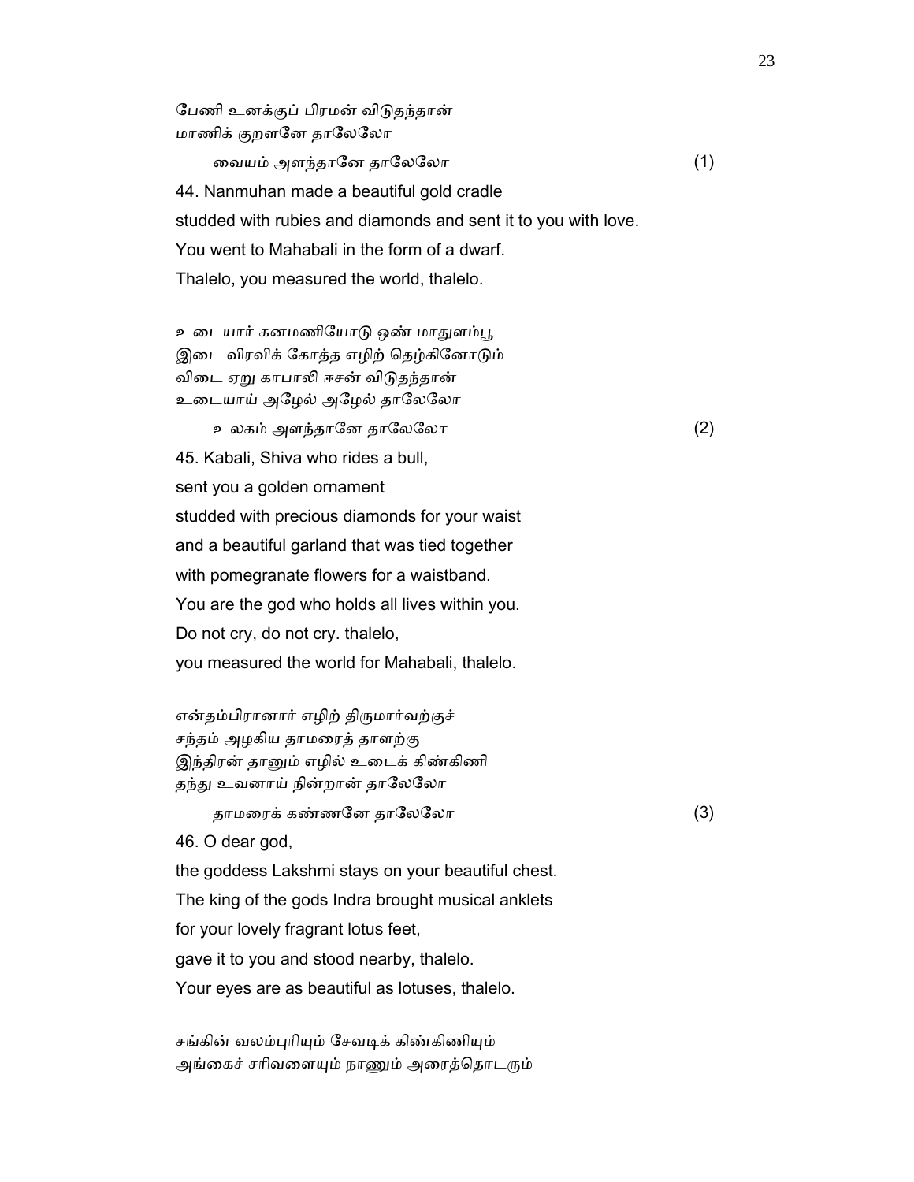பேணி உனக்குப் பிரமன் விடுதந்தான்
மாணிக் குறளனே தாலேலோ
வையம் அளந்தானே தாலேலோ (1)

44. Nanmuhan made a beautiful gold cradle
studded with rubies and diamonds and sent it to you with love.
You went to Mahabali in the form of a dwarf.
Thalelo, you measured the world, thalelo.

உடையார் கனமணியோடு ஒண் மாதுளம்பூ
இடை விரவிக் கோத்த எழிற் தெழ்கினோடும்
விடை ஏறு காபாலி ஈசன் விடுதந்தான்
உடையாய் அழேல் அழேல் தாலேலோ
உலகம் அளந்தானே தாலேலோ (2)

45. Kabali, Shiva who rides a bull,
sent you a golden ornament
studded with precious diamonds for your waist
and a beautiful garland that was tied together
with pomegranate flowers for a waistband.
You are the god who holds all lives within you.
Do not cry, do not cry. thalelo,
you measured the world for Mahabali, thalelo.

என்தம்பிரானார் எழிற் திருமார்வற்குச்
சந்தம் அழகிய தாமரைத் தாளற்கு
இந்திரன் தானும் எழில் உடைக் கிண்கிணி
தந்து உவனாய் நின்றான் தாலேலோ
தாமரைக் கண்ணனே தாலேலோ (3)

46. O dear god,
the goddess Lakshmi stays on your beautiful chest.
The king of the gods Indra brought musical anklets
for your lovely fragrant lotus feet,
gave it to you and stood nearby, thalelo.
Your eyes are as beautiful as lotuses, thalelo.

சங்கின் வலம்புரியும் சேவடிக் கிண்கிணியும்
அங்கைச் சரிவளையும் நாணும் அரைத்தொடரும்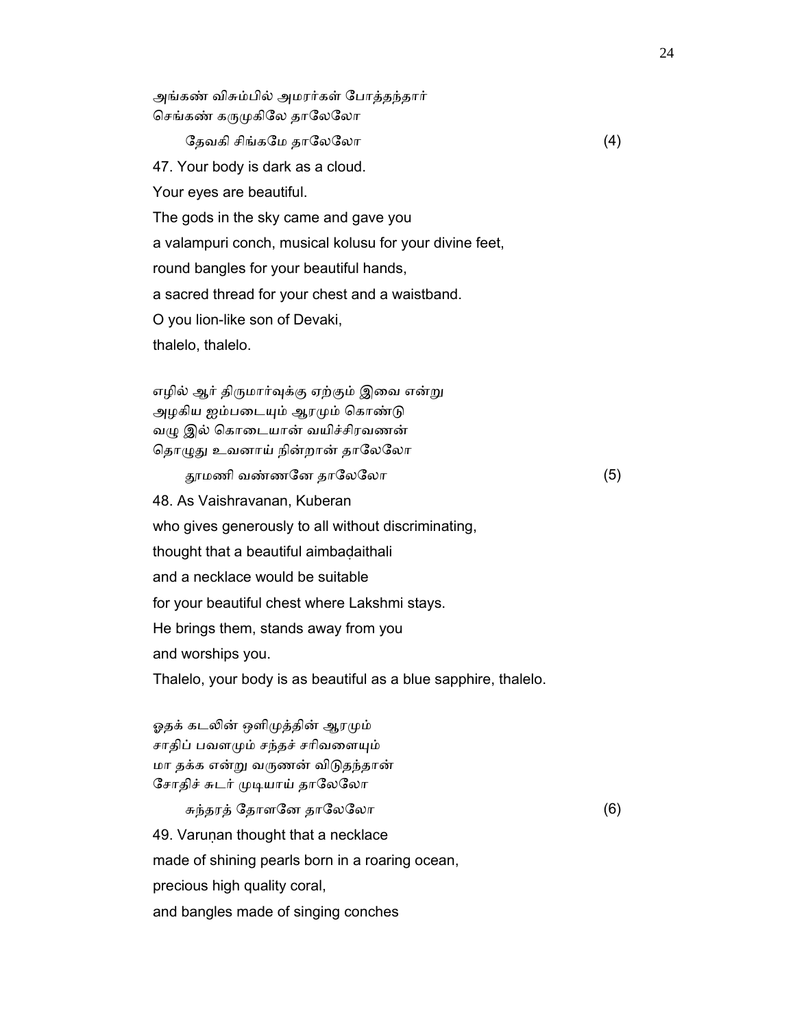அங்கண் விசும்பில் அமரர்கள் போத்தந்தார்
செங்கண் கருமுகிலே தாலேலோ
தேவகி சிங்கமே தாலேலோ (4)

47. Your body is dark as a cloud.
Your eyes are beautiful.
The gods in the sky came and gave you
a valampuri conch, musical kolusu for your divine feet,
round bangles for your beautiful hands,
a sacred thread for your chest and a waistband.
O you lion-like son of Devaki,
thalelo, thalelo.

எழில் ஆர் திருமார்வுக்கு ஏற்கும் இவை என்று
அழகிய ஐம்படையும் ஆரமும் கொண்டு
வழு இல் கொடையான் வயிச்சிரவணன்
தொழுது உவனாய் நின்றான் தாலேலோ
தூமணி வண்ணனே தாலேலோ (5)

48. As Vaishravanan, Kuberan
who gives generously to all without discriminating,
thought that a beautiful aimbaḍaithali
and a necklace would be suitable
for your beautiful chest where Lakshmi stays.
He brings them, stands away from you
and worships you.
Thalelo, your body is as beautiful as a blue sapphire, thalelo.

ஓதக் கடலின் ஒளிமுத்தின் ஆரமும்
சாதிப் பவளமும் சந்தச் சரிவளையும்
மா தக்க என்று வருணன் விடுதந்தான்
சோதிச் சுடர் முடியாய் தாலேலோ
சுந்தரத் தோளனே தாலேலோ (6)

49. Varuṇan thought that a necklace
made of shining pearls born in a roaring ocean,
precious high quality coral,
and bangles made of singing conches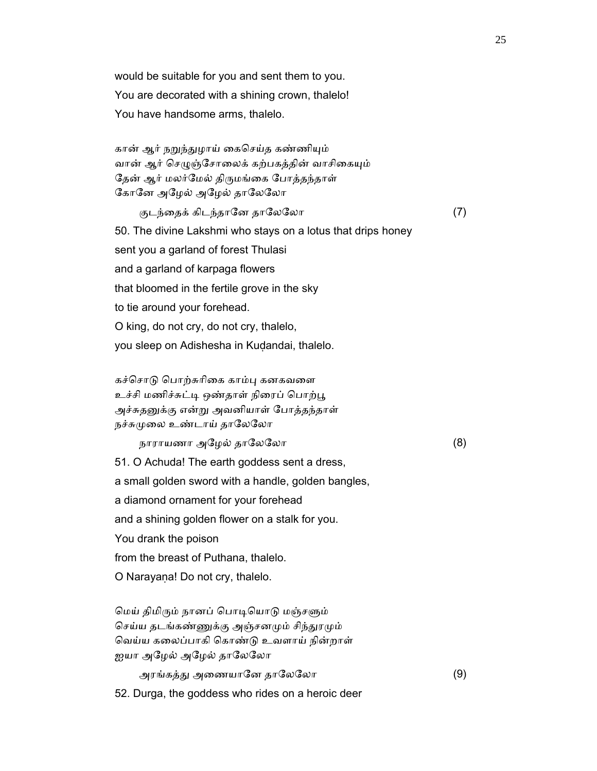would be suitable for you and sent them to you.
You are decorated with a shining crown, thalelo!
You have handsome arms, thalelo.

கான் ஆர் நறுந்துழாய் கைசெய்த கண்ணியும்
வான் ஆர் செழுஞ்சோலைக் கற்பகத்தின் வாசிகையும்
தேன் ஆர் மலர்மேல் திருமங்கை போத்தந்தாள்
கோனே அழேல் அழேல் தாலேலோ
        குடந்தைக் கிடந்தானே தாலேலோ (7)

50. The divine Lakshmi who stays on a lotus that drips honey
sent you a garland of forest Thulasi
and a garland of karpaga flowers
that bloomed in the fertile grove in the sky
to tie around your forehead.
O king, do not cry, do not cry, thalelo,
you sleep on Adishesha in Kuḍandai, thalelo.

கச்சொடு பொற்சுரிகை காம்பு கனகவளை
உச்சி மணிச்சுட்டி ஒண்தாள் நிரைப் பொற்பூ
அச்சுதனுக்கு என்று அவனியாள் போத்தந்தாள்
நச்சுமுலை உண்டாய் தாலேலோ
        நாராயணா அழேல் தாலேலோ (8)

51. O Achuda! The earth goddess sent a dress,
a small golden sword with a handle, golden bangles,
a diamond ornament for your forehead
and a shining golden flower on a stalk for you.
You drank the poison
from the breast of Puthana, thalelo.
O Narayaṇa! Do not cry, thalelo.

மெய் திமிரும் நானப் பொடியொடு மஞ்சளும்
செய்ய தடங்கண்ணுக்கு அஞ்சனமும் சிந்துரமும்
வெய்ய கலைப்பாகி கொண்டு உவளாய் நின்றாள்
ஐயா அழேல் அழேல் தாலேலோ
        அரங்கத்து அணையானே தாலேலோ (9)

52. Durga, the goddess who rides on a heroic deer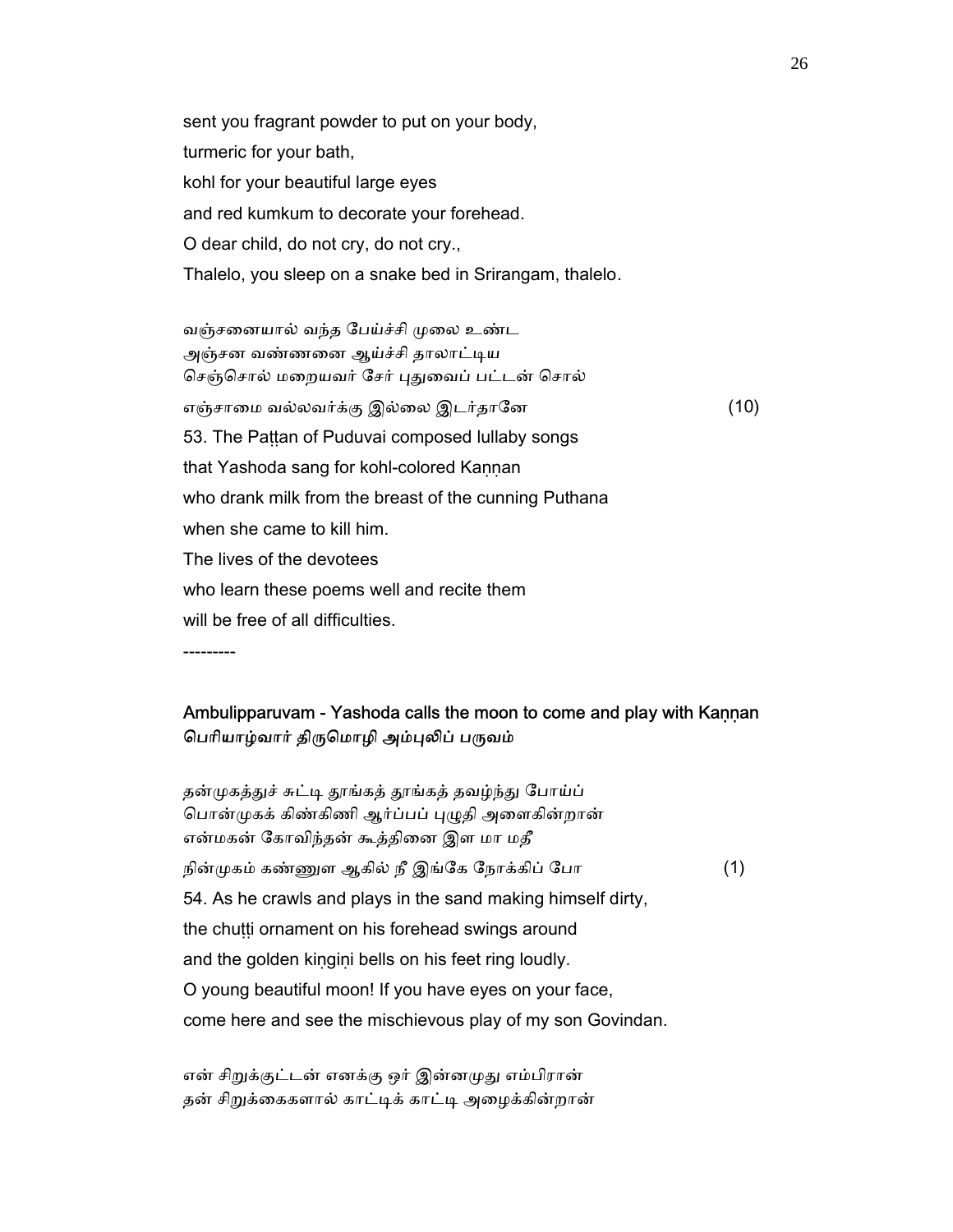sent you fragrant powder to put on your body,
turmeric for your bath,
kohl for your beautiful large eyes
and red kumkum to decorate your forehead.
O dear child, do not cry, do not cry.,
Thalelo, you sleep on a snake bed in Srirangam, thalelo.

வஞ்சனையால் வந்த பேய்ச்சி முலை உண்ட
அஞ்சன வண்ணனை ஆய்ச்சி தாலாட்டிய
செஞ்சொல் மறையவர் சேர் புதுவைப் பட்டன் சொல்
எஞ்சாமை வல்லவர்க்கு இல்லை இடர்தானே (10)

53. The Paṭṭan of Puduvai composed lullaby songs
that Yashoda sang for kohl-colored Kaṇṇan
who drank milk from the breast of the cunning Puthana
when she came to kill him.
The lives of the devotees
who learn these poems well and recite them
will be free of all difficulties.

---------

## Ambulipparuvam - Yashoda calls the moon to come and play with Kaṇṇan
## பெரியாழ்வார் திருமொழி அம்புலிப் பருவம்

தன்முகத்துச் சுட்டி தூங்கத் தூங்கத் தவழ்ந்து போய்ப்
பொன்முகக் கிண்கிணி ஆர்ப்பப் புழுதி அளைகின்றான்
என்மகன் கோவிந்தன் கூத்தினை இள மா மதீ
நின்முகம் கண்ணுள ஆகில் நீ இங்கே நோக்கிப் போ (1)

54. As he crawls and plays in the sand making himself dirty,
the chuṭṭi ornament on his forehead swings around
and the golden kiṇgiṇi bells on his feet ring loudly.
O young beautiful moon! If you have eyes on your face,
come here and see the mischievous play of my son Govindan.

என் சிறுக்குட்டன் எனக்கு ஓர் இன்னமுது எம்பிரான்
தன் சிறுக்கைகளால் காட்டிக் காட்டி அழைக்கின்றான்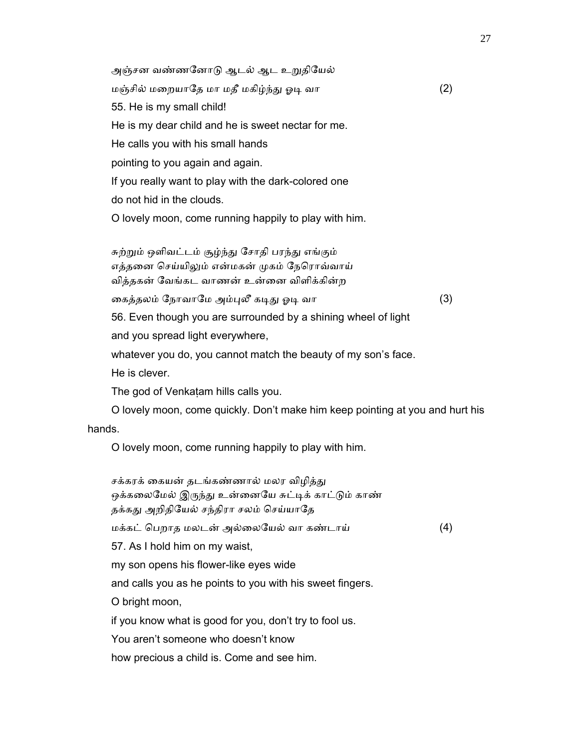அஞ்சன வண்ணனோடு ஆடல் ஆட உறுதியேல்

மஞ்சில் மறையாதே மா மதீ மகிழ்ந்து ஓடி வா (2)

55. He is my small child!

He is my dear child and he is sweet nectar for me.

He calls you with his small hands

pointing to you again and again.

If you really want to play with the dark-colored one

do not hid in the clouds.

O lovely moon, come running happily to play with him.

சுற்றும் ஒளிவட்டம் சூழ்ந்து சோதி பரந்து எங்கும்
எத்தனை செய்யிலும் என்மகன் முகம் நேரொவ்வாய்
வித்தகன் வேங்கட வாணன் உன்னை விளிக்கின்ற

கைத்தலம் நோவாமே அம்புலீ கடிது ஓடி வா (3)

56. Even though you are surrounded by a shining wheel of light

and you spread light everywhere,

whatever you do, you cannot match the beauty of my son's face.

He is clever.

The god of Venkaṭam hills calls you.

O lovely moon, come quickly. Don't make him keep pointing at you and hurt his hands.

O lovely moon, come running happily to play with him.

சக்கரக் கையன் தடங்கண்ணால் மலர விழித்து
ஒக்கலைமேல் இருந்து உன்னையே சுட்டிக் காட்டும் காண்
தக்கது அறிதியேல் சந்திரா சலம் செய்யாதே

மக்கட் பெறாத மலடன் அல்லையேல் வா கண்டாய் (4)

57. As I hold him on my waist,

my son opens his flower-like eyes wide

and calls you as he points to you with his sweet fingers.

O bright moon,

if you know what is good for you, don't try to fool us.

You aren't someone who doesn't know

how precious a child is. Come and see him.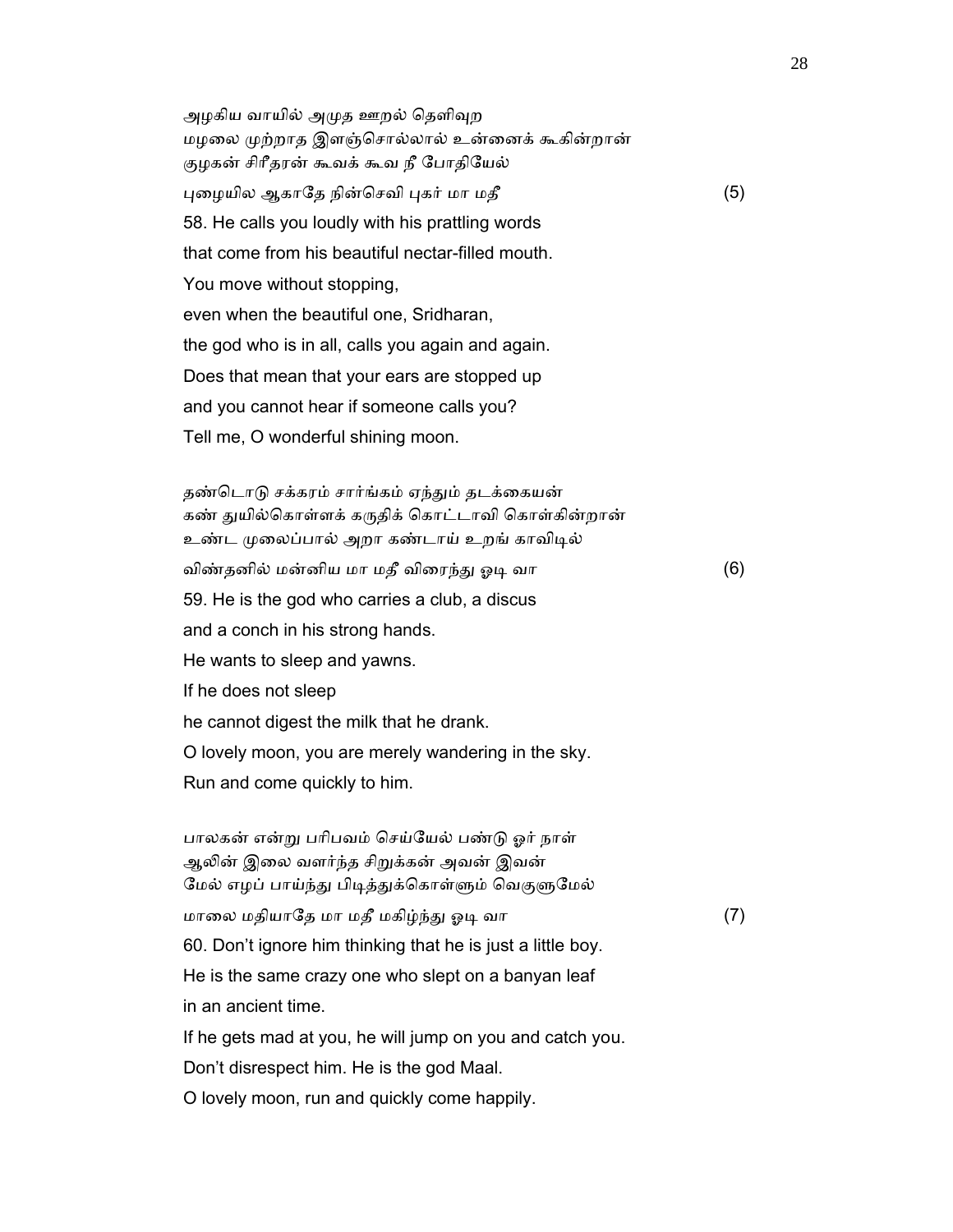அழகிய வாயில் அமுத ஊறல் தெளிவுற
மழலை முற்றாத இளஞ்சொல்லால் உன்னைக் கூகின்றான்
குழகன் சிரீதரன் கூவக் கூவ நீ போதியேல்
புழையில ஆகாதே நின்செவி புகர் மா மதீ (5)

58. He calls you loudly with his prattling words
that come from his beautiful nectar-filled mouth.
You move without stopping,
even when the beautiful one, Sridharan,
the god who is in all, calls you again and again.
Does that mean that your ears are stopped up
and you cannot hear if someone calls you?
Tell me, O wonderful shining moon.

தண்டொடு சக்கரம் சார்ங்கம் ஏந்தும் தடக்கையன்
கண் துயில்கொள்ளக் கருதிக் கொட்டாவி கொள்கின்றான்
உண்ட முலைப்பால் அறா கண்டாய் உறங் காவிடில்
விண்தனில் மன்னிய மா மதீ விரைந்து ஓடி வா (6)

59. He is the god who carries a club, a discus
and a conch in his strong hands.
He wants to sleep and yawns.
If he does not sleep
he cannot digest the milk that he drank.
O lovely moon, you are merely wandering in the sky.
Run and come quickly to him.

பாலகன் என்று பரிபவம் செய்யேல் பண்டு ஓர் நாள்
ஆலின் இலை வளர்ந்த சிறுக்கன் அவன் இவன்
மேல் எழப் பாய்ந்து பிடித்துக்கொள்ளும் வெகுளுமேல்
மாலை மதியாதே மா மதீ மகிழ்ந்து ஓடி வா (7)

60. Don't ignore him thinking that he is just a little boy.
He is the same crazy one who slept on a banyan leaf
in an ancient time.
If he gets mad at you, he will jump on you and catch you.
Don't disrespect him. He is the god Maal.
O lovely moon, run and quickly come happily.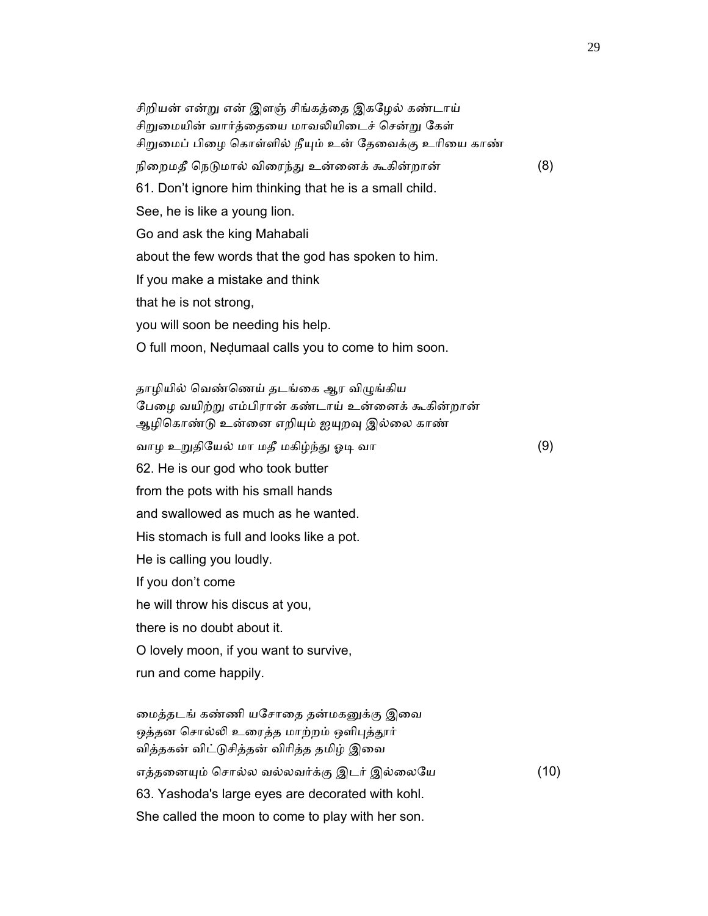சிறியன் என்று என் இளஞ் சிங்கத்தை இகழேல் கண்டாய்
சிறுமையின் வார்த்தையை மாவலியிடைச் சென்று கேள்
சிறுமைப் பிழை கொள்ளில் நீயும் உன் தேவைக்கு உரியை காண்
நிறைமதீ நெடுமால் விரைந்து உன்னைக் கூகின்றான் (8)

61. Don't ignore him thinking that he is a small child.
See, he is like a young lion.
Go and ask the king Mahabali
about the few words that the god has spoken to him.
If you make a mistake and think
that he is not strong,
you will soon be needing his help.
O full moon, Neḍumaal calls you to come to him soon.

தாழியில் வெண்ணெய் தடங்கை ஆர விழுங்கிய
பேழை வயிற்று எம்பிரான் கண்டாய் உன்னைக் கூகின்றான்
ஆழிகொண்டு உன்னை எறியும் ஐயுறவு இல்லை காண்
வாழ உறுதியேல் மா மதீ மகிழ்ந்து ஓடி வா (9)

62. He is our god who took butter
from the pots with his small hands
and swallowed as much as he wanted.
His stomach is full and looks like a pot.
He is calling you loudly.
If you don't come
he will throw his discus at you,
there is no doubt about it.
O lovely moon, if you want to survive,
run and come happily.

மைத்தடங் கண்ணி யசோதை தன்மகனுக்கு இவை
ஒத்தன சொல்லி உரைத்த மாற்றம் ஒளிபுத்தூர்
வித்தகன் விட்டுசித்தன் விரித்த தமிழ் இவை
எத்தனையும் சொல்ல வல்லவர்க்கு இடர் இல்லையே (10)

63. Yashoda's large eyes are decorated with kohl.
She called the moon to come to play with her son.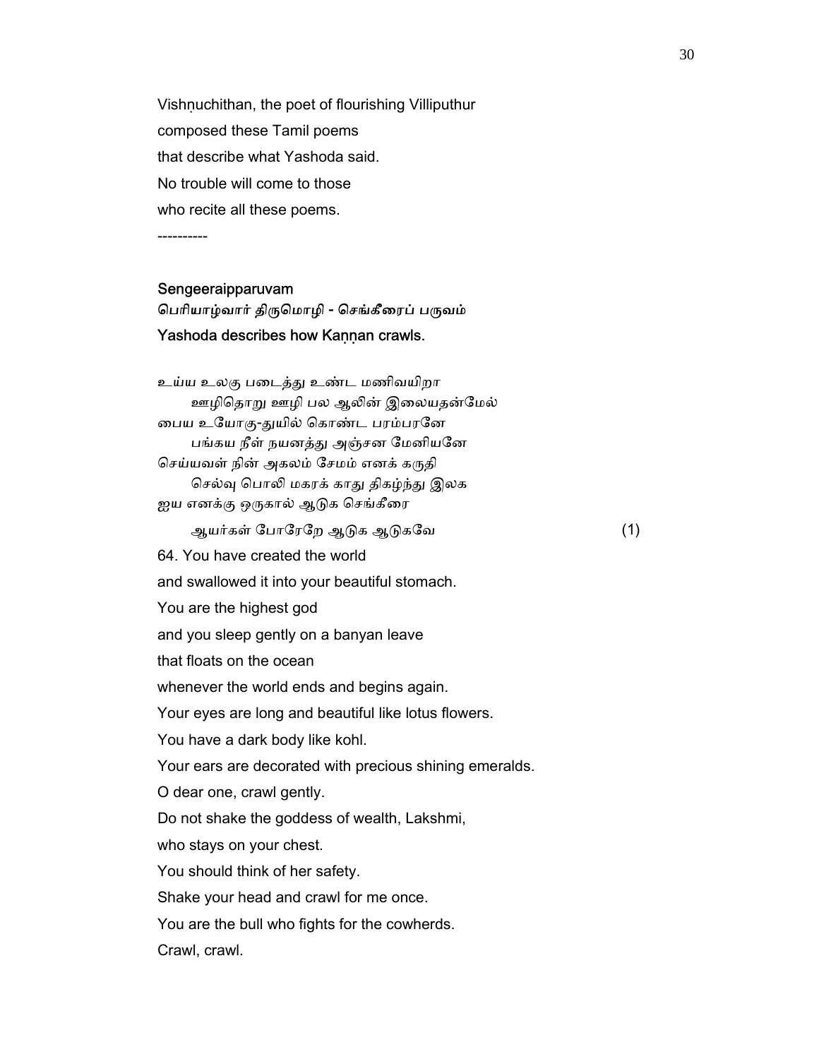Vishṇuchithan, the poet of flourishing Villiputhur

composed these Tamil poems

that describe what Yashoda said.

No trouble will come to those

who recite all these poems.

----------

**Sengeeraipparuvam**

**பெரியாழ்வார் திருமொழி - செங்கீரைப் பருவம்**

**Yashoda describes how Kaṇṇan crawls.**

உய்ய உலகு படைத்து உண்ட மணிவயிறா
ஊழிதொறு ஊழி பல ஆலின் இலையதன்மேல்
பைய உயோகு-துயில் கொண்ட பரம்பரனே
பங்கய நீள் நயனத்து அஞ்சன மேனியனே
செய்யவள் நின் அகலம் சேமம் எனக் கருதி
செல்வு பொலி மகரக் காது திகழ்ந்து இலக
ஐய எனக்கு ஒருகால் ஆடுக செங்கீரை
ஆயர்கள் போரேறே ஆடுக ஆடுகவே (1)

64. You have created the world

and swallowed it into your beautiful stomach.

You are the highest god

and you sleep gently on a banyan leave

that floats on the ocean

whenever the world ends and begins again.

Your eyes are long and beautiful like lotus flowers.

You have a dark body like kohl.

Your ears are decorated with precious shining emeralds.

O dear one, crawl gently.

Do not shake the goddess of wealth, Lakshmi,

who stays on your chest.

You should think of her safety.

Shake your head and crawl for me once.

You are the bull who fights for the cowherds.

Crawl, crawl.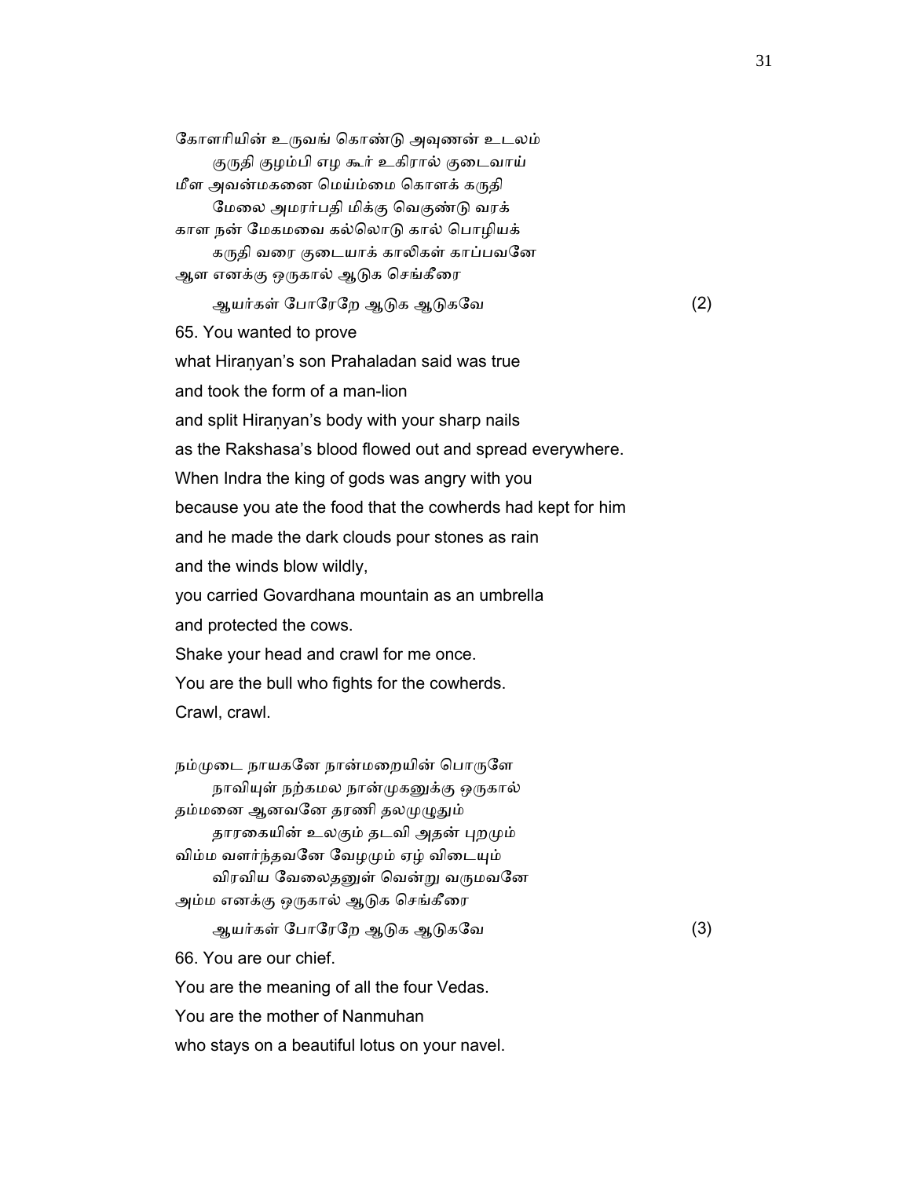கோளரியின் உருவங் கொண்டு அவுணன் உடலம்
குருதி குழம்பி எழ கூர் உகிரால் குடைவாய்
மீள அவன்மகனை மெய்ம்மை கொளக் கருதி
மேலை அமரர்பதி மிக்கு வெகுண்டு வரக்
காள நன் மேகமவை கல்லொடு கால் பொழியக்
கருதி வரை குடையாக் காலிகள் காப்பவனே
ஆள எனக்கு ஒருகால் ஆடுக செங்கீரை
ஆயர்கள் போரேறே ஆடுக ஆடுகவே (2)

65. You wanted to prove
what Hiraṇyan's son Prahaladan said was true
and took the form of a man-lion
and split Hiraṇyan's body with your sharp nails
as the Rakshasa's blood flowed out and spread everywhere.
When Indra the king of gods was angry with you
because you ate the food that the cowherds had kept for him
and he made the dark clouds pour stones as rain
and the winds blow wildly,
you carried Govardhana mountain as an umbrella
and protected the cows.
Shake your head and crawl for me once.
You are the bull who fights for the cowherds.
Crawl, crawl.

நம்முடை நாயகனே நான்மறையின் பொருளே
நாவியுள் நற்கமல நான்முகனுக்கு ஒருகால்
தம்மனை ஆனவனே தரணி தலமுழுதும்
தாரகையின் உலகும் தடவி அதன் புறமும்
விம்ம வளர்ந்தவனே வேழமும் ஏழ் விடையும்
விரவிய வேலைதனுள் வென்று வருமவனே
அம்ம எனக்கு ஒருகால் ஆடுக செங்கீரை
ஆயர்கள் போரேறே ஆடுக ஆடுகவே (3)

66. You are our chief.
You are the meaning of all the four Vedas.
You are the mother of Nanmuhan
who stays on a beautiful lotus on your navel.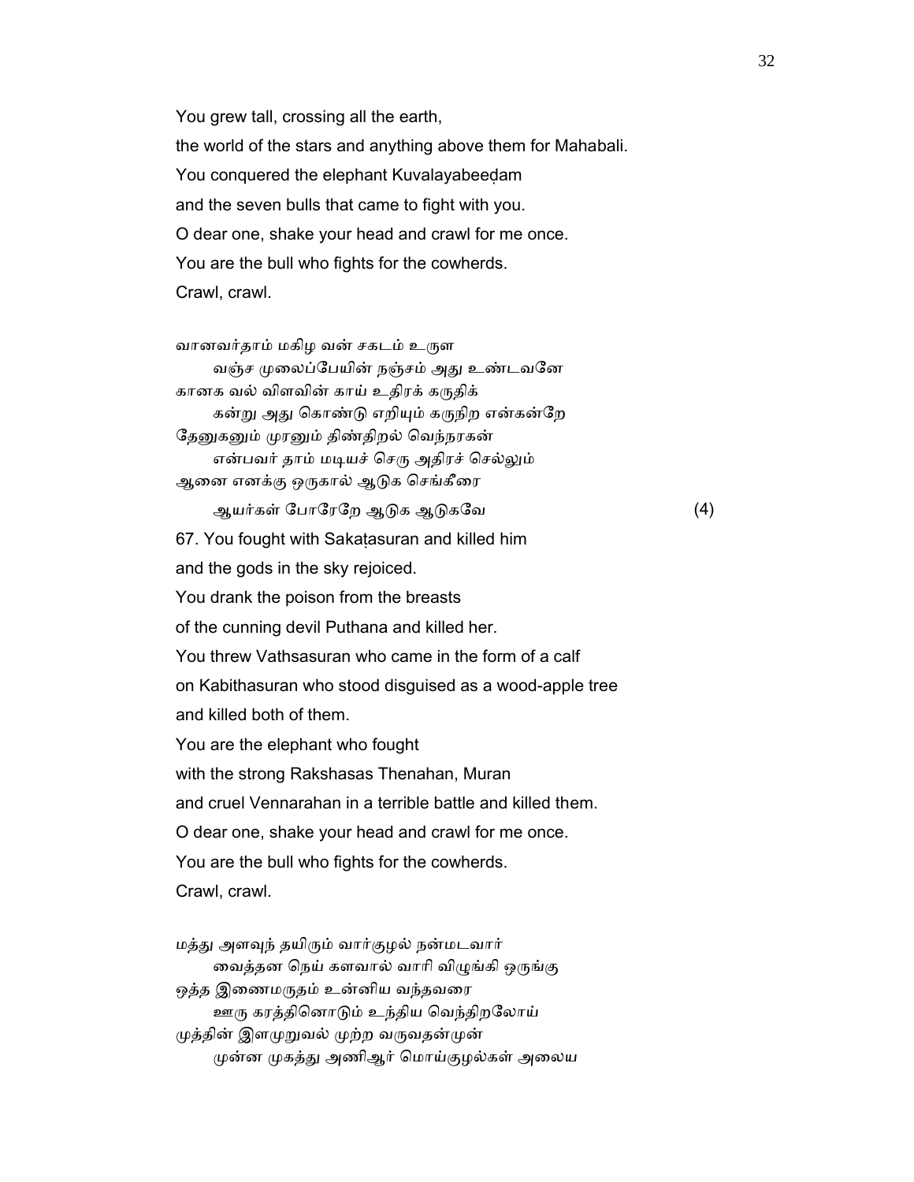You grew tall, crossing all the earth,

the world of the stars and anything above them for Mahabali.

You conquered the elephant Kuvalayabeeḍam

and the seven bulls that came to fight with you.

O dear one, shake your head and crawl for me once.

You are the bull who fights for the cowherds.

Crawl, crawl.

வானவர்தாம் மகிழ வன் சகடம் உருள
  வஞ்ச முலைப்பேயின் நஞ்சம் அது உண்டவனே
கானக வல் விளவின் காய் உதிரக் கருதிக்
  கன்று அது கொண்டு எறியும் கருநிற என்கன்றே
தேனுகனும் முரனும் திண்திறல் வெந்நரகன்
  என்பவர் தாம் மடியச் செரு அதிரச் செல்லும்
ஆனை எனக்கு ஒருகால் ஆடுக செங்கீரை
  ஆயர்கள் போரேறே ஆடுக ஆடுகவே (4)

67. You fought with Sakaṭasuran and killed him

and the gods in the sky rejoiced.

You drank the poison from the breasts

of the cunning devil Puthana and killed her.

You threw Vathsasuran who came in the form of a calf

on Kabithasuran who stood disguised as a wood-apple tree

and killed both of them.

You are the elephant who fought

with the strong Rakshasas Thenahan, Muran

and cruel Vennarahan in a terrible battle and killed them.

O dear one, shake your head and crawl for me once.

You are the bull who fights for the cowherds.

Crawl, crawl.

மத்து அளவுந் தயிரும் வார்குழல் நன்மடவார்
  வைத்தன நெய் களவால் வாரி விழுங்கி ஒருங்கு
ஒத்த இணைமருதம் உன்னிய வந்தவரை
  ஊரு கரத்தினொடும் உந்திய வெந்திறலோய்
முத்தின் இளமுறுவல் முற்ற வருவதன்முன்
  முன்ன முகத்து அணிஆர் மொய்குழல்கள் அலைய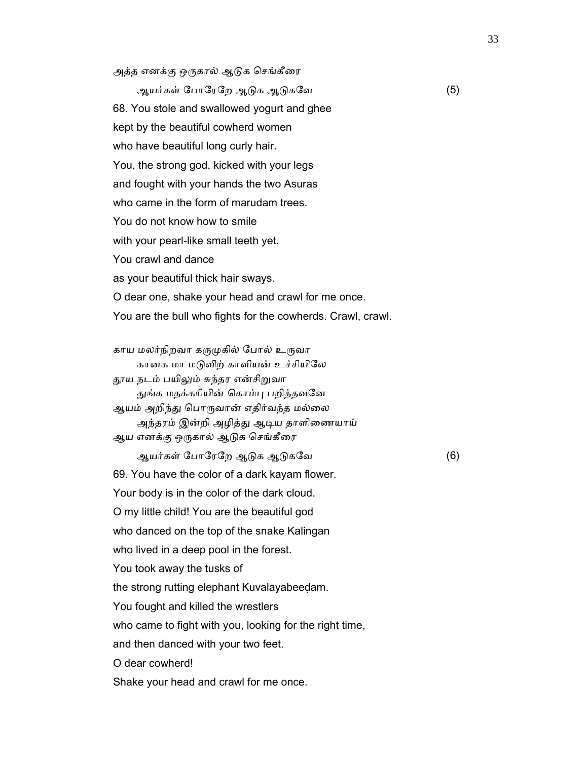அத்த எனக்கு ஒருகால் ஆடுக செங்கீரை

ஆயர்கள் போரேறே ஆடுக ஆடுகவே (5)

68. You stole and swallowed yogurt and ghee
kept by the beautiful cowherd women
who have beautiful long curly hair.
You, the strong god, kicked with your legs
and fought with your hands the two Asuras
who came in the form of marudam trees.
You do not know how to smile
with your pearl-like small teeth yet.
You crawl and dance
as your beautiful thick hair sways.
O dear one, shake your head and crawl for me once.
You are the bull who fights for the cowherds. Crawl, crawl.

காய மலர்நிறவா கருமுகில் போல் உருவா
கானக மா மடுவிற் காளியன் உச்சியிலே
தூய நடம் பயிலும் சுந்தர என்சிறுவா
துங்க மதக்கரியின் கொம்பு பறித்தவனே
ஆயம் அறிந்து பொருவான் எதிர்வந்த மல்லை
அந்தரம் இன்றி அழித்து ஆடிய தாளிணையாய்
ஆய எனக்கு ஒருகால் ஆடுக செங்கீரை

ஆயர்கள் போரேறே ஆடுக ஆடுகவே (6)

69. You have the color of a dark kayam flower.
Your body is in the color of the dark cloud.
O my little child! You are the beautiful god
who danced on the top of the snake Kalingan
who lived in a deep pool in the forest.
You took away the tusks of
the strong rutting elephant Kuvalayabeeḍam.
You fought and killed the wrestlers
who came to fight with you, looking for the right time,
and then danced with your two feet.
O dear cowherd!
Shake your head and crawl for me once.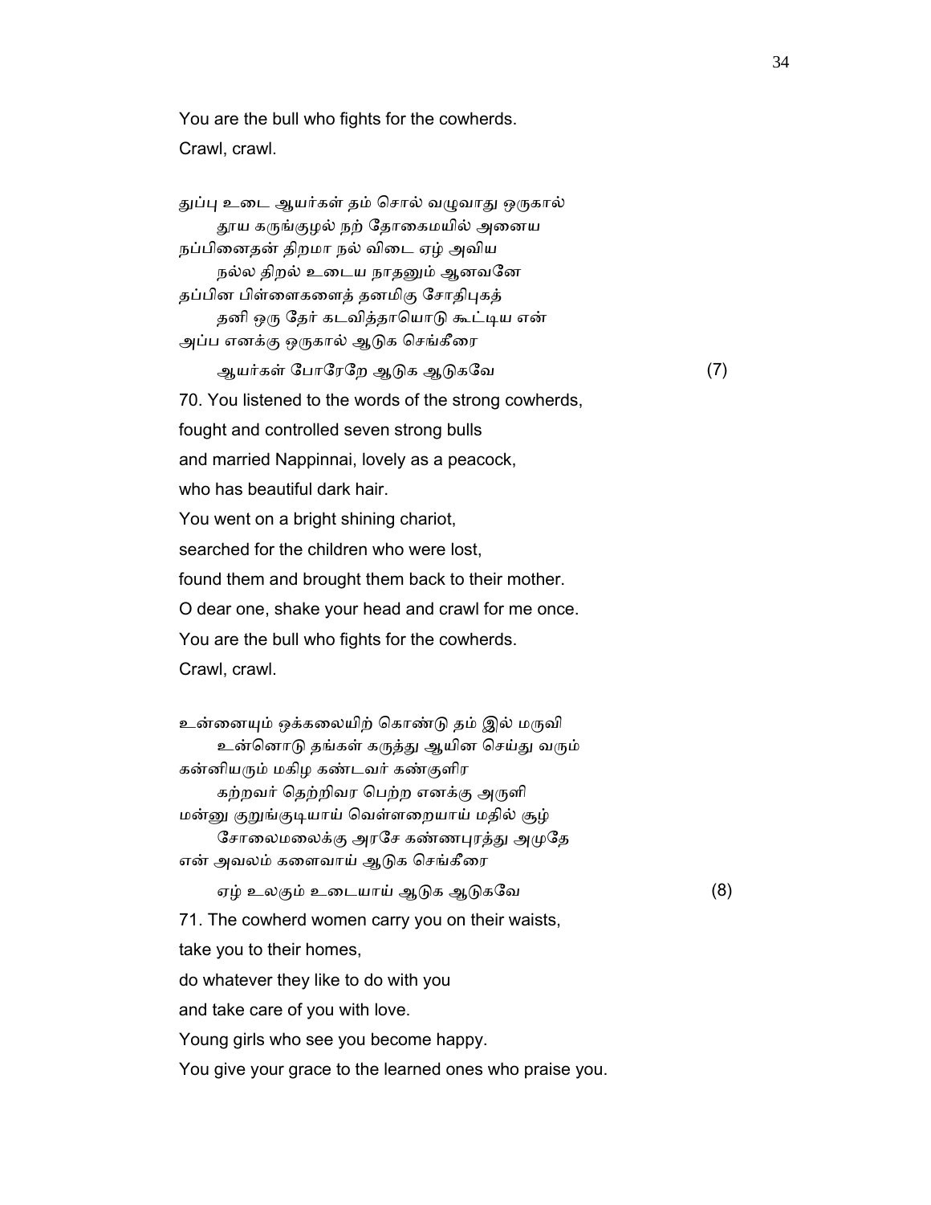You are the bull who fights for the cowherds.
Crawl, crawl.

துப்பு உடை ஆயர்கள் தம் சொல் வழுவாது ஒருகால்
    தூய கருங்குழல் நற் தோகைமயில் அனைய
நப்பினைதன் திறமா நல் விடை ஏழ் அவிய
    நல்ல திறல் உடைய நாதனும் ஆனவனே
தப்பின பிள்ளைகளைத் தனமிகு சோதிபுகத்
    தனி ஒரு தேர் கடவித்தாயொடு கூட்டிய என்
அப்ப எனக்கு ஒருகால் ஆடுக செங்கீரை
    ஆயர்கள் போரேறே ஆடுக ஆடுகவே (7)

70. You listened to the words of the strong cowherds,
fought and controlled seven strong bulls
and married Nappinnai, lovely as a peacock,
who has beautiful dark hair.
You went on a bright shining chariot,
searched for the children who were lost,
found them and brought them back to their mother.
O dear one, shake your head and crawl for me once.
You are the bull who fights for the cowherds.
Crawl, crawl.

உன்னையும் ஒக்கலையிற் கொண்டு தம் இல் மருவி
    உன்னொடு தங்கள் கருத்து ஆயின செய்து வரும்
கன்னியரும் மகிழ கண்டவர் கண்குளிர
    கற்றவர் தெற்றிவர பெற்ற எனக்கு அருளி
மன்னு குறுங்குடியாய் வெள்ளறையாய் மதில் சூழ்
    சோலைமலைக்கு அரசே கண்ணபுரத்து அமுதே
என் அவலம் களைவாய் ஆடுக செங்கீரை
    ஏழ் உலகும் உடையாய் ஆடுக ஆடுகவே (8)

71. The cowherd women carry you on their waists,
take you to their homes,
do whatever they like to do with you
and take care of you with love.
Young girls who see you become happy.
You give your grace to the learned ones who praise you.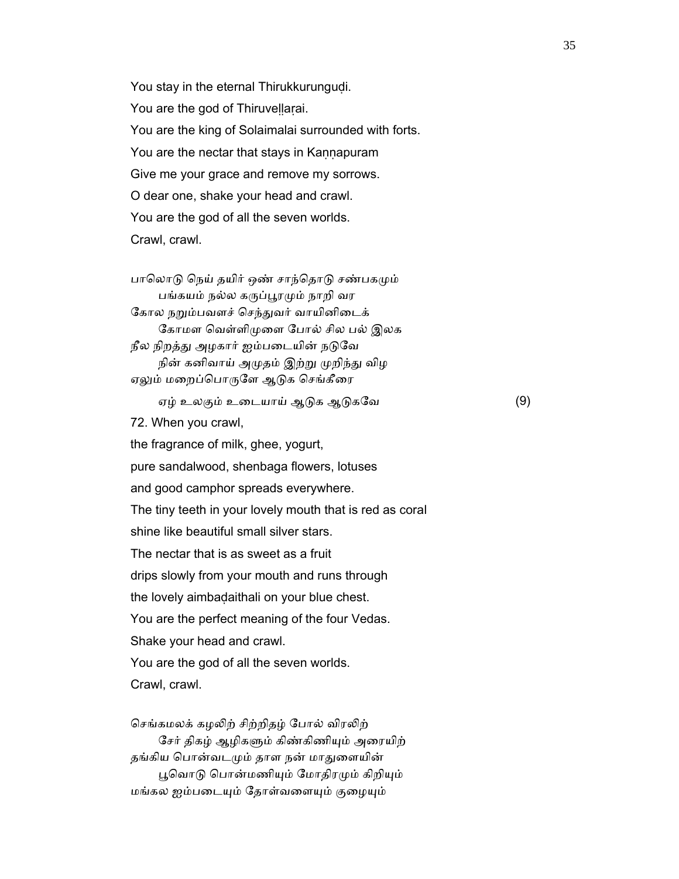You stay in the eternal Thirukkurungudi.

You are the god of Thiruvellarai.

You are the king of Solaimalai surrounded with forts.

You are the nectar that stays in Kannapuram

Give me your grace and remove my sorrows.

O dear one, shake your head and crawl.

You are the god of all the seven worlds.

Crawl, crawl.

பாலொடு நெய் தயிர் ஒண் சாந்தொடு சண்பகமும்
 பங்கயம் நல்ல கருப்பூரமும் நாறி வர
கோல நறும்பவளச் செந்துவர் வாயினிடைக்
 கோமள வெள்ளிமுளை போல் சில பல் இலக
நீல நிறத்து அழகார் ஐம்படையின் நடுவே
 நின் கனிவாய் அமுதம் இற்று முறிந்து விழ
ஏலும் மறைப்பொருளே ஆடுக செங்கீரை
 ஏழ் உலகும் உடையாய் ஆடுக ஆடுகவே (9)

72. When you crawl,

the fragrance of milk, ghee, yogurt,

pure sandalwood, shenbaga flowers, lotuses

and good camphor spreads everywhere.

The tiny teeth in your lovely mouth that is red as coral

shine like beautiful small silver stars.

The nectar that is as sweet as a fruit

drips slowly from your mouth and runs through

the lovely aimbadaithali on your blue chest.

You are the perfect meaning of the four Vedas.

Shake your head and crawl.

You are the god of all the seven worlds.

Crawl, crawl.

செங்கமலக் கழலிற் சிற்றிதழ் போல் விரலிற்
 சேர் திகழ் ஆழிகளும் கிண்கிணியும் அரையிற்
தங்கிய பொன்வடமும் தாள நன் மாதுளையின்
 பூவொடு பொன்மணியும் மோதிரமும் கிறியும்
மங்கல ஐம்படையும் தோள்வளையும் குழையும்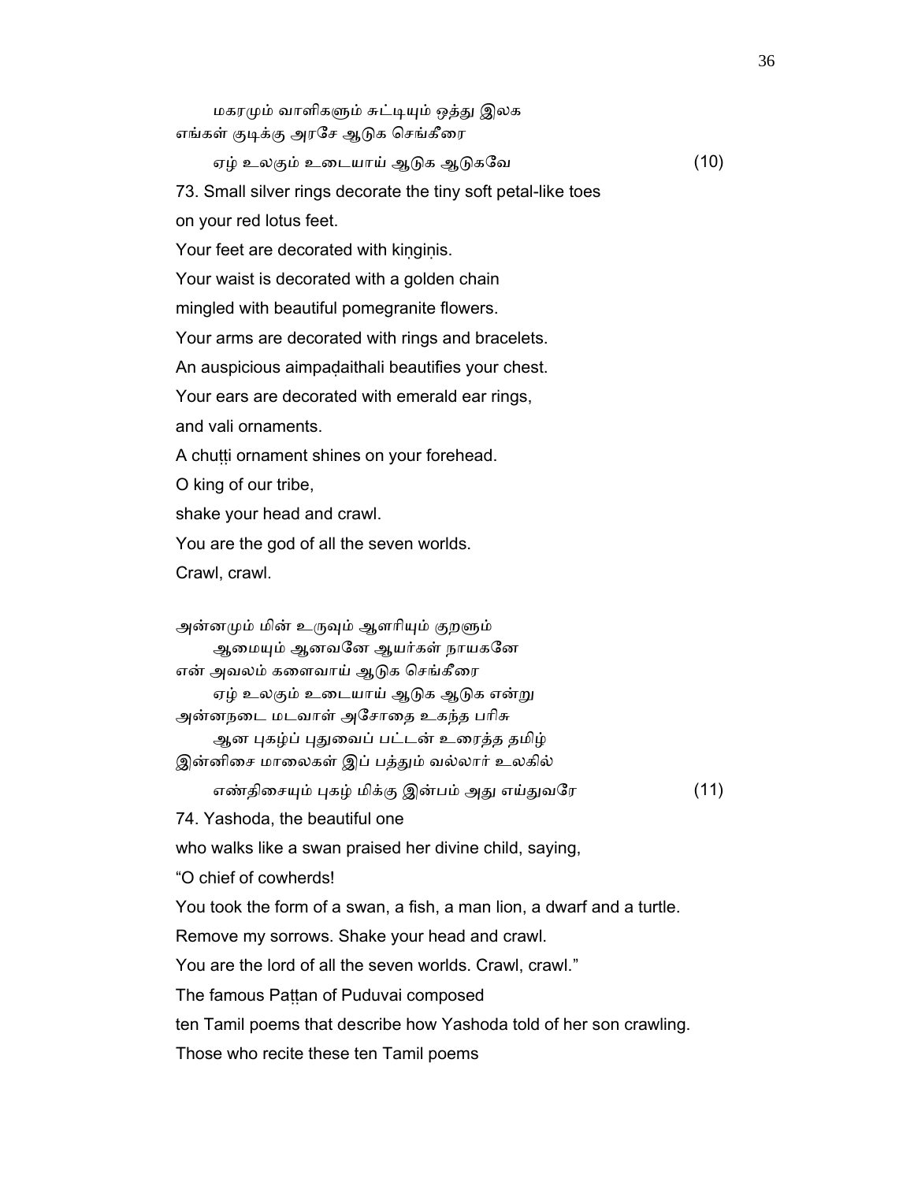மகரமும் வாளிகளும் சுட்டியும் ஒத்து இலக
எங்கள் குடிக்கு அரசே ஆடுக செங்கீரை
ஏழ் உலகும் உடையாய் ஆடுக ஆடுகவே (10)

73. Small silver rings decorate the tiny soft petal-like toes
on your red lotus feet.
Your feet are decorated with kiṇgiṇis.
Your waist is decorated with a golden chain
mingled with beautiful pomegranite flowers.
Your arms are decorated with rings and bracelets.
An auspicious aimpaḍaithali beautifies your chest.
Your ears are decorated with emerald ear rings,
and vali ornaments.
A chuṭṭi ornament shines on your forehead.
O king of our tribe,
shake your head and crawl.
You are the god of all the seven worlds.
Crawl, crawl.

அன்னமும் மின் உருவும் ஆளரியும் குறளும்
ஆமையும் ஆனவனே ஆயர்கள் நாயகனே
என் அவலம் களைவாய் ஆடுக செங்கீரை
ஏழ் உலகும் உடையாய் ஆடுக ஆடுக என்று
அன்னநடை மடவாள் அசோதை உகந்த பரிசு
ஆன புகழ்ப் புதுவைப் பட்டன் உரைத்த தமிழ்
இன்னிசை மாலைகள் இப் பத்தும் வல்லார் உலகில்
எண்திசையும் புகழ் மிக்கு இன்பம் அது எய்துவரே (11)

74. Yashoda, the beautiful one
who walks like a swan praised her divine child, saying,
"O chief of cowherds!
You took the form of a swan, a fish, a man lion, a dwarf and a turtle.
Remove my sorrows. Shake your head and crawl.
You are the lord of all the seven worlds. Crawl, crawl."
The famous Paṭṭan of Puduvai composed
ten Tamil poems that describe how Yashoda told of her son crawling.
Those who recite these ten Tamil poems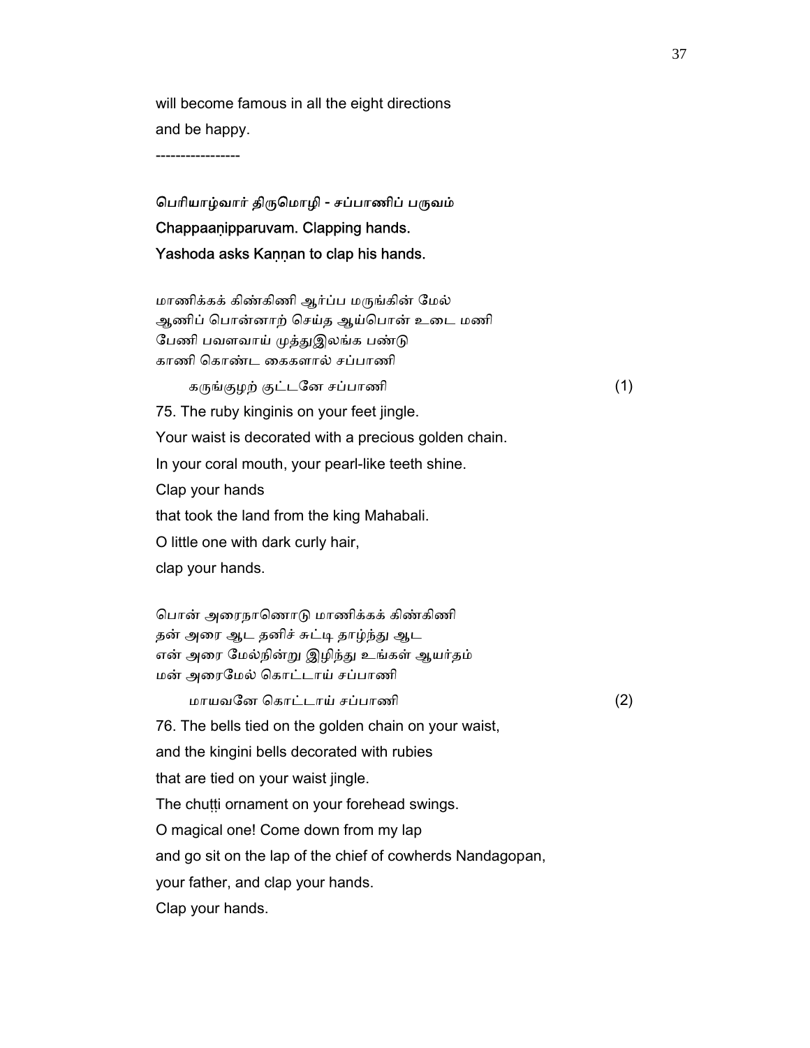will become famous in all the eight directions
and be happy.

----------------

**பெரியாழ்வார் திருமொழி - சப்பாணிப் பருவம்**
**Chappaaṇipparuvam. Clapping hands.**
**Yashoda asks Kaṇṇan to clap his hands.**

மாணிக்கக் கிண்கிணி ஆர்ப்ப மருங்கின் மேல்
ஆணிப் பொன்னாற் செய்த ஆய்பொன் உடை மணி
பேணி பவளவாய் முத்துஇலங்க பண்டு
காணி கொண்ட கைகளால் சப்பாணி
    கருங்குழற் குட்டனே சப்பாணி (1)

75. The ruby kinginis on your feet jingle.
Your waist is decorated with a precious golden chain.
In your coral mouth, your pearl-like teeth shine.
Clap your hands
that took the land from the king Mahabali.
O little one with dark curly hair,
clap your hands.

பொன் அரைநாணொடு மாணிக்கக் கிண்கிணி
தன் அரை ஆட தனிச் சுட்டி தாழ்ந்து ஆட
என் அரை மேல்நின்று இழிந்து உங்கள் ஆயர்தம்
மன் அரைமேல் கொட்டாய் சப்பாணி
    மாயவனே கொட்டாய் சப்பாணி (2)

76. The bells tied on the golden chain on your waist,
and the kingini bells decorated with rubies
that are tied on your waist jingle.
The chuṭṭi ornament on your forehead swings.
O magical one! Come down from my lap
and go sit on the lap of the chief of cowherds Nandagopan,
your father, and clap your hands.
Clap your hands.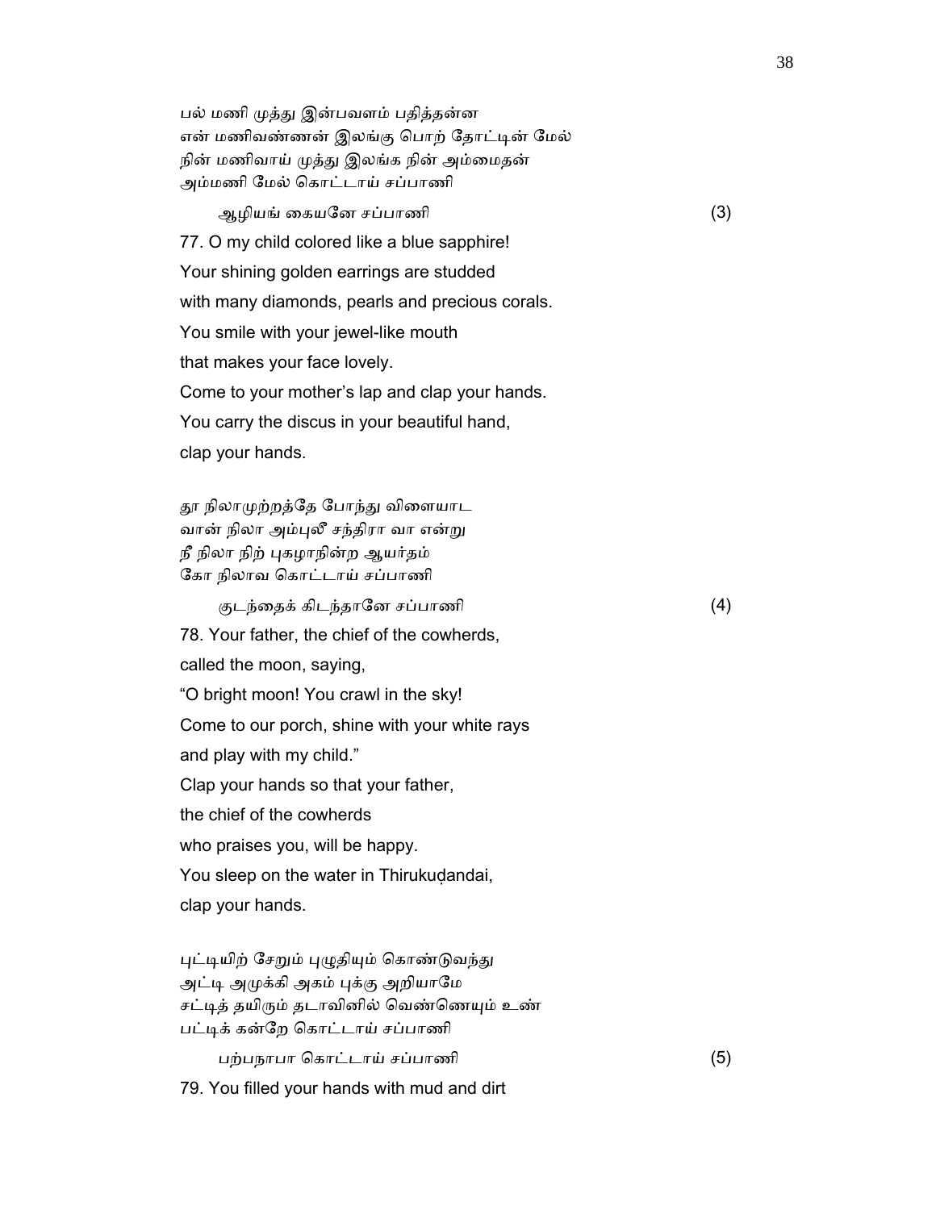பல் மணி முத்து இன்பவளம் பதித்தன்ன
என் மணிவண்ணன் இலங்கு பொற் தோட்டின் மேல்
நின் மணிவாய் முத்து இலங்க நின் அம்மைதன்
அம்மணி மேல் கொட்டாய் சப்பாணி

ஆழியங் கையனே சப்பாணி (3)

77. O my child colored like a blue sapphire!
Your shining golden earrings are studded
with many diamonds, pearls and precious corals.
You smile with your jewel-like mouth
that makes your face lovely.
Come to your mother's lap and clap your hands.
You carry the discus in your beautiful hand,
clap your hands.

தூ நிலாமுற்றத்தே போந்து விளையாட
வான் நிலா அம்புலீ சந்திரா வா என்று
நீ நிலா நிற் புகழாநின்ற ஆயர்தம்
கோ நிலாவ கொட்டாய் சப்பாணி

குடந்தைக் கிடந்தானே சப்பாணி (4)

78. Your father, the chief of the cowherds,
called the moon, saying,
"O bright moon! You crawl in the sky!
Come to our porch, shine with your white rays
and play with my child."
Clap your hands so that your father,
the chief of the cowherds
who praises you, will be happy.
You sleep on the water in Thirukuḍandai,
clap your hands.

புட்டியிற் சேறும் புழுதியும் கொண்டுவந்து
அட்டி அமுக்கி அகம் புக்கு அறியாமே
சட்டித் தயிரும் தடாவினில் வெண்ணெயும் உண்
பட்டிக் கன்றே கொட்டாய் சப்பாணி

பற்பநாபா கொட்டாய் சப்பாணி (5)

79. You filled your hands with mud and dirt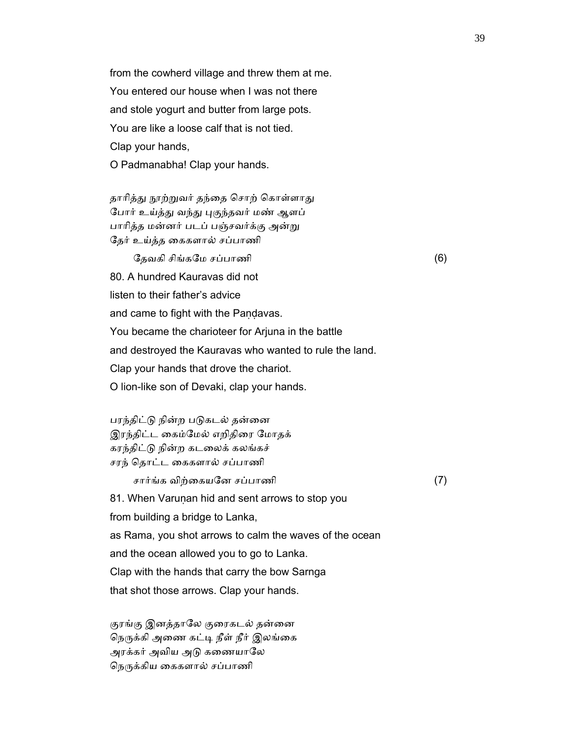from the cowherd village and threw them at me.
You entered our house when I was not there
and stole yogurt and butter from large pots.
You are like a loose calf that is not tied.
Clap your hands,
O Padmanabha! Clap your hands.

தாரித்து நூற்றுவர் தந்தை சொற் கொள்ளாது
போர் உய்த்து வந்து புகுந்தவர் மண் ஆளப்
பாரித்த மன்னர் படப் பஞ்சவர்க்கு அன்று
தேர் உய்த்த கைகளால் சப்பாணி
தேவகி சிங்கமே சப்பாணி (6)

80. A hundred Kauravas did not
listen to their father's advice
and came to fight with the Paṇḍavas.
You became the charioteer for Arjuna in the battle
and destroyed the Kauravas who wanted to rule the land.
Clap your hands that drove the chariot.
O lion-like son of Devaki, clap your hands.

பரந்திட்டு நின்ற படுகடல் தன்னை
இரந்திட்ட கைம்மேல் எறிதிரை மோதக்
கரந்திட்டு நின்ற கடலைக் கலங்கச்
சரந் தொட்ட கைகளால் சப்பாணி
சார்ங்க விற்கையனே சப்பாணி (7)

81. When Varuṇan hid and sent arrows to stop you
from building a bridge to Lanka,
as Rama, you shot arrows to calm the waves of the ocean
and the ocean allowed you to go to Lanka.
Clap with the hands that carry the bow Sarnga
that shot those arrows. Clap your hands.

குரங்கு இனத்தாலே குரைகடல் தன்னை
நெருக்கி அணை கட்டி நீள் நீர் இலங்கை
அரக்கர் அவிய அடு கணையாலே
நெருக்கிய கைகளால் சப்பாணி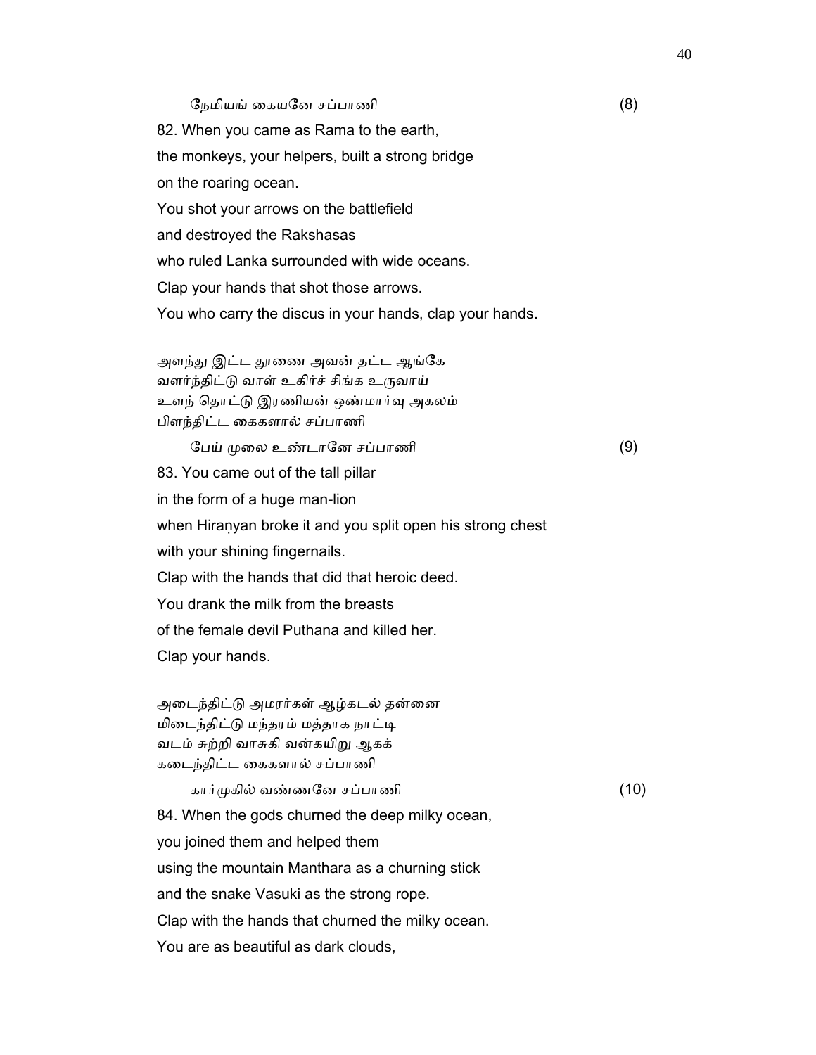நேமியங் கையனே சப்பாணி (8)

82. When you came as Rama to the earth,
the monkeys, your helpers, built a strong bridge
on the roaring ocean.
You shot your arrows on the battlefield
and destroyed the Rakshasas
who ruled Lanka surrounded with wide oceans.
Clap your hands that shot those arrows.
You who carry the discus in your hands, clap your hands.

அளந்து இட்ட தூணை அவன் தட்ட ஆங்கே
வளர்ந்திட்டு வாள் உகிர்ச் சிங்க உருவாய்
உளந் தொட்டு இரணியன் ஒண்மார்வு அகலம்
பிளந்திட்ட கைகளால் சப்பாணி

பேய் முலை உண்டானே சப்பாணி (9)

83. You came out of the tall pillar
in the form of a huge man-lion
when Hiraṇyan broke it and you split open his strong chest
with your shining fingernails.
Clap with the hands that did that heroic deed.
You drank the milk from the breasts
of the female devil Puthana and killed her.
Clap your hands.

அடைந்திட்டு அமரர்கள் ஆழ்கடல் தன்னை
மிடைந்திட்டு மந்தரம் மத்தாக நாட்டி
வடம் சுற்றி வாசுகி வன்கயிறு ஆகக்
கடைந்திட்ட கைகளால் சப்பாணி

கார்முகில் வண்ணனே சப்பாணி (10)

84. When the gods churned the deep milky ocean,
you joined them and helped them
using the mountain Manthara as a churning stick
and the snake Vasuki as the strong rope.
Clap with the hands that churned the milky ocean.
You are as beautiful as dark clouds,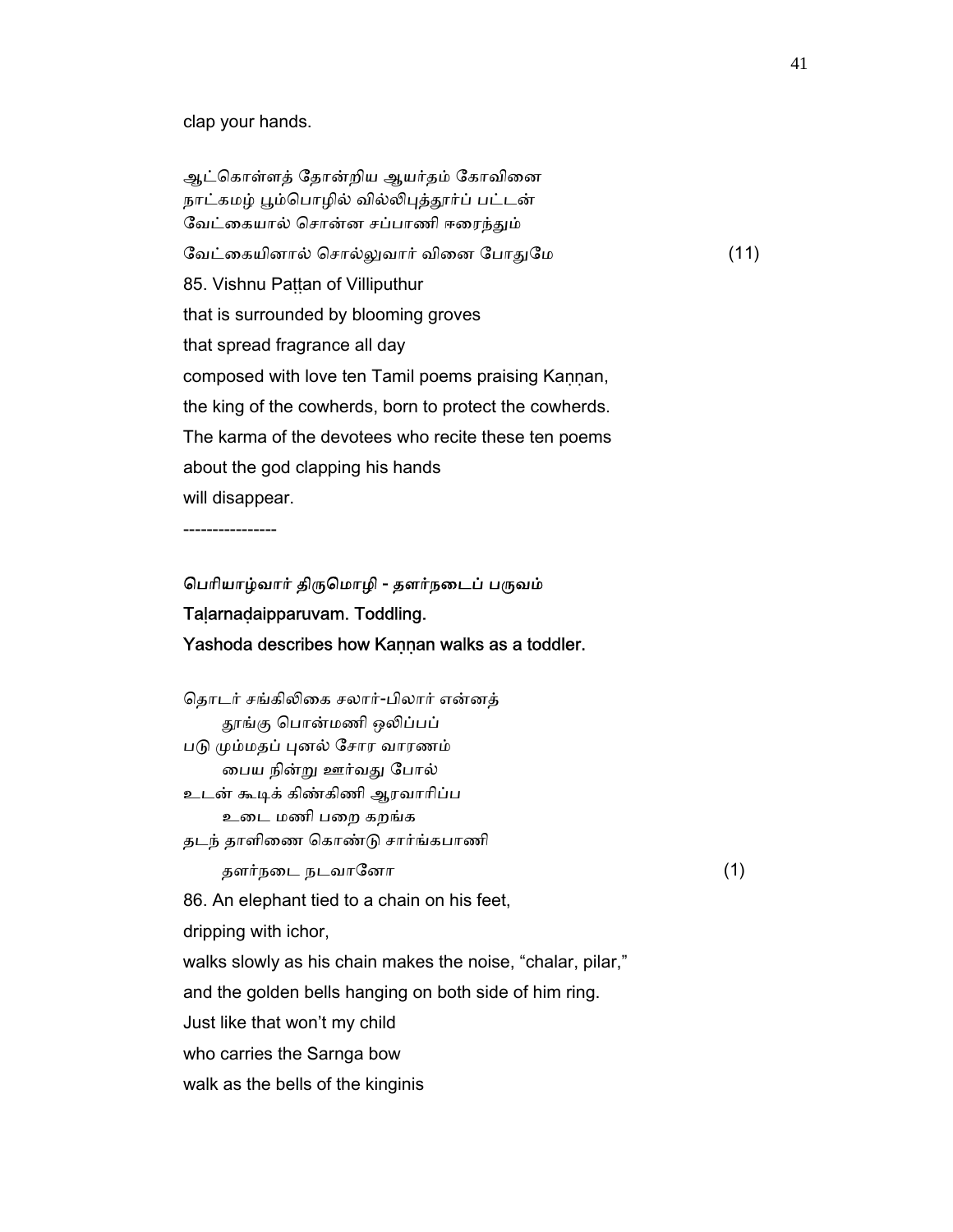clap your hands.

ஆட்கொள்ளத் தோன்றிய ஆயர்தம் கோவினை
நாட்கமழ் பூம்பொழில் வில்லிபுத்தூர்ப் பட்டன்
வேட்கையால் சொன்ன சப்பாணி ஈரைந்தும்
வேட்கையினால் சொல்லுவார் வினை போதுமே (11)

85. Vishnu Paṭṭan of Villiputhur
that is surrounded by blooming groves
that spread fragrance all day
composed with love ten Tamil poems praising Kaṇṇan,
the king of the cowherds, born to protect the cowherds.
The karma of the devotees who recite these ten poems
about the god clapping his hands
will disappear.

----------------

**பெரியாழ்வார் திருமொழி - தளர்நடைப் பருவம்**
**Taḷarnaḍaipparuvam. Toddling.**
**Yashoda describes how Kaṇṇan walks as a toddler.**

தொடர் சங்கிலிகை சலார்-பிலார் என்னத்
    தூங்கு பொன்மணி ஒலிப்பப்
படு மும்மதப் புனல் சோர வாரணம்
    பைய நின்று ஊர்வது போல்
உடன் கூடிக் கிண்கிணி ஆரவாரிப்ப
    உடை மணி பறை கறங்க
தடந் தாளிணை கொண்டு சார்ங்கபாணி
    தளர்நடை நடவானோ (1)

86. An elephant tied to a chain on his feet,
dripping with ichor,
walks slowly as his chain makes the noise, "chalar, pilar,"
and the golden bells hanging on both side of him ring.
Just like that won't my child
who carries the Sarnga bow
walk as the bells of the kinginis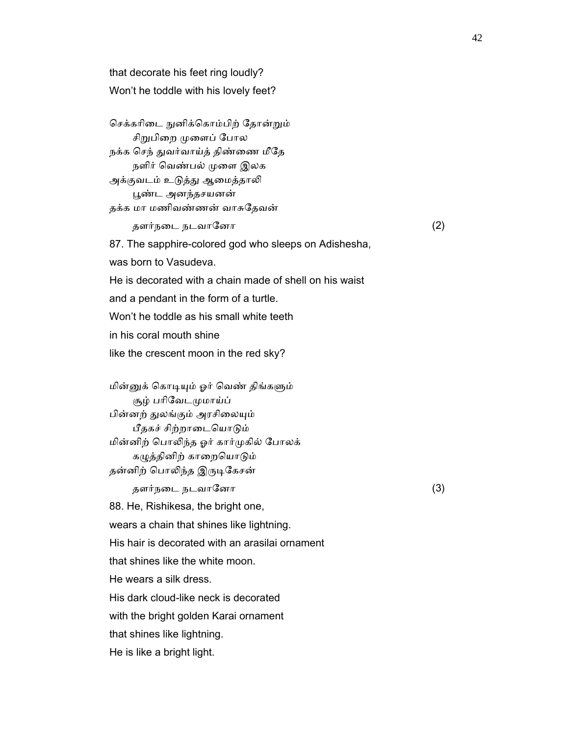that decorate his feet ring loudly?
Won't he toddle with his lovely feet?

செக்கரிடை நுனிக்கொம்பிற் தோன்றும்
 சிறுபிறை முளைப் போல
நக்க செந் துவர்வாய்த் திண்ணை மீதே
 நளிர் வெண்பல் முளை இலக
அக்குவடம் உடுத்து ஆமைத்தாலி
 பூண்ட அனந்தசயனன்
தக்க மா மணிவண்ணன் வாசுதேவன்
 தளர்நடை நடவானோ (2)

87. The sapphire-colored god who sleeps on Adishesha,
was born to Vasudeva.
He is decorated with a chain made of shell on his waist
and a pendant in the form of a turtle.
Won't he toddle as his small white teeth
in his coral mouth shine
like the crescent moon in the red sky?

மின்னுக் கொடியும் ஓர் வெண் திங்களும்
 சூழ் பரிவேடமுமாய்ப்
பின்னற் துலங்கும் அரசிலையும்
 பீதகச் சிற்றாடையொடும்
மின்னிற் பொலிந்த ஓர் கார்முகில் போலக்
 கழுத்தினிற் காறையொடும்
தன்னிற் பொலிந்த இருடிகேசன்
 தளர்நடை நடவானோ (3)

88. He, Rishikesa, the bright one,
wears a chain that shines like lightning.
His hair is decorated with an arasilai ornament
that shines like the white moon.
He wears a silk dress.
His dark cloud-like neck is decorated
with the bright golden Karai ornament
that shines like lightning.
He is like a bright light.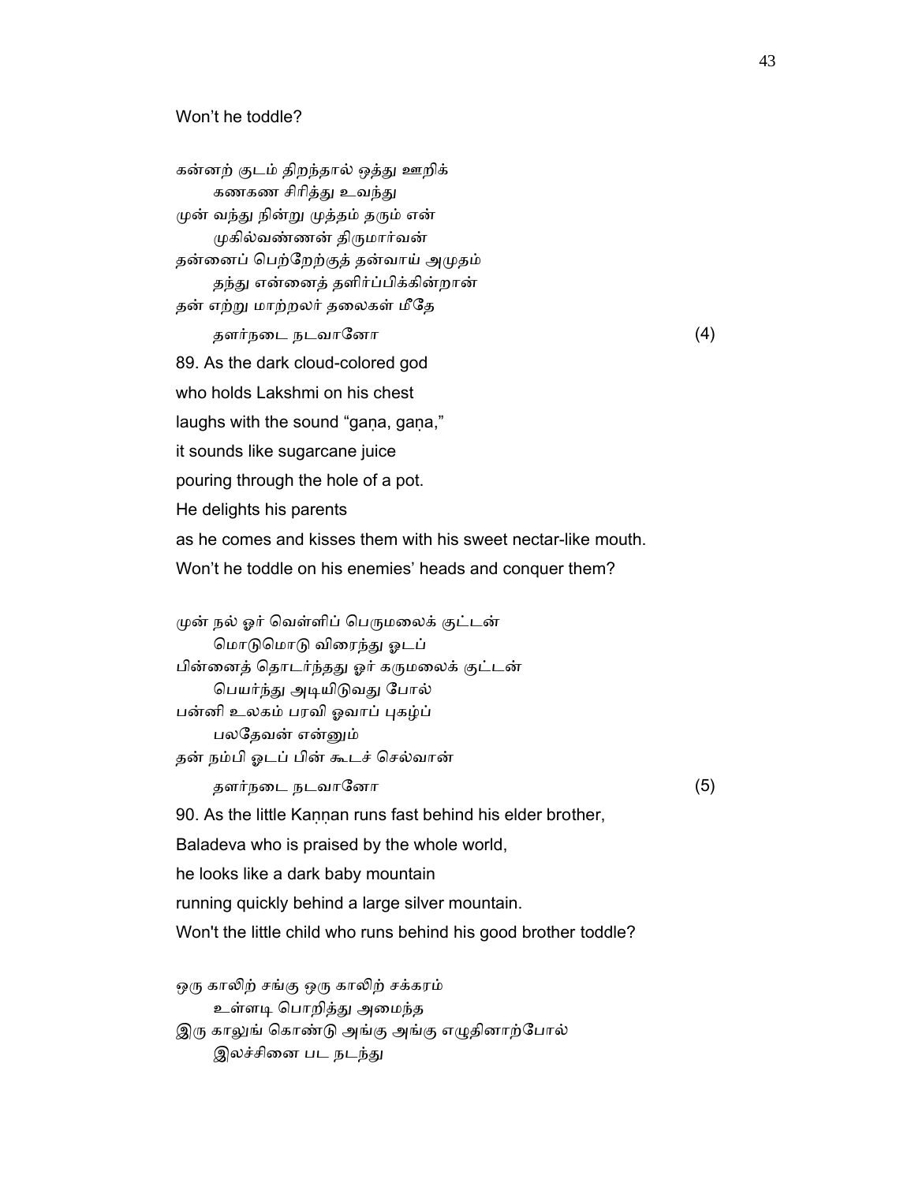Won't he toddle?

கன்னற் குடம் திறந்தால் ஒத்து ஊறிக்
 கணகண சிரித்து உவந்து
முன் வந்து நின்று முத்தம் தரும் என்
 முகில்வண்ணன் திருமார்வன்
தன்னைப் பெற்றேற்குத் தன்வாய் அமுதம்
 தந்து என்னைத் தளிர்ப்பிக்கின்றான்
தன் எற்று மாற்றலர் தலைகள் மீதே
 தளர்நடை நடவானோ (4)

89. As the dark cloud-colored god
who holds Lakshmi on his chest
laughs with the sound "gaṇa, gaṇa,"
it sounds like sugarcane juice
pouring through the hole of a pot.
He delights his parents
as he comes and kisses them with his sweet nectar-like mouth.
Won't he toddle on his enemies' heads and conquer them?

முன் நல் ஓர் வெள்ளிப் பெருமலைக் குட்டன்
 மொடுமொடு விரைந்து ஓடப்
பின்னைத் தொடர்ந்தது ஓர் கருமலைக் குட்டன்
 பெயர்ந்து அடியிடுவது போல்
பன்னி உலகம் பரவி ஓவாப் புகழ்ப்
 பலதேவன் என்னும்
தன் நம்பி ஓடப் பின் கூடச் செல்வான்
 தளர்நடை நடவானோ (5)

90. As the little Kaṇṇan runs fast behind his elder brother,
Baladeva who is praised by the whole world,
he looks like a dark baby mountain
running quickly behind a large silver mountain.
Won't the little child who runs behind his good brother toddle?

ஒரு காலிற் சங்கு ஒரு காலிற் சக்கரம்
 உள்ளடி பொறித்து அமைந்த
இரு காலுங் கொண்டு அங்கு அங்கு எழுதினாற்போல்
 இலச்சினை பட நடந்து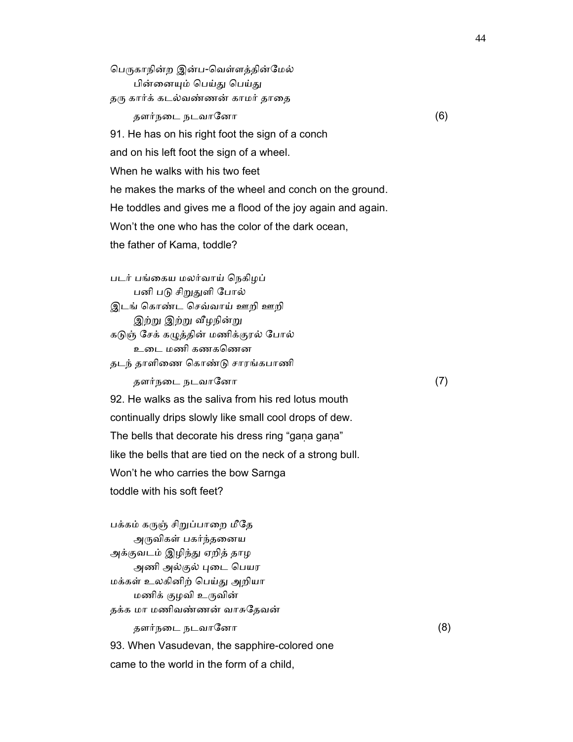பெருகாநின்ற இன்ப-வெள்ளத்தின்மேல்
    பின்னையும் பெய்து பெய்து
தரு கார்க் கடல்வண்ணன் காமர் தாதை
    தளர்நடை நடவானோ (6)

91. He has on his right foot the sign of a conch
and on his left foot the sign of a wheel.
When he walks with his two feet
he makes the marks of the wheel and conch on the ground.
He toddles and gives me a flood of the joy again and again.
Won't the one who has the color of the dark ocean,
the father of Kama, toddle?

படர் பங்கைய மலர்வாய் நெகிழப்
    பனி படு சிறுதுளி போல்
இடங் கொண்ட செவ்வாய் ஊறி ஊறி
    இற்று இற்று வீழநின்று
கடுஞ் சேக் கழுத்தின் மணிக்குரல் போல்
    உடை மணி கணகணென
தடந் தாளிணை கொண்டு சாரங்கபாணி
    தளர்நடை நடவானோ (7)

92. He walks as the saliva from his red lotus mouth
continually drips slowly like small cool drops of dew.
The bells that decorate his dress ring "gaṇa gaṇa"
like the bells that are tied on the neck of a strong bull.
Won't he who carries the bow Sarnga
toddle with his soft feet?

பக்கம் கருஞ் சிறுப்பாறை மீதே
    அருவிகள் பகர்ந்தனைய
அக்குவடம் இழிந்து ஏறித் தாழ
    அணி அல்குல் புடை பெயர
மக்கள் உலகினிற் பெய்து அறியா
    மணிக் குழவி உருவின்
தக்க மா மணிவண்ணன் வாசுதேவன்
    தளர்நடை நடவானோ (8)

93. When Vasudevan, the sapphire-colored one
came to the world in the form of a child,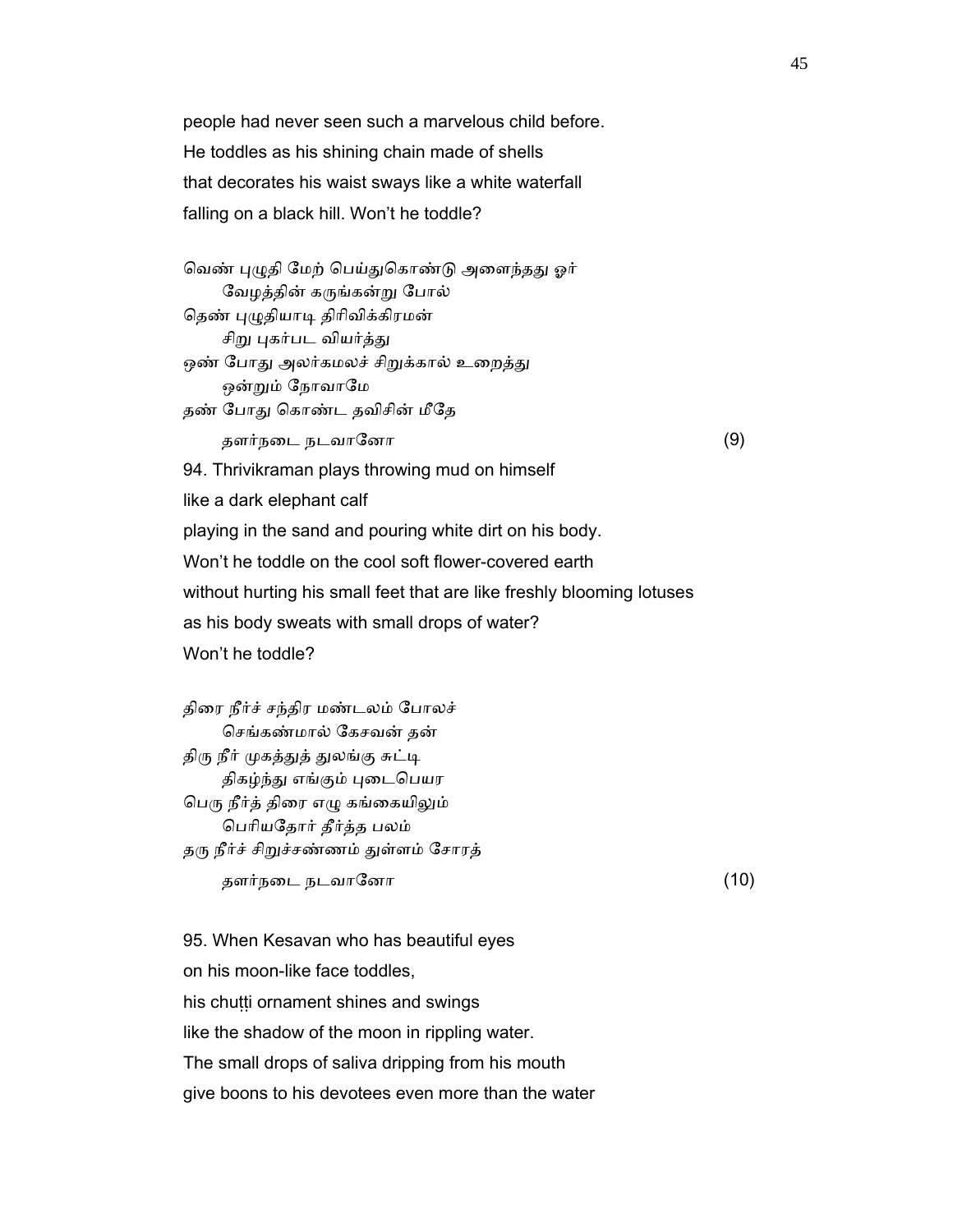people had never seen such a marvelous child before.
He toddles as his shining chain made of shells
that decorates his waist sways like a white waterfall
falling on a black hill. Won't he toddle?

வெண் புழுதி மேற் பெய்துகொண்டு அளைந்தது ஓர்
　　வேழத்தின் கருங்கன்று போல்
தெண் புழுதியாடி திரிவிக்கிரமன்
　　சிறு புகர்பட வியர்த்து
ஒண் போது அலர்கமலச் சிறுக்கால் உறைத்து
　　ஒன்றும் நோவாமே
தண் போது கொண்ட தவிசின் மீதே
　　தளர்நடை நடவானோ (9)

94. Thrivikraman plays throwing mud on himself
like a dark elephant calf
playing in the sand and pouring white dirt on his body.
Won't he toddle on the cool soft flower-covered earth
without hurting his small feet that are like freshly blooming lotuses
as his body sweats with small drops of water?
Won't he toddle?

திரை நீர்ச் சந்திர மண்டலம் போலச்
　　செங்கண்மால் கேசவன் தன்
திரு நீர் முகத்துத் துலங்கு சுட்டி
　　திகழ்ந்து எங்கும் புடைபெயர
பெரு நீர்த் திரை எழு கங்கையிலும்
　　பெரியதோர் தீர்த்த பலம்
தரு நீர்ச் சிறுச்சண்ணம் துள்ளம் சோரத்
　　தளர்நடை நடவானோ (10)

95. When Kesavan who has beautiful eyes
on his moon-like face toddles,
his chuṭṭi ornament shines and swings
like the shadow of the moon in rippling water.
The small drops of saliva dripping from his mouth
give boons to his devotees even more than the water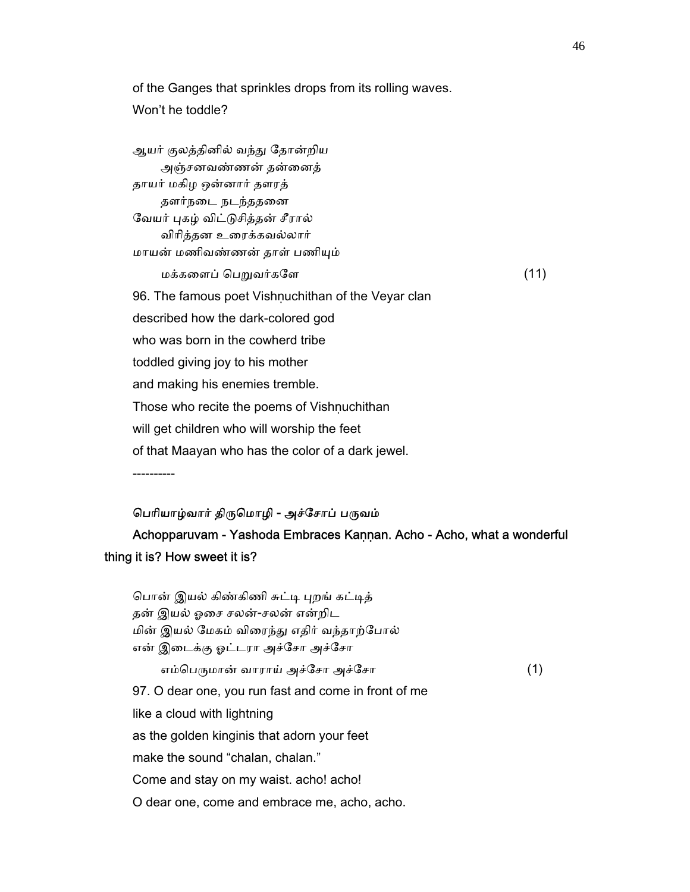of the Ganges that sprinkles drops from its rolling waves.
Won't he toddle?

ஆயர் குலத்தினில் வந்து தோன்றிய
அஞ்சனவண்ணன் தன்னைத்
தாயர் மகிழ ஒன்னார் தளரத்
தளர்நடை நடந்ததனை
வேயர் புகழ் விட்டுசித்தன் சீரால்
விரித்தன உரைக்கவல்லார்
மாயன் மணிவண்ணன் தாள் பணியும்
மக்களைப் பெறுவர்களே (11)

96. The famous poet Vishṇuchithan of the Veyar clan
described how the dark-colored god
who was born in the cowherd tribe
toddled giving joy to his mother
and making his enemies tremble.
Those who recite the poems of Vishṇuchithan
will get children who will worship the feet
of that Maayan who has the color of a dark jewel.

----------

**பெரியாழ்வார் திருமொழி - அச்சோப் பருவம்**

**Achopparuvam - Yashoda Embraces Kaṇṇan. Acho - Acho, what a wonderful thing it is? How sweet it is?**

பொன் இயல் கிண்கிணி சுட்டி புறங் கட்டித்
தன் இயல் ஓசை சலன்-சலன் என்றிட
மின் இயல் மேகம் விரைந்து எதிர் வந்தாற்போல்
என் இடைக்கு ஓட்டரா அச்சோ அச்சோ
எம்பெருமான் வாராய் அச்சோ அச்சோ (1)

97. O dear one, you run fast and come in front of me
like a cloud with lightning
as the golden kinginis that adorn your feet
make the sound "chalan, chalan."
Come and stay on my waist. acho! acho!
O dear one, come and embrace me, acho, acho.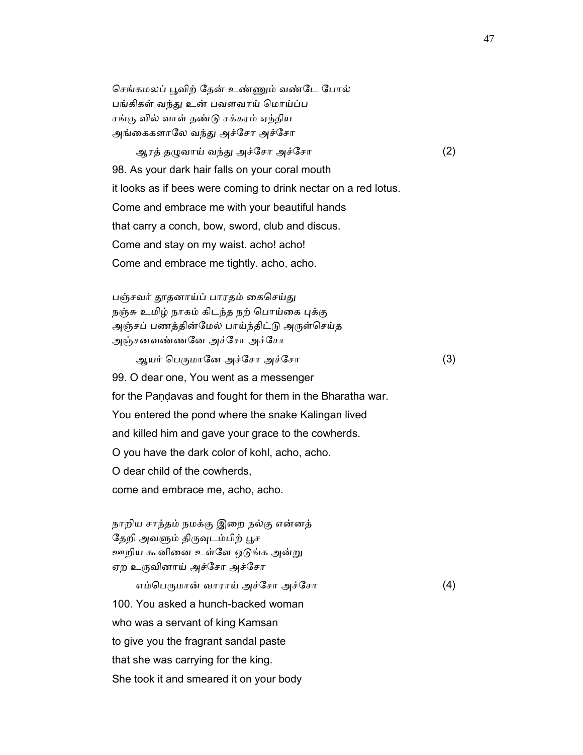செங்கமலப் பூவிற் தேன் உண்ணும் வண்டே போல்
பங்கிகள் வந்து உன் பவளவாய் மொய்ப்ப
சங்கு வில் வாள் தண்டு சக்கரம் ஏந்திய
அங்கைகளாலே வந்து அச்சோ அச்சோ

ஆரத் தழுவாய் வந்து அச்சோ அச்சோ (2)

98. As your dark hair falls on your coral mouth
it looks as if bees were coming to drink nectar on a red lotus.
Come and embrace me with your beautiful hands
that carry a conch, bow, sword, club and discus.
Come and stay on my waist. acho! acho!
Come and embrace me tightly. acho, acho.

பஞ்சவர் தூதனாய்ப் பாரதம் கைசெய்து
நஞ்சு உமிழ் நாகம் கிடந்த நற் பொய்கை புக்கு
அஞ்சப் பணத்தின்மேல் பாய்ந்திட்டு அருள்செய்த
அஞ்சனவண்ணனே அச்சோ அச்சோ

ஆயர் பெருமானே அச்சோ அச்சோ (3)

99. O dear one, You went as a messenger
for the Paṇḍavas and fought for them in the Bharatha war.
You entered the pond where the snake Kalingan lived
and killed him and gave your grace to the cowherds.
O you have the dark color of kohl, acho, acho.
O dear child of the cowherds,
come and embrace me, acho, acho.

நாறிய சாந்தம் நமக்கு இறை நல்கு என்னத்
தேறி அவளும் திருவுடம்பிற் பூச
ஊறிய கூனினை உள்ளே ஒடுங்க அன்று
ஏற உருவினாய் அச்சோ அச்சோ

எம்பெருமான் வாராய் அச்சோ அச்சோ (4)

100. You asked a hunch-backed woman
who was a servant of king Kamsan
to give you the fragrant sandal paste
that she was carrying for the king.
She took it and smeared it on your body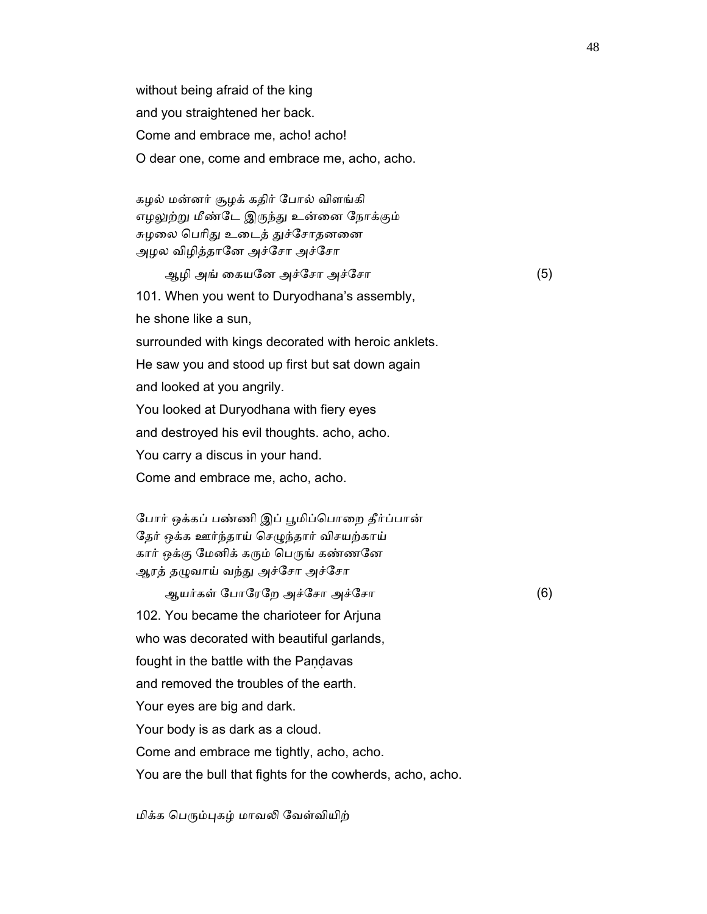without being afraid of the king
and you straightened her back.
Come and embrace me, acho! acho!
O dear one, come and embrace me, acho, acho.

கழல் மன்னர் சூழக் கதிர் போல் விளங்கி
எழலுற்று மீண்டே இருந்து உன்னை நோக்கும்
சுழலை பெரிது உடைத் துச்சோதனனை
அழல விழித்தானே அச்சோ அச்சோ
ஆழி அங் கையனே அச்சோ அச்சோ (5)

101. When you went to Duryodhana's assembly,
he shone like a sun,
surrounded with kings decorated with heroic anklets.
He saw you and stood up first but sat down again
and looked at you angrily.
You looked at Duryodhana with fiery eyes
and destroyed his evil thoughts. acho, acho.
You carry a discus in your hand.
Come and embrace me, acho, acho.

போர் ஒக்கப் பண்ணி இப் பூமிப்பொறை தீர்ப்பான்
தேர் ஒக்க ஊர்ந்தாய் செழுந்தார் விசயற்காய்
கார் ஒக்கு மேனிக் கரும் பெருங் கண்ணனே
ஆரத் தழுவாய் வந்து அச்சோ அச்சோ
ஆயர்கள் போரேறே அச்சோ அச்சோ (6)

102. You became the charioteer for Arjuna
who was decorated with beautiful garlands,
fought in the battle with the Paṇḍavas
and removed the troubles of the earth.
Your eyes are big and dark.
Your body is as dark as a cloud.
Come and embrace me tightly, acho, acho.
You are the bull that fights for the cowherds, acho, acho.

மிக்க பெரும்புகழ் மாவலி வேள்வியிற்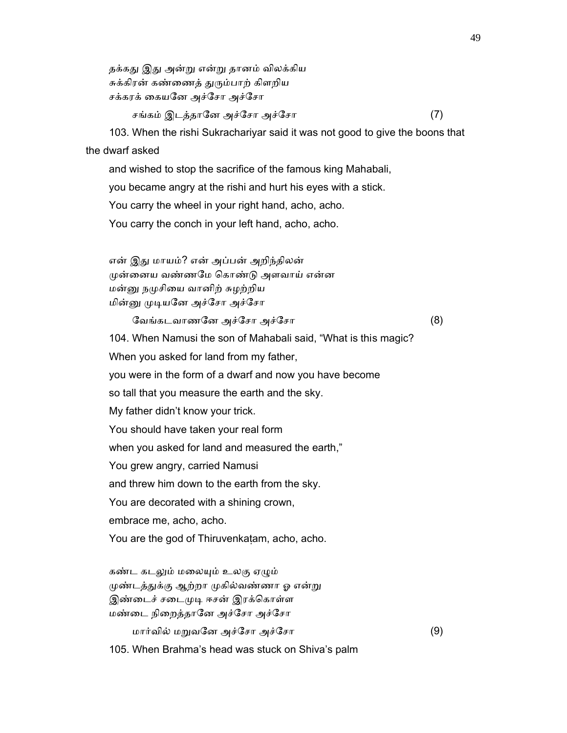தக்கது இது அன்று என்று தானம் விலக்கிய
சுக்கிரன் கண்ணைத் துரும்பாற் கிளறிய
சக்கரக் கையனே அச்சோ அச்சோ

சங்கம் இடத்தானே அச்சோ அச்சோ (7)

103. When the rishi Sukrachariyar said it was not good to give the boons that the dwarf asked

and wished to stop the sacrifice of the famous king Mahabali,

you became angry at the rishi and hurt his eyes with a stick.

You carry the wheel in your right hand, acho, acho.

You carry the conch in your left hand, acho, acho.

என் இது மாயம்? என் அப்பன் அறிந்திலன்
முன்னைய வண்ணமே கொண்டு அளவாய் என்ன
மன்னு நமுசியை வானிற் சுழற்றிய
மின்னு முடியனே அச்சோ அச்சோ

வேங்கடவாணனே அச்சோ அச்சோ (8)

104. When Namusi the son of Mahabali said, “What is this magic?

When you asked for land from my father,

you were in the form of a dwarf and now you have become

so tall that you measure the earth and the sky.

My father didn’t know your trick.

You should have taken your real form

when you asked for land and measured the earth,”

You grew angry, carried Namusi

and threw him down to the earth from the sky.

You are decorated with a shining crown,

embrace me, acho, acho.

You are the god of Thiruvenkaṭam, acho, acho.

கண்ட கடலும் மலையும் உலகு ஏழும்
முண்டத்துக்கு ஆற்றா முகில்வண்ணா ஓ என்று
இண்டைச் சடைமுடி ஈசன் இரக்கொள்ள
மண்டை நிறைத்தானே அச்சோ அச்சோ

மார்வில் மறுவனே அச்சோ அச்சோ (9)

105. When Brahma’s head was stuck on Shiva’s palm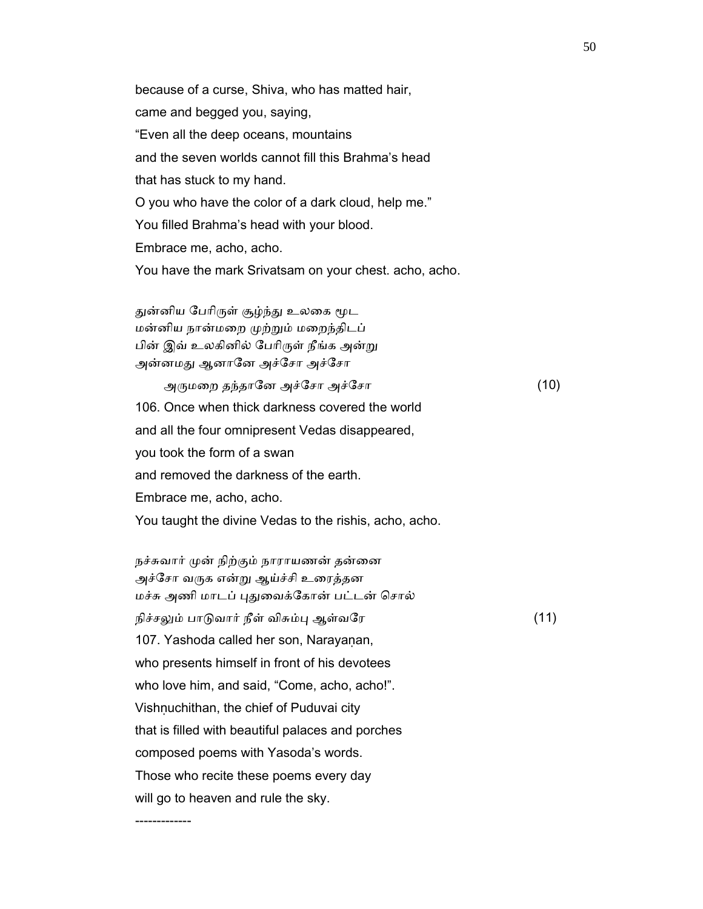because of a curse, Shiva, who has matted hair,
came and begged you, saying,
“Even all the deep oceans, mountains
and the seven worlds cannot fill this Brahma’s head
that has stuck to my hand.
O you who have the color of a dark cloud, help me.”
You filled Brahma’s head with your blood.
Embrace me, acho, acho.
You have the mark Srivatsam on your chest. acho, acho.

துன்னிய பேரிருள் சூழ்ந்து உலகை மூட
மன்னிய நான்மறை முற்றும் மறைந்திடப்
பின் இவ் உலகினில் பேரிருள் நீங்க அன்று
அன்னமது ஆனானே அச்சோ அச்சோ
அருமறை தந்தானே அச்சோ அச்சோ (10)

106. Once when thick darkness covered the world
and all the four omnipresent Vedas disappeared,
you took the form of a swan
and removed the darkness of the earth.
Embrace me, acho, acho.
You taught the divine Vedas to the rishis, acho, acho.

நச்சுவார் முன் நிற்கும் நாராயணன் தன்னை
அச்சோ வருக என்று ஆய்ச்சி உரைத்தன
மச்சு அணி மாடப் புதுவைக்கோன் பட்டன் சொல்
நிச்சலும் பாடுவார் நீள் விசும்பு ஆள்வரே (11)

107. Yashoda called her son, Narayaṇan,
who presents himself in front of his devotees
who love him, and said, “Come, acho, acho!”.
Vishṇuchithan, the chief of Puduvai city
that is filled with beautiful palaces and porches
composed poems with Yasoda’s words.
Those who recite these poems every day
will go to heaven and rule the sky.

-------------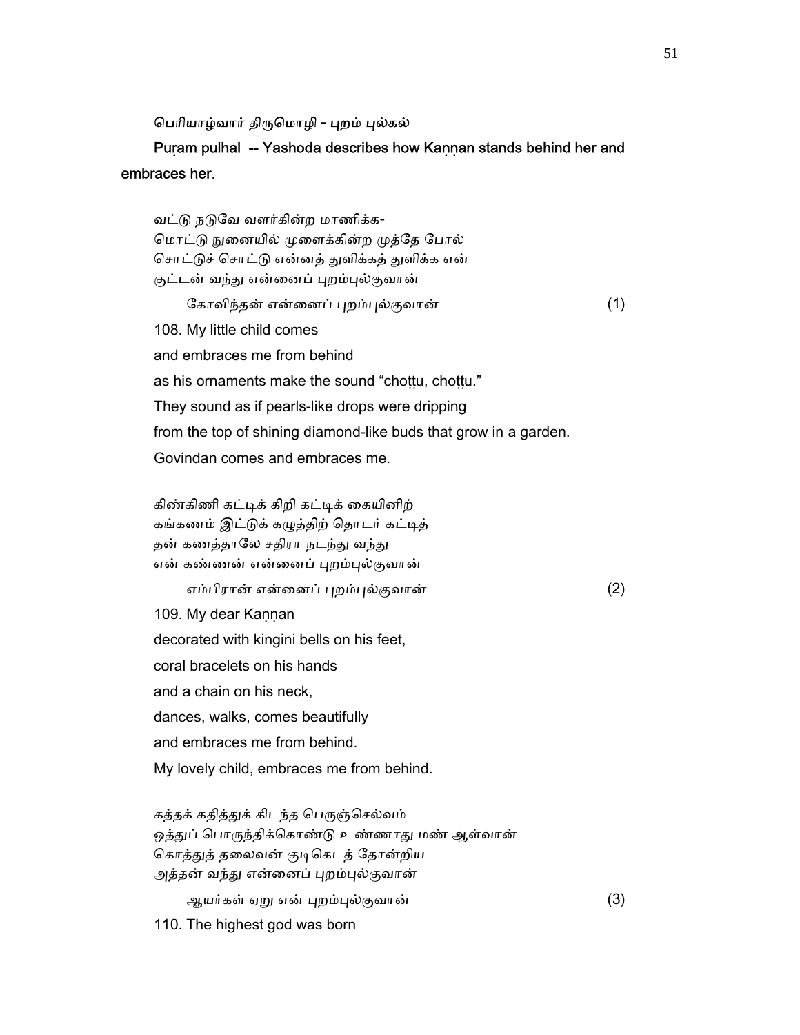பெரியாழ்வார் திருமொழி - புறம் புல்கல்

**Puṛam pulhal -- Yashoda describes how Kaṇṇan stands behind her and embraces her.**

வட்டு நடுவே வளர்கின்ற மாணிக்க-
மொட்டு நுனையில் முளைக்கின்ற முத்தே போல்
சொட்டுச் சொட்டு என்னத் துளிக்கத் துளிக்க என்
குட்டன் வந்து என்னைப் புறம்புல்குவான்
கோவிந்தன் என்னைப் புறம்புல்குவான் (1)

108. My little child comes
and embraces me from behind
as his ornaments make the sound "choṭṭu, choṭṭu."
They sound as if pearls-like drops were dripping
from the top of shining diamond-like buds that grow in a garden.
Govindan comes and embraces me.

கிண்கிணி கட்டிக் கிறி கட்டிக் கையினிற்
கங்கணம் இட்டுக் கழுத்திற் தொடர் கட்டித்
தன் கணத்தாலே சதிரா நடந்து வந்து
என் கண்ணன் என்னைப் புறம்புல்குவான்
எம்பிரான் என்னைப் புறம்புல்குவான் (2)

109. My dear Kaṇṇan
decorated with kingini bells on his feet,
coral bracelets on his hands
and a chain on his neck,
dances, walks, comes beautifully
and embraces me from behind.
My lovely child, embraces me from behind.

கத்தக் கதித்துக் கிடந்த பெருஞ்செல்வம்
ஒத்துப் பொருந்திக்கொண்டு உண்ணாது மண் ஆள்வான்
கொத்துத் தலைவன் குடிகெடத் தோன்றிய
அத்தன் வந்து என்னைப் புறம்புல்குவான்
ஆயர்கள் ஏறு என் புறம்புல்குவான் (3)

110. The highest god was born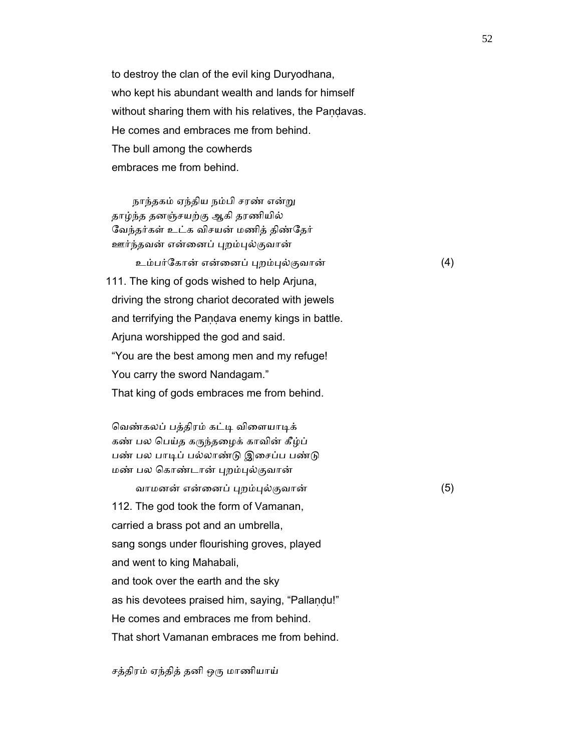to destroy the clan of the evil king Duryodhana,
who kept his abundant wealth and lands for himself
without sharing them with his relatives, the Paṇḍavas.
He comes and embraces me from behind.
The bull among the cowherds
embraces me from behind.

நாந்தகம் ஏந்திய நம்பி சரண் என்று
தாழ்ந்த தனஞ்சயற்கு ஆகி தரணியில்
வேந்தர்கள் உட்க விசயன் மணித் திண்தேர்
ஊர்ந்தவன் என்னைப் புறம்புல்குவான்
உம்பர்கோன் என்னைப் புறம்புல்குவான் (4)

111. The king of gods wished to help Arjuna,
driving the strong chariot decorated with jewels
and terrifying the Paṇḍava enemy kings in battle.
Arjuna worshipped the god and said.
"You are the best among men and my refuge!
You carry the sword Nandagam."
That king of gods embraces me from behind.

வெண்கலப் பத்திரம் கட்டி விளையாடிக்
கண் பல பெய்த கருந்தழைக் காவின் கீழ்ப்
பண் பல பாடிப் பல்லாண்டு இசைப்ப பண்டு
மண் பல கொண்டான் புறம்புல்குவான்
வாமனன் என்னைப் புறம்புல்குவான் (5)

112. The god took the form of Vamanan,
carried a brass pot and an umbrella,
sang songs under flourishing groves, played
and went to king Mahabali,
and took over the earth and the sky
as his devotees praised him, saying, "Pallaṇḍu!"
He comes and embraces me from behind.
That short Vamanan embraces me from behind.

சத்திரம் ஏந்தித் தனி ஒரு மாணியாய்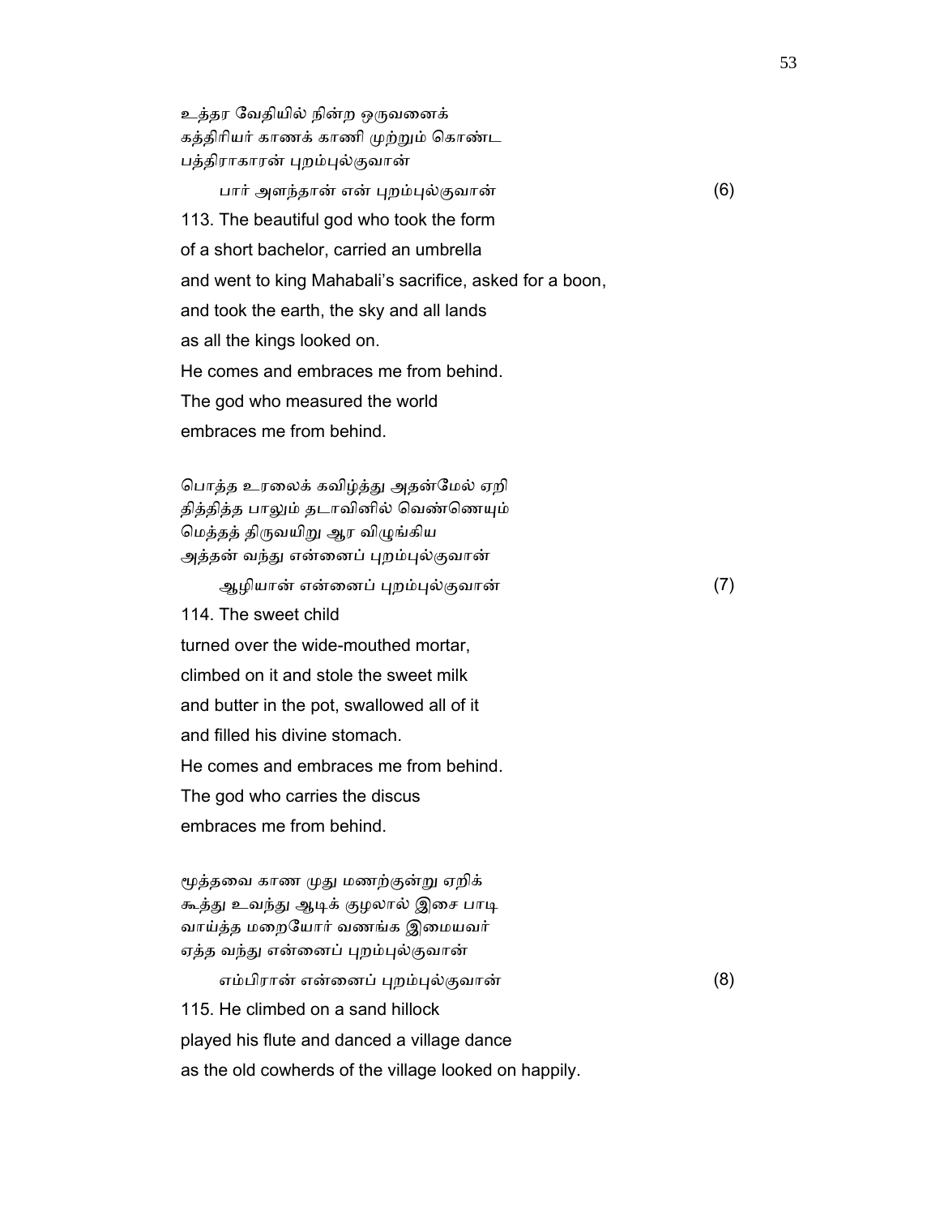உத்தர வேதியில் நின்ற ஒருவனைக்
கத்திரியர் காணக் காணி முற்றும் கொண்ட
பத்திராகாரன் புறம்புல்குவான்

பார் அளந்தான் என் புறம்புல்குவான் (6)

113. The beautiful god who took the form
of a short bachelor, carried an umbrella
and went to king Mahabali's sacrifice, asked for a boon,
and took the earth, the sky and all lands
as all the kings looked on.
He comes and embraces me from behind.
The god who measured the world
embraces me from behind.

பொத்த உரலைக் கவிழ்த்து அதன்மேல் ஏறி
தித்தித்த பாலும் தடாவினில் வெண்ணெயும்
மெத்தத் திருவயிறு ஆர விழுங்கிய
அத்தன் வந்து என்னைப் புறம்புல்குவான்

ஆழியான் என்னைப் புறம்புல்குவான் (7)

114. The sweet child
turned over the wide-mouthed mortar,
climbed on it and stole the sweet milk
and butter in the pot, swallowed all of it
and filled his divine stomach.
He comes and embraces me from behind.
The god who carries the discus
embraces me from behind.

மூத்தவை காண முது மணற்குன்று ஏறிக்
கூத்து உவந்து ஆடிக் குழலால் இசை பாடி
வாய்த்த மறையோர் வணங்க இமையவர்
ஏத்த வந்து என்னைப் புறம்புல்குவான்

எம்பிரான் என்னைப் புறம்புல்குவான் (8)

115. He climbed on a sand hillock
played his flute and danced a village dance
as the old cowherds of the village looked on happily.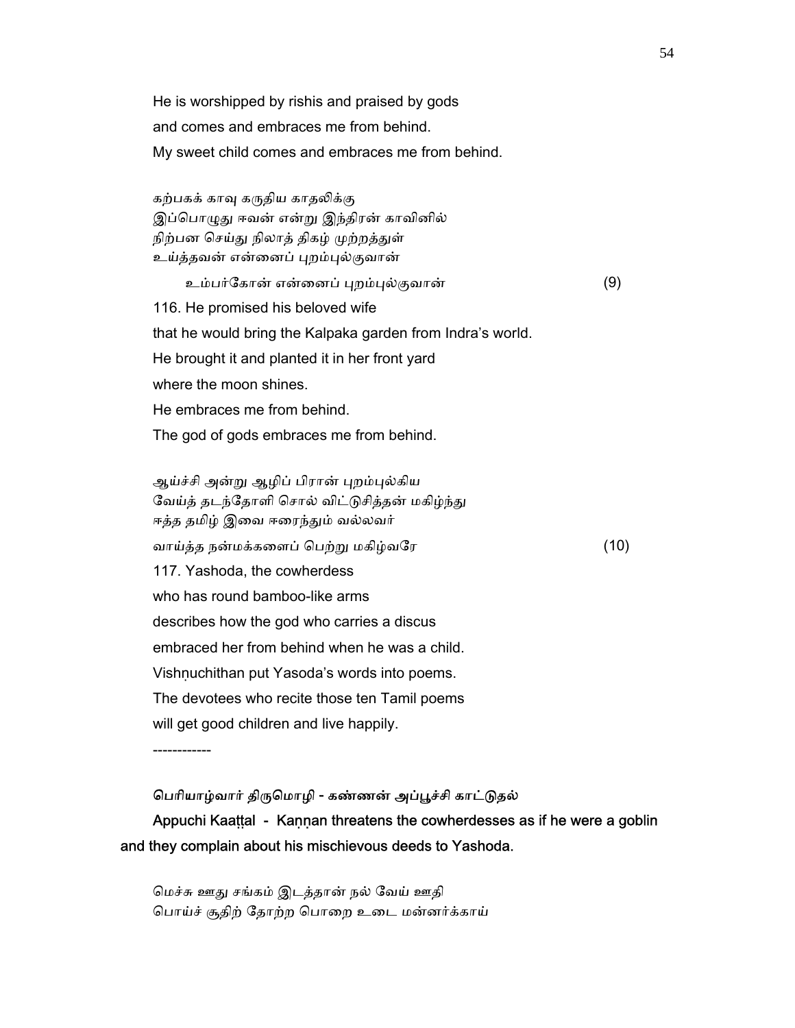He is worshipped by rishis and praised by gods
and comes and embraces me from behind.
My sweet child comes and embraces me from behind.

கற்பகக் காவு கருதிய காதலிக்கு
இப்பொழுது ஈவன் என்று இந்திரன் காவினில்
நிற்பன செய்து நிலாத் திகழ் முற்றத்துள்
உய்த்தவன் என்னைப் புறம்புல்குவான்
உம்பர்கோன் என்னைப் புறம்புல்குவான் (9)

116. He promised his beloved wife
that he would bring the Kalpaka garden from Indra's world.
He brought it and planted it in her front yard
where the moon shines.
He embraces me from behind.
The god of gods embraces me from behind.

ஆய்ச்சி அன்று ஆழிப் பிரான் புறம்புல்கிய
வேய்த் தடந்தோளி சொல் விட்டுசித்தன் மகிழ்ந்து
ஈத்த தமிழ் இவை ஈரைந்தும் வல்லவர்
வாய்த்த நன்மக்களைப் பெற்று மகிழ்வரே (10)

117. Yashoda, the cowherdess
who has round bamboo-like arms
describes how the god who carries a discus
embraced her from behind when he was a child.
Vishṇuchithan put Yasoda's words into poems.
The devotees who recite those ten Tamil poems
will get good children and live happily.

------------

**பெரியாழ்வார் திருமொழி - கண்ணன் அப்பூச்சி காட்டுதல்**

**Appuchi Kaaṭṭal - Kaṇṇan threatens the cowherdesses as if he were a goblin and they complain about his mischievous deeds to Yashoda.**

மெச்சு ஊது சங்கம் இடத்தான் நல் வேய் ஊதி
பொய்ச் சூதிற் தோற்ற பொறை உடை மன்னர்க்காய்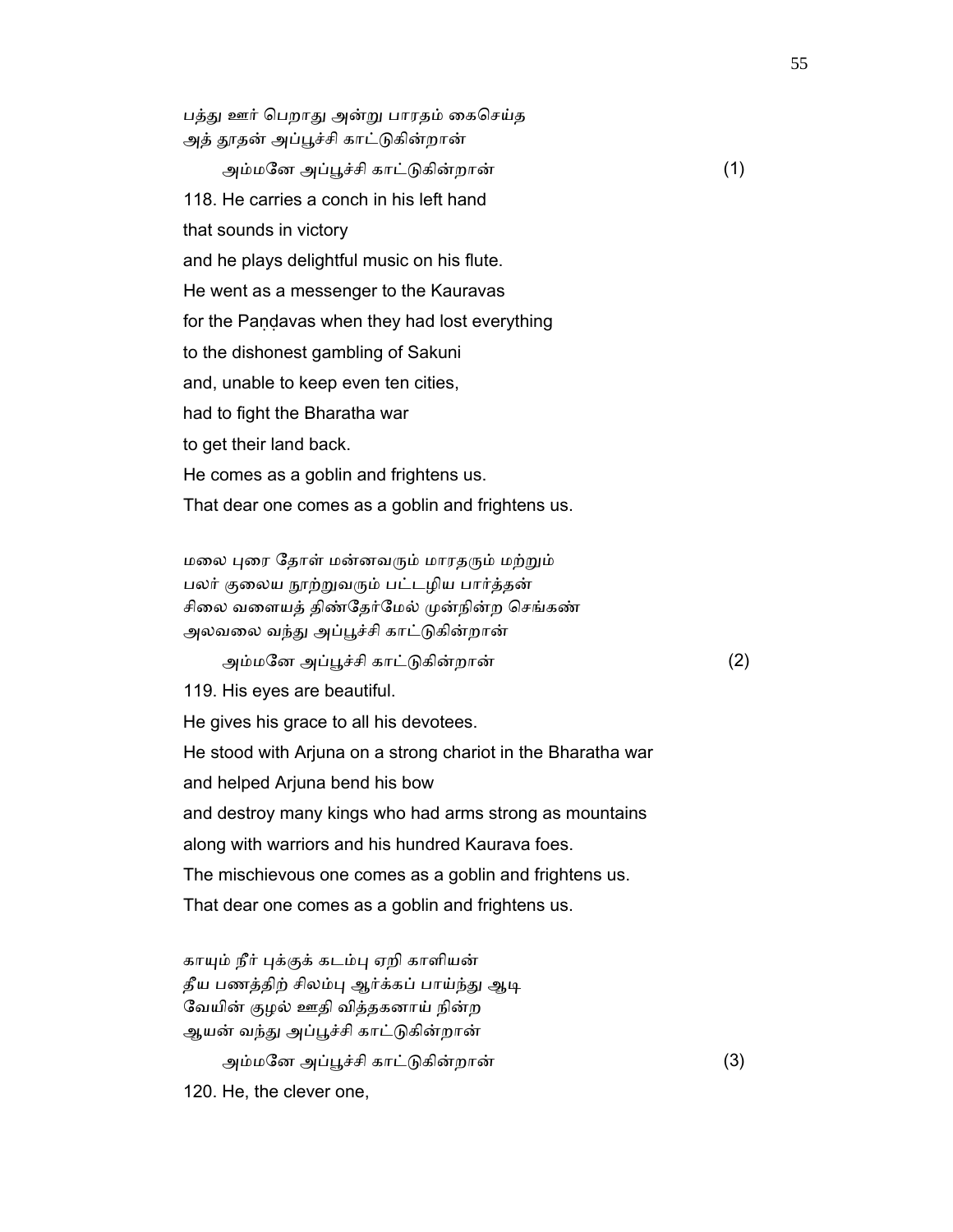பத்து ஊர் பெறாது அன்று பாரதம் கைசெய்த
அத் தூதன் அப்பூச்சி காட்டுகின்றான்

அம்மனே அப்பூச்சி காட்டுகின்றான் (1)

118. He carries a conch in his left hand
that sounds in victory
and he plays delightful music on his flute.
He went as a messenger to the Kauravas
for the Paṇḍavas when they had lost everything
to the dishonest gambling of Sakuni
and, unable to keep even ten cities,
had to fight the Bharatha war
to get their land back.
He comes as a goblin and frightens us.
That dear one comes as a goblin and frightens us.

மலை புரை தோள் மன்னவரும் மாரதரும் மற்றும்
பலர் குலைய நூற்றுவரும் பட்டழிய பார்த்தன்
சிலை வளையத் திண்தேர்மேல் முன்நின்ற செங்கண்
அலவலை வந்து அப்பூச்சி காட்டுகின்றான்

அம்மனே அப்பூச்சி காட்டுகின்றான் (2)

119. His eyes are beautiful.
He gives his grace to all his devotees.
He stood with Arjuna on a strong chariot in the Bharatha war
and helped Arjuna bend his bow
and destroy many kings who had arms strong as mountains
along with warriors and his hundred Kaurava foes.
The mischievous one comes as a goblin and frightens us.
That dear one comes as a goblin and frightens us.

காயும் நீர் புக்குக் கடம்பு ஏறி காளியன்
தீய பணத்திற் சிலம்பு ஆர்க்கப் பாய்ந்து ஆடி
வேயின் குழல் ஊதி வித்தகனாய் நின்ற
ஆயன் வந்து அப்பூச்சி காட்டுகின்றான்

அம்மனே அப்பூச்சி காட்டுகின்றான் (3)

120. He, the clever one,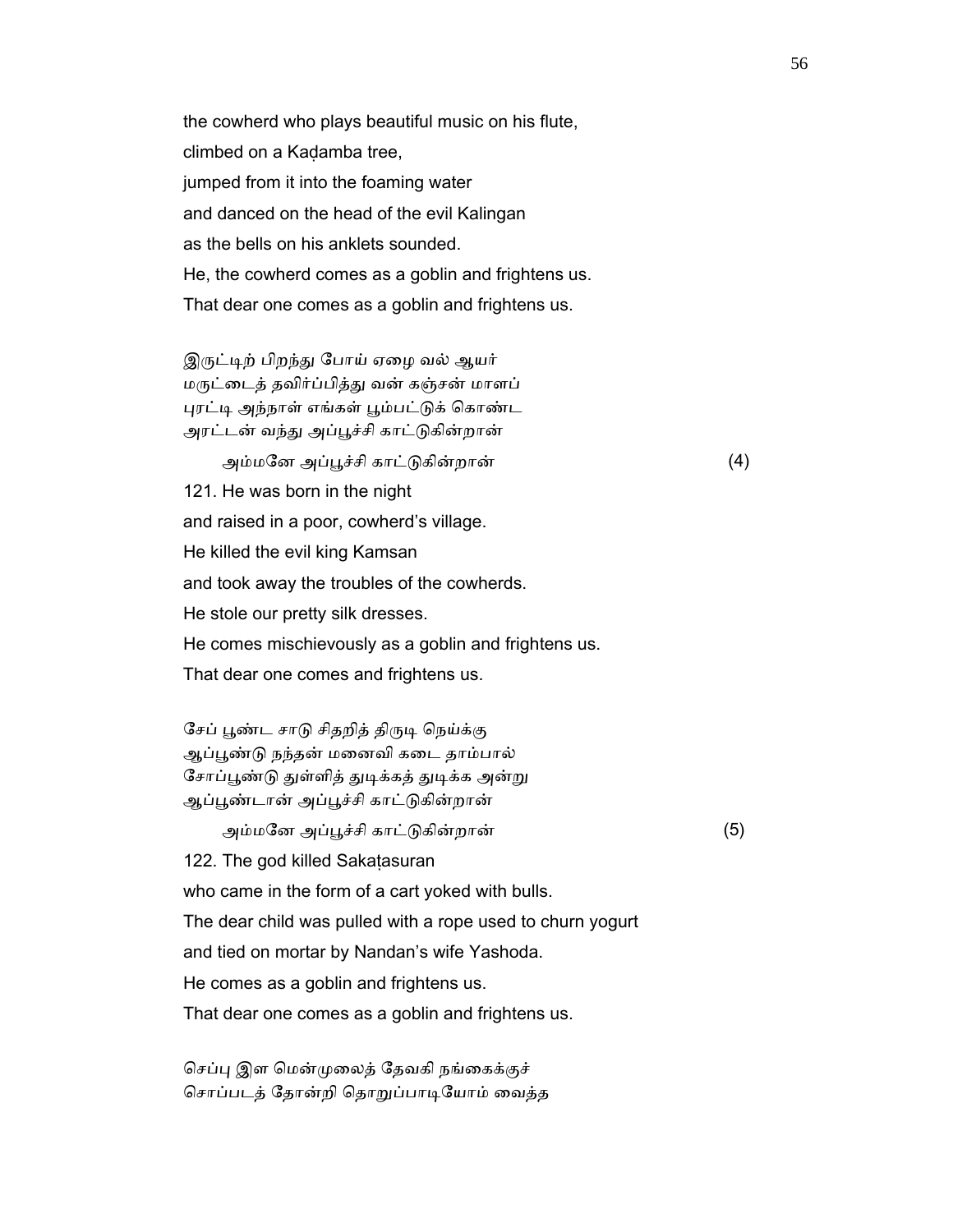the cowherd who plays beautiful music on his flute,
climbed on a Kaḍamba tree,
jumped from it into the foaming water
and danced on the head of the evil Kalingan
as the bells on his anklets sounded.
He, the cowherd comes as a goblin and frightens us.
That dear one comes as a goblin and frightens us.

இருட்டிற் பிறந்து போய் ஏழை வல் ஆயர்
மருட்டைத் தவிர்ப்பித்து வன் கஞ்சன் மாளப்
புரட்டி அந்நாள் எங்கள் பூம்பட்டுக் கொண்ட
அரட்டன் வந்து அப்பூச்சி காட்டுகின்றான்

அம்மனே அப்பூச்சி காட்டுகின்றான் (4)

121. He was born in the night
and raised in a poor, cowherd's village.
He killed the evil king Kamsan
and took away the troubles of the cowherds.
He stole our pretty silk dresses.
He comes mischievously as a goblin and frightens us.
That dear one comes and frightens us.

சேப் பூண்ட சாடு சிதறித் திருடி நெய்க்கு
ஆப்பூண்டு நந்தன் மனைவி கடை தாம்பால்
சோப்பூண்டு துள்ளித் துடிக்கத் துடிக்க அன்று
ஆப்பூண்டான் அப்பூச்சி காட்டுகின்றான்

அம்மனே அப்பூச்சி காட்டுகின்றான் (5)

122. The god killed Sakaṭasuran
who came in the form of a cart yoked with bulls.
The dear child was pulled with a rope used to churn yogurt
and tied on mortar by Nandan's wife Yashoda.
He comes as a goblin and frightens us.
That dear one comes as a goblin and frightens us.

செப்பு இள மென்முலைத் தேவகி நங்கைக்குச்
சொப்படத் தோன்றி தொறுப்பாடியோம் வைத்த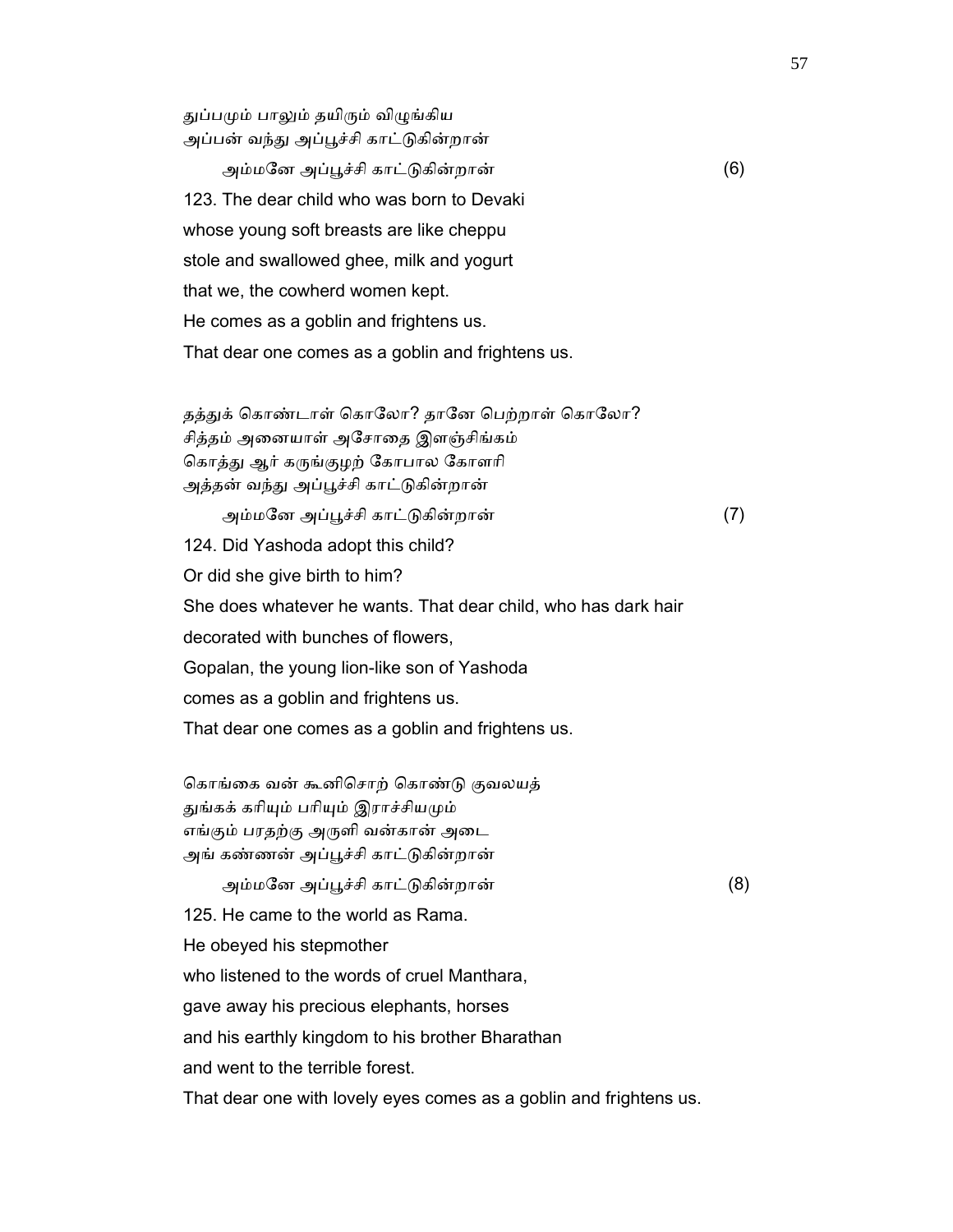துப்பமும் பாலும் தயிரும் விழுங்கிய
அப்பன் வந்து அப்பூச்சி காட்டுகின்றான்

அம்மனே அப்பூச்சி காட்டுகின்றான் (6)

123. The dear child who was born to Devaki
whose young soft breasts are like cheppu
stole and swallowed ghee, milk and yogurt
that we, the cowherd women kept.
He comes as a goblin and frightens us.
That dear one comes as a goblin and frightens us.

தத்துக் கொண்டாள் கொலோ? தானே பெற்றாள் கொலோ?
சித்தம் அனையாள் அசோதை இளஞ்சிங்கம்
கொத்து ஆர் கருங்குழற் கோபால கோளரி
அத்தன் வந்து அப்பூச்சி காட்டுகின்றான்

அம்மனே அப்பூச்சி காட்டுகின்றான் (7)

124. Did Yashoda adopt this child?
Or did she give birth to him?
She does whatever he wants. That dear child, who has dark hair
decorated with bunches of flowers,
Gopalan, the young lion-like son of Yashoda
comes as a goblin and frightens us.
That dear one comes as a goblin and frightens us.

கொங்கை வன் கூனிசொற் கொண்டு குவலயத்
துங்கக் கரியும் பரியும் இராச்சியமும்
எங்கும் பரதற்கு அருளி வன்கான் அடை
அங் கண்ணன் அப்பூச்சி காட்டுகின்றான்

அம்மனே அப்பூச்சி காட்டுகின்றான் (8)

125. He came to the world as Rama.
He obeyed his stepmother
who listened to the words of cruel Manthara,
gave away his precious elephants, horses
and his earthly kingdom to his brother Bharathan
and went to the terrible forest.
That dear one with lovely eyes comes as a goblin and frightens us.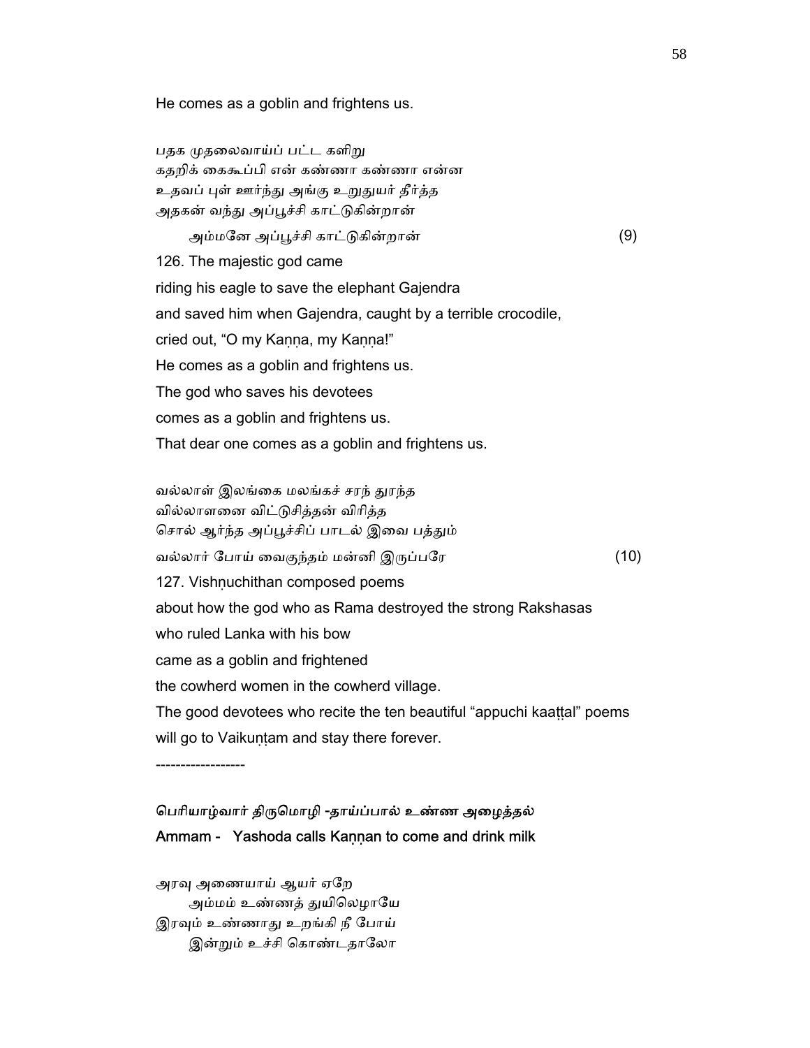He comes as a goblin and frightens us.

பதக முதலைவாய்ப் பட்ட களிறு
கதறிக் கைகூப்பி என் கண்ணா கண்ணா என்ன
உதவப் புள் ஊர்ந்து அங்கு உறுதுயர் தீர்த்த
அதகன் வந்து அப்பூச்சி காட்டுகின்றான்
அம்மனே அப்பூச்சி காட்டுகின்றான் (9)

126. The majestic god came
riding his eagle to save the elephant Gajendra
and saved him when Gajendra, caught by a terrible crocodile,
cried out, "O my Kaṇṇa, my Kaṇṇa!"
He comes as a goblin and frightens us.
The god who saves his devotees
comes as a goblin and frightens us.
That dear one comes as a goblin and frightens us.

வல்லாள் இலங்கை மலங்கச் சரந் துரந்த
வில்லாளனை விட்டுசித்தன் விரித்த
சொல் ஆர்ந்த அப்பூச்சிப் பாடல் இவை பத்தும்
வல்லார் போய் வைகுந்தம் மன்னி இருப்பரே (10)

127. Vishṇuchithan composed poems
about how the god who as Rama destroyed the strong Rakshasas
who ruled Lanka with his bow
came as a goblin and frightened
the cowherd women in the cowherd village.
The good devotees who recite the ten beautiful "appuchi kaaṭṭal" poems
will go to Vaikuṇṭam and stay there forever.

------------------

**பெரியாழ்வார் திருமொழி -தாய்ப்பால் உண்ண அழைத்தல்**
**Ammam - Yashoda calls Kaṇṇan to come and drink milk**

அரவு அணையாய் ஆயர் ஏறே
அம்மம் உண்ணத் துயிலெழாயே
இரவும் உண்ணாது உறங்கி நீ போய்
இன்றும் உச்சி கொண்டதாலோ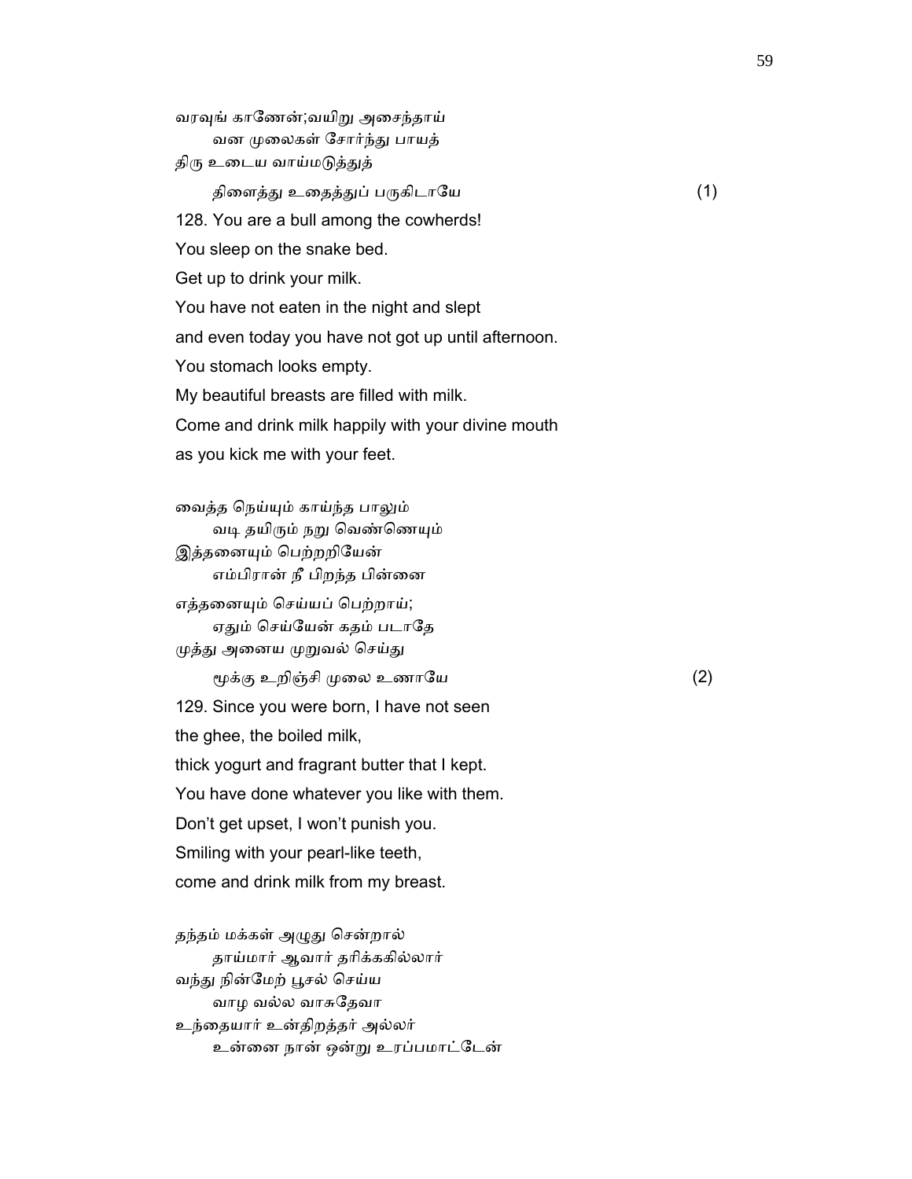வரவுங் காணேன்;வயிறு அசைந்தாய்
　　வன முலைகள் சோர்ந்து பாயத்
திரு உடைய வாய்மடுத்துத்
　　திளைத்து உதைத்துப் பருகிடாயே　　　　　　　　　　　(1)

128. You are a bull among the cowherds!
You sleep on the snake bed.
Get up to drink your milk.
You have not eaten in the night and slept
and even today you have not got up until afternoon.
You stomach looks empty.
My beautiful breasts are filled with milk.
Come and drink milk happily with your divine mouth
as you kick me with your feet.

வைத்த நெய்யும் காய்ந்த பாலும்
　　வடி தயிரும் நறு வெண்ணெயும்
இத்தனையும் பெற்றறியேன்
　　எம்பிரான் நீ பிறந்த பின்னை
எத்தனையும் செய்யப் பெற்றாய்;
　　ஏதும் செய்யேன் கதம் படாதே
முத்து அனைய முறுவல் செய்து
　　மூக்கு உறிஞ்சி முலை உணாயே　　　　　　　　　　　(2)

129. Since you were born, I have not seen
the ghee, the boiled milk,
thick yogurt and fragrant butter that I kept.
You have done whatever you like with them.
Don't get upset, I won't punish you.
Smiling with your pearl-like teeth,
come and drink milk from my breast.

தந்தம் மக்கள் அழுது சென்றால்
　　தாய்மார் ஆவார் தரிக்ககில்லார்
வந்து நின்மேற் பூசல் செய்ய
　　வாழ வல்ல வாசுதேவா
உந்தையார் உன்திறத்தர் அல்லர்
　　உன்னை நான் ஒன்று உரப்பமாட்டேன்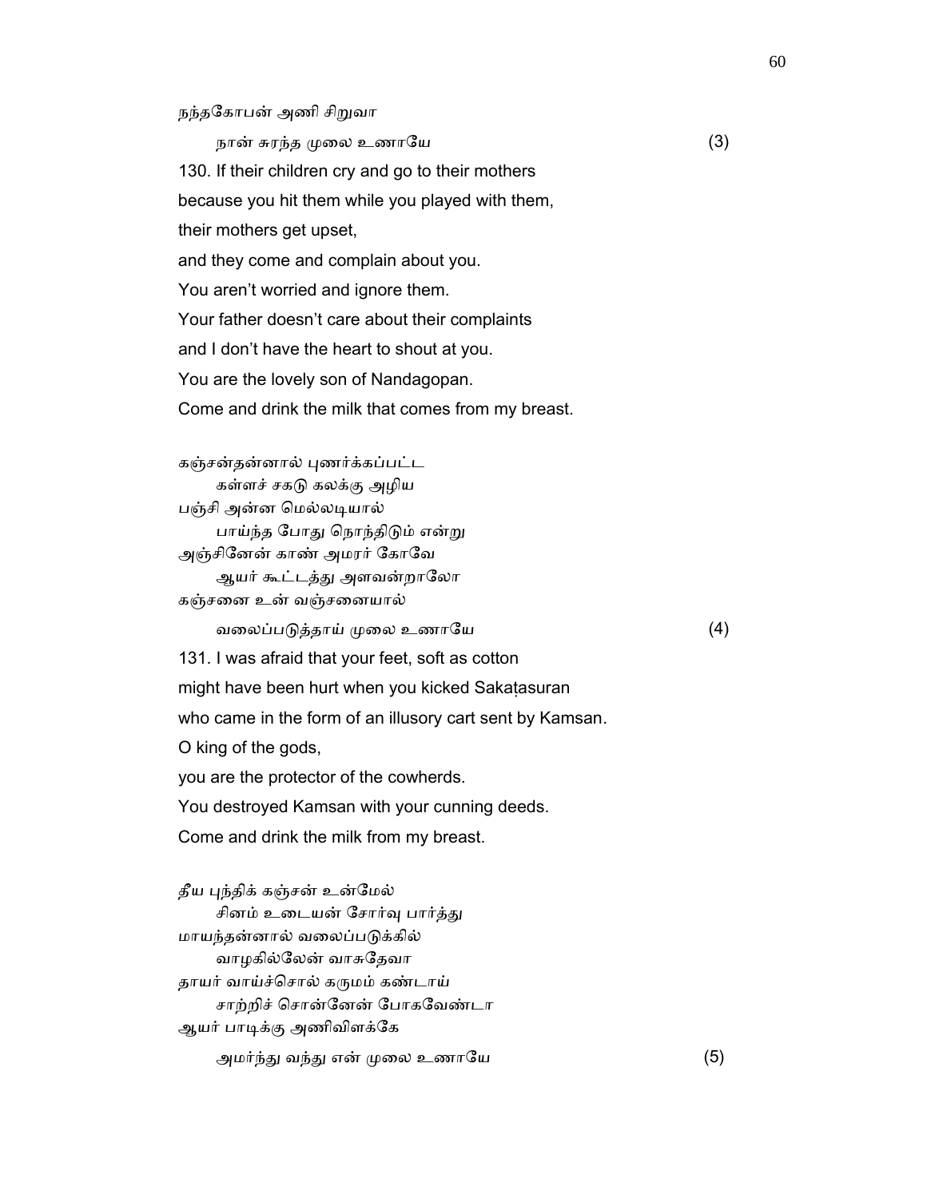நந்தகோபன் அணி சிறுவா
நான் சுரந்த முலை உணாயே (3)

130. If their children cry and go to their mothers
because you hit them while you played with them,
their mothers get upset,
and they come and complain about you.
You aren't worried and ignore them.
Your father doesn't care about their complaints
and I don't have the heart to shout at you.
You are the lovely son of Nandagopan.
Come and drink the milk that comes from my breast.

கஞ்சன்தன்னால் புணர்க்கப்பட்ட
கள்ளச் சகடு கலக்கு அழிய
பஞ்சி அன்ன மெல்லடியால்
பாய்ந்த போது நொந்திடும் என்று
அஞ்சினேன் காண் அமரர் கோவே
ஆயர் கூட்டத்து அளவன்றாலோ
கஞ்சனை உன் வஞ்சனையால்
வலைப்படுத்தாய் முலை உணாயே (4)

131. I was afraid that your feet, soft as cotton
might have been hurt when you kicked Sakaṭasuran
who came in the form of an illusory cart sent by Kamsan.
O king of the gods,
you are the protector of the cowherds.
You destroyed Kamsan with your cunning deeds.
Come and drink the milk from my breast.

தீய புந்திக் கஞ்சன் உன்மேல்
சினம் உடையன் சோர்வு பார்த்து
மாயந்தன்னால் வலைப்படுக்கில்
வாழகில்லேன் வாசுதேவா
தாயர் வாய்ச்சொல் கருமம் கண்டாய்
சாற்றிச் சொன்னேன் போகவேண்டா
ஆயர் பாடிக்கு அணிவிளக்கே
அமர்ந்து வந்து என் முலை உணாயே (5)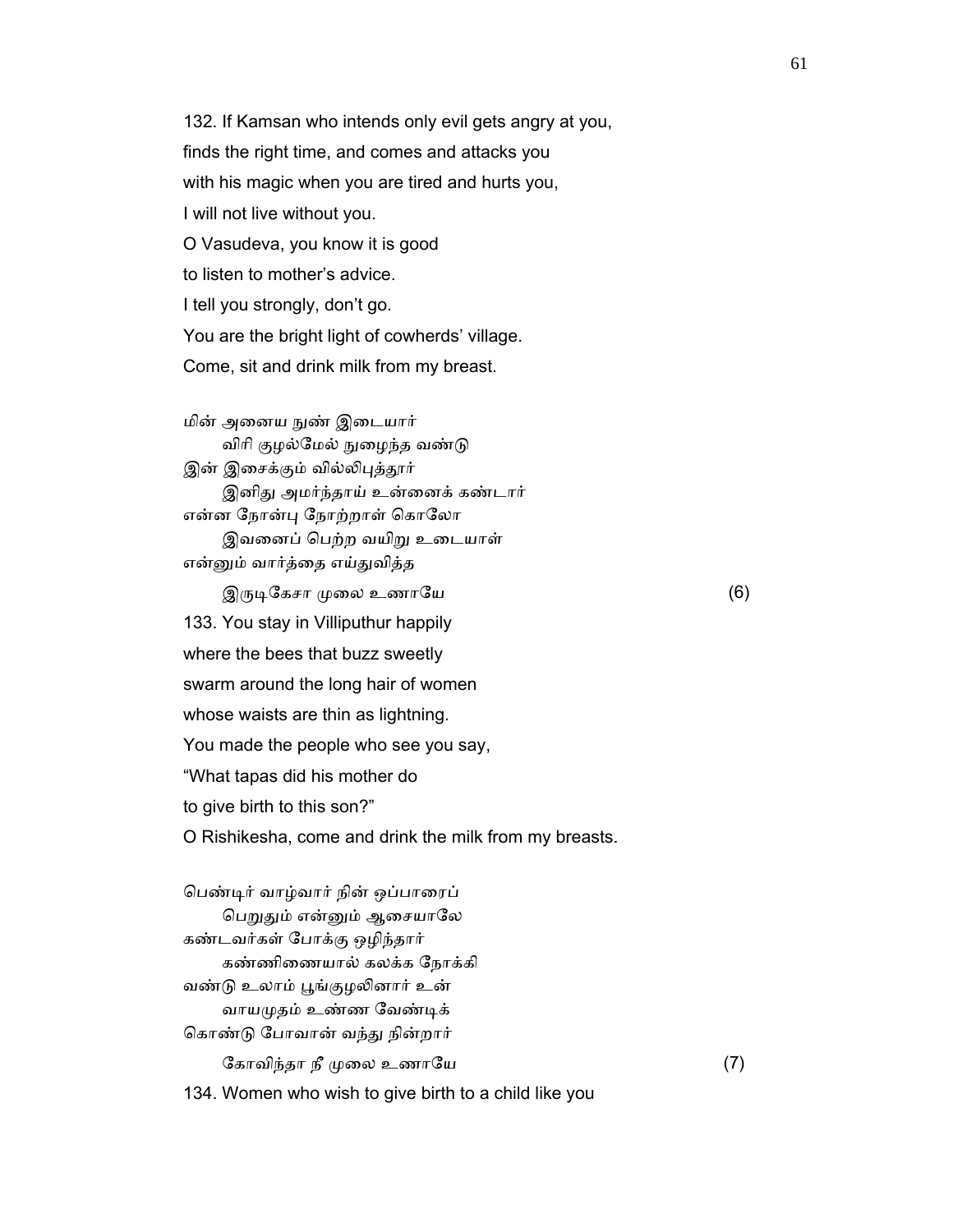132. If Kamsan who intends only evil gets angry at you,
finds the right time, and comes and attacks you
with his magic when you are tired and hurts you,
I will not live without you.
O Vasudeva, you know it is good
to listen to mother's advice.
I tell you strongly, don't go.
You are the bright light of cowherds' village.
Come, sit and drink milk from my breast.

மின் அனைய நுண் இடையார்
விரி குழல்மேல் நுழைந்த வண்டு
இன் இசைக்கும் வில்லிபுத்தூர்
இனிது அமர்ந்தாய் உன்னைக் கண்டார்
என்ன நோன்பு நோற்றாள் கொலோ
இவனைப் பெற்ற வயிறு உடையாள்
என்னும் வார்த்தை எய்துவித்த
இருடிகேசா முலை உணாயே (6)

133. You stay in Villiputhur happily
where the bees that buzz sweetly
swarm around the long hair of women
whose waists are thin as lightning.
You made the people who see you say,
"What tapas did his mother do
to give birth to this son?"
O Rishikesha, come and drink the milk from my breasts.

பெண்டிர் வாழ்வார் நின் ஒப்பாரைப்
பெறுதும் என்னும் ஆசையாலே
கண்டவர்கள் போக்கு ஒழிந்தார்
கண்ணிணையால் கலக்க நோக்கி
வண்டு உலாம் பூங்குழலினார் உன்
வாயமுதம் உண்ண வேண்டிக்
கொண்டு போவான் வந்து நின்றார்
கோவிந்தா நீ முலை உணாயே (7)

134. Women who wish to give birth to a child like you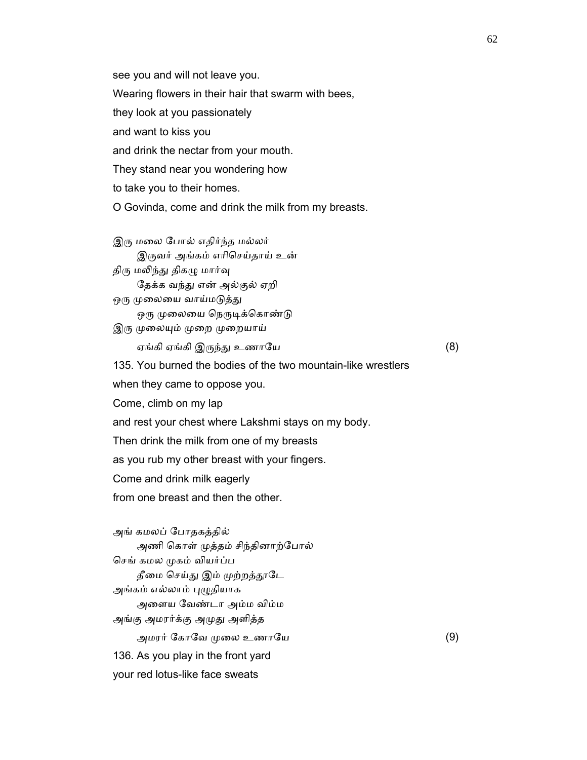see you and will not leave you.

Wearing flowers in their hair that swarm with bees,

they look at you passionately

and want to kiss you

and drink the nectar from your mouth.

They stand near you wondering how

to take you to their homes.

O Govinda, come and drink the milk from my breasts.

இரு மலை போல் எதிர்ந்த மல்லர்
　　இருவர் அங்கம் எரிசெய்தாய் உன்
திரு மலிந்து திகழு மார்வு
　　தேக்க வந்து என் அல்குல் ஏறி
ஒரு முலையை வாய்மடுத்து
　　ஒரு முலையை நெருடிக்கொண்டு
இரு முலையும் முறை முறையாய்
　　ஏங்கி ஏங்கி இருந்து உணாயே　　　　　　　　　　　　(8)

135. You burned the bodies of the two mountain-like wrestlers

when they came to oppose you.

Come, climb on my lap

and rest your chest where Lakshmi stays on my body.

Then drink the milk from one of my breasts

as you rub my other breast with your fingers.

Come and drink milk eagerly

from one breast and then the other.

அங் கமலப் போதகத்தில்
　　அணி கொள் முத்தம் சிந்தினாற்போல்
செங் கமல முகம் வியர்ப்ப
　　தீமை செய்து இம் முற்றத்தூடே
அங்கம் எல்லாம் புழுதியாக
　　அளைய வேண்டா அம்ம விம்ம
அங்கு அமரர்க்கு அமுது அளித்த
　　அமரர் கோவே முலை உணாயே　　　　　　　　　　　　(9)

136. As you play in the front yard

your red lotus-like face sweats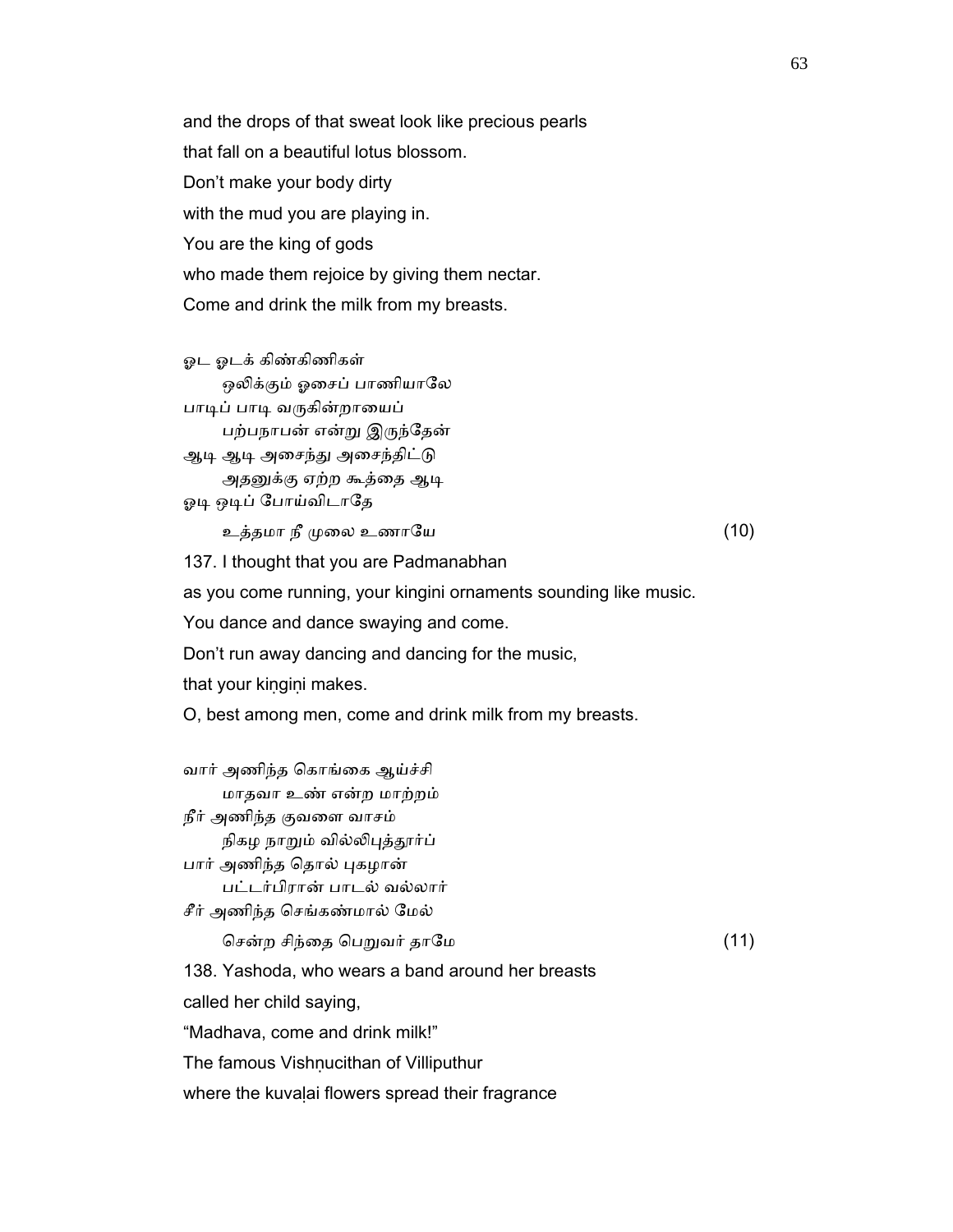and the drops of that sweat look like precious pearls

that fall on a beautiful lotus blossom.

Don't make your body dirty

with the mud you are playing in.

You are the king of gods

who made them rejoice by giving them nectar.

Come and drink the milk from my breasts.

ஓட ஓடக் கிண்கிணிகள்
        ஒலிக்கும் ஓசைப் பாணியாலே
பாடிப் பாடி வருகின்றாயைப்
        பற்பநாபன் என்று இருந்தேன்
ஆடி ஆடி அசைந்து அசைந்திட்டு
        அதனுக்கு ஏற்ற கூத்தை ஆடி
ஓடி ஒடிப் போய்விடாதே
        உத்தமா நீ முலை உணாயே (10)

137. I thought that you are Padmanabhan

as you come running, your kingini ornaments sounding like music.

You dance and dance swaying and come.

Don't run away dancing and dancing for the music,

that your kiṇgiṇi makes.

O, best among men, come and drink milk from my breasts.

வார் அணிந்த கொங்கை ஆய்ச்சி
        மாதவா உண் என்ற மாற்றம்
நீர் அணிந்த குவளை வாசம்
        நிகழ நாறும் வில்லிபுத்தூர்ப்
பார் அணிந்த தொல் புகழான்
        பட்டர்பிரான் பாடல் வல்லார்
சீர் அணிந்த செங்கண்மால் மேல்
        சென்ற சிந்தை பெறுவர் தாமே (11)

138. Yashoda, who wears a band around her breasts

called her child saying,

"Madhava, come and drink milk!"

The famous Vishṇucithan of Villiputhur

where the kuvaḷai flowers spread their fragrance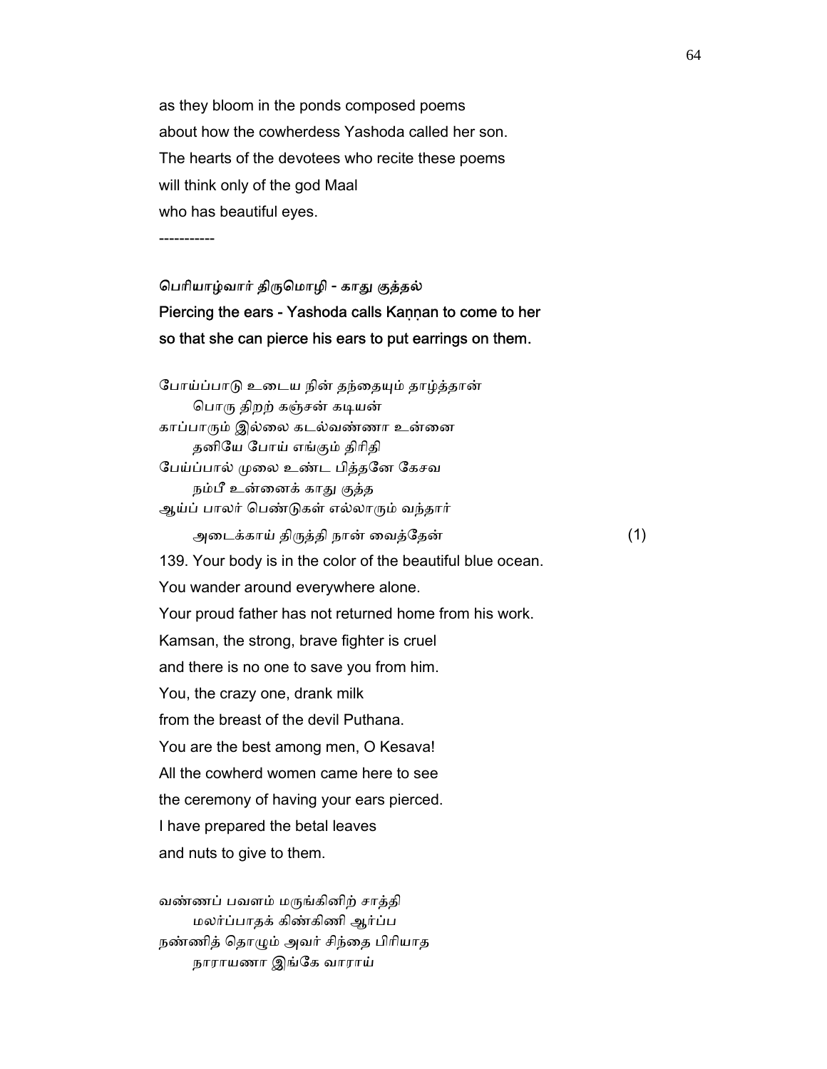as they bloom in the ponds composed poems
about how the cowherdess Yashoda called her son.
The hearts of the devotees who recite these poems
will think only of the god Maal
who has beautiful eyes.

-----------

**பெரியாழ்வார் திருமொழி - காது குத்தல்**

**Piercing the ears - Yashoda calls Kaṇṇan to come to her so that she can pierce his ears to put earrings on them.**

போய்ப்பாடு உடைய நின் தந்தையும் தாழ்த்தான்
 பொரு திறற் கஞ்சன் கடியன்
காப்பாரும் இல்லை கடல்வண்ணா உன்னை
 தனியே போய் எங்கும் திரிதி
பேய்ப்பால் முலை உண்ட பித்தனே கேசவ
 நம்பீ உன்னைக் காது குத்த
ஆய்ப் பாலர் பெண்டுகள் எல்லாரும் வந்தார்
 அடைக்காய் திருத்தி நான் வைத்தேன் (1)

139. Your body is in the color of the beautiful blue ocean.
You wander around everywhere alone.
Your proud father has not returned home from his work.
Kamsan, the strong, brave fighter is cruel
and there is no one to save you from him.
You, the crazy one, drank milk
from the breast of the devil Puthana.
You are the best among men, O Kesava!
All the cowherd women came here to see
the ceremony of having your ears pierced.
I have prepared the betal leaves
and nuts to give to them.

வண்ணப் பவளம் மருங்கினிற் சாத்தி
 மலர்ப்பாதக் கிண்கிணி ஆர்ப்ப
நண்ணித் தொழும் அவர் சிந்தை பிரியாத
 நாராயணா இங்கே வாராய்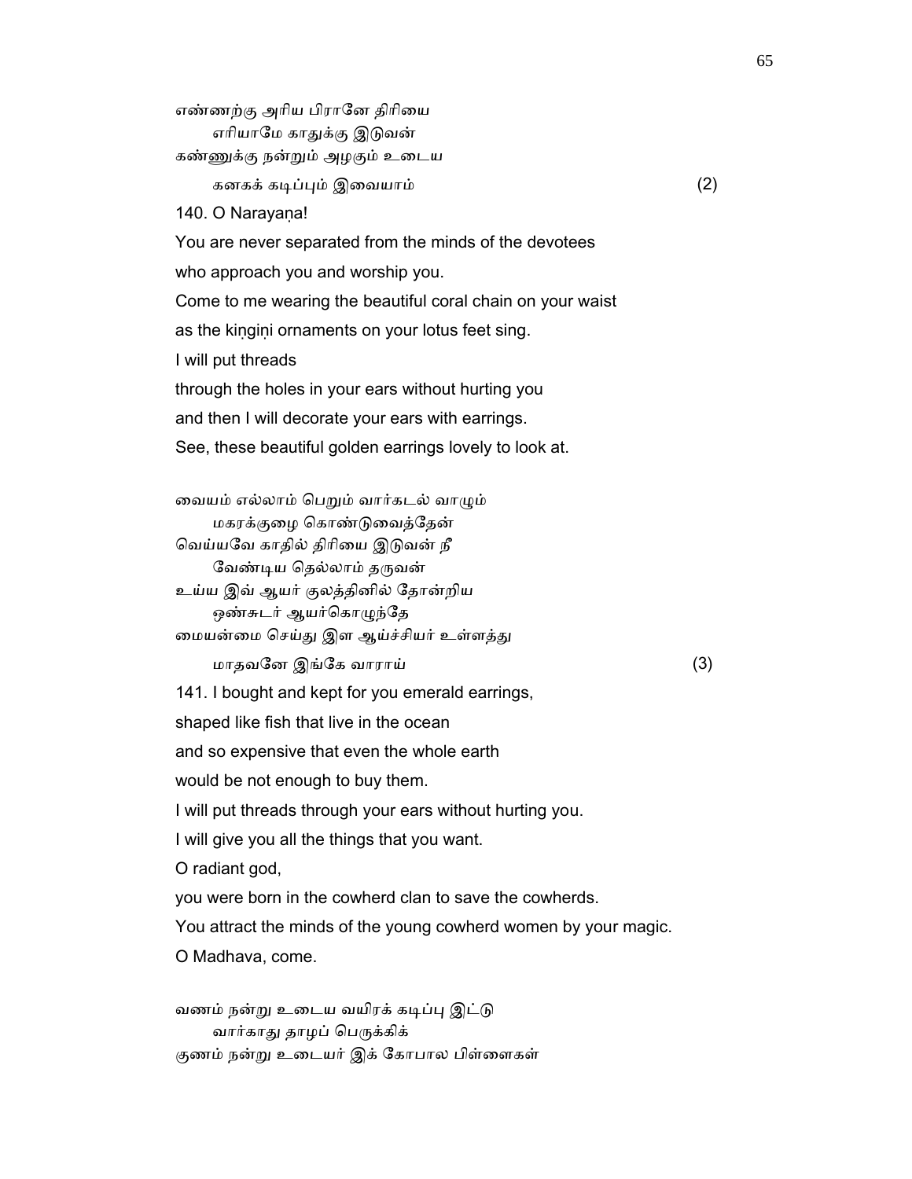எண்ணற்கு அரிய பிரானே திரியை
    எரியாமே காதுக்கு இடுவன்
கண்ணுக்கு நன்றும் அழகும் உடைய
    கனகக் கடிப்பும் இவையாம்                                    (2)

140. O Narayaṇa!
You are never separated from the minds of the devotees
who approach you and worship you.
Come to me wearing the beautiful coral chain on your waist
as the kiṇgiṇi ornaments on your lotus feet sing.
I will put threads
through the holes in your ears without hurting you
and then I will decorate your ears with earrings.
See, these beautiful golden earrings lovely to look at.

வையம் எல்லாம் பெறும் வார்கடல் வாழும்
    மகரக்குழை கொண்டுவைத்தேன்
வெய்யவே காதில் திரியை இடுவன் நீ
    வேண்டிய தெல்லாம் தருவன்
உய்ய இவ் ஆயர் குலத்தினில் தோன்றிய
    ஒண்சுடர் ஆயர்கொழுந்தே
மையன்மை செய்து இள ஆய்ச்சியர் உள்ளத்து
    மாதவனே இங்கே வாராய்                                    (3)

141. I bought and kept for you emerald earrings,
shaped like fish that live in the ocean
and so expensive that even the whole earth
would be not enough to buy them.
I will put threads through your ears without hurting you.
I will give you all the things that you want.
O radiant god,
you were born in the cowherd clan to save the cowherds.
You attract the minds of the young cowherd women by your magic.
O Madhava, come.

வணம் நன்று உடைய வயிரக் கடிப்பு இட்டு
    வார்காது தாழப் பெருக்கிக்
குணம் நன்று உடையர் இக் கோபால பிள்ளைகள்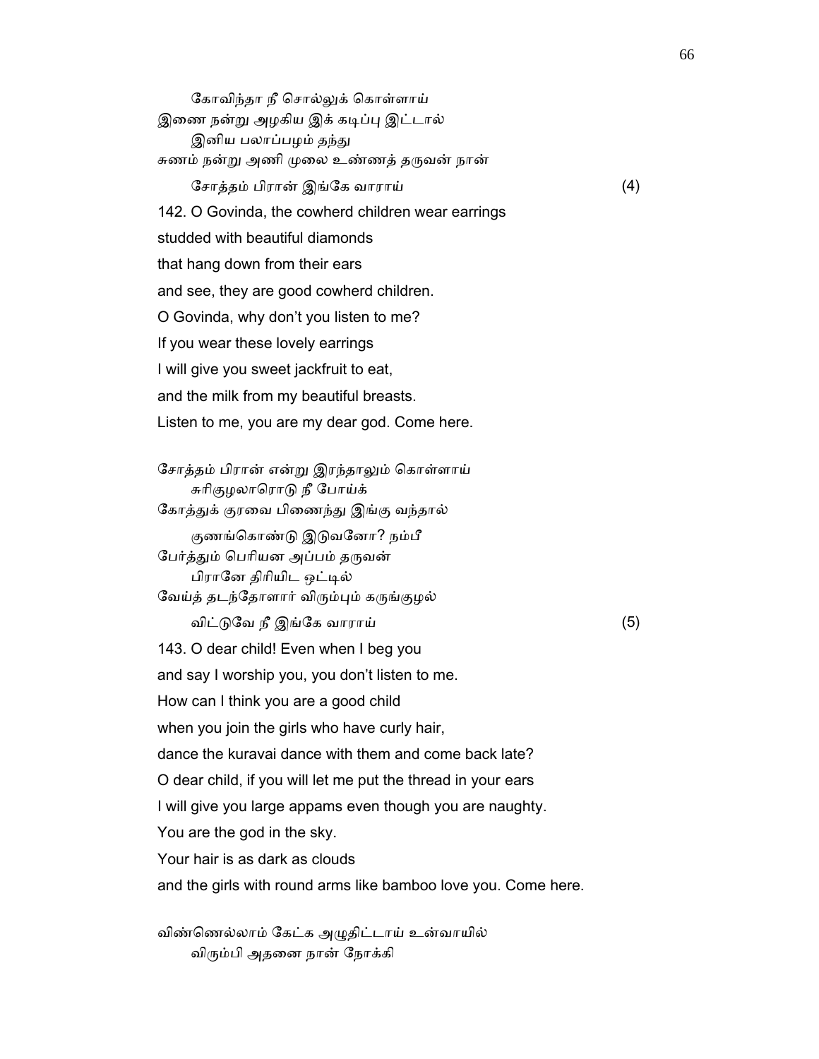கோவிந்தா நீ சொல்லுக் கொள்ளாய்
இணை நன்று அழகிய இக் கடிப்பு இட்டால்
இனிய பலாப்பழம் தந்து
சுணம் நன்று அணி முலை உண்ணத் தருவன் நான்
சோத்தம் பிரான் இங்கே வாராய் (4)

142. O Govinda, the cowherd children wear earrings
studded with beautiful diamonds
that hang down from their ears
and see, they are good cowherd children.
O Govinda, why don't you listen to me?
If you wear these lovely earrings
I will give you sweet jackfruit to eat,
and the milk from my beautiful breasts.
Listen to me, you are my dear god. Come here.

சோத்தம் பிரான் என்று இரந்தாலும் கொள்ளாய்
சுரிகுழலாரொடு நீ போய்க்
கோத்துக் குரவை பிணைந்து இங்கு வந்தால்
குணங்கொண்டு இடுவனோ? நம்பீ
பேர்த்தும் பெரியன அப்பம் தருவன்
பிரானே திரியிட ஒட்டில்
வேய்த் தடந்தோளார் விரும்பும் கருங்குழல்
விட்டுவே நீ இங்கே வாராய் (5)

143. O dear child! Even when I beg you
and say I worship you, you don't listen to me.
How can I think you are a good child
when you join the girls who have curly hair,
dance the kuravai dance with them and come back late?
O dear child, if you will let me put the thread in your ears
I will give you large appams even though you are naughty.
You are the god in the sky.
Your hair is as dark as clouds
and the girls with round arms like bamboo love you. Come here.

விண்ணெல்லாம் கேட்க அழுதிட்டாய் உன்வாயில்
விரும்பி அதனை நான் நோக்கி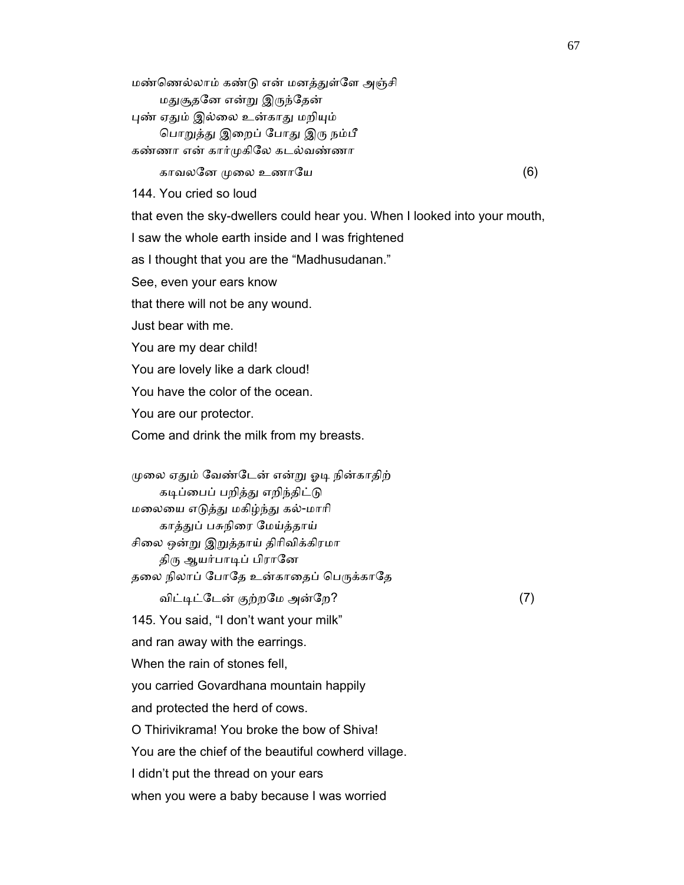மண்ணெல்லாம் கண்டு என் மனத்துள்ளே அஞ்சி
மதுசூதனே என்று இருந்தேன்
புண் ஏதும் இல்லை உன்காது மறியும்
பொறுத்து இறைப் போது இரு நம்பீ
கண்ணா என் கார்முகிலே கடல்வண்ணா
காவலனே முலை உணாயே (6)

144. You cried so loud
that even the sky-dwellers could hear you. When I looked into your mouth,
I saw the whole earth inside and I was frightened
as I thought that you are the "Madhusudanan."
See, even your ears know
that there will not be any wound.
Just bear with me.
You are my dear child!
You are lovely like a dark cloud!
You have the color of the ocean.
You are our protector.
Come and drink the milk from my breasts.

முலை ஏதும் வேண்டேன் என்று ஓடி நின்காதிற்
கடிப்பைப் பறித்து எறிந்திட்டு
மலையை எடுத்து மகிழ்ந்து கல்-மாரி
காத்துப் பசுநிரை மேய்த்தாய்
சிலை ஒன்று இறுத்தாய் திரிவிக்கிரமா
திரு ஆயர்பாடிப் பிரானே
தலை நிலாப் போதே உன்காதைப் பெருக்காதே
விட்டிட்டேன் குற்றமே அன்றே? (7)

145. You said, "I don't want your milk"
and ran away with the earrings.
When the rain of stones fell,
you carried Govardhana mountain happily
and protected the herd of cows.
O Thirivikrama! You broke the bow of Shiva!
You are the chief of the beautiful cowherd village.
I didn't put the thread on your ears
when you were a baby because I was worried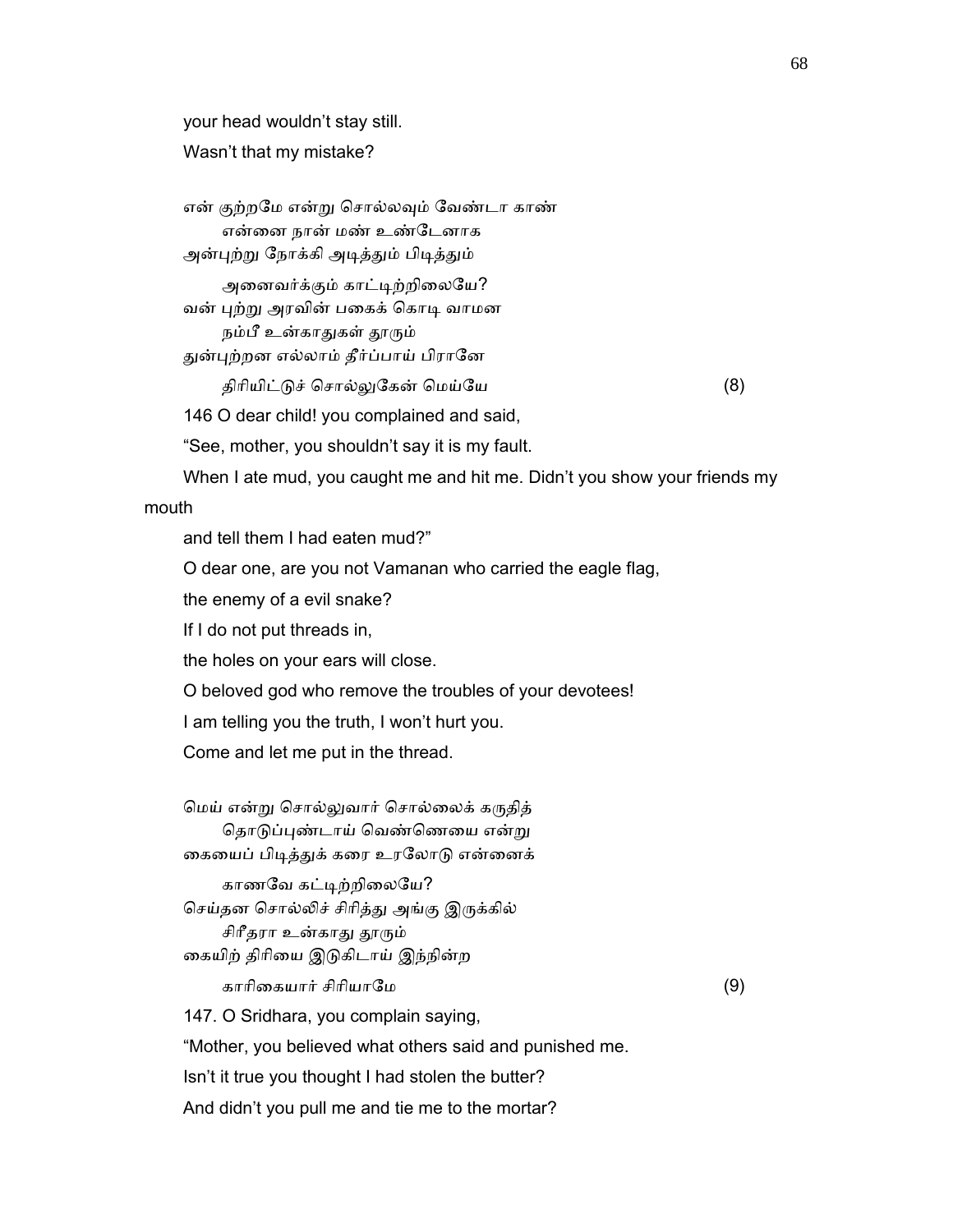your head wouldn't stay still.

Wasn't that my mistake?

என் குற்றமே என்று சொல்லவும் வேண்டா காண்
    என்னை நான் மண் உண்டேனாக
அன்புற்று நோக்கி அடித்தும் பிடித்தும்
    அனைவர்க்கும் காட்டிற்றிலையே?
வன் புற்று அரவின் பகைக் கொடி வாமன
    நம்பீ உன்காதுகள் தூரும்
துன்புற்றன எல்லாம் தீர்ப்பாய் பிரானே
    திரியிட்டுச் சொல்லுகேன் மெய்யே (8)

146 O dear child! you complained and said,

"See, mother, you shouldn't say it is my fault.

When I ate mud, you caught me and hit me. Didn't you show your friends my mouth

and tell them I had eaten mud?"

O dear one, are you not Vamanan who carried the eagle flag,

the enemy of a evil snake?

If I do not put threads in,

the holes on your ears will close.

O beloved god who remove the troubles of your devotees!

I am telling you the truth, I won't hurt you.

Come and let me put in the thread.

மெய் என்று சொல்லுவார் சொல்லைக் கருதித்
    தொடுப்புண்டாய் வெண்ணெயை என்று
கையைப் பிடித்துக் கரை உரலோடு என்னைக்
    காணவே கட்டிற்றிலையே?
செய்தன சொல்லிச் சிரித்து அங்கு இருக்கில்
    சிரீதரா உன்காது தூரும்
கையிற் திரியை இடுகிடாய் இந்நின்ற
    காரிகையார் சிரியாமே (9)

147. O Sridhara, you complain saying,

"Mother, you believed what others said and punished me.

Isn't it true you thought I had stolen the butter?

And didn't you pull me and tie me to the mortar?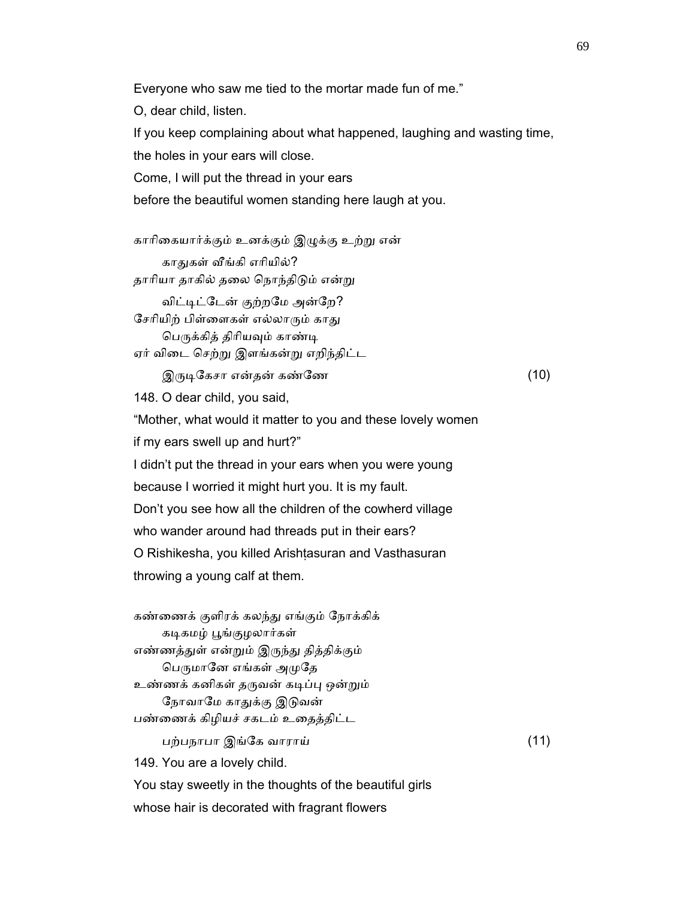Everyone who saw me tied to the mortar made fun of me."

O, dear child, listen.

If you keep complaining about what happened, laughing and wasting time,

the holes in your ears will close.

Come, I will put the thread in your ears

before the beautiful women standing here laugh at you.

காரிகையார்க்கும் உனக்கும் இழுக்கு உற்று என்
    காதுகள் வீங்கி எரியில்?
தாரியா தாகில் தலை நொந்திடும் என்று
    விட்டிட்டேன் குற்றமே அன்றே?
சேரியிற் பிள்ளைகள் எல்லாரும் காது
    பெருக்கித் திரியவும் காண்டி
ஏர் விடை செற்று இளங்கன்று எறிந்திட்ட
    இருடிகேசா என்தன் கண்ணே (10)

148. O dear child, you said,

"Mother, what would it matter to you and these lovely women

if my ears swell up and hurt?"

I didn't put the thread in your ears when you were young

because I worried it might hurt you. It is my fault.

Don't you see how all the children of the cowherd village

who wander around had threads put in their ears?

O Rishikesha, you killed Arishṭasuran and Vasthasuran

throwing a young calf at them.

கண்ணைக் குளிரக் கலந்து எங்கும் நோக்கிக்
    கடிகமழ் பூங்குழலார்கள்
எண்ணத்துள் என்றும் இருந்து தித்திக்கும்
    பெருமானே எங்கள் அமுதே
உண்ணக் கனிகள் தருவன் கடிப்பு ஒன்றும்
    நோவாமே காதுக்கு இடுவன்
பண்ணைக் கிழியச் சகடம் உதைத்திட்ட
    பற்பநாபா இங்கே வாராய் (11)

149. You are a lovely child.

You stay sweetly in the thoughts of the beautiful girls

whose hair is decorated with fragrant flowers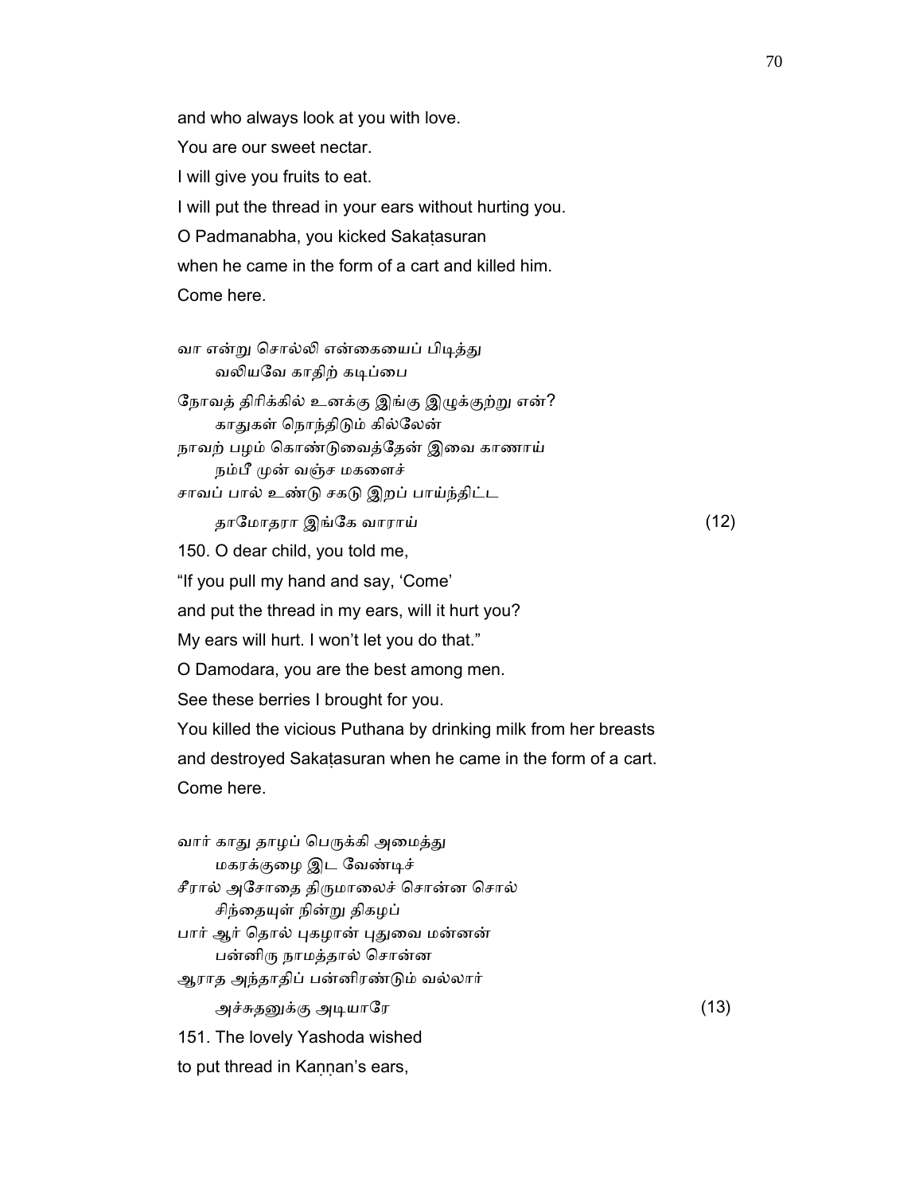and who always look at you with love.

You are our sweet nectar.

I will give you fruits to eat.

I will put the thread in your ears without hurting you.

O Padmanabha, you kicked Sakaṭasuran

when he came in the form of a cart and killed him.

Come here.

வா என்று சொல்லி என்கையைப் பிடித்து
வலியவே காதிற் கடிப்பை
நோவத் திரிக்கில் உனக்கு இங்கு இழுக்குற்று என்?
காதுகள் நொந்திடும் கில்லேன்
நாவற் பழம் கொண்டுவைத்தேன் இவை காணாய்
நம்பீ முன் வஞ்ச மகளைச்
சாவப் பால் உண்டு சகடு இறப் பாய்ந்திட்ட
தாமோதரா இங்கே வாராய் (12)

150. O dear child, you told me,

"If you pull my hand and say, 'Come'

and put the thread in my ears, will it hurt you?

My ears will hurt. I won't let you do that."

O Damodara, you are the best among men.

See these berries I brought for you.

You killed the vicious Puthana by drinking milk from her breasts

and destroyed Sakaṭasuran when he came in the form of a cart.

Come here.

வார் காது தாழப் பெருக்கி அமைத்து
மகரக்குழை இட வேண்டிச்
சீரால் அசோதை திருமாலைச் சொன்ன சொல்
சிந்தையுள் நின்று திகழப்
பார் ஆர் தொல் புகழான் புதுவை மன்னன்
பன்னிரு நாமத்தால் சொன்ன
ஆராத அந்தாதிப் பன்னிரண்டும் வல்லார்
அச்சுதனுக்கு அடியாரே (13)

151. The lovely Yashoda wished

to put thread in Kaṇṇan's ears,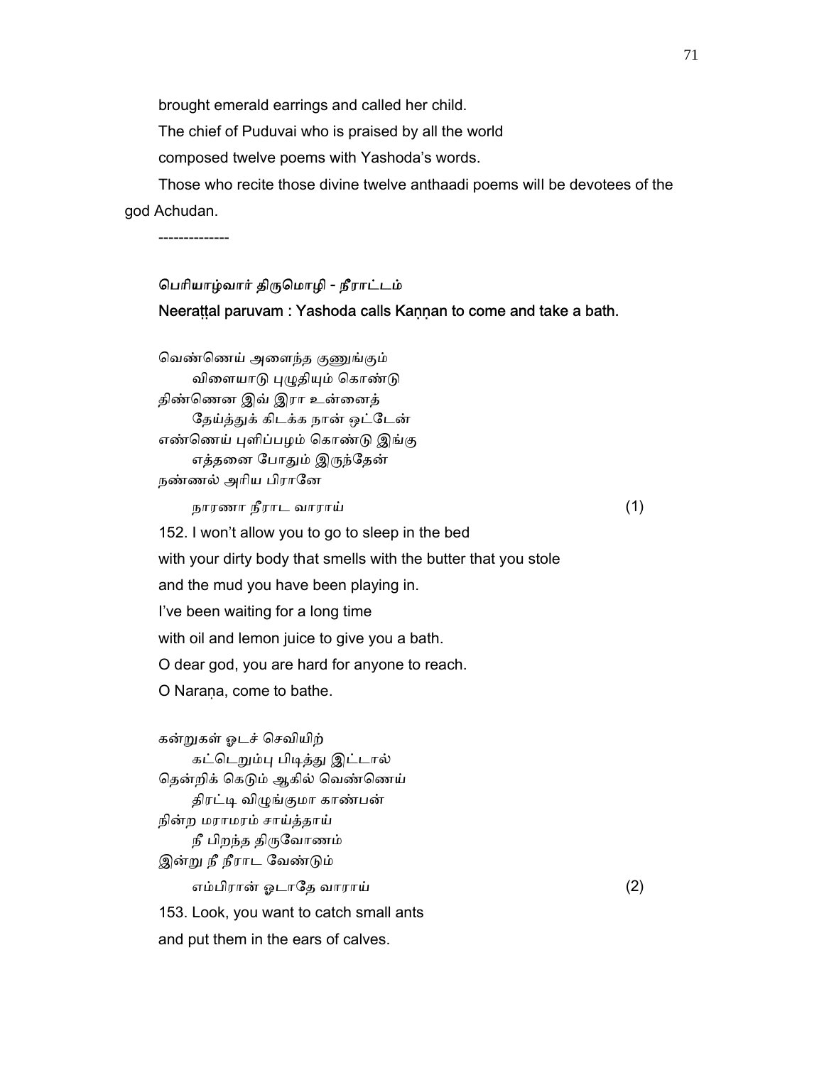brought emerald earrings and called her child.

The chief of Puduvai who is praised by all the world

composed twelve poems with Yashoda's words.

Those who recite those divine twelve anthaadi poems will be devotees of the god Achudan.

--------------

**பெரியாழ்வார் திருமொழி - நீராட்டம்**

**Neeraṭṭal paruvam : Yashoda calls Kaṇṇan to come and take a bath.**

வெண்ணெய் அளைந்த குணுங்கும்
விளையாடு புழுதியும் கொண்டு
திண்ணென இவ் இரா உன்னைத்
தேய்த்துக் கிடக்க நான் ஒட்டேன்
எண்ணெய் புளிப்பழம் கொண்டு இங்கு
எத்தனை போதும் இருந்தேன்
நண்ணல் அரிய பிரானே
நாரணா நீராட வாராய் (1)

152. I won't allow you to go to sleep in the bed
with your dirty body that smells with the butter that you stole
and the mud you have been playing in.
I've been waiting for a long time
with oil and lemon juice to give you a bath.
O dear god, you are hard for anyone to reach.
O Naraṇa, come to bathe.

கன்றுகள் ஓடச் செவியிற்
கட்டெறும்பு பிடித்து இட்டால்
தென்றிக் கெடும் ஆகில் வெண்ணெய்
திரட்டி விழுங்குமா காண்பன்
நின்ற மராமரம் சாய்த்தாய்
நீ பிறந்த திருவோணம்
இன்று நீ நீராட வேண்டும்
எம்பிரான் ஓடாதே வாராய் (2)

153. Look, you want to catch small ants
and put them in the ears of calves.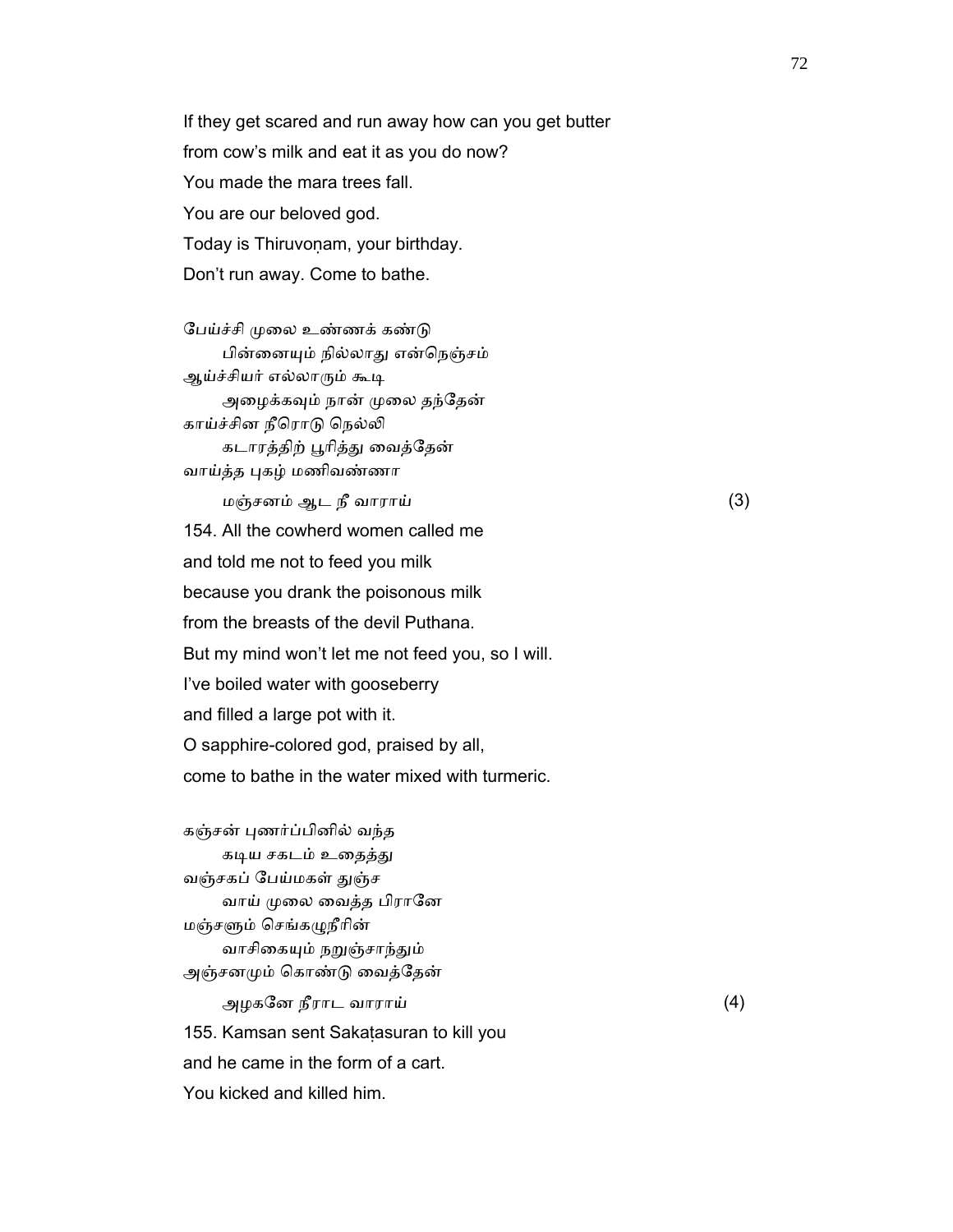If they get scared and run away how can you get butter
from cow's milk and eat it as you do now?
You made the mara trees fall.
You are our beloved god.
Today is Thiruvoṇam, your birthday.
Don't run away. Come to bathe.

பேய்ச்சி முலை உண்ணக் கண்டு
    பின்னையும் நில்லாது என்நெஞ்சம்
ஆய்ச்சியர் எல்லாரும் கூடி
    அழைக்கவும் நான் முலை தந்தேன்
காய்ச்சின நீரொடு நெல்லி
    கடாரத்திற் பூரித்து வைத்தேன்
வாய்த்த புகழ் மணிவண்ணா
    மஞ்சனம் ஆட நீ வாராய் (3)

154. All the cowherd women called me
and told me not to feed you milk
because you drank the poisonous milk
from the breasts of the devil Puthana.
But my mind won't let me not feed you, so I will.
I've boiled water with gooseberry
and filled a large pot with it.
O sapphire-colored god, praised by all,
come to bathe in the water mixed with turmeric.

கஞ்சன் புணர்ப்பினில் வந்த
    கடிய சகடம் உதைத்து
வஞ்சகப் பேய்மகள் துஞ்ச
    வாய் முலை வைத்த பிரானே
மஞ்சளும் செங்கழுநீரின்
    வாசிகையும் நறுஞ்சாந்தும்
அஞ்சனமும் கொண்டு வைத்தேன்
    அழகனே நீராட வாராய் (4)

155. Kamsan sent Sakaṭasuran to kill you
and he came in the form of a cart.
You kicked and killed him.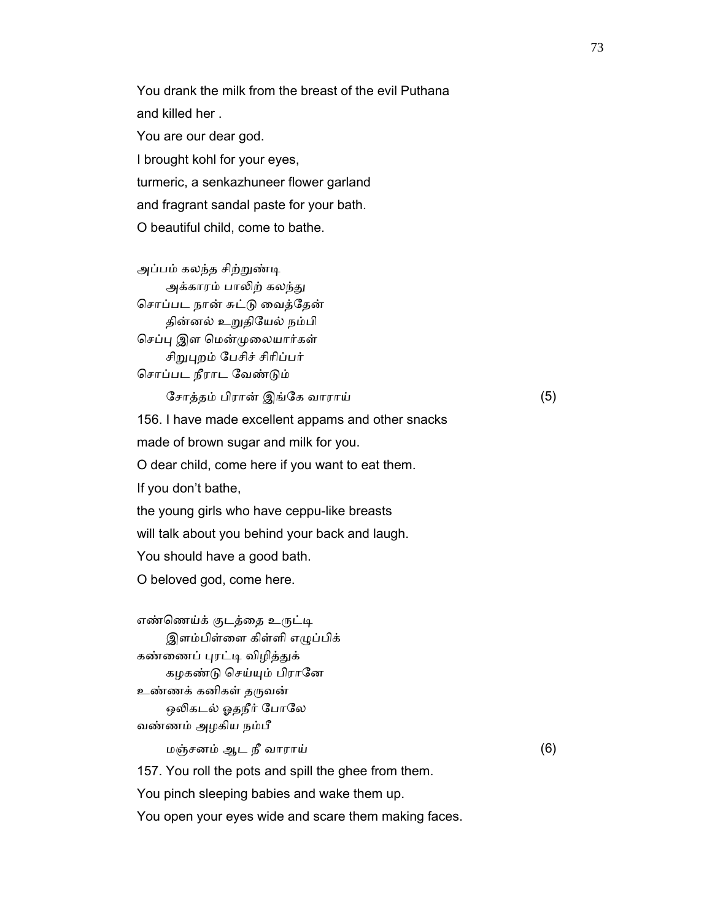You drank the milk from the breast of the evil Puthana
and killed her .
You are our dear god.
I brought kohl for your eyes,
turmeric, a senkazhuneer flower garland
and fragrant sandal paste for your bath.
O beautiful child, come to bathe.

அப்பம் கலந்த சிற்றுண்டி
    அக்காரம் பாலிற் கலந்து
சொப்பட நான் சுட்டு வைத்தேன்
    தின்னல் உறுதியேல் நம்பி
செப்பு இள மென்முலையார்கள்
    சிறுபுறம் பேசிச் சிரிப்பர்
சொப்பட நீராட வேண்டும்
    சோத்தம் பிரான் இங்கே வாராய்                (5)

156. I have made excellent appams and other snacks
made of brown sugar and milk for you.
O dear child, come here if you want to eat them.
If you don't bathe,
the young girls who have ceppu-like breasts
will talk about you behind your back and laugh.
You should have a good bath.
O beloved god, come here.

எண்ணெய்க் குடத்தை உருட்டி
    இளம்பிள்ளை கிள்ளி எழுப்பிக்
கண்ணைப் புரட்டி விழித்துக்
    கழகண்டு செய்யும் பிரானே
உண்ணக் கனிகள் தருவன்
    ஒலிகடல் ஓதநீர் போலே
வண்ணம் அழகிய நம்பீ
    மஞ்சனம் ஆட நீ வாராய்                (6)

157. You roll the pots and spill the ghee from them.
You pinch sleeping babies and wake them up.
You open your eyes wide and scare them making faces.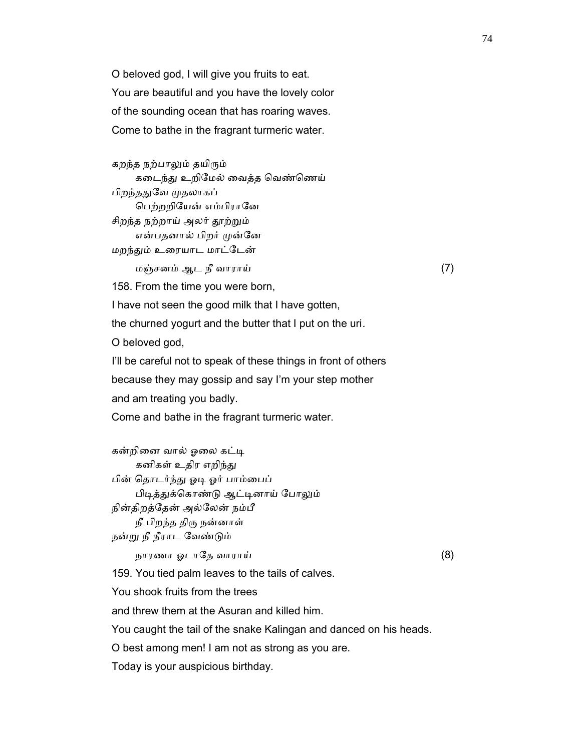O beloved god, I will give you fruits to eat.
You are beautiful and you have the lovely color
of the sounding ocean that has roaring waves.
Come to bathe in the fragrant turmeric water.

கறந்த நற்பாலும் தயிரும்
கடைந்து உறிமேல் வைத்த வெண்ணெய்
பிறந்ததுவே முதலாகப்
பெற்றறியேன் எம்பிரானே
சிறந்த நற்றாய் அலர் தூற்றும்
என்பதனால் பிறர் முன்னே
மறந்தும் உரையாட மாட்டேன்
மஞ்சனம் ஆட நீ வாராய் (7)

158. From the time you were born,
I have not seen the good milk that I have gotten,
the churned yogurt and the butter that I put on the uri.
O beloved god,
I'll be careful not to speak of these things in front of others
because they may gossip and say I'm your step mother
and am treating you badly.
Come and bathe in the fragrant turmeric water.

கன்றினை வால் ஓலை கட்டி
கனிகள் உதிர எறிந்து
பின் தொடர்ந்து ஓடி ஓர் பாம்பைப்
பிடித்துக்கொண்டு ஆட்டினாய் போலும்
நின்திறத்தேன் அல்லேன் நம்பீ
நீ பிறந்த திரு நன்னாள்
நன்று நீ நீராட வேண்டும்
நாரணா ஓடாதே வாராய் (8)

159. You tied palm leaves to the tails of calves.
You shook fruits from the trees
and threw them at the Asuran and killed him.
You caught the tail of the snake Kalingan and danced on his heads.
O best among men! I am not as strong as you are.
Today is your auspicious birthday.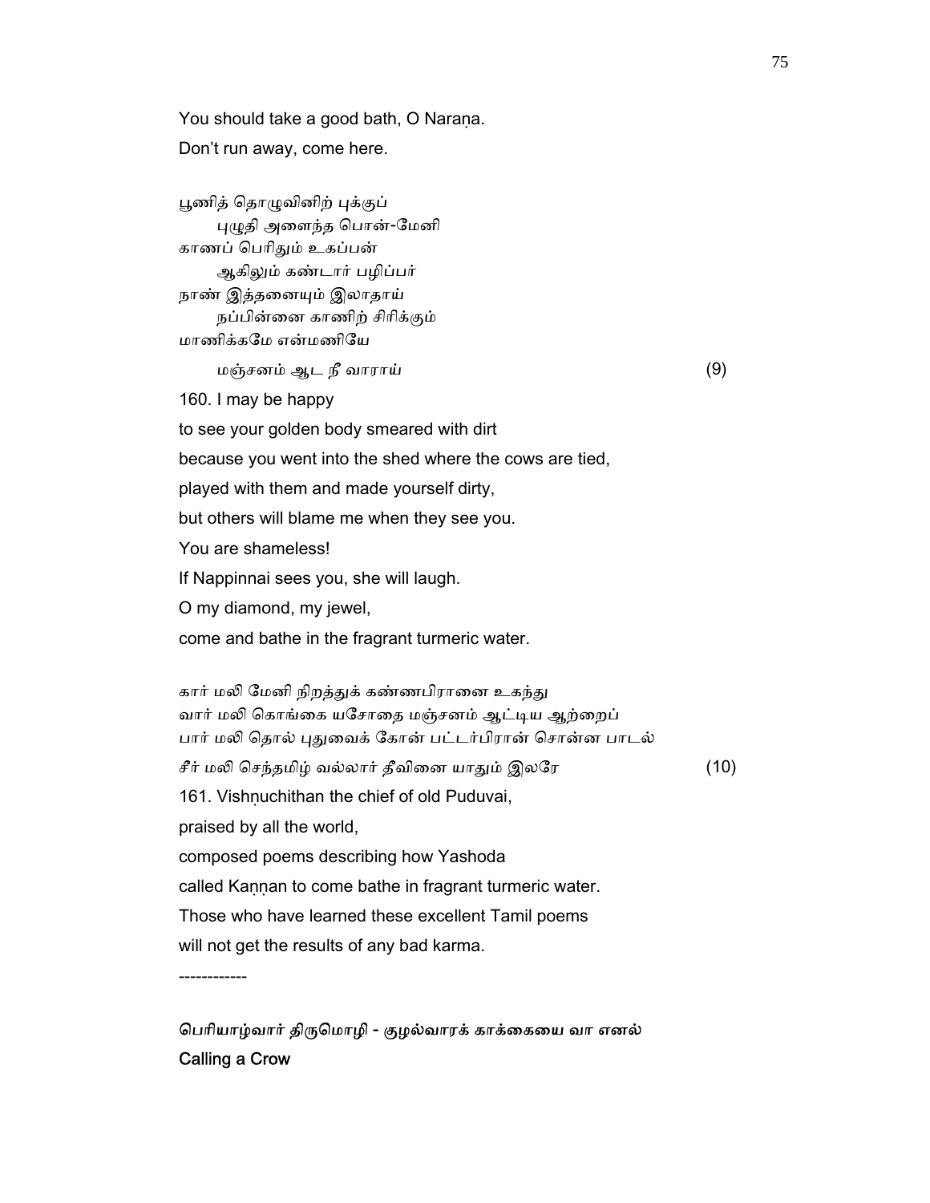You should take a good bath, O Naraṇa.

Don't run away, come here.

பூணித் தொழுவினிற் புக்குப்
        புழுதி அளைந்த பொன்-மேனி
காணப் பெரிதும் உகப்பன்
        ஆகிலும் கண்டார் பழிப்பர்
நாண் இத்தனையும் இலாதாய்
        நப்பின்னை காணிற் சிரிக்கும்
மாணிக்கமே என்மணியே
        மஞ்சனம் ஆட நீ வாராய்                                        (9)

160. I may be happy
to see your golden body smeared with dirt
because you went into the shed where the cows are tied,
played with them and made yourself dirty,
but others will blame me when they see you.
You are shameless!
If Nappinnai sees you, she will laugh.
O my diamond, my jewel,
come and bathe in the fragrant turmeric water.

கார் மலி மேனி நிறத்துக் கண்ணபிரானை உகந்து
வார் மலி கொங்கை யசோதை மஞ்சனம் ஆட்டிய ஆற்றைப்
பார் மலி தொல் புதுவைக் கோன் பட்டர்பிரான் சொன்ன பாடல்
சீர் மலி செந்தமிழ் வல்லார் தீவினை யாதும் இலரே                  (10)

161. Vishṇuchithan the chief of old Puduvai,
praised by all the world,
composed poems describing how Yashoda
called Kaṇṇan to come bathe in fragrant turmeric water.
Those who have learned these excellent Tamil poems
will not get the results of any bad karma.

------------

**பெரியாழ்வார் திருமொழி - குழல்வாரக் காக்கையை வா எனல்**

**Calling a Crow**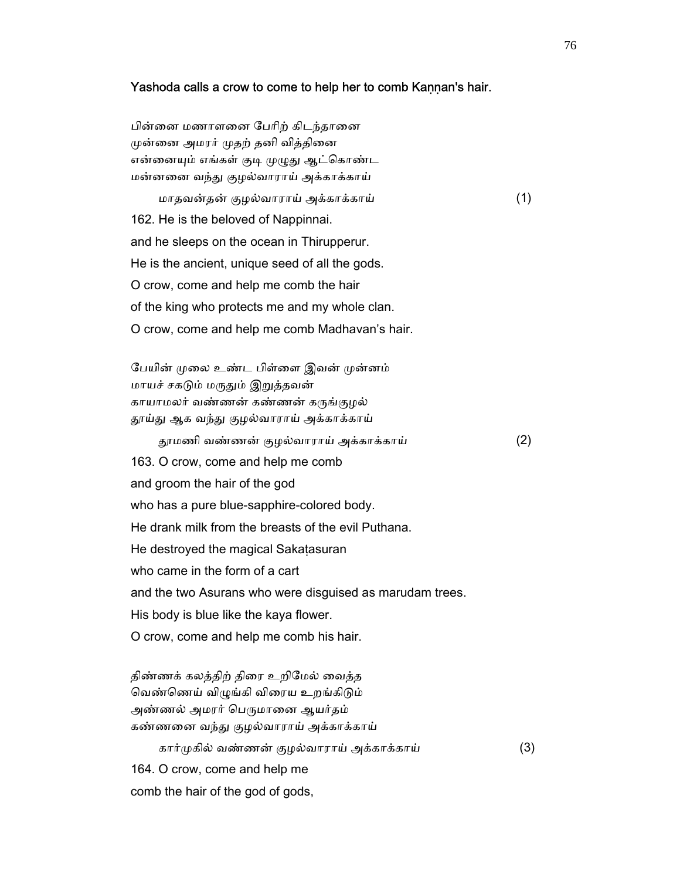**Yashoda calls a crow to come to help her to comb Kaṇṇan's hair.**

பின்னை மணாளனை பேரிற் கிடந்தானை
முன்னை அமரர் முதற் தனி வித்தினை
என்னையும் எங்கள் குடி முழுது ஆட்கொண்ட
மன்னனை வந்து குழல்வாராய் அக்காக்காய்
    மாதவன்தன் குழல்வாராய் அக்காக்காய் (1)

162. He is the beloved of Nappinnai.
and he sleeps on the ocean in Thirupperur.
He is the ancient, unique seed of all the gods.
O crow, come and help me comb the hair
of the king who protects me and my whole clan.
O crow, come and help me comb Madhavan's hair.

பேயின் முலை உண்ட பிள்ளை இவன் முன்னம்
மாயச் சகடும் மருதும் இறுத்தவன்
காயாமலர் வண்ணன் கண்ணன் கருங்குழல்
தூய்து ஆக வந்து குழல்வாராய் அக்காக்காய்
    தூமணி வண்ணன் குழல்வாராய் அக்காக்காய் (2)

163. O crow, come and help me comb
and groom the hair of the god
who has a pure blue-sapphire-colored body.
He drank milk from the breasts of the evil Puthana.
He destroyed the magical Sakaṭasuran
who came in the form of a cart
and the two Asurans who were disguised as marudam trees.
His body is blue like the kaya flower.
O crow, come and help me comb his hair.

திண்ணக் கலத்திற் திரை உறிமேல் வைத்த
வெண்ணெய் விழுங்கி விரைய உறங்கிடும்
அண்ணல் அமரர் பெருமானை ஆயர்தம்
கண்ணனை வந்து குழல்வாராய் அக்காக்காய்
    கார்முகில் வண்ணன் குழல்வாராய் அக்காக்காய் (3)

164. O crow, come and help me
comb the hair of the god of gods,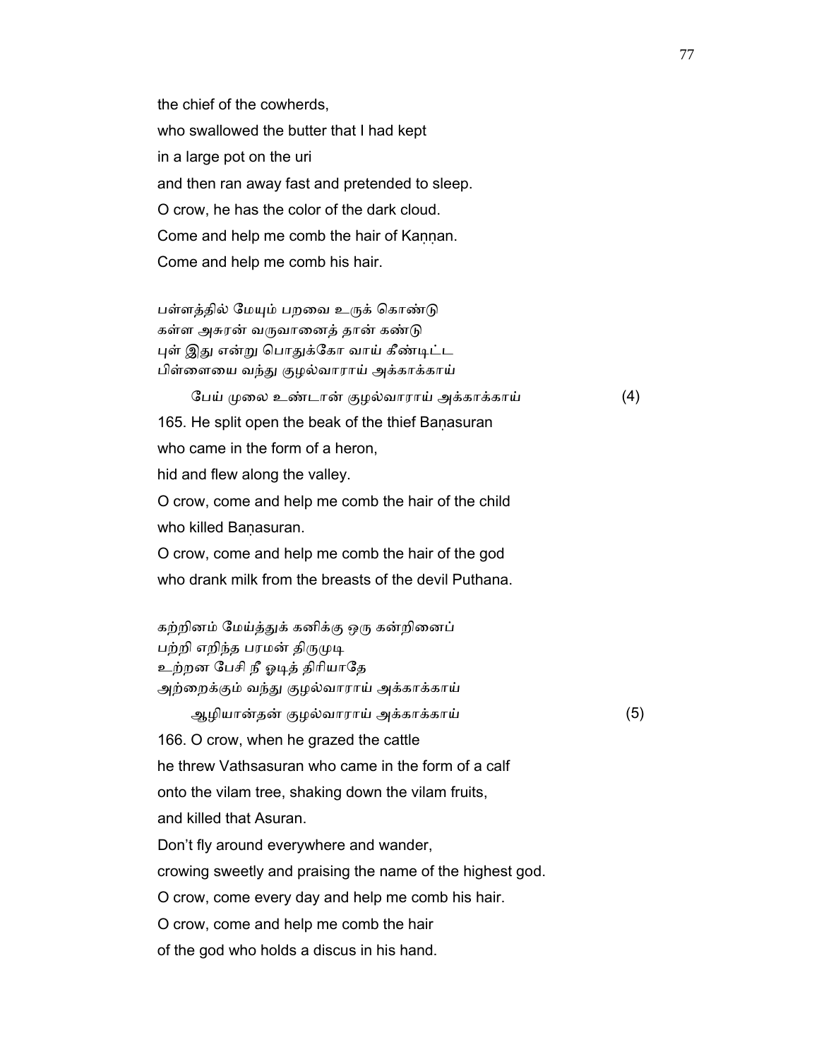the chief of the cowherds,
who swallowed the butter that I had kept
in a large pot on the uri
and then ran away fast and pretended to sleep.
O crow, he has the color of the dark cloud.
Come and help me comb the hair of Kaṇṇan.
Come and help me comb his hair.

பள்ளத்தில் மேயும் பறவை உருக் கொண்டு
கள்ள அசுரன் வருவானைத் தான் கண்டு
புள் இது என்று பொதுக்கோ வாய் கீண்டிட்ட
பிள்ளையை வந்து குழல்வாராய் அக்காக்காய்

பேய் முலை உண்டான் குழல்வாராய் அக்காக்காய் (4)

165. He split open the beak of the thief Baṇasuran
who came in the form of a heron,
hid and flew along the valley.
O crow, come and help me comb the hair of the child
who killed Baṇasuran.
O crow, come and help me comb the hair of the god
who drank milk from the breasts of the devil Puthana.

கற்றினம் மேய்த்துக் கனிக்கு ஒரு கன்றினைப்
பற்றி எறிந்த பரமன் திருமுடி
உற்றன பேசி நீ ஓடித் திரியாதே
அற்றைக்கும் வந்து குழல்வாராய் அக்காக்காய்

ஆழியான்தன் குழல்வாராய் அக்காக்காய் (5)

166. O crow, when he grazed the cattle
he threw Vathsasuran who came in the form of a calf
onto the vilam tree, shaking down the vilam fruits,
and killed that Asuran.
Don't fly around everywhere and wander,
crowing sweetly and praising the name of the highest god.
O crow, come every day and help me comb his hair.
O crow, come and help me comb the hair
of the god who holds a discus in his hand.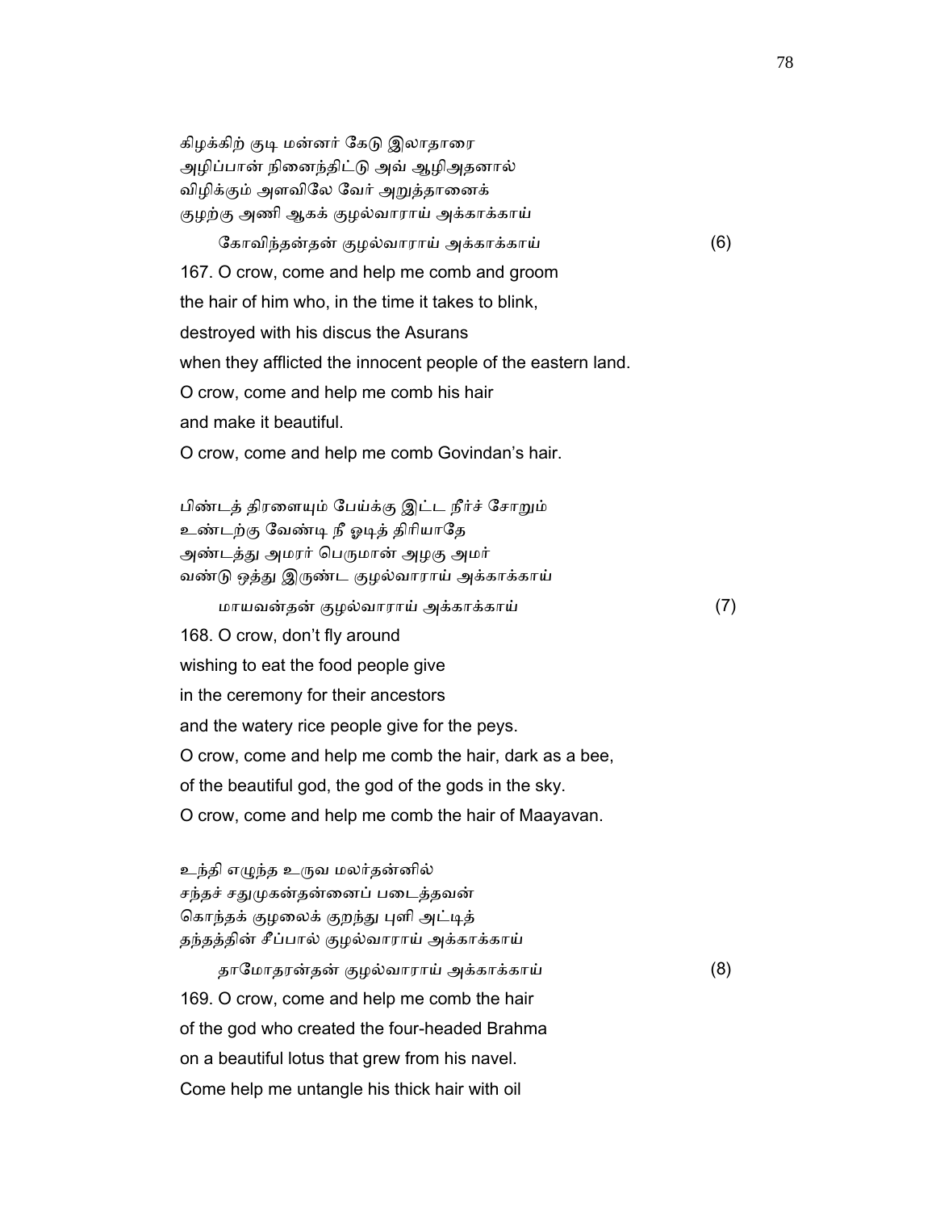கிழக்கிற் குடி மன்னர் கேடு இலாதாரை
அழிப்பான் நினைந்திட்டு அவ் ஆழிஅதனால்
விழிக்கும் அளவிலே வேர் அறுத்தானைக்
குழற்கு அணி ஆகக் குழல்வாராய் அக்காக்காய்

கோவிந்தன்தன் குழல்வாராய் அக்காக்காய் (6)

167. O crow, come and help me comb and groom
the hair of him who, in the time it takes to blink,
destroyed with his discus the Asurans
when they afflicted the innocent people of the eastern land.
O crow, come and help me comb his hair
and make it beautiful.
O crow, come and help me comb Govindan's hair.

பிண்டத் திரளையும் பேய்க்கு இட்ட நீர்ச் சோறும்
உண்டற்கு வேண்டி நீ ஓடித் திரியாதே
அண்டத்து அமரர் பெருமான் அழகு அமர்
வண்டு ஒத்து இருண்ட குழல்வாராய் அக்காக்காய்

மாயவன்தன் குழல்வாராய் அக்காக்காய் (7)

168. O crow, don't fly around
wishing to eat the food people give
in the ceremony for their ancestors
and the watery rice people give for the peys.
O crow, come and help me comb the hair, dark as a bee,
of the beautiful god, the god of the gods in the sky.
O crow, come and help me comb the hair of Maayavan.

உந்தி எழுந்த உருவ மலர்தன்னில்
சந்தச் சதுமுகன்தன்னைப் படைத்தவன்
கொந்தக் குழலைக் குறந்து புளி அட்டித்
தந்தத்தின் சீப்பால் குழல்வாராய் அக்காக்காய்

தாமோதரன்தன் குழல்வாராய் அக்காக்காய் (8)

169. O crow, come and help me comb the hair
of the god who created the four-headed Brahma
on a beautiful lotus that grew from his navel.
Come help me untangle his thick hair with oil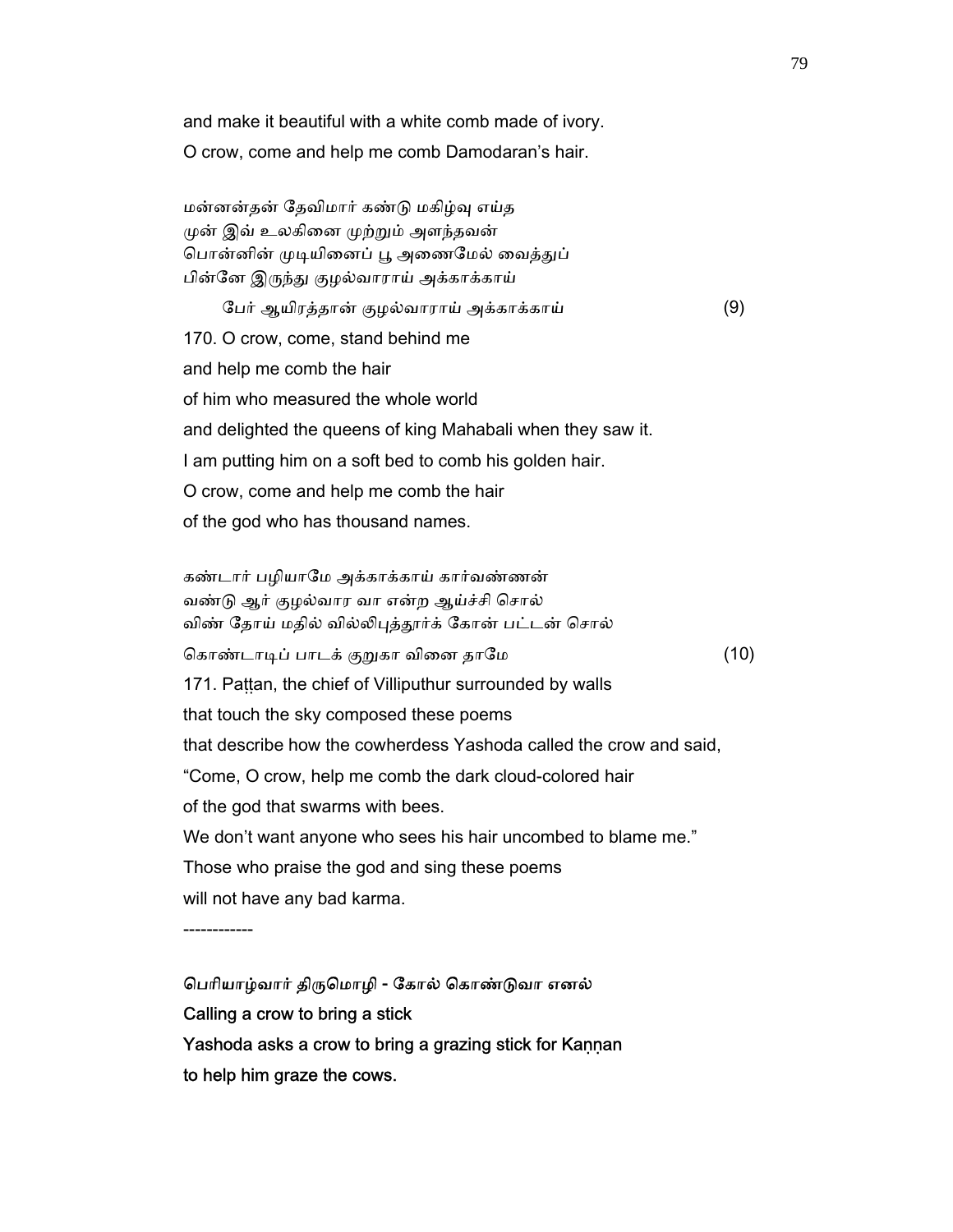and make it beautiful with a white comb made of ivory.
O crow, come and help me comb Damodaran's hair.

மன்னன்தன் தேவிமார் கண்டு மகிழ்வு எய்த
முன் இவ் உலகினை முற்றும் அளந்தவன்
பொன்னின் முடியினைப் பூ அணைமேல் வைத்துப்
பின்னே இருந்து குழல்வாராய் அக்காக்காய்
பேர் ஆயிரத்தான் குழல்வாராய் அக்காக்காய் (9)

170. O crow, come, stand behind me
and help me comb the hair
of him who measured the whole world
and delighted the queens of king Mahabali when they saw it.
I am putting him on a soft bed to comb his golden hair.
O crow, come and help me comb the hair
of the god who has thousand names.

கண்டார் பழியாமே அக்காக்காய் கார்வண்ணன்
வண்டு ஆர் குழல்வார வா என்ற ஆய்ச்சி சொல்
விண் தோய் மதில் வில்லிபுத்தூர்க் கோன் பட்டன் சொல்
கொண்டாடிப் பாடக் குறுகா வினை தாமே (10)

171. Paṭṭan, the chief of Villiputhur surrounded by walls
that touch the sky composed these poems
that describe how the cowherdess Yashoda called the crow and said,
"Come, O crow, help me comb the dark cloud-colored hair
of the god that swarms with bees.
We don't want anyone who sees his hair uncombed to blame me."
Those who praise the god and sing these poems
will not have any bad karma.

------------

**பெரியாழ்வார் திருமொழி - கோல் கொண்டுவா எனல்**
**Calling a crow to bring a stick**
**Yashoda asks a crow to bring a grazing stick for Kaṇṇan**
**to help him graze the cows.**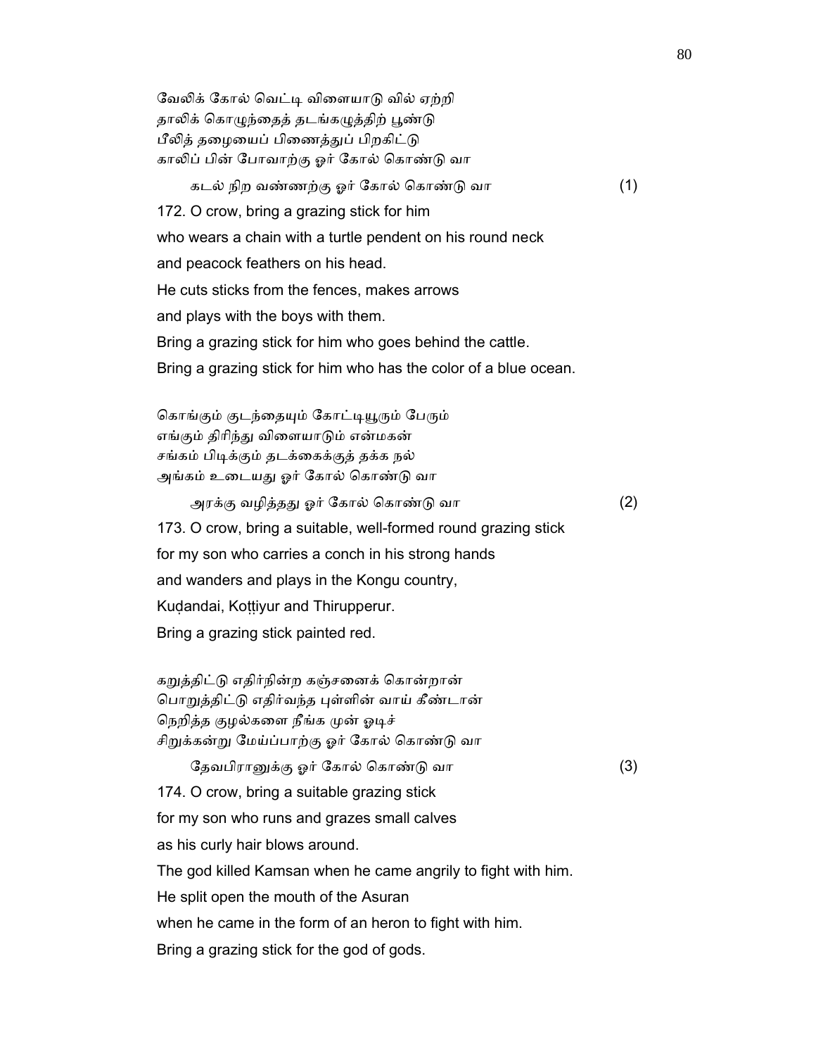வேலிக் கோல் வெட்டி விளையாடு வில் ஏற்றி
தாலிக் கொழுந்தைத் தடங்கழுத்திற் பூண்டு
பீலித் தழையைப் பிணைத்துப் பிறகிட்டு
காலிப் பின் போவாற்கு ஓர் கோல் கொண்டு வா

கடல் நிற வண்ணற்கு ஓர் கோல் கொண்டு வா (1)

172. O crow, bring a grazing stick for him
who wears a chain with a turtle pendent on his round neck
and peacock feathers on his head.
He cuts sticks from the fences, makes arrows
and plays with the boys with them.
Bring a grazing stick for him who goes behind the cattle.
Bring a grazing stick for him who has the color of a blue ocean.

கொங்கும் குடந்தையும் கோட்டியூரும் பேரும்
எங்கும் திரிந்து விளையாடும் என்மகன்
சங்கம் பிடிக்கும் தடக்கைக்குத் தக்க நல்
அங்கம் உடையது ஓர் கோல் கொண்டு வா

அரக்கு வழித்தது ஓர் கோல் கொண்டு வா (2)

173. O crow, bring a suitable, well-formed round grazing stick
for my son who carries a conch in his strong hands
and wanders and plays in the Kongu country,
Kuḍandai, Koṭṭiyur and Thirupperur.
Bring a grazing stick painted red.

கறுத்திட்டு எதிர்நின்ற கஞ்சனைக் கொன்றான்
பொறுத்திட்டு எதிர்வந்த புள்ளின் வாய் கீண்டான்
நெறித்த குழல்களை நீங்க முன் ஓடிச்
சிறுக்கன்று மேய்ப்பாற்கு ஓர் கோல் கொண்டு வா

தேவபிரானுக்கு ஓர் கோல் கொண்டு வா (3)

174. O crow, bring a suitable grazing stick
for my son who runs and grazes small calves
as his curly hair blows around.
The god killed Kamsan when he came angrily to fight with him.
He split open the mouth of the Asuran
when he came in the form of an heron to fight with him.
Bring a grazing stick for the god of gods.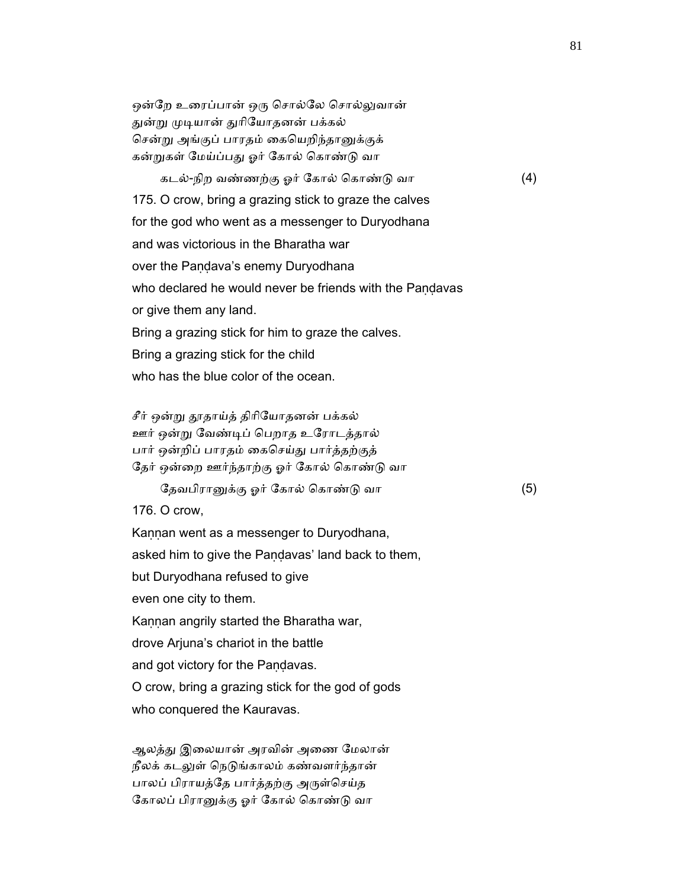ஒன்றே உரைப்பான் ஒரு சொல்லே சொல்லுவான்
துன்று முடியான் துரியோதனன் பக்கல்
சென்று அங்குப் பாரதம் கையெறிந்தானுக்குக்
கன்றுகள் மேய்ப்பது ஓர் கோல் கொண்டு வா
  கடல்-நிற வண்ணற்கு ஓர் கோல் கொண்டு வா (4)

175. O crow, bring a grazing stick to graze the calves
for the god who went as a messenger to Duryodhana
and was victorious in the Bharatha war
over the Paṇḍava's enemy Duryodhana
who declared he would never be friends with the Paṇḍavas
or give them any land.
Bring a grazing stick for him to graze the calves.
Bring a grazing stick for the child
who has the blue color of the ocean.

சீர் ஒன்று தூதாய்த் திரியோதனன் பக்கல்
ஊர் ஒன்று வேண்டிப் பெறாத உரோடத்தால்
பார் ஒன்றிப் பாரதம் கைசெய்து பார்த்தற்குத்
தேர் ஒன்றை ஊர்ந்தாற்கு ஓர் கோல் கொண்டு வா
  தேவபிரானுக்கு ஓர் கோல் கொண்டு வா (5)

176. O crow,
Kaṇṇan went as a messenger to Duryodhana,
asked him to give the Paṇḍavas' land back to them,
but Duryodhana refused to give
even one city to them.
Kaṇṇan angrily started the Bharatha war,
drove Arjuna's chariot in the battle
and got victory for the Paṇḍavas.
O crow, bring a grazing stick for the god of gods
who conquered the Kauravas.

ஆலத்து இலையான் அரவின் அணை மேலான்
நீலக் கடலுள் நெடுங்காலம் கண்வளர்ந்தான்
பாலப் பிராயத்தே பார்த்தற்கு அருள்செய்த
கோலப் பிரானுக்கு ஓர் கோல் கொண்டு வா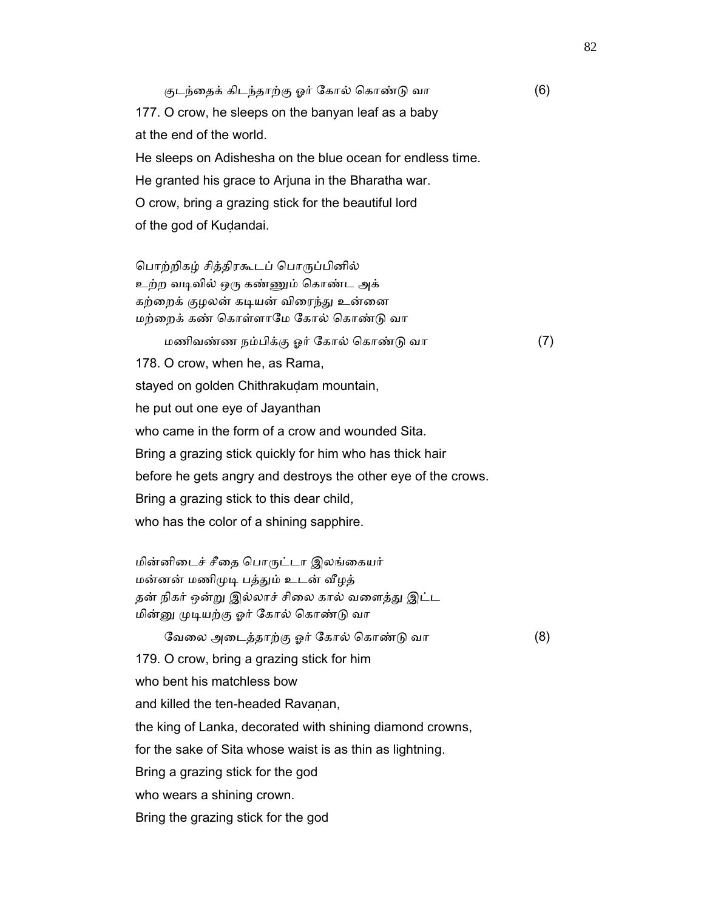குடந்தைக் கிடந்தாற்கு ஓர் கோல் கொண்டு வா (6)

177. O crow, he sleeps on the banyan leaf as a baby
at the end of the world.
He sleeps on Adishesha on the blue ocean for endless time.
He granted his grace to Arjuna in the Bharatha war.
O crow, bring a grazing stick for the beautiful lord
of the god of Kuḍandai.

பொற்றிகழ் சித்திரகூடப் பொருப்பினில்
உற்ற வடிவில் ஒரு கண்ணும் கொண்ட அக்
கற்றைக் குழலன் கடியன் விரைந்து உன்னை
மற்றைக் கண் கொள்ளாமே கோல் கொண்டு வா

மணிவண்ண நம்பிக்கு ஓர் கோல் கொண்டு வா (7)

178. O crow, when he, as Rama,
stayed on golden Chithrakuḍam mountain,
he put out one eye of Jayanthan
who came in the form of a crow and wounded Sita.
Bring a grazing stick quickly for him who has thick hair
before he gets angry and destroys the other eye of the crows.
Bring a grazing stick to this dear child,
who has the color of a shining sapphire.

மின்னிடைச் சீதை பொருட்டா இலங்கையர்
மன்னன் மணிமுடி பத்தும் உடன் வீழத்
தன் நிகர் ஒன்று இல்லாச் சிலை கால் வளைத்து இட்ட
மின்னு முடியற்கு ஓர் கோல் கொண்டு வா

வேலை அடைத்தாற்கு ஓர் கோல் கொண்டு வா (8)

179. O crow, bring a grazing stick for him
who bent his matchless bow
and killed the ten-headed Ravaṇan,
the king of Lanka, decorated with shining diamond crowns,
for the sake of Sita whose waist is as thin as lightning.
Bring a grazing stick for the god
who wears a shining crown.
Bring the grazing stick for the god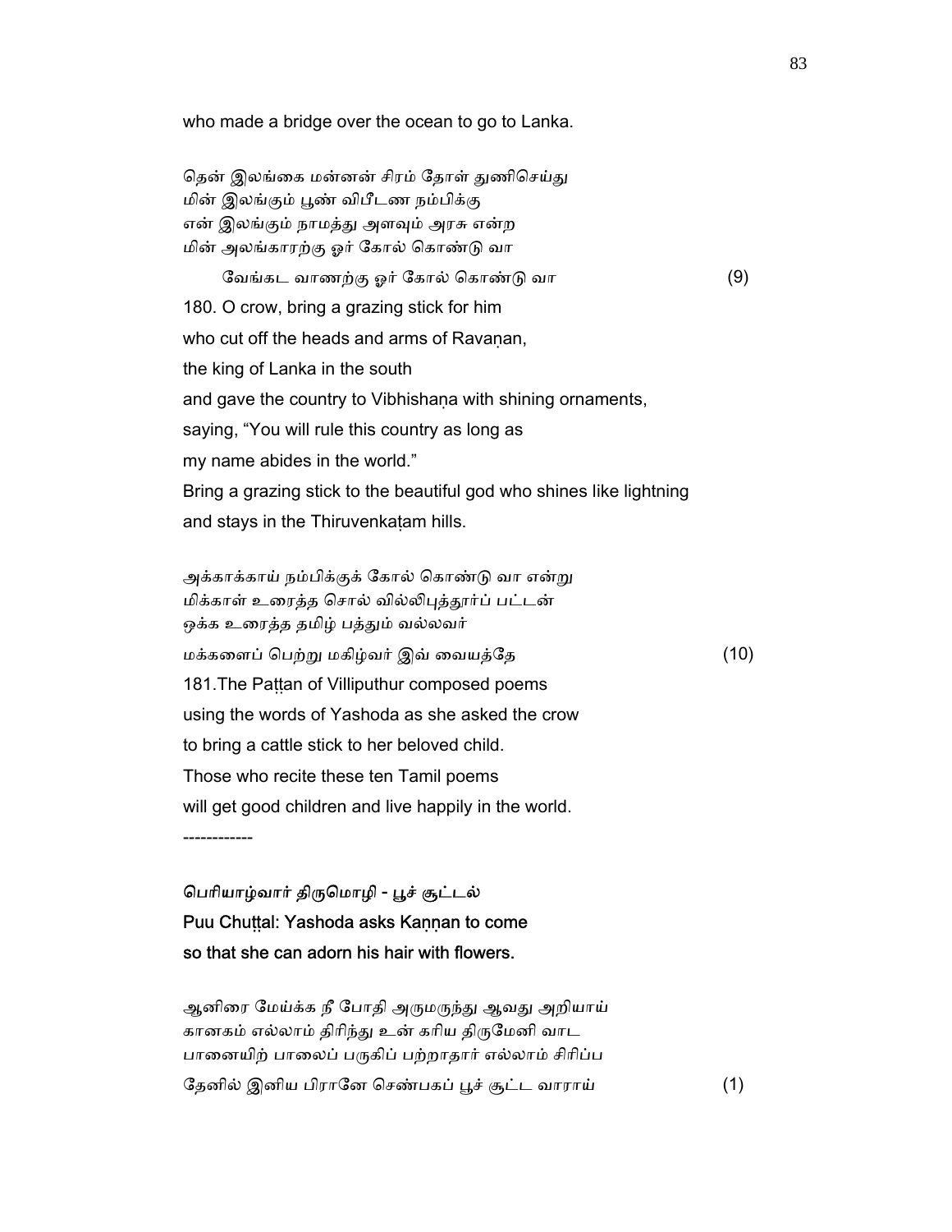who made a bridge over the ocean to go to Lanka.

தென் இலங்கை மன்னன் சிரம் தோள் துணிசெய்து
மின் இலங்கும் பூண் விபீடண நம்பிக்கு
என் இலங்கும் நாமத்து அளவும் அரசு என்ற
மின் அலங்காரற்கு ஓர் கோல் கொண்டு வா
வேங்கட வாணற்கு ஓர் கோல் கொண்டு வா (9)

180. O crow, bring a grazing stick for him
who cut off the heads and arms of Ravaṇan,
the king of Lanka in the south
and gave the country to Vibhishaṇa with shining ornaments,
saying, "You will rule this country as long as
my name abides in the world."
Bring a grazing stick to the beautiful god who shines like lightning
and stays in the Thiruvenkaṭam hills.

அக்காக்காய் நம்பிக்குக் கோல் கொண்டு வா என்று
மிக்காள் உரைத்த சொல் வில்லிபுத்தூர்ப் பட்டன்
ஒக்க உரைத்த தமிழ் பத்தும் வல்லவர்
மக்களைப் பெற்று மகிழ்வர் இவ் வையத்தே (10)

181. The Paṭṭan of Villiputhur composed poems
using the words of Yashoda as she asked the crow
to bring a cattle stick to her beloved child.
Those who recite these ten Tamil poems
will get good children and live happily in the world.

------------

## பெரியாழ்வார் திருமொழி - பூச் சூட்டல்
## Puu Chuṭṭal: Yashoda asks Kaṇṇan to come so that she can adorn his hair with flowers.

ஆனிரை மேய்க்க நீ போதி அருமருந்து ஆவது அறியாய்
கானகம் எல்லாம் திரிந்து உன் கரிய திருமேனி வாட
பானையிற் பாலைப் பருகிப் பற்றாதார் எல்லாம் சிரிப்ப
தேனில் இனிய பிரானே செண்பகப் பூச் சூட்ட வாராய் (1)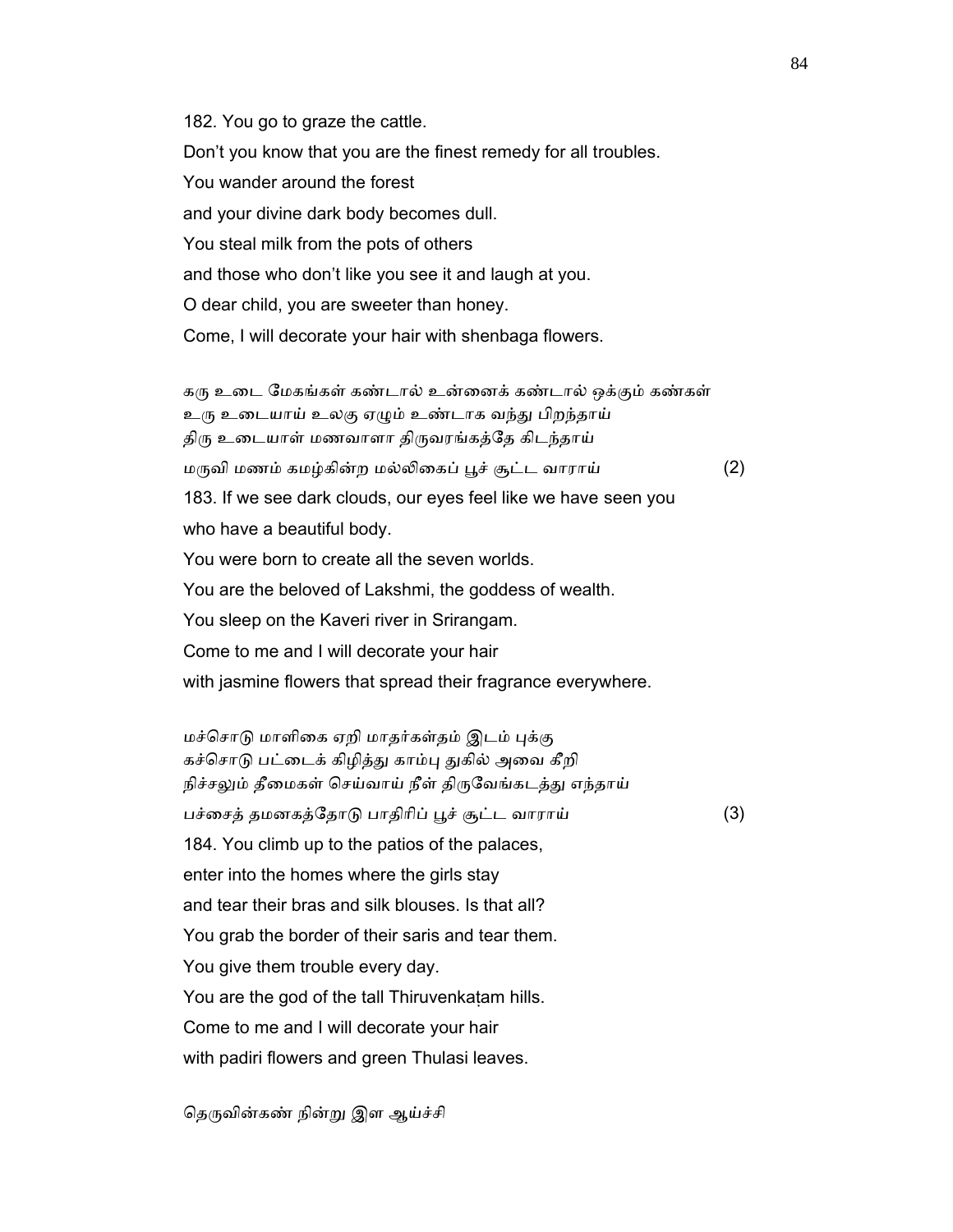182. You go to graze the cattle.
Don't you know that you are the finest remedy for all troubles.
You wander around the forest
and your divine dark body becomes dull.
You steal milk from the pots of others
and those who don't like you see it and laugh at you.
O dear child, you are sweeter than honey.
Come, I will decorate your hair with shenbaga flowers.

கரு உடை மேகங்கள் கண்டால் உன்னைக் கண்டால் ஒக்கும் கண்கள்
உரு உடையாய் உலகு ஏழும் உண்டாக வந்து பிறந்தாய்
திரு உடையாள் மணவாளா திருவரங்கத்தே கிடந்தாய்
மருவி மணம் கமழ்கின்ற மல்லிகைப் பூச் சூட்ட வாராய் (2)

183. If we see dark clouds, our eyes feel like we have seen you
who have a beautiful body.
You were born to create all the seven worlds.
You are the beloved of Lakshmi, the goddess of wealth.
You sleep on the Kaveri river in Srirangam.
Come to me and I will decorate your hair
with jasmine flowers that spread their fragrance everywhere.

மச்சொடு மாளிகை ஏறி மாதர்கள்தம் இடம் புக்கு
கச்சொடு பட்டைக் கிழித்து காம்பு துகில் அவை கீறி
நிச்சலும் தீமைகள் செய்வாய் நீள் திருவேங்கடத்து எந்தாய்
பச்சைத் தமனகத்தோடு பாதிரிப் பூச் சூட்ட வாராய் (3)

184. You climb up to the patios of the palaces,
enter into the homes where the girls stay
and tear their bras and silk blouses. Is that all?
You grab the border of their saris and tear them.
You give them trouble every day.
You are the god of the tall Thiruvenkaṭam hills.
Come to me and I will decorate your hair
with padiri flowers and green Thulasi leaves.

தெருவின்கண் நின்று இள ஆய்ச்சி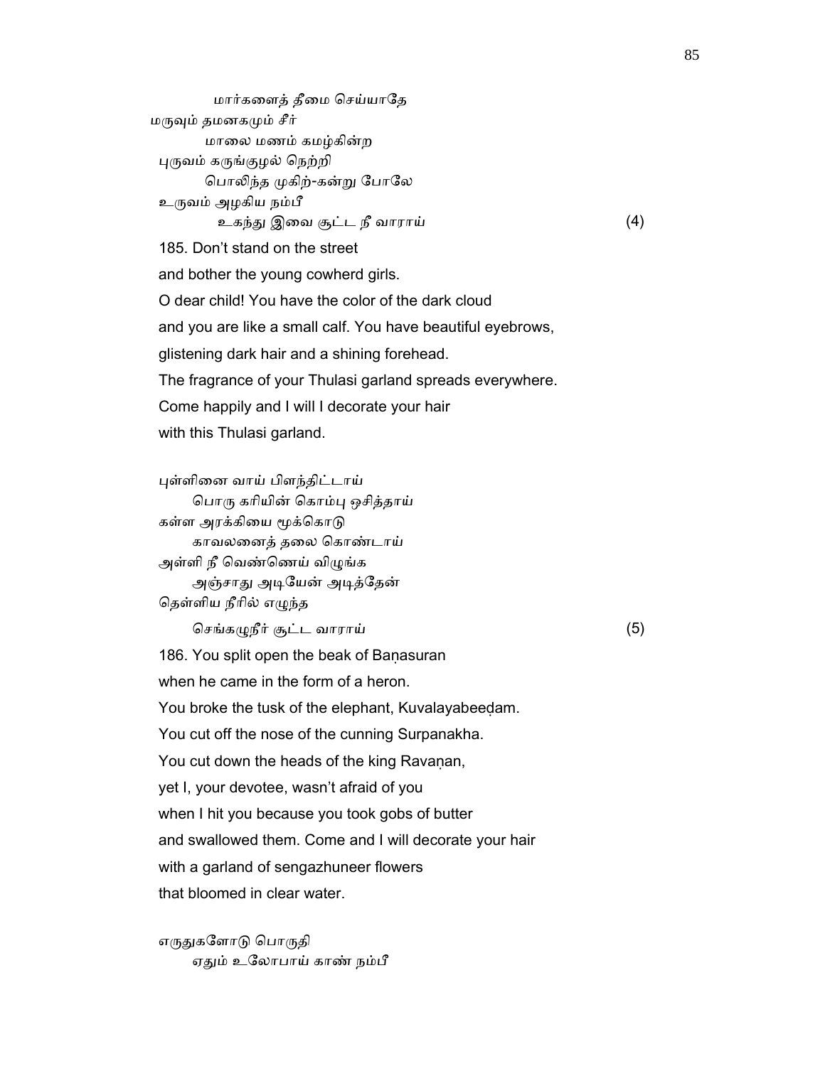மார்களைத் தீமை செய்யாதே
மருவும் தமனகமும் சீர்
மாலை மணம் கமழ்கின்ற
புருவம் கருங்குழல் நெற்றி
பொலிந்த முகிற்-கன்று போலே
உருவம் அழகிய நம்பீ
உகந்து இவை சூட்ட நீ வாராய் (4)

185. Don't stand on the street
and bother the young cowherd girls.
O dear child! You have the color of the dark cloud
and you are like a small calf. You have beautiful eyebrows,
glistening dark hair and a shining forehead.
The fragrance of your Thulasi garland spreads everywhere.
Come happily and I will I decorate your hair
with this Thulasi garland.

புள்ளினை வாய் பிளந்திட்டாய்
பொரு கரியின் கொம்பு ஒசித்தாய்
கள்ள அரக்கியை மூக்கொடு
காவலனைத் தலை கொண்டாய்
அள்ளி நீ வெண்ணெய் விழுங்க
அஞ்சாது அடியேன் அடித்தேன்
தெள்ளிய நீரில் எழுந்த
செங்கழுநீர் சூட்ட வாராய் (5)

186. You split open the beak of Baṇasuran
when he came in the form of a heron.
You broke the tusk of the elephant, Kuvalayabeeḍam.
You cut off the nose of the cunning Surpanakha.
You cut down the heads of the king Ravaṇan,
yet I, your devotee, wasn't afraid of you
when I hit you because you took gobs of butter
and swallowed them. Come and I will decorate your hair
with a garland of sengazhuneer flowers
that bloomed in clear water.

எருதுகளோடு பொருதி
ஏதும் உலோபாய் காண் நம்பீ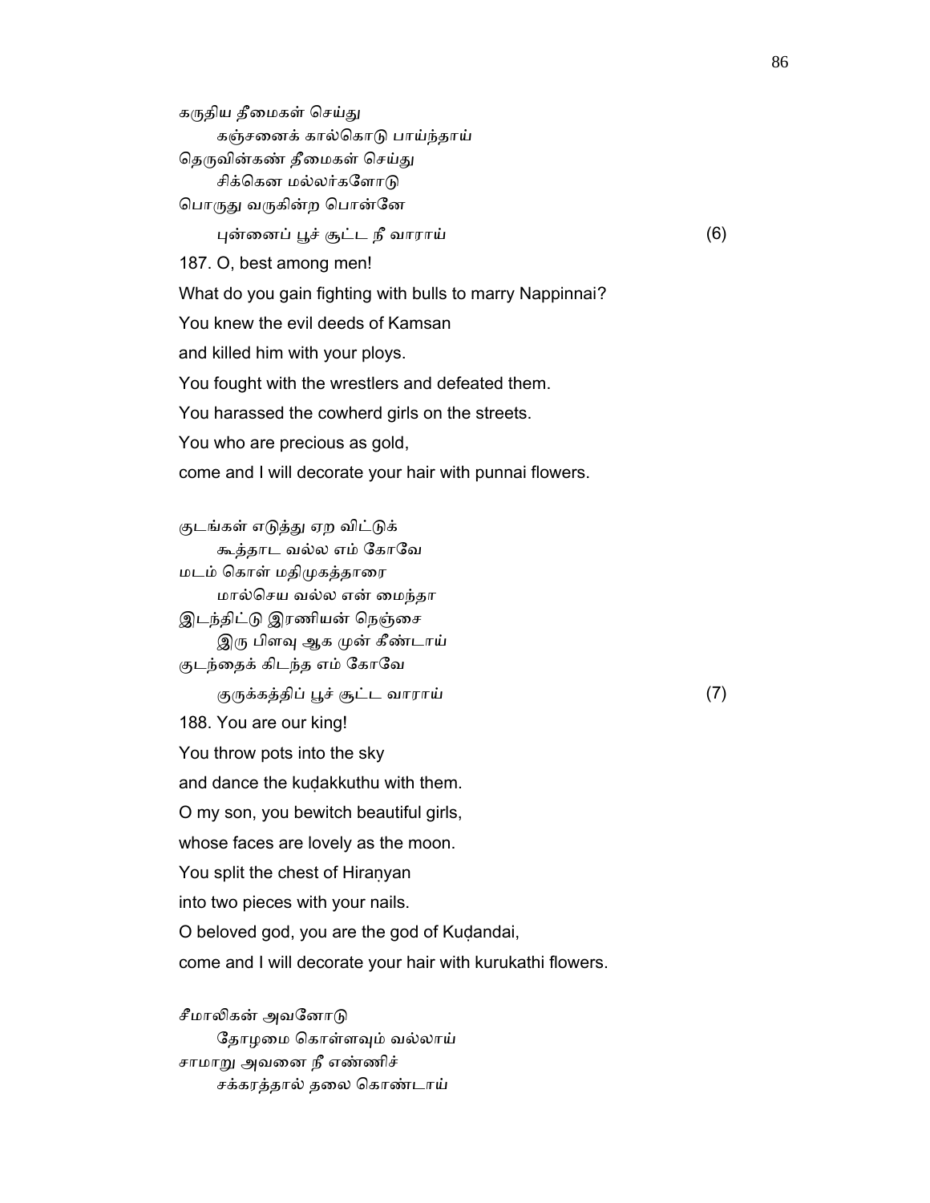கருதிய தீமைகள் செய்து
    கஞ்சனைக் கால்கொடு பாய்ந்தாய்
தெருவின்கண் தீமைகள் செய்து
    சிக்கென மல்லர்களோடு
பொருது வருகின்ற பொன்னே
    புன்னைப் பூச் சூட்ட நீ வாராய் (6)

187. O, best among men!
What do you gain fighting with bulls to marry Nappinnai?
You knew the evil deeds of Kamsan
and killed him with your ploys.
You fought with the wrestlers and defeated them.
You harassed the cowherd girls on the streets.
You who are precious as gold,
come and I will decorate your hair with punnai flowers.

குடங்கள் எடுத்து ஏற விட்டுக்
    கூத்தாட வல்ல எம் கோவே
மடம் கொள் மதிமுகத்தாரை
    மால்செய வல்ல என் மைந்தா
இடந்திட்டு இரணியன் நெஞ்சை
    இரு பிளவு ஆக முன் கீண்டாய்
குடந்தைக் கிடந்த எம் கோவே
    குருக்கத்திப் பூச் சூட்ட வாராய் (7)

188. You are our king!
You throw pots into the sky
and dance the kuḍakkuthu with them.
O my son, you bewitch beautiful girls,
whose faces are lovely as the moon.
You split the chest of Hiraṇyan
into two pieces with your nails.
O beloved god, you are the god of Kuḍandai,
come and I will decorate your hair with kurukathi flowers.

சீமாலிகன் அவனோடு
    தோழமை கொள்ளவும் வல்லாய்
சாமாறு அவனை நீ எண்ணிச்
    சக்கரத்தால் தலை கொண்டாய்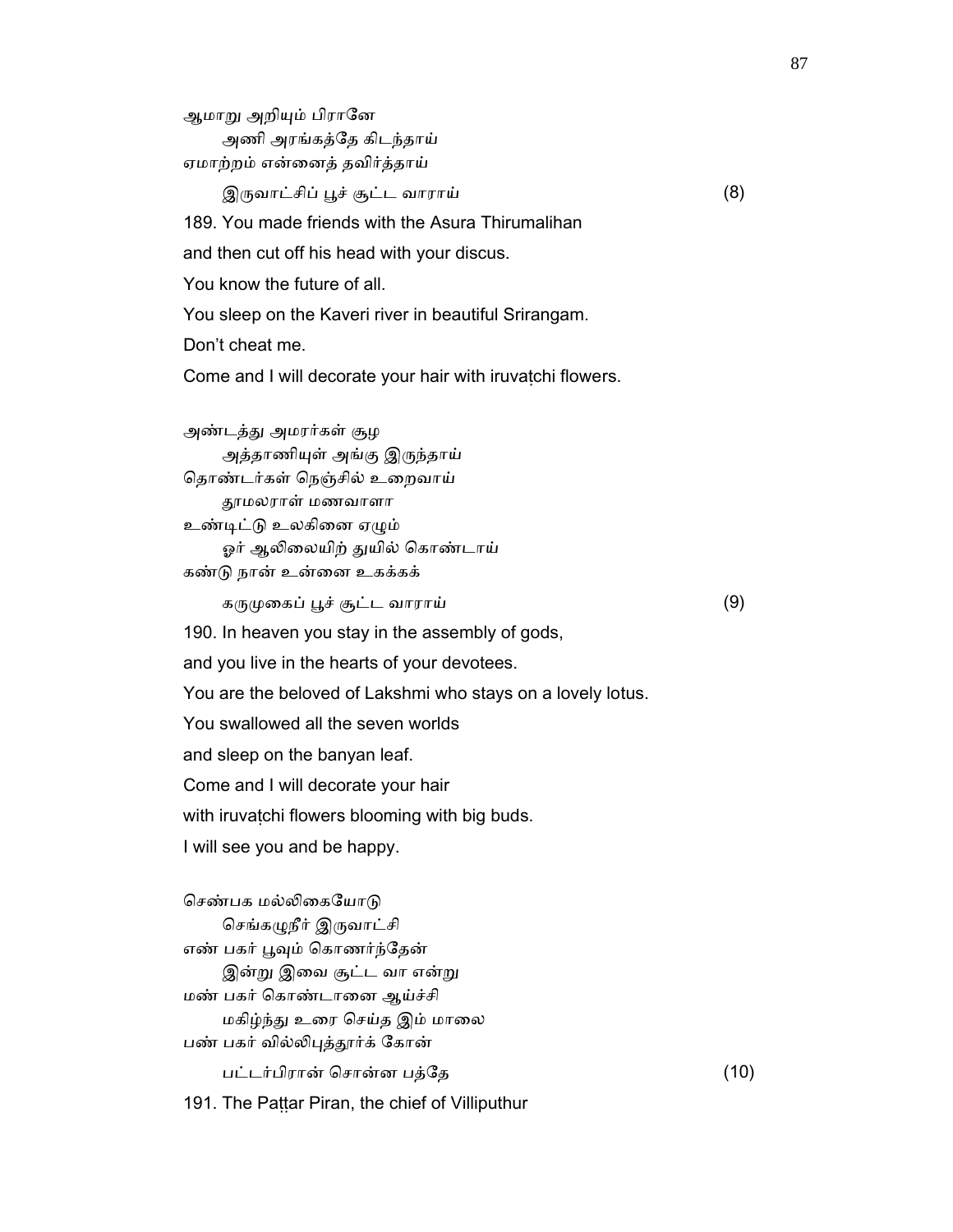ஆமாறு அறியும் பிரானே
    அணி அரங்கத்தே கிடந்தாய்
ஏமாற்றம் என்னைத் தவிர்த்தாய்
    இருவாட்சிப் பூச் சூட்ட வாராய்                    (8)

189. You made friends with the Asura Thirumalihan
and then cut off his head with your discus.
You know the future of all.
You sleep on the Kaveri river in beautiful Srirangam.
Don't cheat me.
Come and I will decorate your hair with iruvaṭchi flowers.

அண்டத்து அமரர்கள் சூழ
    அத்தாணியுள் அங்கு இருந்தாய்
தொண்டர்கள் நெஞ்சில் உறைவாய்
    தூமலராள் மணவாளா
உண்டிட்டு உலகினை ஏழும்
    ஓர் ஆலிலையிற் துயில் கொண்டாய்
கண்டு நான் உன்னை உகக்கக்
    கருமுகைப் பூச் சூட்ட வாராய்                    (9)

190. In heaven you stay in the assembly of gods,
and you live in the hearts of your devotees.
You are the beloved of Lakshmi who stays on a lovely lotus.
You swallowed all the seven worlds
and sleep on the banyan leaf.
Come and I will decorate your hair
with iruvaṭchi flowers blooming with big buds.
I will see you and be happy.

செண்பக மல்லிகையோடு
    செங்கழுநீர் இருவாட்சி
எண் பகர் பூவும் கொணர்ந்தேன்
    இன்று இவை சூட்ட வா என்று
மண் பகர் கொண்டானை ஆய்ச்சி
    மகிழ்ந்து உரை செய்த இம் மாலை
பண் பகர் வில்லிபுத்தூர்க் கோன்
    பட்டர்பிரான் சொன்ன பத்தே                    (10)

191. The Paṭṭar Piran, the chief of Villiputhur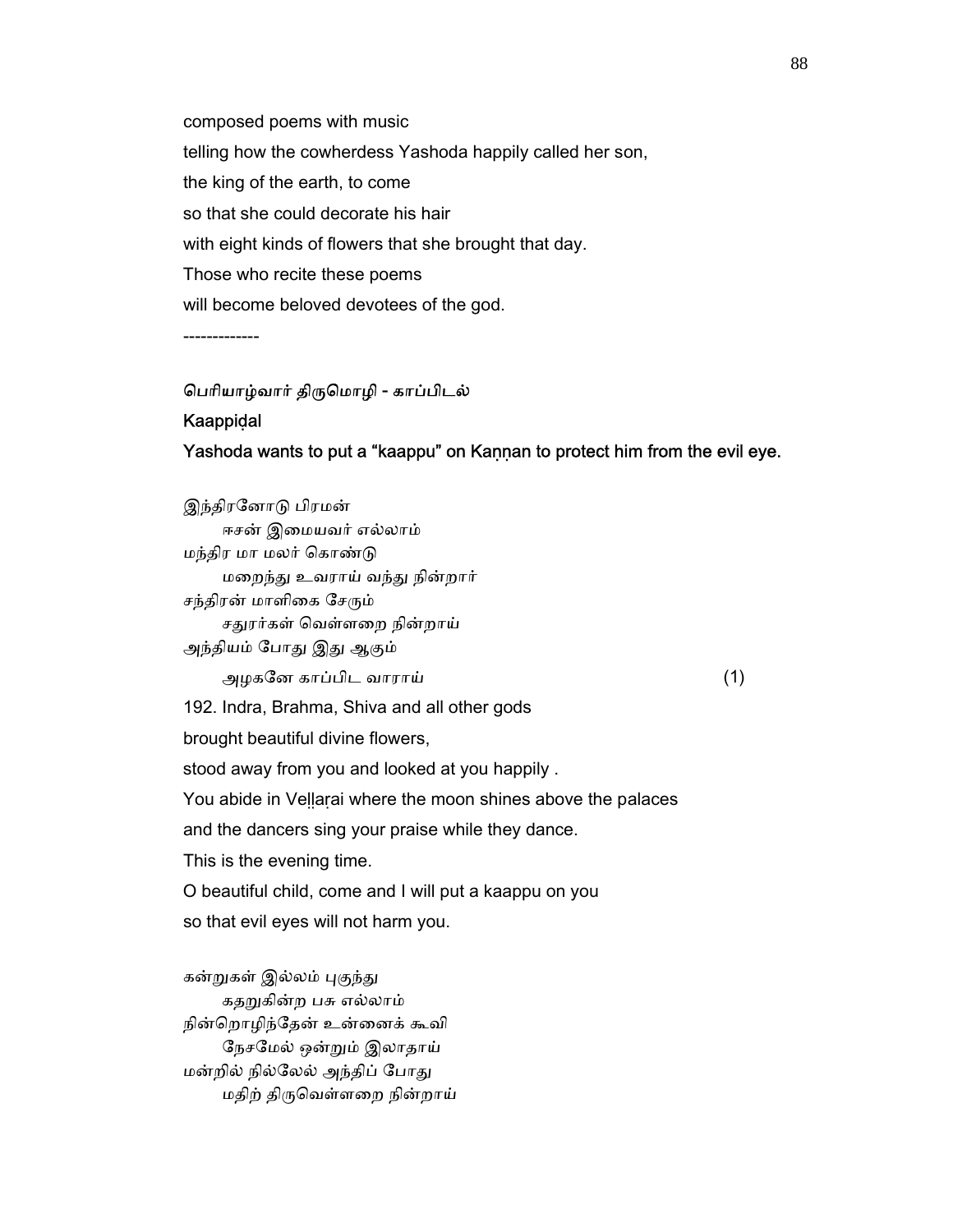composed poems with music

telling how the cowherdess Yashoda happily called her son,

the king of the earth, to come

so that she could decorate his hair

with eight kinds of flowers that she brought that day.

Those who recite these poems

will become beloved devotees of the god.

-------------

பெரியாழ்வார் திருமொழி - காப்பிடல்

**Kaappiḍal**

**Yashoda wants to put a "kaappu" on Kaṇṇan to protect him from the evil eye.**

இந்திரனோடு பிரமன்
    ஈசன் இமையவர் எல்லாம்
மந்திர மா மலர் கொண்டு
    மறைந்து உவராய் வந்து நின்றார்
சந்திரன் மாளிகை சேரும்
    சதுரர்கள் வெள்ளறை நின்றாய்
அந்தியம் போது இது ஆகும்
    அழகனே காப்பிட வாராய்    (1)

192. Indra, Brahma, Shiva and all other gods

brought beautiful divine flowers,

stood away from you and looked at you happily .

You abide in Veḷḷaṛai where the moon shines above the palaces

and the dancers sing your praise while they dance.

This is the evening time.

O beautiful child, come and I will put a kaappu on you

so that evil eyes will not harm you.

கன்றுகள் இல்லம் புகுந்து
    கதறுகின்ற பசு எல்லாம்
நின்றொழிந்தேன் உன்னைக் கூவி
    நேசமேல் ஒன்றும் இலாதாய்
மன்றில் நில்லேல் அந்திப் போது
    மதிற் திருவெள்ளறை நின்றாய்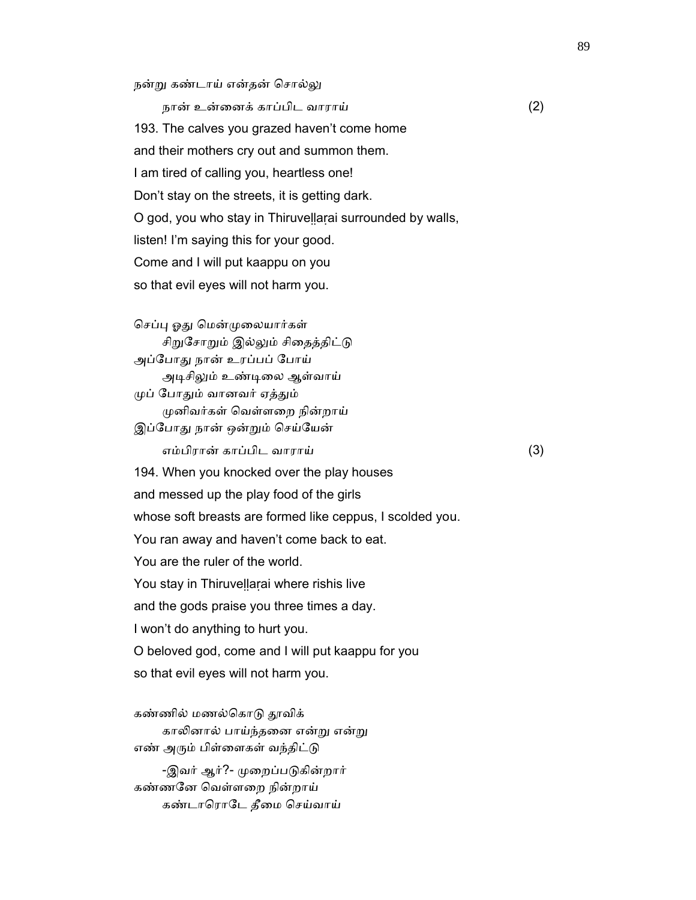நன்று கண்டாய் என்தன் சொல்லு
    நான் உன்னைக் காப்பிட வாராய் (2)

193. The calves you grazed haven't come home
and their mothers cry out and summon them.
I am tired of calling you, heartless one!
Don't stay on the streets, it is getting dark.
O god, you who stay in Thiruveḻḻaṛai surrounded by walls,
listen! I'm saying this for your good.
Come and I will put kaappu on you
so that evil eyes will not harm you.

செப்பு ஓது மென்முலையார்கள்
    சிறுசோறும் இல்லும் சிதைத்திட்டு
அப்போது நான் உரப்பப் போய்
    அடிசிலும் உண்டிலை ஆள்வாய்
முப் போதும் வானவர் ஏத்தும்
    முனிவர்கள் வெள்ளறை நின்றாய்
இப்போது நான் ஒன்றும் செய்யேன்
    எம்பிரான் காப்பிட வாராய் (3)

194. When you knocked over the play houses
and messed up the play food of the girls
whose soft breasts are formed like ceppus, I scolded you.
You ran away and haven't come back to eat.
You are the ruler of the world.
You stay in Thiruveḻḻaṛai where rishis live
and the gods praise you three times a day.
I won't do anything to hurt you.
O beloved god, come and I will put kaappu for you
so that evil eyes will not harm you.

கண்ணில் மணல்கொடு தூவிக்
    காலினால் பாய்ந்தனை என்று என்று
எண் அரும் பிள்ளைகள் வந்திட்டு
    -இவர் ஆர்?- முறைப்படுகின்றார்
கண்ணனே வெள்ளறை நின்றாய்
    கண்டாரொடே தீமை செய்வாய்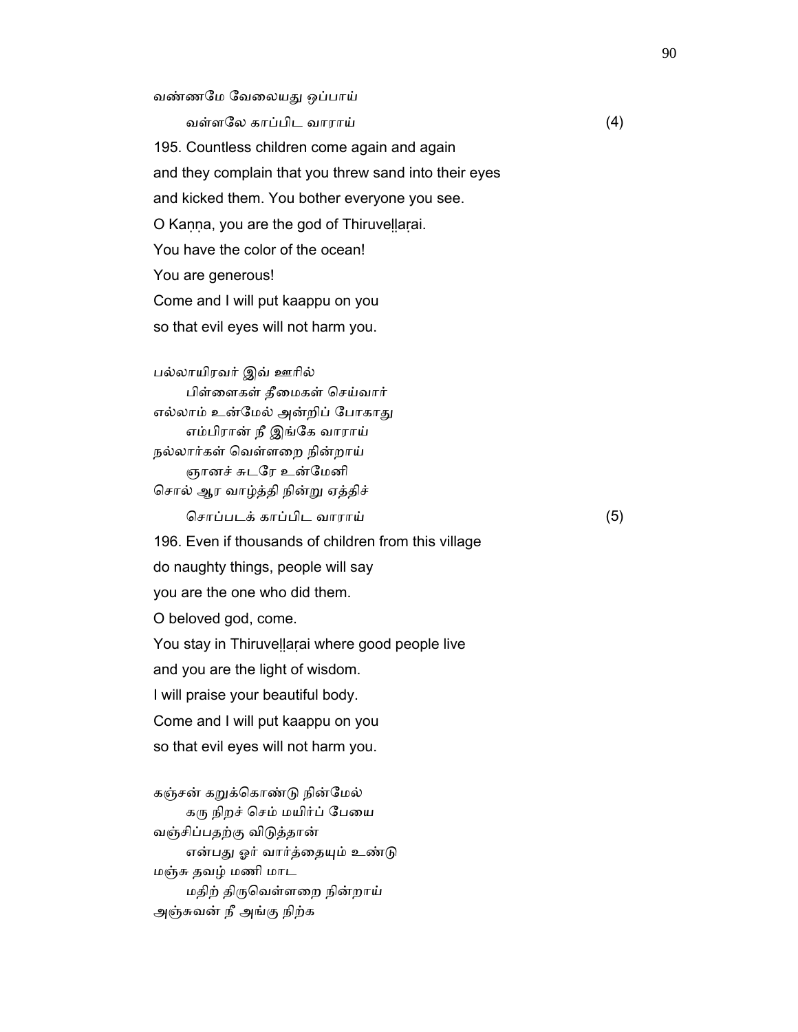வண்ணமே வேலையது ஒப்பாய்

வள்ளலே காப்பிட வாராய் (4)

195. Countless children come again and again
and they complain that you threw sand into their eyes
and kicked them. You bother everyone you see.
O Kaṇṇa, you are the god of Thiruveḷḷaṛai.
You have the color of the ocean!
You are generous!
Come and I will put kaappu on you
so that evil eyes will not harm you.

பல்லாயிரவர் இவ் ஊரில்
பிள்ளைகள் தீமைகள் செய்வார்
எல்லாம் உன்மேல் அன்றிப் போகாது
எம்பிரான் நீ இங்கே வாராய்
நல்லார்கள் வெள்ளறை நின்றாய்
ஞானச் சுடரே உன்மேனி
சொல் ஆர வாழ்த்தி நின்று ஏத்திச்
சொப்படக் காப்பிட வாராய் (5)

196. Even if thousands of children from this village
do naughty things, people will say
you are the one who did them.
O beloved god, come.
You stay in Thiruveḷḷaṛai where good people live
and you are the light of wisdom.
I will praise your beautiful body.
Come and I will put kaappu on you
so that evil eyes will not harm you.

கஞ்சன் கறுக்கொண்டு நின்மேல்
கரு நிறச் செம் மயிர்ப் பேயை
வஞ்சிப்பதற்கு விடுத்தான்
என்பது ஓர் வார்த்தையும் உண்டு
மஞ்சு தவழ் மணி மாட
மதிற் திருவெள்ளறை நின்றாய்
அஞ்சுவன் நீ அங்கு நிற்க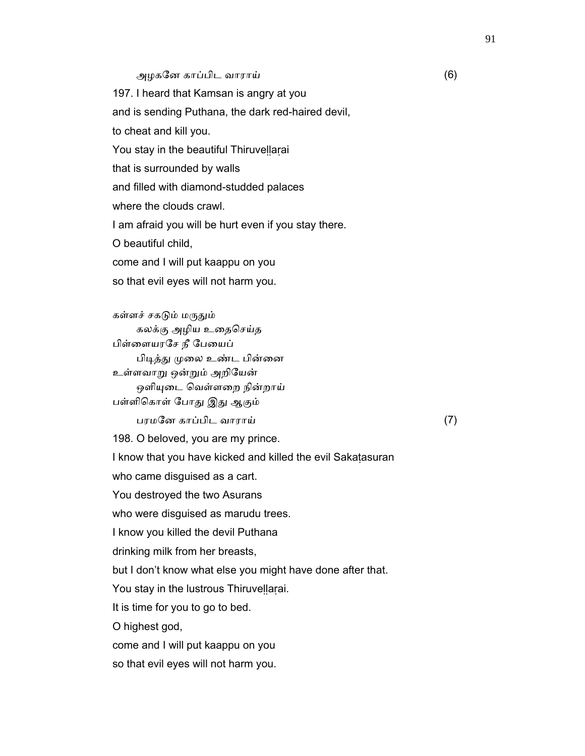அழகனே காப்பிட வாராய் (6)

197. I heard that Kamsan is angry at you
and is sending Puthana, the dark red-haired devil,
to cheat and kill you.
You stay in the beautiful Thiruveḷḷaṛai
that is surrounded by walls
and filled with diamond-studded palaces
where the clouds crawl.
I am afraid you will be hurt even if you stay there.
O beautiful child,
come and I will put kaappu on you
so that evil eyes will not harm you.

கள்ளச் சகடும் மருதும்
கலக்கு அழிய உதைசெய்த
பிள்ளையரசே நீ பேயைப்
பிடித்து முலை உண்ட பின்னை
உள்ளவாறு ஒன்றும் அறியேன்
ஒளியுடை வெள்ளறை நின்றாய்
பள்ளிகொள் போது இது ஆகும்
பரமனே காப்பிட வாராய் (7)

198. O beloved, you are my prince.
I know that you have kicked and killed the evil Sakaṭasuran
who came disguised as a cart.
You destroyed the two Asurans
who were disguised as marudu trees.
I know you killed the devil Puthana
drinking milk from her breasts,
but I don't know what else you might have done after that.
You stay in the lustrous Thiruveḷḷaṛai.
It is time for you to go to bed.
O highest god,
come and I will put kaappu on you
so that evil eyes will not harm you.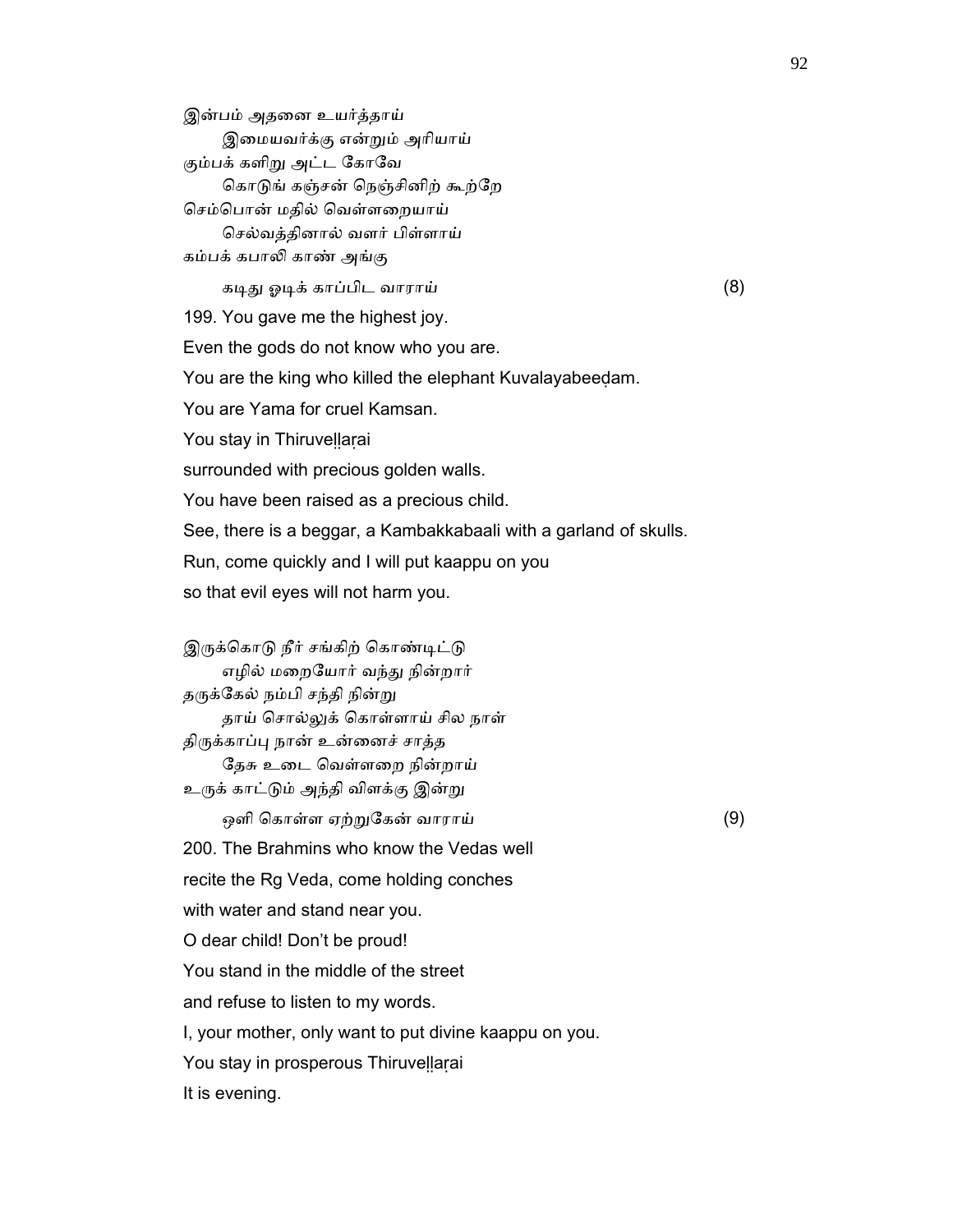இன்பம் அதனை உயர்த்தாய்
　　இமையவர்க்கு என்றும் அரியாய்
கும்பக் களிறு அட்ட கோவே
　　கொடுங் கஞ்சன் நெஞ்சினிற் கூற்றே
செம்பொன் மதில் வெள்ளறையாய்
　　செல்வத்தினால் வளர் பிள்ளாய்
கம்பக் கபாலி காண் அங்கு
　　கடிது ஓடிக் காப்பிட வாராய் (8)

199. You gave me the highest joy.
Even the gods do not know who you are.
You are the king who killed the elephant Kuvalayabeeḍam.
You are Yama for cruel Kamsan.
You stay in Thiruveḷḷaṛai
surrounded with precious golden walls.
You have been raised as a precious child.
See, there is a beggar, a Kambakkabaali with a garland of skulls.
Run, come quickly and I will put kaappu on you
so that evil eyes will not harm you.

இருக்கொடு நீர் சங்கிற் கொண்டிட்டு
　　எழில் மறையோர் வந்து நின்றார்
தருக்கேல் நம்பி சந்தி நின்று
　　தாய் சொல்லுக் கொள்ளாய் சில நாள்
திருக்காப்பு நான் உன்னைச் சாத்த
　　தேசு உடை வெள்ளறை நின்றாய்
உருக் காட்டும் அந்தி விளக்கு இன்று
　　ஒளி கொள்ள ஏற்றுகேன் வாராய் (9)

200. The Brahmins who know the Vedas well
recite the Rg Veda, come holding conches
with water and stand near you.
O dear child! Don't be proud!
You stand in the middle of the street
and refuse to listen to my words.
I, your mother, only want to put divine kaappu on you.
You stay in prosperous Thiruveḷḷaṛai
It is evening.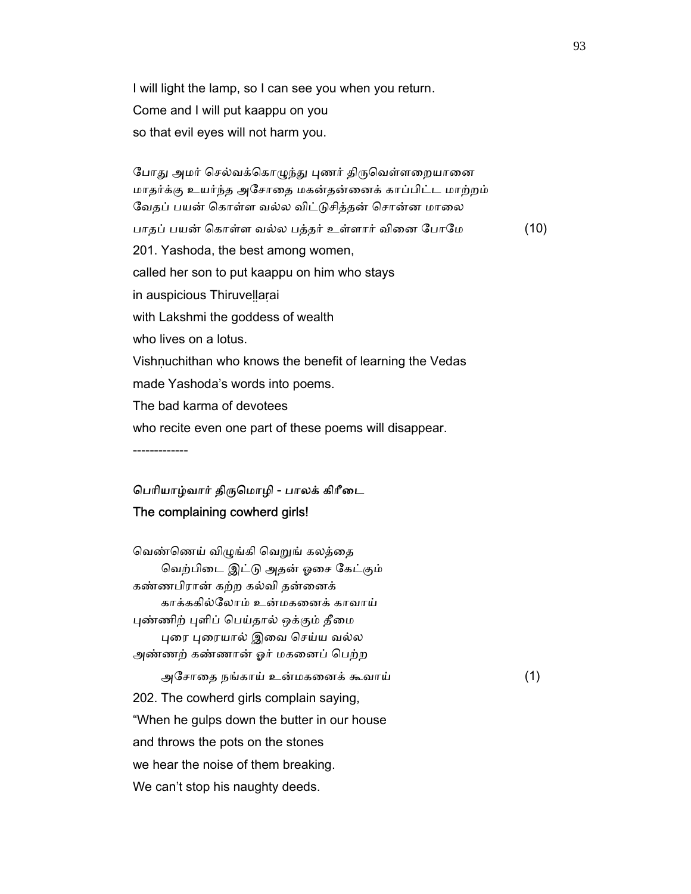I will light the lamp, so I can see you when you return.
Come and I will put kaappu on you
so that evil eyes will not harm you.

போது அமர் செல்வக்கொழுந்து புணர் திருவெள்ளறையானை
மாதர்க்கு உயர்ந்த அசோதை மகன்தன்னைக் காப்பிட்ட மாற்றம்
வேதப் பயன் கொள்ள வல்ல விட்டுசித்தன் சொன்ன மாலை
பாதப் பயன் கொள்ள வல்ல பத்தர் உள்ளார் வினை போமே (10)

201. Yashoda, the best among women,
called her son to put kaappu on him who stays
in auspicious Thiruveḷḷaṛai
with Lakshmi the goddess of wealth
who lives on a lotus.
Vishṇuchithan who knows the benefit of learning the Vedas
made Yashoda's words into poems.
The bad karma of devotees
who recite even one part of these poems will disappear.

-------------

**பெரியாழ்வார் திருமொழி - பாலக் கிரீடை**
**The complaining cowherd girls!**

வெண்ணெய் விழுங்கி வெறுங் கலத்தை
 வெற்பிடை இட்டு அதன் ஓசை கேட்கும்
கண்ணபிரான் கற்ற கல்வி தன்னைக்
 காக்ககில்லோம் உன்மகனைக் காவாய்
புண்ணிற் புளிப் பெய்தால் ஒக்கும் தீமை
 புரை புரையால் இவை செய்ய வல்ல
அண்ணற் கண்ணான் ஓர் மகனைப் பெற்ற
 அசோதை நங்காய் உன்மகனைக் கூவாய் (1)

202. The cowherd girls complain saying,
"When he gulps down the butter in our house
and throws the pots on the stones
we hear the noise of them breaking.
We can't stop his naughty deeds.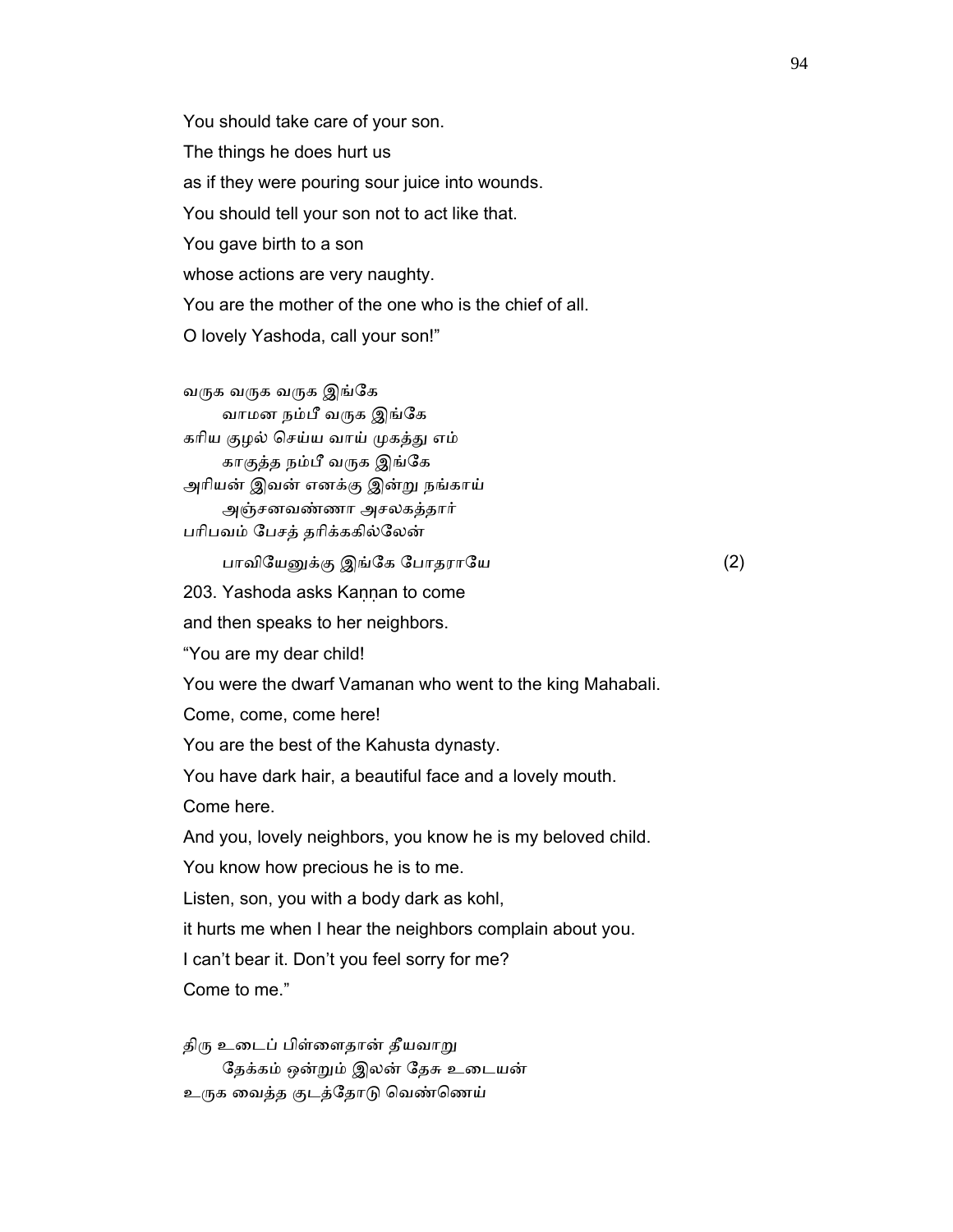You should take care of your son.

The things he does hurt us

as if they were pouring sour juice into wounds.

You should tell your son not to act like that.

You gave birth to a son

whose actions are very naughty.

You are the mother of the one who is the chief of all.

O lovely Yashoda, call your son!"

வருக வருக வருக இங்கே
　　வாமன நம்பீ வருக இங்கே
கரிய குழல் செய்ய வாய் முகத்து எம்
　　காகுத்த நம்பீ வருக இங்கே
அரியன் இவன் எனக்கு இன்று நங்காய்
　　அஞ்சனவண்ணா அசலகத்தார்
பரிபவம் பேசத் தரிக்ககில்லேன்
　　பாவியேனுக்கு இங்கே போதராயே　　　　　　　　　　(2)

203. Yashoda asks Kaṇṇan to come

and then speaks to her neighbors.

"You are my dear child!

You were the dwarf Vamanan who went to the king Mahabali.

Come, come, come here!

You are the best of the Kahusta dynasty.

You have dark hair, a beautiful face and a lovely mouth.

Come here.

And you, lovely neighbors, you know he is my beloved child.

You know how precious he is to me.

Listen, son, you with a body dark as kohl,

it hurts me when I hear the neighbors complain about you.

I can't bear it. Don't you feel sorry for me?

Come to me."

திரு உடைப் பிள்ளைதான் தீயவாறு
　　தேக்கம் ஒன்றும் இலன் தேசு உடையன்
உருக வைத்த குடத்தோடு வெண்ணெய்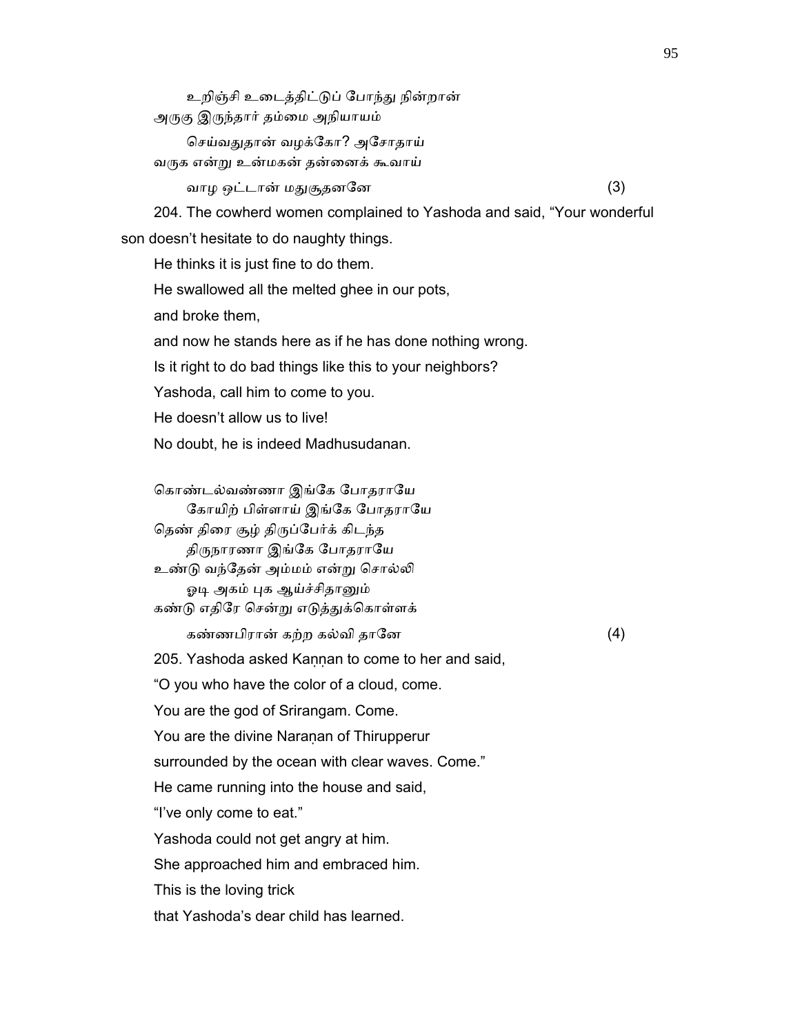உறிஞ்சி உடைத்திட்டுப் போந்து நின்றான்
அருகு இருந்தார் தம்மை அநியாயம்
செய்வதுதான் வழக்கோ? அசோதாய்
வருக என்று உன்மகன் தன்னைக் கூவாய்
வாழ ஒட்டான் மதுசூதனனே (3)

204. The cowherd women complained to Yashoda and said, “Your wonderful son doesn’t hesitate to do naughty things.

He thinks it is just fine to do them.

He swallowed all the melted ghee in our pots,

and broke them,

and now he stands here as if he has done nothing wrong.

Is it right to do bad things like this to your neighbors?

Yashoda, call him to come to you.

He doesn’t allow us to live!

No doubt, he is indeed Madhusudanan.

கொண்டல்வண்ணா இங்கே போதராயே
கோயிற் பிள்ளாய் இங்கே போதராயே
தெண் திரை சூழ் திருப்பேர்க் கிடந்த
திருநாரணா இங்கே போதராயே
உண்டு வந்தேன் அம்மம் என்று சொல்லி
ஓடி அகம் புக ஆய்ச்சிதானும்
கண்டு எதிரே சென்று எடுத்துக்கொள்ளக்
கண்ணபிரான் கற்ற கல்வி தானே (4)

205. Yashoda asked Kaṇṇan to come to her and said,

“O you who have the color of a cloud, come.

You are the god of Srirangam. Come.

You are the divine Naraṇan of Thirupperur

surrounded by the ocean with clear waves. Come.”

He came running into the house and said,

“I’ve only come to eat.”

Yashoda could not get angry at him.

She approached him and embraced him.

This is the loving trick

that Yashoda’s dear child has learned.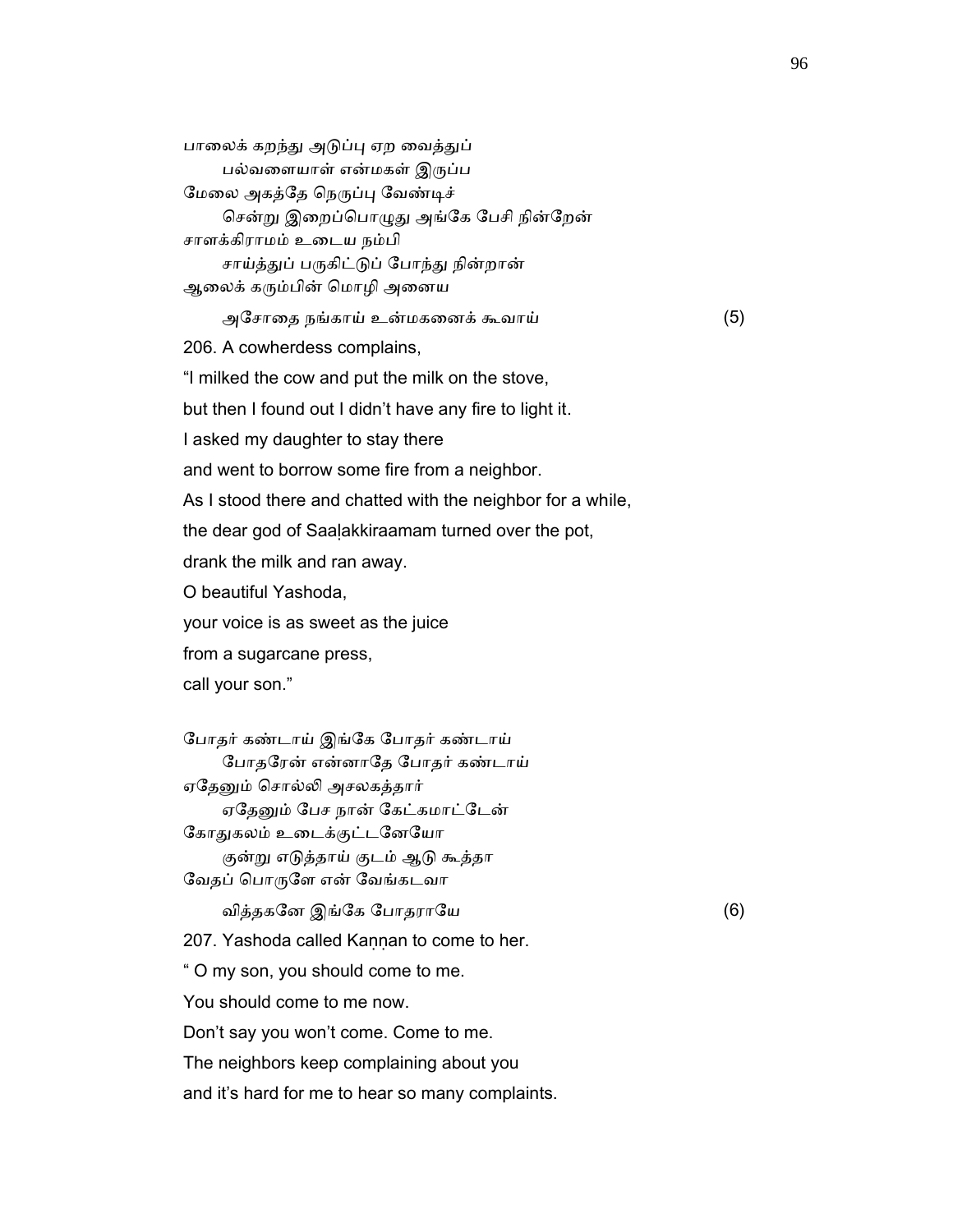பாலைக் கறந்து அடுப்பு ஏற வைத்துப்
    பல்வளையாள் என்மகள் இருப்ப
மேலை அகத்தே நெருப்பு வேண்டிச்
    சென்று இறைப்பொழுது அங்கே பேசி நின்றேன்
சாளக்கிராமம் உடைய நம்பி
    சாய்த்துப் பருகிட்டுப் போந்து நின்றான்
ஆலைக் கரும்பின் மொழி அனைய
    அசோதை நங்காய் உன்மகனைக் கூவாய் (5)

206. A cowherdess complains,

"I milked the cow and put the milk on the stove,

but then I found out I didn't have any fire to light it.

I asked my daughter to stay there

and went to borrow some fire from a neighbor.

As I stood there and chatted with the neighbor for a while,

the dear god of Saaḷakkiraamam turned over the pot,

drank the milk and ran away.

O beautiful Yashoda,

your voice is as sweet as the juice

from a sugarcane press,

call your son."

போதர் கண்டாய் இங்கே போதர் கண்டாய்
    போதரேன் என்னாதே போதர் கண்டாய்
ஏதேனும் சொல்லி அசலகத்தார்
    ஏதேனும் பேச நான் கேட்கமாட்டேன்
கோதுகலம் உடைக்குட்டனேயோ
    குன்று எடுத்தாய் குடம் ஆடு கூத்தா
வேதப் பொருளே என் வேங்கடவா
    வித்தகனே இங்கே போதராயே (6)

207. Yashoda called Kaṇṇan to come to her.

" O my son, you should come to me.

You should come to me now.

Don't say you won't come. Come to me.

The neighbors keep complaining about you

and it's hard for me to hear so many complaints.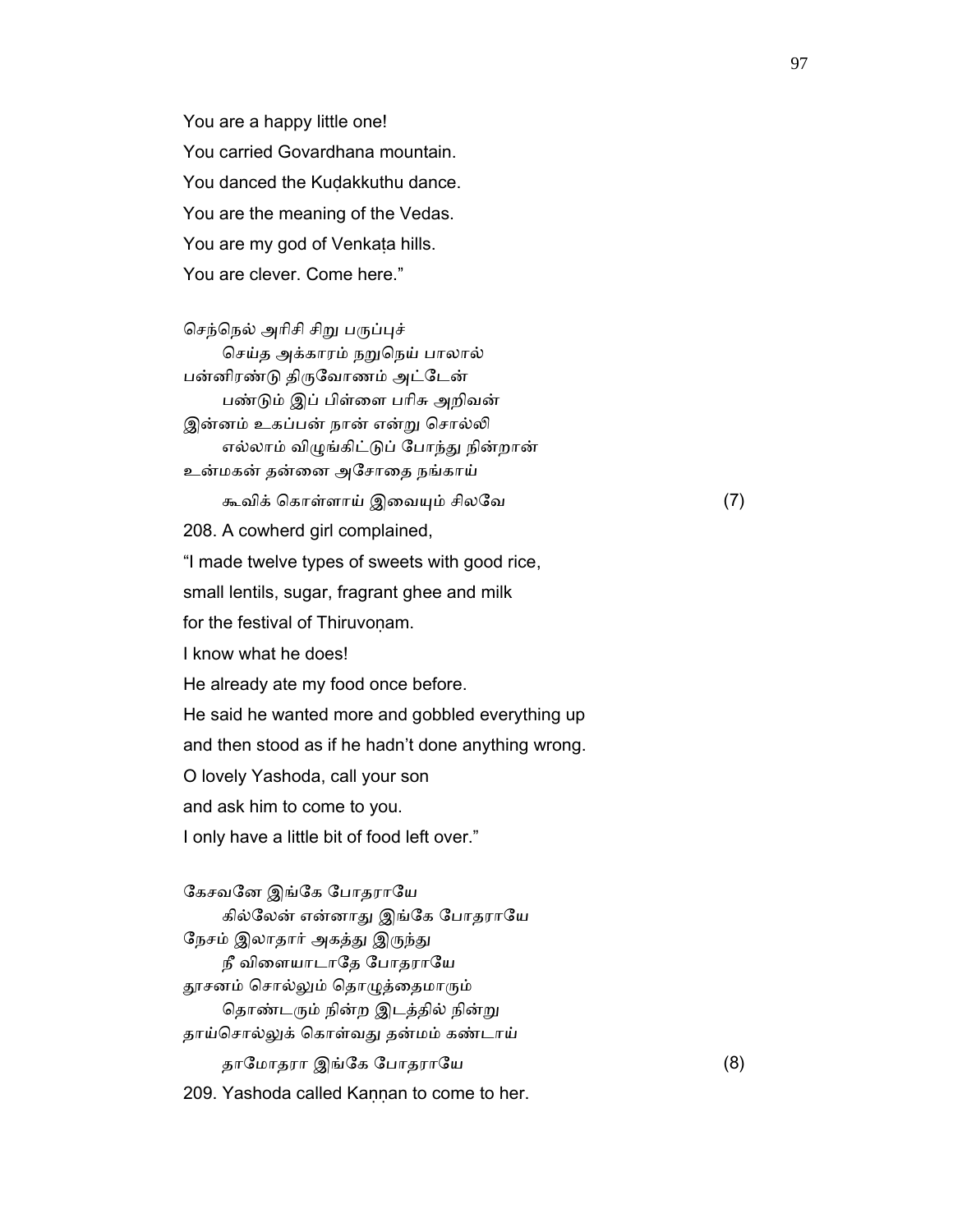You are a happy little one!
You carried Govardhana mountain.
You danced the Kuḍakkuthu dance.
You are the meaning of the Vedas.
You are my god of Venkaṭa hills.
You are clever. Come here."

செந்நெல் அரிசி சிறு பருப்புச்
செய்த அக்காரம் நறுநெய் பாலால்
பன்னிரண்டு திருவோணம் அட்டேன்
பண்டும் இப் பிள்ளை பரிசு அறிவன்
இன்னம் உகப்பன் நான் என்று சொல்லி
எல்லாம் விழுங்கிட்டுப் போந்து நின்றான்
உன்மகன் தன்னை அசோதை நங்காய்
கூவிக் கொள்ளாய் இவையும் சிலவே (7)

208. A cowherd girl complained,
"I made twelve types of sweets with good rice,
small lentils, sugar, fragrant ghee and milk
for the festival of Thiruvoṇam.
I know what he does!
He already ate my food once before.
He said he wanted more and gobbled everything up
and then stood as if he hadn't done anything wrong.
O lovely Yashoda, call your son
and ask him to come to you.
I only have a little bit of food left over."

கேசவனே இங்கே போதராயே
கில்லேன் என்னாது இங்கே போதராயே
நேசம் இலாதார் அகத்து இருந்து
நீ விளையாடாதே போதராயே
தூசனம் சொல்லும் தொழுத்தைமாரும்
தொண்டரும் நின்ற இடத்தில் நின்று
தாய்சொல்லுக் கொள்வது தன்மம் கண்டாய்
தாமோதரா இங்கே போதராயே (8)

209. Yashoda called Kaṇṇan to come to her.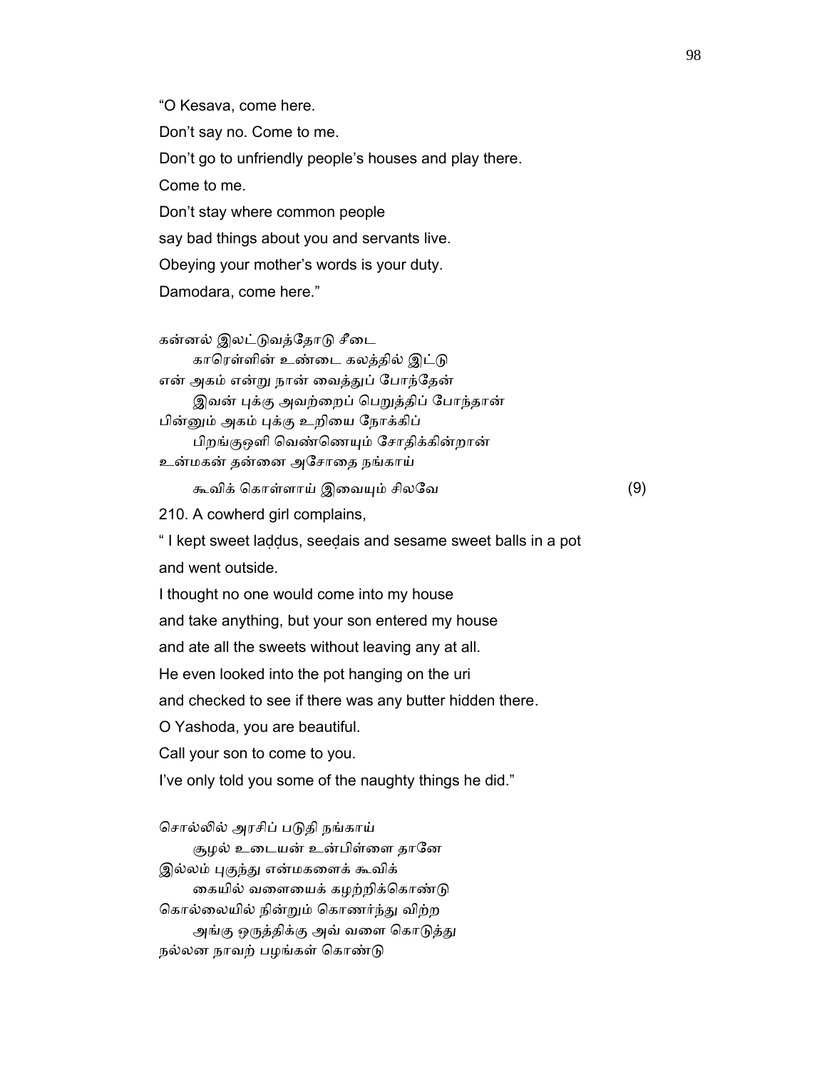"O Kesava, come here.

Don't say no. Come to me.

Don't go to unfriendly people's houses and play there.

Come to me.

Don't stay where common people

say bad things about you and servants live.

Obeying your mother's words is your duty.

Damodara, come here."

கன்னல் இலட்டுவத்தோடு சீடை
  காரெள்ளின் உண்டை கலத்தில் இட்டு
என் அகம் என்று நான் வைத்துப் போந்தேன்
  இவன் புக்கு அவற்றைப் பெறுத்திப் போந்தான்
பின்னும் அகம் புக்கு உறியை நோக்கிப்
  பிறங்குஒளி வெண்ணெயும் சோதிக்கின்றான்
உன்மகன் தன்னை அசோதை நங்காய்
  கூவிக் கொள்ளாய் இவையும் சிலவே (9)

210. A cowherd girl complains,

" I kept sweet laḍḍus, seeḍais and sesame sweet balls in a pot

and went outside.

I thought no one would come into my house

and take anything, but your son entered my house

and ate all the sweets without leaving any at all.

He even looked into the pot hanging on the uri

and checked to see if there was any butter hidden there.

O Yashoda, you are beautiful.

Call your son to come to you.

I've only told you some of the naughty things he did."

சொல்லில் அரசிப் படுதி நங்காய்
  சூழல் உடையன் உன்பிள்ளை தானே
இல்லம் புகுந்து என்மகளைக் கூவிக்
  கையில் வளையைக் கழற்றிக்கொண்டு
கொல்லையில் நின்றும் கொணர்ந்து விற்ற
  அங்கு ஒருத்திக்கு அவ் வளை கொடுத்து
நல்லன நாவற் பழங்கள் கொண்டு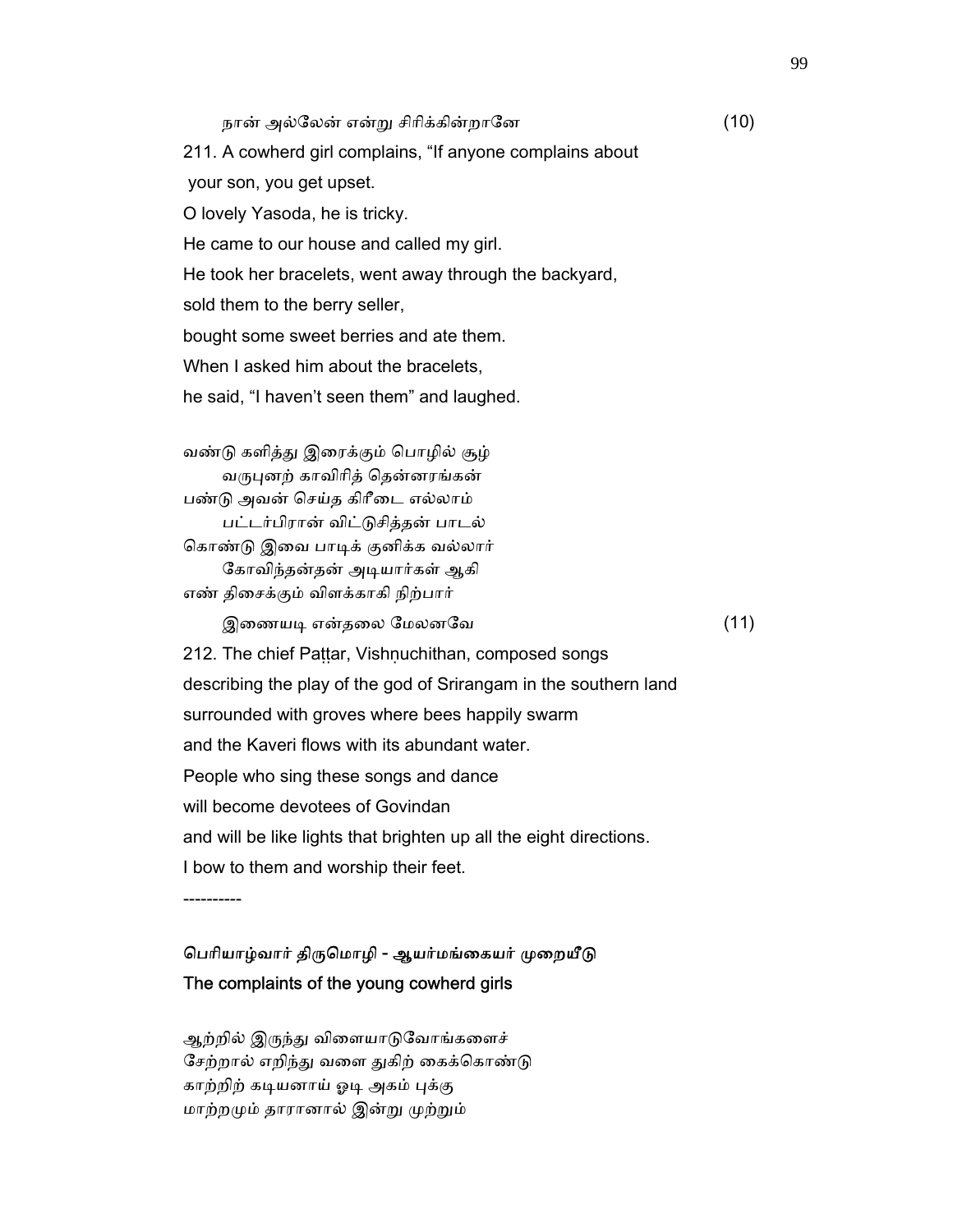நான் அல்லேன் என்று சிரிக்கின்றானே (10)

211. A cowherd girl complains, "If anyone complains about
your son, you get upset.
O lovely Yasoda, he is tricky.
He came to our house and called my girl.
He took her bracelets, went away through the backyard,
sold them to the berry seller,
bought some sweet berries and ate them.
When I asked him about the bracelets,
he said, "I haven't seen them" and laughed.

வண்டு களித்து இரைக்கும் பொழில் சூழ்
வருபுனற் காவிரித் தென்னரங்கன்
பண்டு அவன் செய்த கிரீடை எல்லாம்
பட்டர்பிரான் விட்டுசித்தன் பாடல்
கொண்டு இவை பாடிக் குனிக்க வல்லார்
கோவிந்தன்தன் அடியார்கள் ஆகி
எண் திசைக்கும் விளக்காகி நிற்பார்
இணையடி என்தலை மேலனவே (11)

212. The chief Paṭṭar, Vishṇuchithan, composed songs
describing the play of the god of Srirangam in the southern land
surrounded with groves where bees happily swarm
and the Kaveri flows with its abundant water.
People who sing these songs and dance
will become devotees of Govindan
and will be like lights that brighten up all the eight directions.
I bow to them and worship their feet.

----------

**பெரியாழ்வார் திருமொழி - ஆயர்மங்கையர் முறையீடு**
**The complaints of the young cowherd girls**

ஆற்றில் இருந்து விளையாடுவோங்களைச்
சேற்றால் எறிந்து வளை துகிற் கைக்கொண்டு
காற்றிற் கடியனாய் ஓடி அகம் புக்கு
மாற்றமும் தாரானால் இன்று முற்றும்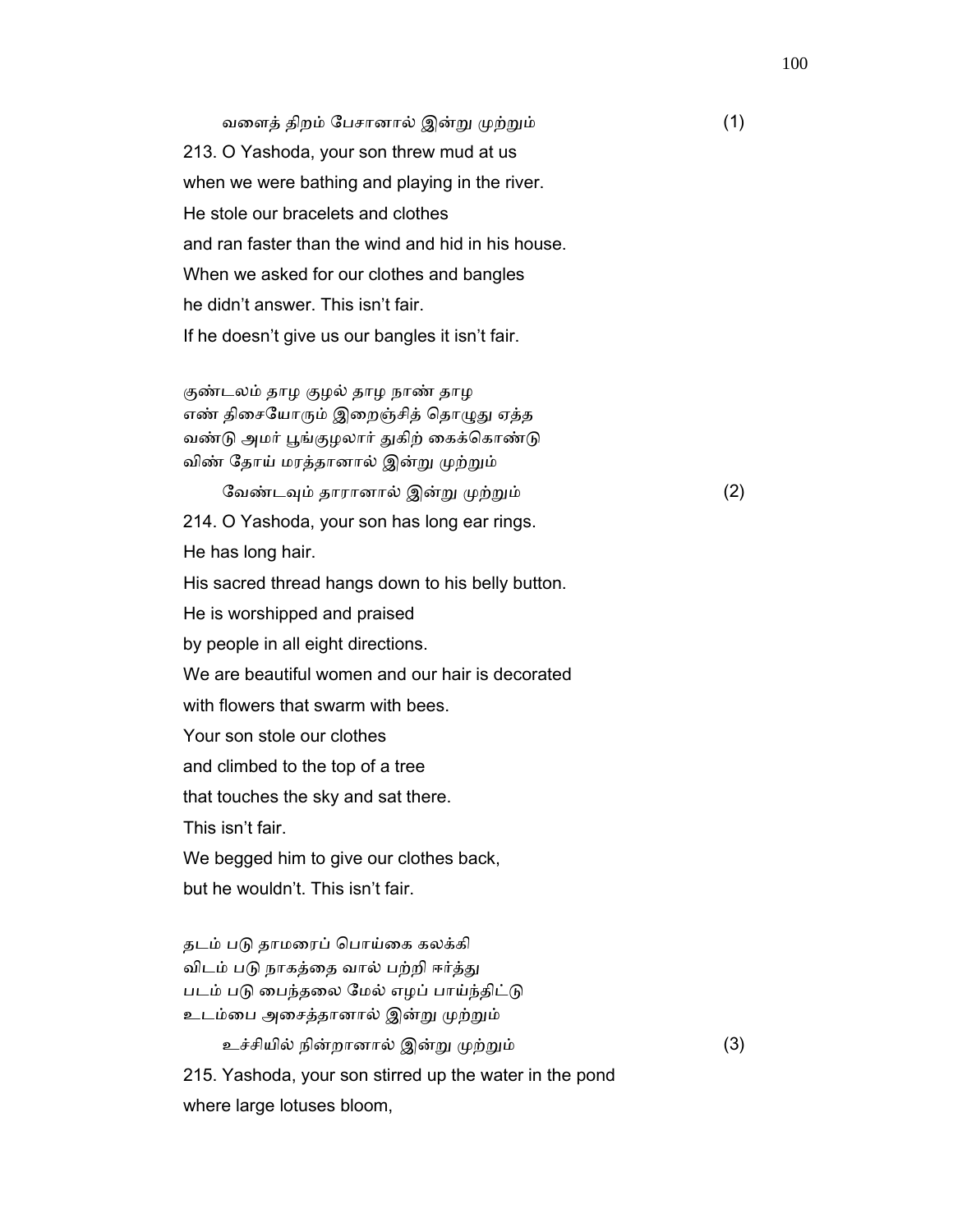வளைத் திறம் பேசானால் இன்று முற்றும் (1)

213. O Yashoda, your son threw mud at us
when we were bathing and playing in the river.
He stole our bracelets and clothes
and ran faster than the wind and hid in his house.
When we asked for our clothes and bangles
he didn't answer. This isn't fair.
If he doesn't give us our bangles it isn't fair.

குண்டலம் தாழ குழல் தாழ நாண் தாழ
எண் திசையோரும் இறைஞ்சித் தொழுது ஏத்த
வண்டு அமர் பூங்குழலார் துகிற் கைக்கொண்டு
விண் தோய் மரத்தானால் இன்று முற்றும்
வேண்டவும் தாரானால் இன்று முற்றும் (2)

214. O Yashoda, your son has long ear rings.
He has long hair.
His sacred thread hangs down to his belly button.
He is worshipped and praised
by people in all eight directions.
We are beautiful women and our hair is decorated
with flowers that swarm with bees.
Your son stole our clothes
and climbed to the top of a tree
that touches the sky and sat there.
This isn't fair.
We begged him to give our clothes back,
but he wouldn't. This isn't fair.

தடம் படு தாமரைப் பொய்கை கலக்கி
விடம் படு நாகத்தை வால் பற்றி ஈர்த்து
படம் படு பைந்தலை மேல் எழப் பாய்ந்திட்டு
உடம்பை அசைத்தானால் இன்று முற்றும்
உச்சியில் நின்றானால் இன்று முற்றும் (3)

215. Yashoda, your son stirred up the water in the pond
where large lotuses bloom,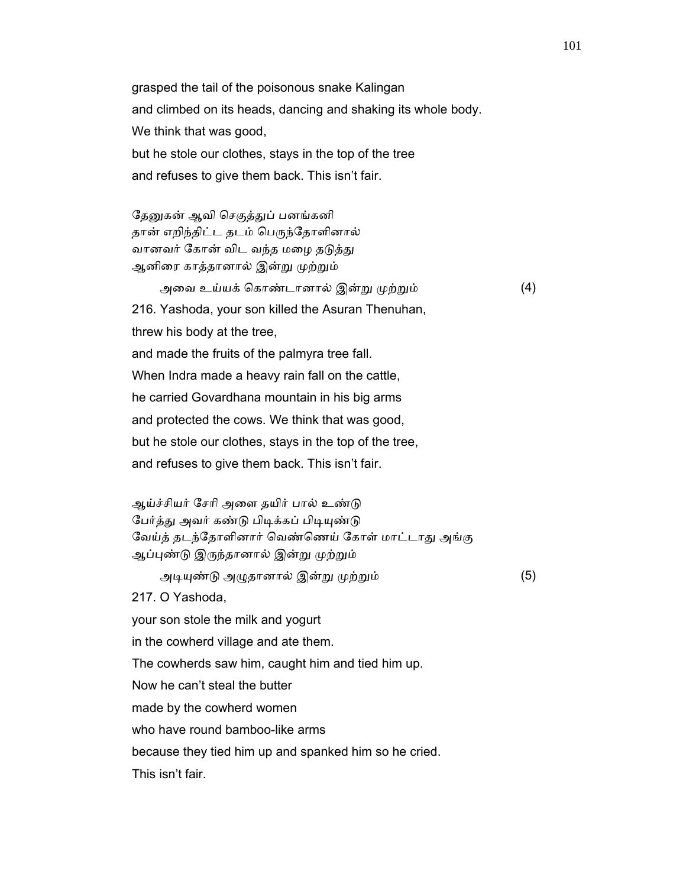grasped the tail of the poisonous snake Kalingan
and climbed on its heads, dancing and shaking its whole body.
We think that was good,
but he stole our clothes, stays in the top of the tree
and refuses to give them back. This isn't fair.

தேனுகன் ஆவி செகுத்துப் பனங்கனி
தான் எறிந்திட்ட தடம் பெருந்தோளினால்
வானவர் கோன் விட வந்த மழை தடுத்து
ஆனிரை காத்தானால் இன்று முற்றும்
அவை உய்யக் கொண்டானால் இன்று முற்றும் (4)

216. Yashoda, your son killed the Asuran Thenuhan,
threw his body at the tree,
and made the fruits of the palmyra tree fall.
When Indra made a heavy rain fall on the cattle,
he carried Govardhana mountain in his big arms
and protected the cows. We think that was good,
but he stole our clothes, stays in the top of the tree,
and refuses to give them back. This isn't fair.

ஆய்ச்சியர் சேரி அளை தயிர் பால் உண்டு
பேர்த்து அவர் கண்டு பிடிக்கப் பிடியுண்டு
வேய்த் தடந்தோளினார் வெண்ணெய் கோள் மாட்டாது அங்கு
ஆப்புண்டு இருந்தானால் இன்று முற்றும்
அடியுண்டு அழுதானால் இன்று முற்றும் (5)

217. O Yashoda,
your son stole the milk and yogurt
in the cowherd village and ate them.
The cowherds saw him, caught him and tied him up.
Now he can't steal the butter
made by the cowherd women
who have round bamboo-like arms
because they tied him up and spanked him so he cried.
This isn't fair.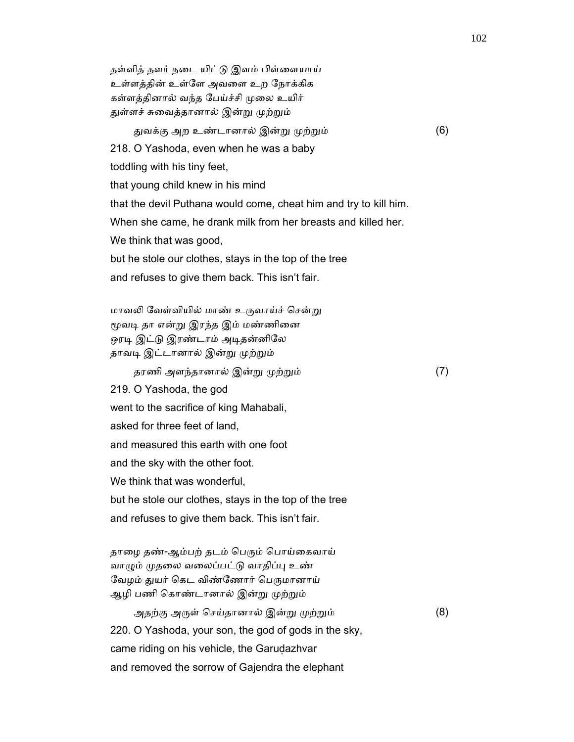தள்ளித் தளர் நடை யிட்டு இளம் பிள்ளையாய்
உள்ளத்தின் உள்ளே அவளை உற நோக்கிக
கள்ளத்தினால் வந்த பேய்ச்சி முலை உயிர்
துள்ளச் சுவைத்தானால் இன்று முற்றும்

துவக்கு அற உண்டானால் இன்று முற்றும் (6)

218. O Yashoda, even when he was a baby
toddling with his tiny feet,
that young child knew in his mind
that the devil Puthana would come, cheat him and try to kill him.
When she came, he drank milk from her breasts and killed her.
We think that was good,
but he stole our clothes, stays in the top of the tree
and refuses to give them back. This isn't fair.

மாவலி வேள்வியில் மாண் உருவாய்ச் சென்று
மூவடி தா என்று இரந்த இம் மண்ணினை
ஒரடி இட்டு இரண்டாம் அடிதன்னிலே
தாவடி இட்டானால் இன்று முற்றும்

தரணி அளந்தானால் இன்று முற்றும் (7)

219. O Yashoda, the god
went to the sacrifice of king Mahabali,
asked for three feet of land,
and measured this earth with one foot
and the sky with the other foot.
We think that was wonderful,
but he stole our clothes, stays in the top of the tree
and refuses to give them back. This isn't fair.

தாழை தண்-ஆம்பற் தடம் பெரும் பொய்கைவாய்
வாழும் முதலை வலைப்பட்டு வாதிப்பு உண்
வேழம் துயர் கெட விண்ணோர் பெருமானாய்
ஆழி பணி கொண்டானால் இன்று முற்றும்

அதற்கு அருள் செய்தானால் இன்று முற்றும் (8)

220. O Yashoda, your son, the god of gods in the sky,
came riding on his vehicle, the Garuḍazhvar
and removed the sorrow of Gajendra the elephant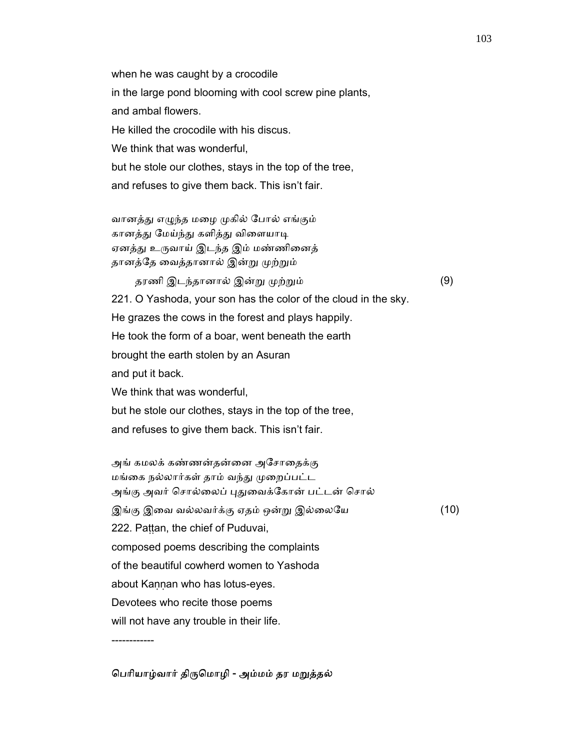when he was caught by a crocodile

in the large pond blooming with cool screw pine plants,

and ambal flowers.

He killed the crocodile with his discus.

We think that was wonderful,

but he stole our clothes, stays in the top of the tree,

and refuses to give them back. This isn't fair.

வானத்து எழுந்த மழை முகில் போல் எங்கும்
கானத்து மேய்ந்து களித்து விளையாடி
ஏனத்து உருவாய் இடந்த இம் மண்ணினைத்
தானத்தே வைத்தானால் இன்று முற்றும்
தரணி இடந்தானால் இன்று முற்றும் (9)

221. O Yashoda, your son has the color of the cloud in the sky.

He grazes the cows in the forest and plays happily.

He took the form of a boar, went beneath the earth

brought the earth stolen by an Asuran

and put it back.

We think that was wonderful,

but he stole our clothes, stays in the top of the tree,

and refuses to give them back. This isn't fair.

அங் கமலக் கண்ணன்தன்னை அசோதைக்கு
மங்கை நல்லார்கள் தாம் வந்து முறைப்பட்ட
அங்கு அவர் சொல்லைப் புதுவைக்கோன் பட்டன் சொல்
இங்கு இவை வல்லவர்க்கு ஏதம் ஒன்று இல்லையே (10)

222. Paṭṭan, the chief of Puduvai,

composed poems describing the complaints

of the beautiful cowherd women to Yashoda

about Kaṇṇan who has lotus-eyes.

Devotees who recite those poems

will not have any trouble in their life.

------------

பெரியாழ்வார் திருமொழி - அம்மம் தர மறுத்தல்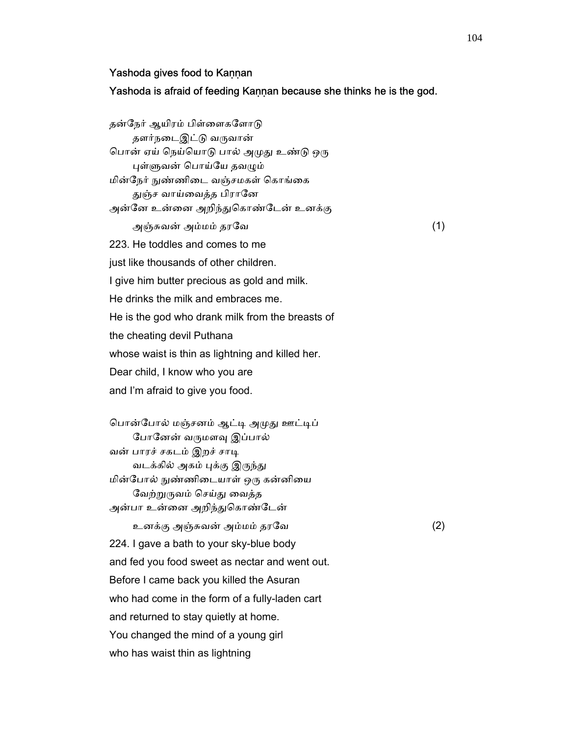**Yashoda gives food to Kaṇṇan**

**Yashoda is afraid of feeding Kaṇṇan because she thinks he is the god.**

தன்நேர் ஆயிரம் பிள்ளைகளோடு
 தளர்நடைஇட்டு வருவான்
பொன் ஏய் நெய்யொடு பால் அமுது உண்டு ஒரு
 புள்ளுவன் பொய்யே தவழும்
மின்நேர் நுண்ணிடை வஞ்சமகள் கொங்கை
 துஞ்ச வாய்வைத்த பிரானே
அன்னே உன்னை அறிந்துகொண்டேன் உனக்கு
 அஞ்சுவன் அம்மம் தரவே (1)

223. He toddles and comes to me
just like thousands of other children.
I give him butter precious as gold and milk.
He drinks the milk and embraces me.
He is the god who drank milk from the breasts of
the cheating devil Puthana
whose waist is thin as lightning and killed her.
Dear child, I know who you are
and I'm afraid to give you food.

பொன்போல் மஞ்சனம் ஆட்டி அமுது ஊட்டிப்
 போனேன் வருமளவு இப்பால்
வன் பாரச் சகடம் இறச் சாடி
 வடக்கில் அகம் புக்கு இருந்து
மின்போல் நுண்ணிடையாள் ஒரு கன்னியை
 வேற்றுருவம் செய்து வைத்த
அன்பா உன்னை அறிந்துகொண்டேன்
 உனக்கு அஞ்சுவன் அம்மம் தரவே (2)

224. I gave a bath to your sky-blue body
and fed you food sweet as nectar and went out.
Before I came back you killed the Asuran
who had come in the form of a fully-laden cart
and returned to stay quietly at home.
You changed the mind of a young girl
who has waist thin as lightning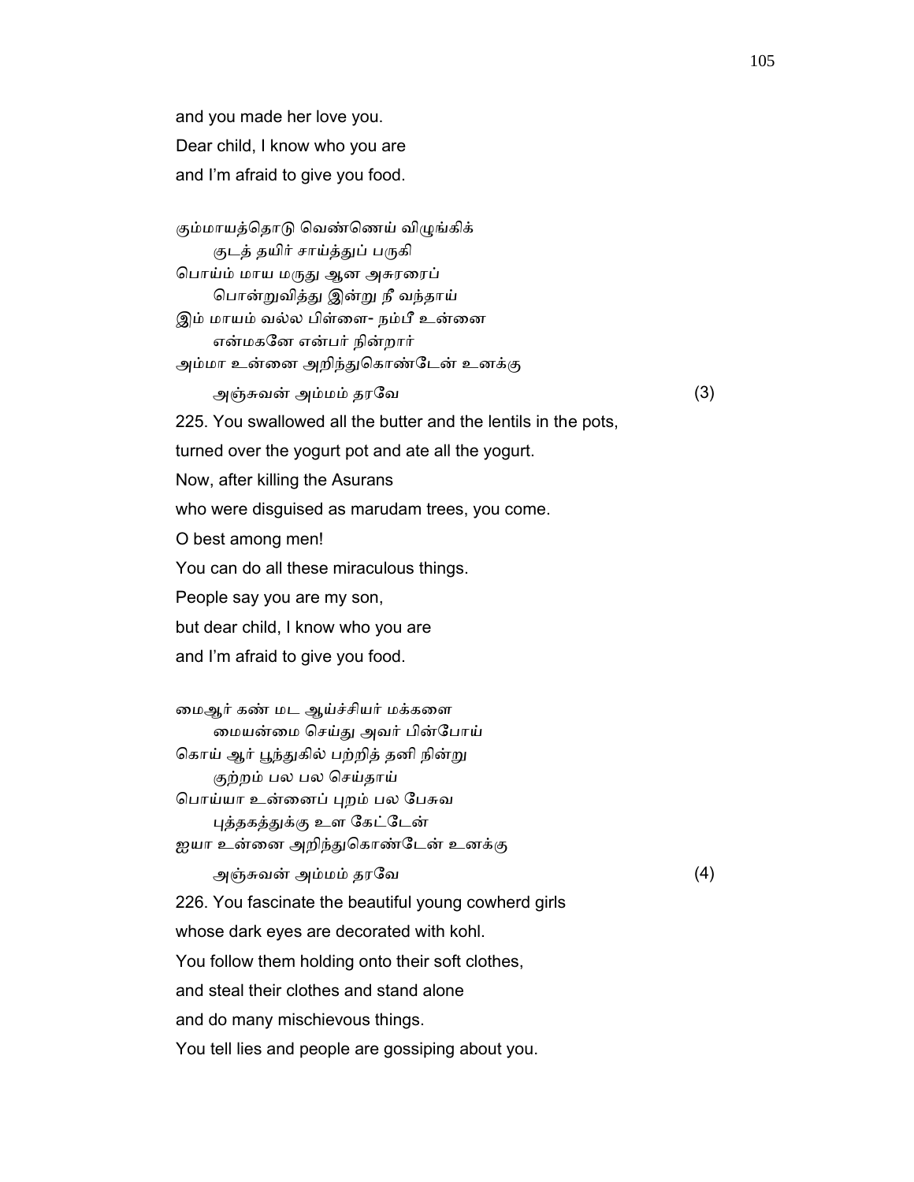and you made her love you.

Dear child, I know who you are

and I'm afraid to give you food.

கும்மாயத்தொடு வெண்ணெய் விழுங்கிக்
        குடத் தயிர் சாய்த்துப் பருகி
பொய்ம் மாய மருது ஆன அசுரரைப்
        பொன்றுவித்து இன்று நீ வந்தாய்
இம் மாயம் வல்ல பிள்ளை- நம்பீ உன்னை
        என்மகனே என்பர் நின்றார்
அம்மா உன்னை அறிந்துகொண்டேன் உனக்கு
        அஞ்சுவன் அம்மம் தரவே (3)

225. You swallowed all the butter and the lentils in the pots,

turned over the yogurt pot and ate all the yogurt.

Now, after killing the Asurans

who were disguised as marudam trees, you come.

O best among men!

You can do all these miraculous things.

People say you are my son,

but dear child, I know who you are

and I'm afraid to give you food.

மைஆர் கண் மட ஆய்ச்சியர் மக்களை
        மையன்மை செய்து அவர் பின்போய்
கொய் ஆர் பூந்துகில் பற்றித் தனி நின்று
        குற்றம் பல பல செய்தாய்
பொய்யா உன்னைப் புறம் பல பேசுவ
        புத்தகத்துக்கு உள கேட்டேன்
ஐயா உன்னை அறிந்துகொண்டேன் உனக்கு
        அஞ்சுவன் அம்மம் தரவே (4)

226. You fascinate the beautiful young cowherd girls

whose dark eyes are decorated with kohl.

You follow them holding onto their soft clothes,

and steal their clothes and stand alone

and do many mischievous things.

You tell lies and people are gossiping about you.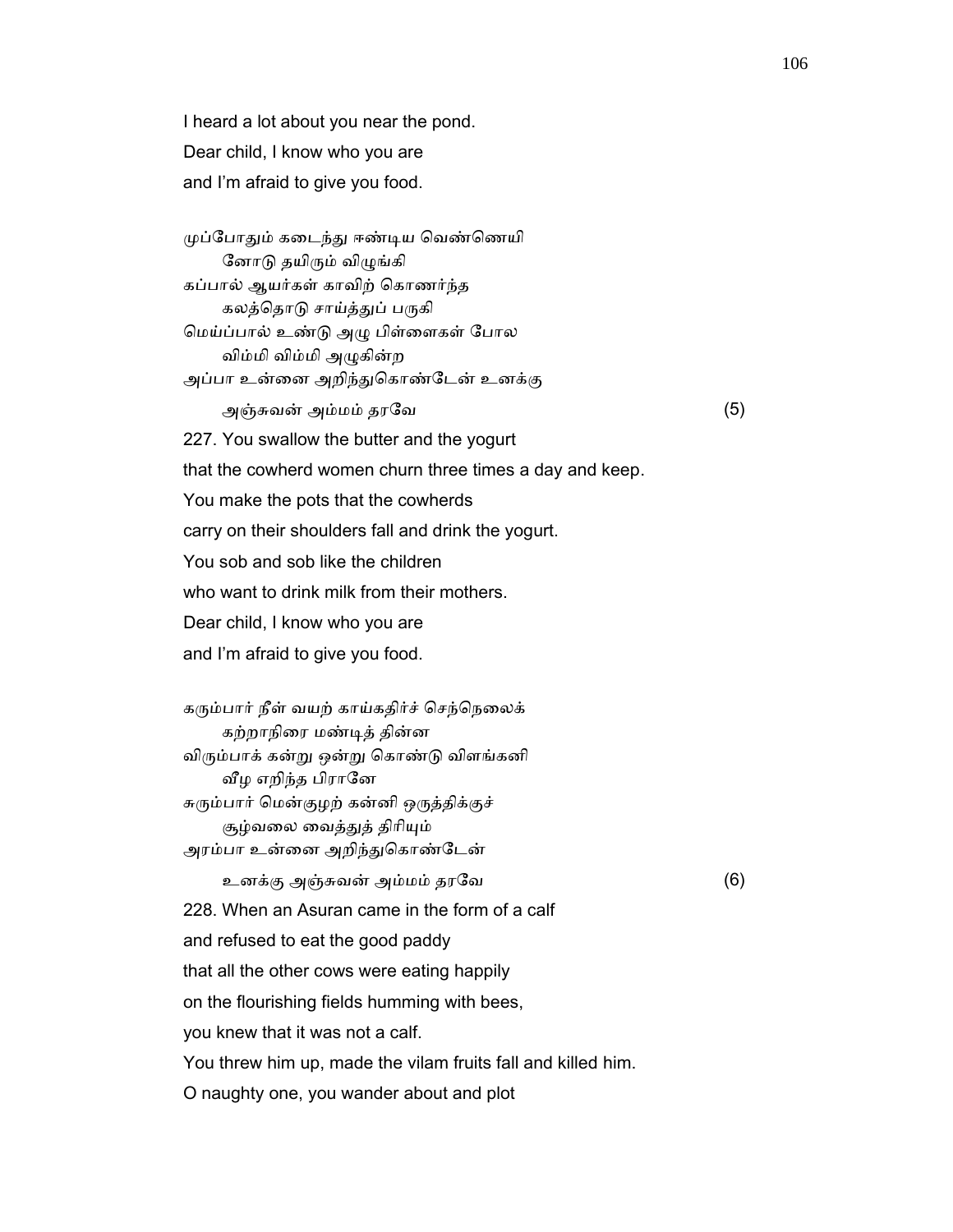I heard a lot about you near the pond.
Dear child, I know who you are
and I'm afraid to give you food.

முப்போதும் கடைந்து ஈண்டிய வெண்ணெயி
        னோடு தயிரும் விழுங்கி
கப்பால் ஆயர்கள் காவிற் கொணர்ந்த
        கலத்தொடு சாய்த்துப் பருகி
மெய்ப்பால் உண்டு அழு பிள்ளைகள் போல
        விம்மி விம்மி அழுகின்ற
அப்பா உன்னை அறிந்துகொண்டேன் உனக்கு
        அஞ்சுவன் அம்மம் தரவே (5)

227. You swallow the butter and the yogurt
that the cowherd women churn three times a day and keep.
You make the pots that the cowherds
carry on their shoulders fall and drink the yogurt.
You sob and sob like the children
who want to drink milk from their mothers.
Dear child, I know who you are
and I'm afraid to give you food.

கரும்பார் நீள் வயற் காய்கதிர்ச் செந்நெலைக்
        கற்றாநிரை மண்டித் தின்ன
விரும்பாக் கன்று ஒன்று கொண்டு விளங்கனி
        வீழ எறிந்த பிரானே
சுரும்பார் மென்குழற் கன்னி ஒருத்திக்குச்
        சூழ்வலை வைத்துத் திரியும்
அரம்பா உன்னை அறிந்துகொண்டேன்
        உனக்கு அஞ்சுவன் அம்மம் தரவே (6)

228. When an Asuran came in the form of a calf
and refused to eat the good paddy
that all the other cows were eating happily
on the flourishing fields humming with bees,
you knew that it was not a calf.
You threw him up, made the vilam fruits fall and killed him.
O naughty one, you wander about and plot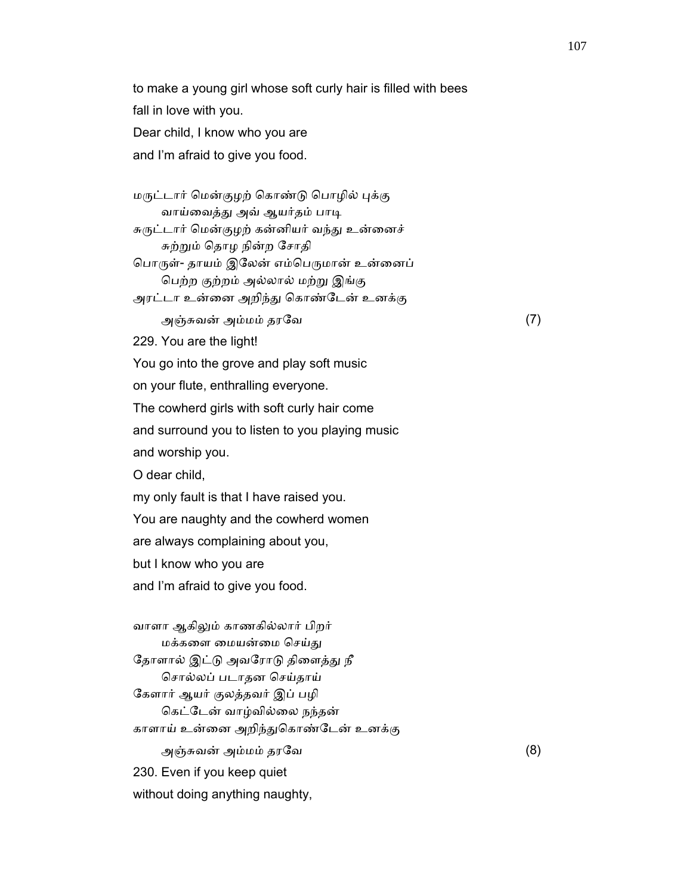to make a young girl whose soft curly hair is filled with bees
fall in love with you.
Dear child, I know who you are
and I'm afraid to give you food.

மருட்டார் மென்குழற் கொண்டு பொழில் புக்கு
　　வாய்வைத்து அவ் ஆயர்தம் பாடி
சுருட்டார் மென்குழற் கன்னியர் வந்து உன்னைச்
　　சுற்றும் தொழ நின்ற சோதி
பொருள்- தாயம் இலேன் எம்பெருமான் உன்னைப்
　　பெற்ற குற்றம் அல்லால் மற்று இங்கு
அரட்டா உன்னை அறிந்து கொண்டேன் உனக்கு
　　அஞ்சுவன் அம்மம் தரவே　　　　　　　　　　　　(7)

229. You are the light!
You go into the grove and play soft music
on your flute, enthralling everyone.
The cowherd girls with soft curly hair come
and surround you to listen to you playing music
and worship you.
O dear child,
my only fault is that I have raised you.
You are naughty and the cowherd women
are always complaining about you,
but I know who you are
and I'm afraid to give you food.

வாளா ஆகிலும் காணகில்லார் பிறர்
　　மக்களை மையன்மை செய்து
தோளால் இட்டு அவரோடு திளைத்து நீ
　　சொல்லப் படாதன செய்தாய்
கேளார் ஆயர் குலத்தவர் இப் பழி
　　கெட்டேன் வாழ்வில்லை நந்தன்
காளாய் உன்னை அறிந்துகொண்டேன் உனக்கு
　　அஞ்சுவன் அம்மம் தரவே　　　　　　　　　　　　(8)

230. Even if you keep quiet
without doing anything naughty,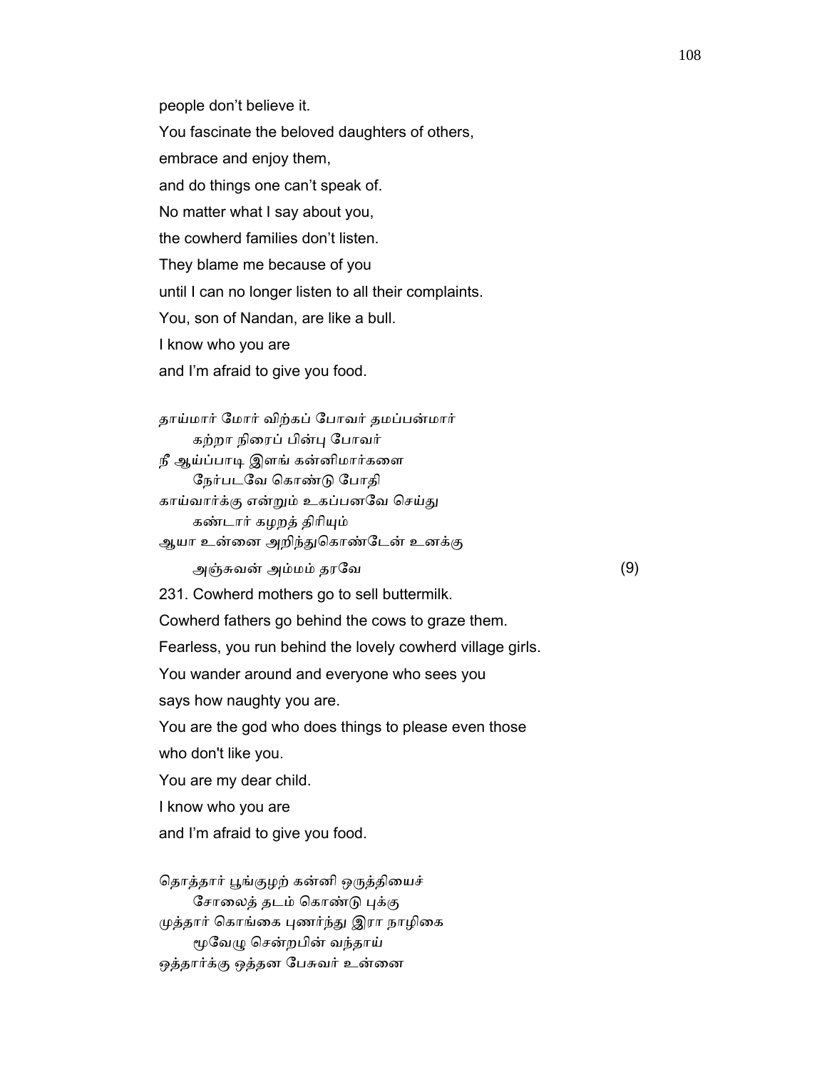people don't believe it.

You fascinate the beloved daughters of others,

embrace and enjoy them,

and do things one can't speak of.

No matter what I say about you,

the cowherd families don't listen.

They blame me because of you

until I can no longer listen to all their complaints.

You, son of Nandan, are like a bull.

I know who you are

and I'm afraid to give you food.

தாய்மார் மோர் விற்கப் போவர் தமப்பன்மார்
  கற்றா நிரைப் பின்பு போவர்
நீ ஆய்ப்பாடி இளங் கன்னிமார்களை
  நேர்படவே கொண்டு போதி
காய்வார்க்கு என்றும் உகப்பனவே செய்து
  கண்டார் கழறத் திரியும்
ஆயா உன்னை அறிந்துகொண்டேன் உனக்கு
  அஞ்சுவன் அம்மம் தரவே (9)

231. Cowherd mothers go to sell buttermilk.

Cowherd fathers go behind the cows to graze them.

Fearless, you run behind the lovely cowherd village girls.

You wander around and everyone who sees you

says how naughty you are.

You are the god who does things to please even those

who don't like you.

You are my dear child.

I know who you are

and I'm afraid to give you food.

தொத்தார் பூங்குழற் கன்னி ஒருத்தியைச்
  சோலைத் தடம் கொண்டு புக்கு
முத்தார் கொங்கை புணர்ந்து இரா நாழிகை
  மூவேழு சென்றபின் வந்தாய்
ஒத்தார்க்கு ஒத்தன பேசுவர் உன்னை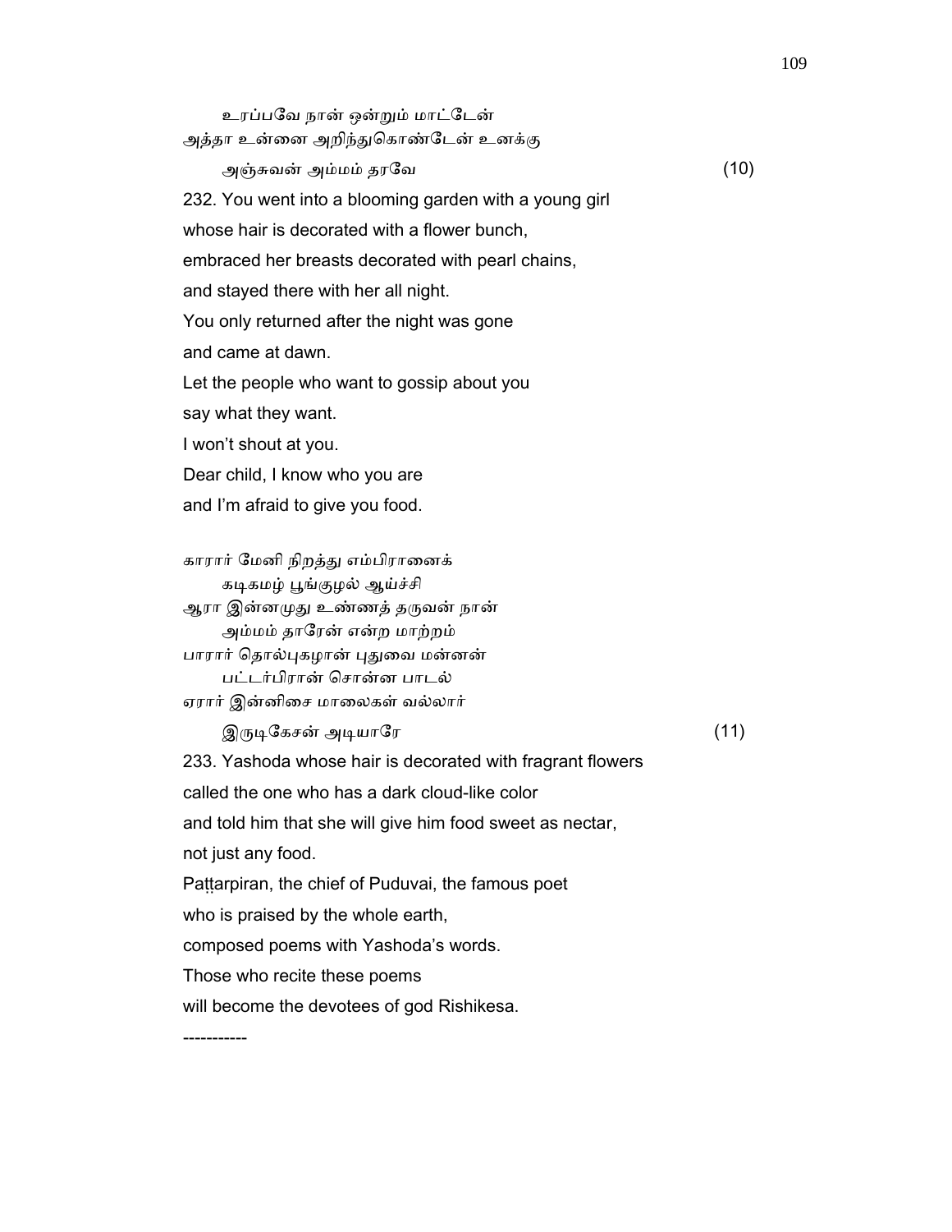உரப்பவே நான் ஒன்றும் மாட்டேன்
அத்தா உன்னை அறிந்துகொண்டேன் உனக்கு
அஞ்சுவன் அம்மம் தரவே (10)

232. You went into a blooming garden with a young girl
whose hair is decorated with a flower bunch,
embraced her breasts decorated with pearl chains,
and stayed there with her all night.
You only returned after the night was gone
and came at dawn.
Let the people who want to gossip about you
say what they want.
I won't shout at you.
Dear child, I know who you are
and I'm afraid to give you food.

காரார் மேனி நிறத்து எம்பிரானைக்
கடிகமழ் பூங்குழல் ஆய்ச்சி
ஆரா இன்னமுது உண்ணத் தருவன் நான்
அம்மம் தாரேன் என்ற மாற்றம்
பாரார் தொல்புகழான் புதுவை மன்னன்
பட்டர்பிரான் சொன்ன பாடல்
ஏரார் இன்னிசை மாலைகள் வல்லார்
இருடிகேசன் அடியாரே (11)

233. Yashoda whose hair is decorated with fragrant flowers
called the one who has a dark cloud-like color
and told him that she will give him food sweet as nectar,
not just any food.
Paṭṭarpiran, the chief of Puduvai, the famous poet
who is praised by the whole earth,
composed poems with Yashoda's words.
Those who recite these poems
will become the devotees of god Rishikesa.

-----------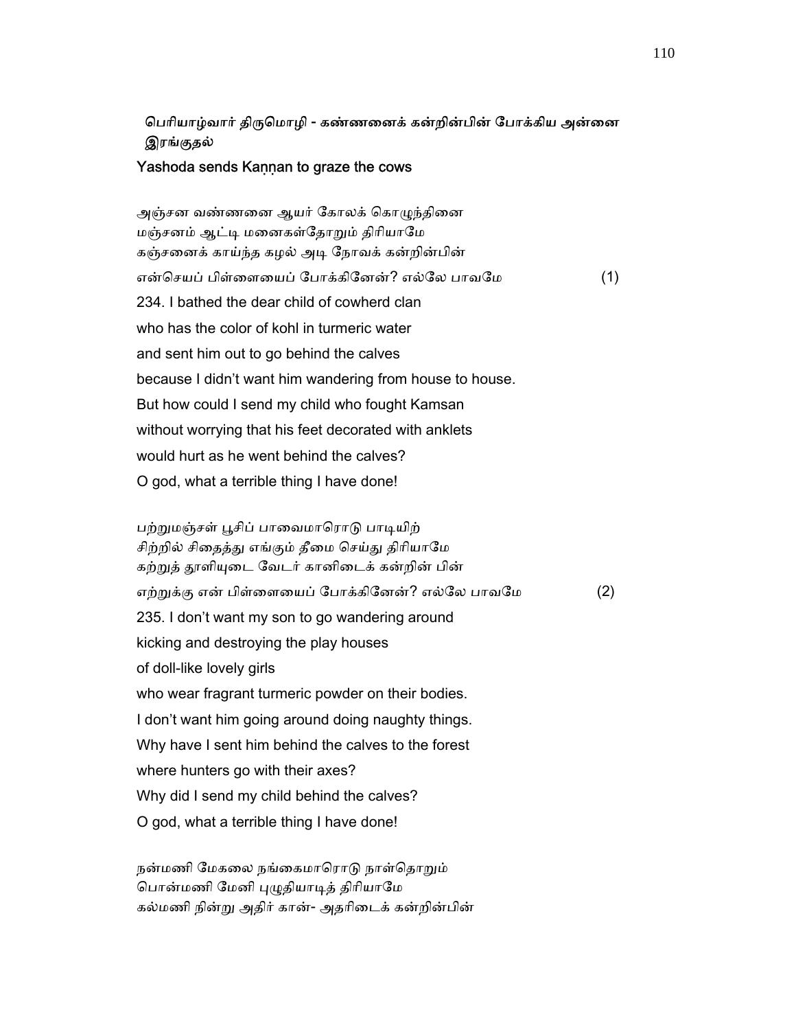**பெரியாழ்வார் திருமொழி - கண்ணனைக் கன்றின்பின் போக்கிய அன்னை இரங்குதல்**

**Yashoda sends Kaṇṇan to graze the cows**

அஞ்சன வண்ணனை ஆயர் கோலக் கொழுந்தினை
மஞ்சனம் ஆட்டி மனைகள்தோறும் திரியாமே
கஞ்சனைக் காய்ந்த கழல் அடி நோவக் கன்றின்பின்
என்செயப் பிள்ளையைப் போக்கினேன்? எல்லே பாவமே (1)

234. I bathed the dear child of cowherd clan
who has the color of kohl in turmeric water
and sent him out to go behind the calves
because I didn't want him wandering from house to house.
But how could I send my child who fought Kamsan
without worrying that his feet decorated with anklets
would hurt as he went behind the calves?
O god, what a terrible thing I have done!

பற்றுமஞ்சள் பூசிப் பாவைமாரொடு பாடியிற்
சிற்றில் சிதைத்து எங்கும் தீமை செய்து திரியாமே
கற்றுத் தூளியுடை வேடர் கானிடைக் கன்றின் பின்
எற்றுக்கு என் பிள்ளையைப் போக்கினேன்? எல்லே பாவமே (2)

235. I don't want my son to go wandering around
kicking and destroying the play houses
of doll-like lovely girls
who wear fragrant turmeric powder on their bodies.
I don't want him going around doing naughty things.
Why have I sent him behind the calves to the forest
where hunters go with their axes?
Why did I send my child behind the calves?
O god, what a terrible thing I have done!

நன்மணி மேகலை நங்கைமாரொடு நாள்தொறும்
பொன்மணி மேனி புழுதியாடித் திரியாமே
கல்மணி நின்று அதிர் கான்- அதரிடைக் கன்றின்பின்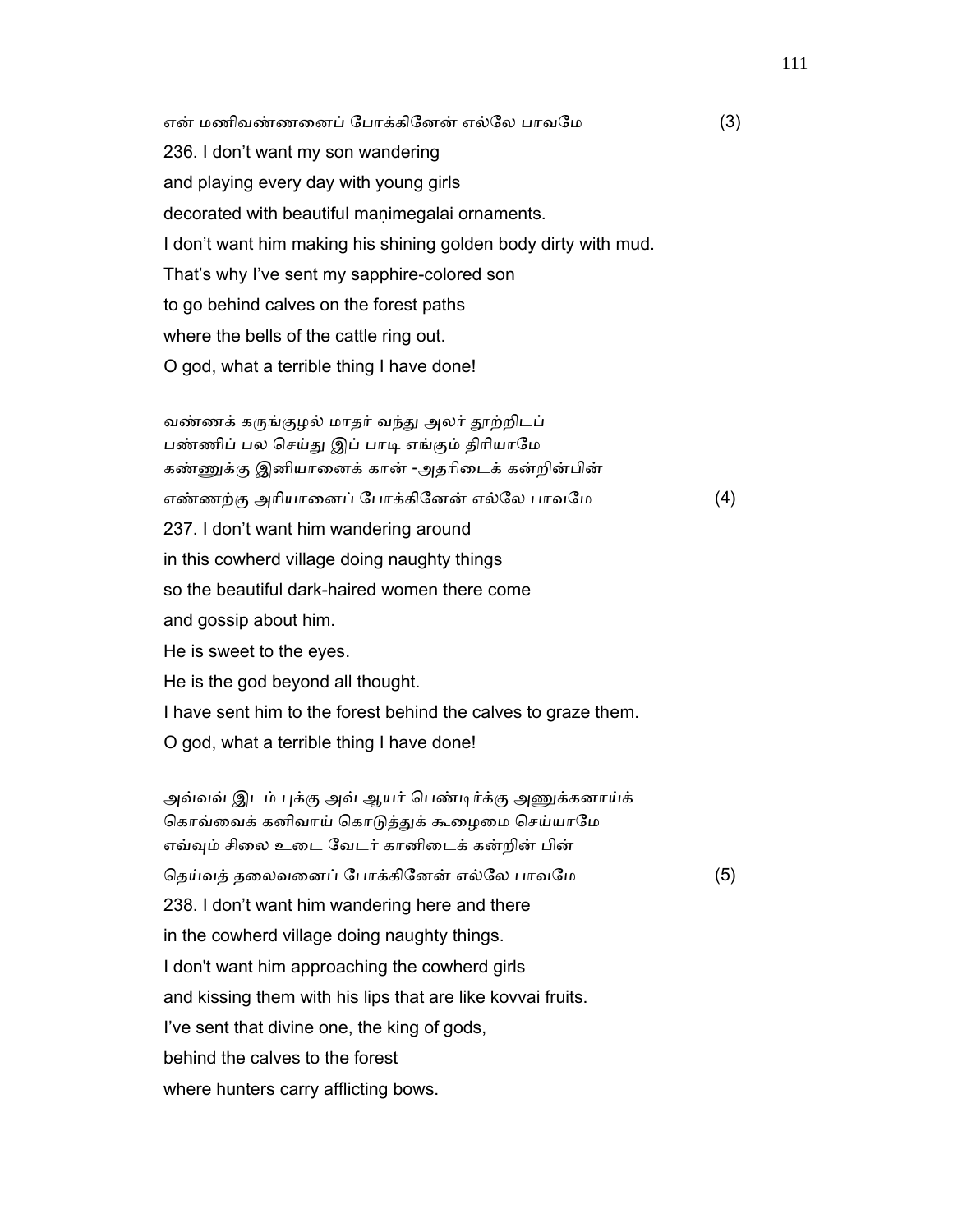என் மணிவண்ணனைப் போக்கினேன் எல்லே பாவமே (3)

236. I don't want my son wandering
and playing every day with young girls
decorated with beautiful maṇimegalai ornaments.
I don't want him making his shining golden body dirty with mud.
That's why I've sent my sapphire-colored son
to go behind calves on the forest paths
where the bells of the cattle ring out.
O god, what a terrible thing I have done!

வண்ணக் கருங்குழல் மாதர் வந்து அலர் தூற்றிடப்
பண்ணிப் பல செய்து இப் பாடி எங்கும் திரியாமே
கண்ணுக்கு இனியானைக் கான் -அதரிடைக் கன்றின்பின்
எண்ணற்கு அரியானைப் போக்கினேன் எல்லே பாவமே (4)

237. I don't want him wandering around
in this cowherd village doing naughty things
so the beautiful dark-haired women there come
and gossip about him.
He is sweet to the eyes.
He is the god beyond all thought.
I have sent him to the forest behind the calves to graze them.
O god, what a terrible thing I have done!

அவ்வவ் இடம் புக்கு அவ் ஆயர் பெண்டிர்க்கு அணுக்கனாய்க்
கொவ்வைக் கனிவாய் கொடுத்துக் கூழைமை செய்யாமே
எவ்வும் சிலை உடை வேடர் கானிடைக் கன்றின் பின்
தெய்வத் தலைவனைப் போக்கினேன் எல்லே பாவமே (5)

238. I don't want him wandering here and there
in the cowherd village doing naughty things.
I don't want him approaching the cowherd girls
and kissing them with his lips that are like kovvai fruits.
I've sent that divine one, the king of gods,
behind the calves to the forest
where hunters carry afflicting bows.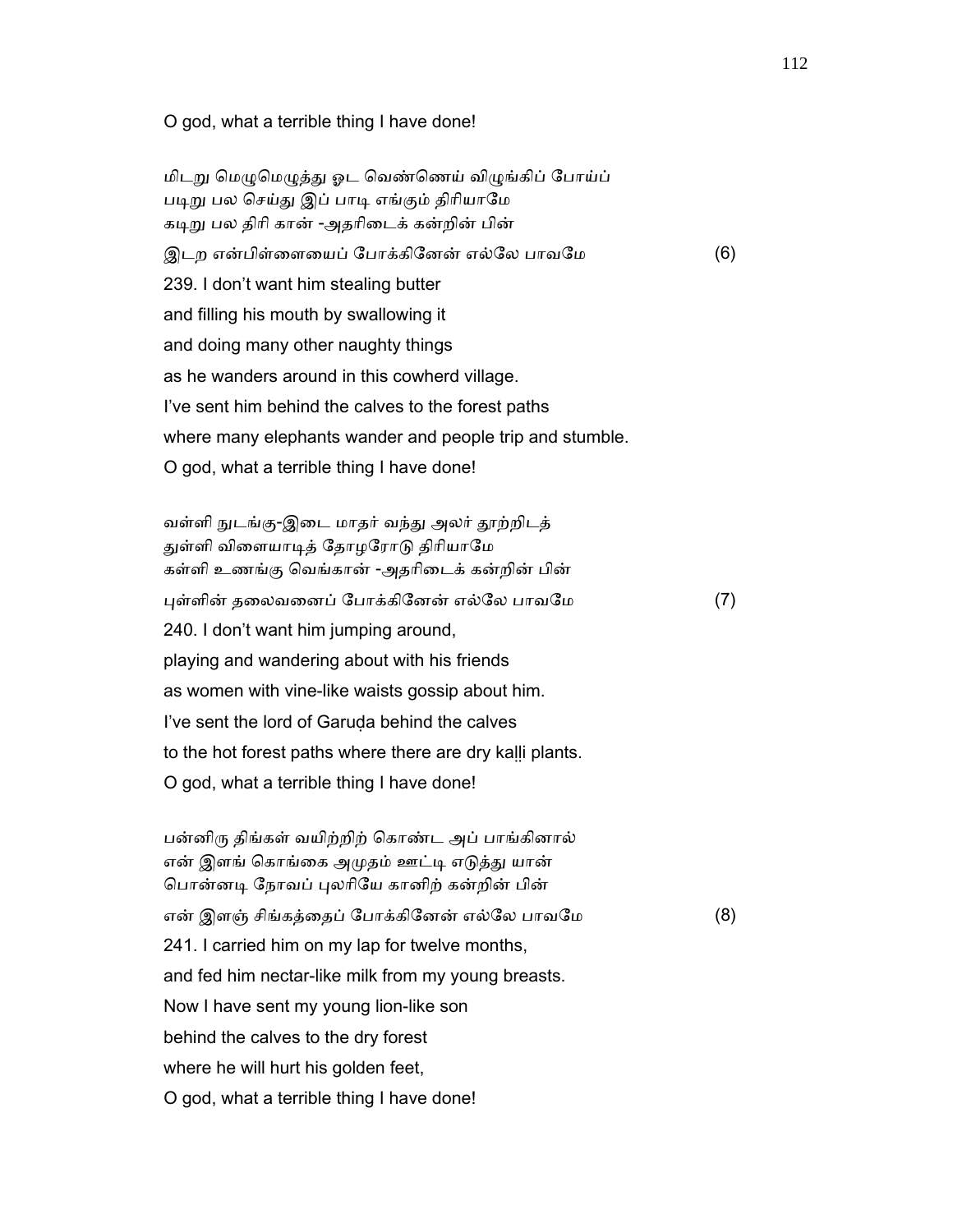O god, what a terrible thing I have done!

மிடறு மெழுமெழுத்து ஓட வெண்ணெய் விழுங்கிப் போய்ப்
படிறு பல செய்து இப் பாடி எங்கும் திரியாமே
கடிறு பல திரி கான் -அதரிடைக் கன்றின் பின்
இடற என்பிள்ளையைப் போக்கினேன் எல்லே பாவமே (6)

239. I don't want him stealing butter
and filling his mouth by swallowing it
and doing many other naughty things
as he wanders around in this cowherd village.
I've sent him behind the calves to the forest paths
where many elephants wander and people trip and stumble.
O god, what a terrible thing I have done!

வள்ளி நுடங்கு-இடை மாதர் வந்து அலர் தூற்றிடத்
துள்ளி விளையாடித் தோழரோடு திரியாமே
கள்ளி உணங்கு வெங்கான் -அதரிடைக் கன்றின் பின்
புள்ளின் தலைவனைப் போக்கினேன் எல்லே பாவமே (7)

240. I don't want him jumping around,
playing and wandering about with his friends
as women with vine-like waists gossip about him.
I've sent the lord of Garuḍa behind the calves
to the hot forest paths where there are dry kaḷḷi plants.
O god, what a terrible thing I have done!

பன்னிரு திங்கள் வயிற்றிற் கொண்ட அப் பாங்கினால்
என் இளங் கொங்கை அமுதம் ஊட்டி எடுத்து யான்
பொன்னடி நோவப் புலரியே கானிற் கன்றின் பின்
என் இளஞ் சிங்கத்தைப் போக்கினேன் எல்லே பாவமே (8)

241. I carried him on my lap for twelve months,
and fed him nectar-like milk from my young breasts.
Now I have sent my young lion-like son
behind the calves to the dry forest
where he will hurt his golden feet,
O god, what a terrible thing I have done!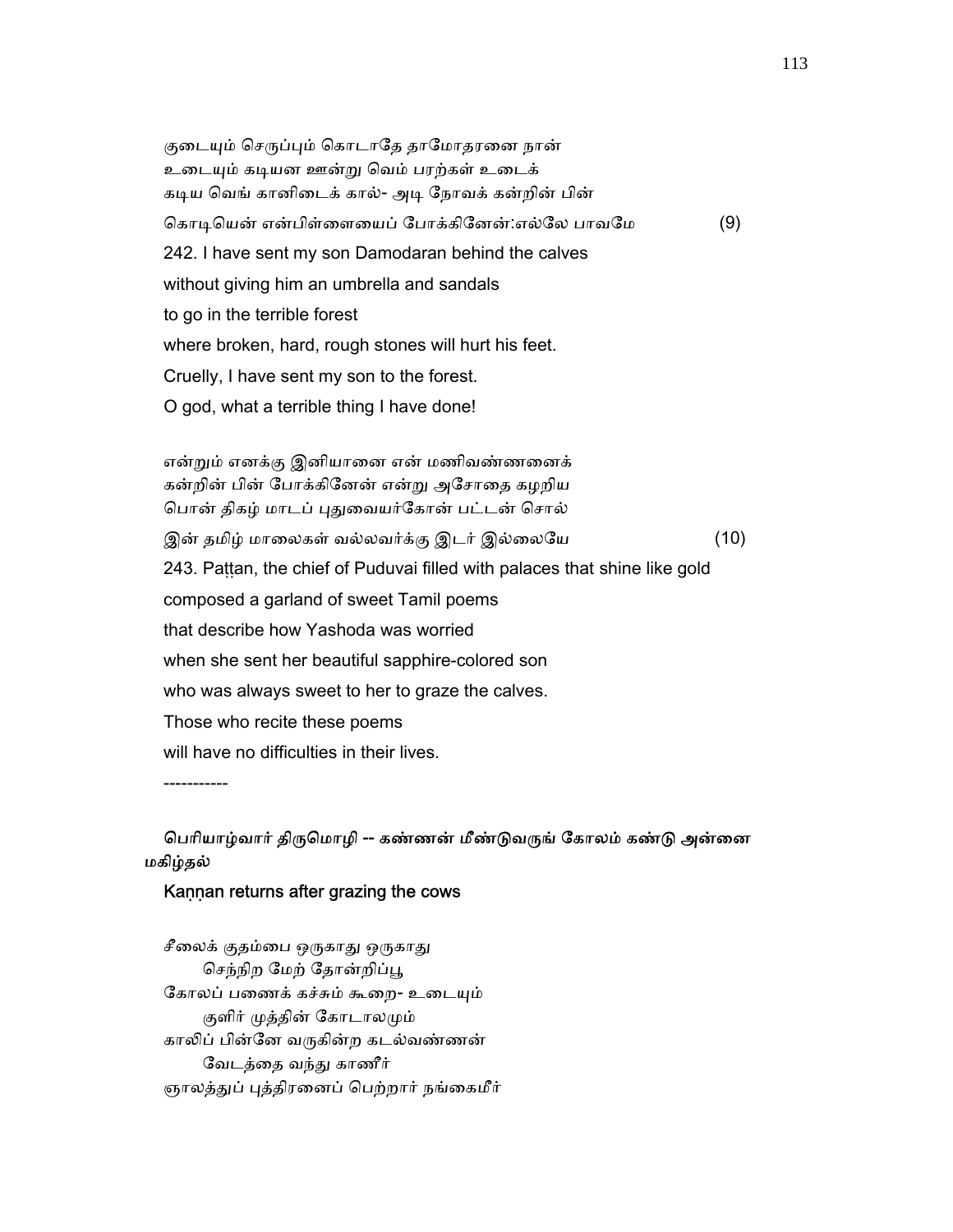குடையும் செருப்பும் கொடாதே தாமோதரனை நான்
உடையும் கடியன ஊன்று வெம் பரற்கள் உடைக்
கடிய வெங் கானிடைக் கால்- அடி நோவக் கன்றின் பின்
கொடியென் என்பிள்ளையைப் போக்கினேன்:எல்லே பாவமே (9)

242. I have sent my son Damodaran behind the calves
without giving him an umbrella and sandals
to go in the terrible forest
where broken, hard, rough stones will hurt his feet.
Cruelly, I have sent my son to the forest.
O god, what a terrible thing I have done!

என்றும் எனக்கு இனியானை என் மணிவண்ணனைக்
கன்றின் பின் போக்கினேன் என்று அசோதை கழறிய
பொன் திகழ் மாடப் புதுவையர்கோன் பட்டன் சொல்
இன் தமிழ் மாலைகள் வல்லவர்க்கு இடர் இல்லையே (10)

243. Paṭṭan, the chief of Puduvai filled with palaces that shine like gold
composed a garland of sweet Tamil poems
that describe how Yashoda was worried
when she sent her beautiful sapphire-colored son
who was always sweet to her to graze the calves.
Those who recite these poems
will have no difficulties in their lives.

-----------

**பெரியாழ்வார் திருமொழி -- கண்ணன் மீண்டுவருங் கோலம் கண்டு அன்னை மகிழ்தல்**

**Kaṇṇan returns after grazing the cows**

சீலைக் குதம்பை ஒருகாது ஒருகாது
செந்நிற மேற் தோன்றிப்பூ
கோலப் பணைக் கச்சும் கூறை- உடையும்
குளிர் முத்தின் கோடாலமும்
காலிப் பின்னே வருகின்ற கடல்வண்ணன்
வேடத்தை வந்து காணீர்
ஞாலத்துப் புத்திரனைப் பெற்றார் நங்கைமீர்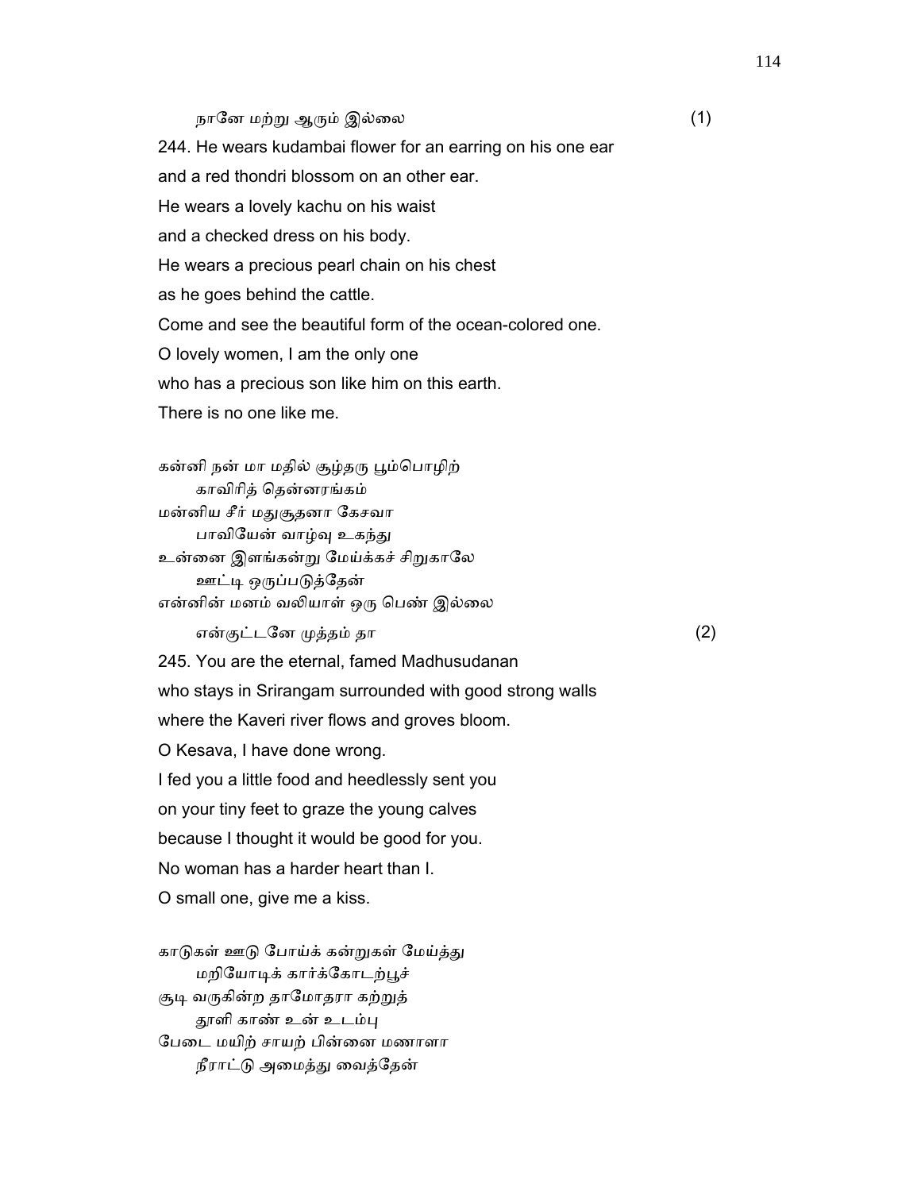நானே மற்று ஆரும் இல்லை (1)

244. He wears kudambai flower for an earring on his one ear
and a red thondri blossom on an other ear.
He wears a lovely kachu on his waist
and a checked dress on his body.
He wears a precious pearl chain on his chest
as he goes behind the cattle.
Come and see the beautiful form of the ocean-colored one.
O lovely women, I am the only one
who has a precious son like him on this earth.
There is no one like me.

கன்னி நன் மா மதில் சூழ்தரு பூம்பொழிற்
காவிரித் தென்னரங்கம்
மன்னிய சீர் மதுசூதனா கேசவா
பாவியேன் வாழ்வு உகந்து
உன்னை இளங்கன்று மேய்க்கச் சிறுகாலே
ஊட்டி ஒருப்படுத்தேன்
என்னின் மனம் வலியாள் ஒரு பெண் இல்லை
என்குட்டனே முத்தம் தா (2)

245. You are the eternal, famed Madhusudanan
who stays in Srirangam surrounded with good strong walls
where the Kaveri river flows and groves bloom.
O Kesava, I have done wrong.
I fed you a little food and heedlessly sent you
on your tiny feet to graze the young calves
because I thought it would be good for you.
No woman has a harder heart than I.
O small one, give me a kiss.

காடுகள் ஊடு போய்க் கன்றுகள் மேய்த்து
மறியோடிக் கார்க்கோடற்பூச்
சூடி வருகின்ற தாமோதரா கற்றுத்
தூளி காண் உன் உடம்பு
பேடை மயிற் சாயற் பின்னை மணாளா
நீராட்டு அமைத்து வைத்தேன்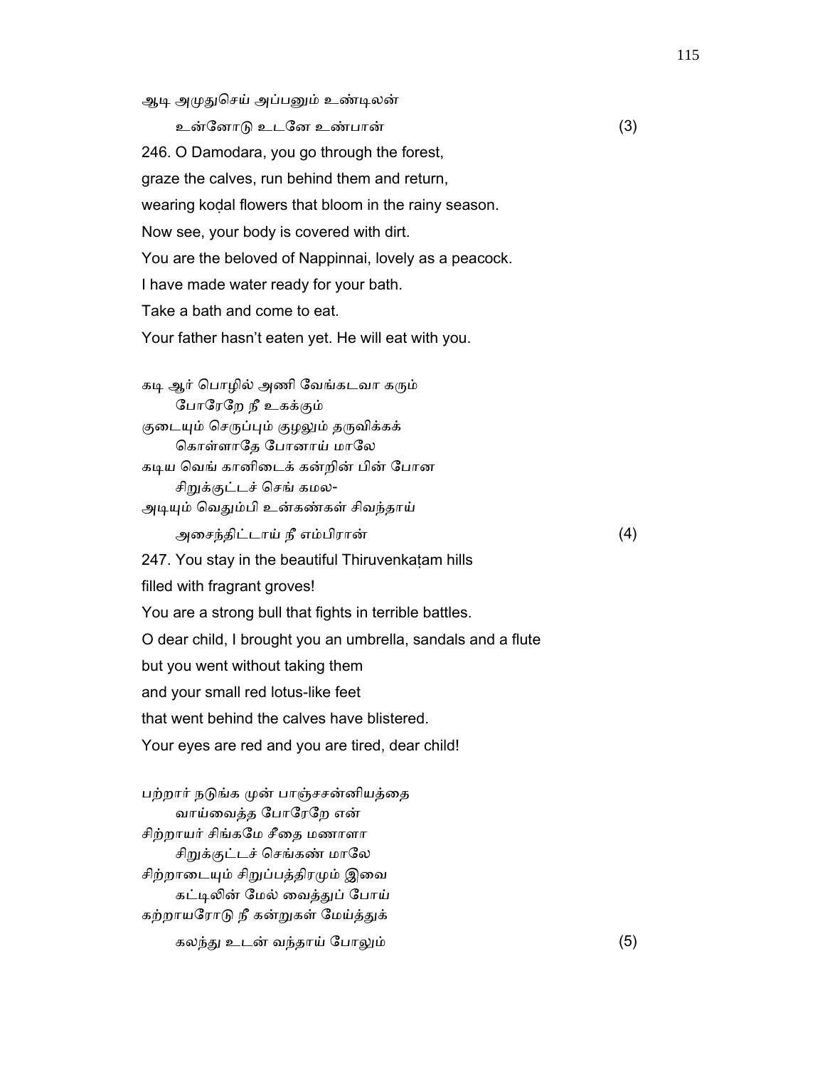ஆடி அமுதுசெய் அப்பனும் உண்டிலன்
 உன்னோடு உடனே உண்பான் (3)

246. O Damodara, you go through the forest,
graze the calves, run behind them and return,
wearing koḍal flowers that bloom in the rainy season.
Now see, your body is covered with dirt.
You are the beloved of Nappinnai, lovely as a peacock.
I have made water ready for your bath.
Take a bath and come to eat.
Your father hasn't eaten yet. He will eat with you.

கடி ஆர் பொழில் அணி வேங்கடவா கரும்
 போரேறே நீ உகக்கும்
குடையும் செருப்பும் குழலும் தருவிக்கக்
 கொள்ளாதே போனாய் மாலே
கடிய வெங் கானிடைக் கன்றின் பின் போன
 சிறுக்குட்டச் செங் கமல-
அடியும் வெதும்பி உன்கண்கள் சிவந்தாய்
 அசைந்திட்டாய் நீ எம்பிரான் (4)

247. You stay in the beautiful Thiruvenkaṭam hills
filled with fragrant groves!
You are a strong bull that fights in terrible battles.
O dear child, I brought you an umbrella, sandals and a flute
but you went without taking them
and your small red lotus-like feet
that went behind the calves have blistered.
Your eyes are red and you are tired, dear child!

பற்றார் நடுங்க முன் பாஞ்சசன்னியத்தை
 வாய்வைத்த போரேறே என்
சிற்றாயர் சிங்கமே சீதை மணாளா
 சிறுக்குட்டச் செங்கண் மாலே
சிற்றாடையும் சிறுப்பத்திரமும் இவை
 கட்டிலின் மேல் வைத்துப் போய்
கற்றாயரோடு நீ கன்றுகள் மேய்த்துக்
 கலந்து உடன் வந்தாய் போலும் (5)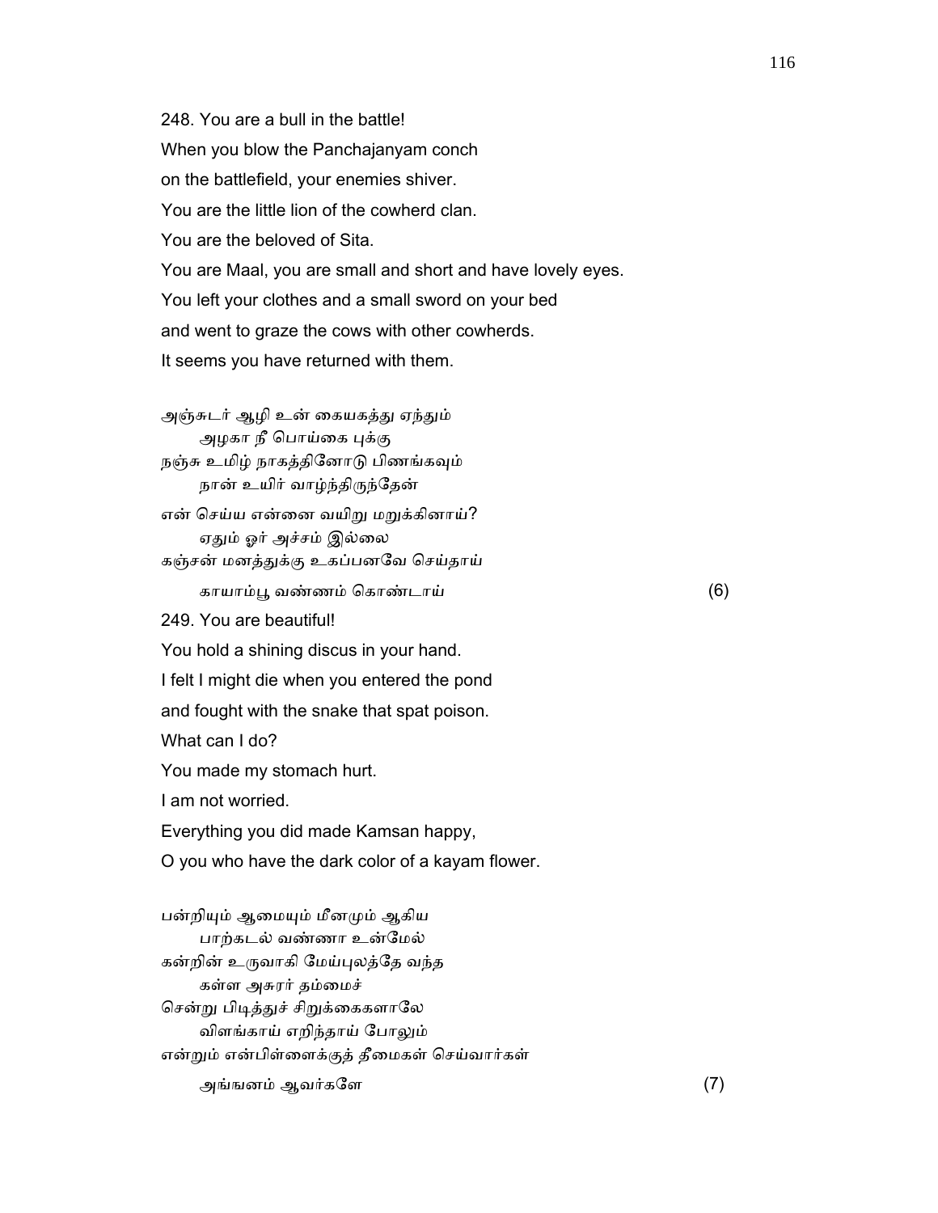248. You are a bull in the battle!
When you blow the Panchajanyam conch
on the battlefield, your enemies shiver.
You are the little lion of the cowherd clan.
You are the beloved of Sita.
You are Maal, you are small and short and have lovely eyes.
You left your clothes and a small sword on your bed
and went to graze the cows with other cowherds.
It seems you have returned with them.

அஞ்சுடர் ஆழி உன் கையகத்து ஏந்தும்
 அழகா நீ பொய்கை புக்கு
நஞ்சு உமிழ் நாகத்தினோடு பிணங்கவும்
 நான் உயிர் வாழ்ந்திருந்தேன்
என் செய்ய என்னை வயிறு மறுக்கினாய்?
 ஏதும் ஓர் அச்சம் இல்லை
கஞ்சன் மனத்துக்கு உகப்பனவே செய்தாய்
 காயாம்பூ வண்ணம் கொண்டாய் (6)

249. You are beautiful!
You hold a shining discus in your hand.
I felt I might die when you entered the pond
and fought with the snake that spat poison.
What can I do?
You made my stomach hurt.
I am not worried.
Everything you did made Kamsan happy,
O you who have the dark color of a kayam flower.

பன்றியும் ஆமையும் மீனமும் ஆகிய
 பாற்கடல் வண்ணா உன்மேல்
கன்றின் உருவாகி மேய்புலத்தே வந்த
 கள்ள அசுரர் தம்மைச்
சென்று பிடித்துச் சிறுக்கைகளாலே
 விளங்காய் எறிந்தாய் போலும்
என்றும் என்பிள்ளைக்குத் தீமைகள் செய்வார்கள்
 அங்ஙனம் ஆவர்களே (7)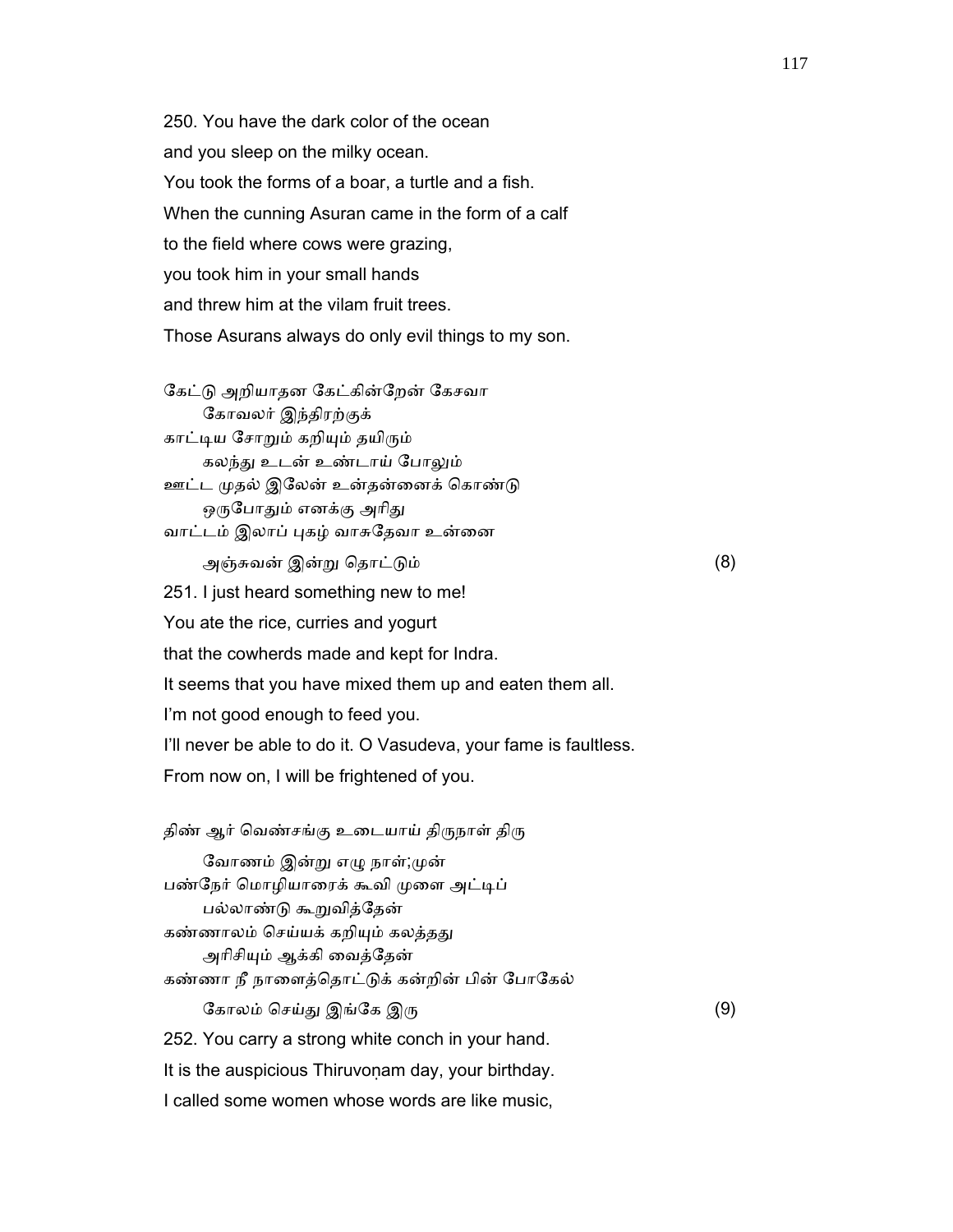250. You have the dark color of the ocean
and you sleep on the milky ocean.
You took the forms of a boar, a turtle and a fish.
When the cunning Asuran came in the form of a calf
to the field where cows were grazing,
you took him in your small hands
and threw him at the vilam fruit trees.
Those Asurans always do only evil things to my son.

கேட்டு அறியாதன கேட்கின்றேன் கேசவா
　　கோவலர் இந்திரற்குக்
காட்டிய சோறும் கறியும் தயிரும்
　　கலந்து உடன் உண்டாய் போலும்
ஊட்ட முதல் இலேன் உன்தன்னைக் கொண்டு
　　ஒருபோதும் எனக்கு அரிது
வாட்டம் இலாப் புகழ் வாசுதேவா உன்னை
　　அஞ்சுவன் இன்று தொட்டும் (8)

251. I just heard something new to me!
You ate the rice, curries and yogurt
that the cowherds made and kept for Indra.
It seems that you have mixed them up and eaten them all.
I'm not good enough to feed you.
I'll never be able to do it. O Vasudeva, your fame is faultless.
From now on, I will be frightened of you.

திண் ஆர் வெண்சங்கு உடையாய் திருநாள் திரு
　　வோணம் இன்று எழு நாள்;முன்
பண்நேர் மொழியாரைக் கூவி முளை அட்டிப்
　　பல்லாண்டு கூறுவித்தேன்
கண்ணாலம் செய்யக் கறியும் கலத்தது
　　அரிசியும் ஆக்கி வைத்தேன்
கண்ணா நீ நாளைத்தொட்டுக் கன்றின் பின் போகேல்
　　கோலம் செய்து இங்கே இரு (9)

252. You carry a strong white conch in your hand.
It is the auspicious Thiruvoṇam day, your birthday.
I called some women whose words are like music,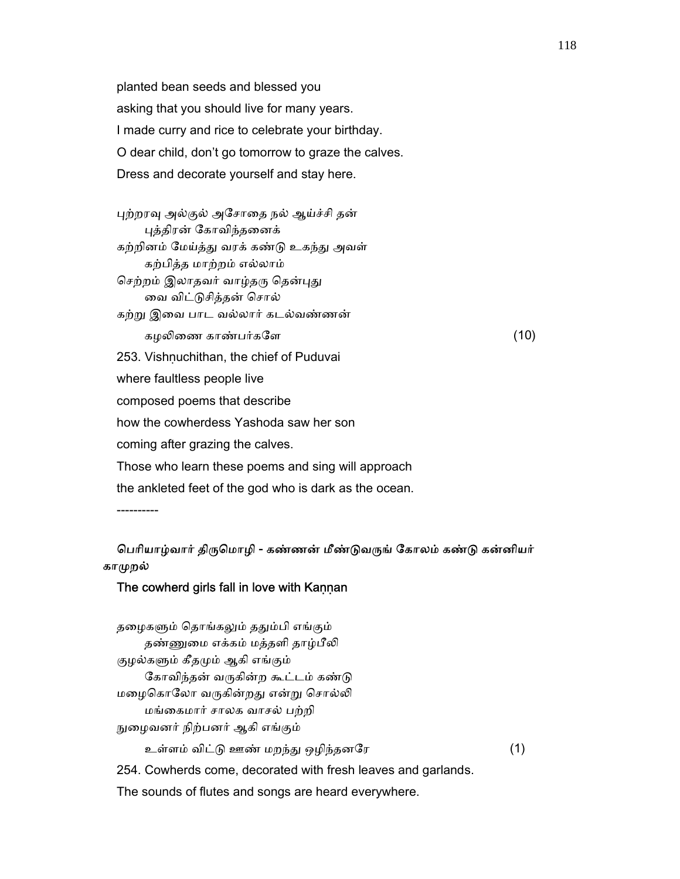planted bean seeds and blessed you
asking that you should live for many years.
I made curry and rice to celebrate your birthday.
O dear child, don't go tomorrow to graze the calves.
Dress and decorate yourself and stay here.

புற்றரவு அல்குல் அசோதை நல் ஆய்ச்சி தன்
 புத்திரன் கோவிந்தனைக்
கற்றினம் மேய்த்து வரக் கண்டு உகந்து அவள்
 கற்பித்த மாற்றம் எல்லாம்
செற்றம் இலாதவர் வாழ்தரு தென்புது
 வை விட்டுசித்தன் சொல்
கற்று இவை பாட வல்லார் கடல்வண்ணன்
 கழலிணை காண்பர்களே (10)

253. Vishṇuchithan, the chief of Puduvai
where faultless people live
composed poems that describe
how the cowherdess Yashoda saw her son
coming after grazing the calves.
Those who learn these poems and sing will approach
the ankleted feet of the god who is dark as the ocean.

----------

**பெரியாழ்வார் திருமொழி - கண்ணன் மீண்டுவருங் கோலம் கண்டு கன்னியர் காமுறல்**

**The cowherd girls fall in love with Kaṇṇan**

தழைகளும் தொங்கலும் ததும்பி எங்கும்
 தண்ணுமை எக்கம் மத்தளி தாழ்பீலி
குழல்களும் கீதமும் ஆகி எங்கும்
 கோவிந்தன் வருகின்ற கூட்டம் கண்டு
மழைகொலோ வருகின்றது என்று சொல்லி
 மங்கைமார் சாலக வாசல் பற்றி
நுழைவனர் நிற்பனர் ஆகி எங்கும்
 உள்ளம் விட்டு ஊண் மறந்து ஒழிந்தனரே (1)

254. Cowherds come, decorated with fresh leaves and garlands.
The sounds of flutes and songs are heard everywhere.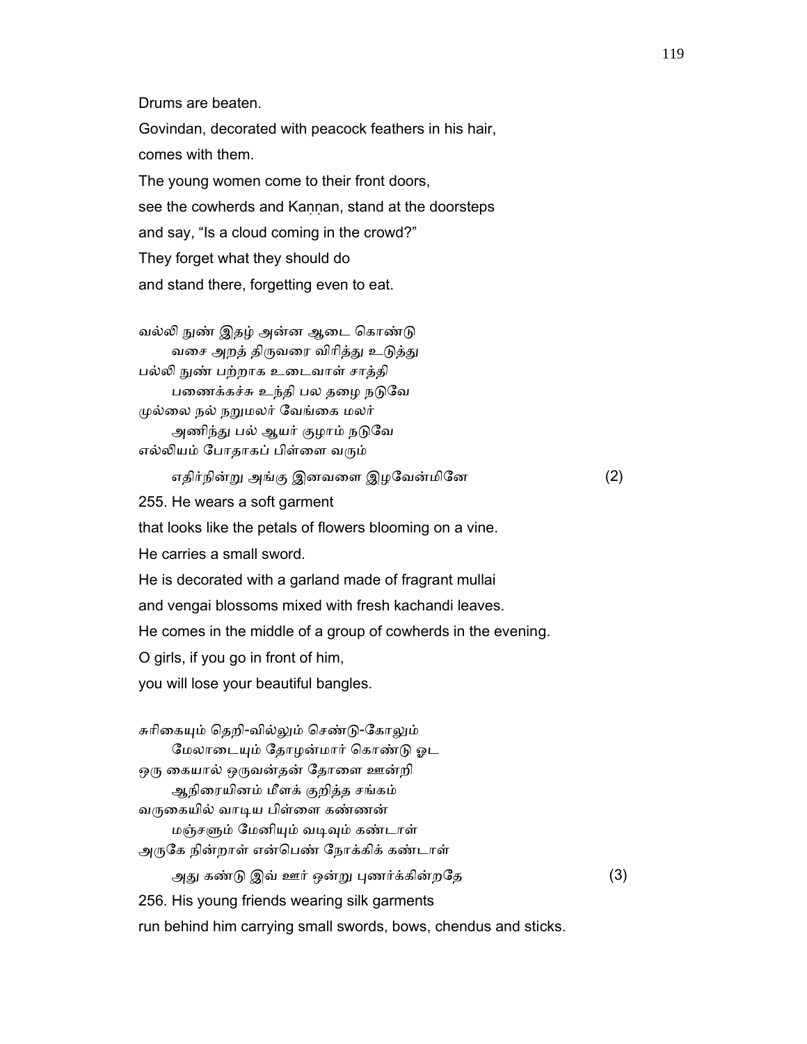Drums are beaten.

Govindan, decorated with peacock feathers in his hair,

comes with them.

The young women come to their front doors,

see the cowherds and Kaṇṇan, stand at the doorsteps

and say, “Is a cloud coming in the crowd?”

They forget what they should do

and stand there, forgetting even to eat.

வல்லி நுண் இதழ் அன்ன ஆடை கொண்டு
வசை அறத் திருவரை விரித்து உடுத்து
பல்லி நுண் பற்றாக உடைவாள் சாத்தி
பணைக்கச்சு உந்தி பல தழை நடுவே
முல்லை நல் நறுமலர் வேங்கை மலர்
அணிந்து பல் ஆயர் குழாம் நடுவே
எல்லியம் போதாகப் பிள்ளை வரும்
எதிர்நின்று அங்கு இனவளை இழவேன்மினே (2)

255. He wears a soft garment

that looks like the petals of flowers blooming on a vine.

He carries a small sword.

He is decorated with a garland made of fragrant mullai

and vengai blossoms mixed with fresh kachandi leaves.

He comes in the middle of a group of cowherds in the evening.

O girls, if you go in front of him,

you will lose your beautiful bangles.

சுரிகையும் தெறி-வில்லும் செண்டு-கோலும்
மேலாடையும் தோழன்மார் கொண்டு ஓட
ஒரு கையால் ஒருவன்தன் தோளை ஊன்றி
ஆநிரையினம் மீளக் குறித்த சங்கம்
வருகையில் வாடிய பிள்ளை கண்ணன்
மஞ்சளும் மேனியும் வடிவும் கண்டாள்
அருகே நின்றாள் என்பெண் நோக்கிக் கண்டாள்
அது கண்டு இவ் ஊர் ஒன்று புணர்க்கின்றதே (3)

256. His young friends wearing silk garments

run behind him carrying small swords, bows, chendus and sticks.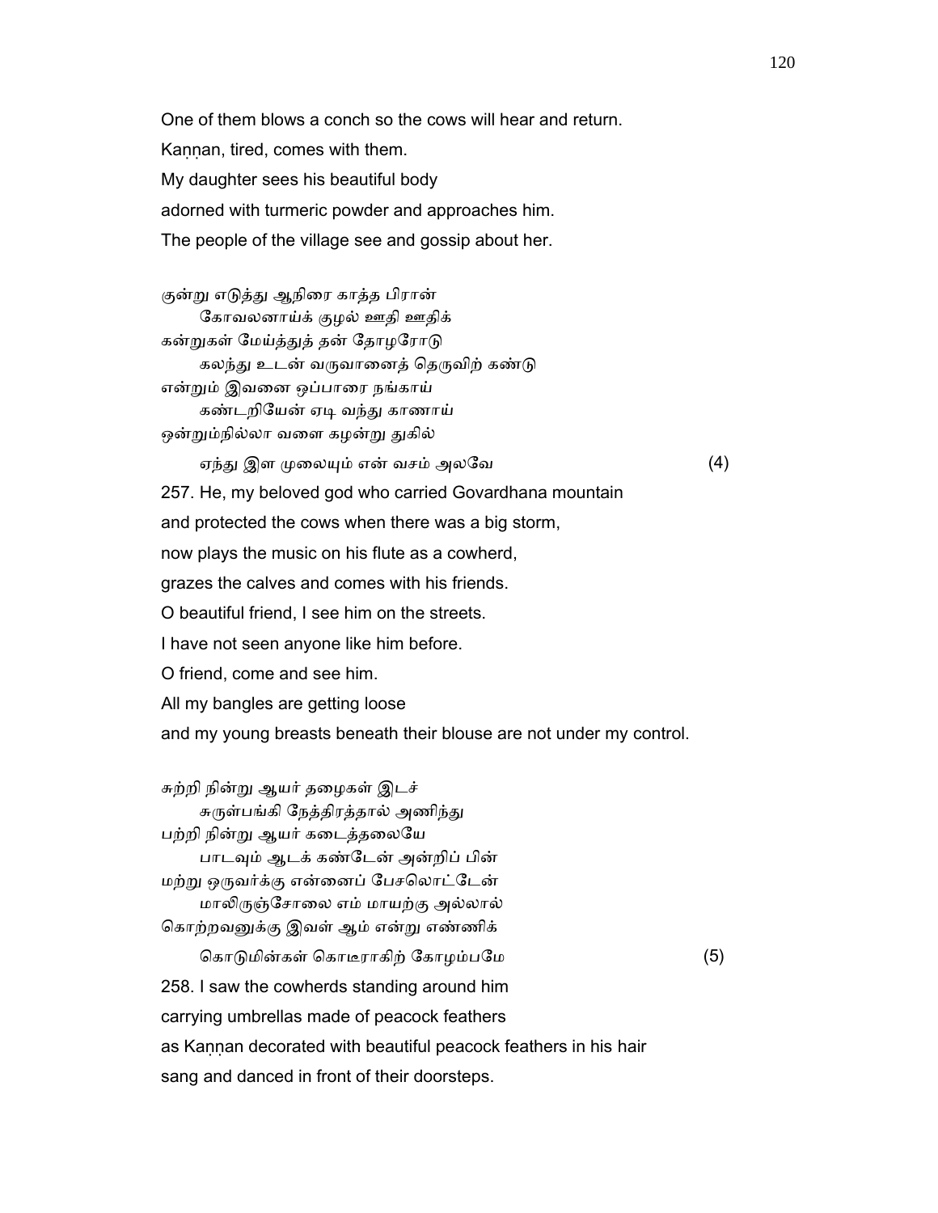One of them blows a conch so the cows will hear and return.
Kaṇṇan, tired, comes with them.
My daughter sees his beautiful body
adorned with turmeric powder and approaches him.
The people of the village see and gossip about her.

குன்று எடுத்து ஆநிரை காத்த பிரான்
　　கோவலனாய்க் குழல் ஊதி ஊதிக்
கன்றுகள் மேய்த்துத் தன் தோழரோடு
　　கலந்து உடன் வருவானைத் தெருவிற் கண்டு
என்றும் இவனை ஒப்பாரை நங்காய்
　　கண்டறியேன் ஏடி வந்து காணாய்
ஒன்றும்நில்லா வளை கழன்று துகில்
　　ஏந்து இள முலையும் என் வசம் அலவே (4)

257. He, my beloved god who carried Govardhana mountain
and protected the cows when there was a big storm,
now plays the music on his flute as a cowherd,
grazes the calves and comes with his friends.
O beautiful friend, I see him on the streets.
I have not seen anyone like him before.
O friend, come and see him.
All my bangles are getting loose
and my young breasts beneath their blouse are not under my control.

சுற்றி நின்று ஆயர் தழைகள் இடச்
　　சுருள்பங்கி நேத்திரத்தால் அணிந்து
பற்றி நின்று ஆயர் கடைத்தலையே
　　பாடவும் ஆடக் கண்டேன் அன்றிப் பின்
மற்று ஒருவர்க்கு என்னைப் பேசலொட்டேன்
　　மாலிருஞ்சோலை எம் மாயற்கு அல்லால்
கொற்றவனுக்கு இவள் ஆம் என்று எண்ணிக்
　　கொடுமின்கள் கொடீராகிற் கோழம்பமே (5)

258. I saw the cowherds standing around him
carrying umbrellas made of peacock feathers
as Kaṇṇan decorated with beautiful peacock feathers in his hair
sang and danced in front of their doorsteps.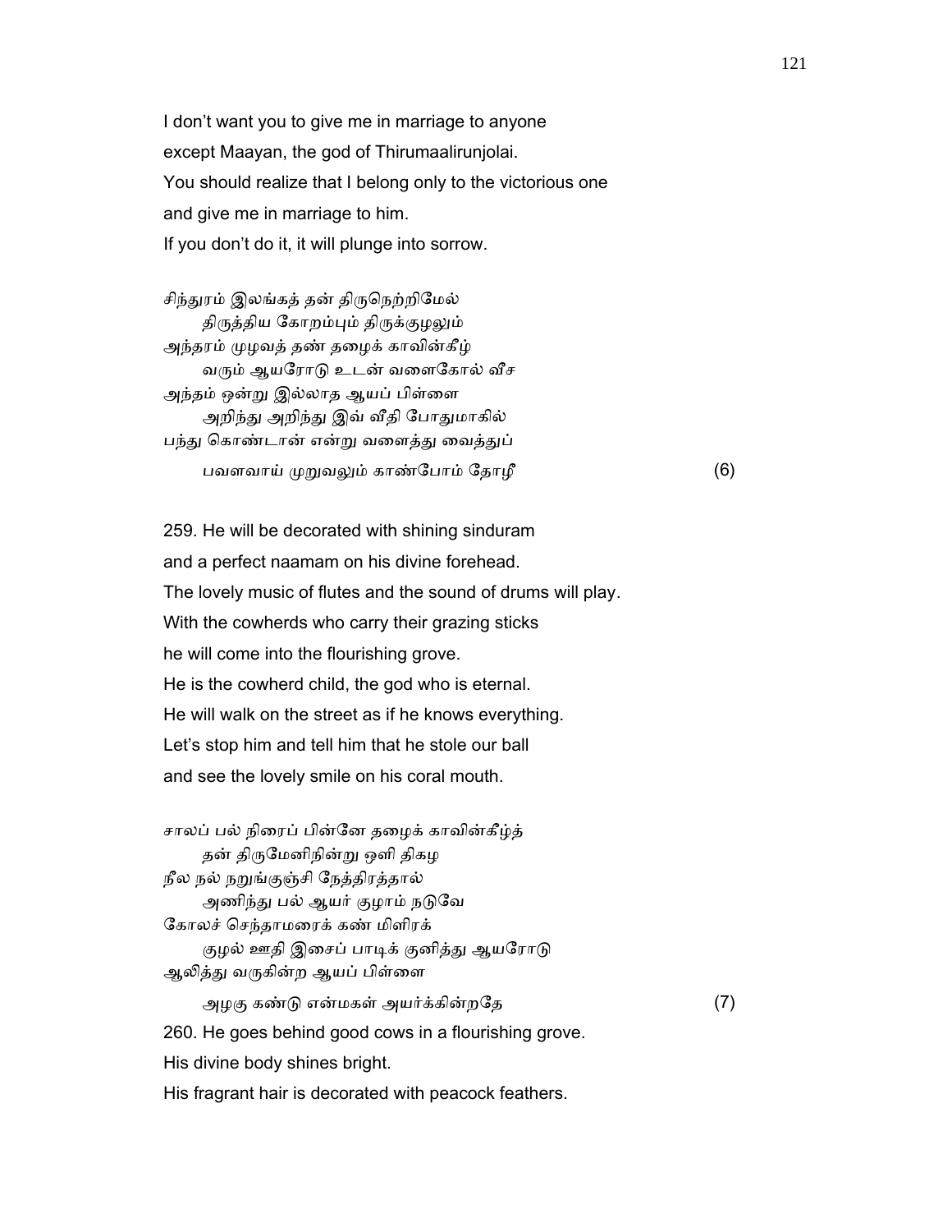I don't want you to give me in marriage to anyone
except Maayan, the god of Thirumaalirunjolai.
You should realize that I belong only to the victorious one
and give me in marriage to him.
If you don't do it, it will plunge into sorrow.

சிந்துரம் இலங்கத் தன் திருநெற்றிமேல்
　　திருத்திய கோறம்பும் திருக்குழலும்
அந்தரம் முழவத் தண் தழைக் காவின்கீழ்
　　வரும் ஆயரோடு உடன் வளைகோல் வீச
அந்தம் ஒன்று இல்லாத ஆயப் பிள்ளை
　　அறிந்து அறிந்து இவ் வீதி போதுமாகில்
பந்து கொண்டான் என்று வளைத்து வைத்துப்
　　பவளவாய் முறுவலும் காண்போம் தோழீ (6)

259. He will be decorated with shining sinduram
and a perfect naamam on his divine forehead.
The lovely music of flutes and the sound of drums will play.
With the cowherds who carry their grazing sticks
he will come into the flourishing grove.
He is the cowherd child, the god who is eternal.
He will walk on the street as if he knows everything.
Let's stop him and tell him that he stole our ball
and see the lovely smile on his coral mouth.

சாலப் பல் நிரைப் பின்னே தழைக் காவின்கீழ்த்
　　தன் திருமேனிநின்று ஒளி திகழ
நீல நல் நறுங்குஞ்சி நேத்திரத்தால்
　　அணிந்து பல் ஆயர் குழாம் நடுவே
கோலச் செந்தாமரைக் கண் மிளிரக்
　　குழல் ஊதி இசைப் பாடிக் குனித்து ஆயரோடு
ஆலித்து வருகின்ற ஆயப் பிள்ளை
　　அழகு கண்டு என்மகள் அயர்க்கின்றதே (7)

260. He goes behind good cows in a flourishing grove.
His divine body shines bright.
His fragrant hair is decorated with peacock feathers.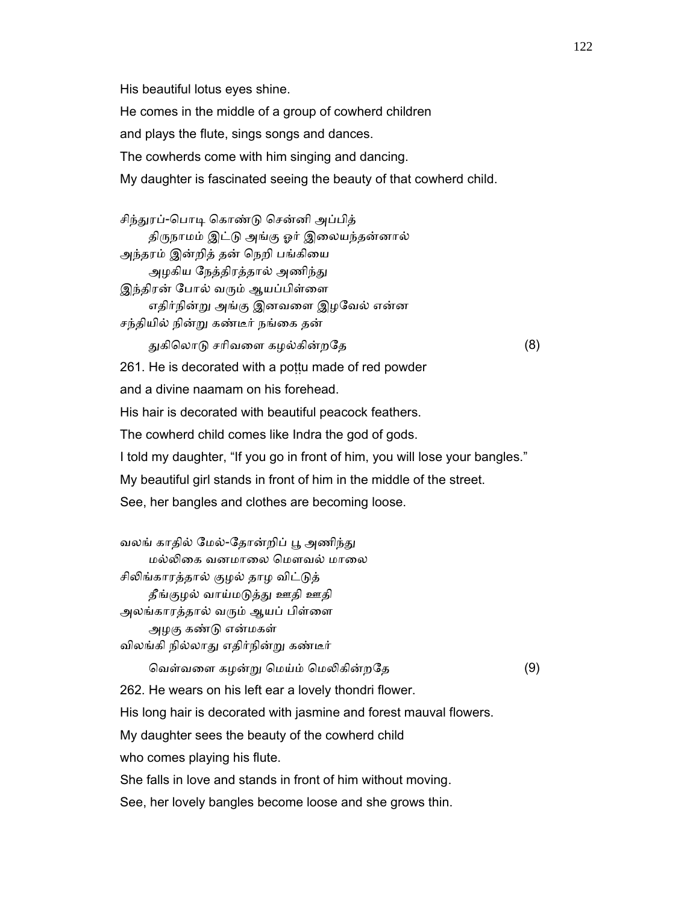His beautiful lotus eyes shine.

He comes in the middle of a group of cowherd children

and plays the flute, sings songs and dances.

The cowherds come with him singing and dancing.

My daughter is fascinated seeing the beauty of that cowherd child.

சிந்துரப்-பொடி கொண்டு சென்னி அப்பித்
    திருநாமம் இட்டு அங்கு ஓர் இலையந்தன்னால்
அந்தரம் இன்றித் தன் நெறி பங்கியை
    அழகிய நேத்திரத்தால் அணிந்து
இந்திரன் போல் வரும் ஆயப்பிள்ளை
    எதிர்நின்று அங்கு இனவளை இழவேல் என்ன
சந்தியில் நின்று கண்டீர் நங்கை தன்
    துகிலொடு சரிவளை கழல்கின்றதே (8)

261. He is decorated with a poṭṭu made of red powder

and a divine naamam on his forehead.

His hair is decorated with beautiful peacock feathers.

The cowherd child comes like Indra the god of gods.

I told my daughter, “If you go in front of him, you will lose your bangles.”

My beautiful girl stands in front of him in the middle of the street.

See, her bangles and clothes are becoming loose.

வலங் காதில் மேல்-தோன்றிப் பூ அணிந்து
    மல்லிகை வனமாலை மௌவல் மாலை
சிலிங்காரத்தால் குழல் தாழ விட்டுத்
    தீங்குழல் வாய்மடுத்து ஊதி ஊதி
அலங்காரத்தால் வரும் ஆயப் பிள்ளை
    அழகு கண்டு என்மகள்
விலங்கி நில்லாது எதிர்நின்று கண்டீர்
    வெள்வளை கழன்று மெய்ம் மெலிகின்றதே (9)

262. He wears on his left ear a lovely thondri flower.

His long hair is decorated with jasmine and forest mauval flowers.

My daughter sees the beauty of the cowherd child

who comes playing his flute.

She falls in love and stands in front of him without moving.

See, her lovely bangles become loose and she grows thin.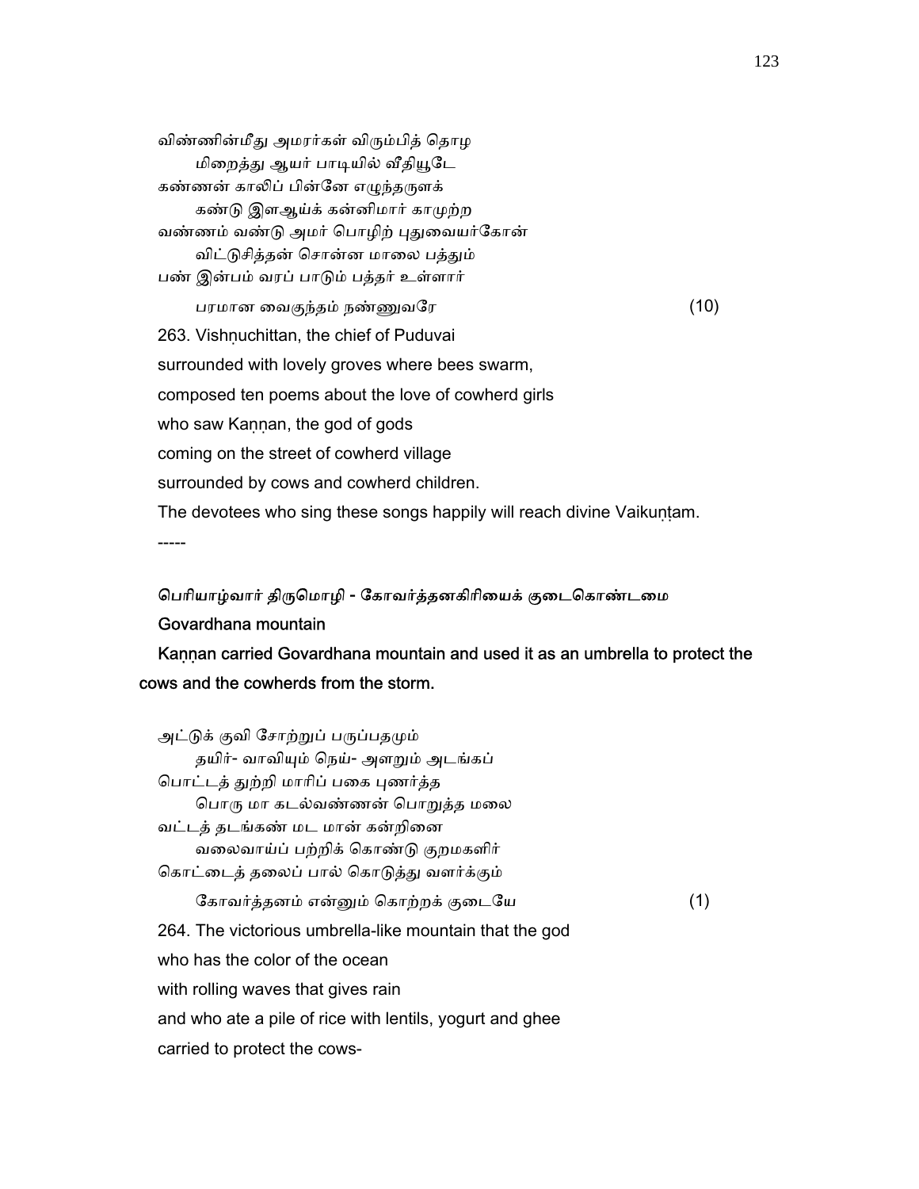விண்ணின்மீது அமரர்கள் விரும்பித் தொழ
    மிறைத்து ஆயர் பாடியில் வீதியூடே
கண்ணன் காலிப் பின்னே எழுந்தருளக்
    கண்டு இளஆய்க் கன்னிமார் காமுற்ற
வண்ணம் வண்டு அமர் பொழிற் புதுவையர்கோன்
    விட்டுசித்தன் சொன்ன மாலை பத்தும்
பண் இன்பம் வரப் பாடும் பத்தர் உள்ளார்
    பரமான வைகுந்தம் நண்ணுவரே (10)

263. Vishṇuchittan, the chief of Puduvai
surrounded with lovely groves where bees swarm,
composed ten poems about the love of cowherd girls
who saw Kaṇṇan, the god of gods
coming on the street of cowherd village
surrounded by cows and cowherd children.
The devotees who sing these songs happily will reach divine Vaikuṇṭam.

-----

**பெரியாழ்வார் திருமொழி - கோவர்த்தனகிரியைக் குடைகொண்டமை**

**Govardhana mountain**

**Kaṇṇan carried Govardhana mountain and used it as an umbrella to protect the cows and the cowherds from the storm.**

அட்டுக் குவி சோற்றுப் பருப்பதமும்
    தயிர்- வாவியும் நெய்- அளறும் அடங்கப்
பொட்டத் துற்றி மாரிப் பகை புணர்த்த
    பொரு மா கடல்வண்ணன் பொறுத்த மலை
வட்டத் தடங்கண் மட மான் கன்றினை
    வலைவாய்ப் பற்றிக் கொண்டு குறமகளிர்
கொட்டைத் தலைப் பால் கொடுத்து வளர்க்கும்
    கோவர்த்தனம் என்னும் கொற்றக் குடையே (1)

264. The victorious umbrella-like mountain that the god
who has the color of the ocean
with rolling waves that gives rain
and who ate a pile of rice with lentils, yogurt and ghee
carried to protect the cows-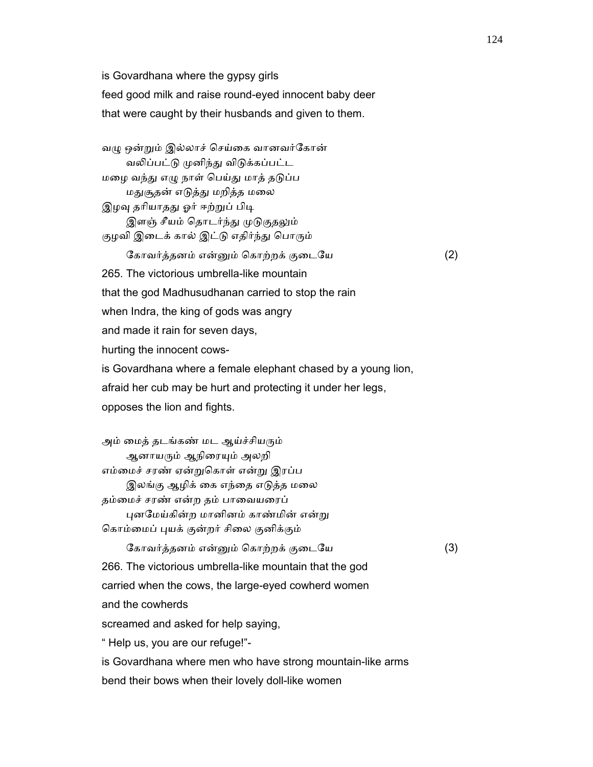is Govardhana where the gypsy girls
feed good milk and raise round-eyed innocent baby deer
that were caught by their husbands and given to them.

வழு ஒன்றும் இல்லாச் செய்கை வானவர்கோன்
　　வலிப்பட்டு முனிந்து விடுக்கப்பட்ட
மழை வந்து எழு நாள் பெய்து மாத் தடுப்ப
　　மதுசூதன் எடுத்து மறித்த மலை
இழவு தரியாதது ஓர் ஈற்றுப் பிடி
　　இளஞ் சீயம் தொடர்ந்து முடுகுதலும்
குழவி இடைக் கால் இட்டு எதிர்ந்து பொரும்
　　கோவர்த்தனம் என்னும் கொற்றக் குடையே　　　　(2)

265. The victorious umbrella-like mountain
that the god Madhusudhanan carried to stop the rain
when Indra, the king of gods was angry
and made it rain for seven days,
hurting the innocent cows-
is Govardhana where a female elephant chased by a young lion,
afraid her cub may be hurt and protecting it under her legs,
opposes the lion and fights.

அம் மைத் தடங்கண் மட ஆய்ச்சியரும்
　　ஆனாயரும் ஆநிரையும் அலறி
எம்மைச் சரண் ஏன்றுகொள் என்று இரப்ப
　　இலங்கு ஆழிக் கை எந்தை எடுத்த மலை
தம்மைச் சரண் என்ற தம் பாவையரைப்
　　புனமேய்கின்ற மானினம் காண்மின் என்று
கொம்மைப் புயக் குன்றர் சிலை குனிக்கும்
　　கோவர்த்தனம் என்னும் கொற்றக் குடையே　　　　(3)

266. The victorious umbrella-like mountain that the god
carried when the cows, the large-eyed cowherd women
and the cowherds
screamed and asked for help saying,
" Help us, you are our refuge!"-
is Govardhana where men who have strong mountain-like arms
bend their bows when their lovely doll-like women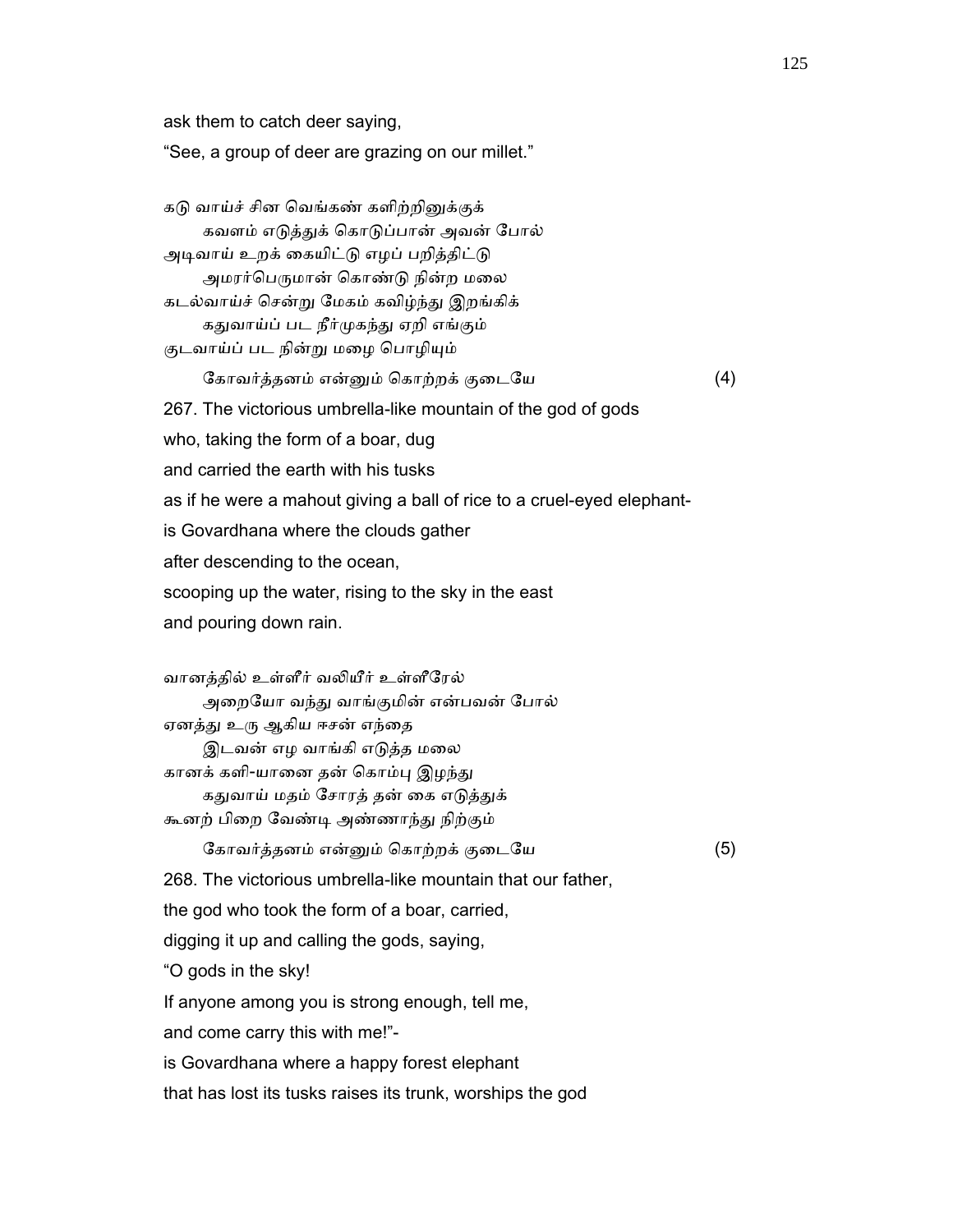ask them to catch deer saying,

“See, a group of deer are grazing on our millet.”

கடு வாய்ச் சின வெங்கண் களிற்றினுக்குக்
    கவளம் எடுத்துக் கொடுப்பான் அவன் போல்
அடிவாய் உறக் கையிட்டு எழப் பறித்திட்டு
    அமரர்பெருமான் கொண்டு நின்ற மலை
கடல்வாய்ச் சென்று மேகம் கவிழ்ந்து இறங்கிக்
    கதுவாய்ப் பட நீர்முகந்து ஏறி எங்கும்
குடவாய்ப் பட நின்று மழை பொழியும்
    கோவர்த்தனம் என்னும் கொற்றக் குடையே (4)

267. The victorious umbrella-like mountain of the god of gods
who, taking the form of a boar, dug
and carried the earth with his tusks
as if he were a mahout giving a ball of rice to a cruel-eyed elephant-
is Govardhana where the clouds gather
after descending to the ocean,
scooping up the water, rising to the sky in the east
and pouring down rain.

வானத்தில் உள்ளீர் வலியீர் உள்ளீரேல்
    அறையோ வந்து வாங்குமின் என்பவன் போல்
ஏனத்து உரு ஆகிய ஈசன் எந்தை
    இடவன் எழ வாங்கி எடுத்த மலை
கானக் களி-யானை தன் கொம்பு இழந்து
    கதுவாய் மதம் சோரத் தன் கை எடுத்துக்
கூனற் பிறை வேண்டி அண்ணாந்து நிற்கும்
    கோவர்த்தனம் என்னும் கொற்றக் குடையே (5)

268. The victorious umbrella-like mountain that our father,
the god who took the form of a boar, carried,
digging it up and calling the gods, saying,
“O gods in the sky!
If anyone among you is strong enough, tell me,
and come carry this with me!”-
is Govardhana where a happy forest elephant
that has lost its tusks raises its trunk, worships the god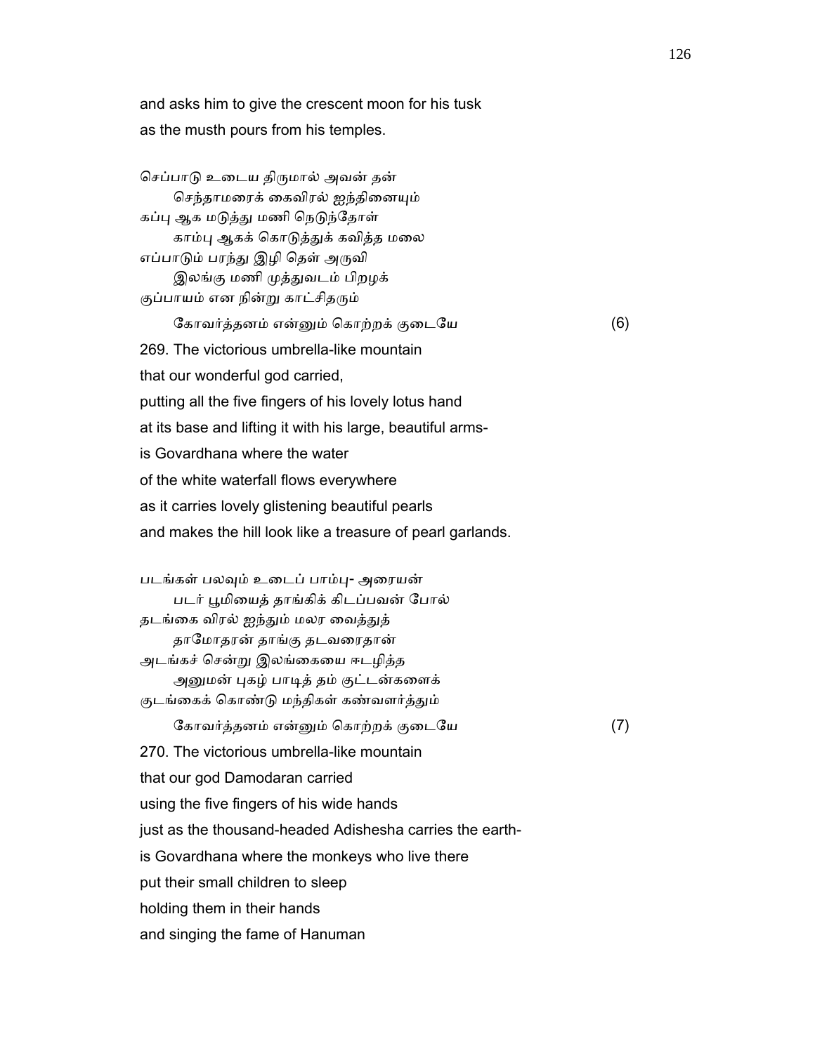and asks him to give the crescent moon for his tusk
as the musth pours from his temples.

செப்பாடு உடைய திருமால் அவன் தன்
        செந்தாமரைக் கைவிரல் ஐந்தினையும்
கப்பு ஆக மடுத்து மணி நெடுந்தோள்
        காம்பு ஆகக் கொடுத்துக் கவித்த மலை
எப்பாடும் பரந்து இழி தெள் அருவி
        இலங்கு மணி முத்துவடம் பிறழக்
குப்பாயம் என நின்று காட்சிதரும்
        கோவர்த்தனம் என்னும் கொற்றக் குடையே (6)

269. The victorious umbrella-like mountain
that our wonderful god carried,
putting all the five fingers of his lovely lotus hand
at its base and lifting it with his large, beautiful arms-
is Govardhana where the water
of the white waterfall flows everywhere
as it carries lovely glistening beautiful pearls
and makes the hill look like a treasure of pearl garlands.

படங்கள் பலவும் உடைப் பாம்பு- அரையன்
        படர் பூமியைத் தாங்கிக் கிடப்பவன் போல்
தடங்கை விரல் ஐந்தும் மலர வைத்துத்
        தாமோதரன் தாங்கு தடவரைதான்
அடங்கச் சென்று இலங்கையை ஈடழித்த
        அனுமன் புகழ் பாடித் தம் குட்டன்களைக்
குடங்கைக் கொண்டு மந்திகள் கண்வளர்த்தும்
        கோவர்த்தனம் என்னும் கொற்றக் குடையே (7)

270. The victorious umbrella-like mountain
that our god Damodaran carried
using the five fingers of his wide hands
just as the thousand-headed Adishesha carries the earth-
is Govardhana where the monkeys who live there
put their small children to sleep
holding them in their hands
and singing the fame of Hanuman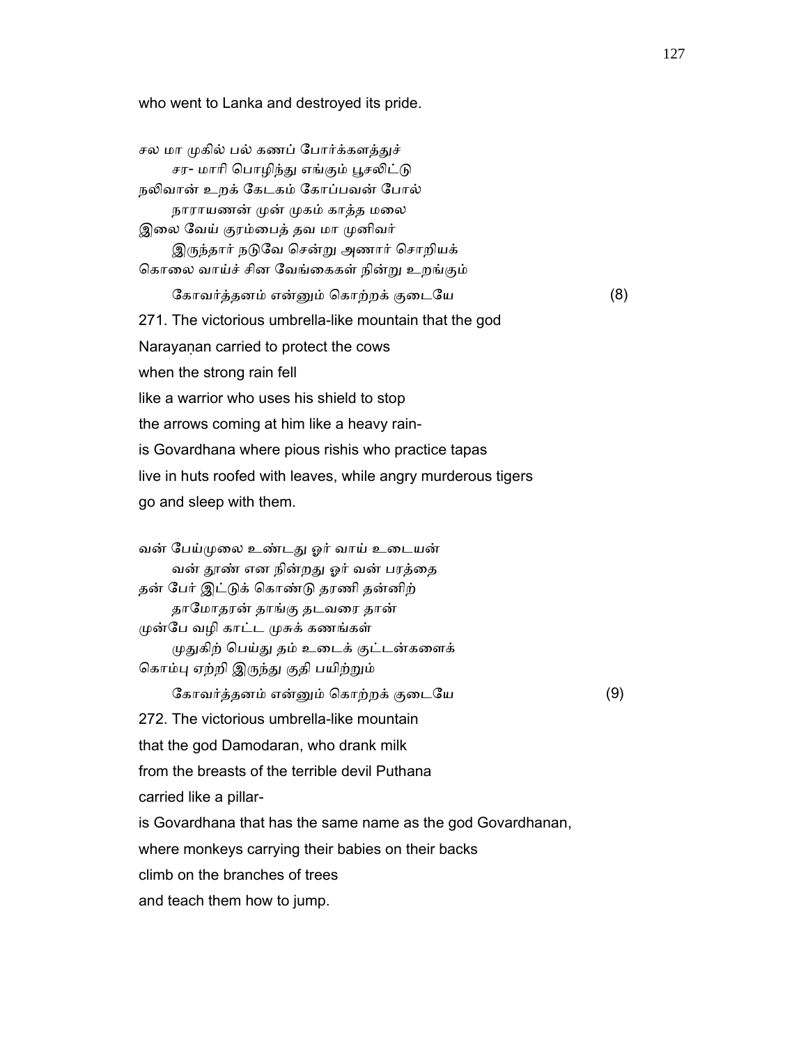who went to Lanka and destroyed its pride.

சல மா முகில் பல் கணப் போர்க்களத்துச்
    சர- மாரி பொழிந்து எங்கும் பூசலிட்டு
நலிவான் உறக் கேடகம் கோப்பவன் போல்
    நாராயணன் முன் முகம் காத்த மலை
இலை வேய் குரம்பைத் தவ மா முனிவர்
    இருந்தார் நடுவே சென்று அணார் சொறியக்
கொலை வாய்ச் சின வேங்கைகள் நின்று உறங்கும்
    கோவர்த்தனம் என்னும் கொற்றக் குடையே (8)

271. The victorious umbrella-like mountain that the god
Narayaṇan carried to protect the cows
when the strong rain fell
like a warrior who uses his shield to stop
the arrows coming at him like a heavy rain-
is Govardhana where pious rishis who practice tapas
live in huts roofed with leaves, while angry murderous tigers
go and sleep with them.

வன் பேய்முலை உண்டது ஓர் வாய் உடையன்
    வன் தூண் என நின்றது ஓர் வன் பரத்தை
தன் பேர் இட்டுக் கொண்டு தரணி தன்னிற்
    தாமோதரன் தாங்கு தடவரை தான்
முன்பே வழி காட்ட முசுக் கணங்கள்
    முதுகிற் பெய்து தம் உடைக் குட்டன்களைக்
கொம்பு ஏற்றி இருந்து குதி பயிற்றும்
    கோவர்த்தனம் என்னும் கொற்றக் குடையே (9)

272. The victorious umbrella-like mountain
that the god Damodaran, who drank milk
from the breasts of the terrible devil Puthana
carried like a pillar-
is Govardhana that has the same name as the god Govardhanan,
where monkeys carrying their babies on their backs
climb on the branches of trees
and teach them how to jump.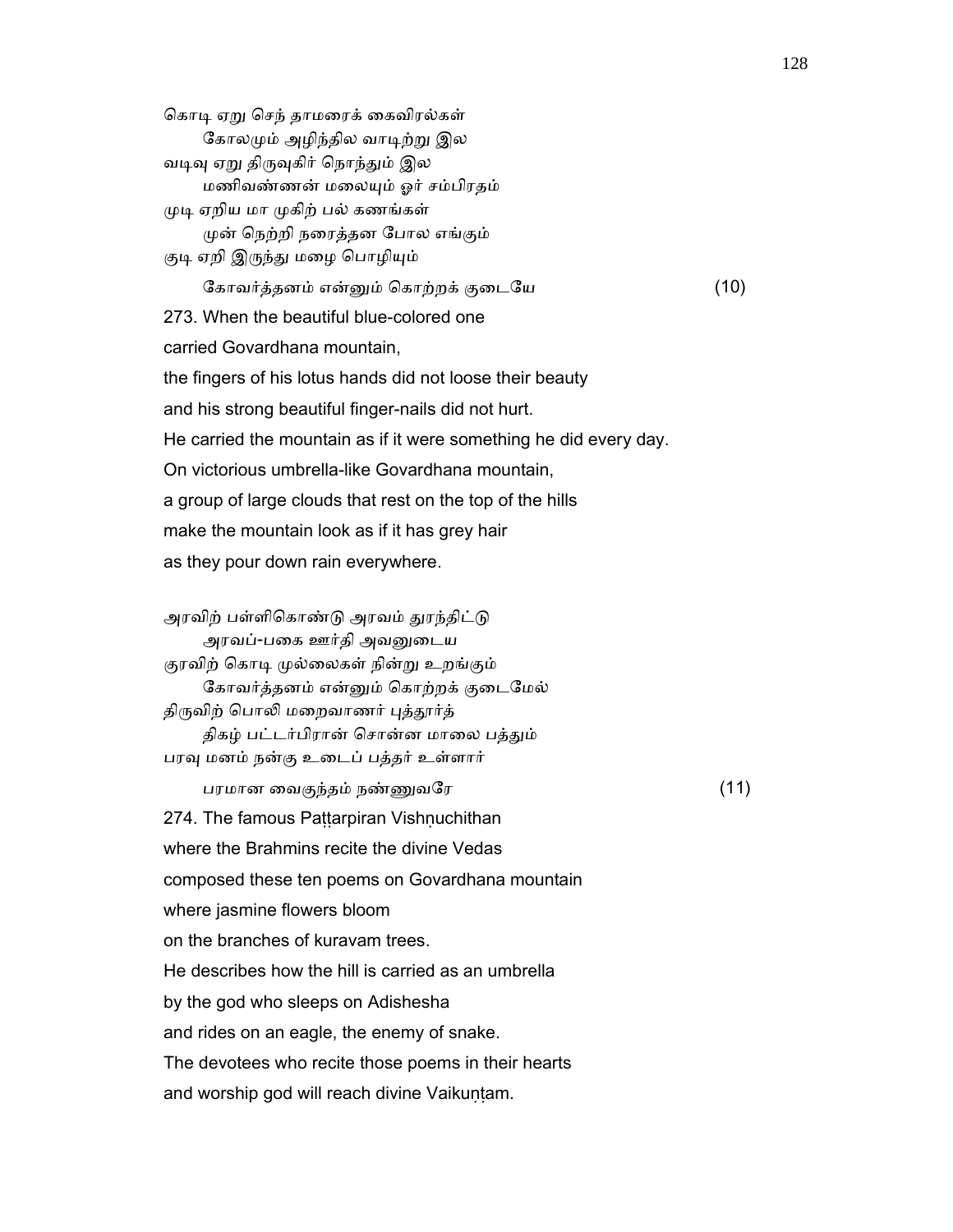கொடி ஏறு செந் தாமரைக் கைவிரல்கள்
    கோலமும் அழிந்தில வாடிற்று இல
வடிவு ஏறு திருவுகிர் நொந்தும் இல
    மணிவண்ணன் மலையும் ஓர் சம்பிரதம்
முடி ஏறிய மா முகிற் பல் கணங்கள்
    முன் நெற்றி நரைத்தன போல எங்கும்
குடி ஏறி இருந்து மழை பொழியும்
    கோவர்த்தனம் என்னும் கொற்றக் குடையே (10)

273. When the beautiful blue-colored one
carried Govardhana mountain,
the fingers of his lotus hands did not loose their beauty
and his strong beautiful finger-nails did not hurt.
He carried the mountain as if it were something he did every day.
On victorious umbrella-like Govardhana mountain,
a group of large clouds that rest on the top of the hills
make the mountain look as if it has grey hair
as they pour down rain everywhere.

அரவிற் பள்ளிகொண்டு அரவம் துரந்திட்டு
    அரவப்-பகை ஊர்தி அவனுடைய
குரவிற் கொடி முல்லைகள் நின்று உறங்கும்
    கோவர்த்தனம் என்னும் கொற்றக் குடைமேல்
திருவிற் பொலி மறைவாணர் புத்தூர்த்
    திகழ் பட்டர்பிரான் சொன்ன மாலை பத்தும்
பரவு மனம் நன்கு உடைப் பத்தர் உள்ளார்
    பரமான வைகுந்தம் நண்ணுவரே (11)

274. The famous Paṭṭarpiran Vishṇuchithan
where the Brahmins recite the divine Vedas
composed these ten poems on Govardhana mountain
where jasmine flowers bloom
on the branches of kuravam trees.
He describes how the hill is carried as an umbrella
by the god who sleeps on Adishesha
and rides on an eagle, the enemy of snake.
The devotees who recite those poems in their hearts
and worship god will reach divine Vaikuṇṭam.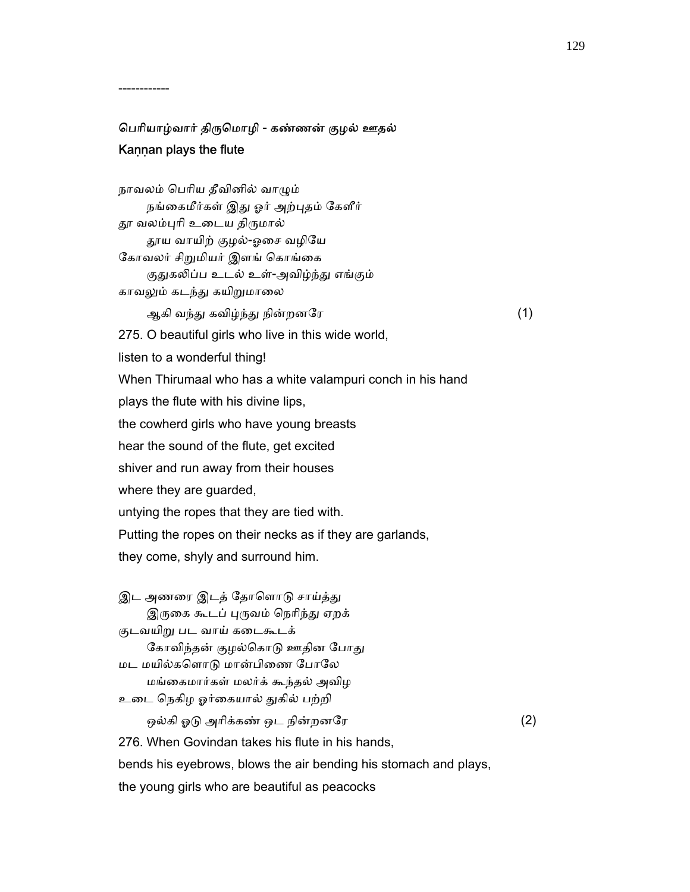------------

**பெரியாழ்வார் திருமொழி - கண்ணன் குழல் ஊதல்**

**Kaṇṇan plays the flute**

நாவலம் பெரிய தீவினில் வாழும்
நங்கைமீர்கள் இது ஓர் அற்புதம் கேளீர்
தூ வலம்புரி உடைய திருமால்
தூய வாயிற் குழல்-ஓசை வழியே
கோவலர் சிறுமியர் இளங் கொங்கை
குதுகலிப்ப உடல் உள்-அவிழ்ந்து எங்கும்
காவலும் கடந்து கயிறுமாலை
ஆகி வந்து கவிழ்ந்து நின்றனரே (1)

275. O beautiful girls who live in this wide world,
listen to a wonderful thing!
When Thirumaal who has a white valampuri conch in his hand
plays the flute with his divine lips,
the cowherd girls who have young breasts
hear the sound of the flute, get excited
shiver and run away from their houses
where they are guarded,
untying the ropes that they are tied with.
Putting the ropes on their necks as if they are garlands,
they come, shyly and surround him.

இட அணரை இடத் தோளொடு சாய்த்து
இருகை கூடப் புருவம் நெரிந்து ஏறக்
குடவயிறு பட வாய் கடைகூடக்
கோவிந்தன் குழல்கொடு ஊதின போது
மட மயில்களொடு மான்பிணை போலே
மங்கைமார்கள் மலர்க் கூந்தல் அவிழ
உடை நெகிழ ஓர்கையால் துகில் பற்றி
ஒல்கி ஓடு அரிக்கண் ஒட நின்றனரே (2)

276. When Govindan takes his flute in his hands,
bends his eyebrows, blows the air bending his stomach and plays,
the young girls who are beautiful as peacocks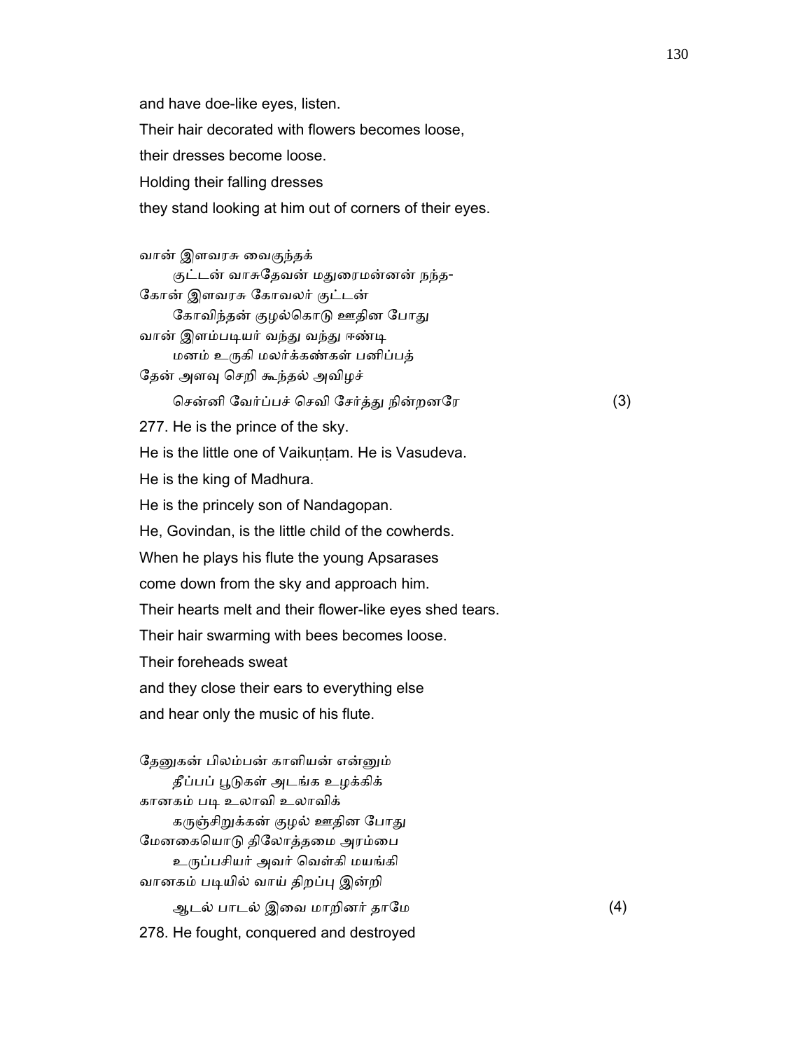and have doe-like eyes, listen.

Their hair decorated with flowers becomes loose,

their dresses become loose.

Holding their falling dresses

they stand looking at him out of corners of their eyes.

வான் இளவரசு வைகுந்தக்
 குட்டன் வாசுதேவன் மதுரைமன்னன் நந்த-
கோன் இளவரசு கோவலர் குட்டன்
 கோவிந்தன் குழல்கொடு ஊதின போது
வான் இளம்படியர் வந்து வந்து ஈண்டி
 மனம் உருகி மலர்க்கண்கள் பனிப்பத்
தேன் அளவு செறி கூந்தல் அவிழச்
 சென்னி வேர்ப்பச் செவி சேர்த்து நின்றனரே (3)

277. He is the prince of the sky.

He is the little one of Vaikuṇṭam. He is Vasudeva.

He is the king of Madhura.

He is the princely son of Nandagopan.

He, Govindan, is the little child of the cowherds.

When he plays his flute the young Apsarases

come down from the sky and approach him.

Their hearts melt and their flower-like eyes shed tears.

Their hair swarming with bees becomes loose.

Their foreheads sweat

and they close their ears to everything else

and hear only the music of his flute.

தேனுகன் பிலம்பன் காளியன் என்னும்
 தீப்பப் பூடுகள் அடங்க உழக்கிக்
கானகம் படி உலாவி உலாவிக்
 கருஞ்சிறுக்கன் குழல் ஊதின போது
மேனகையொடு திலோத்தமை அரம்பை
 உருப்பசியர் அவர் வெள்கி மயங்கி
வானகம் படியில் வாய் திறப்பு இன்றி
 ஆடல் பாடல் இவை மாறினர் தாமே (4)

278. He fought, conquered and destroyed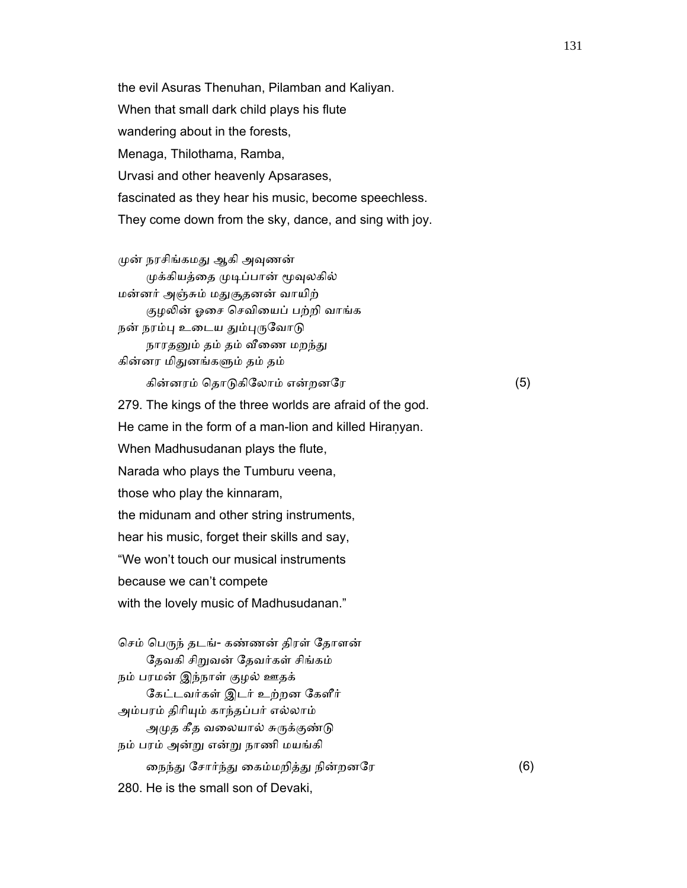the evil Asuras Thenuhan, Pilamban and Kaliyan.
When that small dark child plays his flute
wandering about in the forests,
Menaga, Thilothama, Ramba,
Urvasi and other heavenly Apsarases,
fascinated as they hear his music, become speechless.
They come down from the sky, dance, and sing with joy.

முன் நரசிங்கமது ஆகி அவுணன்
　　முக்கியத்தை முடிப்பான் மூவுலகில்
மன்னர் அஞ்சும் மதுசூதனன் வாயிற்
　　குழலின் ஓசை செவியைப் பற்றி வாங்க
நன் நரம்பு உடைய தும்புருவோடு
　　நாரதனும் தம் தம் வீணை மறந்து
கின்னர மிதுனங்களும் தம் தம்
　　கின்னரம் தொடுகிலோம் என்றனரே　　　　(5)

279. The kings of the three worlds are afraid of the god.
He came in the form of a man-lion and killed Hiraṇyan.
When Madhusudanan plays the flute,
Narada who plays the Tumburu veena,
those who play the kinnaram,
the midunam and other string instruments,
hear his music, forget their skills and say,
"We won't touch our musical instruments
because we can't compete
with the lovely music of Madhusudanan."

செம் பெருந் தடங்- கண்ணன் திரள் தோளன்
　　தேவகி சிறுவன் தேவர்கள் சிங்கம்
நம் பரமன் இந்நாள் குழல் ஊதக்
　　கேட்டவர்கள் இடர் உற்றன கேளீர்
அம்பரம் திரியும் காந்தப்பர் எல்லாம்
　　அமுத கீத வலையால் சுருக்குண்டு
நம் பரம் அன்று என்று நாணி மயங்கி
　　நைந்து சோர்ந்து கைம்மறித்து நின்றனரே　　　　(6)

280. He is the small son of Devaki,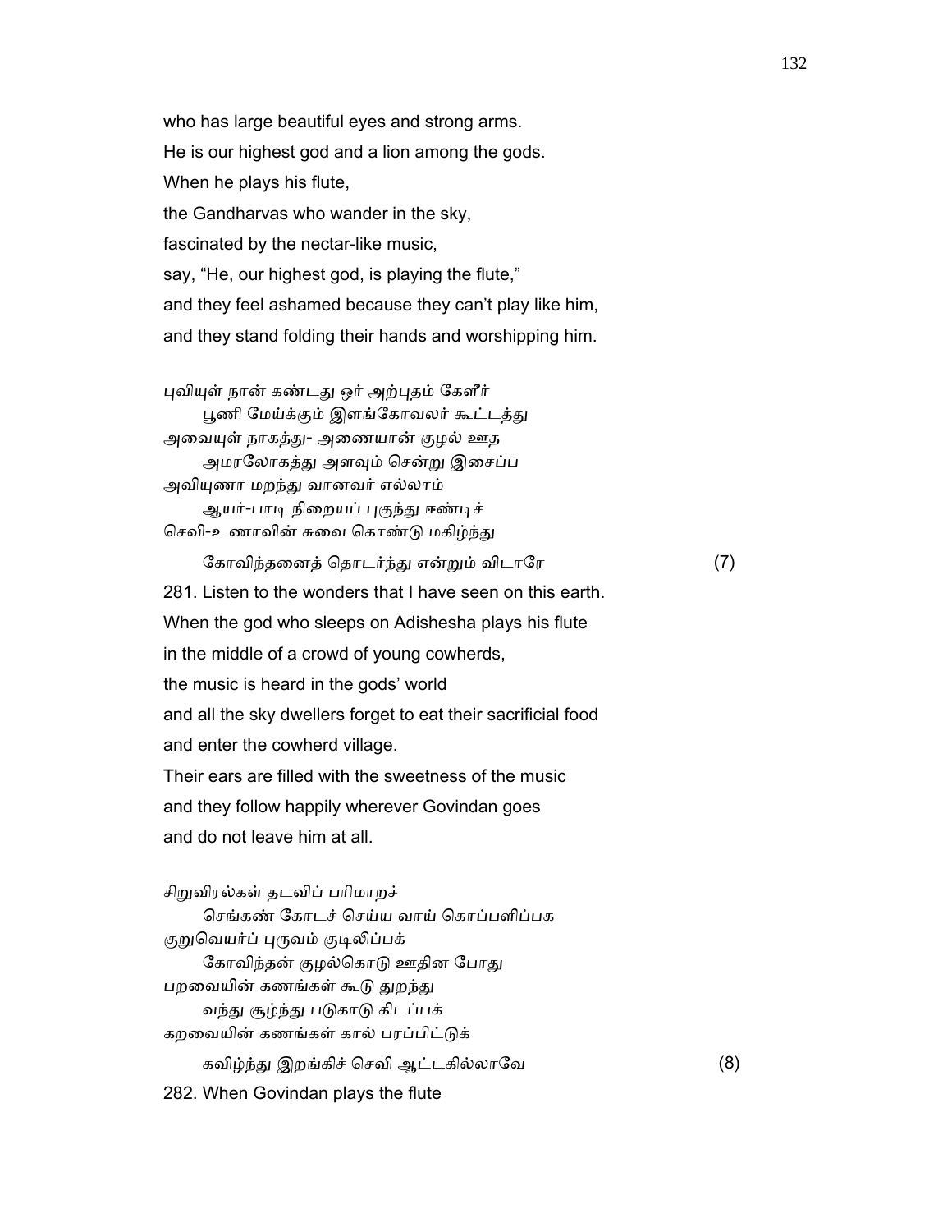who has large beautiful eyes and strong arms.
He is our highest god and a lion among the gods.
When he plays his flute,
the Gandharvas who wander in the sky,
fascinated by the nectar-like music,
say, “He, our highest god, is playing the flute,”
and they feel ashamed because they can’t play like him,
and they stand folding their hands and worshipping him.

புவியுள் நான் கண்டது ஓர் அற்புதம் கேளீர்
  பூணி மேய்க்கும் இளங்கோவலர் கூட்டத்து
அவையுள் நாகத்து- அணையான் குழல் ஊத
  அமரலோகத்து அளவும் சென்று இசைப்ப
அவியுணா மறந்து வானவர் எல்லாம்
  ஆயர்-பாடி நிறையப் புகுந்து ஈண்டிச்
செவி-உணாவின் சுவை கொண்டு மகிழ்ந்து
  கோவிந்தனைத் தொடர்ந்து என்றும் விடாரே (7)

281. Listen to the wonders that I have seen on this earth.
When the god who sleeps on Adishesha plays his flute
in the middle of a crowd of young cowherds,
the music is heard in the gods’ world
and all the sky dwellers forget to eat their sacrificial food
and enter the cowherd village.
Their ears are filled with the sweetness of the music
and they follow happily wherever Govindan goes
and do not leave him at all.

சிறுவிரல்கள் தடவிப் பரிமாறச்
  செங்கண் கோடச் செய்ய வாய் கொப்பளிப்பக
குறுவெயர்ப் புருவம் குடிலிப்பக்
  கோவிந்தன் குழல்கொடு ஊதின போது
பறவையின் கணங்கள் கூடு துறந்து
  வந்து சூழ்ந்து படுகாடு கிடப்பக்
கறவையின் கணங்கள் கால் பரப்பிட்டுக்
  கவிழ்ந்து இறங்கிச் செவி ஆட்டகில்லாவே (8)

282. When Govindan plays the flute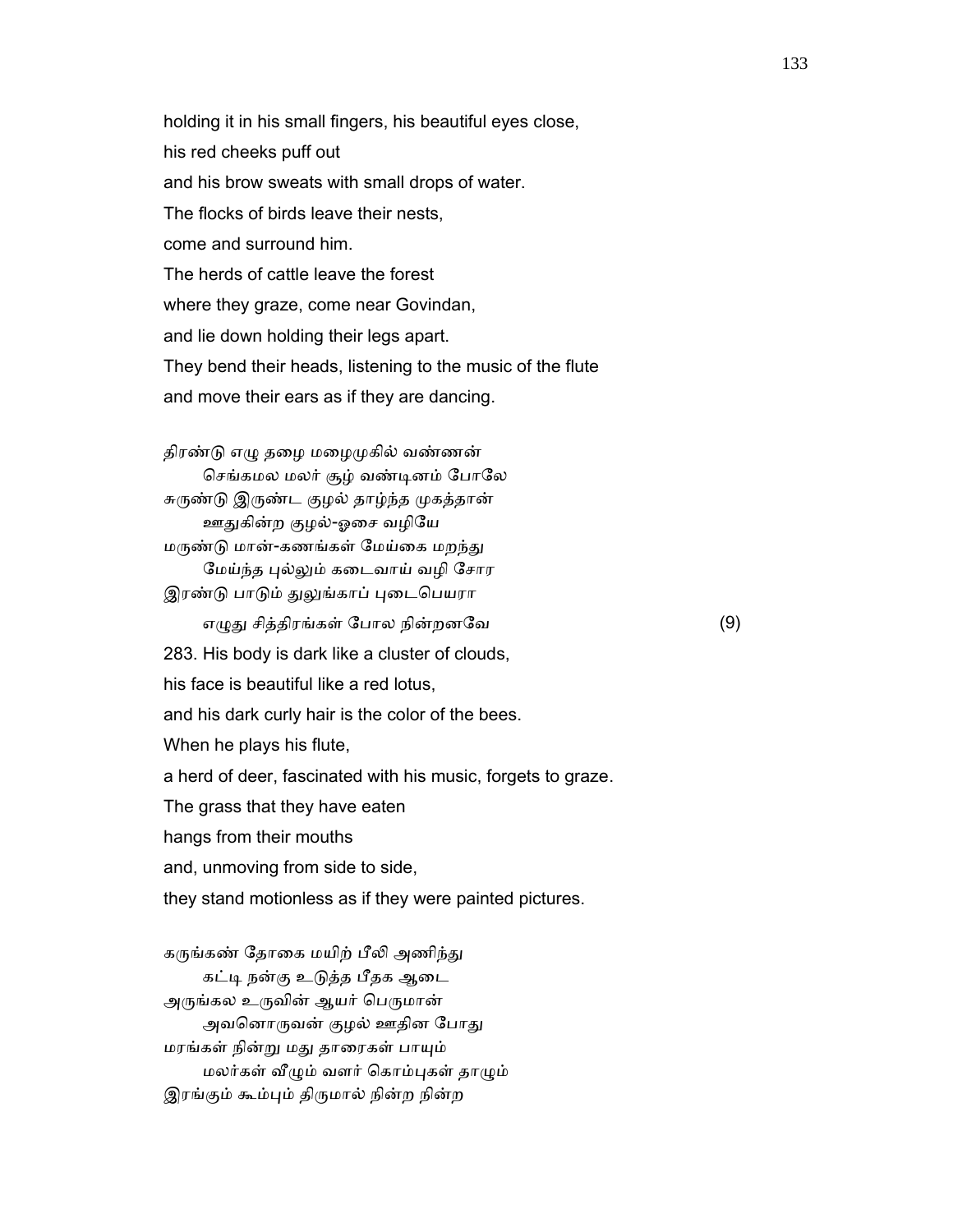holding it in his small fingers, his beautiful eyes close,
his red cheeks puff out
and his brow sweats with small drops of water.
The flocks of birds leave their nests,
come and surround him.
The herds of cattle leave the forest
where they graze, come near Govindan,
and lie down holding their legs apart.
They bend their heads, listening to the music of the flute
and move their ears as if they are dancing.

திரண்டு எழு தழை மழைமுகில் வண்ணன்
　　செங்கமல மலர் சூழ் வண்டினம் போலே
சுருண்டு இருண்ட குழல் தாழ்ந்த முகத்தான்
　　ஊதுகின்ற குழல்-ஓசை வழியே
மருண்டு மான்-கணங்கள் மேய்கை மறந்து
　　மேய்ந்த புல்லும் கடைவாய் வழி சோர
இரண்டு பாடும் துலுங்காப் புடைபெயரா
　　எழுது சித்திரங்கள் போல நின்றனவே　　　　　　　　　　　　　　　(9)

283. His body is dark like a cluster of clouds,
his face is beautiful like a red lotus,
and his dark curly hair is the color of the bees.
When he plays his flute,
a herd of deer, fascinated with his music, forgets to graze.
The grass that they have eaten
hangs from their mouths
and, unmoving from side to side,
they stand motionless as if they were painted pictures.

கருங்கண் தோகை மயிற் பீலி அணிந்து
　　கட்டி நன்கு உடுத்த பீதக ஆடை
அருங்கல உருவின் ஆயர் பெருமான்
　　அவனொருவன் குழல் ஊதின போது
மரங்கள் நின்று மது தாரைகள் பாயும்
　　மலர்கள் வீழும் வளர் கொம்புகள் தாழும்
இரங்கும் கூம்பும் திருமால் நின்ற நின்ற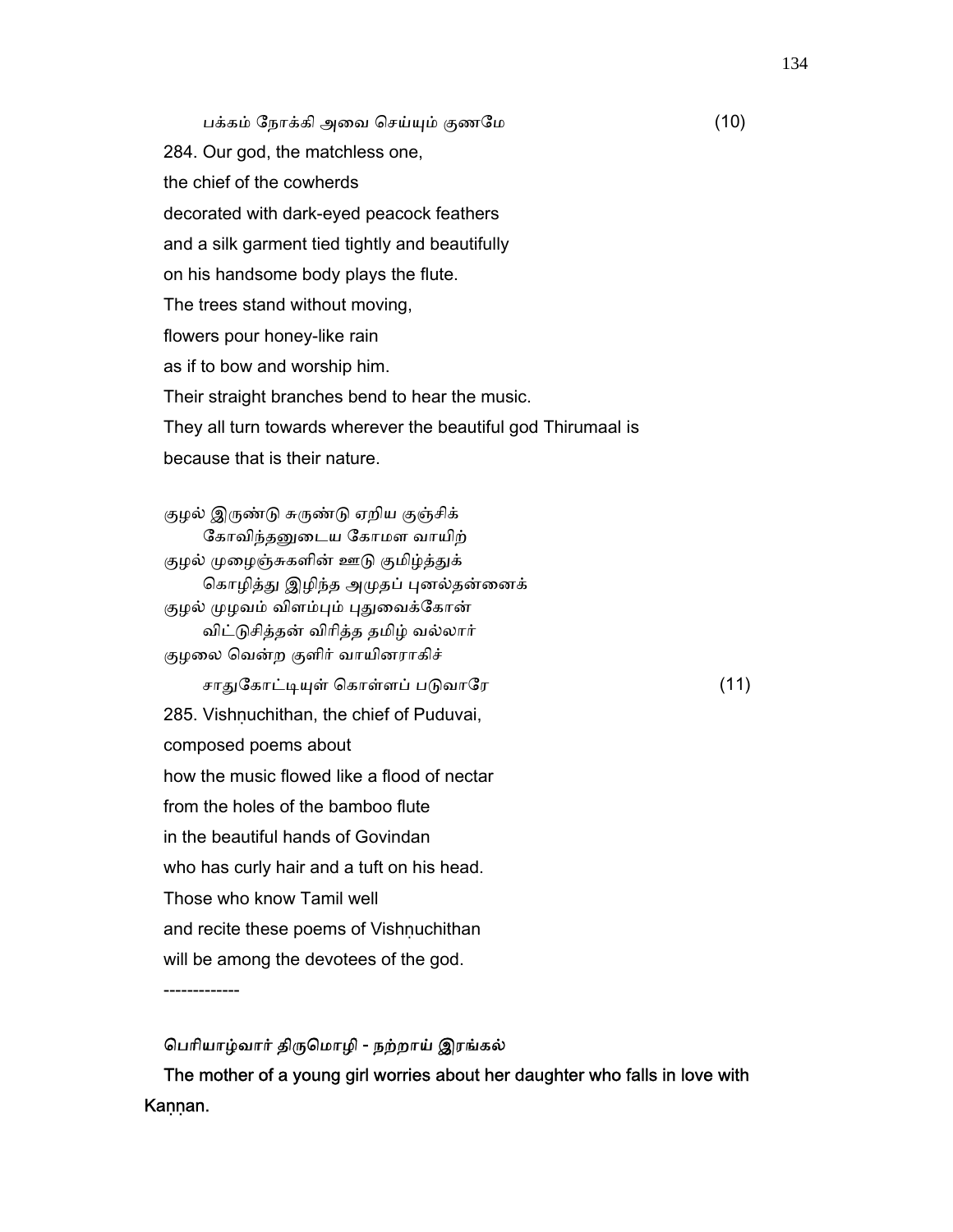பக்கம் நோக்கி அவை செய்யும் குணமே (10)

284. Our god, the matchless one,
the chief of the cowherds
decorated with dark-eyed peacock feathers
and a silk garment tied tightly and beautifully
on his handsome body plays the flute.
The trees stand without moving,
flowers pour honey-like rain
as if to bow and worship him.
Their straight branches bend to hear the music.
They all turn towards wherever the beautiful god Thirumaal is
because that is their nature.

குழல் இருண்டு சுருண்டு ஏறிய குஞ்சிக்
கோவிந்தனுடைய கோமள வாயிற்
குழல் முழைஞ்சுகளின் ஊடு குமிழ்த்துக்
கொழித்து இழிந்த அமுதப் புனல்தன்னைக்
குழல் முழவம் விளம்பும் புதுவைக்கோன்
விட்டுசித்தன் விரித்த தமிழ் வல்லார்
குழலை வென்ற குளிர் வாயினராகிச்
சாதுகோட்டியுள் கொள்ளப் படுவாரே (11)

285. Vishṇuchithan, the chief of Puduvai,
composed poems about
how the music flowed like a flood of nectar
from the holes of the bamboo flute
in the beautiful hands of Govindan
who has curly hair and a tuft on his head.
Those who know Tamil well
and recite these poems of Vishṇuchithan
will be among the devotees of the god.

-------------

**பெரியாழ்வார் திருமொழி - நற்றாய் இரங்கல்**

**The mother of a young girl worries about her daughter who falls in love with Kaṇṇan.**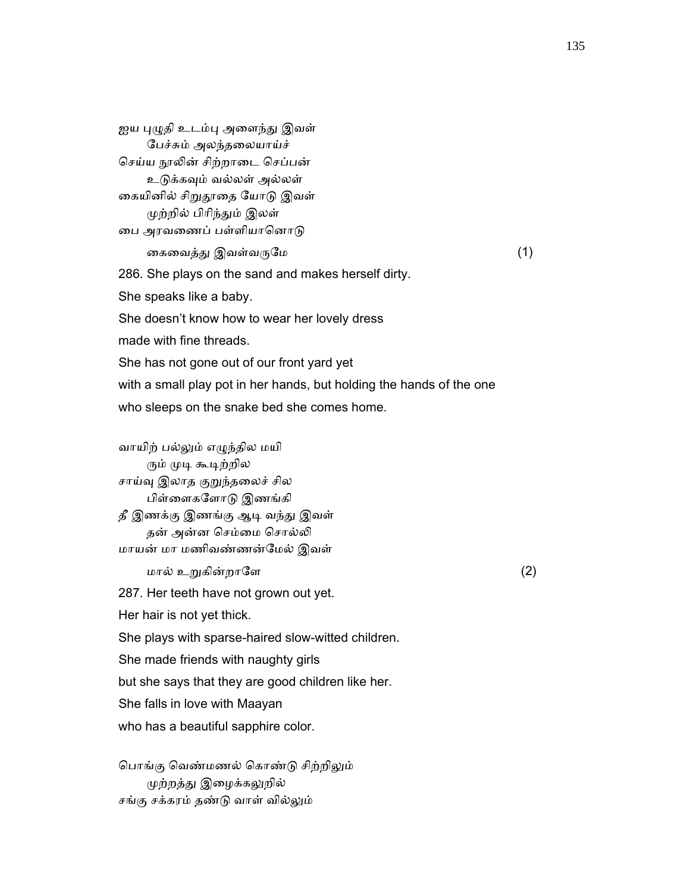ஐய புழுதி உடம்பு அளைந்து இவள்
    பேச்சும் அலந்தலையாய்ச்
செய்ய நூலின் சிற்றாடை செப்பன்
    உடுக்கவும் வல்லள் அல்லள்
கையினில் சிறுதூதை யோடு இவள்
    முற்றில் பிரிந்தும் இலள்
பை அரவணைப் பள்ளியானொடு
    கைவைத்து இவள்வருமே (1)

286. She plays on the sand and makes herself dirty.
She speaks like a baby.
She doesn't know how to wear her lovely dress
made with fine threads.
She has not gone out of our front yard yet
with a small play pot in her hands, but holding the hands of the one
who sleeps on the snake bed she comes home.

வாயிற் பல்லும் எழுந்தில மயி
    ரும் முடி கூடிற்றில
சாய்வு இலாத குறுந்தலைச் சில
    பிள்ளைகளோடு இணங்கி
தீ இணக்கு இணங்கு ஆடி வந்து இவள்
    தன் அன்ன செம்மை சொல்லி
மாயன் மா மணிவண்ணன்மேல் இவள்
    மால் உறுகின்றாளே (2)

287. Her teeth have not grown out yet.
Her hair is not yet thick.
She plays with sparse-haired slow-witted children.
She made friends with naughty girls
but she says that they are good children like her.
She falls in love with Maayan
who has a beautiful sapphire color.

பொங்கு வெண்மணல் கொண்டு சிற்றிலும்
    முற்றத்து இழைக்கலுறில்
சங்கு சக்கரம் தண்டு வாள் வில்லும்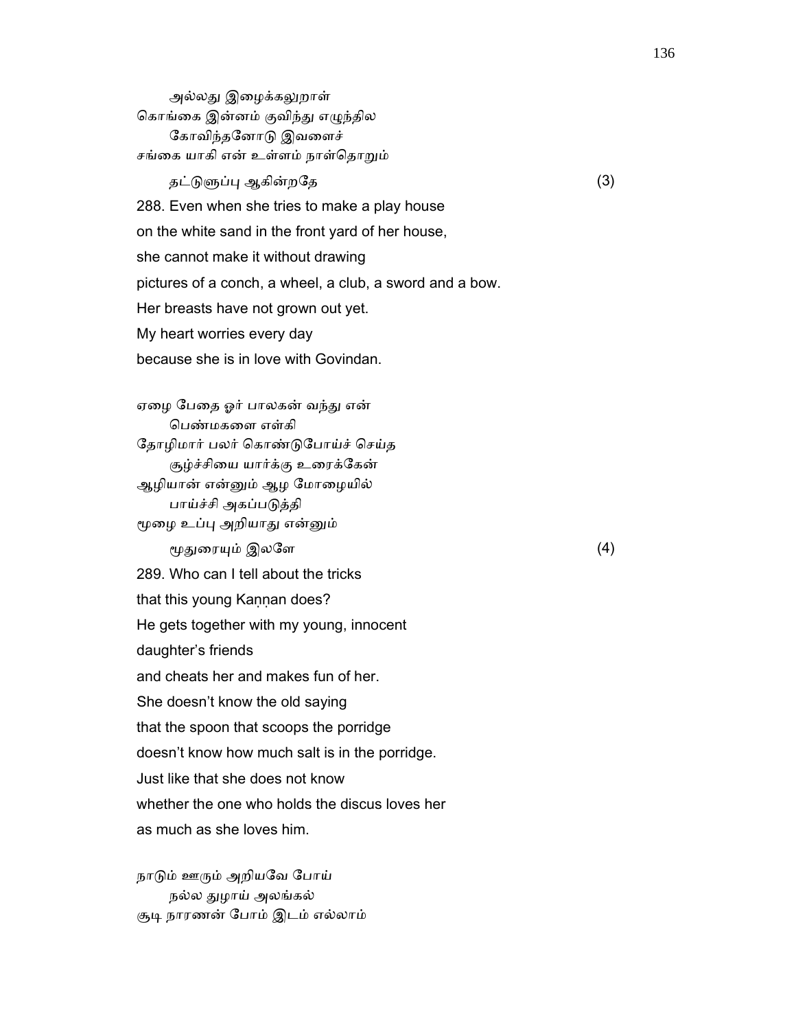அல்லது இழைக்கலுறாள்
கொங்கை இன்னம் குவிந்து எழுந்தில
கோவிந்தனோடு இவளைச்
சங்கை யாகி என் உள்ளம் நாள்தொறும்
தட்டுளுப்பு ஆகின்றதே (3)

288. Even when she tries to make a play house
on the white sand in the front yard of her house,
she cannot make it without drawing
pictures of a conch, a wheel, a club, a sword and a bow.
Her breasts have not grown out yet.
My heart worries every day
because she is in love with Govindan.

ஏழை பேதை ஓர் பாலகன் வந்து என்
பெண்மகளை எள்கி
தோழிமார் பலர் கொண்டுபோய்ச் செய்த
சூழ்ச்சியை யார்க்கு உரைக்கேன்
ஆழியான் என்னும் ஆழ மோழையில்
பாய்ச்சி அகப்படுத்தி
மூழை உப்பு அறியாது என்னும்
மூதுரையும் இலளே (4)

289. Who can I tell about the tricks
that this young Kaṇṇan does?
He gets together with my young, innocent
daughter's friends
and cheats her and makes fun of her.
She doesn't know the old saying
that the spoon that scoops the porridge
doesn't know how much salt is in the porridge.
Just like that she does not know
whether the one who holds the discus loves her
as much as she loves him.

நாடும் ஊரும் அறியவே போய்
நல்ல துழாய் அலங்கல்
சூடி நாரணன் போம் இடம் எல்லாம்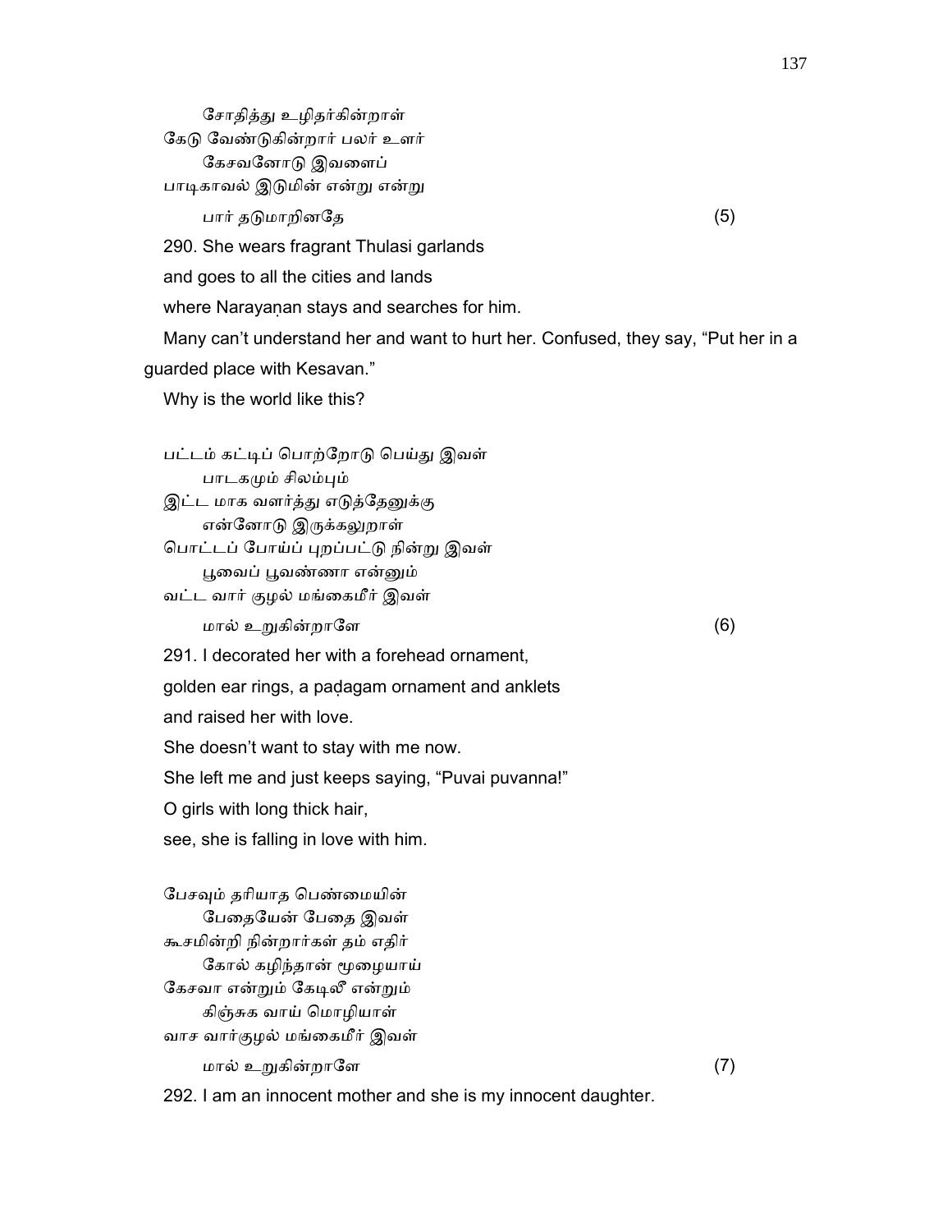சோதித்து உழிதர்கின்றாள்
கேடு வேண்டுகின்றார் பலர் உளர்
கேசவனோடு இவளைப்
பாடிகாவல் இடுமின் என்று என்று
பார் தடுமாறினதே (5)

290. She wears fragrant Thulasi garlands
and goes to all the cities and lands
where Narayaṇan stays and searches for him.
Many can't understand her and want to hurt her. Confused, they say, "Put her in a guarded place with Kesavan."
Why is the world like this?

பட்டம் கட்டிப் பொற்றோடு பெய்து இவள்
பாடகமும் சிலம்பும்
இட்ட மாக வளர்த்து எடுத்தேனுக்கு
என்னோடு இருக்கலுறாள்
பொட்டப் போய்ப் புறப்பட்டு நின்று இவள்
பூவைப் பூவண்ணா என்னும்
வட்ட வார் குழல் மங்கைமீர் இவள்
மால் உறுகின்றாளே (6)

291. I decorated her with a forehead ornament,
golden ear rings, a paḍagam ornament and anklets
and raised her with love.
She doesn't want to stay with me now.
She left me and just keeps saying, "Puvai puvanna!"
O girls with long thick hair,
see, she is falling in love with him.

பேசவும் தரியாத பெண்மையின்
பேதையேன் பேதை இவள்
கூசமின்றி நின்றார்கள் தம் எதிர்
கோல் கழிந்தான் மூழையாய்
கேசவா என்றும் கேடிலீ என்றும்
கிஞ்சுக வாய் மொழியாள்
வாச வார்குழல் மங்கைமீர் இவள்
மால் உறுகின்றாளே (7)

292. I am an innocent mother and she is my innocent daughter.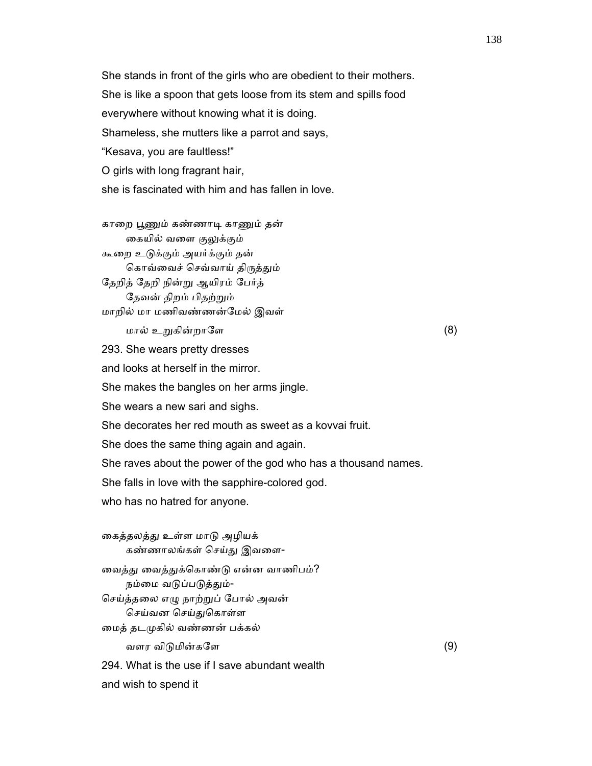She stands in front of the girls who are obedient to their mothers.
She is like a spoon that gets loose from its stem and spills food
everywhere without knowing what it is doing.
Shameless, she mutters like a parrot and says,
“Kesava, you are faultless!”
O girls with long fragrant hair,
she is fascinated with him and has fallen in love.

காறை பூணும் கண்ணாடி காணும் தன்
 கையில் வளை குலுக்கும்
கூறை உடுக்கும் அயர்க்கும் தன்
 கொவ்வைச் செவ்வாய் திருத்தும்
தேறித் தேறி நின்று ஆயிரம் பேர்த்
 தேவன் திறம் பிதற்றும்
மாறில் மா மணிவண்ணன்மேல் இவள்
 மால் உறுகின்றாளே (8)

293. She wears pretty dresses
and looks at herself in the mirror.
She makes the bangles on her arms jingle.
She wears a new sari and sighs.
She decorates her red mouth as sweet as a kovvai fruit.
She does the same thing again and again.
She raves about the power of the god who has a thousand names.
She falls in love with the sapphire-colored god.
who has no hatred for anyone.

கைத்தலத்து உள்ள மாடு அழியக்
 கண்ணாலங்கள் செய்து இவளை-
வைத்து வைத்துக்கொண்டு என்ன வாணிபம்?
 நம்மை வடுப்படுத்தும்-
செய்த்தலை எழு நாற்றுப் போல் அவன்
 செய்வன செய்துகொள்ள
மைத் தடமுகில் வண்ணன் பக்கல்
 வளர விடுமின்களே (9)

294. What is the use if I save abundant wealth
and wish to spend it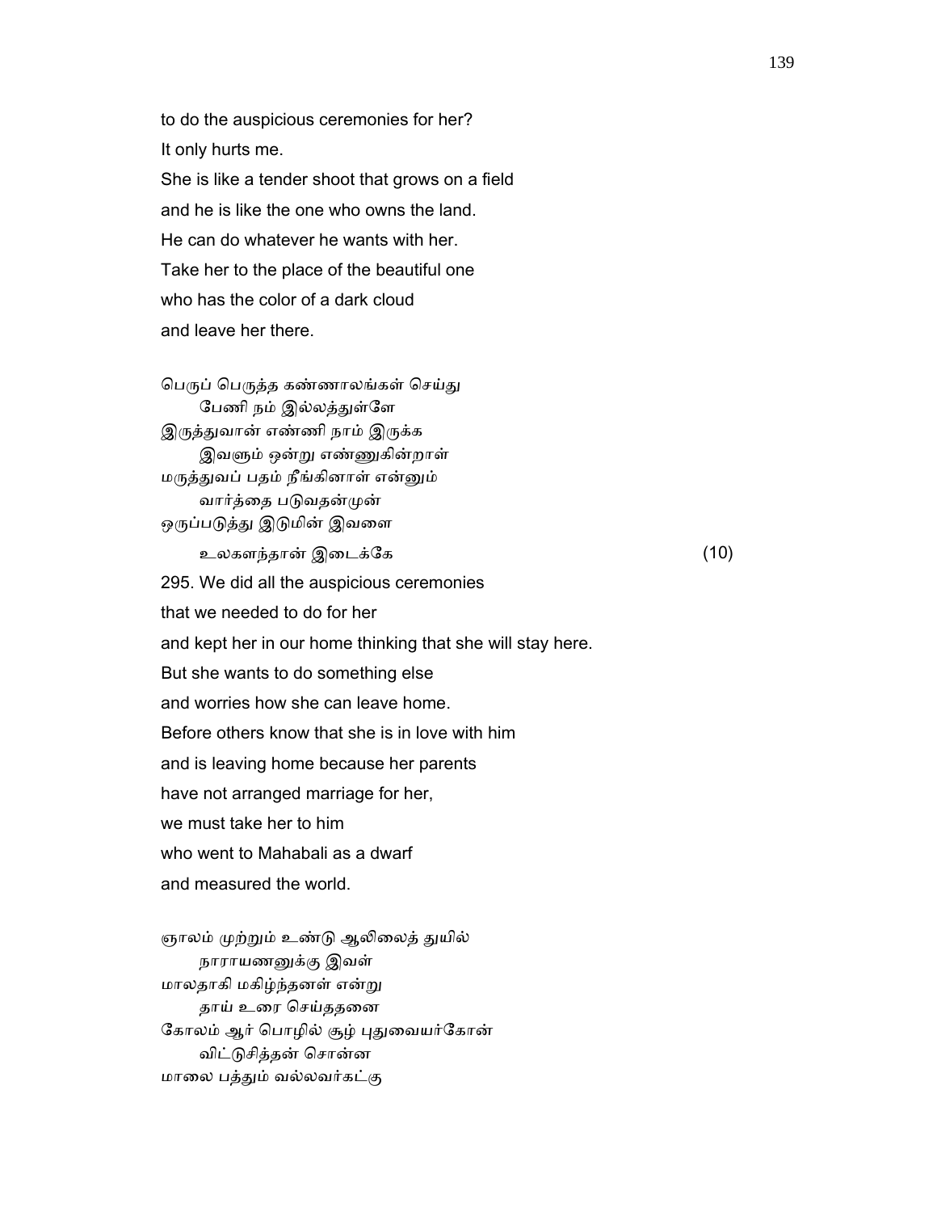to do the auspicious ceremonies for her?
It only hurts me.
She is like a tender shoot that grows on a field
and he is like the one who owns the land.
He can do whatever he wants with her.
Take her to the place of the beautiful one
who has the color of a dark cloud
and leave her there.

பெருப் பெருத்த கண்ணாலங்கள் செய்து
    பேணி நம் இல்லத்துள்ளே
இருத்துவான் எண்ணி நாம் இருக்க
    இவளும் ஒன்று எண்ணுகின்றாள்
மருத்துவப் பதம் நீங்கினாள் என்னும்
    வார்த்தை படுவதன்முன்
ஒருப்படுத்து இடுமின் இவளை
    உலகளந்தான் இடைக்கே (10)

295. We did all the auspicious ceremonies
that we needed to do for her
and kept her in our home thinking that she will stay here.
But she wants to do something else
and worries how she can leave home.
Before others know that she is in love with him
and is leaving home because her parents
have not arranged marriage for her,
we must take her to him
who went to Mahabali as a dwarf
and measured the world.

ஞாலம் முற்றும் உண்டு ஆலிலைத் துயில்
    நாராயணனுக்கு இவள்
மாலதாகி மகிழ்ந்தனள் என்று
    தாய் உரை செய்ததனை
கோலம் ஆர் பொழில் சூழ் புதுவையர்கோன்
    விட்டுசித்தன் சொன்ன
மாலை பத்தும் வல்லவர்கட்கு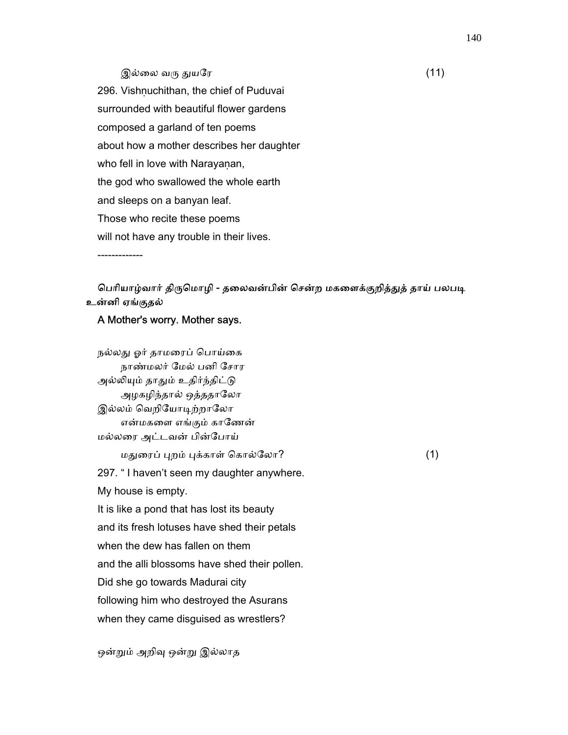இல்லை வரு துயரே (11)

296. Vishṇuchithan, the chief of Puduvai
surrounded with beautiful flower gardens
composed a garland of ten poems
about how a mother describes her daughter
who fell in love with Narayaṇan,
the god who swallowed the whole earth
and sleeps on a banyan leaf.
Those who recite these poems
will not have any trouble in their lives.

-------------

**பெரியாழ்வார் திருமொழி - தலைவன்பின் சென்ற மகளைக்குறித்துத் தாய் பலபடி உன்னி ஏங்குதல்**

**A Mother's worry. Mother says.**

நல்லது ஓர் தாமரைப் பொய்கை
நாண்மலர் மேல் பனி சோர
அல்லியும் தாதும் உதிர்ந்திட்டு
அழகழிந்தால் ஒத்ததாலோ
இல்லம் வெறியோடிற்றாலோ
என்மகளை எங்கும் காணேன்
மல்லரை அட்டவன் பின்போய்
மதுரைப் புறம் புக்காள் கொல்லோ? (1)

297. " I haven't seen my daughter anywhere.
My house is empty.
It is like a pond that has lost its beauty
and its fresh lotuses have shed their petals
when the dew has fallen on them
and the alli blossoms have shed their pollen.
Did she go towards Madurai city
following him who destroyed the Asurans
when they came disguised as wrestlers?

ஒன்றும் அறிவு ஒன்று இல்லாத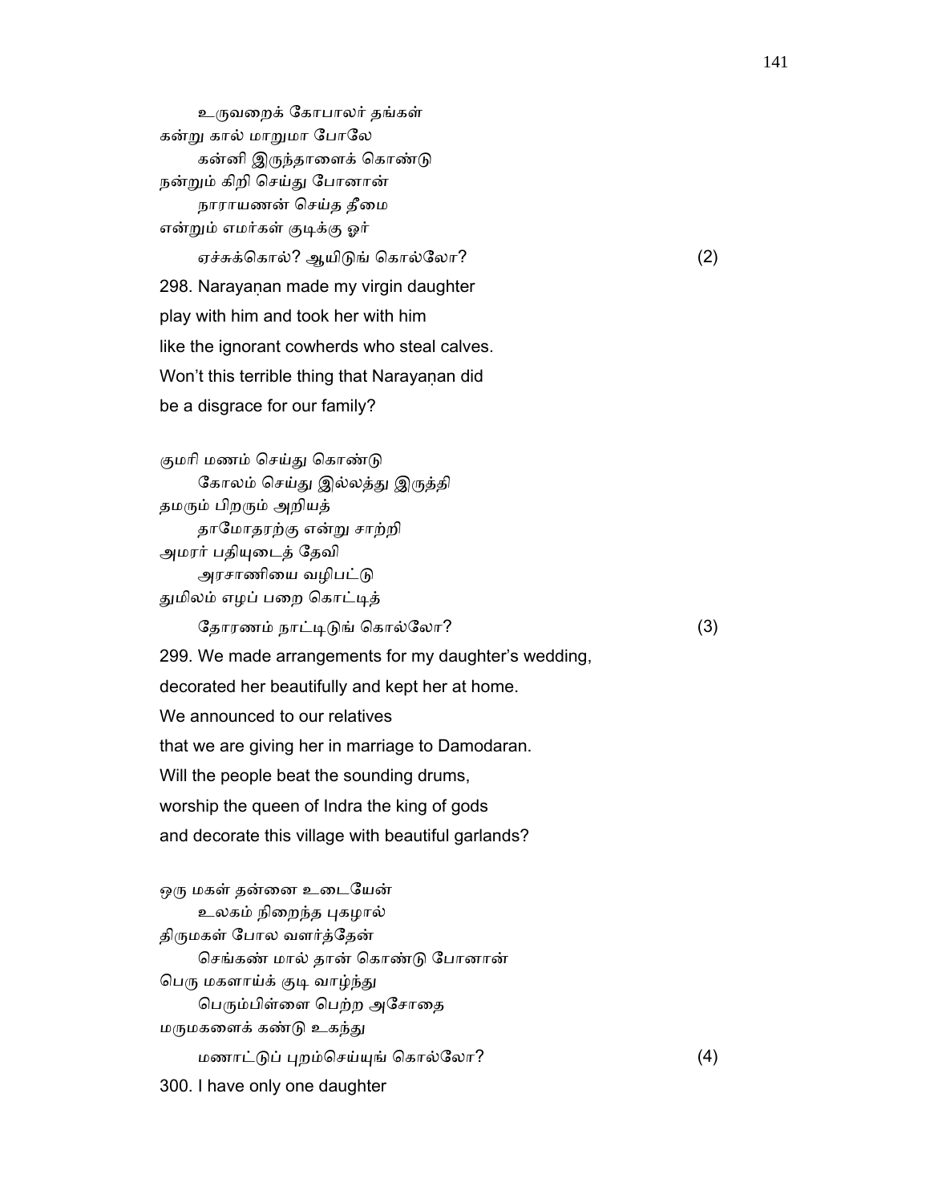உருவறைக் கோபாலர் தங்கள்
கன்று கால் மாறுமா போலே
கன்னி இருந்தாளைக் கொண்டு
நன்றும் கிறி செய்து போனான்
நாராயணன் செய்த தீமை
என்றும் எமர்கள் குடிக்கு ஓர்
ஏச்சுக்கொல்? ஆயிடுங் கொல்லோ? (2)

298. Narayaṇan made my virgin daughter
play with him and took her with him
like the ignorant cowherds who steal calves.
Won't this terrible thing that Narayaṇan did
be a disgrace for our family?

குமரி மணம் செய்து கொண்டு
கோலம் செய்து இல்லத்து இருத்தி
தமரும் பிறரும் அறியத்
தாமோதரற்கு என்று சாற்றி
அமரர் பதியுடைத் தேவி
அரசாணியை வழிபட்டு
துமிலம் எழப் பறை கொட்டித்
தோரணம் நாட்டிடுங் கொல்லோ? (3)

299. We made arrangements for my daughter's wedding,
decorated her beautifully and kept her at home.
We announced to our relatives
that we are giving her in marriage to Damodaran.
Will the people beat the sounding drums,
worship the queen of Indra the king of gods
and decorate this village with beautiful garlands?

ஒரு மகள் தன்னை உடையேன்
உலகம் நிறைந்த புகழால்
திருமகள் போல வளர்த்தேன்
செங்கண் மால் தான் கொண்டு போனான்
பெரு மகளாய்க் குடி வாழ்ந்து
பெரும்பிள்ளை பெற்ற அசோதை
மருமகளைக் கண்டு உகந்து
மணாட்டுப் புறம்செய்யுங் கொல்லோ? (4)

300. I have only one daughter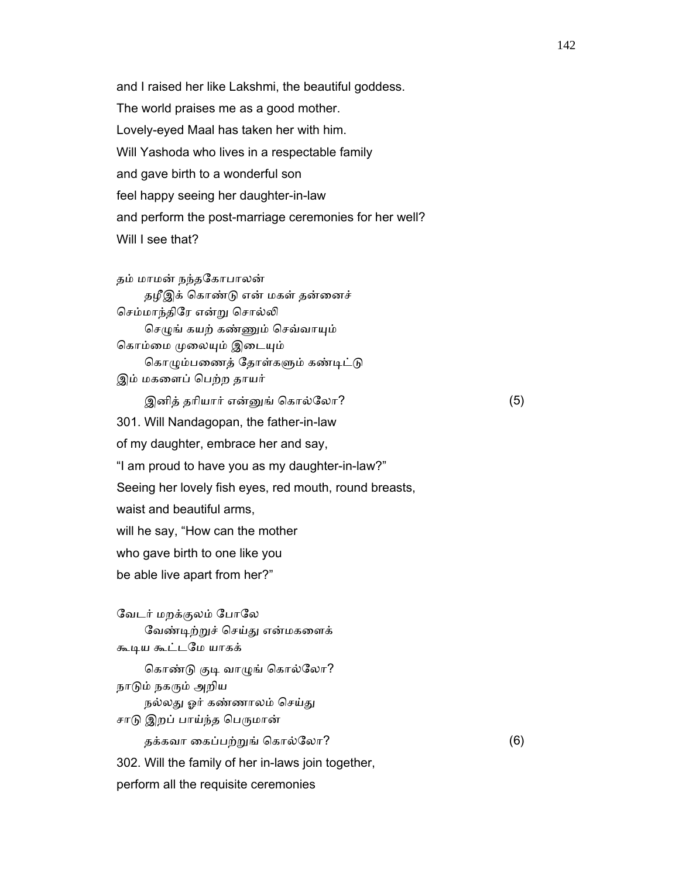and I raised her like Lakshmi, the beautiful goddess.
The world praises me as a good mother.
Lovely-eyed Maal has taken her with him.
Will Yashoda who lives in a respectable family
and gave birth to a wonderful son
feel happy seeing her daughter-in-law
and perform the post-marriage ceremonies for her well?
Will I see that?

தம் மாமன் நந்தகோபாலன்
தழீஇக் கொண்டு என் மகள் தன்னைச்
செம்மாந்திரே என்று சொல்லி
செழுங் கயற் கண்ணும் செவ்வாயும்
கொம்மை முலையும் இடையும்
கொழும்பணைத் தோள்களும் கண்டிட்டு
இம் மகளைப் பெற்ற தாயர்
இனித் தரியார் என்னுங் கொல்லோ? (5)

301. Will Nandagopan, the father-in-law
of my daughter, embrace her and say,
"I am proud to have you as my daughter-in-law?"
Seeing her lovely fish eyes, red mouth, round breasts,
waist and beautiful arms,
will he say, "How can the mother
who gave birth to one like you
be able live apart from her?"

வேடர் மறக்குலம் போலே
வேண்டிற்றுச் செய்து என்மகளைக்
கூடிய கூட்டமே யாகக்
கொண்டு குடி வாழுங் கொல்லோ?
நாடும் நகரும் அறிய
நல்லது ஓர் கண்ணாலம் செய்து
சாடு இறப் பாய்ந்த பெருமான்
தக்கவா கைப்பற்றுங் கொல்லோ? (6)

302. Will the family of her in-laws join together,
perform all the requisite ceremonies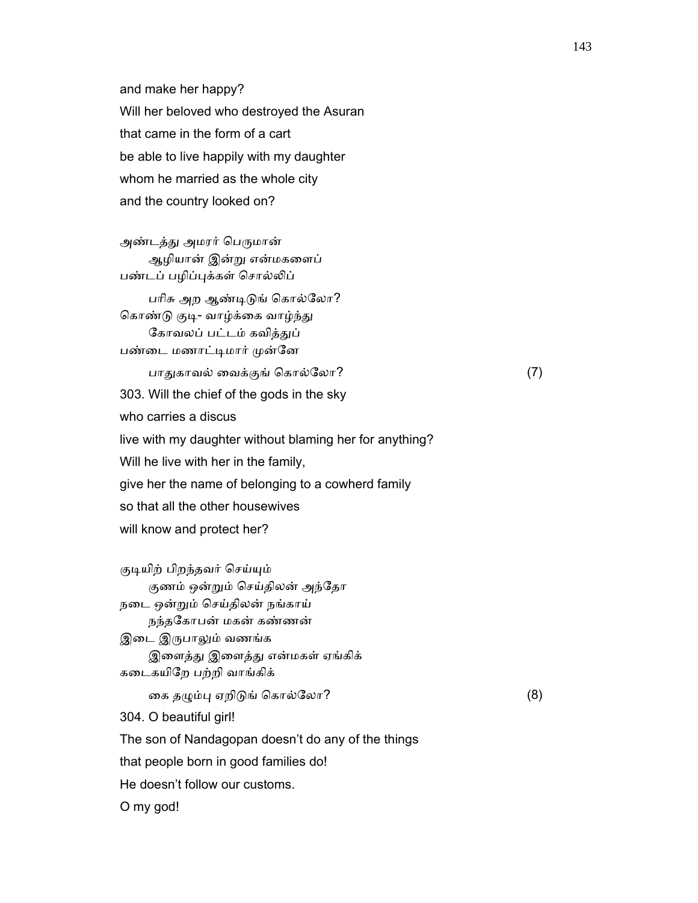and make her happy?

Will her beloved who destroyed the Asuran

that came in the form of a cart

be able to live happily with my daughter

whom he married as the whole city

and the country looked on?

அண்டத்து அமரர் பெருமான்
　　ஆழியான் இன்று என்மகளைப்
பண்டப் பழிப்புக்கள் சொல்லிப்
　　பரிசு அற ஆண்டிடுங் கொல்லோ?
கொண்டு குடி- வாழ்க்கை வாழ்ந்து
　　கோவலப் பட்டம் கவித்துப்
பண்டை மணாட்டிமார் முன்னே
　　பாதுகாவல் வைக்குங் கொல்லோ? (7)

303. Will the chief of the gods in the sky

who carries a discus

live with my daughter without blaming her for anything?

Will he live with her in the family,

give her the name of belonging to a cowherd family

so that all the other housewives

will know and protect her?

குடியிற் பிறந்தவர் செய்யும்
　　குணம் ஒன்றும் செய்திலன் அந்தோ
நடை ஒன்றும் செய்திலன் நங்காய்
　　நந்தகோபன் மகன் கண்ணன்
இடை இருபாலும் வணங்க
　　இளைத்து இளைத்து என்மகள் ஏங்கிக்
கடைகயிறே பற்றி வாங்கிக்
　　கை தழும்பு ஏறிடுங் கொல்லோ? (8)

304. O beautiful girl!

The son of Nandagopan doesn't do any of the things

that people born in good families do!

He doesn't follow our customs.

O my god!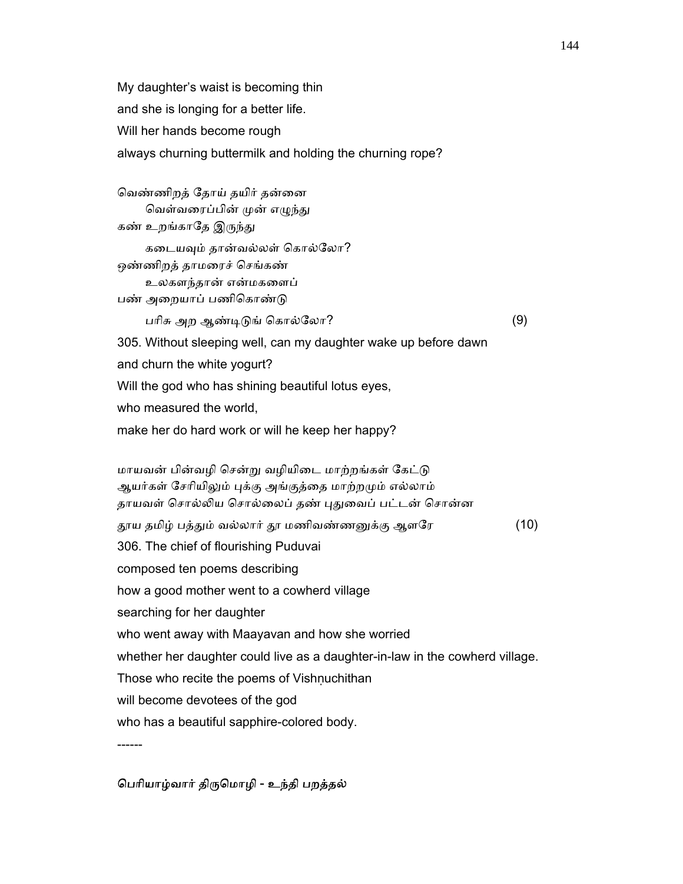My daughter's waist is becoming thin

and she is longing for a better life.

Will her hands become rough

always churning buttermilk and holding the churning rope?

வெண்ணிறத் தோய் தயிர் தன்னை
 வெள்வரைப்பின் முன் எழுந்து
கண் உறங்காதே இருந்து
 கடையவும் தான்வல்லள் கொல்லோ?
ஒண்ணிறத் தாமரைச் செங்கண்
 உலகளந்தான் என்மகளைப்
பண் அறையாப் பணிகொண்டு
 பரிசு அற ஆண்டிடுங் கொல்லோ? (9)

305. Without sleeping well, can my daughter wake up before dawn

and churn the white yogurt?

Will the god who has shining beautiful lotus eyes,

who measured the world,

make her do hard work or will he keep her happy?

மாயவன் பின்வழி சென்று வழியிடை மாற்றங்கள் கேட்டு
ஆயர்கள் சேரியிலும் புக்கு அங்குத்தை மாற்றமும் எல்லாம்
தாயவள் சொல்லிய சொல்லைத் தண் புதுவைப் பட்டன் சொன்ன
தூய தமிழ் பத்தும் வல்லார் தூ மணிவண்ணனுக்கு ஆளரே (10)

306. The chief of flourishing Puduvai

composed ten poems describing

how a good mother went to a cowherd village

searching for her daughter

who went away with Maayavan and how she worried

whether her daughter could live as a daughter-in-law in the cowherd village.

Those who recite the poems of Vishṇuchithan

will become devotees of the god

who has a beautiful sapphire-colored body.

------

பெரியாழ்வார் திருமொழி - உந்தி பறத்தல்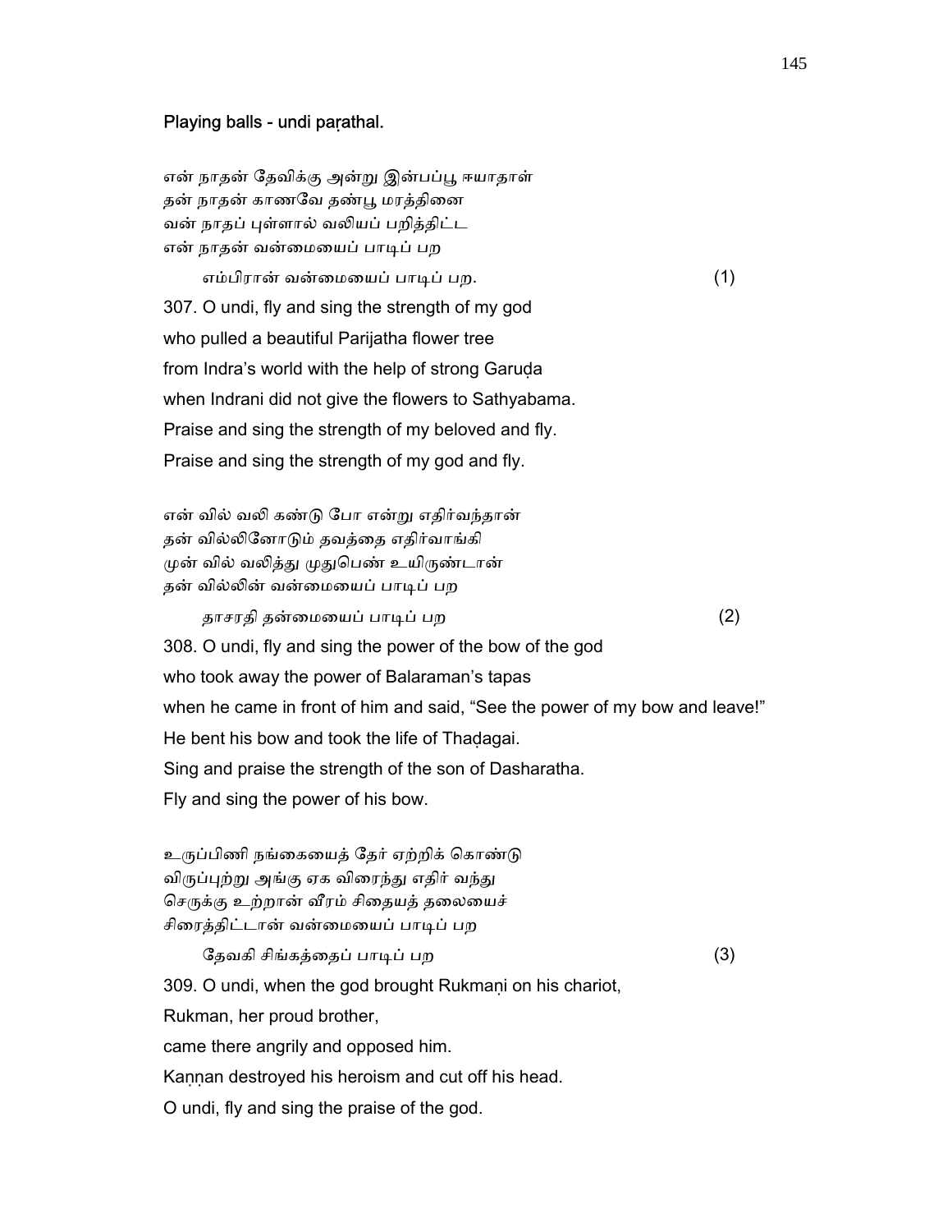### Playing balls - undi paṛathal.

என் நாதன் தேவிக்கு அன்று இன்பப்பூ ஈயாதாள்
தன் நாதன் காணவே தண்பூ மரத்தினை
வன் நாதப் புள்ளால் வலியப் பறித்திட்ட
என் நாதன் வன்மையைப் பாடிப் பற

எம்பிரான் வன்மையைப் பாடிப் பற. (1)

307. O undi, fly and sing the strength of my god
who pulled a beautiful Parijatha flower tree
from Indra's world with the help of strong Garuḍa
when Indrani did not give the flowers to Sathyabama.
Praise and sing the strength of my beloved and fly.
Praise and sing the strength of my god and fly.

என் வில் வலி கண்டு போ என்று எதிர்வந்தான்
தன் வில்லினோடும் தவத்தை எதிர்வாங்கி
முன் வில் வலித்து முதுபெண் உயிருண்டான்
தன் வில்லின் வன்மையைப் பாடிப் பற

தாசரதி தன்மையைப் பாடிப் பற (2)

308. O undi, fly and sing the power of the bow of the god
who took away the power of Balaraman's tapas
when he came in front of him and said, "See the power of my bow and leave!"
He bent his bow and took the life of Thaḍagai.
Sing and praise the strength of the son of Dasharatha.
Fly and sing the power of his bow.

உருப்பிணி நங்கையைத் தேர் ஏற்றிக் கொண்டு
விருப்புற்று அங்கு ஏக விரைந்து எதிர் வந்து
செருக்கு உற்றான் வீரம் சிதையத் தலையைச்
சிரைத்திட்டான் வன்மையைப் பாடிப் பற

தேவகி சிங்கத்தைப் பாடிப் பற (3)

309. O undi, when the god brought Rukmaṇi on his chariot,
Rukman, her proud brother,
came there angrily and opposed him.
Kaṇṇan destroyed his heroism and cut off his head.
O undi, fly and sing the praise of the god.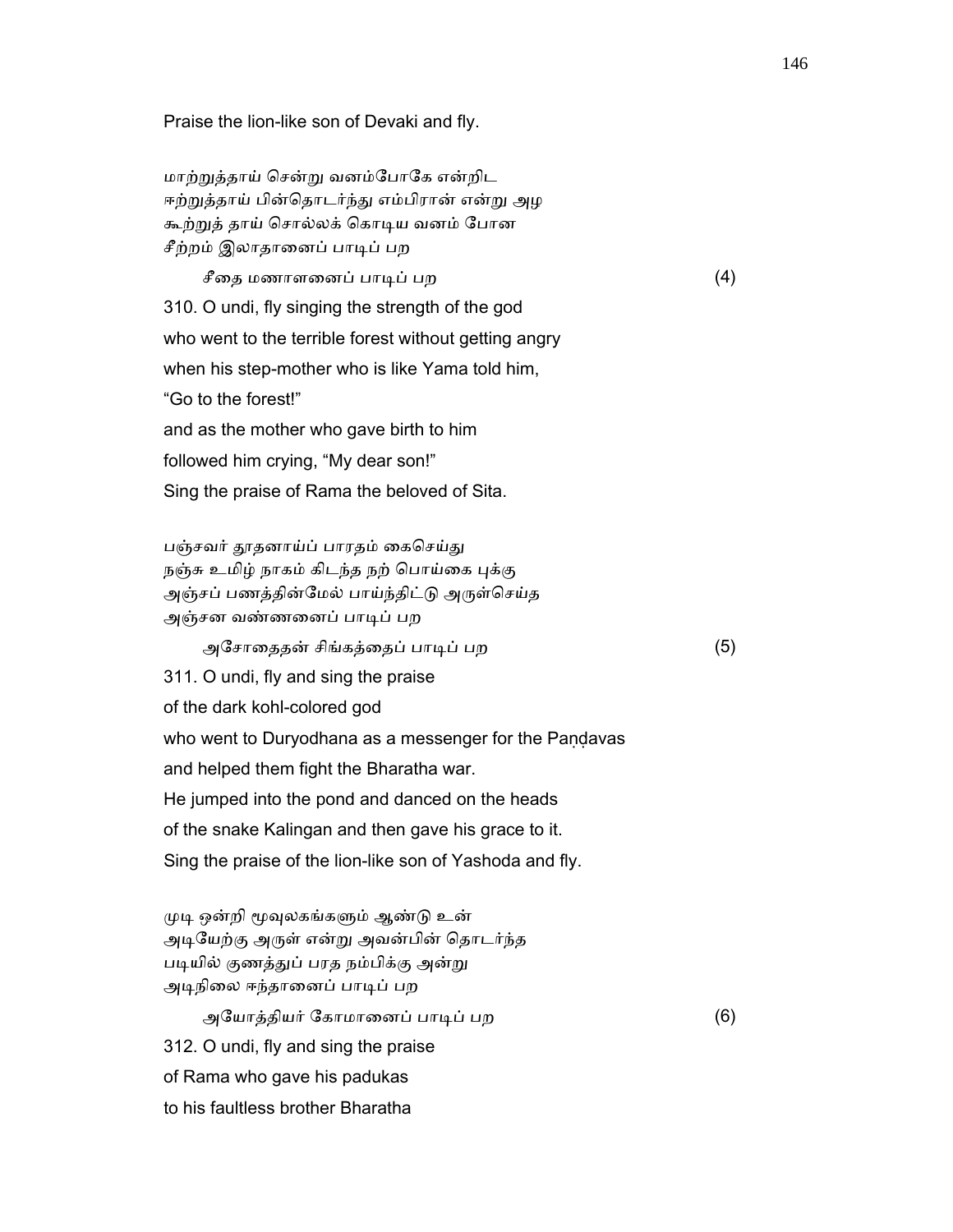Praise the lion-like son of Devaki and fly.

மாற்றுத்தாய் சென்று வனம்போகே என்றிட
ஈற்றுத்தாய் பின்தொடர்ந்து எம்பிரான் என்று அழ
கூற்றுத் தாய் சொல்லக் கொடிய வனம் போன
சீற்றம் இலாதானைப் பாடிப் பற

சீதை மணாளனைப் பாடிப் பற (4)

310. O undi, fly singing the strength of the god
who went to the terrible forest without getting angry
when his step-mother who is like Yama told him,
“Go to the forest!”
and as the mother who gave birth to him
followed him crying, “My dear son!”
Sing the praise of Rama the beloved of Sita.

பஞ்சவர் தூதனாய்ப் பாரதம் கைசெய்து
நஞ்சு உமிழ் நாகம் கிடந்த நற் பொய்கை புக்கு
அஞ்சப் பணத்தின்மேல் பாய்ந்திட்டு அருள்செய்த
அஞ்சன வண்ணனைப் பாடிப் பற

அசோதைதன் சிங்கத்தைப் பாடிப் பற (5)

311. O undi, fly and sing the praise
of the dark kohl-colored god
who went to Duryodhana as a messenger for the Paṇḍavas
and helped them fight the Bharatha war.
He jumped into the pond and danced on the heads
of the snake Kalingan and then gave his grace to it.
Sing the praise of the lion-like son of Yashoda and fly.

முடி ஒன்றி மூவுலகங்களும் ஆண்டு உன்
அடியேற்கு அருள் என்று அவன்பின் தொடர்ந்த
படியில் குணத்துப் பரத நம்பிக்கு அன்று
அடிநிலை ஈந்தானைப் பாடிப் பற

அயோத்தியர் கோமானைப் பாடிப் பற (6)

312. O undi, fly and sing the praise
of Rama who gave his padukas
to his faultless brother Bharatha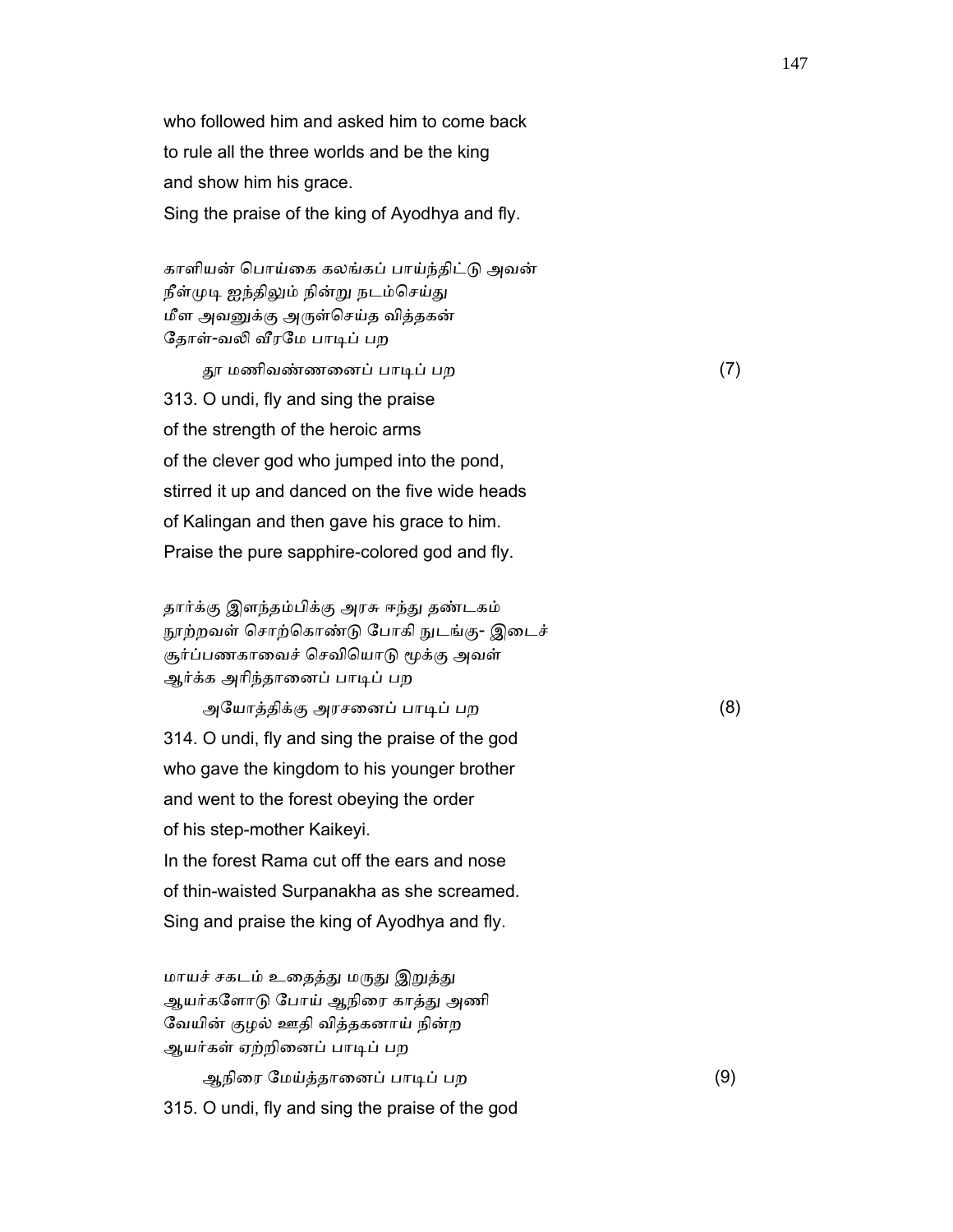who followed him and asked him to come back
to rule all the three worlds and be the king
and show him his grace.
Sing the praise of the king of Ayodhya and fly.

காளியன் பொய்கை கலங்கப் பாய்ந்திட்டு அவன்
நீள்முடி ஐந்திலும் நின்று நடம்செய்து
மீள அவனுக்கு அருள்செய்த வித்தகன்
தோள்-வலி வீரமே பாடிப் பற

தூ மணிவண்ணனைப் பாடிப் பற (7)

313. O undi, fly and sing the praise
of the strength of the heroic arms
of the clever god who jumped into the pond,
stirred it up and danced on the five wide heads
of Kalingan and then gave his grace to him.
Praise the pure sapphire-colored god and fly.

தார்க்கு இளந்தம்பிக்கு அரசு ஈந்து தண்டகம்
நூற்றவள் சொற்கொண்டு போகி நுடங்கு- இடைச்
சூர்ப்பணகாவைச் செவியொடு மூக்கு அவள்
ஆர்க்க அரிந்தானைப் பாடிப் பற

அயோத்திக்கு அரசனைப் பாடிப் பற (8)

314. O undi, fly and sing the praise of the god
who gave the kingdom to his younger brother
and went to the forest obeying the order
of his step-mother Kaikeyi.
In the forest Rama cut off the ears and nose
of thin-waisted Surpanakha as she screamed.
Sing and praise the king of Ayodhya and fly.

மாயச் சகடம் உதைத்து மருது இறுத்து
ஆயர்களோடு போய் ஆநிரை காத்து அணி
வேயின் குழல் ஊதி வித்தகனாய் நின்ற
ஆயர்கள் ஏற்றினைப் பாடிப் பற

ஆநிரை மேய்த்தானைப் பாடிப் பற (9)

315. O undi, fly and sing the praise of the god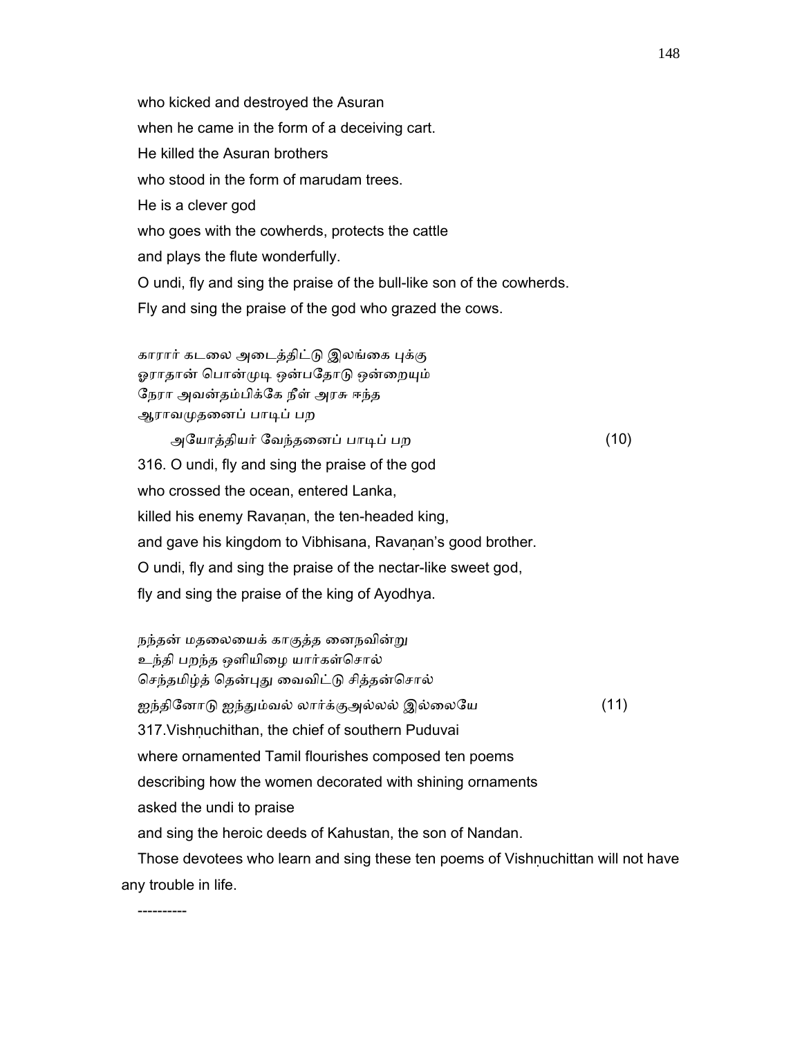who kicked and destroyed the Asuran
when he came in the form of a deceiving cart.
He killed the Asuran brothers
who stood in the form of marudam trees.
He is a clever god
who goes with the cowherds, protects the cattle
and plays the flute wonderfully.
O undi, fly and sing the praise of the bull-like son of the cowherds.
Fly and sing the praise of the god who grazed the cows.

காரார் கடலை அடைத்திட்டு இலங்கை புக்கு
ஓராதான் பொன்முடி ஒன்பதோடு ஒன்றையும்
நேரா அவன்தம்பிக்கே நீள் அரசு ஈந்த
ஆராவமுதனைப் பாடிப் பற
அயோத்தியர் வேந்தனைப் பாடிப் பற (10)

316. O undi, fly and sing the praise of the god
who crossed the ocean, entered Lanka,
killed his enemy Ravaṇan, the ten-headed king,
and gave his kingdom to Vibhisana, Ravaṇan's good brother.
O undi, fly and sing the praise of the nectar-like sweet god,
fly and sing the praise of the king of Ayodhya.

நந்தன் மதலையைக் காகுத்த னைநவின்று
உந்தி பறந்த ஒளியிழை யார்கள்சொல்
செந்தமிழ்த் தென்புது வைவிட்டு சித்தன்சொல்
ஐந்தினோடு ஐந்தும்வல் லார்க்குஅல்லல் இல்லையே (11)

317.Vishṇuchithan, the chief of southern Puduvai
where ornamented Tamil flourishes composed ten poems
describing how the women decorated with shining ornaments
asked the undi to praise
and sing the heroic deeds of Kahustan, the son of Nandan.

Those devotees who learn and sing these ten poems of Vishṇuchittan will not have any trouble in life.

----------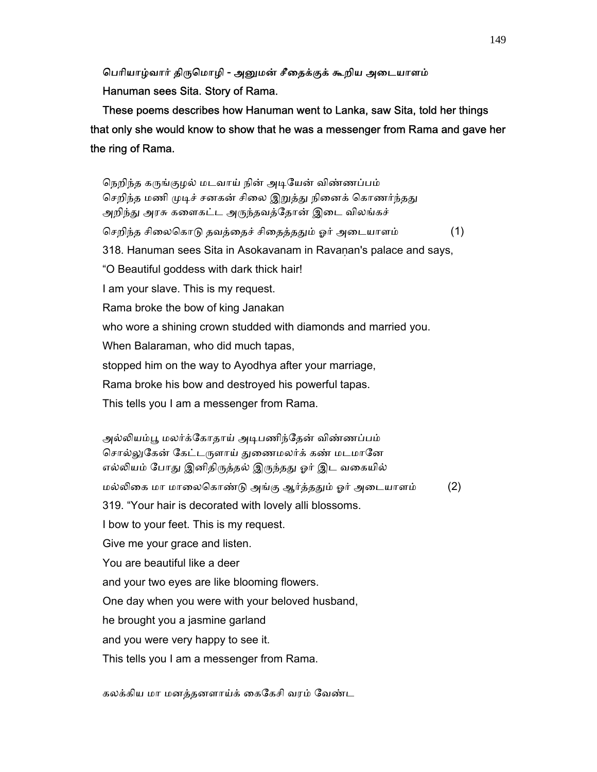**பெரியாழ்வார் திருமொழி - அனுமன் சீதைக்குக் கூறிய அடையாளம்**

**Hanuman sees Sita. Story of Rama.**

**These poems describes how Hanuman went to Lanka, saw Sita, told her things that only she would know to show that he was a messenger from Rama and gave her the ring of Rama.**

நெறிந்த கருங்குழல் மடவாய் நின் அடியேன் விண்ணப்பம்
செறிந்த மணி முடிச் சனகன் சிலை இறுத்து நினைக் கொணர்ந்தது
அறிந்து அரசு களைகட்ட அருந்தவத்தோன் இடை விலங்கச்
செறிந்த சிலைகொடு தவத்தைச் சிதைத்ததும் ஓர் அடையாளம் (1)

318. Hanuman sees Sita in Asokavanam in Ravaṇan's palace and says,
“O Beautiful goddess with dark thick hair!
I am your slave. This is my request.
Rama broke the bow of king Janakan
who wore a shining crown studded with diamonds and married you.
When Balaraman, who did much tapas,
stopped him on the way to Ayodhya after your marriage,
Rama broke his bow and destroyed his powerful tapas.
This tells you I am a messenger from Rama.

அல்லியம்பூ மலர்க்கோதாய் அடிபணிந்தேன் விண்ணப்பம்
சொல்லுகேன் கேட்டருளாய் துணைமலர்க் கண் மடமானே
எல்லியம் போது இனிதிருத்தல் இருந்தது ஓர் இட வகையில்
மல்லிகை மா மாலைகொண்டு அங்கு ஆர்த்ததும் ஓர் அடையாளம் (2)

319. “Your hair is decorated with lovely alli blossoms.
I bow to your feet. This is my request.
Give me your grace and listen.
You are beautiful like a deer
and your two eyes are like blooming flowers.
One day when you were with your beloved husband,
he brought you a jasmine garland
and you were very happy to see it.
This tells you I am a messenger from Rama.

கலக்கிய மா மனத்தனளாய்க் கைகேசி வரம் வேண்ட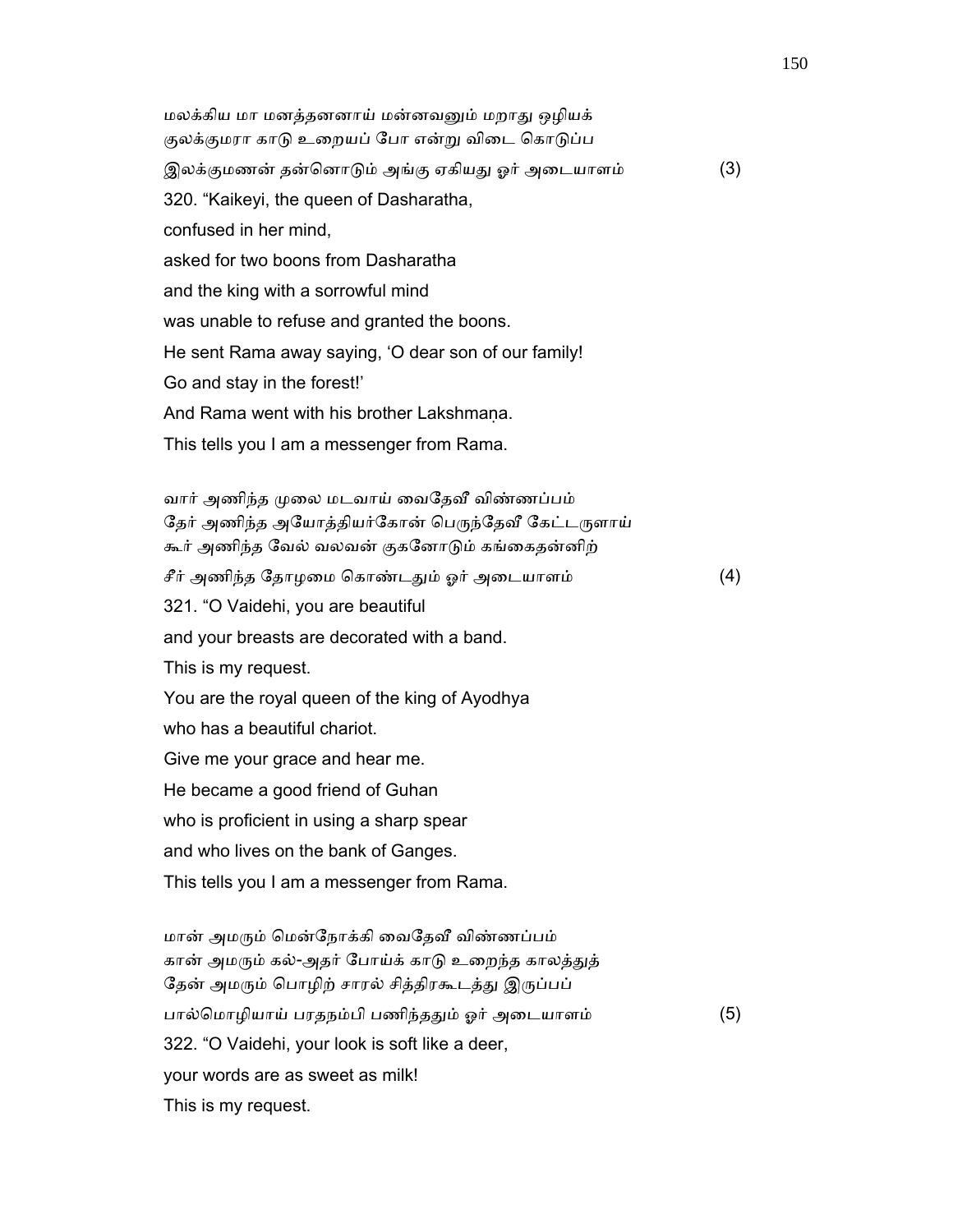மலக்கிய மா மனத்தனனாய் மன்னவனும் மறாது ஒழியக்
குலக்குமரா காடு உறையப் போ என்று விடை கொடுப்ப
இலக்குமணன் தன்னொடும் அங்கு ஏகியது ஓர் அடையாளம் (3)

320. "Kaikeyi, the queen of Dasharatha,
confused in her mind,
asked for two boons from Dasharatha
and the king with a sorrowful mind
was unable to refuse and granted the boons.
He sent Rama away saying, 'O dear son of our family!
Go and stay in the forest!'
And Rama went with his brother Lakshmaṇa.
This tells you I am a messenger from Rama.

வார் அணிந்த முலை மடவாய் வைதேவீ விண்ணப்பம்
தேர் அணிந்த அயோத்தியர்கோன் பெருந்தேவீ கேட்டருளாய்
கூர் அணிந்த வேல் வலவன் குகனோடும் கங்கைதன்னிற்
சீர் அணிந்த தோழமை கொண்டதும் ஓர் அடையாளம் (4)

321. "O Vaidehi, you are beautiful
and your breasts are decorated with a band.
This is my request.
You are the royal queen of the king of Ayodhya
who has a beautiful chariot.
Give me your grace and hear me.
He became a good friend of Guhan
who is proficient in using a sharp spear
and who lives on the bank of Ganges.
This tells you I am a messenger from Rama.

மான் அமரும் மென்நோக்கி வைதேவீ விண்ணப்பம்
கான் அமரும் கல்-அதர் போய்க் காடு உறைந்த காலத்துத்
தேன் அமரும் பொழிற் சாரல் சித்திரகூடத்து இருப்பப்
பால்மொழியாய் பரதநம்பி பணிந்ததும் ஓர் அடையாளம் (5)

322. "O Vaidehi, your look is soft like a deer,
your words are as sweet as milk!
This is my request.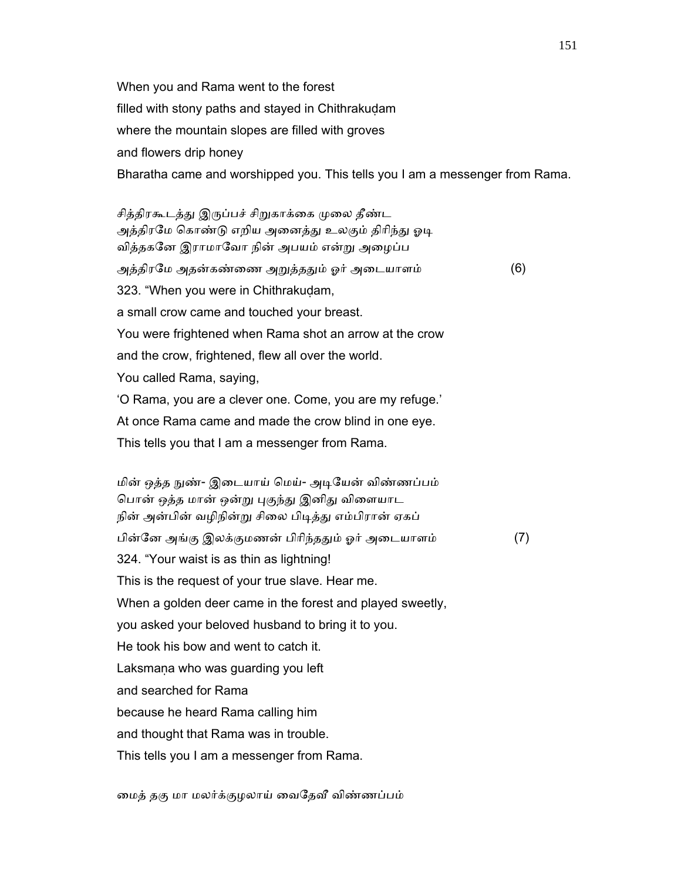When you and Rama went to the forest
filled with stony paths and stayed in Chithrakuḍam
where the mountain slopes are filled with groves
and flowers drip honey
Bharatha came and worshipped you. This tells you I am a messenger from Rama.

சித்திரகூடத்து இருப்பச் சிறுகாக்கை முலை தீண்ட
அத்திரமே கொண்டு எறிய அனைத்து உலகும் திரிந்து ஓடி
வித்தகனே இராமாவோ நின் அபயம் என்று அழைப்ப
அத்திரமே அதன்கண்ணை அறுத்ததும் ஓர் அடையாளம் (6)

323. “When you were in Chithrakuḍam,
a small crow came and touched your breast.
You were frightened when Rama shot an arrow at the crow
and the crow, frightened, flew all over the world.
You called Rama, saying,
‘O Rama, you are a clever one. Come, you are my refuge.’
At once Rama came and made the crow blind in one eye.
This tells you that I am a messenger from Rama.

மின் ஒத்த நுண்- இடையாய் மெய்- அடியேன் விண்ணப்பம்
பொன் ஒத்த மான் ஒன்று புகுந்து இனிது விளையாட
நின் அன்பின் வழிநின்று சிலை பிடித்து எம்பிரான் ஏகப்
பின்னே அங்கு இலக்குமணன் பிரிந்ததும் ஓர் அடையாளம் (7)

324. “Your waist is as thin as lightning!
This is the request of your true slave. Hear me.
When a golden deer came in the forest and played sweetly,
you asked your beloved husband to bring it to you.
He took his bow and went to catch it.
Laksmaṇa who was guarding you left
and searched for Rama
because he heard Rama calling him
and thought that Rama was in trouble.
This tells you I am a messenger from Rama.

மைத் தகு மா மலர்க்குழலாய் வைதேவீ விண்ணப்பம்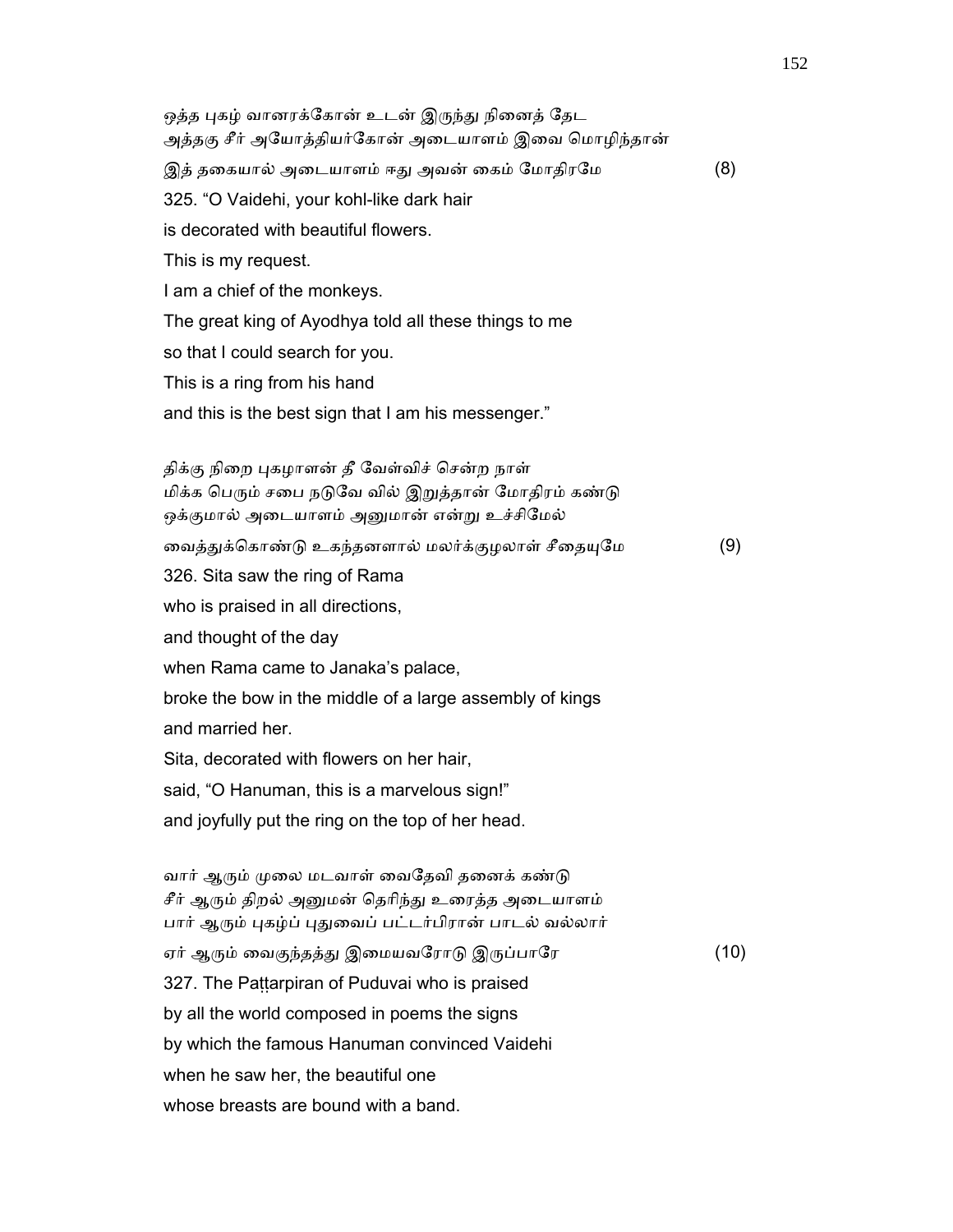ஒத்த புகழ் வானரக்கோன் உடன் இருந்து நினைத் தேட
அத்தகு சீர் அயோத்தியர்கோன் அடையாளம் இவை மொழிந்தான்
இத் தகையால் அடையாளம் ஈது அவன் கைம் மோதிரமே (8)

325. “O Vaidehi, your kohl-like dark hair
is decorated with beautiful flowers.
This is my request.
I am a chief of the monkeys.
The great king of Ayodhya told all these things to me
so that I could search for you.
This is a ring from his hand
and this is the best sign that I am his messenger.”

திக்கு நிறை புகழாளன் தீ வேள்விச் சென்ற நாள்
மிக்க பெரும் சபை நடுவே வில் இறுத்தான் மோதிரம் கண்டு
ஒக்குமால் அடையாளம் அனுமான் என்று உச்சிமேல்
வைத்துக்கொண்டு உகந்தனளால் மலர்க்குழலாள் சீதையுமே (9)

326. Sita saw the ring of Rama
who is praised in all directions,
and thought of the day
when Rama came to Janaka’s palace,
broke the bow in the middle of a large assembly of kings
and married her.
Sita, decorated with flowers on her hair,
said, “O Hanuman, this is a marvelous sign!”
and joyfully put the ring on the top of her head.

வார் ஆரும் முலை மடவாள் வைதேவி தனைக் கண்டு
சீர் ஆரும் திறல் அனுமன் தெரிந்து உரைத்த அடையாளம்
பார் ஆரும் புகழ்ப் புதுவைப் பட்டர்பிரான் பாடல் வல்லார்
ஏர் ஆரும் வைகுந்தத்து இமையவரோடு இருப்பாரே (10)

327. The Paṭṭarpiran of Puduvai who is praised
by all the world composed in poems the signs
by which the famous Hanuman convinced Vaidehi
when he saw her, the beautiful one
whose breasts are bound with a band.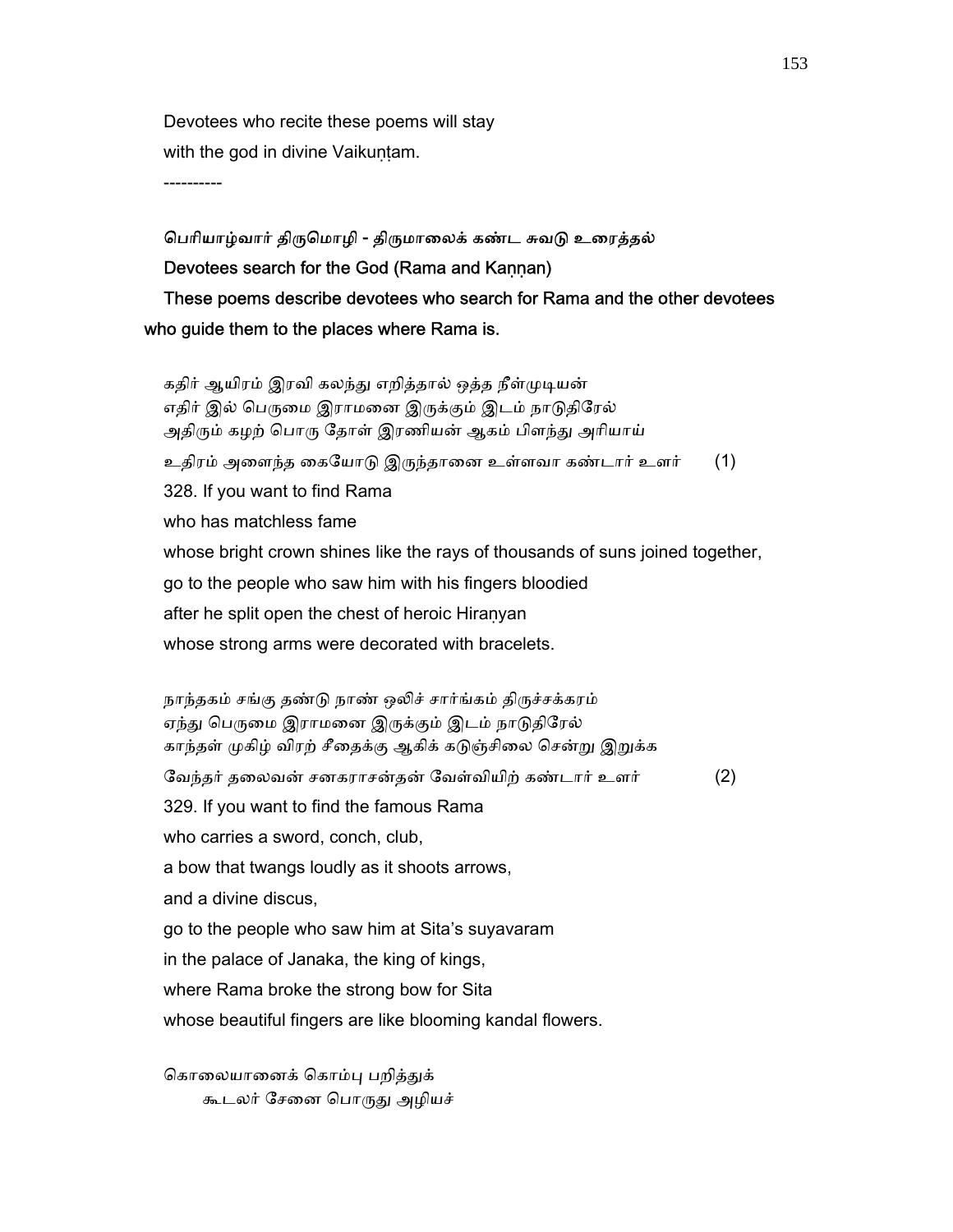Devotees who recite these poems will stay
with the god in divine Vaikuṇṭam.

----------

**பெரியாழ்வார் திருமொழி - திருமாலைக் கண்ட சுவடு உரைத்தல்**

**Devotees search for the God (Rama and Kaṇṇan)**

**These poems describe devotees who search for Rama and the other devotees who guide them to the places where Rama is.**

கதிர் ஆயிரம் இரவி கலந்து எறித்தால் ஒத்த நீள்முடியன்
எதிர் இல் பெருமை இராமனை இருக்கும் இடம் நாடுதிரேல்
அதிரும் கழற் பொரு தோள் இரணியன் ஆகம் பிளந்து அரியாய்
உதிரம் அளைந்த கையோடு இருந்தானை உள்ளவா கண்டார் உளர் (1)

328. If you want to find Rama
who has matchless fame
whose bright crown shines like the rays of thousands of suns joined together,
go to the people who saw him with his fingers bloodied
after he split open the chest of heroic Hiraṇyan
whose strong arms were decorated with bracelets.

நாந்தகம் சங்கு தண்டு நாண் ஒலிச் சார்ங்கம் திருச்சக்கரம்
ஏந்து பெருமை இராமனை இருக்கும் இடம் நாடுதிரேல்
காந்தள் முகிழ் விரற் சீதைக்கு ஆகிக் கடுஞ்சிலை சென்று இறுக்க
வேந்தர் தலைவன் சனகராசன்தன் வேள்வியிற் கண்டார் உளர் (2)

329. If you want to find the famous Rama
who carries a sword, conch, club,
a bow that twangs loudly as it shoots arrows,
and a divine discus,
go to the people who saw him at Sita's suyavaram
in the palace of Janaka, the king of kings,
where Rama broke the strong bow for Sita
whose beautiful fingers are like blooming kandal flowers.

கொலையானைக் கொம்பு பறித்துக்
கூடலர் சேனை பொருது அழியச்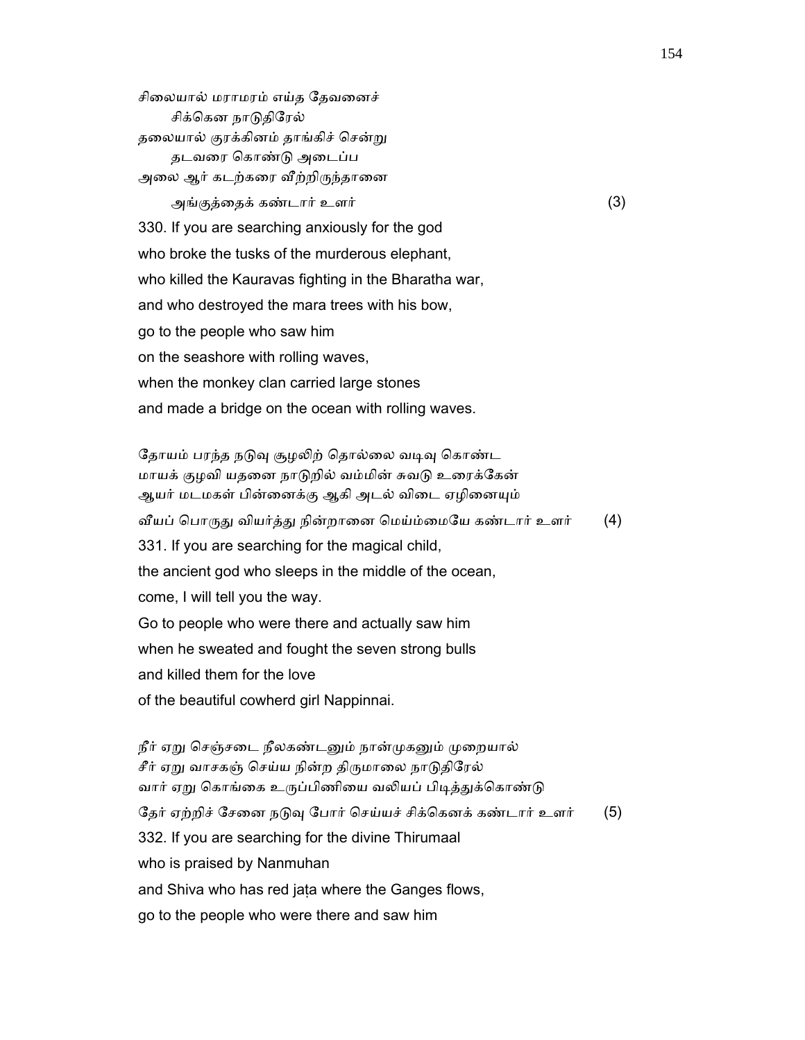சிலையால் மராமரம் எய்த தேவனைச்
    சிக்கென நாடுதிரேல்
தலையால் குரக்கினம் தாங்கிச் சென்று
    தடவரை கொண்டு அடைப்ப
அலை ஆர் கடற்கரை வீற்றிருந்தானை
    அங்குத்தைக் கண்டார் உளர்                                        (3)

330. If you are searching anxiously for the god
who broke the tusks of the murderous elephant,
who killed the Kauravas fighting in the Bharatha war,
and who destroyed the mara trees with his bow,
go to the people who saw him
on the seashore with rolling waves,
when the monkey clan carried large stones
and made a bridge on the ocean with rolling waves.

தோயம் பரந்த நடுவு சூழலிற் தொல்லை வடிவு கொண்ட
மாயக் குழவி யதனை நாடுறில் வம்மின் சுவடு உரைக்கேன்
ஆயர் மடமகள் பின்னைக்கு ஆகி அடல் விடை ஏழினையும்
வீயப் பொருது வியர்த்து நின்றானை மெய்ம்மையே கண்டார் உளர்        (4)

331. If you are searching for the magical child,
the ancient god who sleeps in the middle of the ocean,
come, I will tell you the way.
Go to people who were there and actually saw him
when he sweated and fought the seven strong bulls
and killed them for the love
of the beautiful cowherd girl Nappinnai.

நீர் ஏறு செஞ்சடை நீலகண்டனும் நான்முகனும் முறையால்
சீர் ஏறு வாசகஞ் செய்ய நின்ற திருமாலை நாடுதிரேல்
வார் ஏறு கொங்கை உருப்பிணியை வலியப் பிடித்துக்கொண்டு
தேர் ஏற்றிச் சேனை நடுவு போர் செய்யச் சிக்கெனக் கண்டார் உளர்        (5)

332. If you are searching for the divine Thirumaal
who is praised by Nanmuhan
and Shiva who has red jaṭa where the Ganges flows,
go to the people who were there and saw him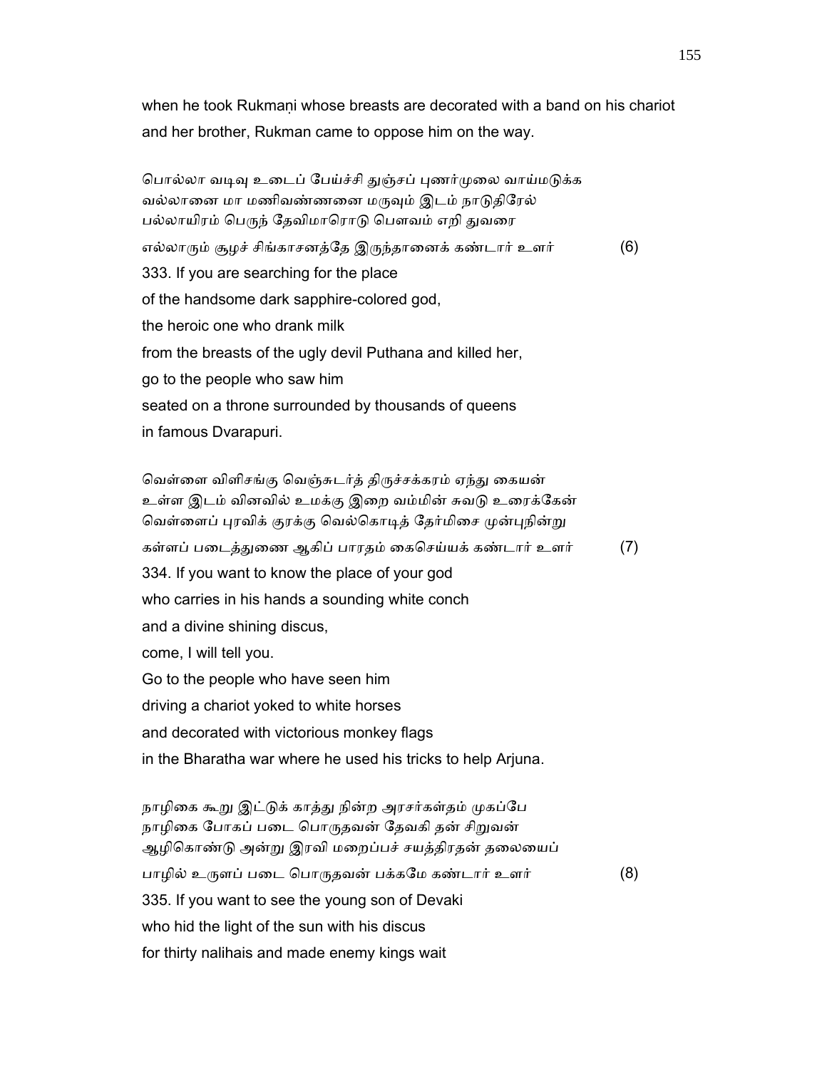when he took Rukmaṇi whose breasts are decorated with a band on his chariot and her brother, Rukman came to oppose him on the way.

பொல்லா வடிவு உடைப் பேய்ச்சி துஞ்சப் புணர்முலை வாய்மடுக்க
வல்லானை மா மணிவண்ணனை மருவும் இடம் நாடுதிரேல்
பல்லாயிரம் பெருந் தேவிமாரொடு பௌவம் எறி துவரை
எல்லாரும் சூழச் சிங்காசனத்தே இருந்தானைக் கண்டார் உளர் (6)

333. If you are searching for the place
of the handsome dark sapphire-colored god,
the heroic one who drank milk
from the breasts of the ugly devil Puthana and killed her,
go to the people who saw him
seated on a throne surrounded by thousands of queens
in famous Dvarapuri.

வெள்ளை விளிசங்கு வெஞ்சுடர்த் திருச்சக்கரம் ஏந்து கையன்
உள்ள இடம் வினவில் உமக்கு இறை வம்மின் சுவடு உரைக்கேன்
வெள்ளைப் புரவிக் குரக்கு வெல்கொடித் தேர்மிசை முன்புநின்று
கள்ளப் படைத்துணை ஆகிப் பாரதம் கைசெய்யக் கண்டார் உளர் (7)

334. If you want to know the place of your god
who carries in his hands a sounding white conch
and a divine shining discus,
come, I will tell you.
Go to the people who have seen him
driving a chariot yoked to white horses
and decorated with victorious monkey flags
in the Bharatha war where he used his tricks to help Arjuna.

நாழிகை கூறு இட்டுக் காத்து நின்ற அரசர்கள்தம் முகப்பே
நாழிகை போகப் படை பொருதவன் தேவகி தன் சிறுவன்
ஆழிகொண்டு அன்று இரவி மறைப்பச் சயத்திரதன் தலையைப்
பாழில் உருளப் படை பொருதவன் பக்கமே கண்டார் உளர் (8)

335. If you want to see the young son of Devaki
who hid the light of the sun with his discus
for thirty nalihais and made enemy kings wait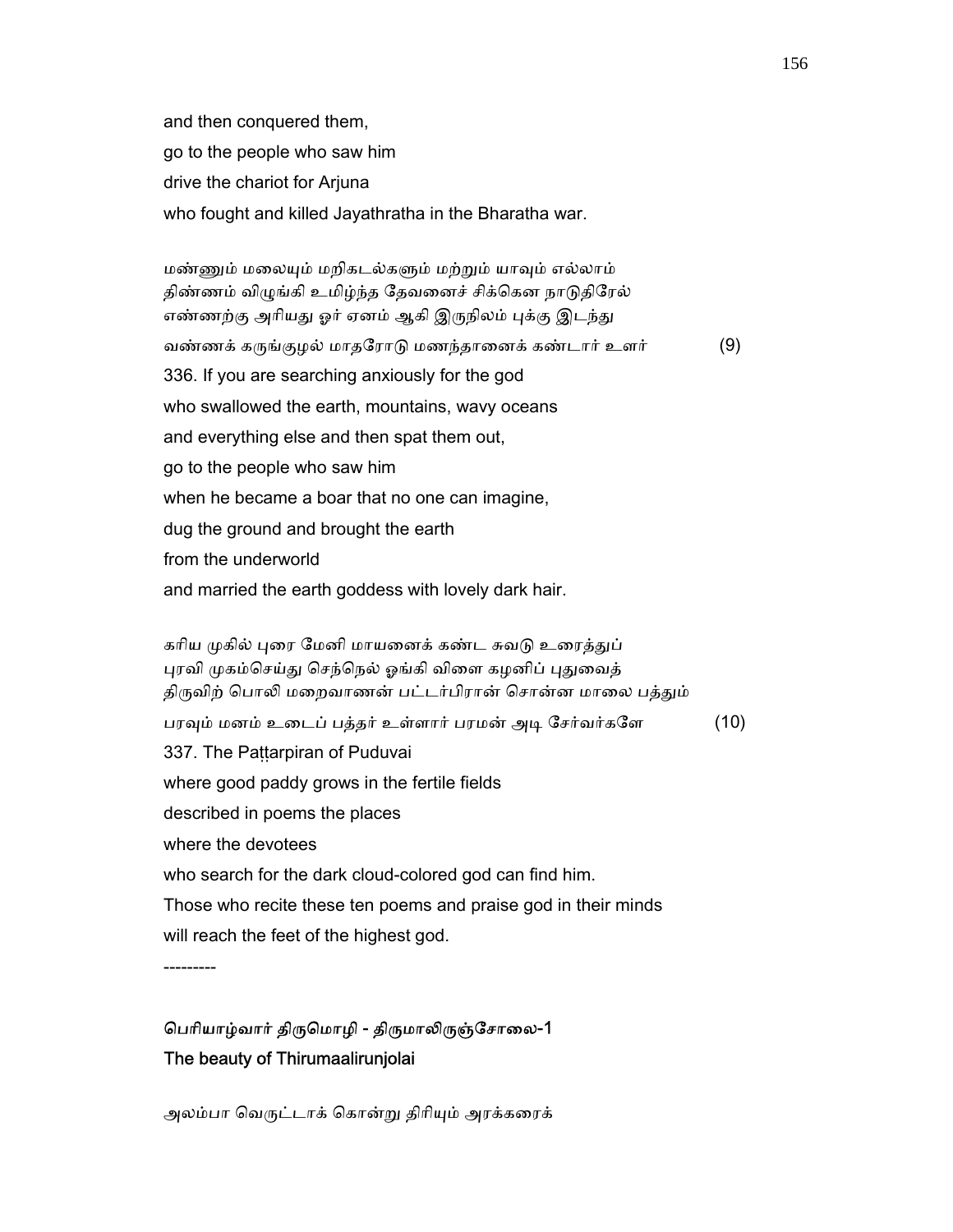and then conquered them,
go to the people who saw him
drive the chariot for Arjuna
who fought and killed Jayathratha in the Bharatha war.

மண்ணும் மலையும் மறிகடல்களும் மற்றும் யாவும் எல்லாம்
திண்ணம் விழுங்கி உமிழ்ந்த தேவனைச் சிக்கென நாடுதிரேல்
எண்ணற்கு அரியது ஓர் ஏனம் ஆகி இருநிலம் புக்கு இடந்து
வண்ணக் கருங்குழல் மாதரோடு மணந்தானைக் கண்டார் உளர் (9)

336. If you are searching anxiously for the god
who swallowed the earth, mountains, wavy oceans
and everything else and then spat them out,
go to the people who saw him
when he became a boar that no one can imagine,
dug the ground and brought the earth
from the underworld
and married the earth goddess with lovely dark hair.

கரிய முகில் புரை மேனி மாயனைக் கண்ட சுவடு உரைத்துப்
புரவி முகம்செய்து செந்நெல் ஓங்கி விளை கழனிப் புதுவைத்
திருவிற் பொலி மறைவாணன் பட்டர்பிரான் சொன்ன மாலை பத்தும்
பரவும் மனம் உடைப் பத்தர் உள்ளார் பரமன் அடி சேர்வர்களே (10)

337. The Paṭṭarpiran of Puduvai
where good paddy grows in the fertile fields
described in poems the places
where the devotees
who search for the dark cloud-colored god can find him.
Those who recite these ten poems and praise god in their minds
will reach the feet of the highest god.

---------

## பெரியாழ்வார் திருமொழி - திருமாலிருஞ்சோலை-1
## The beauty of Thirumaalirunjolai

அலம்பா வெருட்டாக் கொன்று திரியும் அரக்கரைக்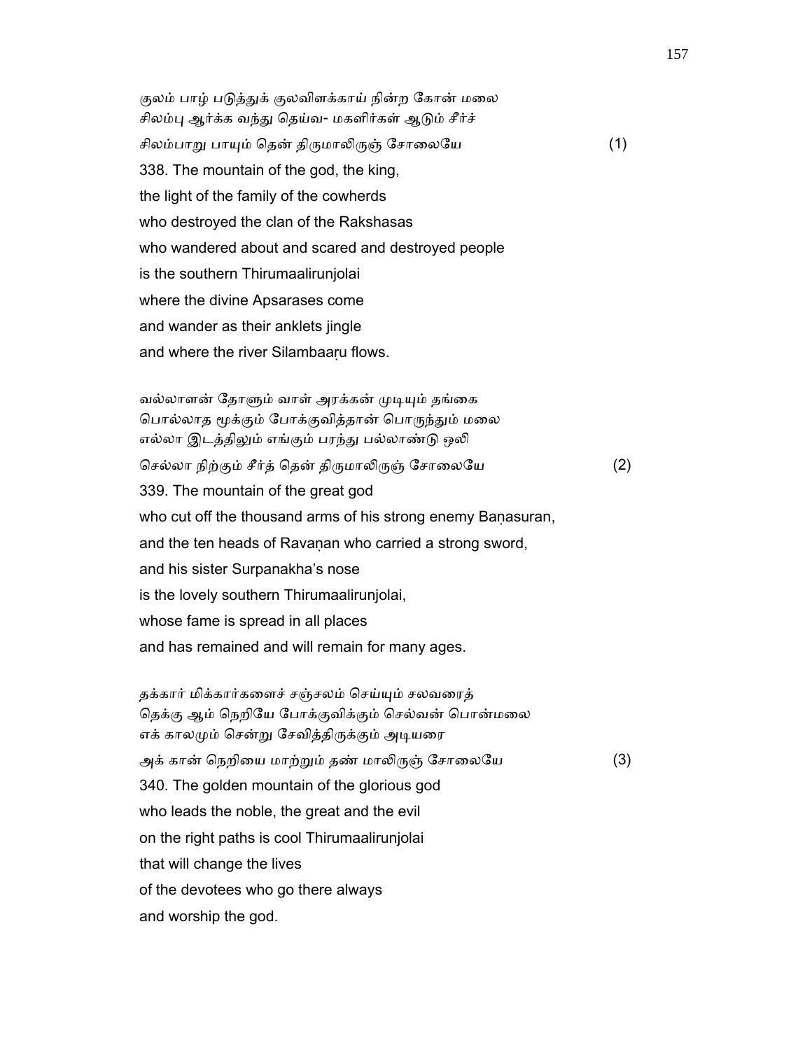குலம் பாழ் படுத்துக் குலவிளக்காய் நின்ற கோன் மலை
சிலம்பு ஆர்க்க வந்து தெய்வ- மகளிர்கள் ஆடும் சீர்ச்
சிலம்பாறு பாயும் தென் திருமாலிருஞ் சோலையே (1)

338. The mountain of the god, the king,
the light of the family of the cowherds
who destroyed the clan of the Rakshasas
who wandered about and scared and destroyed people
is the southern Thirumaalirunjolai
where the divine Apsarases come
and wander as their anklets jingle
and where the river Silambaaṛu flows.

வல்லாளன் தோளும் வாள் அரக்கன் முடியும் தங்கை
பொல்லாத மூக்கும் போக்குவித்தான் பொருந்தும் மலை
எல்லா இடத்திலும் எங்கும் பரந்து பல்லாண்டு ஒலி
செல்லா நிற்கும் சீர்த் தென் திருமாலிருஞ் சோலையே (2)

339. The mountain of the great god
who cut off the thousand arms of his strong enemy Baṇasuran,
and the ten heads of Ravaṇan who carried a strong sword,
and his sister Surpanakha's nose
is the lovely southern Thirumaalirunjolai,
whose fame is spread in all places
and has remained and will remain for many ages.

தக்கார் மிக்கார்களைச் சஞ்சலம் செய்யும் சலவரைத்
தெக்கு ஆம் நெறியே போக்குவிக்கும் செல்வன் பொன்மலை
எக் காலமும் சென்று சேவித்திருக்கும் அடியரை
அக் கான் நெறியை மாற்றும் தண் மாலிருஞ் சோலையே (3)

340. The golden mountain of the glorious god
who leads the noble, the great and the evil
on the right paths is cool Thirumaalirunjolai
that will change the lives
of the devotees who go there always
and worship the god.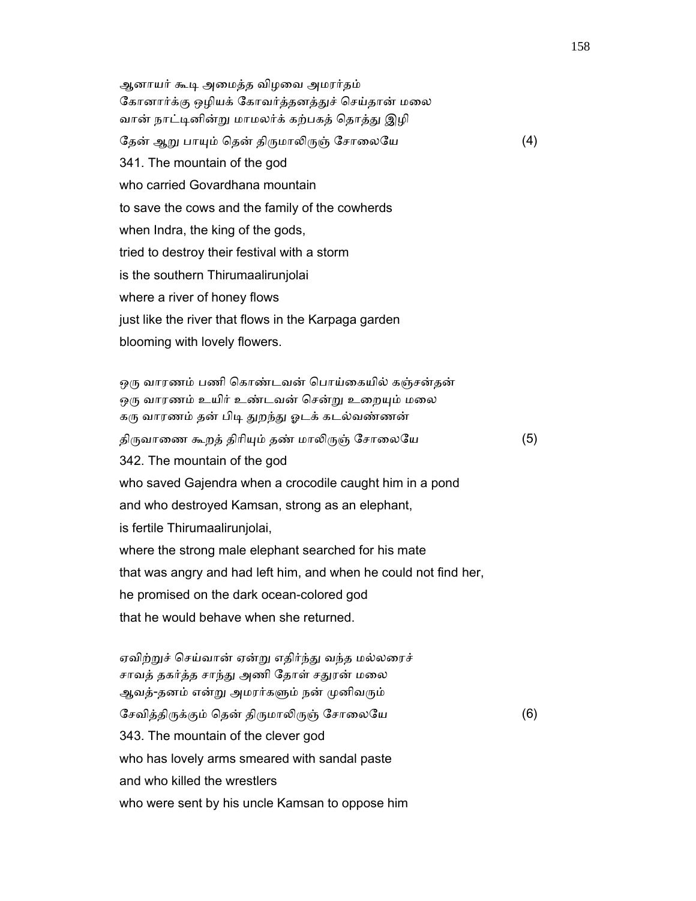ஆனாயர் கூடி அமைத்த விழவை அமரர்தம்
கோனார்க்கு ஒழியக் கோவர்த்தனத்துச் செய்தான் மலை
வான் நாட்டினின்று மாமலர்க் கற்பகத் தொத்து இழி
தேன் ஆறு பாயும் தென் திருமாலிருஞ் சோலையே (4)

341. The mountain of the god
who carried Govardhana mountain
to save the cows and the family of the cowherds
when Indra, the king of the gods,
tried to destroy their festival with a storm
is the southern Thirumaalirunjolai
where a river of honey flows
just like the river that flows in the Karpaga garden
blooming with lovely flowers.

ஒரு வாரணம் பணி கொண்டவன் பொய்கையில் கஞ்சன்தன்
ஒரு வாரணம் உயிர் உண்டவன் சென்று உறையும் மலை
கரு வாரணம் தன் பிடி துறந்து ஓடக் கடல்வண்ணன்
திருவாணை கூறத் திரியும் தண் மாலிருஞ் சோலையே (5)

342. The mountain of the god
who saved Gajendra when a crocodile caught him in a pond
and who destroyed Kamsan, strong as an elephant,
is fertile Thirumaalirunjolai,
where the strong male elephant searched for his mate
that was angry and had left him, and when he could not find her,
he promised on the dark ocean-colored god
that he would behave when she returned.

ஏவிற்றுச் செய்வான் ஏன்று எதிர்ந்து வந்த மல்லரைச்
சாவத் தகர்த்த சாந்து அணி தோள் சதுரன் மலை
ஆவத்-தனம் என்று அமரர்களும் நன் முனிவரும்
சேவித்திருக்கும் தென் திருமாலிருஞ் சோலையே (6)

343. The mountain of the clever god
who has lovely arms smeared with sandal paste
and who killed the wrestlers
who were sent by his uncle Kamsan to oppose him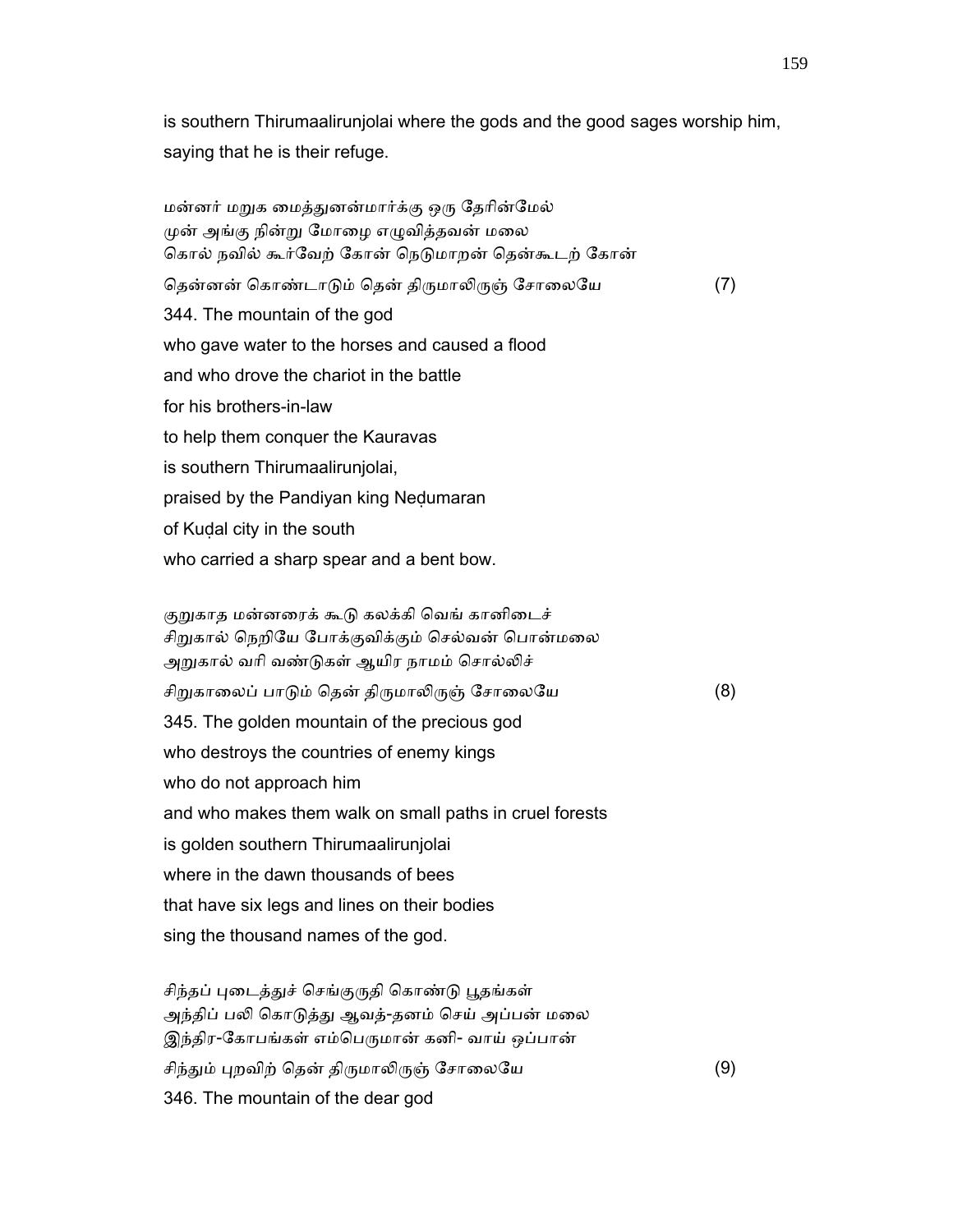is southern Thirumaalirunjolai where the gods and the good sages worship him, saying that he is their refuge.

மன்னர் மறுக மைத்துனன்மார்க்கு ஒரு தேரின்மேல்
முன் அங்கு நின்று மோழை எழுவித்தவன் மலை
கொல் நவில் கூர்வேற் கோன் நெடுமாறன் தென்கூடற் கோன்
தென்னன் கொண்டாடும் தென் திருமாலிருஞ் சோலையே (7)

344. The mountain of the god
who gave water to the horses and caused a flood
and who drove the chariot in the battle
for his brothers-in-law
to help them conquer the Kauravas
is southern Thirumaalirunjolai,
praised by the Pandiyan king Neḍumaran
of Kuḍal city in the south
who carried a sharp spear and a bent bow.

குறுகாத மன்னரைக் கூடு கலக்கி வெங் கானிடைச்
சிறுகால் நெறியே போக்குவிக்கும் செல்வன் பொன்மலை
அறுகால் வரி வண்டுகள் ஆயிர நாமம் சொல்லிச்
சிறுகாலைப் பாடும் தென் திருமாலிருஞ் சோலையே (8)

345. The golden mountain of the precious god
who destroys the countries of enemy kings
who do not approach him
and who makes them walk on small paths in cruel forests
is golden southern Thirumaalirunjolai
where in the dawn thousands of bees
that have six legs and lines on their bodies
sing the thousand names of the god.

சிந்தப் புடைத்துச் செங்குருதி கொண்டு பூதங்கள்
அந்திப் பலி கொடுத்து ஆவத்-தனம் செய் அப்பன் மலை
இந்திர-கோபங்கள் எம்பெருமான் கனி- வாய் ஒப்பான்
சிந்தும் புறவிற் தென் திருமாலிருஞ் சோலையே (9)

346. The mountain of the dear god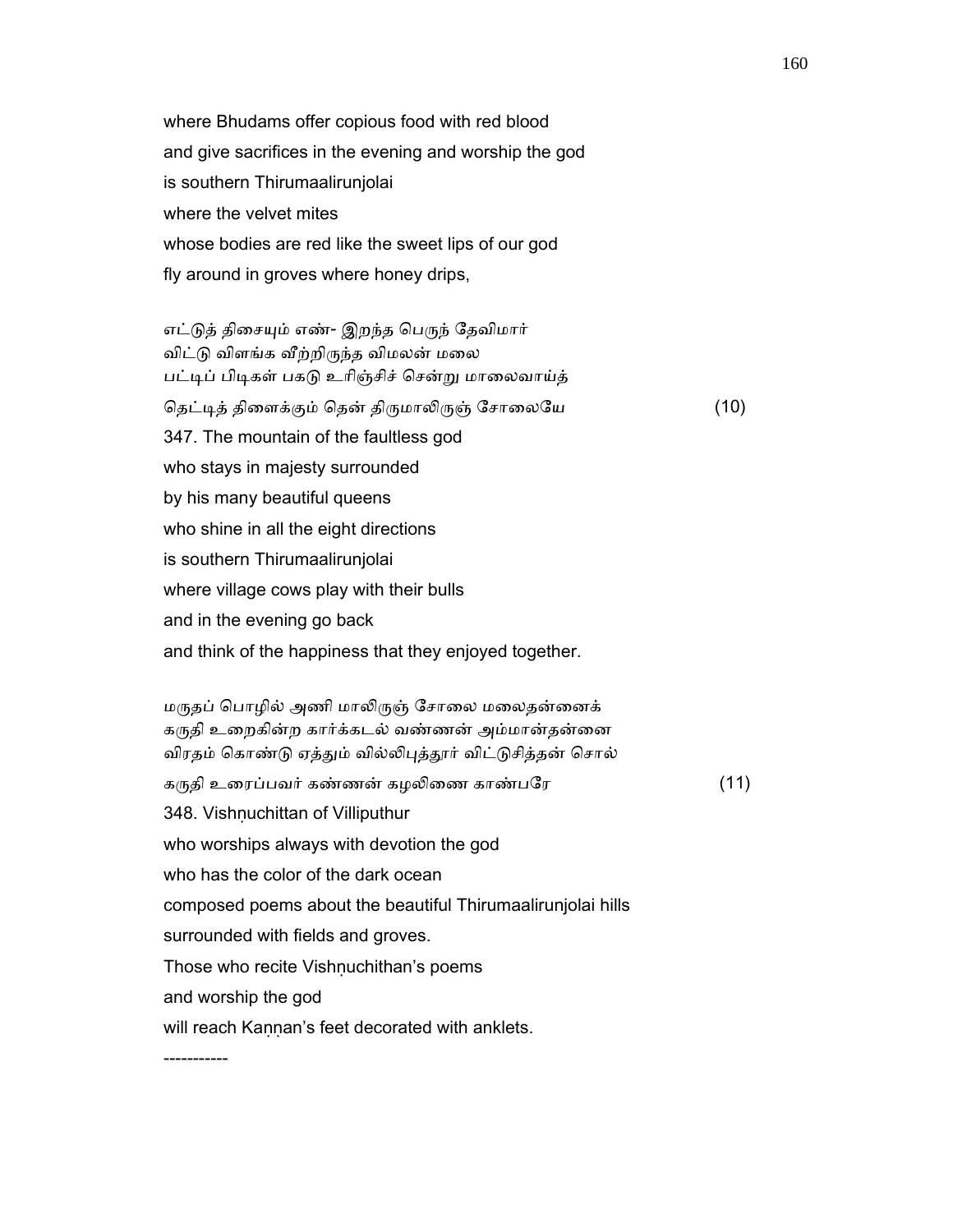where Bhudams offer copious food with red blood
and give sacrifices in the evening and worship the god
is southern Thirumaalirunjolai
where the velvet mites
whose bodies are red like the sweet lips of our god
fly around in groves where honey drips,

எட்டுத் திசையும் எண்- இறந்த பெருந் தேவிமார்
விட்டு விளங்க வீற்றிருந்த விமலன் மலை
பட்டிப் பிடிகள் பகடு உரிஞ்சிச் சென்று மாலைவாய்த்
தெட்டித் திளைக்கும் தென் திருமாலிருஞ் சோலையே (10)

347. The mountain of the faultless god
who stays in majesty surrounded
by his many beautiful queens
who shine in all the eight directions
is southern Thirumaalirunjolai
where village cows play with their bulls
and in the evening go back
and think of the happiness that they enjoyed together.

மருதப் பொழில் அணி மாலிருஞ் சோலை மலைதன்னைக்
கருதி உறைகின்ற கார்க்கடல் வண்ணன் அம்மான்தன்னை
விரதம் கொண்டு ஏத்தும் வில்லிபுத்தூர் விட்டுசித்தன் சொல்
கருதி உரைப்பவர் கண்ணன் கழலிணை காண்பரே (11)

348. Vishṇuchittan of Villiputhur
who worships always with devotion the god
who has the color of the dark ocean
composed poems about the beautiful Thirumaalirunjolai hills
surrounded with fields and groves.
Those who recite Vishṇuchithan's poems
and worship the god
will reach Kaṇṇan's feet decorated with anklets.

-----------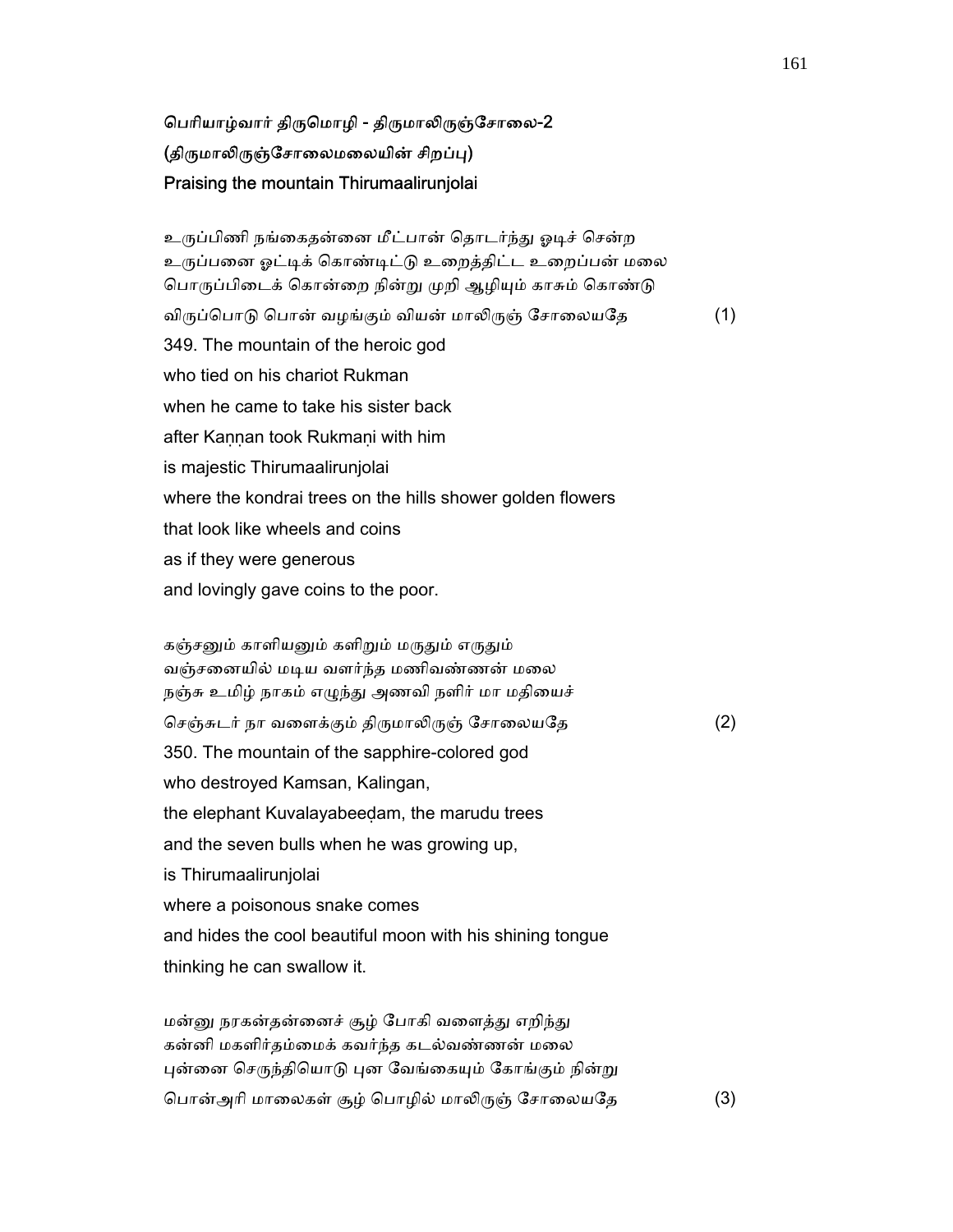**பெரியாழ்வார் திருமொழி - திருமாலிருஞ்சோலை-2**
**(திருமாலிருஞ்சோலைமலையின் சிறப்பு)**
**Praising the mountain Thirumaalirunjolai**

உருப்பிணி நங்கைதன்னை மீட்பான் தொடர்ந்து ஓடிச் சென்ற
உருப்பனை ஓட்டிக் கொண்டிட்டு உறைத்திட்ட உறைப்பன் மலை
பொருப்பிடைக் கொன்றை நின்று முறி ஆழியும் காசும் கொண்டு
விருப்பொடு பொன் வழங்கும் வியன் மாலிருஞ் சோலையதே (1)

349. The mountain of the heroic god
who tied on his chariot Rukman
when he came to take his sister back
after Kaṇṇan took Rukmaṇi with him
is majestic Thirumaalirunjolai
where the kondrai trees on the hills shower golden flowers
that look like wheels and coins
as if they were generous
and lovingly gave coins to the poor.

கஞ்சனும் காளியனும் களிறும் மருதும் எருதும்
வஞ்சனையில் மடிய வளர்ந்த மணிவண்ணன் மலை
நஞ்சு உமிழ் நாகம் எழுந்து அணவி நளிர் மா மதியைச்
செஞ்சுடர் நா வளைக்கும் திருமாலிருஞ் சோலையதே (2)

350. The mountain of the sapphire-colored god
who destroyed Kamsan, Kalingan,
the elephant Kuvalayabeeḍam, the marudu trees
and the seven bulls when he was growing up,
is Thirumaalirunjolai
where a poisonous snake comes
and hides the cool beautiful moon with his shining tongue
thinking he can swallow it.

மன்னு நரகன்தன்னைச் சூழ் போகி வளைத்து எறிந்து
கன்னி மகளிர்தம்மைக் கவர்ந்த கடல்வண்ணன் மலை
புன்னை செருந்தியொடு புன வேங்கையும் கோங்கும் நின்று
பொன்அரி மாலைகள் சூழ் பொழில் மாலிருஞ் சோலையதே (3)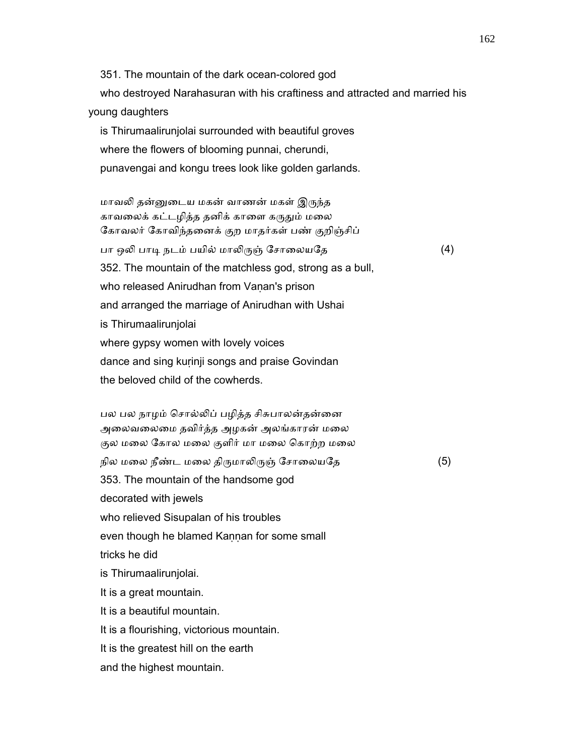351. The mountain of the dark ocean-colored god
who destroyed Narahasuran with his craftiness and attracted and married his young daughters
is Thirumaalirunjolai surrounded with beautiful groves
where the flowers of blooming punnai, cherundi,
punavengai and kongu trees look like golden garlands.

மாவலி தன்னுடைய மகன் வாணன் மகள் இருந்த
காவலைக் கட்டழித்த தனிக் காளை கருதும் மலை
கோவலர் கோவிந்தனைக் குற மாதர்கள் பண் குறிஞ்சிப்
பா ஒலி பாடி நடம் பயில் மாலிருஞ் சோலையதே (4)

352. The mountain of the matchless god, strong as a bull,
who released Anirudhan from Vaṇan's prison
and arranged the marriage of Anirudhan with Ushai
is Thirumaalirunjolai
where gypsy women with lovely voices
dance and sing kuṛinji songs and praise Govindan
the beloved child of the cowherds.

பல பல நாழம் சொல்லிப் பழித்த சிசுபாலன்தன்னை
அலைவலைமை தவிர்த்த அழகன் அலங்காரன் மலை
குல மலை கோல மலை குளிர் மா மலை கொற்ற மலை
நில மலை நீண்ட மலை திருமாலிருஞ் சோலையதே (5)

353. The mountain of the handsome god
decorated with jewels
who relieved Sisupalan of his troubles
even though he blamed Kaṇṇan for some small
tricks he did
is Thirumaalirunjolai.
It is a great mountain.
It is a beautiful mountain.
It is a flourishing, victorious mountain.
It is the greatest hill on the earth
and the highest mountain.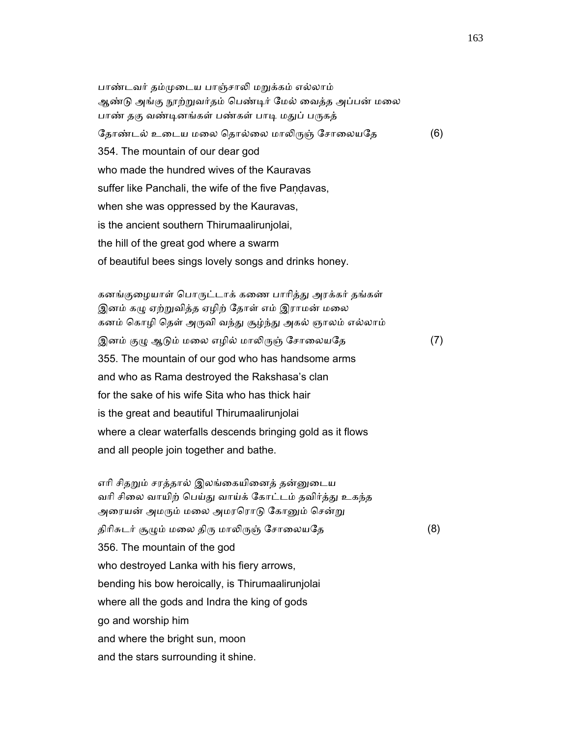பாண்டவர் தம்முடைய பாஞ்சாலி மறுக்கம் எல்லாம்
ஆண்டு அங்கு நூற்றுவர்தம் பெண்டிர் மேல் வைத்த அப்பன் மலை
பாண் தகு வண்டினங்கள் பண்கள் பாடி மதுப் பருகத்
தோண்டல் உடைய மலை தொல்லை மாலிருஞ் சோலையதே (6)

354. The mountain of our dear god
who made the hundred wives of the Kauravas
suffer like Panchali, the wife of the five Paṇḍavas,
when she was oppressed by the Kauravas,
is the ancient southern Thirumaalirunjolai,
the hill of the great god where a swarm
of beautiful bees sings lovely songs and drinks honey.

கனங்குழையாள் பொருட்டாக் கணை பாரித்து அரக்கர் தங்கள்
இனம் கழு ஏற்றுவித்த ஏழிற் தோள் எம் இராமன் மலை
கனம் கொழி தெள் அருவி வந்து சூழ்ந்து அகல் ஞாலம் எல்லாம்
இனம் குழு ஆடும் மலை எழில் மாலிருஞ் சோலையதே (7)

355. The mountain of our god who has handsome arms
and who as Rama destroyed the Rakshasa's clan
for the sake of his wife Sita who has thick hair
is the great and beautiful Thirumaalirunjolai
where a clear waterfalls descends bringing gold as it flows
and all people join together and bathe.

எரி சிதறும் சரத்தால் இலங்கையினைத் தன்னுடைய
வரி சிலை வாயிற் பெய்து வாய்க் கோட்டம் தவிர்த்து உகந்த
அரையன் அமரும் மலை அமரரொடு கோனும் சென்று
திரிசுடர் சூழும் மலை திரு மாலிருஞ் சோலையதே (8)

356. The mountain of the god
who destroyed Lanka with his fiery arrows,
bending his bow heroically, is Thirumaalirunjolai
where all the gods and Indra the king of gods
go and worship him
and where the bright sun, moon
and the stars surrounding it shine.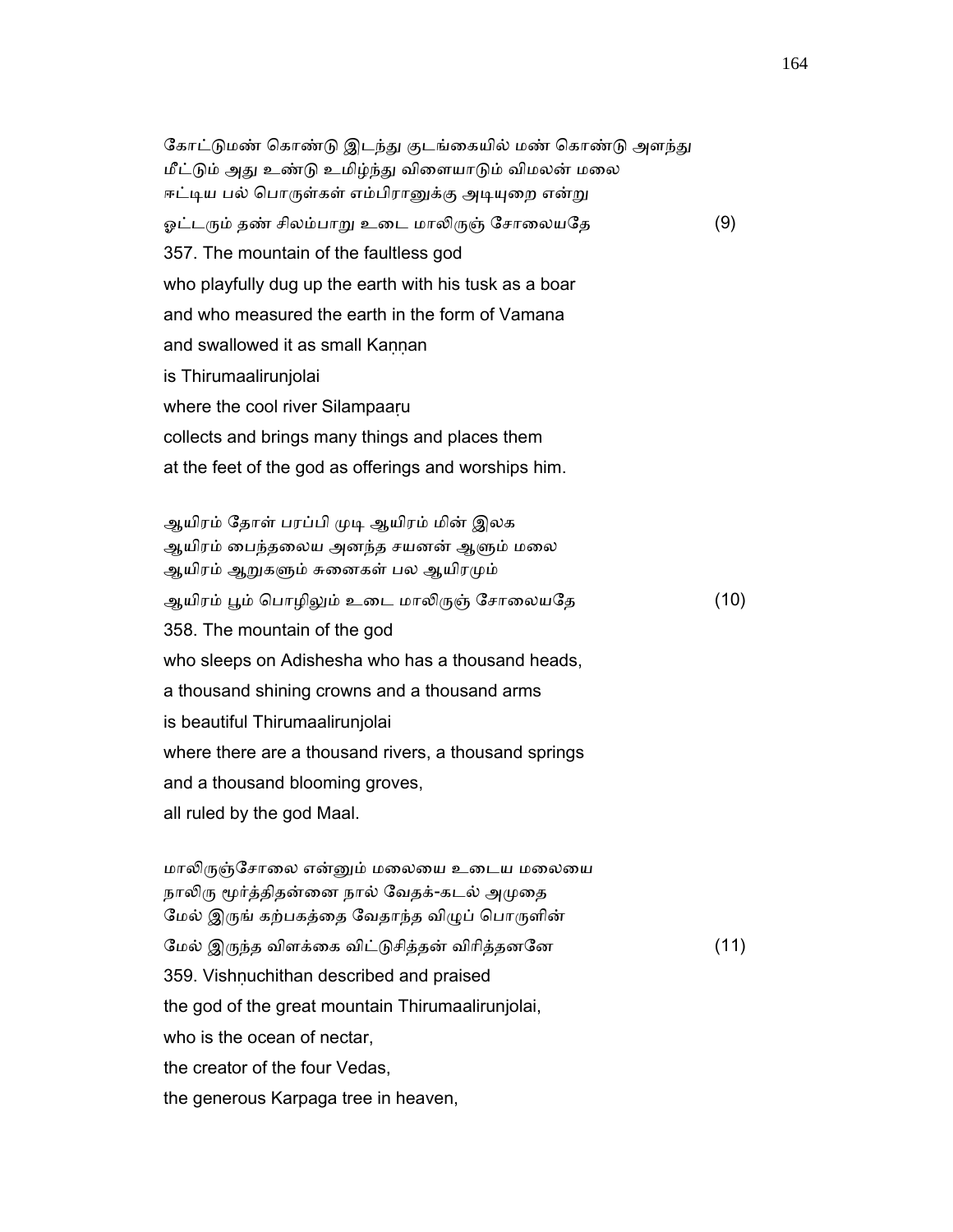கோட்டுமண் கொண்டு இடந்து குடங்கையில் மண் கொண்டு அளந்து
மீட்டும் அது உண்டு உமிழ்ந்து விளையாடும் விமலன் மலை
ஈட்டிய பல் பொருள்கள் எம்பிரானுக்கு அடியுறை என்று
ஓட்டரும் தண் சிலம்பாறு உடை மாலிருஞ் சோலையதே (9)

357. The mountain of the faultless god
who playfully dug up the earth with his tusk as a boar
and who measured the earth in the form of Vamana
and swallowed it as small Kaṇṇan
is Thirumaalirunjolai
where the cool river Silampaaṛu
collects and brings many things and places them
at the feet of the god as offerings and worships him.

ஆயிரம் தோள் பரப்பி முடி ஆயிரம் மின் இலக
ஆயிரம் பைந்தலைய அனந்த சயனன் ஆளும் மலை
ஆயிரம் ஆறுகளும் சுனைகள் பல ஆயிரமும்
ஆயிரம் பூம் பொழிலும் உடை மாலிருஞ் சோலையதே (10)

358. The mountain of the god
who sleeps on Adishesha who has a thousand heads,
a thousand shining crowns and a thousand arms
is beautiful Thirumaalirunjolai
where there are a thousand rivers, a thousand springs
and a thousand blooming groves,
all ruled by the god Maal.

மாலிருஞ்சோலை என்னும் மலையை உடைய மலையை
நாலிரு மூர்த்திதன்னை நால் வேதக்-கடல் அமுதை
மேல் இருங் கற்பகத்தை வேதாந்த விழுப் பொருளின்
மேல் இருந்த விளக்கை விட்டுசித்தன் விரித்தனனே (11)

359. Vishṇuchithan described and praised
the god of the great mountain Thirumaalirunjolai,
who is the ocean of nectar,
the creator of the four Vedas,
the generous Karpaga tree in heaven,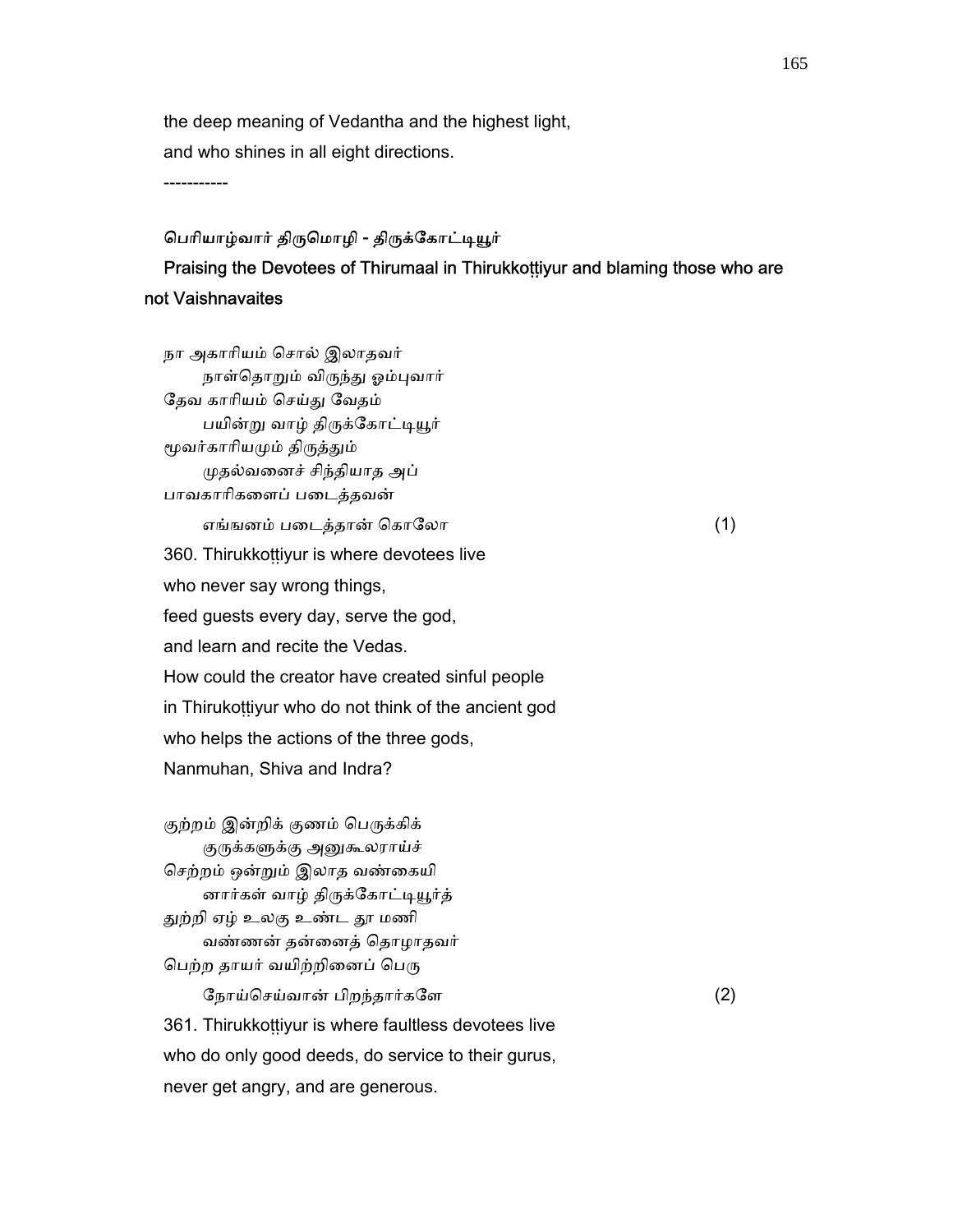the deep meaning of Vedantha and the highest light,
and who shines in all eight directions.

-----------

### பெரியாழ்வார் திருமொழி - திருக்கோட்டியூர்

### Praising the Devotees of Thirumaal in Thirukkoṭṭiyur and blaming those who are not Vaishnavaites

நா அகாரியம் சொல் இலாதவர்
 நாள்தொறும் விருந்து ஓம்புவார்
தேவ காரியம் செய்து வேதம்
 பயின்று வாழ் திருக்கோட்டியூர்
மூவர்காரியமும் திருத்தும்
 முதல்வனைச் சிந்தியாத அப்
பாவகாரிகளைப் படைத்தவன்
 எங்ஙனம் படைத்தான் கொலோ (1)

360. Thirukkoṭṭiyur is where devotees live
who never say wrong things,
feed guests every day, serve the god,
and learn and recite the Vedas.
How could the creator have created sinful people
in Thirukoṭṭiyur who do not think of the ancient god
who helps the actions of the three gods,
Nanmuhan, Shiva and Indra?

குற்றம் இன்றிக் குணம் பெருக்கிக்
 குருக்களுக்கு அனுகூலராய்ச்
செற்றம் ஒன்றும் இலாத வண்கையி
 னார்கள் வாழ் திருக்கோட்டியூர்த்
துற்றி ஏழ் உலகு உண்ட தூ மணி
 வண்ணன் தன்னைத் தொழாதவர்
பெற்ற தாயர் வயிற்றினைப் பெரு
 நோய்செய்வான் பிறந்தார்களே (2)

361. Thirukkoṭṭiyur is where faultless devotees live
who do only good deeds, do service to their gurus,
never get angry, and are generous.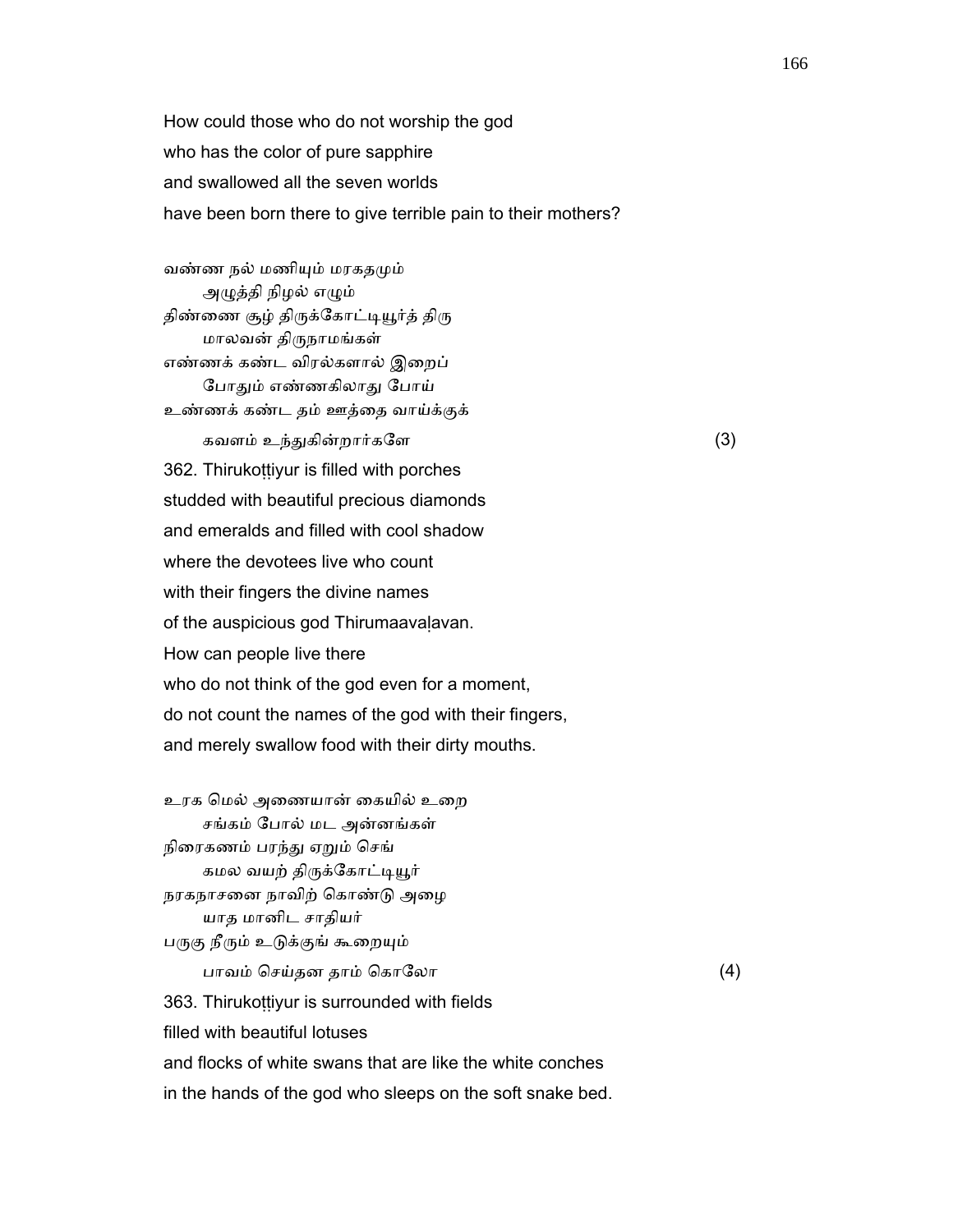How could those who do not worship the god
who has the color of pure sapphire
and swallowed all the seven worlds
have been born there to give terrible pain to their mothers?

வண்ண நல் மணியும் மரகதமும்
　　அழுத்தி நிழல் எழும்
திண்ணை சூழ் திருக்கோட்டியூர்த் திரு
　　மாலவன் திருநாமங்கள்
எண்ணக் கண்ட விரல்களால் இறைப்
　　போதும் எண்ணகிலாது போய்
உண்ணக் கண்ட தம் ஊத்தை வாய்க்குக்
　　கவளம் உந்துகின்றார்களே　　　　　　　　　　　　　　　　(3)

362. Thirukoṭṭiyur is filled with porches
studded with beautiful precious diamonds
and emeralds and filled with cool shadow
where the devotees live who count
with their fingers the divine names
of the auspicious god Thirumaavaḷavan.
How can people live there
who do not think of the god even for a moment,
do not count the names of the god with their fingers,
and merely swallow food with their dirty mouths.

உரக மெல் அணையான் கையில் உறை
　　சங்கம் போல் மட அன்னங்கள்
நிரைகணம் பரந்து ஏறும் செங்
　　கமல வயற் திருக்கோட்டியூர்
நரகநாசனை நாவிற் கொண்டு அழை
　　யாத மானிட சாதியர்
பருகு நீரும் உடுக்குங் கூறையும்
　　பாவம் செய்தன தாம் கொலோ　　　　　　　　　　　　　　(4)

363. Thirukoṭṭiyur is surrounded with fields
filled with beautiful lotuses
and flocks of white swans that are like the white conches
in the hands of the god who sleeps on the soft snake bed.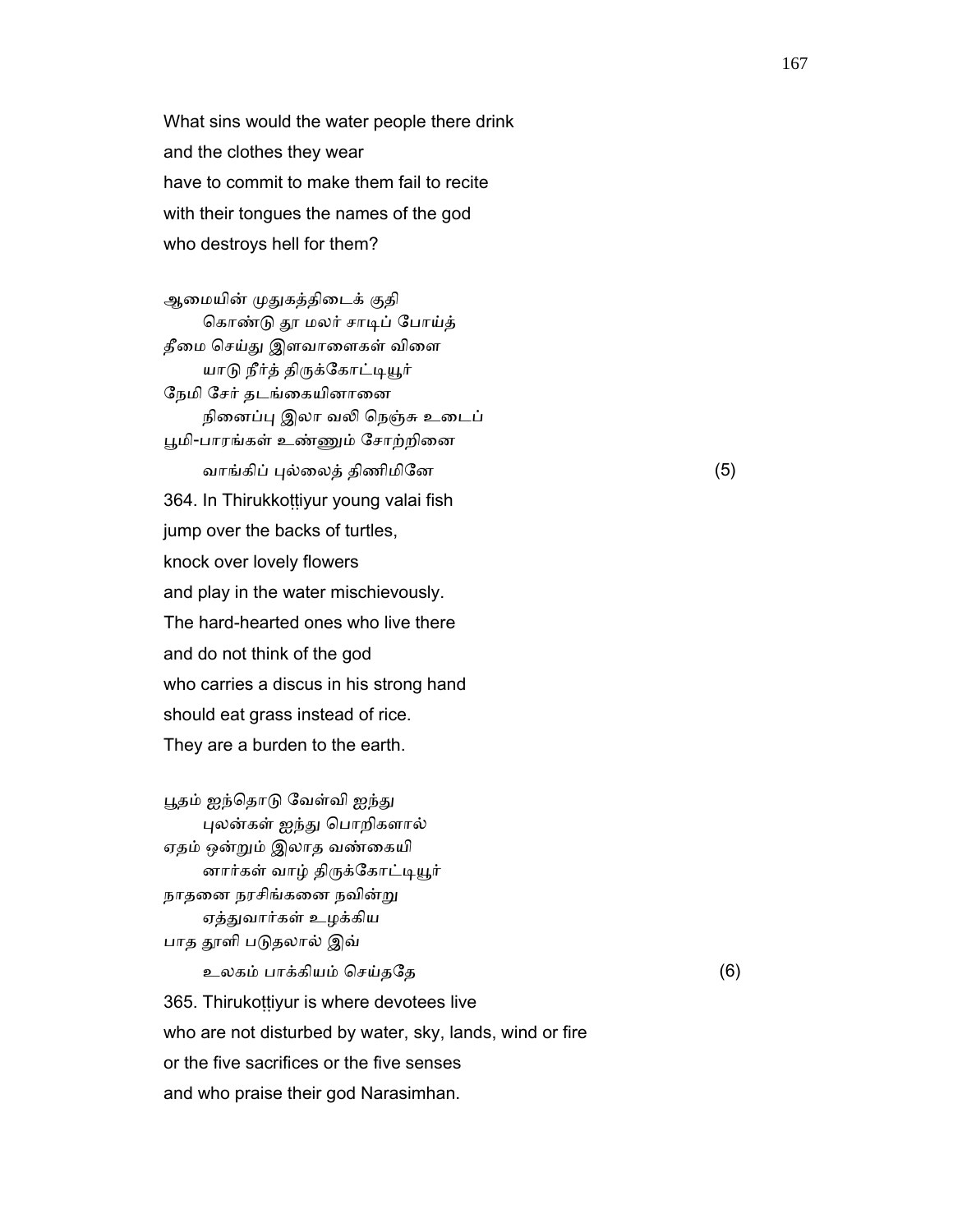What sins would the water people there drink
and the clothes they wear
have to commit to make them fail to recite
with their tongues the names of the god
who destroys hell for them?

ஆமையின் முதுகத்திடைக் குதி
　　கொண்டு தூ மலர் சாடிப் போய்த்
தீமை செய்து இளவாளைகள் விளை
　　யாடு நீர்த் திருக்கோட்டியூர்
நேமி சேர் தடங்கையினானை
　　நினைப்பு இலா வலி நெஞ்சு உடைப்
பூமி-பாரங்கள் உண்ணும் சோற்றினை
　　வாங்கிப் புல்லைத் திணிமினே　　　　　　　　　　　(5)

364. In Thirukkoṭṭiyur young valai fish
jump over the backs of turtles,
knock over lovely flowers
and play in the water mischievously.
The hard-hearted ones who live there
and do not think of the god
who carries a discus in his strong hand
should eat grass instead of rice.
They are a burden to the earth.

பூதம் ஐந்தொடு வேள்வி ஐந்து
　　புலன்கள் ஐந்து பொறிகளால்
ஏதம் ஒன்றும் இலாத வண்கையி
　　னார்கள் வாழ் திருக்கோட்டியூர்
நாதனை நரசிங்கனை நவின்று
　　ஏத்துவார்கள் உழக்கிய
பாத தூளி படுதலால் இவ்
　　உலகம் பாக்கியம் செய்ததே　　　　　　　　　　　(6)

365. Thirukoṭṭiyur is where devotees live
who are not disturbed by water, sky, lands, wind or fire
or the five sacrifices or the five senses
and who praise their god Narasimhan.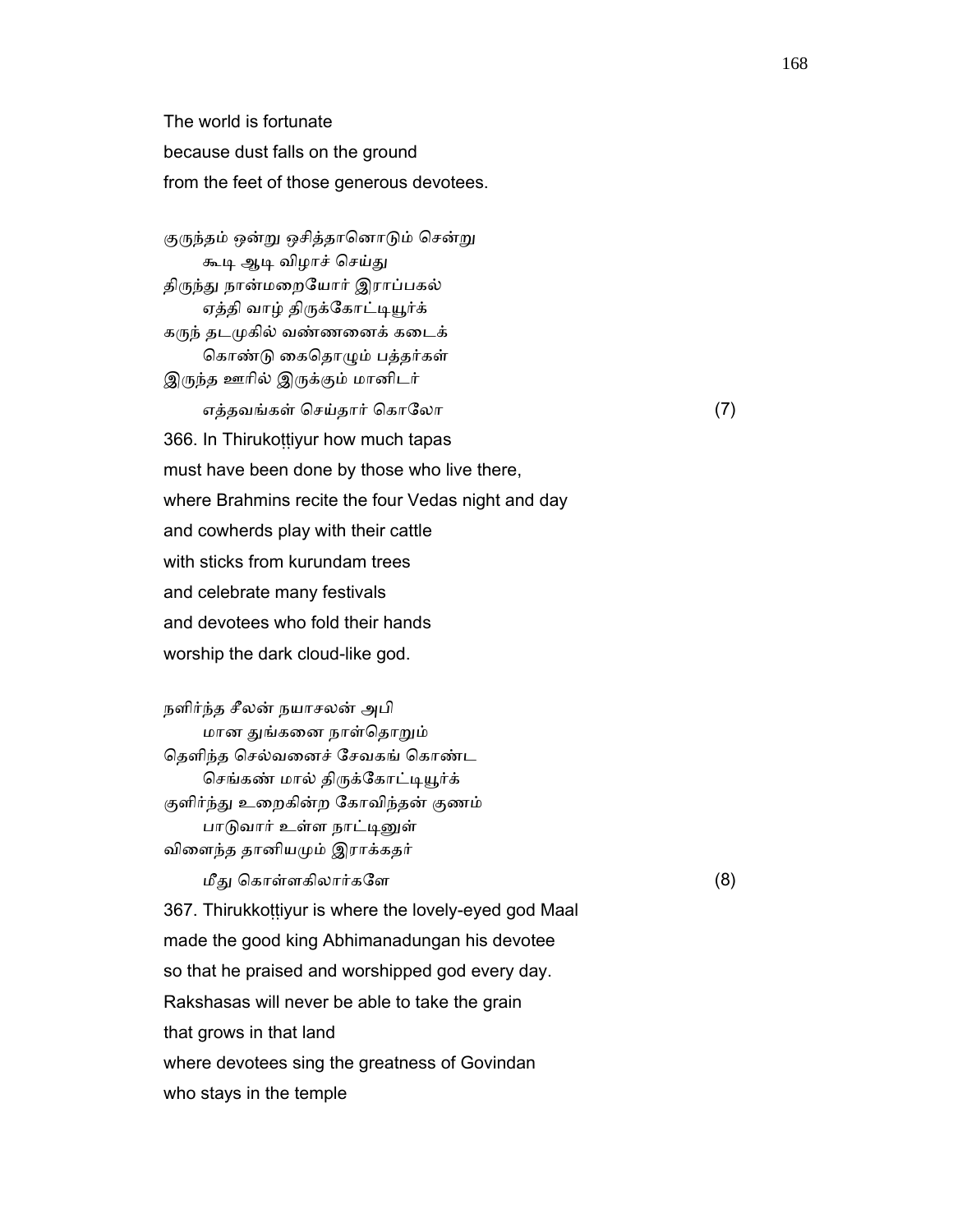The world is fortunate
because dust falls on the ground
from the feet of those generous devotees.

குருந்தம் ஒன்று ஒசித்தானொடும் சென்று
　　கூடி ஆடி விழாச் செய்து
திருந்து நான்மறையோர் இராப்பகல்
　　ஏத்தி வாழ் திருக்கோட்டியூர்க்
கருந் தடமுகில் வண்ணனைக் கடைக்
　　கொண்டு கைதொழும் பத்தர்கள்
இருந்த ஊரில் இருக்கும் மானிடர்
　　எத்தவங்கள் செய்தார் கொலோ　　　　(7)

366. In Thirukoṭṭiyur how much tapas
must have been done by those who live there,
where Brahmins recite the four Vedas night and day
and cowherds play with their cattle
with sticks from kurundam trees
and celebrate many festivals
and devotees who fold their hands
worship the dark cloud-like god.

நளிர்ந்த சீலன் நயாசலன் அபி
　　மான துங்கனை நாள்தொறும்
தெளிந்த செல்வனைச் சேவகங் கொண்ட
　　செங்கண் மால் திருக்கோட்டியூர்க்
குளிர்ந்து உறைகின்ற கோவிந்தன் குணம்
　　பாடுவார் உள்ள நாட்டினுள்
விளைந்த தானியமும் இராக்கதர்
　　மீது கொள்ளகிலார்களே　　　　(8)

367. Thirukkoṭṭiyur is where the lovely-eyed god Maal
made the good king Abhimanadungan his devotee
so that he praised and worshipped god every day.
Rakshasas will never be able to take the grain
that grows in that land
where devotees sing the greatness of Govindan
who stays in the temple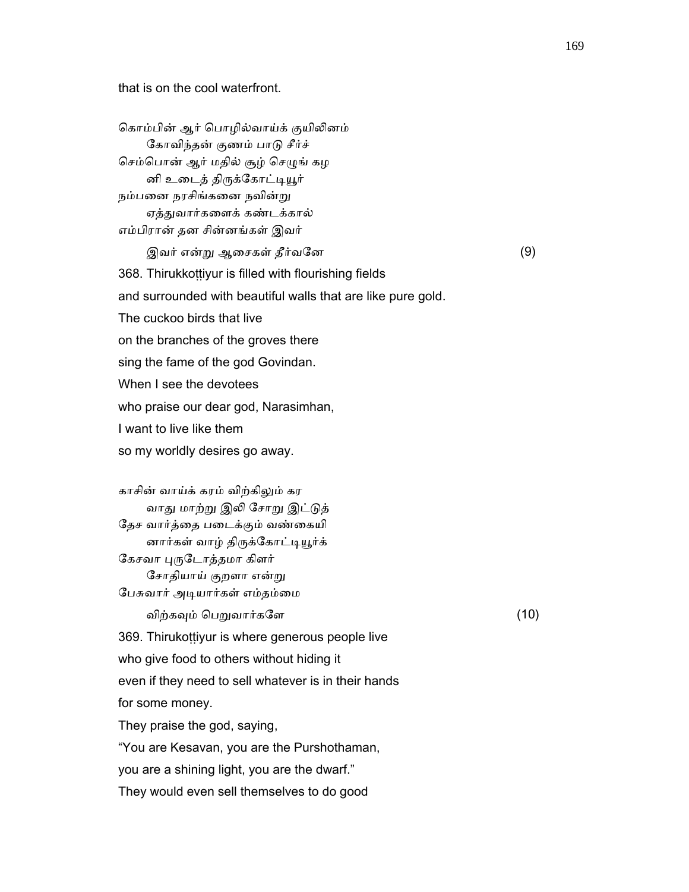that is on the cool waterfront.

கொம்பின் ஆர் பொழில்வாய்க் குயிலினம்
    கோவிந்தன் குணம் பாடு சீர்ச்
செம்பொன் ஆர் மதில் சூழ் செழுங் கழ
    னி உடைத் திருக்கோட்டியூர்
நம்பனை நரசிங்கனை நவின்று
    ஏத்துவார்களைக் கண்டக்கால்
எம்பிரான் தன சின்னங்கள் இவர்
    இவர் என்று ஆசைகள் தீர்வனே (9)

368. Thirukkoṭṭiyur is filled with flourishing fields
and surrounded with beautiful walls that are like pure gold.
The cuckoo birds that live
on the branches of the groves there
sing the fame of the god Govindan.
When I see the devotees
who praise our dear god, Narasimhan,
I want to live like them
so my worldly desires go away.

காசின் வாய்க் கரம் விற்கிலும் கர
    வாது மாற்று இலி சோறு இட்டுத்
தேச வார்த்தை படைக்கும் வண்கையி
    னார்கள் வாழ் திருக்கோட்டியூர்க்
கேசவா புருடோத்தமா கிளர்
    சோதியாய் குறளா என்று
பேசுவார் அடியார்கள் எம்தம்மை
    விற்கவும் பெறுவார்களே (10)

369. Thirukoṭṭiyur is where generous people live
who give food to others without hiding it
even if they need to sell whatever is in their hands
for some money.
They praise the god, saying,
"You are Kesavan, you are the Purshothaman,
you are a shining light, you are the dwarf."
They would even sell themselves to do good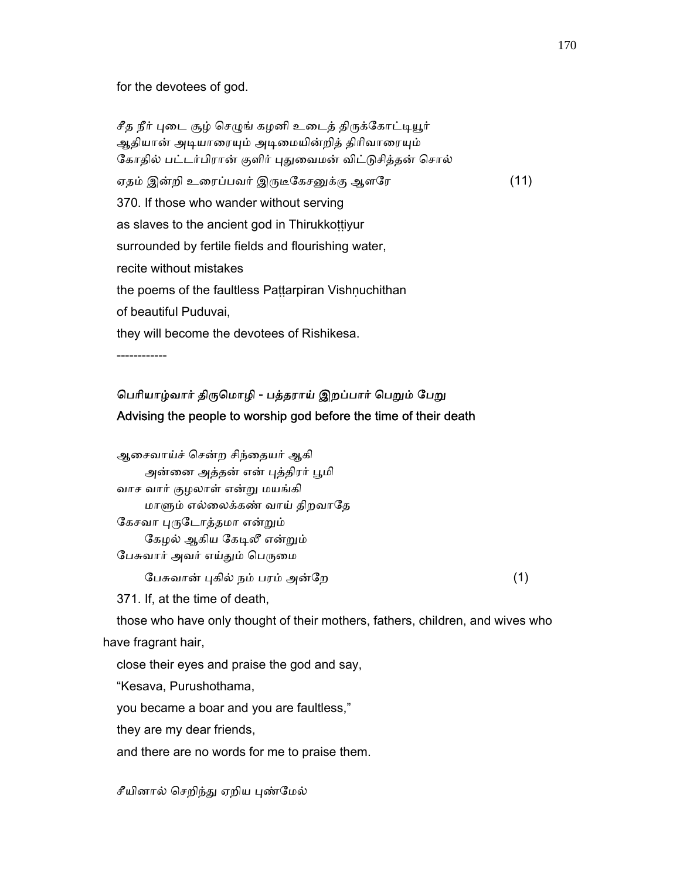for the devotees of god.

*சீத நீர் புடை சூழ் செழுங் கழனி உடைத் திருக்கோட்டியூர்*
*ஆதியான் அடியாரையும் அடிமையின்றித் திரிவாரையும்*
*கோதில் பட்டர்பிரான் குளிர் புதுவைமன் விட்டுசித்தன் சொல்*
*ஏதம் இன்றி உரைப்பவர் இருடீகேசனுக்கு ஆளரே* (11)

370. If those who wander without serving
as slaves to the ancient god in Thirukkoṭṭiyur
surrounded by fertile fields and flourishing water,
recite without mistakes
the poems of the faultless Paṭṭarpiran Vishṇuchithan
of beautiful Puduvai,
they will become the devotees of Rishikesa.

------------

### பெரியாழ்வார் திருமொழி - பத்தராய் இறப்பார் பெறும் பேறு
### Advising the people to worship god before the time of their death

ஆசைவாய்ச் சென்ற சிந்தையர் ஆகி
அன்னை அத்தன் என் புத்திரர் பூமி
வாச வார் குழலாள் என்று மயங்கி
மாளும் எல்லைக்கண் வாய் திறவாதே
கேசவா புருடோத்தமா என்றும்
கேழல் ஆகிய கேடிலீ என்றும்
பேசுவார் அவர் எய்தும் பெருமை
பேசுவான் புகில் நம் பரம் அன்றே (1)

371. If, at the time of death,
those who have only thought of their mothers, fathers, children, and wives who have fragrant hair,
close their eyes and praise the god and say,
“Kesava, Purushothama,
you became a boar and you are faultless,”
they are my dear friends,
and there are no words for me to praise them.

*சீயினால் செறிந்து ஏறிய புண்மேல்*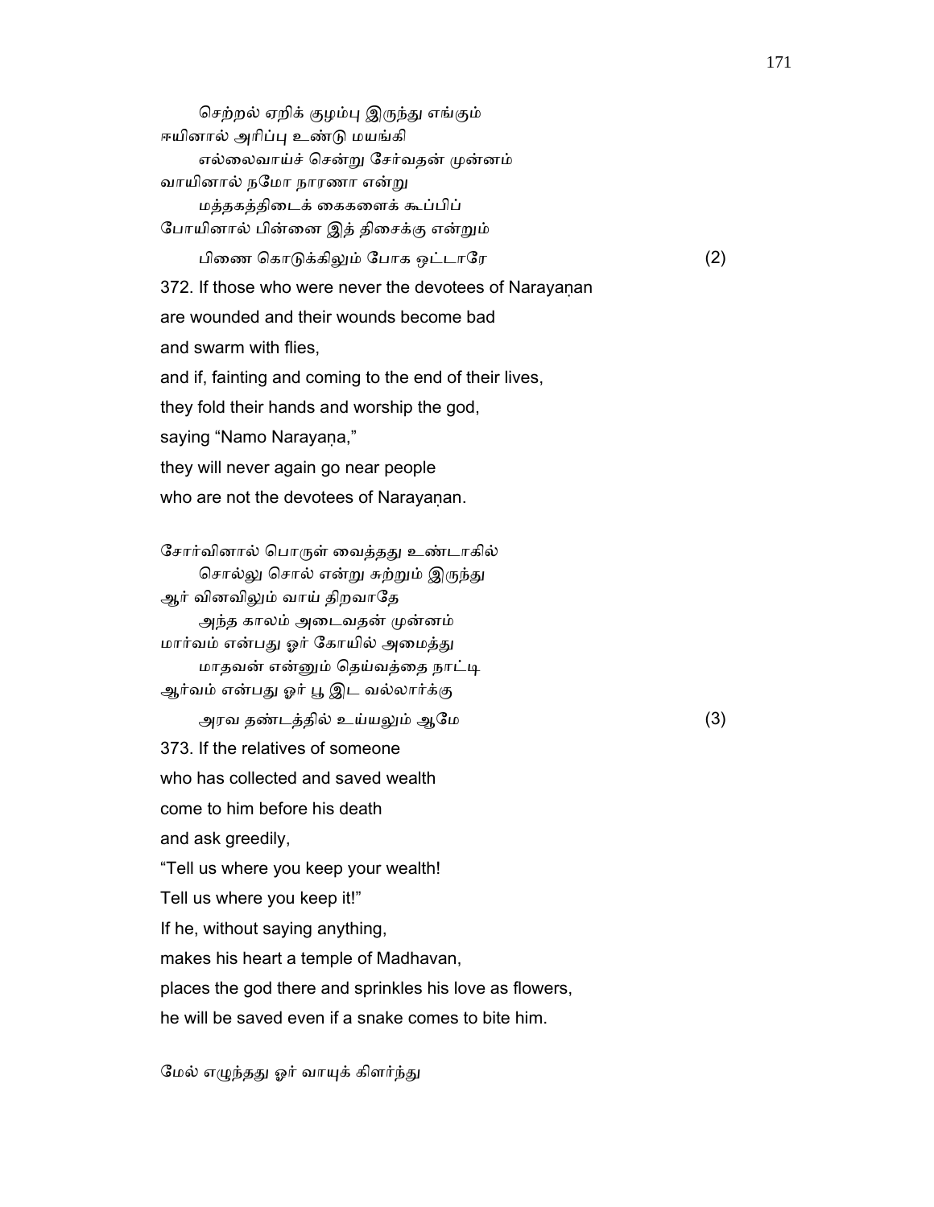செற்றல் ஏறிக் குழம்பு இருந்து எங்கும்
ஈயினால் அரிப்பு உண்டு மயங்கி
எல்லைவாய்ச் சென்று சேர்வதன் முன்னம்
வாயினால் நமோ நாரணா என்று
மத்தகத்திடைக் கைகளைக் கூப்பிப்
போயினால் பின்னை இத் திசைக்கு என்றும்
பிணை கொடுக்கிலும் போக ஒட்டாரே (2)

372. If those who were never the devotees of Narayaṇan
are wounded and their wounds become bad
and swarm with flies,
and if, fainting and coming to the end of their lives,
they fold their hands and worship the god,
saying "Namo Narayaṇa,"
they will never again go near people
who are not the devotees of Narayaṇan.

சோர்வினால் பொருள் வைத்தது உண்டாகில்
சொல்லு சொல் என்று சுற்றும் இருந்து
ஆர் வினவிலும் வாய் திறவாதே
அந்த காலம் அடைவதன் முன்னம்
மார்வம் என்பது ஓர் கோயில் அமைத்து
மாதவன் என்னும் தெய்வத்தை நாட்டி
ஆர்வம் என்பது ஓர் பூ இட வல்லார்க்கு
அரவ தண்டத்தில் உய்யலும் ஆமே (3)

373. If the relatives of someone
who has collected and saved wealth
come to him before his death
and ask greedily,
"Tell us where you keep your wealth!
Tell us where you keep it!"
If he, without saying anything,
makes his heart a temple of Madhavan,
places the god there and sprinkles his love as flowers,
he will be saved even if a snake comes to bite him.

மேல் எழுந்தது ஓர் வாயுக் கிளர்ந்து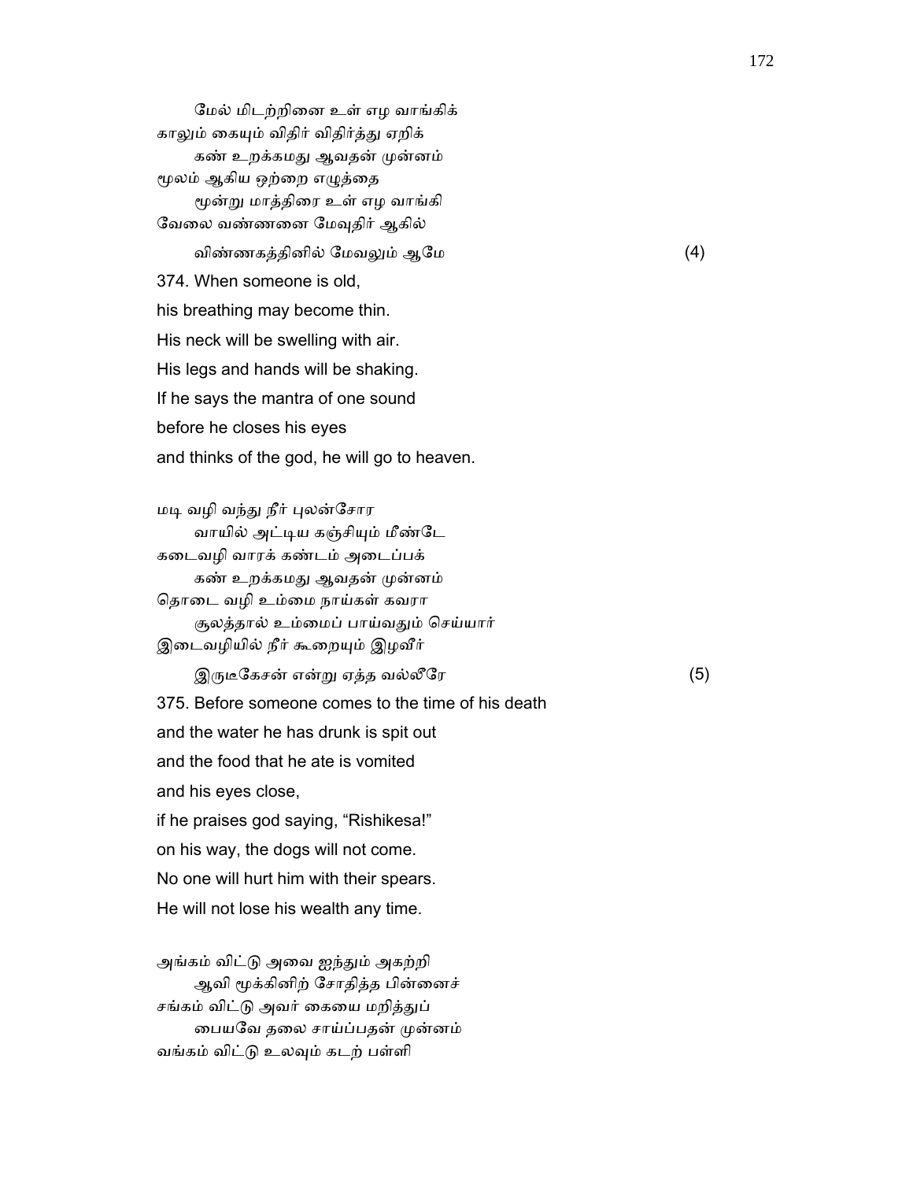மேல் மிடற்றினை உள் எழ வாங்கிக்
காலும் கையும் விதிர் விதிர்த்து ஏறிக்
கண் உறக்கமது ஆவதன் முன்னம்
மூலம் ஆகிய ஒற்றை எழுத்தை
மூன்று மாத்திரை உள் எழ வாங்கி
வேலை வண்ணனை மேவுதிர் ஆகில்
விண்ணகத்தினில் மேவலும் ஆமே (4)

374. When someone is old,
his breathing may become thin.
His neck will be swelling with air.
His legs and hands will be shaking.
If he says the mantra of one sound
before he closes his eyes
and thinks of the god, he will go to heaven.

மடி வழி வந்து நீர் புலன்சோர
வாயில் அட்டிய கஞ்சியும் மீண்டே
கடைவழி வாரக் கண்டம் அடைப்பக்
கண் உறக்கமது ஆவதன் முன்னம்
தொடை வழி உம்மை நாய்கள் கவரா
சூலத்தால் உம்மைப் பாய்வதும் செய்யார்
இடைவழியில் நீர் கூறையும் இழவீர்
இருடீகேசன் என்று ஏத்த வல்லீரே (5)

375. Before someone comes to the time of his death
and the water he has drunk is spit out
and the food that he ate is vomited
and his eyes close,
if he praises god saying, “Rishikesa!”
on his way, the dogs will not come.
No one will hurt him with their spears.
He will not lose his wealth any time.

அங்கம் விட்டு அவை ஐந்தும் அகற்றி
ஆவி மூக்கினிற் சோதித்த பின்னைச்
சங்கம் விட்டு அவர் கையை மறித்துப்
பையவே தலை சாய்ப்பதன் முன்னம்
வங்கம் விட்டு உலவும் கடற் பள்ளி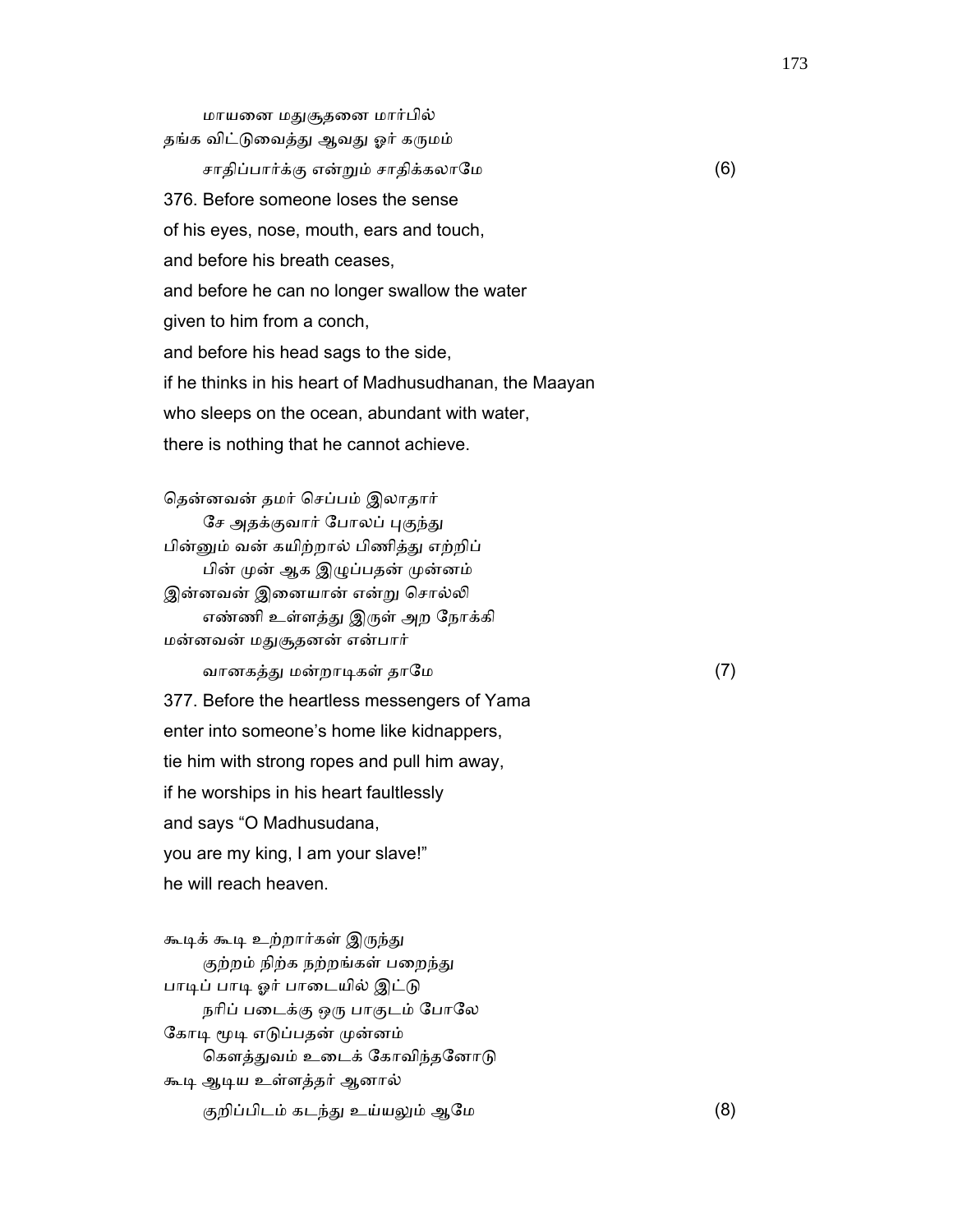மாயனை மதுசூதனை மார்பில்
தங்க விட்டுவைத்து ஆவது ஓர் கருமம்
சாதிப்பார்க்கு என்றும் சாதிக்கலாமே (6)

376. Before someone loses the sense
of his eyes, nose, mouth, ears and touch,
and before his breath ceases,
and before he can no longer swallow the water
given to him from a conch,
and before his head sags to the side,
if he thinks in his heart of Madhusudhanan, the Maayan
who sleeps on the ocean, abundant with water,
there is nothing that he cannot achieve.

தென்னவன் தமர் செப்பம் இலாதார்
சே அதக்குவார் போலப் புகுந்து
பின்னும் வன் கயிற்றால் பிணித்து எற்றிப்
பின் முன் ஆக இழுப்பதன் முன்னம்
இன்னவன் இனையான் என்று சொல்லி
எண்ணி உள்ளத்து இருள் அற நோக்கி
மன்னவன் மதுசூதனன் என்பார்
வானகத்து மன்றாடிகள் தாமே (7)

377. Before the heartless messengers of Yama
enter into someone's home like kidnappers,
tie him with strong ropes and pull him away,
if he worships in his heart faultlessly
and says "O Madhusudana,
you are my king, I am your slave!"
he will reach heaven.

கூடிக் கூடி உற்றார்கள் இருந்து
குற்றம் நிற்க நற்றங்கள் பறைந்து
பாடிப் பாடி ஓர் பாடையில் இட்டு
நரிப் படைக்கு ஒரு பாகுடம் போலே
கோடி மூடி எடுப்பதன் முன்னம்
கௌத்துவம் உடைக் கோவிந்தனோடு
கூடி ஆடிய உள்ளத்தர் ஆனால்
குறிப்பிடம் கடந்து உய்யலும் ஆமே (8)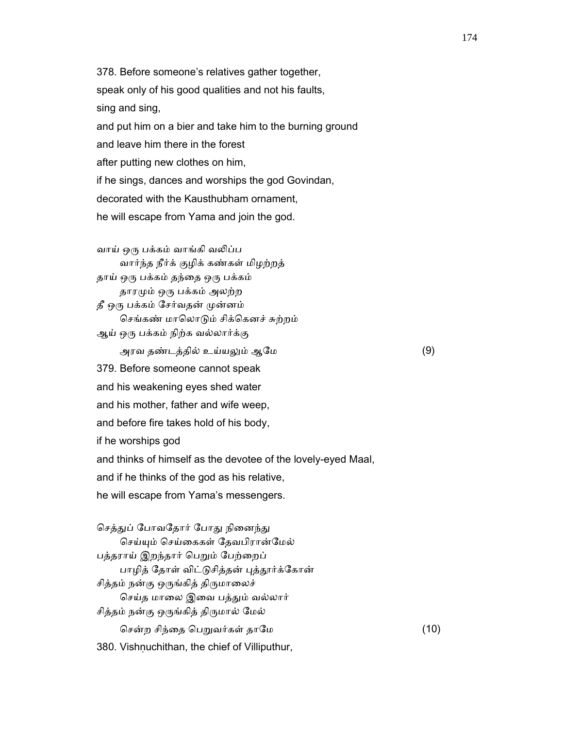378. Before someone's relatives gather together,
speak only of his good qualities and not his faults,
sing and sing,
and put him on a bier and take him to the burning ground
and leave him there in the forest
after putting new clothes on him,
if he sings, dances and worships the god Govindan,
decorated with the Kausthubham ornament,
he will escape from Yama and join the god.

வாய் ஒரு பக்கம் வாங்கி வலிப்ப
வார்ந்த நீர்க் குழிக் கண்கள் மிழற்றத்
தாய் ஒரு பக்கம் தந்தை ஒரு பக்கம்
தாரமும் ஒரு பக்கம் அலற்ற
தீ ஒரு பக்கம் சேர்வதன் முன்னம்
செங்கண் மாலொடும் சிக்கெனச் சுற்றம்
ஆய் ஒரு பக்கம் நிற்க வல்லார்க்கு
அரவ தண்டத்தில் உய்யலும் ஆமே (9)

379. Before someone cannot speak
and his weakening eyes shed water
and his mother, father and wife weep,
and before fire takes hold of his body,
if he worships god
and thinks of himself as the devotee of the lovely-eyed Maal,
and if he thinks of the god as his relative,
he will escape from Yama's messengers.

செத்துப் போவதோர் போது நினைந்து
செய்யும் செய்கைகள் தேவபிரான்மேல்
பத்தராய் இறந்தார் பெறும் பேற்றைப்
பாழித் தோள் விட்டுசித்தன் புத்தூர்க்கோன்
சித்தம் நன்கு ஒருங்கித் திருமாலைச்
செய்த மாலை இவை பத்தும் வல்லார்
சித்தம் நன்கு ஒருங்கித் திருமால் மேல்
சென்ற சிந்தை பெறுவர்கள் தாமே (10)

380. Vishṇuchithan, the chief of Villiputhur,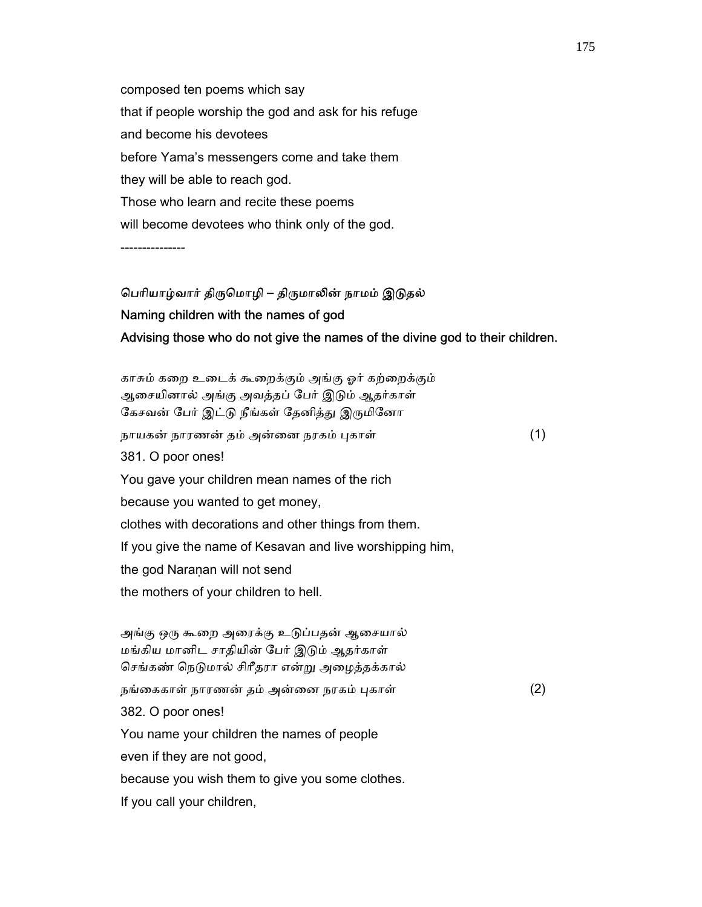composed ten poems which say
that if people worship the god and ask for his refuge
and become his devotees
before Yama's messengers come and take them
they will be able to reach god.
Those who learn and recite these poems
will become devotees who think only of the god.

---------------

**பெரியாழ்வார் திருமொழி – திருமாலின் நாமம் இடுதல்**

**Naming children with the names of god**

**Advising those who do not give the names of the divine god to their children.**

காசும் கறை உடைக் கூறைக்கும் அங்கு ஓர் கற்றைக்கும்
ஆசையினால் அங்கு அவத்தப் பேர் இடும் ஆதர்காள்
கேசவன் பேர் இட்டு நீங்கள் தேனித்து இருமினோ
நாயகன் நாரணன் தம் அன்னை நரகம் புகாள் (1)

381. O poor ones!
You gave your children mean names of the rich
because you wanted to get money,
clothes with decorations and other things from them.
If you give the name of Kesavan and live worshipping him,
the god Naraṇan will not send
the mothers of your children to hell.

அங்கு ஒரு கூறை அரைக்கு உடுப்பதன் ஆசையால்
மங்கிய மானிட சாதியின் பேர் இடும் ஆதர்காள்
செங்கண் நெடுமால் சிரீதரா என்று அழைத்தக்கால்
நங்கைகாள் நாரணன் தம் அன்னை நரகம் புகாள் (2)

382. O poor ones!
You name your children the names of people
even if they are not good,
because you wish them to give you some clothes.
If you call your children,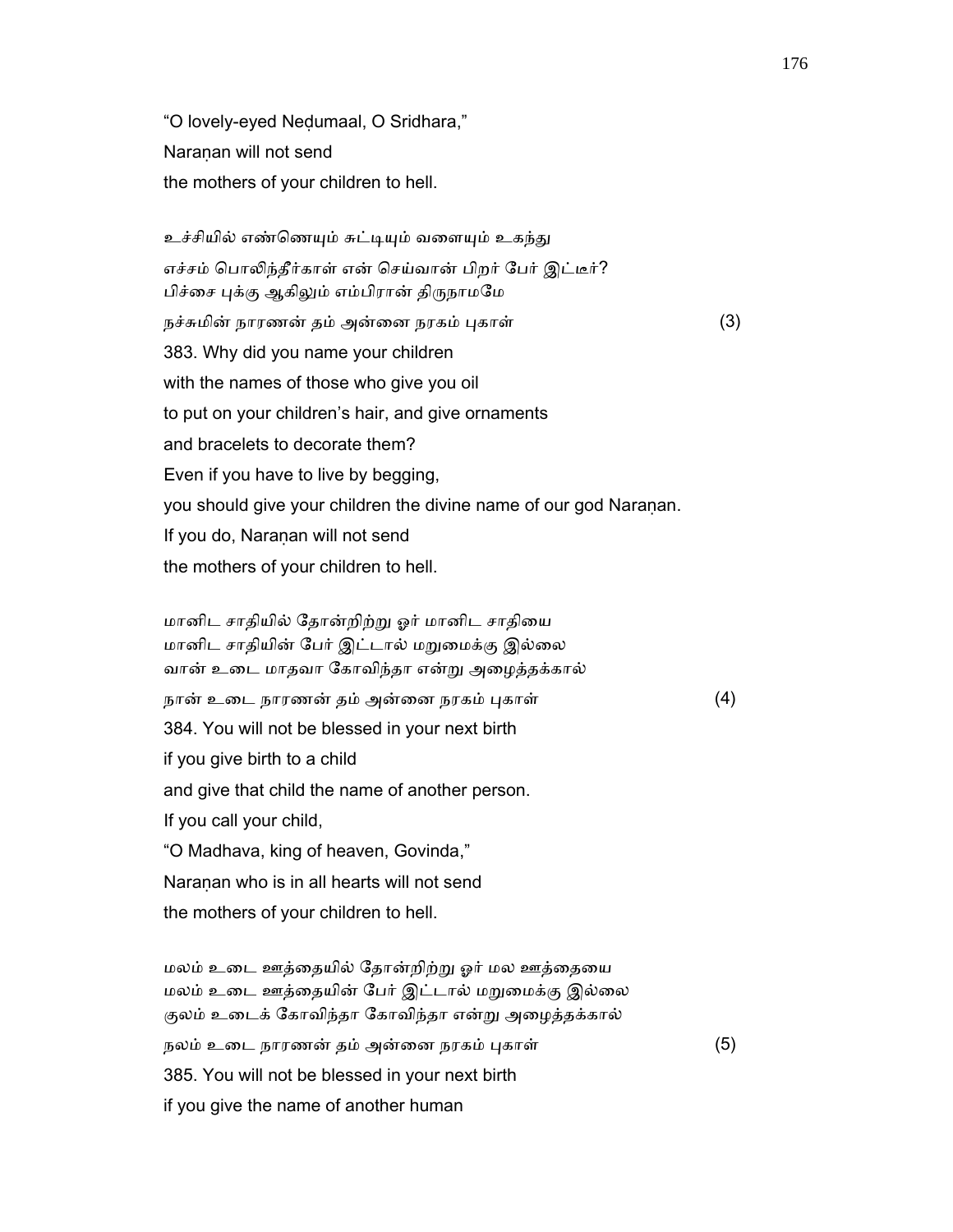"O lovely-eyed Neḍumaal, O Sridhara,"
Naraṇan will not send
the mothers of your children to hell.

உச்சியில் எண்ணெயும் சுட்டியும் வளையும் உகந்து
எச்சம் பொலிந்தீர்காள் என் செய்வான் பிறர் பேர் இட்டீர்?
பிச்சை புக்கு ஆகிலும் எம்பிரான் திருநாமமே
நச்சுமின் நாரணன் தம் அன்னை நரகம் புகாள் (3)

383. Why did you name your children
with the names of those who give you oil
to put on your children's hair, and give ornaments
and bracelets to decorate them?
Even if you have to live by begging,
you should give your children the divine name of our god Naraṇan.
If you do, Naraṇan will not send
the mothers of your children to hell.

மானிட சாதியில் தோன்றிற்று ஓர் மானிட சாதியை
மானிட சாதியின் பேர் இட்டால் மறுமைக்கு இல்லை
வான் உடை மாதவா கோவிந்தா என்று அழைத்தக்கால்
நான் உடை நாரணன் தம் அன்னை நரகம் புகாள் (4)

384. You will not be blessed in your next birth
if you give birth to a child
and give that child the name of another person.
If you call your child,
"O Madhava, king of heaven, Govinda,"
Naraṇan who is in all hearts will not send
the mothers of your children to hell.

மலம் உடை ஊத்தையில் தோன்றிற்று ஓர் மல ஊத்தையை
மலம் உடை ஊத்தையின் பேர் இட்டால் மறுமைக்கு இல்லை
குலம் உடைக் கோவிந்தா கோவிந்தா என்று அழைத்தக்கால்
நலம் உடை நாரணன் தம் அன்னை நரகம் புகாள் (5)

385. You will not be blessed in your next birth
if you give the name of another human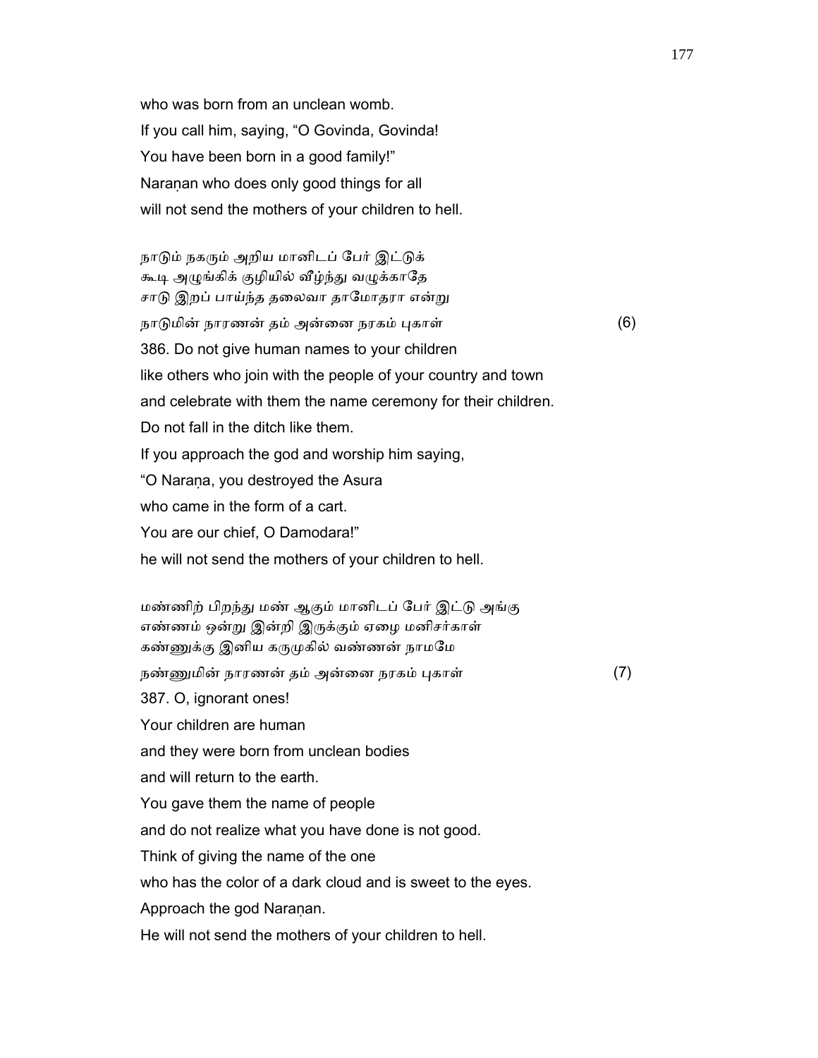who was born from an unclean womb.
If you call him, saying, "O Govinda, Govinda!
You have been born in a good family!"
Naraṇan who does only good things for all
will not send the mothers of your children to hell.

நாடும் நகரும் அறிய மானிடப் பேர் இட்டுக்
கூடி அழுங்கிக் குழியில் வீழ்ந்து வழுக்காதே
சாடு இறப் பாய்ந்த தலைவா தாமோதரா என்று
நாடுமின் நாரணன் தம் அன்னை நரகம் புகாள் (6)

386. Do not give human names to your children
like others who join with the people of your country and town
and celebrate with them the name ceremony for their children.
Do not fall in the ditch like them.
If you approach the god and worship him saying,
"O Naraṇa, you destroyed the Asura
who came in the form of a cart.
You are our chief, O Damodara!"
he will not send the mothers of your children to hell.

மண்ணிற் பிறந்து மண் ஆகும் மானிடப் பேர் இட்டு அங்கு
எண்ணம் ஒன்று இன்றி இருக்கும் ஏழை மனிசர்காள்
கண்ணுக்கு இனிய கருமுகில் வண்ணன் நாமமே
நண்ணுமின் நாரணன் தம் அன்னை நரகம் புகாள் (7)

387. O, ignorant ones!
Your children are human
and they were born from unclean bodies
and will return to the earth.
You gave them the name of people
and do not realize what you have done is not good.
Think of giving the name of the one
who has the color of a dark cloud and is sweet to the eyes.
Approach the god Naraṇan.
He will not send the mothers of your children to hell.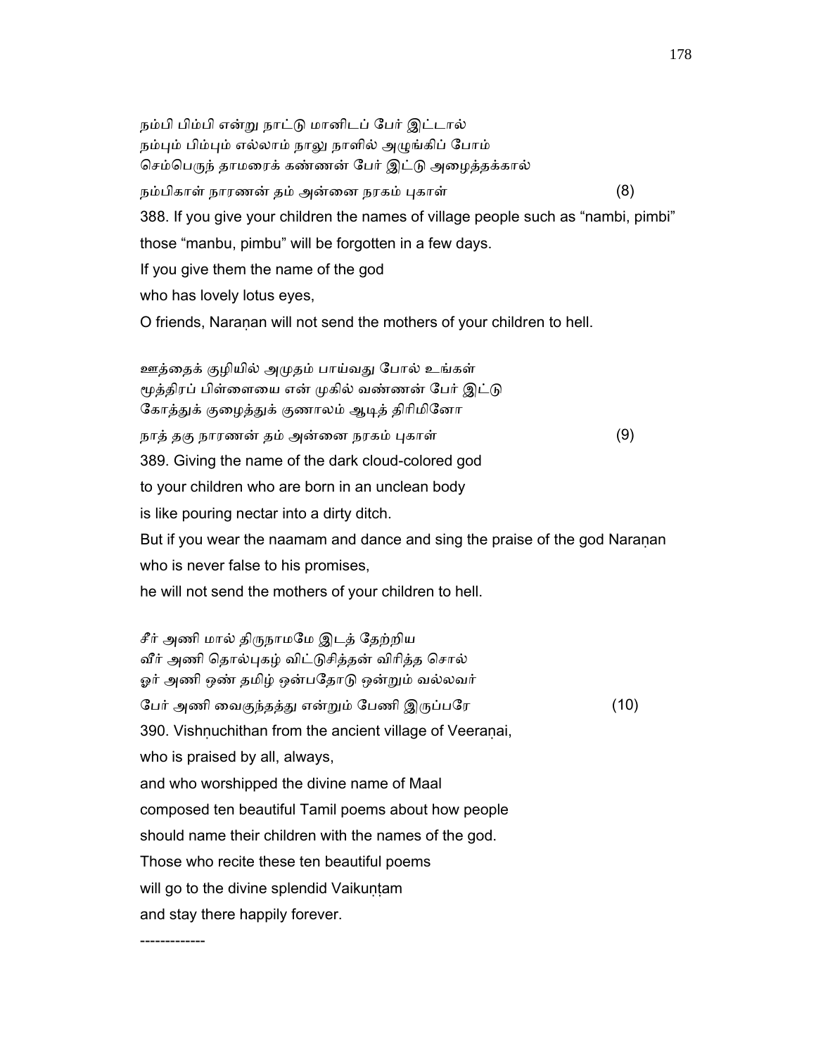நம்பி பிம்பி என்று நாட்டு மானிடப் பேர் இட்டால்
நம்பும் பிம்பும் எல்லாம் நாலு நாளில் அழுங்கிப் போம்
செம்பெருந் தாமரைக் கண்ணன் பேர் இட்டு அழைத்தக்கால்
நம்பிகாள் நாரணன் தம் அன்னை நரகம் புகாள் (8)

388. If you give your children the names of village people such as "nambi, pimbi"
those "manbu, pimbu" will be forgotten in a few days.
If you give them the name of the god
who has lovely lotus eyes,
O friends, Naraṇan will not send the mothers of your children to hell.

ஊத்தைக் குழியில் அமுதம் பாய்வது போல் உங்கள்
மூத்திரப் பிள்ளையை என் முகில் வண்ணன் பேர் இட்டு
கோத்துக் குழைத்துக் குணாலம் ஆடித் திரிமினோ
நாத் தகு நாரணன் தம் அன்னை நரகம் புகாள் (9)

389. Giving the name of the dark cloud-colored god
to your children who are born in an unclean body
is like pouring nectar into a dirty ditch.
But if you wear the naamam and dance and sing the praise of the god Naraṇan
who is never false to his promises,
he will not send the mothers of your children to hell.

சீர் அணி மால் திருநாமமே இடத் தேற்றிய
வீர் அணி தொல்புகழ் விட்டுசித்தன் விரித்த சொல்
ஓர் அணி ஒண் தமிழ் ஒன்பதோடு ஒன்றும் வல்லவர்
பேர் அணி வைகுந்தத்து என்றும் பேணி இருப்பரே (10)

390. Vishṇuchithan from the ancient village of Veeraṇai,
who is praised by all, always,
and who worshipped the divine name of Maal
composed ten beautiful Tamil poems about how people
should name their children with the names of the god.
Those who recite these ten beautiful poems
will go to the divine splendid Vaikuṇṭam
and stay there happily forever.

-------------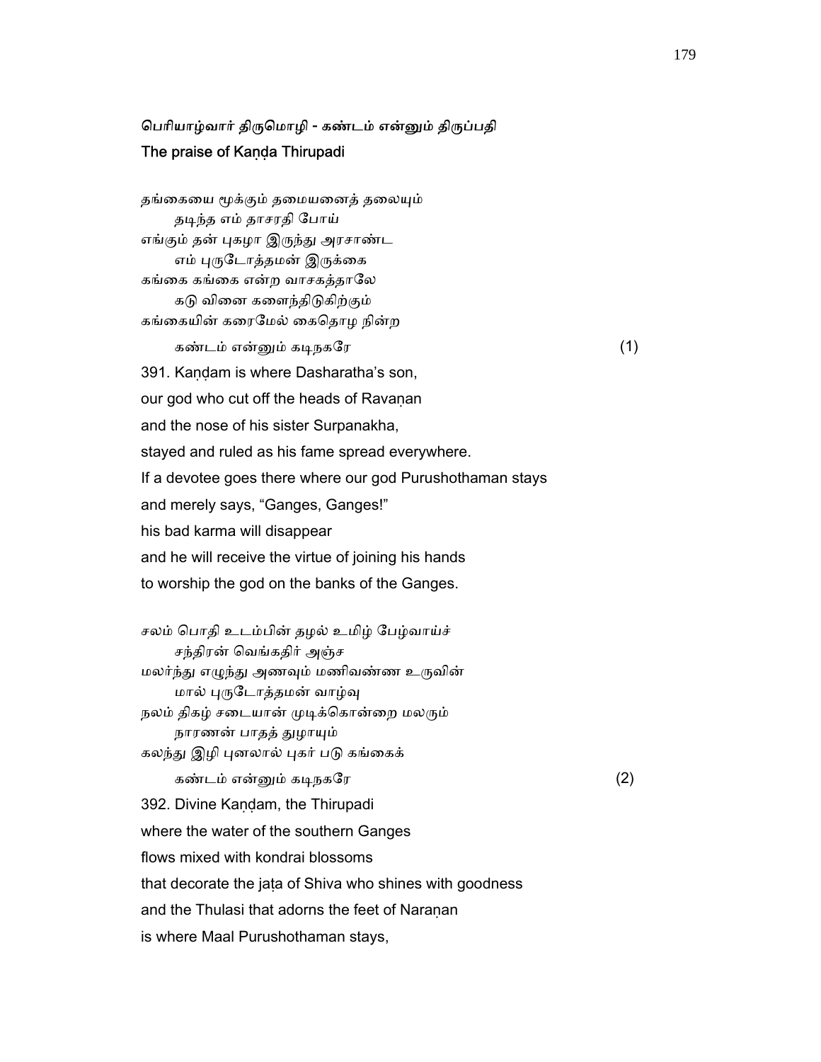## பெரியாழ்வார் திருமொழி - கண்டம் என்னும் திருப்பதி
## The praise of Kaṇḍa Thirupadi

தங்கையை மூக்கும் தமையனைத் தலையும்
    தடிந்த எம் தாசரதி போய்
எங்கும் தன் புகழா இருந்து அரசாண்ட
    எம் புருடோத்தமன் இருக்கை
கங்கை கங்கை என்ற வாசகத்தாலே
    கடு வினை களைந்திடுகிற்கும்
கங்கையின் கரைமேல் கைதொழ நின்ற
    கண்டம் என்னும் கடிநகரே (1)

391. Kaṇḍam is where Dasharatha's son,
our god who cut off the heads of Ravaṇan
and the nose of his sister Surpanakha,
stayed and ruled as his fame spread everywhere.
If a devotee goes there where our god Purushothaman stays
and merely says, "Ganges, Ganges!"
his bad karma will disappear
and he will receive the virtue of joining his hands
to worship the god on the banks of the Ganges.

சலம் பொதி உடம்பின் தழல் உமிழ் பேழ்வாய்ச்
    சந்திரன் வெங்கதிர் அஞ்ச
மலர்ந்து எழுந்து அணவும் மணிவண்ண உருவின்
    மால் புருடோத்தமன் வாழ்வு
நலம் திகழ் சடையான் முடிக்கொன்றை மலரும்
    நாரணன் பாதத் துழாயும்
கலந்து இழி புனலால் புகர் படு கங்கைக்
    கண்டம் என்னும் கடிநகரே (2)

392. Divine Kaṇḍam, the Thirupadi
where the water of the southern Ganges
flows mixed with kondrai blossoms
that decorate the jaṭa of Shiva who shines with goodness
and the Thulasi that adorns the feet of Naraṇan
is where Maal Purushothaman stays,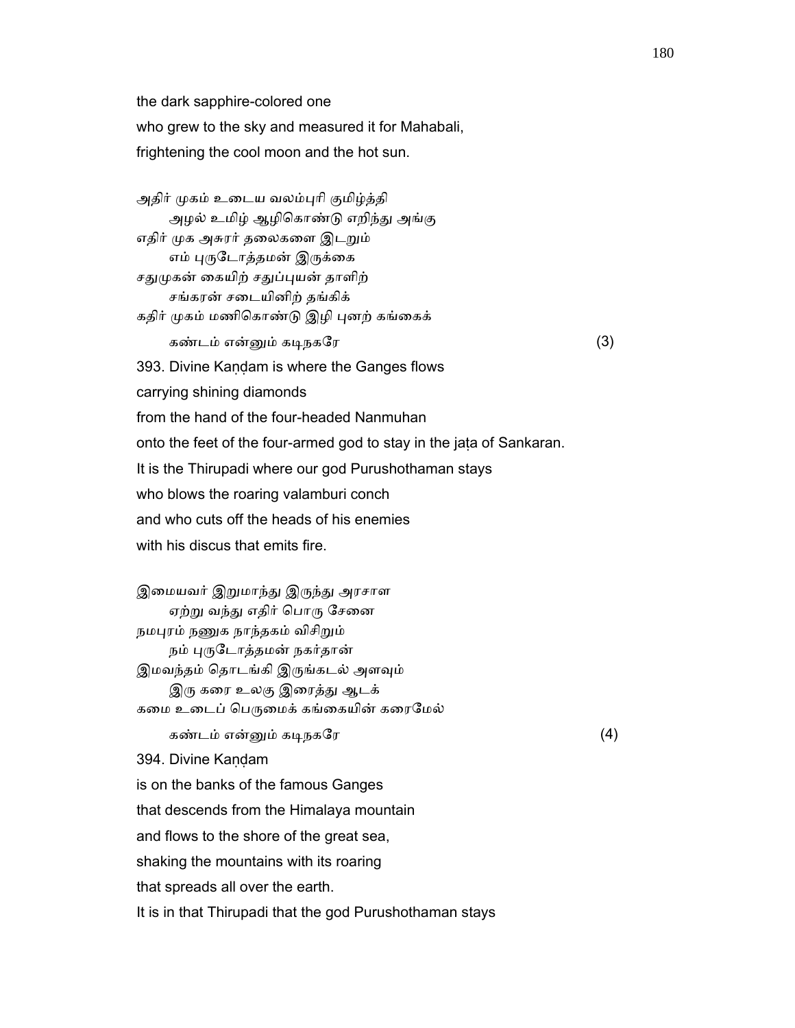the dark sapphire-colored one
who grew to the sky and measured it for Mahabali,
frightening the cool moon and the hot sun.

அதிர் முகம் உடைய வலம்புரி குமிழ்த்தி
 அழல் உமிழ் ஆழிகொண்டு எறிந்து அங்கு
எதிர் முக அசுரர் தலைகளை இடறும்
 எம் புருடோத்தமன் இருக்கை
சதுமுகன் கையிற் சதுப்புயன் தாளிற்
 சங்கரன் சடையினிற் தங்கிக்
கதிர் முகம் மணிகொண்டு இழி புனற் கங்கைக்
 கண்டம் என்னும் கடிநகரே (3)

393. Divine Kaṇḍam is where the Ganges flows
carrying shining diamonds
from the hand of the four-headed Nanmuhan
onto the feet of the four-armed god to stay in the jaṭa of Sankaran.
It is the Thirupadi where our god Purushothaman stays
who blows the roaring valamburi conch
and who cuts off the heads of his enemies
with his discus that emits fire.

இமையவர் இறுமாந்து இருந்து அரசாள
 ஏற்று வந்து எதிர் பொரு சேனை
நமபுரம் நணுக நாந்தகம் விசிறும்
 நம் புருடோத்தமன் நகர்தான்
இமவந்தம் தொடங்கி இருங்கடல் அளவும்
 இரு கரை உலகு இரைத்து ஆடக்
கமை உடைப் பெருமைக் கங்கையின் கரைமேல்
 கண்டம் என்னும் கடிநகரே (4)

394. Divine Kaṇḍam
is on the banks of the famous Ganges
that descends from the Himalaya mountain
and flows to the shore of the great sea,
shaking the mountains with its roaring
that spreads all over the earth.
It is in that Thirupadi that the god Purushothaman stays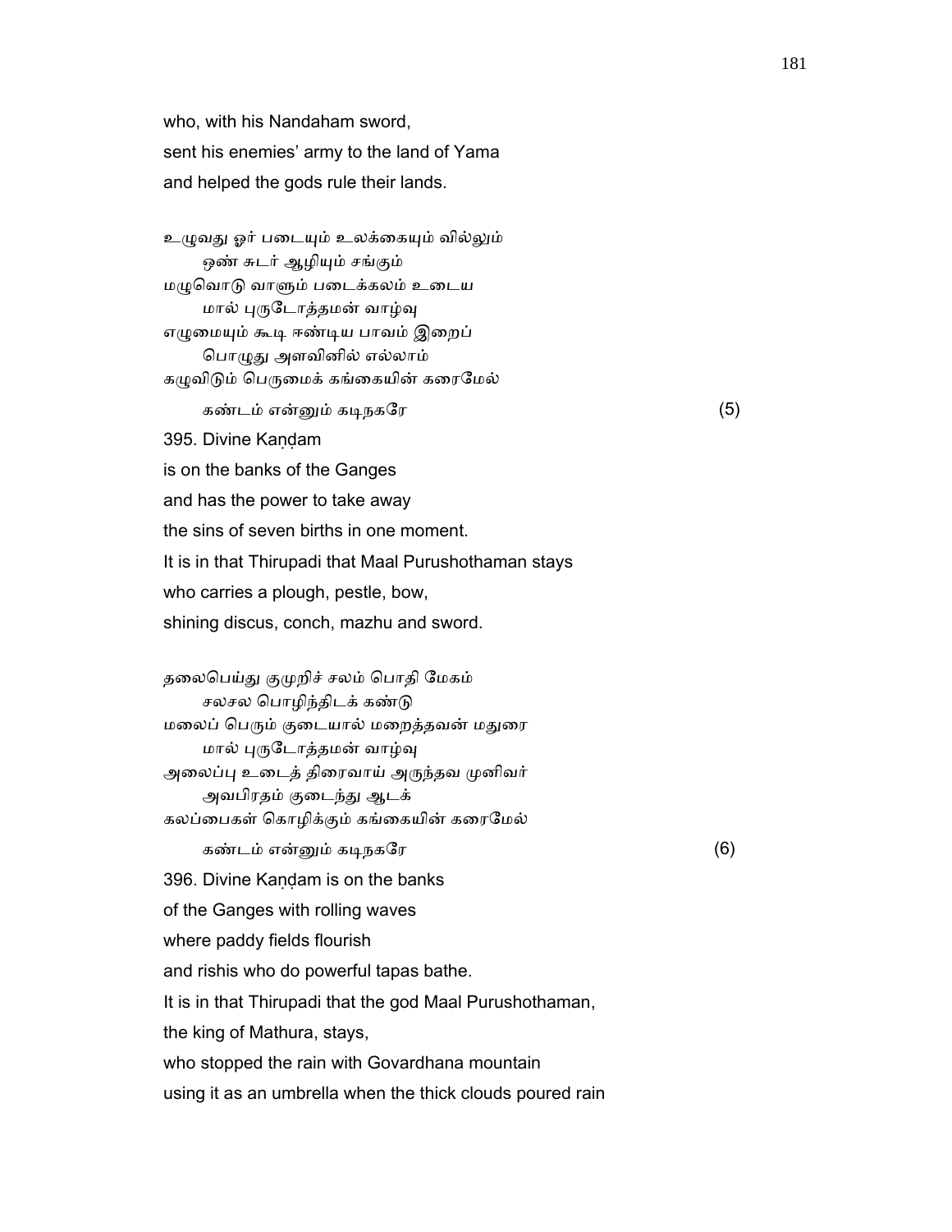who, with his Nandaham sword,
sent his enemies' army to the land of Yama
and helped the gods rule their lands.

உழுவது ஓர் படையும் உலக்கையும் வில்லும்
ஒண் சுடர் ஆழியும் சங்கும்
மழுவொடு வாளும் படைக்கலம் உடைய
மால் புருடோத்தமன் வாழ்வு
எழுமையும் கூடி ஈண்டிய பாவம் இறைப்
பொழுது அளவினில் எல்லாம்
கழுவிடும் பெருமைக் கங்கையின் கரைமேல்
கண்டம் என்னும் கடிநகரே (5)

395. Divine Kaṇḍam
is on the banks of the Ganges
and has the power to take away
the sins of seven births in one moment.
It is in that Thirupadi that Maal Purushothaman stays
who carries a plough, pestle, bow,
shining discus, conch, mazhu and sword.

தலைபெய்து குமுறிச் சலம் பொதி மேகம்
சலசல பொழிந்திடக் கண்டு
மலைப் பெரும் குடையால் மறைத்தவன் மதுரை
மால் புருடோத்தமன் வாழ்வு
அலைப்பு உடைத் திரைவாய் அருந்தவ முனிவர்
அவபிரதம் குடைந்து ஆடக்
கலப்பைகள் கொழிக்கும் கங்கையின் கரைமேல்
கண்டம் என்னும் கடிநகரே (6)

396. Divine Kaṇḍam is on the banks
of the Ganges with rolling waves
where paddy fields flourish
and rishis who do powerful tapas bathe.
It is in that Thirupadi that the god Maal Purushothaman,
the king of Mathura, stays,
who stopped the rain with Govardhana mountain
using it as an umbrella when the thick clouds poured rain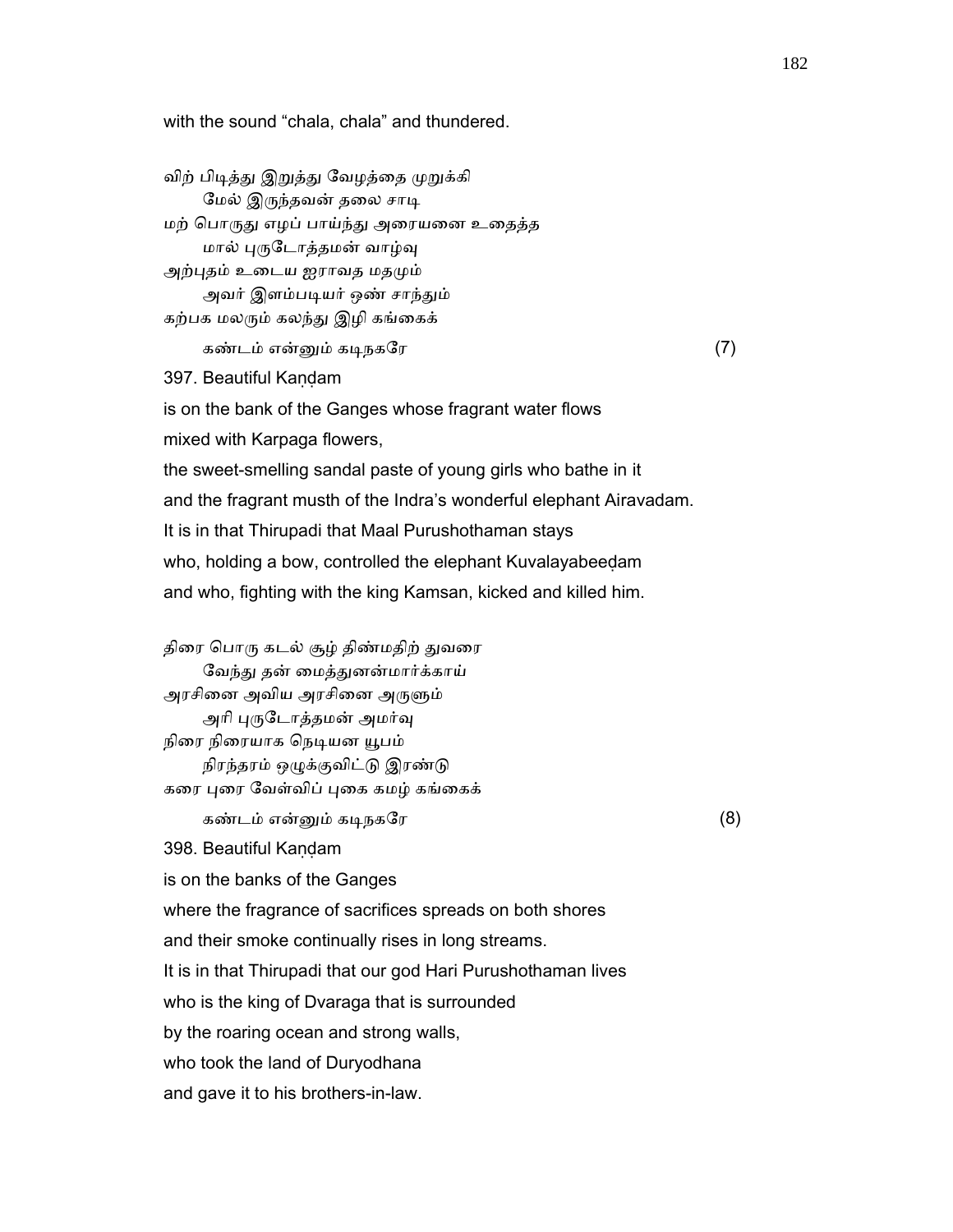with the sound “chala, chala” and thundered.

விற் பிடித்து இறுத்து வேழத்தை முறுக்கி
    மேல் இருந்தவன் தலை சாடி
மற் பொருது எழப் பாய்ந்து அரையனை உதைத்த
    மால் புருடோத்தமன் வாழ்வு
அற்புதம் உடைய ஐராவத மதமும்
    அவர் இளம்படியர் ஒண் சாந்தும்
கற்பக மலரும் கலந்து இழி கங்கைக்
    கண்டம் என்னும் கடிநகரே                                                    (7)

397. Beautiful Kaṇḍam
is on the bank of the Ganges whose fragrant water flows
mixed with Karpaga flowers,
the sweet-smelling sandal paste of young girls who bathe in it
and the fragrant musth of the Indra’s wonderful elephant Airavadam.
It is in that Thirupadi that Maal Purushothaman stays
who, holding a bow, controlled the elephant Kuvalayabeeḍam
and who, fighting with the king Kamsan, kicked and killed him.

திரை பொரு கடல் சூழ் திண்மதிற் துவரை
    வேந்து தன் மைத்துனன்மார்க்காய்
அரசினை அவிய அரசினை அருளும்
    அரி புருடோத்தமன் அமர்வு
நிரை நிரையாக நெடியன யூபம்
    நிரந்தரம் ஒழுக்குவிட்டு இரண்டு
கரை புரை வேள்விப் புகை கமழ் கங்கைக்
    கண்டம் என்னும் கடிநகரே                                                    (8)

398. Beautiful Kaṇḍam
is on the banks of the Ganges
where the fragrance of sacrifices spreads on both shores
and their smoke continually rises in long streams.
It is in that Thirupadi that our god Hari Purushothaman lives
who is the king of Dvaraga that is surrounded
by the roaring ocean and strong walls,
who took the land of Duryodhana
and gave it to his brothers-in-law.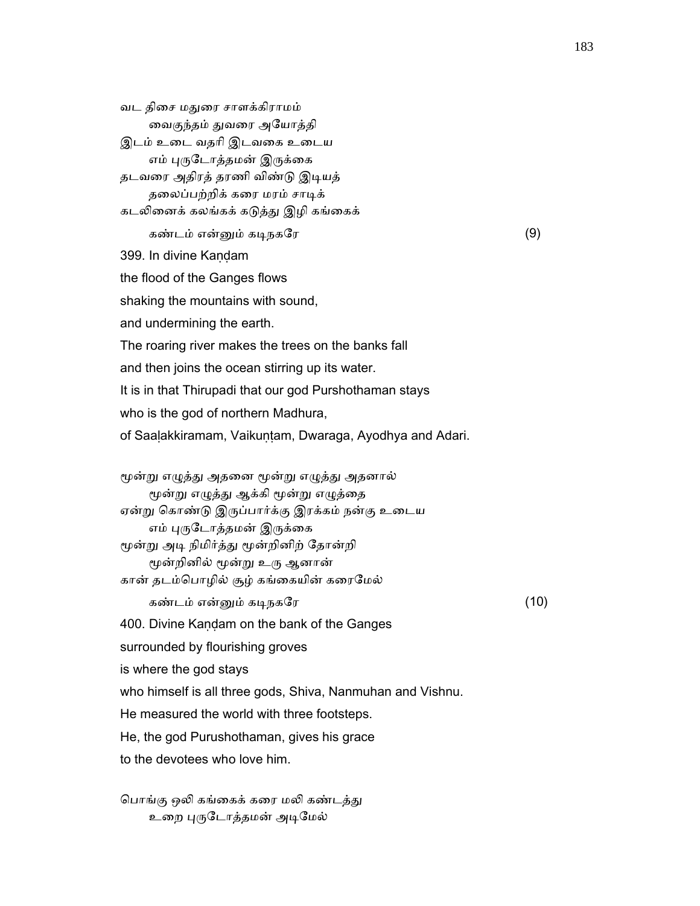வட திசை மதுரை சாளக்கிராமம்
 வைகுந்தம் துவரை அயோத்தி
இடம் உடை வதரி இடவகை உடைய
 எம் புருடோத்தமன் இருக்கை
தடவரை அதிரத் தரணி விண்டு இடியத்
 தலைப்பற்றிக் கரை மரம் சாடிக்
கடலினைக் கலங்கக் கடுத்து இழி கங்கைக்
 கண்டம் என்னும் கடிநகரே (9)

399. In divine Kaṇḍam
the flood of the Ganges flows
shaking the mountains with sound,
and undermining the earth.
The roaring river makes the trees on the banks fall
and then joins the ocean stirring up its water.
It is in that Thirupadi that our god Purshothaman stays
who is the god of northern Madhura,
of Saaḷakkiramam, Vaikuṇṭam, Dwaraga, Ayodhya and Adari.

மூன்று எழுத்து அதனை மூன்று எழுத்து அதனால்
 மூன்று எழுத்து ஆக்கி மூன்று எழுத்தை
ஏன்று கொண்டு இருப்பார்க்கு இரக்கம் நன்கு உடைய
 எம் புருடோத்தமன் இருக்கை
மூன்று அடி நிமிர்த்து மூன்றினிற் தோன்றி
 மூன்றினில் மூன்று உரு ஆனான்
கான் தடம்பொழில் சூழ் கங்கையின் கரைமேல்
 கண்டம் என்னும் கடிநகரே (10)

400. Divine Kaṇḍam on the bank of the Ganges
surrounded by flourishing groves
is where the god stays
who himself is all three gods, Shiva, Nanmuhan and Vishnu.
He measured the world with three footsteps.
He, the god Purushothaman, gives his grace
to the devotees who love him.

பொங்கு ஒலி கங்கைக் கரை மலி கண்டத்து
 உறை புருடோத்தமன் அடிமேல்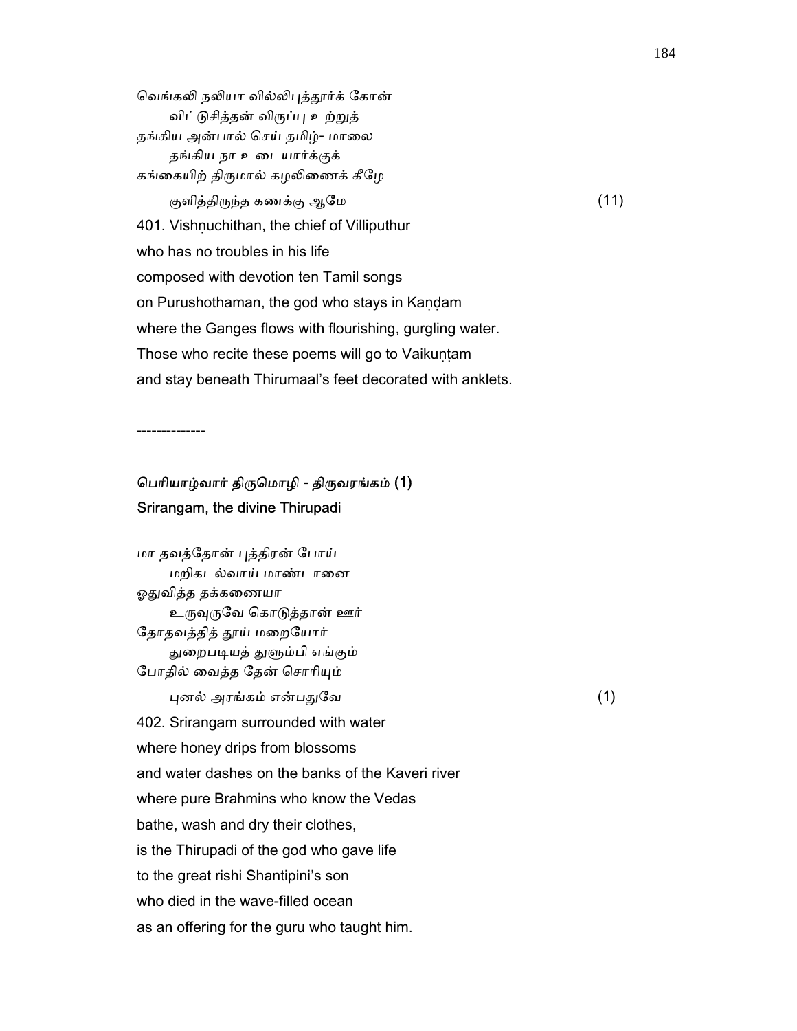வெங்கலி நலியா வில்லிபுத்தூர்க் கோன்
　　விட்டுசித்தன் விருப்பு உற்றுத்
தங்கிய அன்பால் செய் தமிழ்- மாலை
　　தங்கிய நா உடையார்க்குக்
கங்கையிற் திருமால் கழலிணைக் கீழே
　　குளித்திருந்த கணக்கு ஆமே　　　　　　　　　　(11)

401. Vishṇuchithan, the chief of Villiputhur
who has no troubles in his life
composed with devotion ten Tamil songs
on Purushothaman, the god who stays in Kaṇḍam
where the Ganges flows with flourishing, gurgling water.
Those who recite these poems will go to Vaikuṇṭam
and stay beneath Thirumaal's feet decorated with anklets.

--------------

**பெரியாழ்வார் திருமொழி - திருவரங்கம் (1)**
**Srirangam, the divine Thirupadi**

மா தவத்தோன் புத்திரன் போய்
　　மறிகடல்வாய் மாண்டானை
ஓதுவித்த தக்கணையா
　　உருவுருவே கொடுத்தான் ஊர்
தோதவத்தித் தூய் மறையோர்
　　துறைபடியத் துளும்பி எங்கும்
போதில் வைத்த தேன் சொரியும்
　　புனல் அரங்கம் என்பதுவே　　　　　　　　　　(1)

402. Srirangam surrounded with water
where honey drips from blossoms
and water dashes on the banks of the Kaveri river
where pure Brahmins who know the Vedas
bathe, wash and dry their clothes,
is the Thirupadi of the god who gave life
to the great rishi Shantipini's son
who died in the wave-filled ocean
as an offering for the guru who taught him.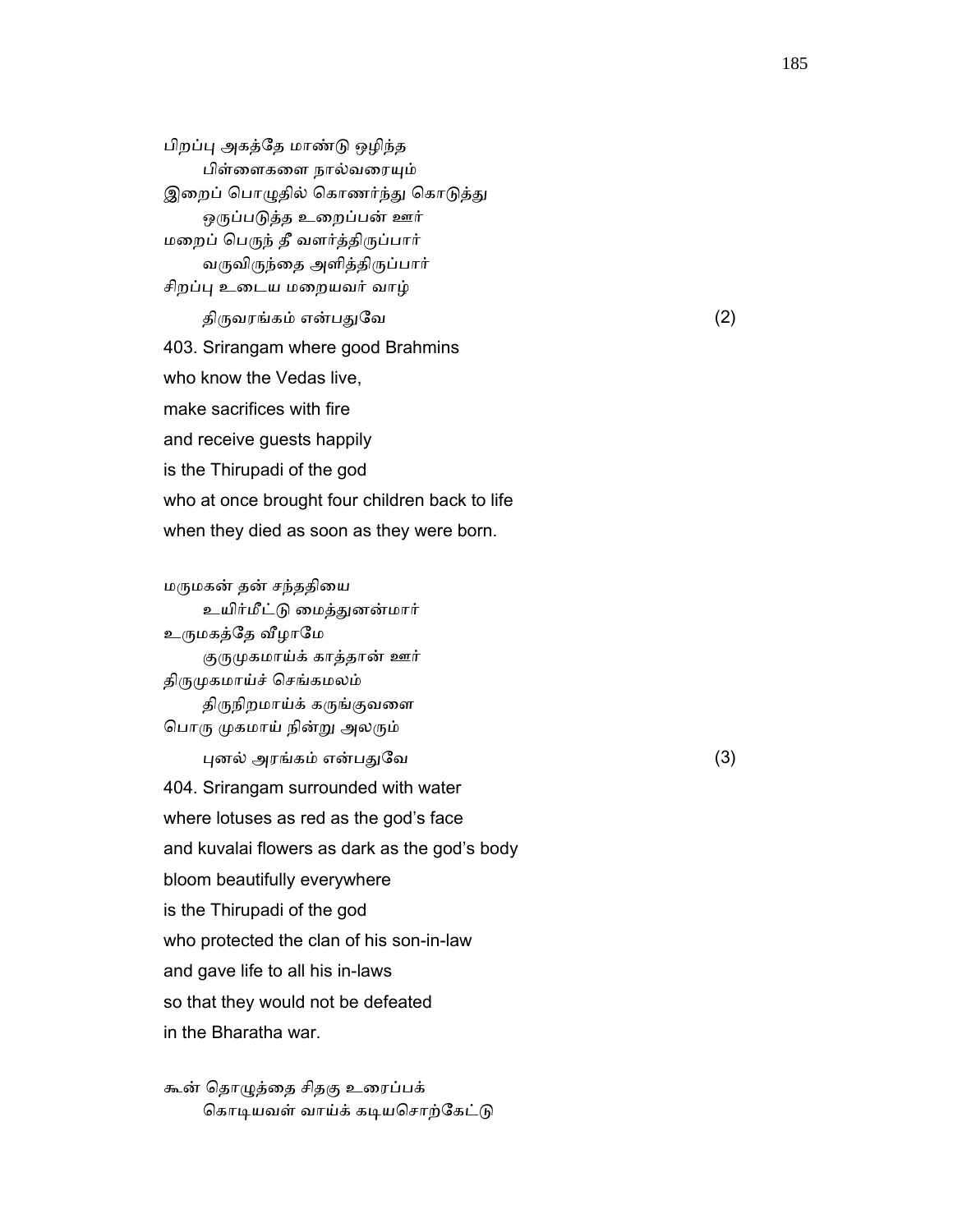பிறப்பு அகத்தே மாண்டு ஒழிந்த
　　பிள்ளைகளை நால்வரையும்
இறைப் பொழுதில் கொணர்ந்து கொடுத்து
　　ஒருப்படுத்த உறைப்பன் ஊர்
மறைப் பெருந் தீ வளர்த்திருப்பார்
　　வருவிருந்தை அளித்திருப்பார்
சிறப்பு உடைய மறையவர் வாழ்
　　திருவரங்கம் என்பதுவே (2)

403. Srirangam where good Brahmins
who know the Vedas live,
make sacrifices with fire
and receive guests happily
is the Thirupadi of the god
who at once brought four children back to life
when they died as soon as they were born.

மருமகன் தன் சந்ததியை
　　உயிர்மீட்டு மைத்துனன்மார்
உருமகத்தே வீழாமே
　　குருமுகமாய்க் காத்தான் ஊர்
திருமுகமாய்ச் செங்கமலம்
　　திருநிறமாய்க் கருங்குவளை
பொரு முகமாய் நின்று அலரும்
　　புனல் அரங்கம் என்பதுவே (3)

404. Srirangam surrounded with water
where lotuses as red as the god's face
and kuvalai flowers as dark as the god's body
bloom beautifully everywhere
is the Thirupadi of the god
who protected the clan of his son-in-law
and gave life to all his in-laws
so that they would not be defeated
in the Bharatha war.

கூன் தொழுத்தை சிதகு உரைப்பக்
　　கொடியவள் வாய்க் கடியசொற்கேட்டு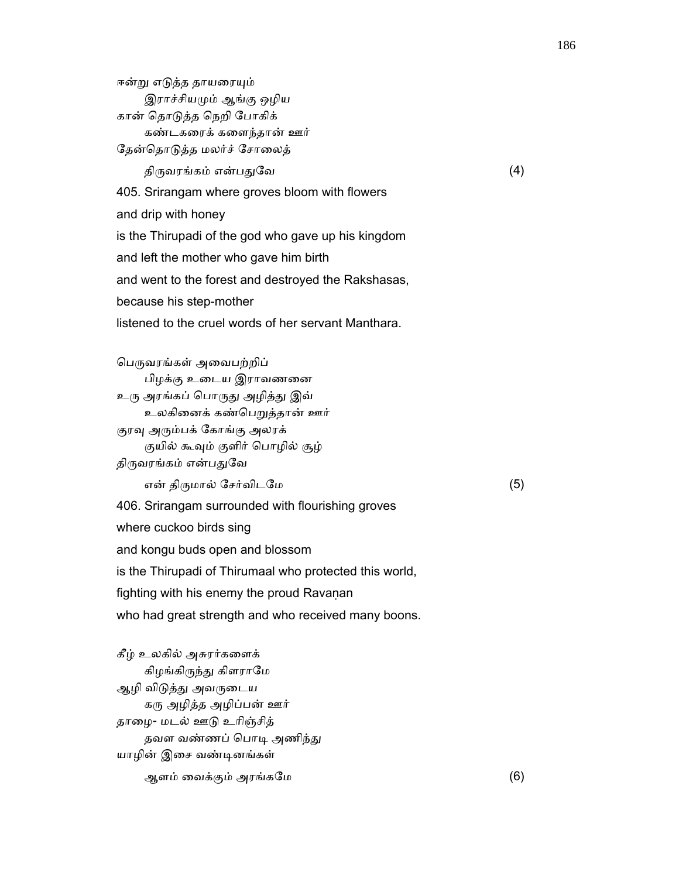ஈன்று எடுத்த தாயரையும்
　　இராச்சியமும் ஆங்கு ஒழிய
கான் தொடுத்த நெறி போகிக்
　　கண்டகரைக் களைந்தான் ஊர்
தேன்தொடுத்த மலர்ச் சோலைத்
　　திருவரங்கம் என்பதுவே (4)

405. Srirangam where groves bloom with flowers
and drip with honey
is the Thirupadi of the god who gave up his kingdom
and left the mother who gave him birth
and went to the forest and destroyed the Rakshasas,
because his step-mother
listened to the cruel words of her servant Manthara.

பெருவரங்கள் அவைபற்றிப்
　　பிழக்கு உடைய இராவணனை
உரு அரங்கப் பொருது அழித்து இவ்
　　உலகினைக் கண்பெறுத்தான் ஊர்
குரவு அரும்பக் கோங்கு அலரக்
　　குயில் கூவும் குளிர் பொழில் சூழ்
திருவரங்கம் என்பதுவே
　　என் திருமால் சேர்விடமே (5)

406. Srirangam surrounded with flourishing groves
where cuckoo birds sing
and kongu buds open and blossom
is the Thirupadi of Thirumaal who protected this world,
fighting with his enemy the proud Ravaṇan
who had great strength and who received many boons.

கீழ் உலகில் அசுரர்களைக்
　　கிழங்கிருந்து கிளராமே
ஆழி விடுத்து அவருடைய
　　கரு அழித்த அழிப்பன் ஊர்
தாழை- மடல் ஊடு உரிஞ்சித்
　　தவள வண்ணப் பொடி அணிந்து
யாழின் இசை வண்டினங்கள்
　　ஆளம் வைக்கும் அரங்கமே (6)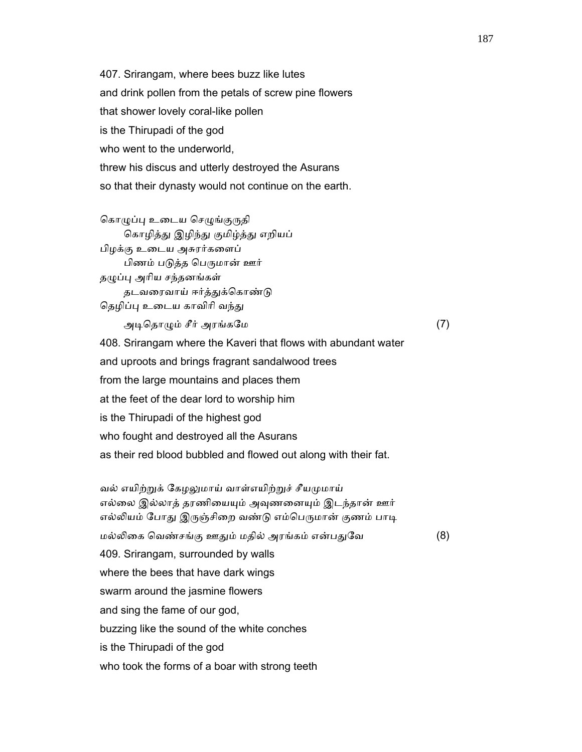407. Srirangam, where bees buzz like lutes
and drink pollen from the petals of screw pine flowers
that shower lovely coral-like pollen
is the Thirupadi of the god
who went to the underworld,
threw his discus and utterly destroyed the Asurans
so that their dynasty would not continue on the earth.

கொழுப்பு உடைய செழுங்குருதி
      கொழித்து இழிந்து குமிழ்த்து எறியப்
பிழக்கு உடைய அசுரர்களைப்
      பிணம் படுத்த பெருமான் ஊர்
தழுப்பு அரிய சந்தனங்கள்
      தடவரைவாய் ஈர்த்துக்கொண்டு
தெழிப்பு உடைய காவிரி வந்து
      அடிதொழும் சீர் அரங்கமே (7)

408. Srirangam where the Kaveri that flows with abundant water
and uproots and brings fragrant sandalwood trees
from the large mountains and places them
at the feet of the dear lord to worship him
is the Thirupadi of the highest god
who fought and destroyed all the Asurans
as their red blood bubbled and flowed out along with their fat.

வல் எயிற்றுக் கேழலுமாய் வாள்எயிற்றுச் சீயமுமாய்
எல்லை இல்லாத் தரணியையும் அவுணனையும் இடந்தான் ஊர்
எல்லியம் போது இருஞ்சிறை வண்டு எம்பெருமான் குணம் பாடி
மல்லிகை வெண்சங்கு ஊதும் மதில் அரங்கம் என்பதுவே (8)

409. Srirangam, surrounded by walls
where the bees that have dark wings
swarm around the jasmine flowers
and sing the fame of our god,
buzzing like the sound of the white conches
is the Thirupadi of the god
who took the forms of a boar with strong teeth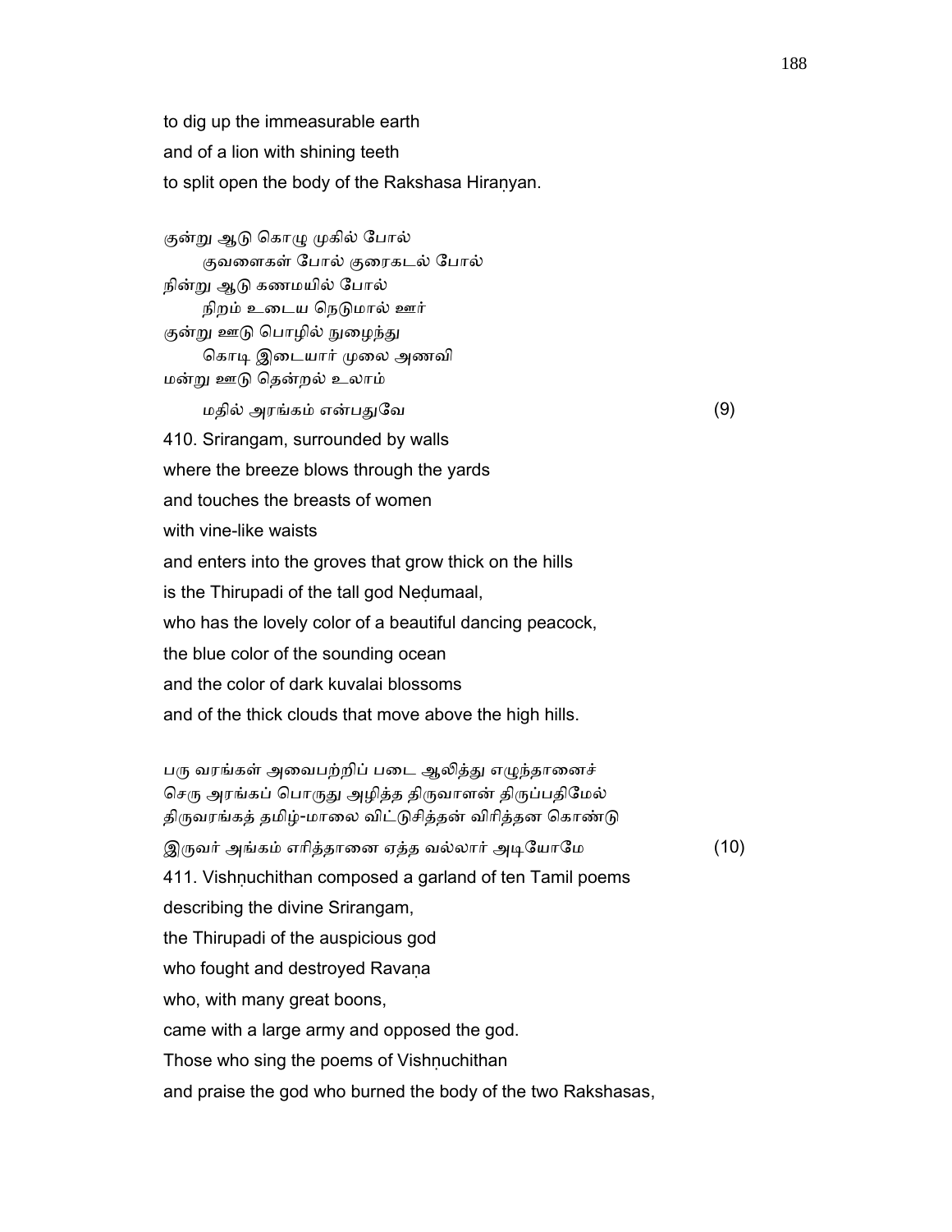to dig up the immeasurable earth
and of a lion with shining teeth
to split open the body of the Rakshasa Hiraṇyan.

குன்று ஆடு கொழு முகில் போல்
குவளைகள் போல் குரைகடல் போல்
நின்று ஆடு கணமயில் போல்
நிறம் உடைய நெடுமால் ஊர்
குன்று ஊடு பொழில் நுழைந்து
கொடி இடையார் முலை அணவி
மன்று ஊடு தென்றல் உலாம்
மதில் அரங்கம் என்பதுவே (9)

410. Srirangam, surrounded by walls
where the breeze blows through the yards
and touches the breasts of women
with vine-like waists
and enters into the groves that grow thick on the hills
is the Thirupadi of the tall god Neḍumaal,
who has the lovely color of a beautiful dancing peacock,
the blue color of the sounding ocean
and the color of dark kuvalai blossoms
and of the thick clouds that move above the high hills.

பரு வரங்கள் அவைபற்றிப் படை ஆலித்து எழுந்தானைச்
செரு அரங்கப் பொருது அழித்த திருவாளன் திருப்பதிமேல்
திருவரங்கத் தமிழ்-மாலை விட்டுசித்தன் விரித்தன கொண்டு
இருவர் அங்கம் எரித்தானை ஏத்த வல்லார் அடியோமே (10)

411. Vishṇuchithan composed a garland of ten Tamil poems
describing the divine Srirangam,
the Thirupadi of the auspicious god
who fought and destroyed Ravaṇa
who, with many great boons,
came with a large army and opposed the god.
Those who sing the poems of Vishṇuchithan
and praise the god who burned the body of the two Rakshasas,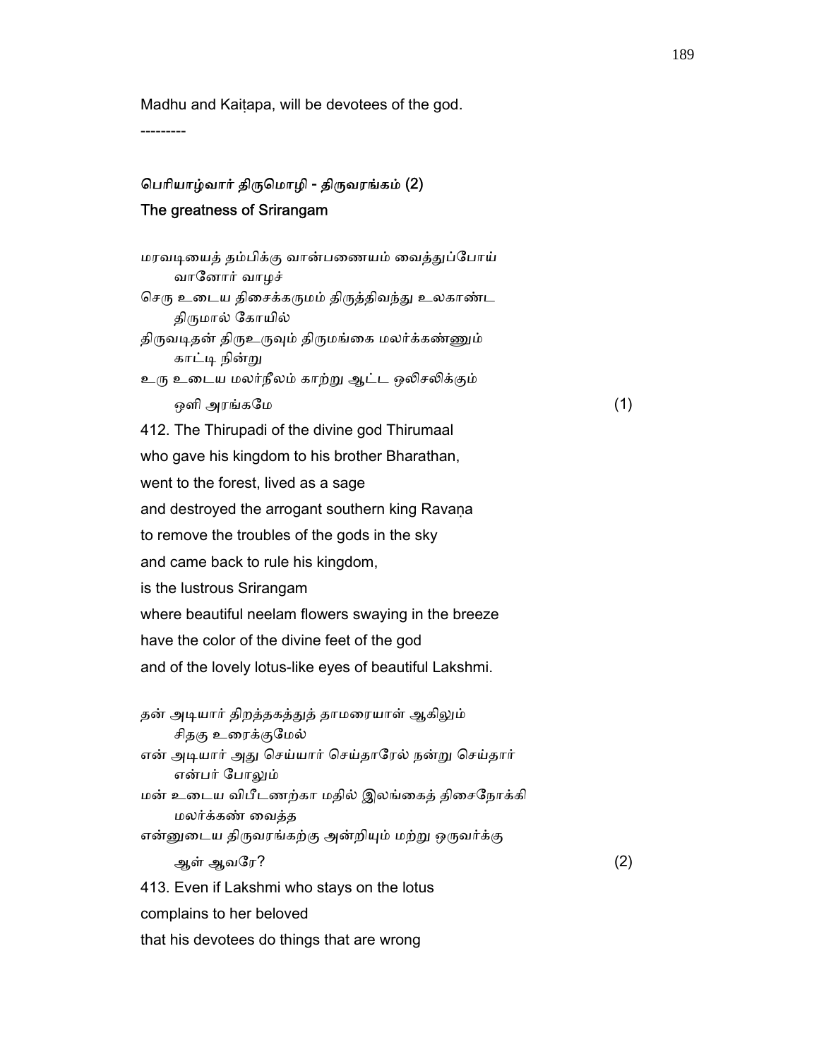Madhu and Kaiṭapa, will be devotees of the god.

---------

### பெரியாழ்வார் திருமொழி - திருவரங்கம் (2)
### The greatness of Srirangam

மரவடியைத் தம்பிக்கு வான்பணையம் வைத்துப்போய்
 வானோர் வாழச்
செரு உடைய திசைக்கருமம் திருத்திவந்து உலகாண்ட
 திருமால் கோயில்
திருவடிதன் திருஉருவும் திருமங்கை மலர்க்கண்ணும்
 காட்டி நின்று
உரு உடைய மலர்நீலம் காற்று ஆட்ட ஒலிசலிக்கும்
 ஒளி அரங்கமே (1)

412. The Thirupadi of the divine god Thirumaal
who gave his kingdom to his brother Bharathan,
went to the forest, lived as a sage
and destroyed the arrogant southern king Ravaṇa
to remove the troubles of the gods in the sky
and came back to rule his kingdom,
is the lustrous Srirangam
where beautiful neelam flowers swaying in the breeze
have the color of the divine feet of the god
and of the lovely lotus-like eyes of beautiful Lakshmi.

தன் அடியார் திறத்தகத்துத் தாமரையாள் ஆகிலும்
 சிதகு உரைக்குமேல்
என் அடியார் அது செய்யார் செய்தாரேல் நன்று செய்தார்
 என்பர் போலும்
மன் உடைய விபீடணற்கா மதில் இலங்கைத் திசைநோக்கி
 மலர்க்கண் வைத்த
என்னுடைய திருவரங்கற்கு அன்றியும் மற்று ஒருவர்க்கு
 ஆள் ஆவரே? (2)

413. Even if Lakshmi who stays on the lotus
complains to her beloved
that his devotees do things that are wrong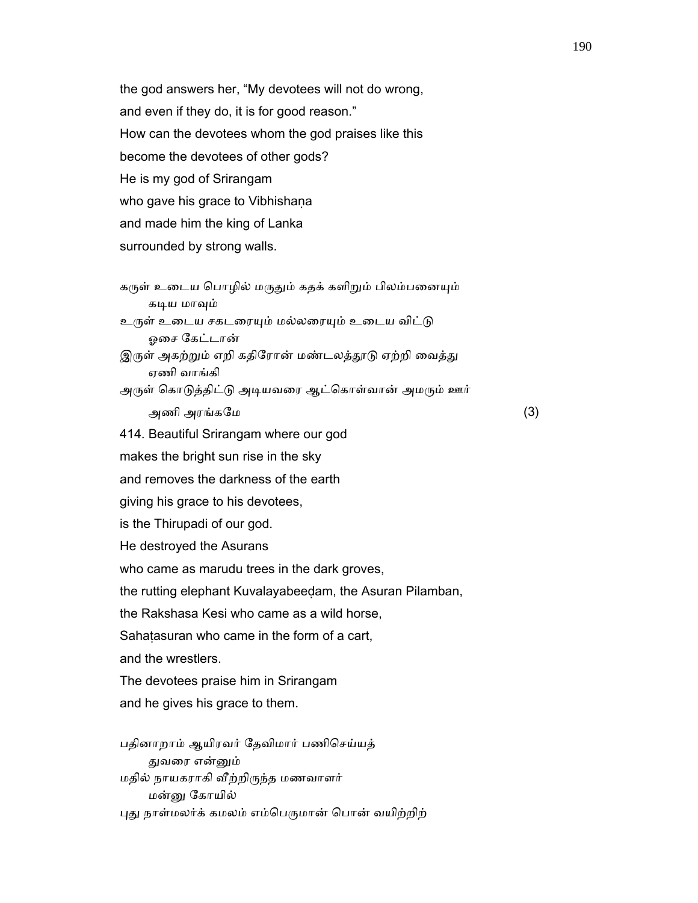the god answers her, “My devotees will not do wrong,
and even if they do, it is for good reason.”
How can the devotees whom the god praises like this
become the devotees of other gods?
He is my god of Srirangam
who gave his grace to Vibhishaṇa
and made him the king of Lanka
surrounded by strong walls.

கருள் உடைய பொழில் மருதும் கதக் களிறும் பிலம்பனையும்
   கடிய மாவும்
உருள் உடைய சகடரையும் மல்லரையும் உடைய விட்டு
   ஓசை கேட்டான்
இருள் அகற்றும் எறி கதிரோன் மண்டலத்தூடு ஏற்றி வைத்து
   ஏணி வாங்கி
அருள் கொடுத்திட்டு அடியவரை ஆட்கொள்வான் அமரும் ஊர்
   அணி அரங்கமே (3)

414. Beautiful Srirangam where our god
makes the bright sun rise in the sky
and removes the darkness of the earth
giving his grace to his devotees,
is the Thirupadi of our god.
He destroyed the Asurans
who came as marudu trees in the dark groves,
the rutting elephant Kuvalayabeeḍam, the Asuran Pilamban,
the Rakshasa Kesi who came as a wild horse,
Sahaṭasuran who came in the form of a cart,
and the wrestlers.
The devotees praise him in Srirangam
and he gives his grace to them.

பதினாறாம் ஆயிரவர் தேவிமார் பணிசெய்யத்
   துவரை என்னும்
மதில் நாயகராகி வீற்றிருந்த மணவாளர்
   மன்னு கோயில்
புது நாள்மலர்க் கமலம் எம்பெருமான் பொன் வயிற்றிற்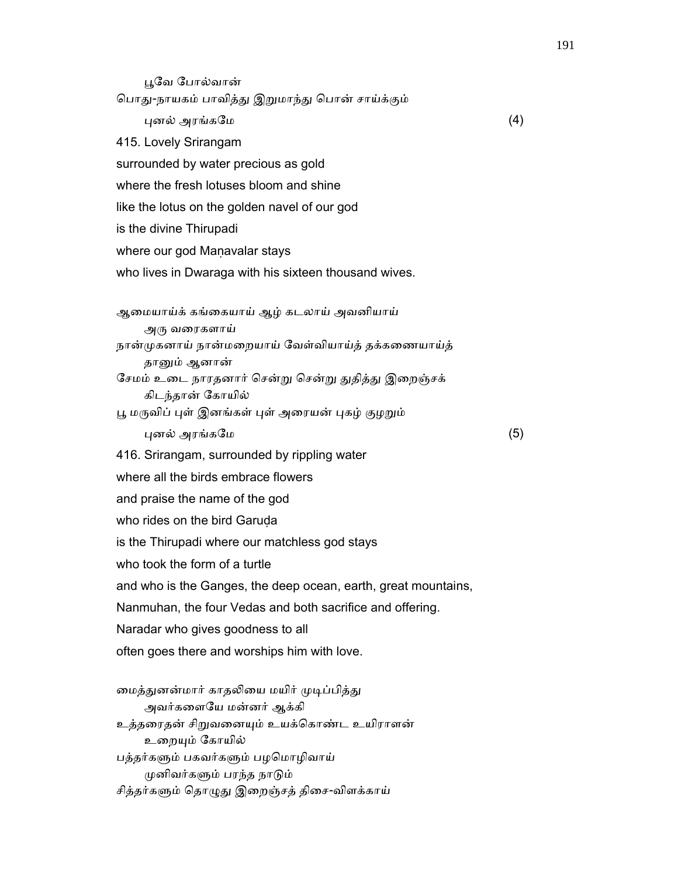பூவே போல்வான்
பொது-நாயகம் பாவித்து இறுமாந்து பொன் சாய்க்கும்
புனல் அரங்கமே (4)

415. Lovely Srirangam
surrounded by water precious as gold
where the fresh lotuses bloom and shine
like the lotus on the golden navel of our god
is the divine Thirupadi
where our god Maṇavalar stays
who lives in Dwaraga with his sixteen thousand wives.

ஆமையாய்க் கங்கையாய் ஆழ் கடலாய் அவனியாய்
அரு வரைகளாய்
நான்முகனாய் நான்மறையாய் வேள்வியாய்த் தக்கணையாய்த்
தானும் ஆனான்
சேமம் உடை நாரதனார் சென்று சென்று துதித்து இறைஞ்சக்
கிடந்தான் கோயில்
பூ மருவிப் புள் இனங்கள் புள் அரையன் புகழ் குழறும்
புனல் அரங்கமே (5)

416. Srirangam, surrounded by rippling water
where all the birds embrace flowers
and praise the name of the god
who rides on the bird Garuḍa
is the Thirupadi where our matchless god stays
who took the form of a turtle
and who is the Ganges, the deep ocean, earth, great mountains,
Nanmuhan, the four Vedas and both sacrifice and offering.
Naradar who gives goodness to all
often goes there and worships him with love.

மைத்துனன்மார் காதலியை மயிர் முடிப்பித்து
அவர்களையே மன்னர் ஆக்கி
உத்தரைதன் சிறுவனையும் உயக்கொண்ட உயிராளன்
உறையும் கோயில்
பத்தர்களும் பகவர்களும் பழமொழிவாய்
முனிவர்களும் பரந்த நாடும்
சித்தர்களும் தொழுது இறைஞ்சத் திசை-விளக்காய்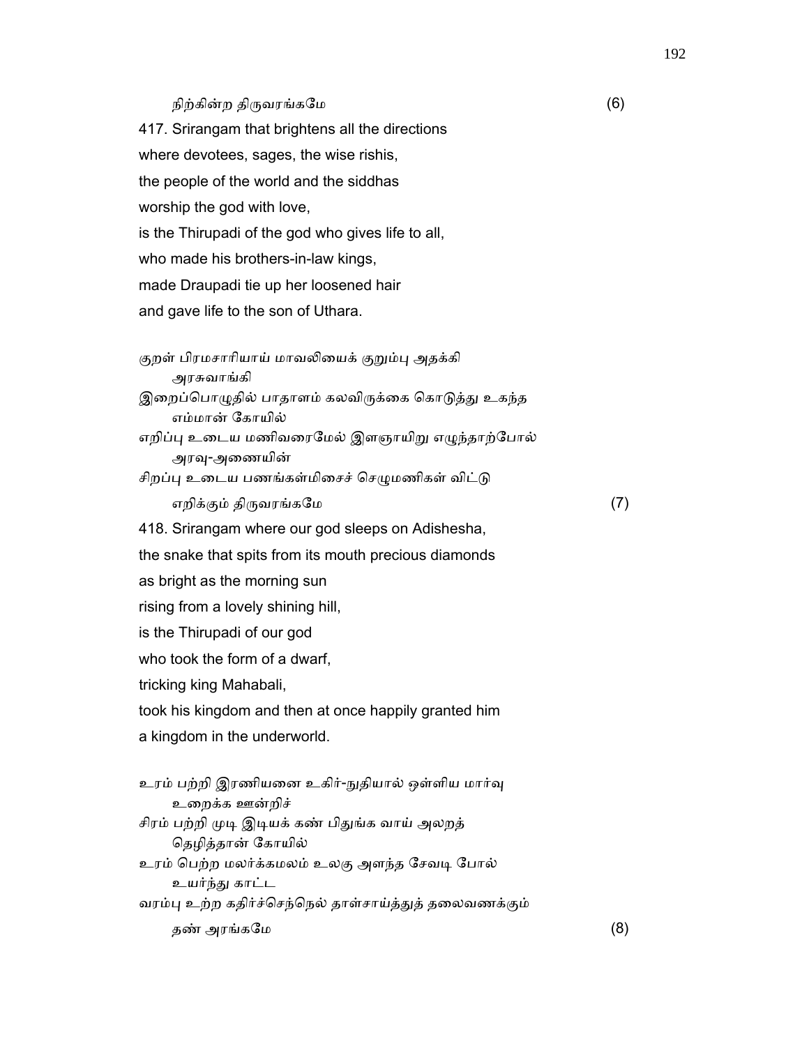நிற்கின்ற திருவரங்கமே (6)

417. Srirangam that brightens all the directions
where devotees, sages, the wise rishis,
the people of the world and the siddhas
worship the god with love,
is the Thirupadi of the god who gives life to all,
who made his brothers-in-law kings,
made Draupadi tie up her loosened hair
and gave life to the son of Uthara.

குறள் பிரமசாரியாய் மாவலியைக் குறும்பு அதக்கி
அரசுவாங்கி
இறைப்பொழுதில் பாதாளம் கலவிருக்கை கொடுத்து உகந்த
எம்மான் கோயில்
எறிப்பு உடைய மணிவரைமேல் இளஞாயிறு எழுந்தாற்போல்
அரவு-அணையின்
சிறப்பு உடைய பணங்கள்மிசைச் செழுமணிகள் விட்டு
எறிக்கும் திருவரங்கமே (7)

418. Srirangam where our god sleeps on Adishesha,
the snake that spits from its mouth precious diamonds
as bright as the morning sun
rising from a lovely shining hill,
is the Thirupadi of our god
who took the form of a dwarf,
tricking king Mahabali,
took his kingdom and then at once happily granted him
a kingdom in the underworld.

உரம் பற்றி இரணியனை உகிர்-நுதியால் ஒள்ளிய மார்வு
உறைக்க ஊன்றிச்
சிரம் பற்றி முடி இடியக் கண் பிதுங்க வாய் அலறத்
தெழித்தான் கோயில்
உரம் பெற்ற மலர்க்கமலம் உலகு அளந்த சேவடி போல்
உயர்ந்து காட்ட
வரம்பு உற்ற கதிர்ச்செந்நெல் தாள்சாய்த்துத் தலைவணக்கும்
தண் அரங்கமே (8)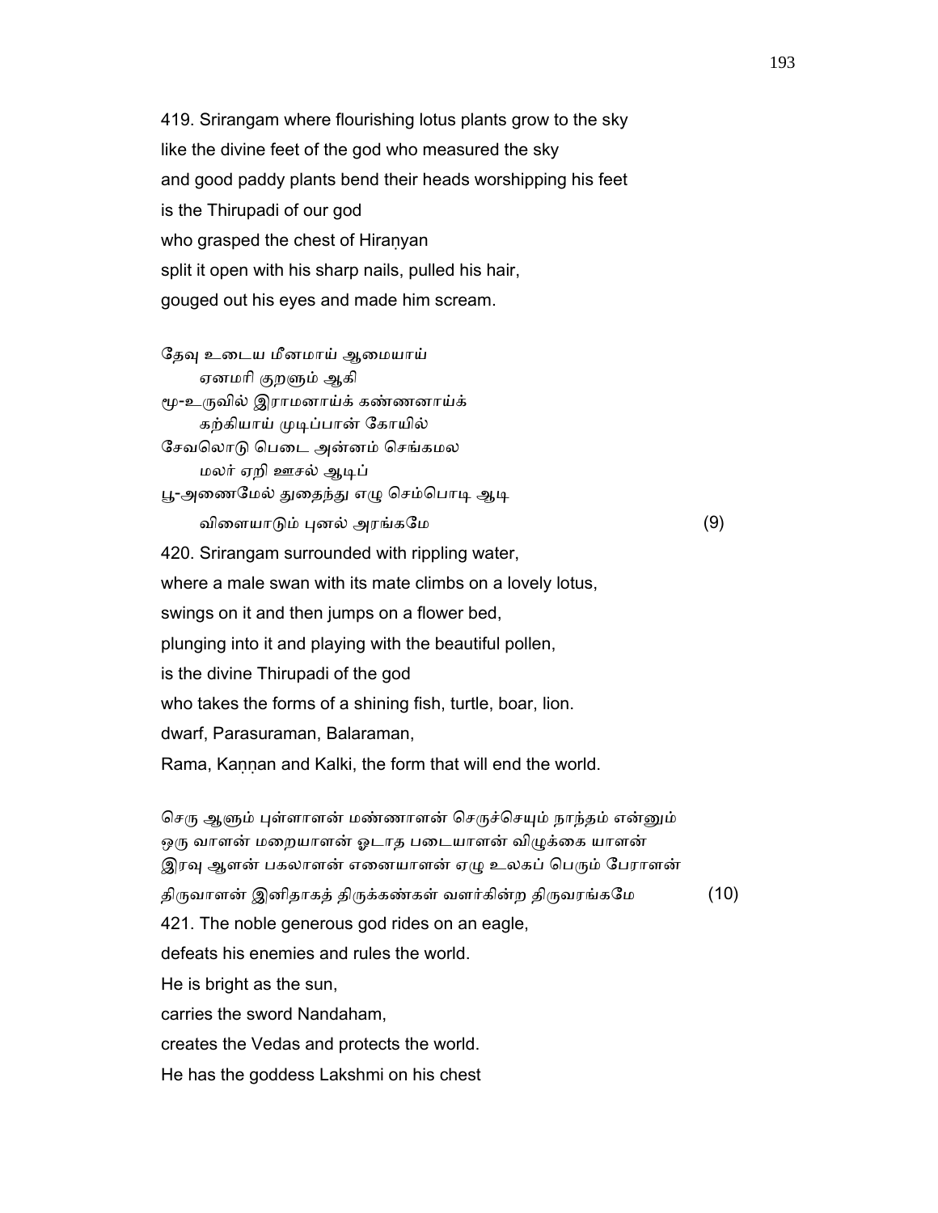419. Srirangam where flourishing lotus plants grow to the sky
like the divine feet of the god who measured the sky
and good paddy plants bend their heads worshipping his feet
is the Thirupadi of our god
who grasped the chest of Hiraṇyan
split it open with his sharp nails, pulled his hair,
gouged out his eyes and made him scream.

தேவு உடைய மீனமாய் ஆமையாய்
ஏனமரி குறளும் ஆகி
மூ-உருவில் இராமனாய்க் கண்ணனாய்க்
கற்கியாய் முடிப்பான் கோயில்
சேவலொடு பெடை அன்னம் செங்கமல
மலர் ஏறி ஊசல் ஆடிப்
பூ-அணைமேல் துதைந்து எழு செம்பொடி ஆடி
விளையாடும் புனல் அரங்கமே (9)

420. Srirangam surrounded with rippling water,
where a male swan with its mate climbs on a lovely lotus,
swings on it and then jumps on a flower bed,
plunging into it and playing with the beautiful pollen,
is the divine Thirupadi of the god
who takes the forms of a shining fish, turtle, boar, lion.
dwarf, Parasuraman, Balaraman,
Rama, Kaṇṇan and Kalki, the form that will end the world.

செரு ஆளும் புள்ளாளன் மண்ணாளன் செருச்செயும் நாந்தம் என்னும்
ஒரு வாளன் மறையாளன் ஓடாத படையாளன் விழுக்கை யாளன்
இரவு ஆளன் பகலாளன் எனையாளன் ஏழு உலகப் பெரும் பேராளன்
திருவாளன் இனிதாகத் திருக்கண்கள் வளர்கின்ற திருவரங்கமே (10)

421. The noble generous god rides on an eagle,
defeats his enemies and rules the world.
He is bright as the sun,
carries the sword Nandaham,
creates the Vedas and protects the world.
He has the goddess Lakshmi on his chest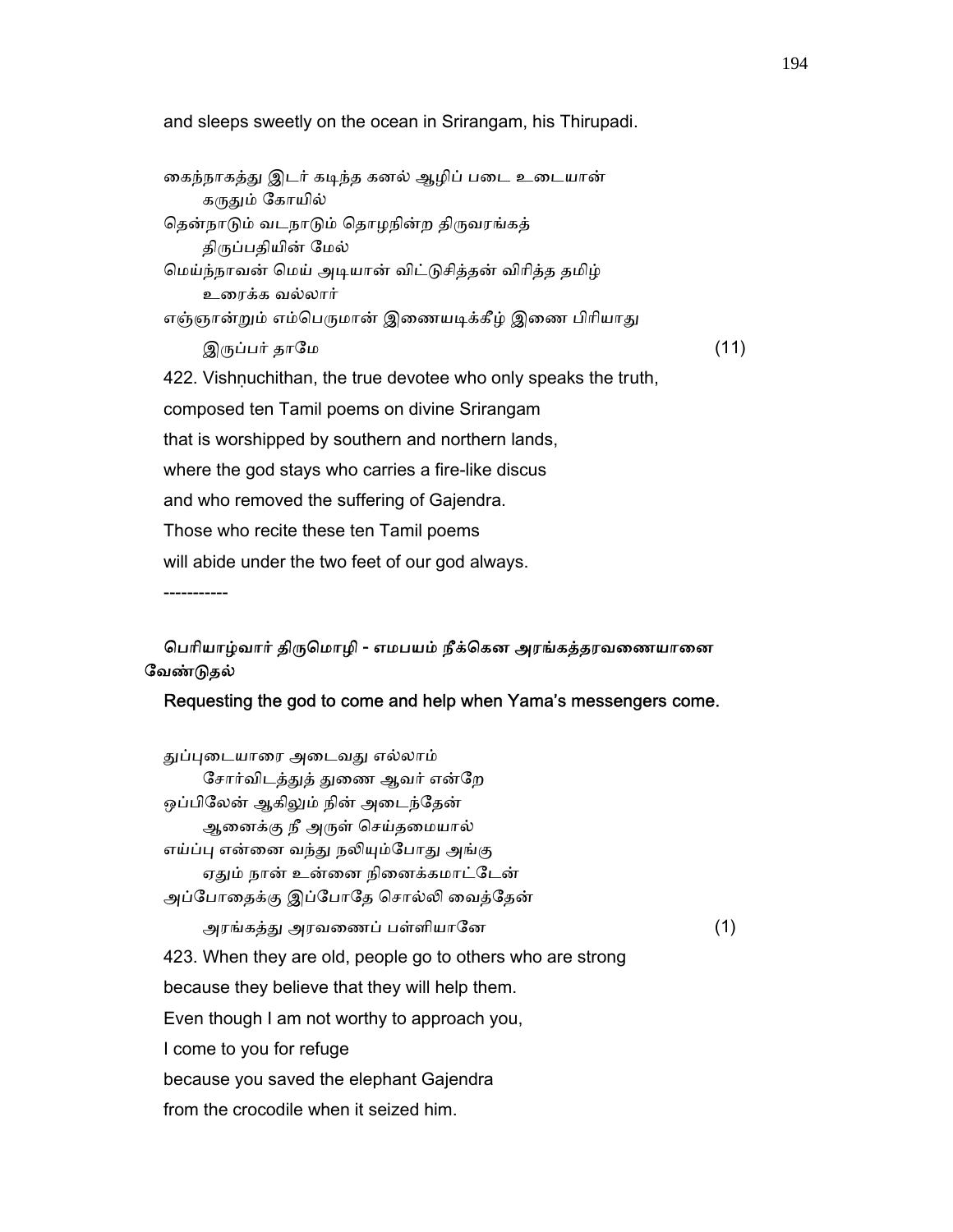and sleeps sweetly on the ocean in Srirangam, his Thirupadi.

கைந்நாகத்து இடர் கடிந்த கனல் ஆழிப் படை உடையான்
　　கருதும் கோயில்
தென்நாடும் வடநாடும் தொழநின்ற திருவரங்கத்
　　திருப்பதியின் மேல்
மெய்ந்நாவன் மெய் அடியான் விட்டுசித்தன் விரித்த தமிழ்
　　உரைக்க வல்லார்
எஞ்ஞான்றும் எம்பெருமான் இணையடிக்கீழ் இணை பிரியாது
　　இருப்பர் தாமே (11)

422. Vishṇuchithan, the true devotee who only speaks the truth,
composed ten Tamil poems on divine Srirangam
that is worshipped by southern and northern lands,
where the god stays who carries a fire-like discus
and who removed the suffering of Gajendra.
Those who recite these ten Tamil poems
will abide under the two feet of our god always.

-----------

**பெரியாழ்வார் திருமொழி - எமபயம் நீக்கென அரங்கத்தரவணையானை வேண்டுதல்**

**Requesting the god to come and help when Yama's messengers come.**

துப்புடையாரை அடைவது எல்லாம்
　　சோர்விடத்துத் துணை ஆவர் என்றே
ஒப்பிலேன் ஆகிலும் நின் அடைந்தேன்
　　ஆனைக்கு நீ அருள் செய்தமையால்
எய்ப்பு என்னை வந்து நலியும்போது அங்கு
　　ஏதும் நான் உன்னை நினைக்கமாட்டேன்
அப்போதைக்கு இப்போதே சொல்லி வைத்தேன்
　　அரங்கத்து அரவணைப் பள்ளியானே (1)

423. When they are old, people go to others who are strong
because they believe that they will help them.
Even though I am not worthy to approach you,
I come to you for refuge
because you saved the elephant Gajendra
from the crocodile when it seized him.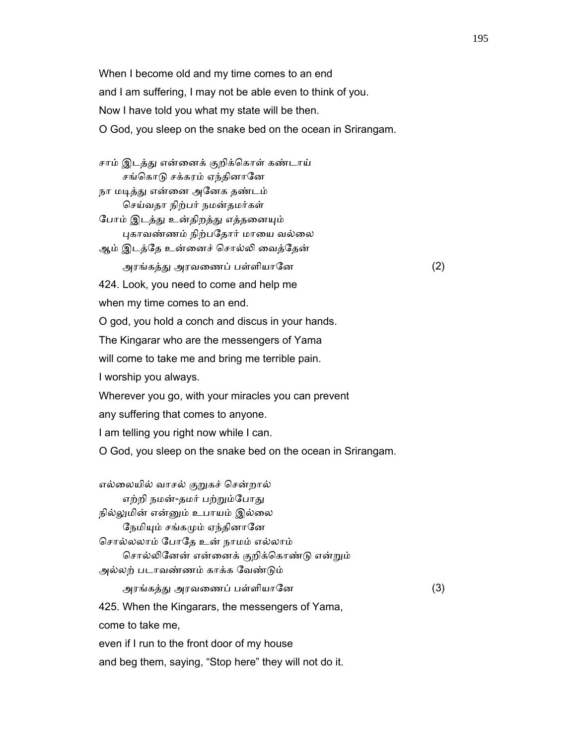When I become old and my time comes to an end
and I am suffering, I may not be able even to think of you.
Now I have told you what my state will be then.
O God, you sleep on the snake bed on the ocean in Srirangam.

சாம் இடத்து என்னைக் குறிக்கொள் கண்டாய்
    சங்கொடு சக்கரம் ஏந்தினானே
நா மடித்து என்னை அனேக தண்டம்
    செய்வதா நிற்பர் நமன்தமர்கள்
போம் இடத்து உன்திறத்து எத்தனையும்
    புகாவண்ணம் நிற்பதோர் மாயை வல்லை
ஆம் இடத்தே உன்னைச் சொல்லி வைத்தேன்
    அரங்கத்து அரவணைப் பள்ளியானே (2)

424. Look, you need to come and help me
when my time comes to an end.
O god, you hold a conch and discus in your hands.
The Kingarar who are the messengers of Yama
will come to take me and bring me terrible pain.
I worship you always.
Wherever you go, with your miracles you can prevent
any suffering that comes to anyone.
I am telling you right now while I can.
O God, you sleep on the snake bed on the ocean in Srirangam.

எல்லையில் வாசல் குறுகச் சென்றால்
    எற்றி நமன்-தமர் பற்றும்போது
நில்லுமின் என்னும் உபாயம் இல்லை
    நேமியும் சங்கமும் ஏந்தினானே
சொல்லலாம் போதே உன் நாமம் எல்லாம்
    சொல்லினேன் என்னைக் குறிக்கொண்டு என்றும்
அல்லற் படாவண்ணம் காக்க வேண்டும்
    அரங்கத்து அரவணைப் பள்ளியானே (3)

425. When the Kingarars, the messengers of Yama,
come to take me,
even if I run to the front door of my house
and beg them, saying, “Stop here” they will not do it.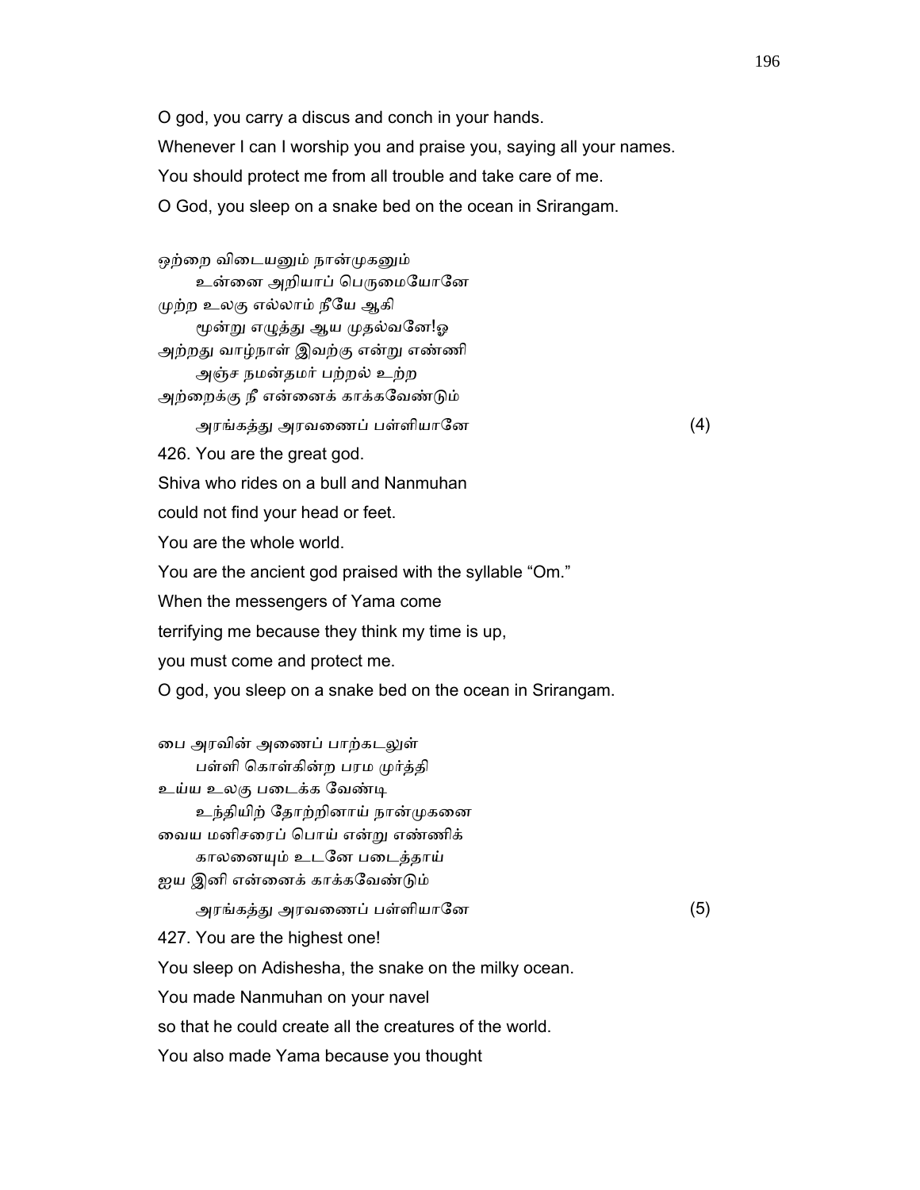O god, you carry a discus and conch in your hands.

Whenever I can I worship you and praise you, saying all your names.

You should protect me from all trouble and take care of me.

O God, you sleep on a snake bed on the ocean in Srirangam.

ஒற்றை விடையனும் நான்முகனும்
 உன்னை அறியாப் பெருமையோனே
முற்ற உலகு எல்லாம் நீயே ஆகி
 மூன்று எழுத்து ஆய முதல்வனே!ஓ
அற்றது வாழ்நாள் இவற்கு என்று எண்ணி
 அஞ்ச நமன்தமர் பற்றல் உற்ற
அற்றைக்கு நீ என்னைக் காக்கவேண்டும்
 அரங்கத்து அரவணைப் பள்ளியானே (4)

426. You are the great god.

Shiva who rides on a bull and Nanmuhan

could not find your head or feet.

You are the whole world.

You are the ancient god praised with the syllable "Om."

When the messengers of Yama come

terrifying me because they think my time is up,

you must come and protect me.

O god, you sleep on a snake bed on the ocean in Srirangam.

பை அரவின் அணைப் பாற்கடலுள்
 பள்ளி கொள்கின்ற பரம முர்த்தி
உய்ய உலகு படைக்க வேண்டி
 உந்தியிற் தோற்றினாய் நான்முகனை
வைய மனிசரைப் பொய் என்று எண்ணிக்
 காலனையும் உடனே படைத்தாய்
ஐய இனி என்னைக் காக்கவேண்டும்
 அரங்கத்து அரவணைப் பள்ளியானே (5)

427. You are the highest one!

You sleep on Adishesha, the snake on the milky ocean.

You made Nanmuhan on your navel

so that he could create all the creatures of the world.

You also made Yama because you thought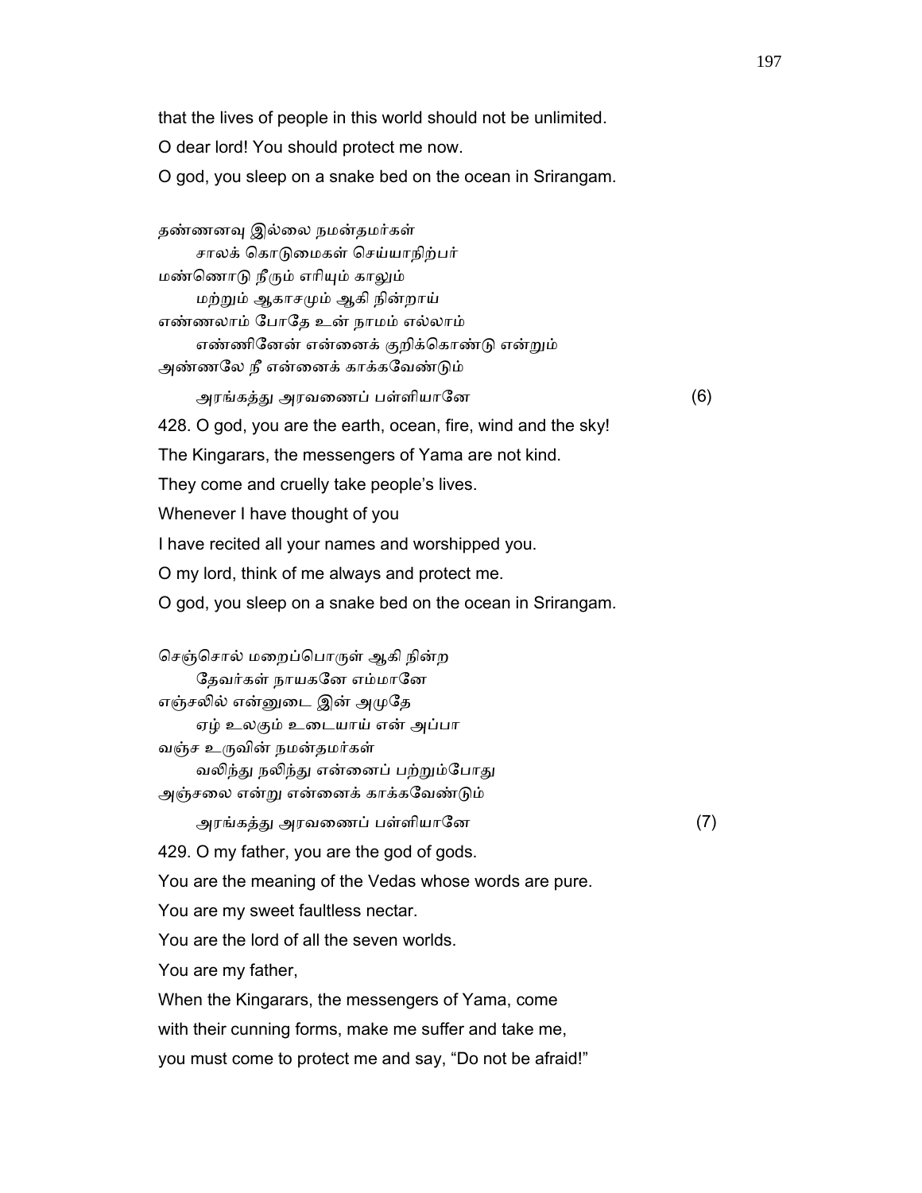that the lives of people in this world should not be unlimited.

O dear lord! You should protect me now.

O god, you sleep on a snake bed on the ocean in Srirangam.

தண்ணனவு இல்லை நமன்தமர்கள்
        சாலக் கொடுமைகள் செய்யாநிற்பர்
மண்ணொடு நீரும் எரியும் காலும்
        மற்றும் ஆகாசமும் ஆகி நின்றாய்
எண்ணலாம் போதே உன் நாமம் எல்லாம்
        எண்ணினேன் என்னைக் குறிக்கொண்டு என்றும்
அண்ணலே நீ என்னைக் காக்கவேண்டும்
        அரங்கத்து அரவணைப் பள்ளியானே                                        (6)

428. O god, you are the earth, ocean, fire, wind and the sky!

The Kingarars, the messengers of Yama are not kind.

They come and cruelly take people's lives.

Whenever I have thought of you

I have recited all your names and worshipped you.

O my lord, think of me always and protect me.

O god, you sleep on a snake bed on the ocean in Srirangam.

செஞ்சொல் மறைப்பொருள் ஆகி நின்ற
        தேவர்கள் நாயகனே எம்மானே
எஞ்சலில் என்னுடை இன் அமுதே
        ஏழ் உலகும் உடையாய் என் அப்பா
வஞ்ச உருவின் நமன்தமர்கள்
        வலிந்து நலிந்து என்னைப் பற்றும்போது
அஞ்சலை என்று என்னைக் காக்கவேண்டும்
        அரங்கத்து அரவணைப் பள்ளியானே                                        (7)

429. O my father, you are the god of gods.

You are the meaning of the Vedas whose words are pure.

You are my sweet faultless nectar.

You are the lord of all the seven worlds.

You are my father,

When the Kingarars, the messengers of Yama, come

with their cunning forms, make me suffer and take me,

you must come to protect me and say, "Do not be afraid!"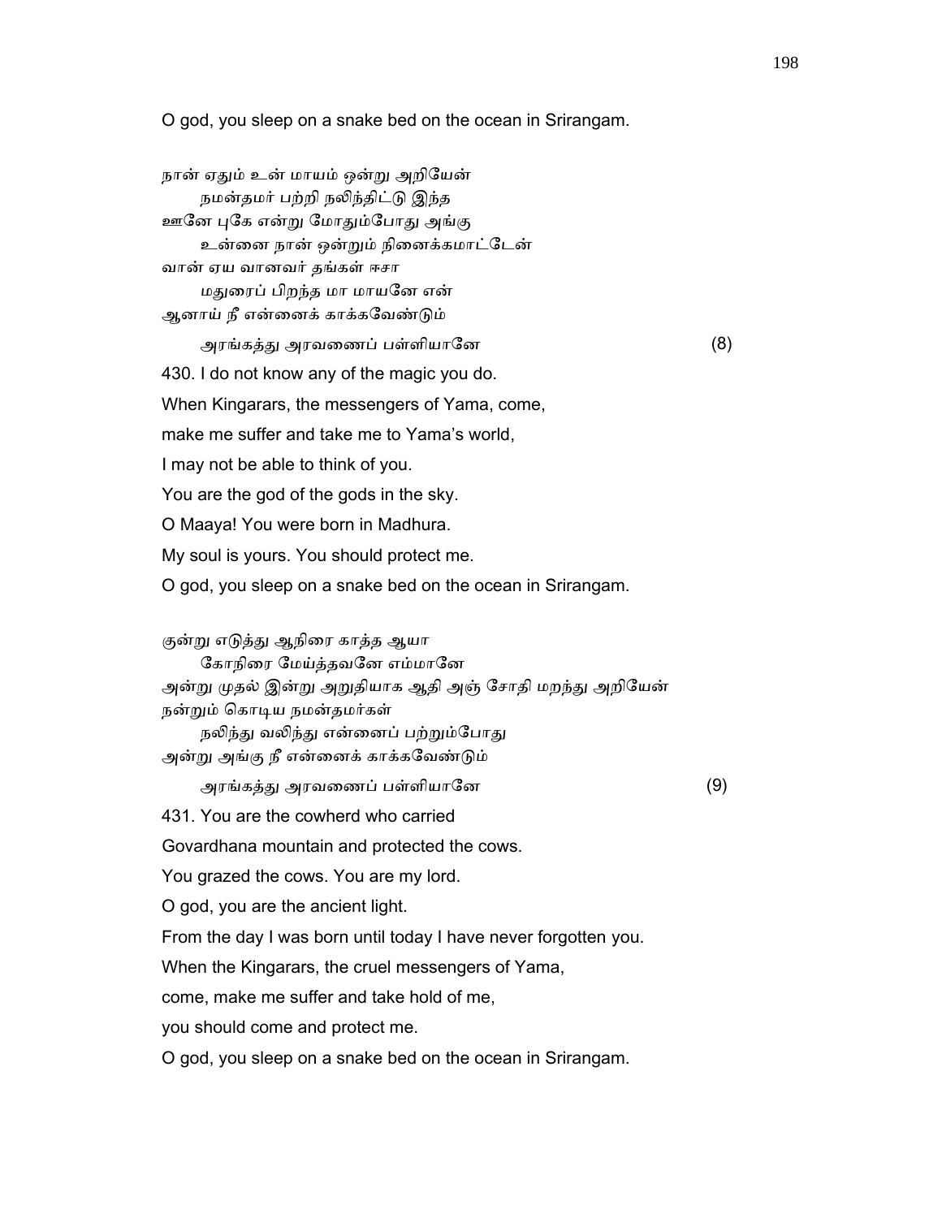O god, you sleep on a snake bed on the ocean in Srirangam.

நான் ஏதும் உன் மாயம் ஒன்று அறியேன்
    நமன்தமர் பற்றி நலிந்திட்டு இந்த
ஊனே புகே என்று மோதும்போது அங்கு
    உன்னை நான் ஒன்றும் நினைக்கமாட்டேன்
வான் ஏய வானவர் தங்கள் ஈசா
    மதுரைப் பிறந்த மா மாயனே என்
ஆனாய் நீ என்னைக் காக்கவேண்டும்
    அரங்கத்து அரவணைப் பள்ளியானே (8)

430. I do not know any of the magic you do.
When Kingarars, the messengers of Yama, come,
make me suffer and take me to Yama's world,
I may not be able to think of you.
You are the god of the gods in the sky.
O Maaya! You were born in Madhura.
My soul is yours. You should protect me.
O god, you sleep on a snake bed on the ocean in Srirangam.

குன்று எடுத்து ஆநிரை காத்த ஆயா
    கோநிரை மேய்த்தவனே எம்மானே
அன்று முதல் இன்று அறுதியாக ஆதி அஞ் சோதி மறந்து அறியேன்
நன்றும் கொடிய நமன்தமர்கள்
    நலிந்து வலிந்து என்னைப் பற்றும்போது
அன்று அங்கு நீ என்னைக் காக்கவேண்டும்
    அரங்கத்து அரவணைப் பள்ளியானே (9)

431. You are the cowherd who carried
Govardhana mountain and protected the cows.
You grazed the cows. You are my lord.
O god, you are the ancient light.
From the day I was born until today I have never forgotten you.
When the Kingarars, the cruel messengers of Yama,
come, make me suffer and take hold of me,
you should come and protect me.
O god, you sleep on a snake bed on the ocean in Srirangam.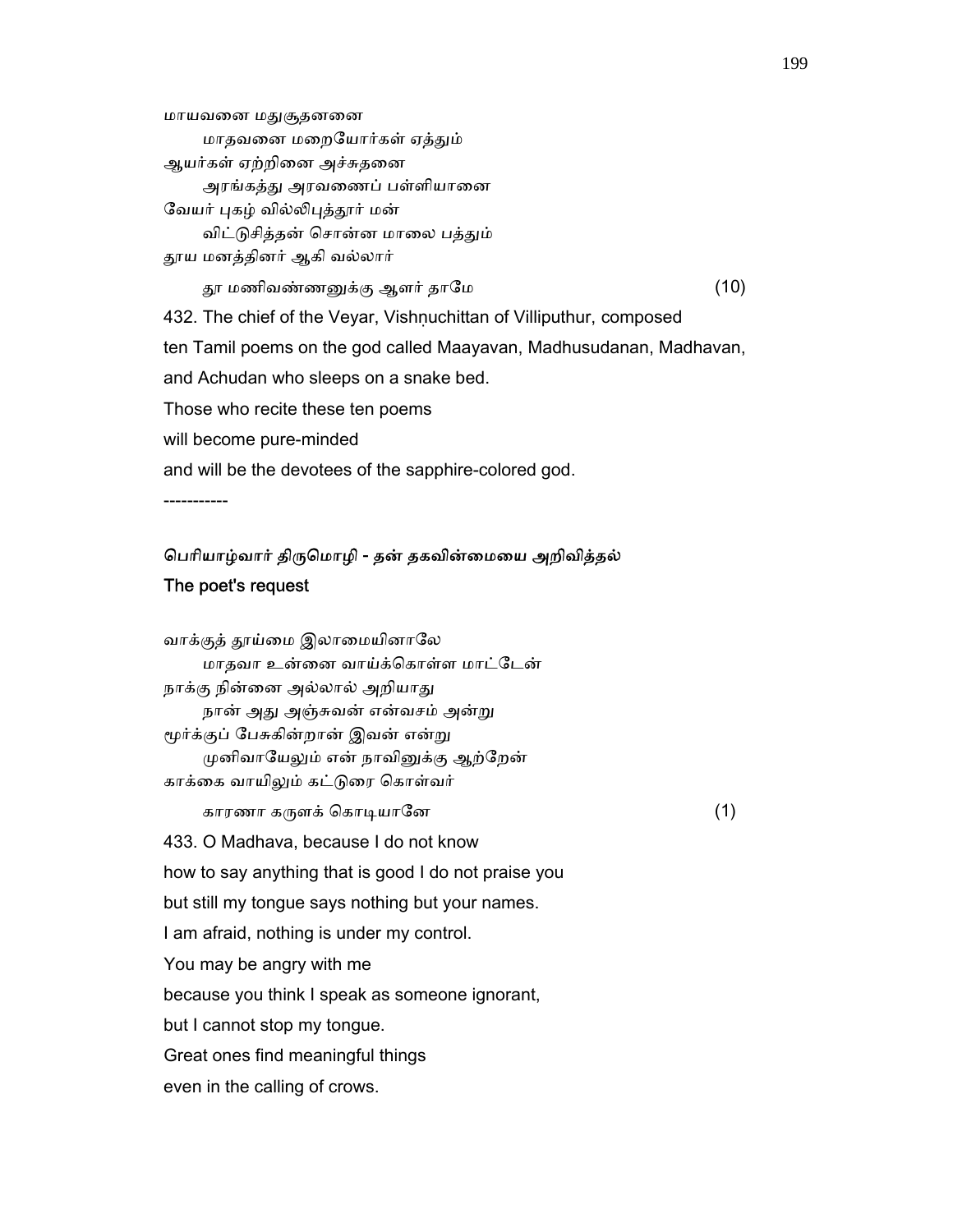மாயவனை மதுசூதனனை
    மாதவனை மறையோர்கள் ஏத்தும்
ஆயர்கள் ஏற்றினை அச்சுதனை
    அரங்கத்து அரவணைப் பள்ளியானை
வேயர் புகழ் வில்லிபுத்தூர் மன்
    விட்டுசித்தன் சொன்ன மாலை பத்தும்
தூய மனத்தினர் ஆகி வல்லார்
    தூ மணிவண்ணனுக்கு ஆளர் தாமே (10)

432. The chief of the Veyar, Vishṇuchittan of Villiputhur, composed
ten Tamil poems on the god called Maayavan, Madhusudanan, Madhavan,
and Achudan who sleeps on a snake bed.
Those who recite these ten poems
will become pure-minded
and will be the devotees of the sapphire-colored god.

-----------

## பெரியாழ்வார் திருமொழி - தன் தகவின்மையை அறிவித்தல்
## The poet's request

வாக்குத் தூய்மை இலாமையினாலே
    மாதவா உன்னை வாய்க்கொள்ள மாட்டேன்
நாக்கு நின்னை அல்லால் அறியாது
    நான் அது அஞ்சுவன் என்வசம் அன்று
மூர்க்குப் பேசுகின்றான் இவன் என்று
    முனிவாயேலும் என் நாவினுக்கு ஆற்றேன்
காக்கை வாயிலும் கட்டுரை கொள்வர்
    காரணா கருளக் கொடியானே (1)

433. O Madhava, because I do not know
how to say anything that is good I do not praise you
but still my tongue says nothing but your names.
I am afraid, nothing is under my control.
You may be angry with me
because you think I speak as someone ignorant,
but I cannot stop my tongue.
Great ones find meaningful things
even in the calling of crows.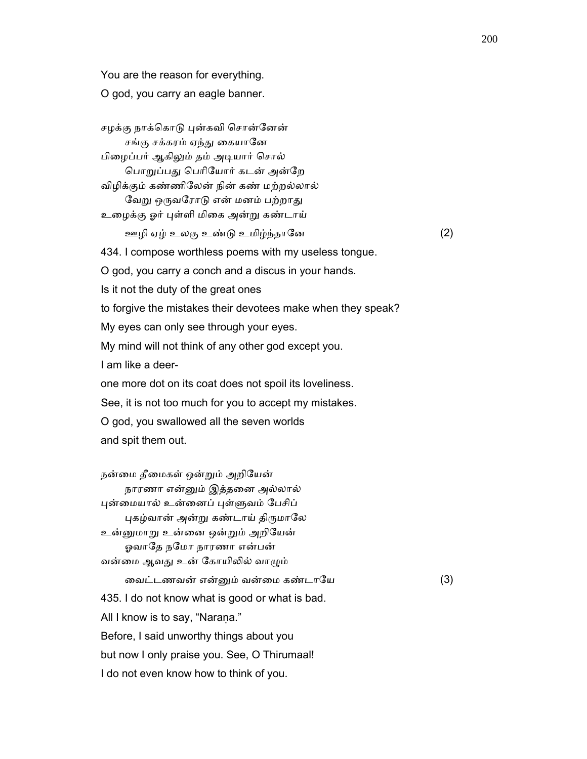You are the reason for everything.

O god, you carry an eagle banner.

சழக்கு நாக்கொடு புன்கவி சொன்னேன்
 சங்கு சக்கரம் ஏந்து கையானே
பிழைப்பர் ஆகிலும் தம் அடியார் சொல்
 பொறுப்பது பெரியோர் கடன் அன்றே
விழிக்கும் கண்ணிலேன் நின் கண் மற்றல்லால்
 வேறு ஒருவரோடு என் மனம் பற்றாது
உழைக்கு ஓர் புள்ளி மிகை அன்று கண்டாய்
 ஊழி ஏழ் உலகு உண்டு உமிழ்ந்தானே (2)

434. I compose worthless poems with my useless tongue.

O god, you carry a conch and a discus in your hands.

Is it not the duty of the great ones

to forgive the mistakes their devotees make when they speak?

My eyes can only see through your eyes.

My mind will not think of any other god except you.

I am like a deer-

one more dot on its coat does not spoil its loveliness.

See, it is not too much for you to accept my mistakes.

O god, you swallowed all the seven worlds

and spit them out.

நன்மை தீமைகள் ஒன்றும் அறியேன்
 நாரணா என்னும் இத்தனை அல்லால்
புன்மையால் உன்னைப் புள்ளுவம் பேசிப்
 புகழ்வான் அன்று கண்டாய் திருமாலே
உன்னுமாறு உன்னை ஒன்றும் அறியேன்
 ஓவாதே நமோ நாரணா என்பன்
வன்மை ஆவது உன் கோயிலில் வாழும்
 வைட்டணவன் என்னும் வன்மை கண்டாயே (3)

435. I do not know what is good or what is bad.

All I know is to say, “Naraṇa.”

Before, I said unworthy things about you

but now I only praise you. See, O Thirumaal!

I do not even know how to think of you.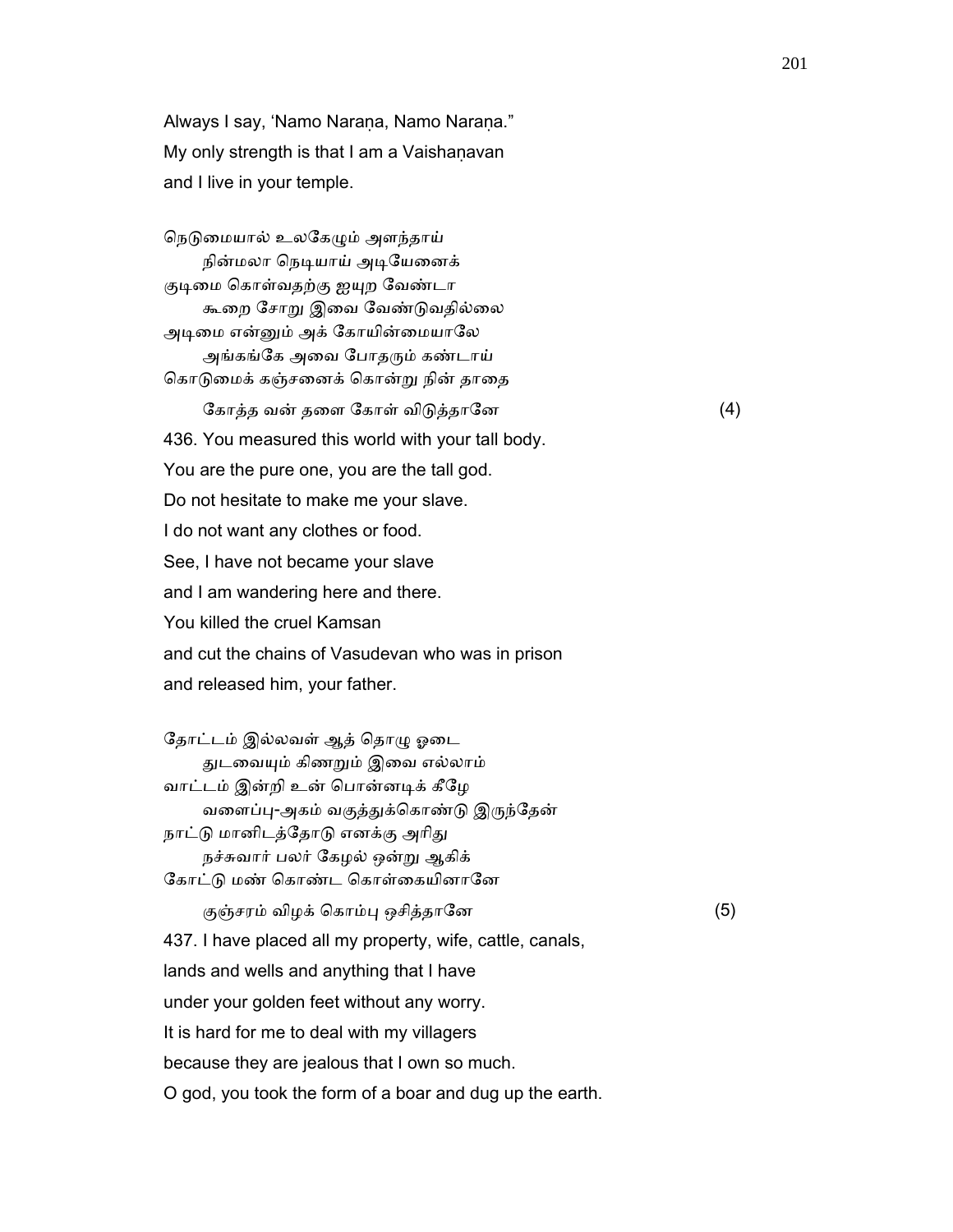Always I say, 'Namo Naraṇa, Namo Naraṇa."
My only strength is that I am a Vaishaṇavan
and I live in your temple.

நெடுமையால் உலகேழும் அளந்தாய்
 நின்மலா நெடியாய் அடியேனைக்
குடிமை கொள்வதற்கு ஐயுற வேண்டா
 கூறை சோறு இவை வேண்டுவதில்லை
அடிமை என்னும் அக் கோயின்மையாலே
 அங்கங்கே அவை போதரும் கண்டாய்
கொடுமைக் கஞ்சனைக் கொன்று நின் தாதை
 கோத்த வன் தளை கோள் விடுத்தானே (4)

436. You measured this world with your tall body.
You are the pure one, you are the tall god.
Do not hesitate to make me your slave.
I do not want any clothes or food.
See, I have not became your slave
and I am wandering here and there.
You killed the cruel Kamsan
and cut the chains of Vasudevan who was in prison
and released him, your father.

தோட்டம் இல்லவள் ஆத் தொழு ஓடை
 துடவையும் கிணறும் இவை எல்லாம்
வாட்டம் இன்றி உன் பொன்னடிக் கீழே
 வளைப்பு-அகம் வகுத்துக்கொண்டு இருந்தேன்
நாட்டு மானிடத்தோடு எனக்கு அரிது
 நச்சுவார் பலர் கேழல் ஒன்று ஆகிக்
கோட்டு மண் கொண்ட கொள்கையினானே
 குஞ்சரம் விழக் கொம்பு ஒசித்தானே (5)

437. I have placed all my property, wife, cattle, canals,
lands and wells and anything that I have
under your golden feet without any worry.
It is hard for me to deal with my villagers
because they are jealous that I own so much.
O god, you took the form of a boar and dug up the earth.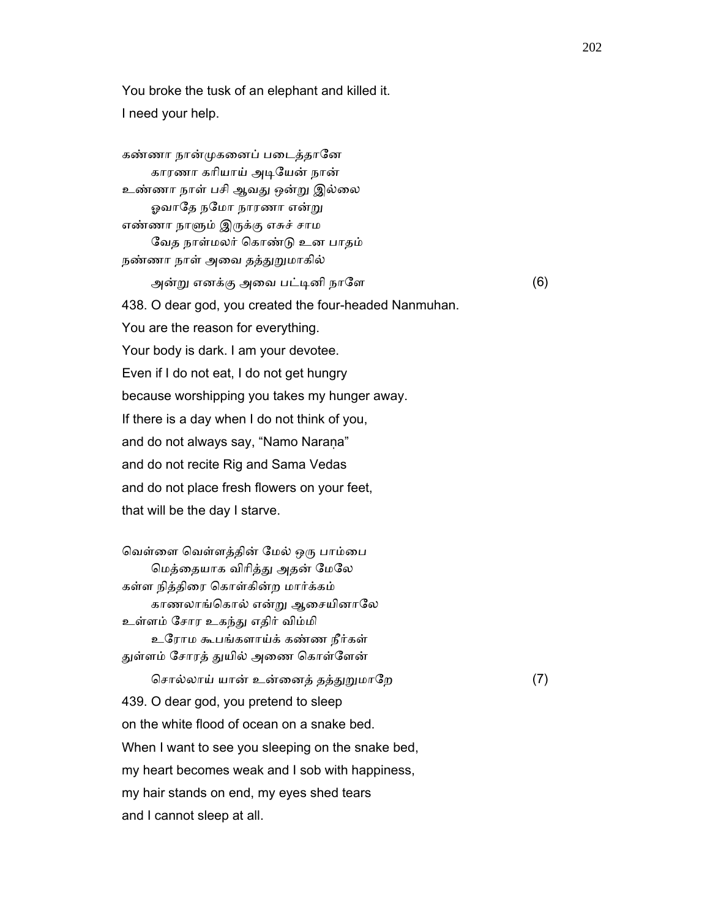You broke the tusk of an elephant and killed it.
I need your help.

கண்ணா நான்முகனைப் படைத்தானே
 காரணா கரியாய் அடியேன் நான்
உண்ணா நாள் பசி ஆவது ஒன்று இல்லை
 ஓவாதே நமோ நாரணா என்று
எண்ணா நாளும் இருக்கு எசுச் சாம
 வேத நாள்மலர் கொண்டு உன பாதம்
நண்ணா நாள் அவை தத்துறுமாகில்
 அன்று எனக்கு அவை பட்டினி நாளே (6)

438. O dear god, you created the four-headed Nanmuhan.
You are the reason for everything.
Your body is dark. I am your devotee.
Even if I do not eat, I do not get hungry
because worshipping you takes my hunger away.
If there is a day when I do not think of you,
and do not always say, “Namo Naraṇa”
and do not recite Rig and Sama Vedas
and do not place fresh flowers on your feet,
that will be the day I starve.

வெள்ளை வெள்ளத்தின் மேல் ஒரு பாம்பை
 மெத்தையாக விரித்து அதன் மேலே
கள்ள நித்திரை கொள்கின்ற மார்க்கம்
 காணலாங்கொல் என்று ஆசையினாலே
உள்ளம் சோர உகந்து எதிர் விம்மி
 உரோம கூபங்களாய்க் கண்ண நீர்கள்
துள்ளம் சோரத் துயில் அணை கொள்ளேன்
 சொல்லாய் யான் உன்னைத் தத்துறுமாறே (7)

439. O dear god, you pretend to sleep
on the white flood of ocean on a snake bed.
When I want to see you sleeping on the snake bed,
my heart becomes weak and I sob with happiness,
my hair stands on end, my eyes shed tears
and I cannot sleep at all.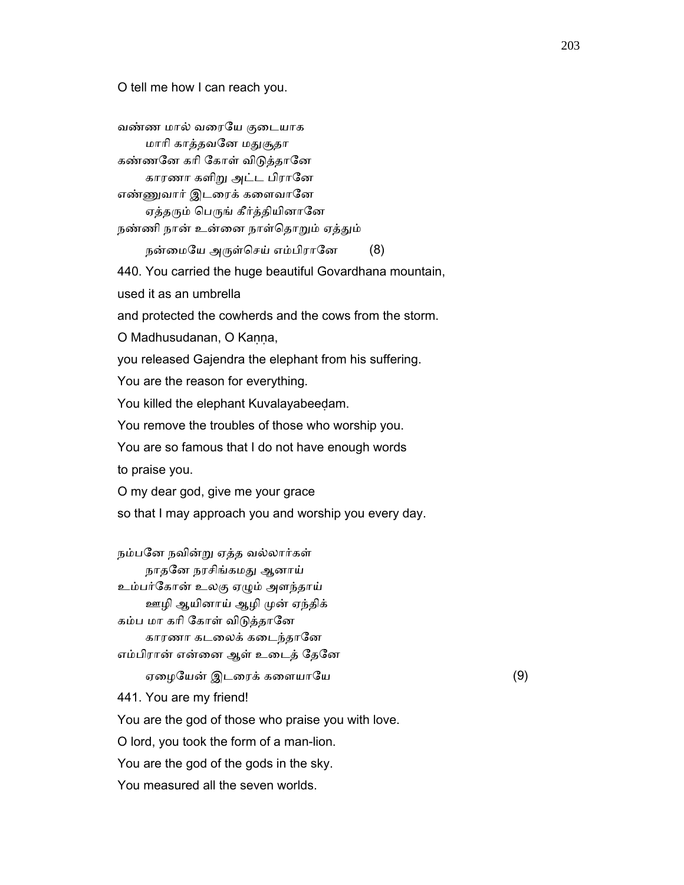O tell me how I can reach you.

வண்ண மால் வரையே குடையாக
மாரி காத்தவனே மதுசூதா
கண்ணனே கரி கோள் விடுத்தானே
காரணா களிறு அட்ட பிரானே
எண்ணுவார் இடரைக் களைவானே
ஏத்தரும் பெருங் கீர்த்தியினானே
நண்ணி நான் உன்னை நாள்தொறும் ஏத்தும்
நன்மையே அருள்செய் எம்பிரானே (8)

440. You carried the huge beautiful Govardhana mountain,
used it as an umbrella
and protected the cowherds and the cows from the storm.
O Madhusudanan, O Kaṇṇa,
you released Gajendra the elephant from his suffering.
You are the reason for everything.
You killed the elephant Kuvalayabeeḍam.
You remove the troubles of those who worship you.
You are so famous that I do not have enough words
to praise you.
O my dear god, give me your grace
so that I may approach you and worship you every day.

நம்பனே நவின்று ஏத்த வல்லார்கள்
நாதனே நரசிங்கமது ஆனாய்
உம்பர்கோன் உலகு ஏழும் அளந்தாய்
ஊழி ஆயினாய் ஆழி முன் ஏந்திக்
கம்ப மா கரி கோள் விடுத்தானே
காரணா கடலைக் கடைந்தானே
எம்பிரான் என்னை ஆள் உடைத் தேனே
ஏழையேன் இடரைக் களையாயே (9)

441. You are my friend!
You are the god of those who praise you with love.
O lord, you took the form of a man-lion.
You are the god of the gods in the sky.
You measured all the seven worlds.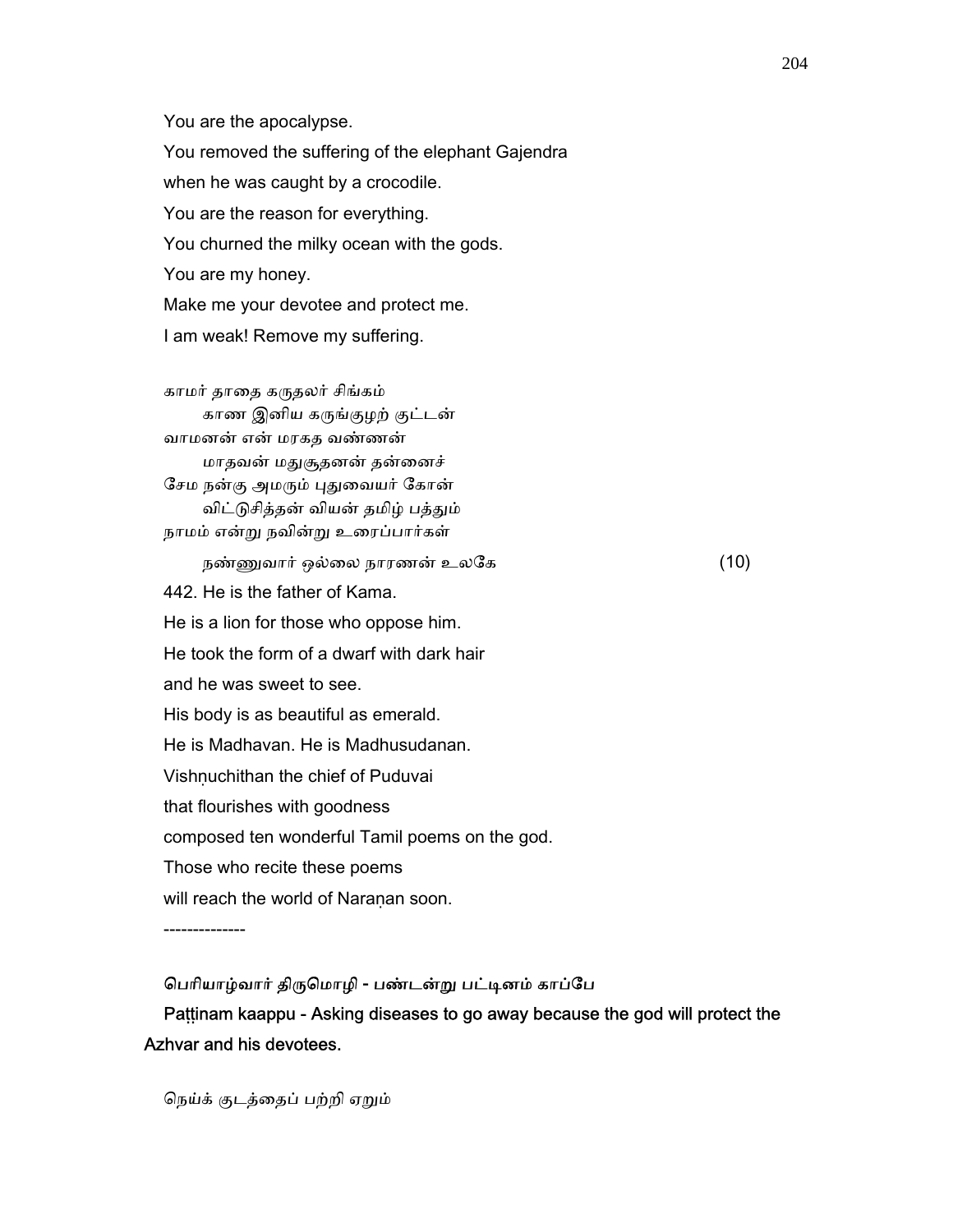You are the apocalypse.

You removed the suffering of the elephant Gajendra

when he was caught by a crocodile.

You are the reason for everything.

You churned the milky ocean with the gods.

You are my honey.

Make me your devotee and protect me.

I am weak! Remove my suffering.

காமர் தாதை கருதலர் சிங்கம்
　　காண இனிய கருங்குழற் குட்டன்
வாமனன் என் மரகத வண்ணன்
　　மாதவன் மதுசூதனன் தன்னைச்
சேம நன்கு அமரும் புதுவையர் கோன்
　　விட்டுசித்தன் வியன் தமிழ் பத்தும்
நாமம் என்று நவின்று உரைப்பார்கள்
　　நண்ணுவார் ஒல்லை நாரணன் உலகே (10)

442. He is the father of Kama.

He is a lion for those who oppose him.

He took the form of a dwarf with dark hair

and he was sweet to see.

His body is as beautiful as emerald.

He is Madhavan. He is Madhusudanan.

Vishṇuchithan the chief of Puduvai

that flourishes with goodness

composed ten wonderful Tamil poems on the god.

Those who recite these poems

will reach the world of Naraṇan soon.

--------------

**பெரியாழ்வார் திருமொழி - பண்டன்று பட்டினம் காப்பே**

**Paṭṭinam kaappu - Asking diseases to go away because the god will protect the Azhvar and his devotees.**

நெய்க் குடத்தைப் பற்றி ஏறும்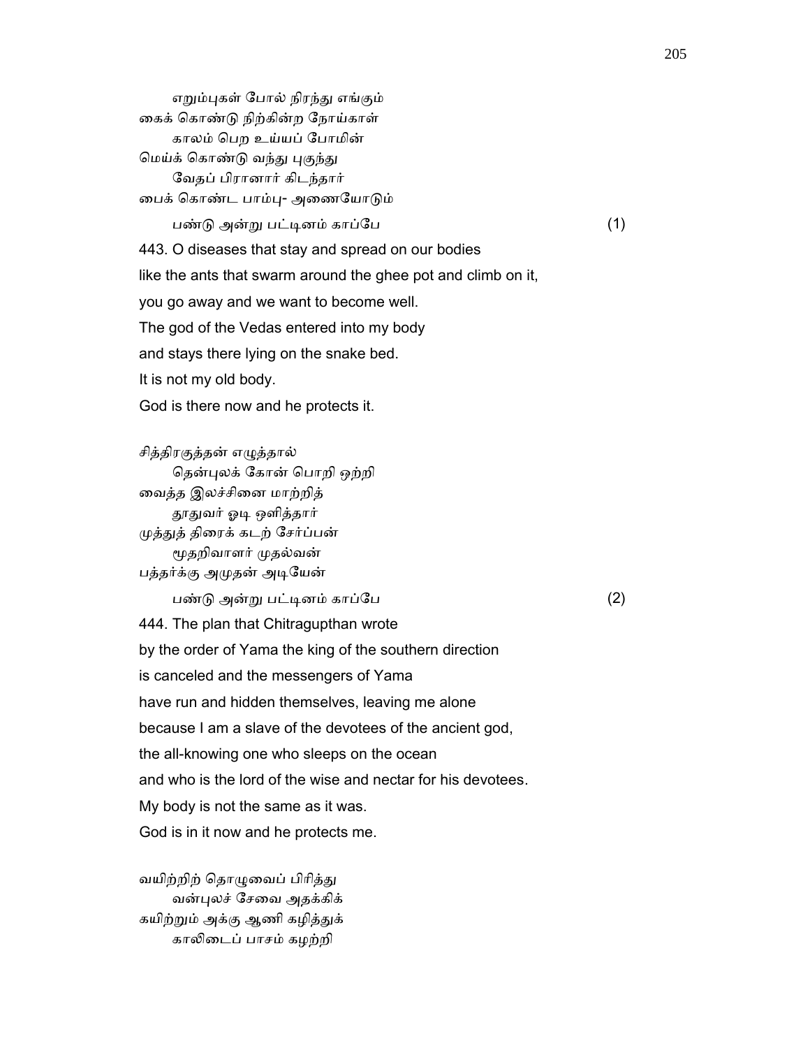எறும்புகள் போல் நிரந்து எங்கும்
கைக் கொண்டு நிற்கின்ற நோய்காள்
காலம் பெற உய்யப் போமின்
மெய்க் கொண்டு வந்து புகுந்து
வேதப் பிரானார் கிடந்தார்
பைக் கொண்ட பாம்பு- அணையோடும்
பண்டு அன்று பட்டினம் காப்பே (1)

443. O diseases that stay and spread on our bodies
like the ants that swarm around the ghee pot and climb on it,
you go away and we want to become well.
The god of the Vedas entered into my body
and stays there lying on the snake bed.
It is not my old body.
God is there now and he protects it.

சித்திரகுத்தன் எழுத்தால்
தென்புலக் கோன் பொறி ஒற்றி
வைத்த இலச்சினை மாற்றித்
தூதுவர் ஓடி ஒளித்தார்
முத்துத் திரைக் கடற் சேர்ப்பன்
மூதறிவாளர் முதல்வன்
பத்தர்க்கு அமுதன் அடியேன்
பண்டு அன்று பட்டினம் காப்பே (2)

444. The plan that Chitragupthan wrote
by the order of Yama the king of the southern direction
is canceled and the messengers of Yama
have run and hidden themselves, leaving me alone
because I am a slave of the devotees of the ancient god,
the all-knowing one who sleeps on the ocean
and who is the lord of the wise and nectar for his devotees.
My body is not the same as it was.
God is in it now and he protects me.

வயிற்றிற் தொழுவைப் பிரித்து
வன்புலச் சேவை அதக்கிக்
கயிற்றும் அக்கு ஆணி கழித்துக்
காலிடைப் பாசம் கழற்றி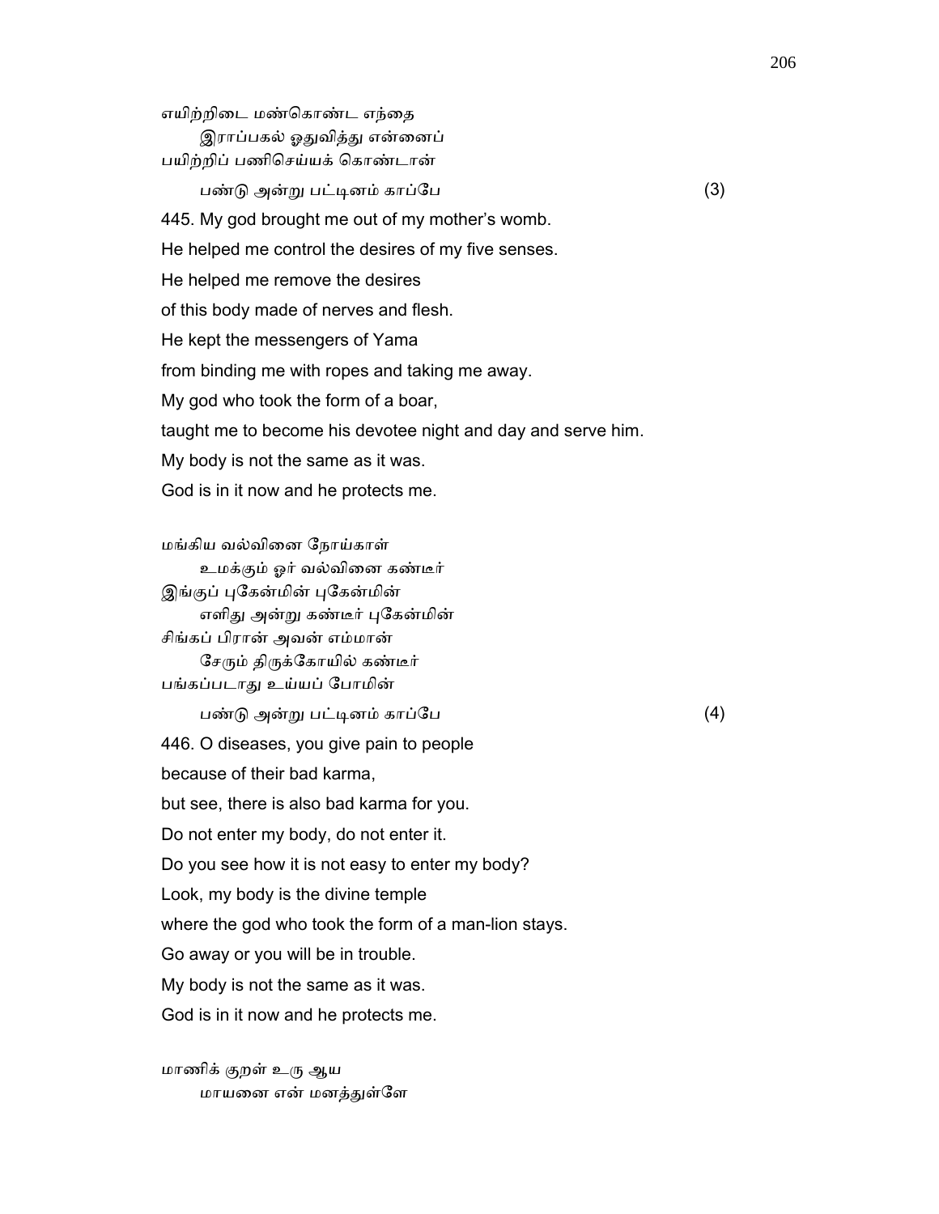எயிற்றிடை மண்கொண்ட எந்தை
    இராப்பகல் ஓதுவித்து என்னைப்
பயிற்றிப் பணிசெய்யக் கொண்டான்
    பண்டு அன்று பட்டினம் காப்பே (3)

445. My god brought me out of my mother's womb.
He helped me control the desires of my five senses.
He helped me remove the desires
of this body made of nerves and flesh.
He kept the messengers of Yama
from binding me with ropes and taking me away.
My god who took the form of a boar,
taught me to become his devotee night and day and serve him.
My body is not the same as it was.
God is in it now and he protects me.

மங்கிய வல்வினை நோய்காள்
    உமக்கும் ஓர் வல்வினை கண்டீர்
இங்குப் புகேன்மின் புகேன்மின்
    எளிது அன்று கண்டீர் புகேன்மின்
சிங்கப் பிரான் அவன் எம்மான்
    சேரும் திருக்கோயில் கண்டீர்
பங்கப்படாது உய்யப் போமின்
    பண்டு அன்று பட்டினம் காப்பே (4)

446. O diseases, you give pain to people
because of their bad karma,
but see, there is also bad karma for you.
Do not enter my body, do not enter it.
Do you see how it is not easy to enter my body?
Look, my body is the divine temple
where the god who took the form of a man-lion stays.
Go away or you will be in trouble.
My body is not the same as it was.
God is in it now and he protects me.

மாணிக் குறள் உரு ஆய
    மாயனை என் மனத்துள்ளே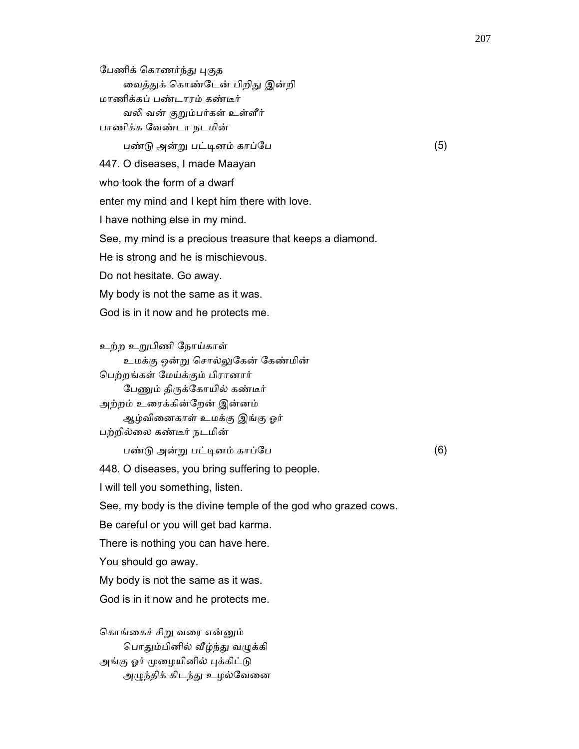பேணிக் கொணர்ந்து புகுத
　　வைத்துக் கொண்டேன் பிறிது இன்றி
மாணிக்கப் பண்டாரம் கண்டீர்
　　வலி வன் குறும்பர்கள் உள்ளீர்
பாணிக்க வேண்டா நடமின்
　　பண்டு அன்று பட்டினம் காப்பே (5)

447. O diseases, I made Maayan
who took the form of a dwarf
enter my mind and I kept him there with love.
I have nothing else in my mind.
See, my mind is a precious treasure that keeps a diamond.
He is strong and he is mischievous.
Do not hesitate. Go away.
My body is not the same as it was.
God is in it now and he protects me.

உற்ற உறுபிணி நோய்காள்
　　உமக்கு ஒன்று சொல்லுகேன் கேண்மின்
பெற்றங்கள் மேய்க்கும் பிரானார்
　　பேணும் திருக்கோயில் கண்டீர்
அற்றம் உரைக்கின்றேன் இன்னம்
　　ஆழ்வினைகாள் உமக்கு இங்கு ஓர்
பற்றில்லை கண்டீர் நடமின்
　　பண்டு அன்று பட்டினம் காப்பே (6)

448. O diseases, you bring suffering to people.
I will tell you something, listen.
See, my body is the divine temple of the god who grazed cows.
Be careful or you will get bad karma.
There is nothing you can have here.
You should go away.
My body is not the same as it was.
God is in it now and he protects me.

கொங்கைச் சிறு வரை என்னும்
　　பொதும்பினில் வீழ்ந்து வழுக்கி
அங்கு ஓர் முழையினில் புக்கிட்டு
　　அழுந்திக் கிடந்து உழல்வேனை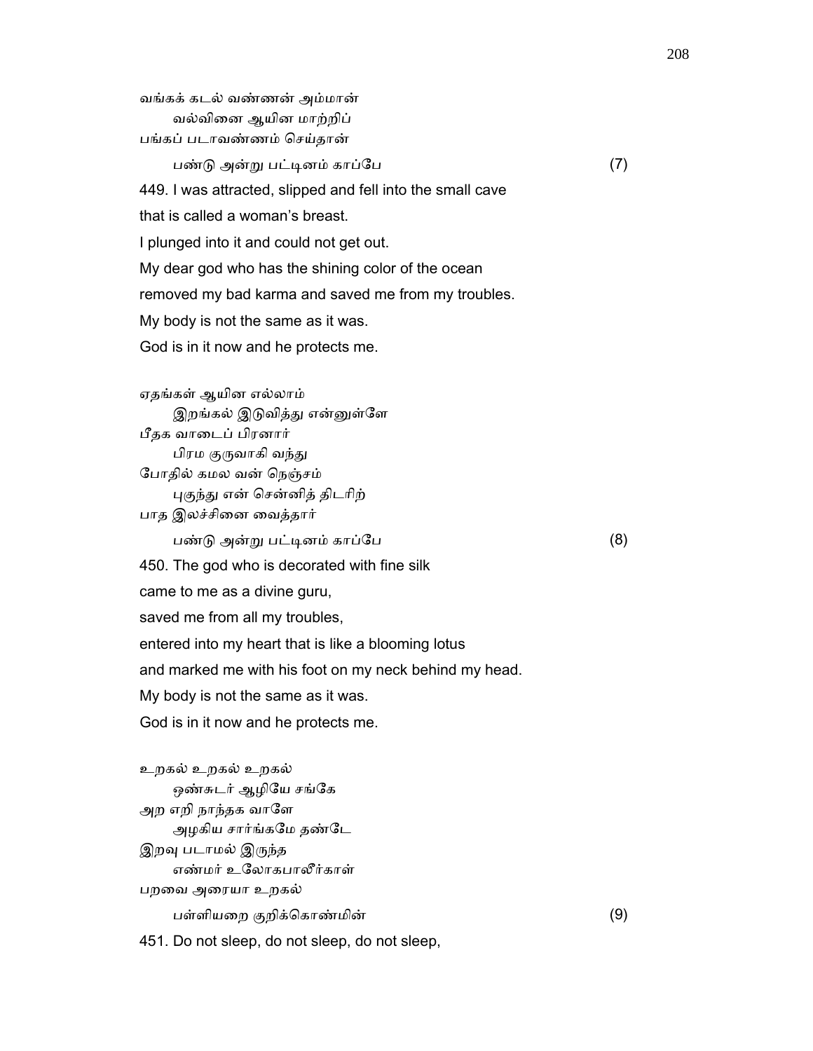வங்கக் கடல் வண்ணன் அம்மான்
　　வல்வினை ஆயின மாற்றிப்
பங்கப் படாவண்ணம் செய்தான்
　　பண்டு அன்று பட்டினம் காப்பே (7)

449. I was attracted, slipped and fell into the small cave
that is called a woman's breast.
I plunged into it and could not get out.
My dear god who has the shining color of the ocean
removed my bad karma and saved me from my troubles.
My body is not the same as it was.
God is in it now and he protects me.

ஏதங்கள் ஆயின எல்லாம்
　　இறங்கல் இடுவித்து என்னுள்ளே
பீதக வாடைப் பிரனார்
　　பிரம குருவாகி வந்து
போதில் கமல வன் நெஞ்சம்
　　புகுந்து என் சென்னித் திடரிற்
பாத இலச்சினை வைத்தார்
　　பண்டு அன்று பட்டினம் காப்பே (8)

450. The god who is decorated with fine silk
came to me as a divine guru,
saved me from all my troubles,
entered into my heart that is like a blooming lotus
and marked me with his foot on my neck behind my head.
My body is not the same as it was.
God is in it now and he protects me.

உறகல் உறகல் உறகல்
　　ஒண்சுடர் ஆழியே சங்கே
அற எறி நாந்தக வாளே
　　அழகிய சார்ங்கமே தண்டே
இறவு படாமல் இருந்த
　　எண்மர் உலோகபாலீர்காள்
பறவை அரையா உறகல்
　　பள்ளியறை குறிக்கொண்மின் (9)

451. Do not sleep, do not sleep, do not sleep,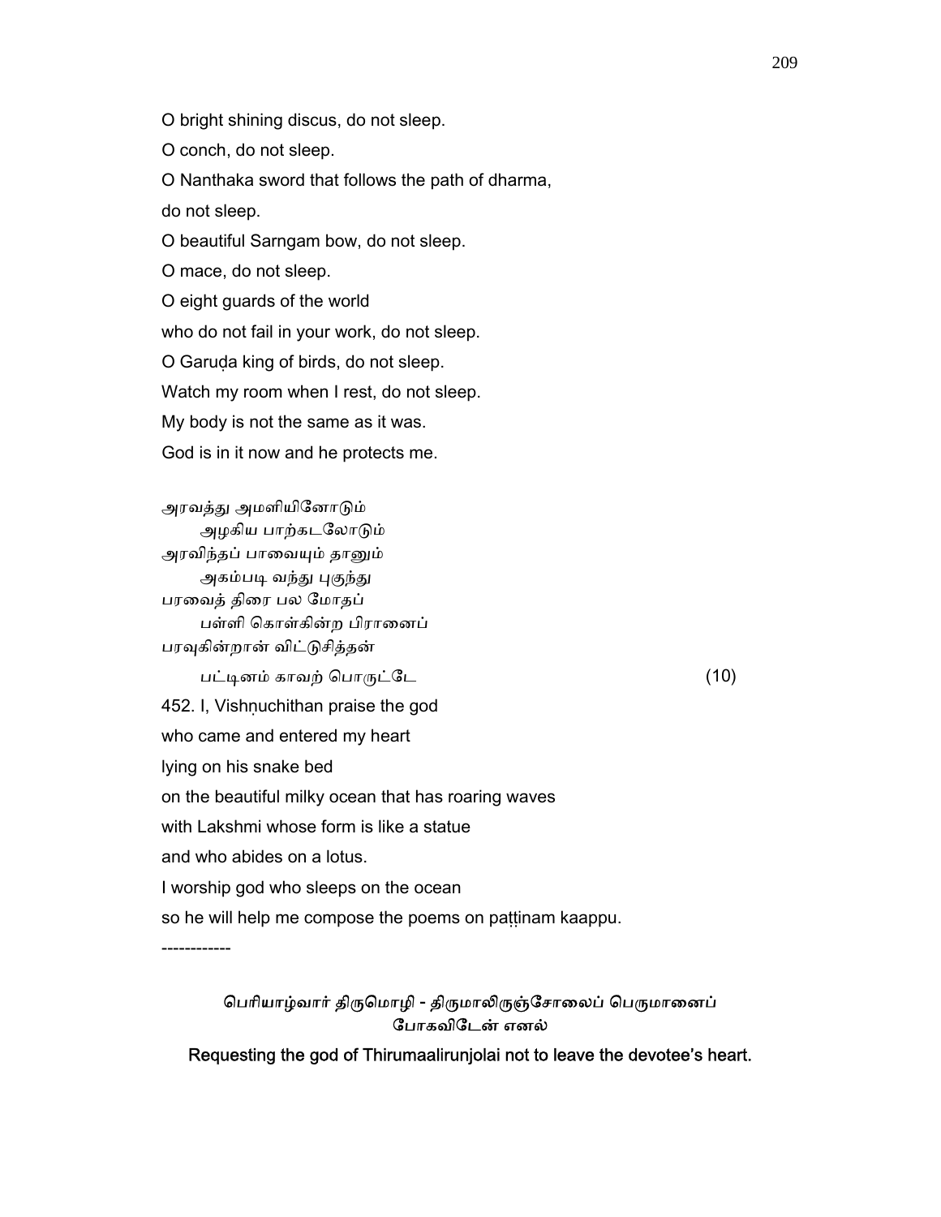O bright shining discus, do not sleep.

O conch, do not sleep.

O Nanthaka sword that follows the path of dharma,

do not sleep.

O beautiful Sarngam bow, do not sleep.

O mace, do not sleep.

O eight guards of the world

who do not fail in your work, do not sleep.

O Garuḍa king of birds, do not sleep.

Watch my room when I rest, do not sleep.

My body is not the same as it was.

God is in it now and he protects me.

அரவத்து அமளியினோடும்
அழகிய பாற்கடலோடும்
அரவிந்தப் பாவையும் தானும்
அகம்படி வந்து புகுந்து
பரவைத் திரை பல மோதப்
பள்ளி கொள்கின்ற பிரானைப்
பரவுகின்றான் விட்டுசித்தன்
பட்டினம் காவற் பொருட்டே (10)

452. I, Vishṇuchithan praise the god

who came and entered my heart

lying on his snake bed

on the beautiful milky ocean that has roaring waves

with Lakshmi whose form is like a statue

and who abides on a lotus.

I worship god who sleeps on the ocean

so he will help me compose the poems on paṭṭinam kaappu.

------------

பெரியாழ்வார் திருமொழி - திருமாலிருஞ்சோலைப் பெருமானைப் போகவிடேன் எனல்

**Requesting the god of Thirumaalirunjolai not to leave the devotee's heart.**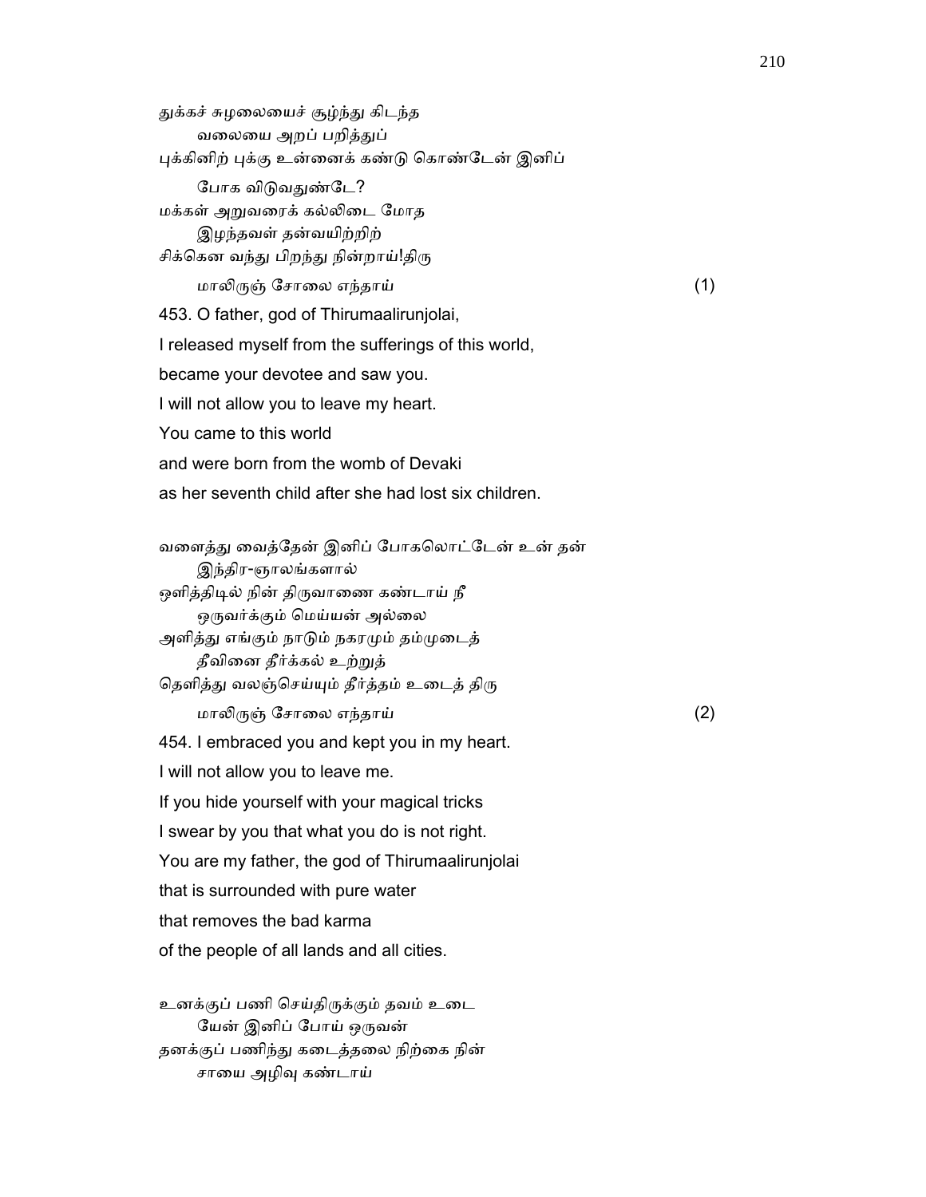துக்கச் சுழலையைச் சூழ்ந்து கிடந்த
வலையை அறப் பறித்துப்
புக்கினிற் புக்கு உன்னைக் கண்டு கொண்டேன் இனிப்
போக விடுவதுண்டே?
மக்கள் அறுவரைக் கல்லிடை மோத
இழந்தவள் தன்வயிற்றிற்
சிக்கென வந்து பிறந்து நின்றாய்!திரு
மாலிருஞ் சோலை எந்தாய் (1)

453. O father, god of Thirumaalirunjolai,
I released myself from the sufferings of this world,
became your devotee and saw you.
I will not allow you to leave my heart.
You came to this world
and were born from the womb of Devaki
as her seventh child after she had lost six children.

வளைத்து வைத்தேன் இனிப் போகலொட்டேன் உன் தன்
இந்திர-ஞாலங்களால்
ஒளித்திடில் நின் திருவாணை கண்டாய் நீ
ஒருவர்க்கும் மெய்யன் அல்லை
அளித்து எங்கும் நாடும் நகரமும் தம்முடைத்
தீவினை தீர்க்கல் உற்றுத்
தெளித்து வலஞ்செய்யும் தீர்த்தம் உடைத் திரு
மாலிருஞ் சோலை எந்தாய் (2)

454. I embraced you and kept you in my heart.
I will not allow you to leave me.
If you hide yourself with your magical tricks
I swear by you that what you do is not right.
You are my father, the god of Thirumaalirunjolai
that is surrounded with pure water
that removes the bad karma
of the people of all lands and all cities.

உனக்குப் பணி செய்திருக்கும் தவம் உடை
யேன் இனிப் போய் ஒருவன்
தனக்குப் பணிந்து கடைத்தலை நிற்கை நின்
சாயை அழிவு கண்டாய்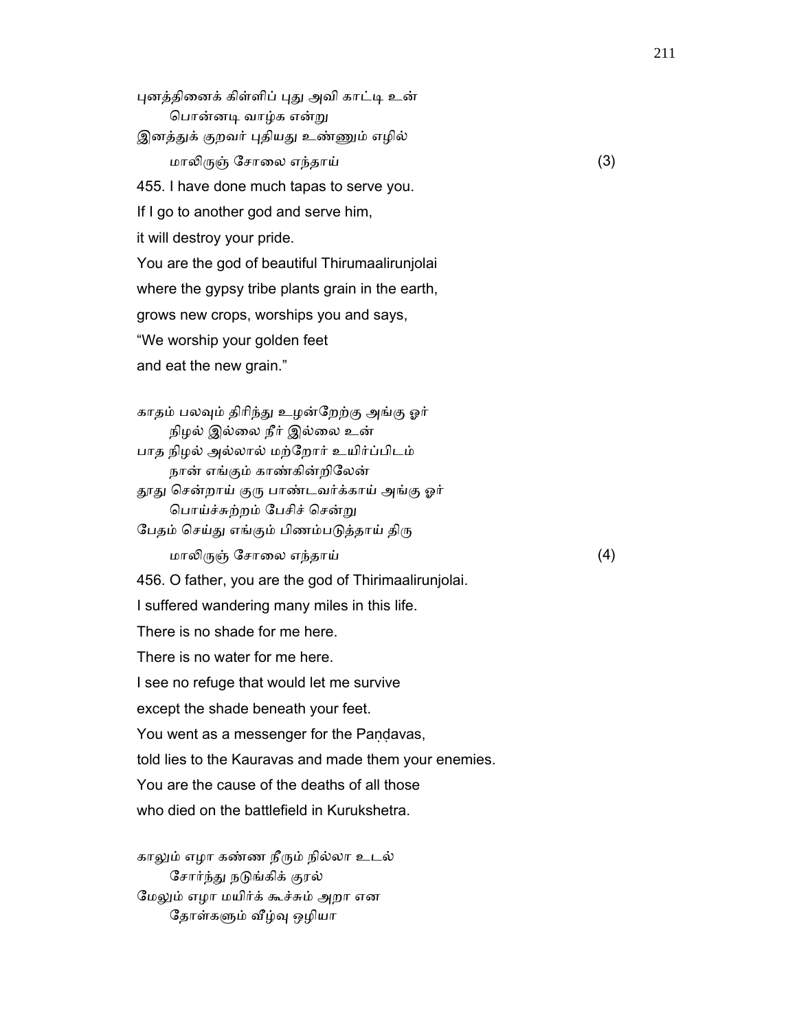புனத்தினைக் கிள்ளிப் புது அவி காட்டி உன்
        பொன்னடி வாழ்க என்று
இனத்துக் குறவர் புதியது உண்ணும் எழில்
        மாலிருஞ் சோலை எந்தாய்                                                                    (3)

455. I have done much tapas to serve you.
If I go to another god and serve him,
it will destroy your pride.
You are the god of beautiful Thirumaalirunjolai
where the gypsy tribe plants grain in the earth,
grows new crops, worships you and says,
“We worship your golden feet
and eat the new grain.”

காதம் பலவும் திரிந்து உழன்றேற்கு அங்கு ஓர்
        நிழல் இல்லை நீர் இல்லை உன்
பாத நிழல் அல்லால் மற்றோர் உயிர்ப்பிடம்
        நான் எங்கும் காண்கின்றிலேன்
தூது சென்றாய் குரு பாண்டவர்க்காய் அங்கு ஓர்
        பொய்ச்சுற்றம் பேசிச் சென்று
பேதம் செய்து எங்கும் பிணம்படுத்தாய் திரு
        மாலிருஞ் சோலை எந்தாய்                                                                    (4)

456. O father, you are the god of Thirimaalirunjolai.
I suffered wandering many miles in this life.
There is no shade for me here.
There is no water for me here.
I see no refuge that would let me survive
except the shade beneath your feet.
You went as a messenger for the Paṇḍavas,
told lies to the Kauravas and made them your enemies.
You are the cause of the deaths of all those
who died on the battlefield in Kurukshetra.

காலும் எழா கண்ண நீரும் நில்லா உடல்
        சோர்ந்து நடுங்கிக் குரல்
மேலும் எழா மயிர்க் கூச்சும் அறா என
        தோள்களும் வீழ்வு ஒழியா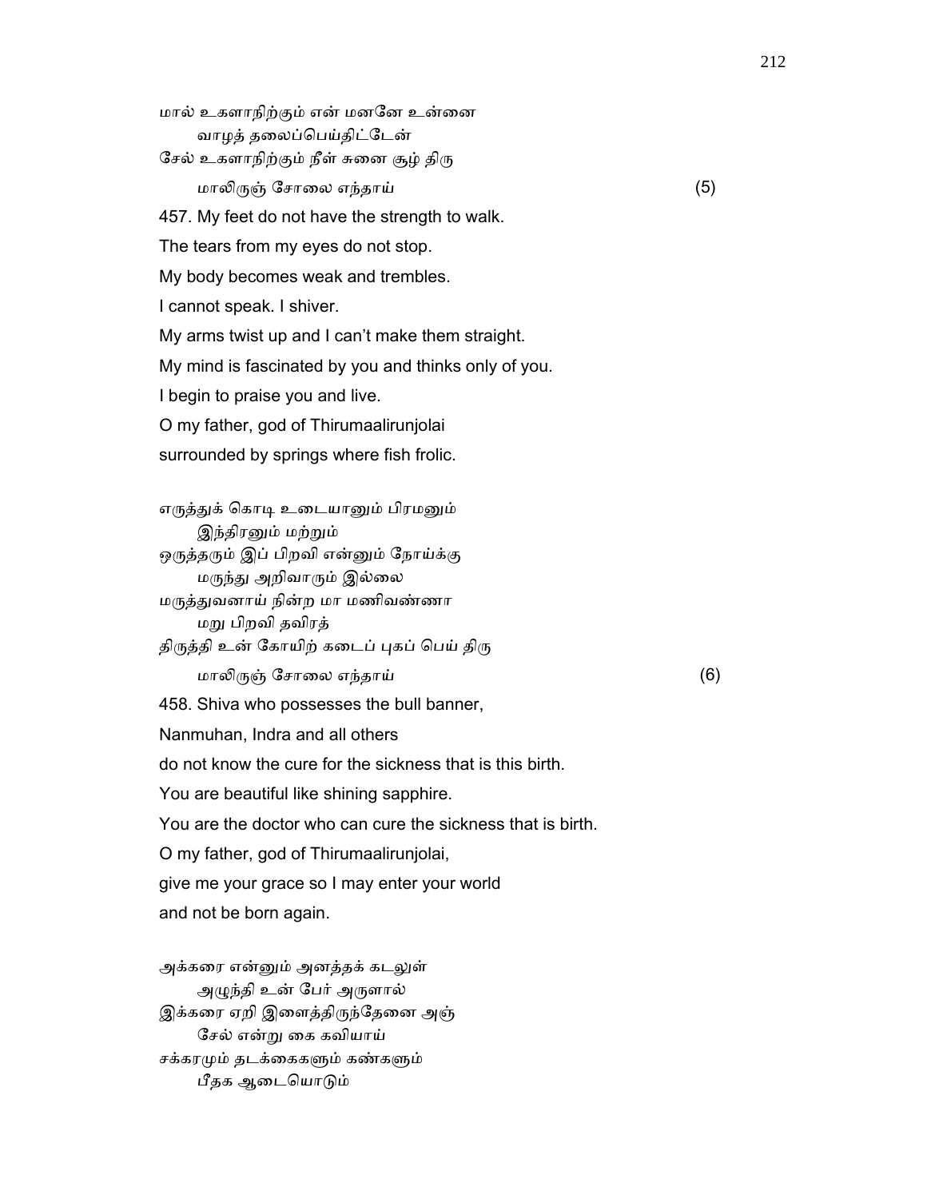மால் உகளாநிற்கும் என் மனனே உன்னை
வாழத் தலைப்பெய்திட்டேன்
சேல் உகளாநிற்கும் நீள் சுனை சூழ் திரு
மாலிருஞ் சோலை எந்தாய் (5)

457. My feet do not have the strength to walk.
The tears from my eyes do not stop.
My body becomes weak and trembles.
I cannot speak. I shiver.
My arms twist up and I can't make them straight.
My mind is fascinated by you and thinks only of you.
I begin to praise you and live.
O my father, god of Thirumaalirunjolai
surrounded by springs where fish frolic.

எருத்துக் கொடி உடையானும் பிரமனும்
இந்திரனும் மற்றும்
ஒருத்தரும் இப் பிறவி என்னும் நோய்க்கு
மருந்து அறிவாரும் இல்லை
மருத்துவனாய் நின்ற மா மணிவண்ணா
மறு பிறவி தவிரத்
திருத்தி உன் கோயிற் கடைப் புகப் பெய் திரு
மாலிருஞ் சோலை எந்தாய் (6)

458. Shiva who possesses the bull banner,
Nanmuhan, Indra and all others
do not know the cure for the sickness that is this birth.
You are beautiful like shining sapphire.
You are the doctor who can cure the sickness that is birth.
O my father, god of Thirumaalirunjolai,
give me your grace so I may enter your world
and not be born again.

அக்கரை என்னும் அனத்தக் கடலுள்
அழுந்தி உன் பேர் அருளால்
இக்கரை ஏறி இளைத்திருந்தேனை அஞ்
சேல் என்று கை கவியாய்
சக்கரமும் தடக்கைகளும் கண்களும்
பீதக ஆடையொடும்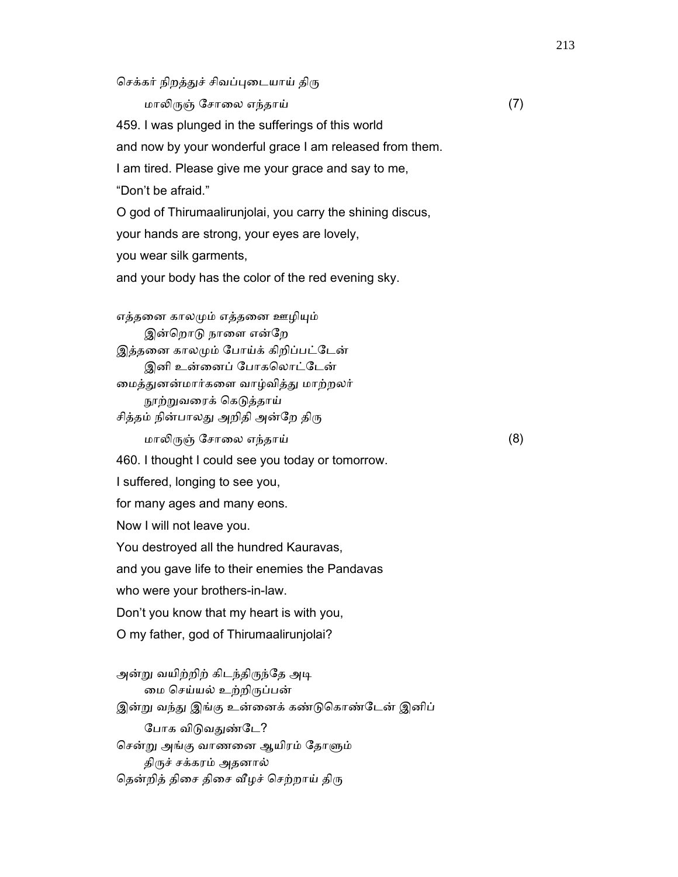செக்கர் நிறத்துச் சிவப்புடையாய் திரு
 மாலிருஞ் சோலை எந்தாய் (7)

459. I was plunged in the sufferings of this world
and now by your wonderful grace I am released from them.
I am tired. Please give me your grace and say to me,
"Don't be afraid."
O god of Thirumaalirunjolai, you carry the shining discus,
your hands are strong, your eyes are lovely,
you wear silk garments,
and your body has the color of the red evening sky.

எத்தனை காலமும் எத்தனை ஊழியும்
 இன்றொடு நாளை என்றே
இத்தனை காலமும் போய்க் கிறிப்பட்டேன்
 இனி உன்னைப் போகலொட்டேன்
மைத்துனன்மார்களை வாழ்வித்து மாற்றலர்
 நூற்றுவரைக் கெடுத்தாய்
சித்தம் நின்பாலது அறிதி அன்றே திரு
 மாலிருஞ் சோலை எந்தாய் (8)

460. I thought I could see you today or tomorrow.
I suffered, longing to see you,
for many ages and many eons.
Now I will not leave you.
You destroyed all the hundred Kauravas,
and you gave life to their enemies the Pandavas
who were your brothers-in-law.
Don't you know that my heart is with you,
O my father, god of Thirumaalirunjolai?

அன்று வயிற்றிற் கிடந்திருந்தே அடி
 மை செய்யல் உற்றிருப்பன்
இன்று வந்து இங்கு உன்னைக் கண்டுகொண்டேன் இனிப்
 போக விடுவதுண்டே?
சென்று அங்கு வாணனை ஆயிரம் தோளும்
 திருச் சக்கரம் அதனால்
தென்றித் திசை திசை வீழச் செற்றாய் திரு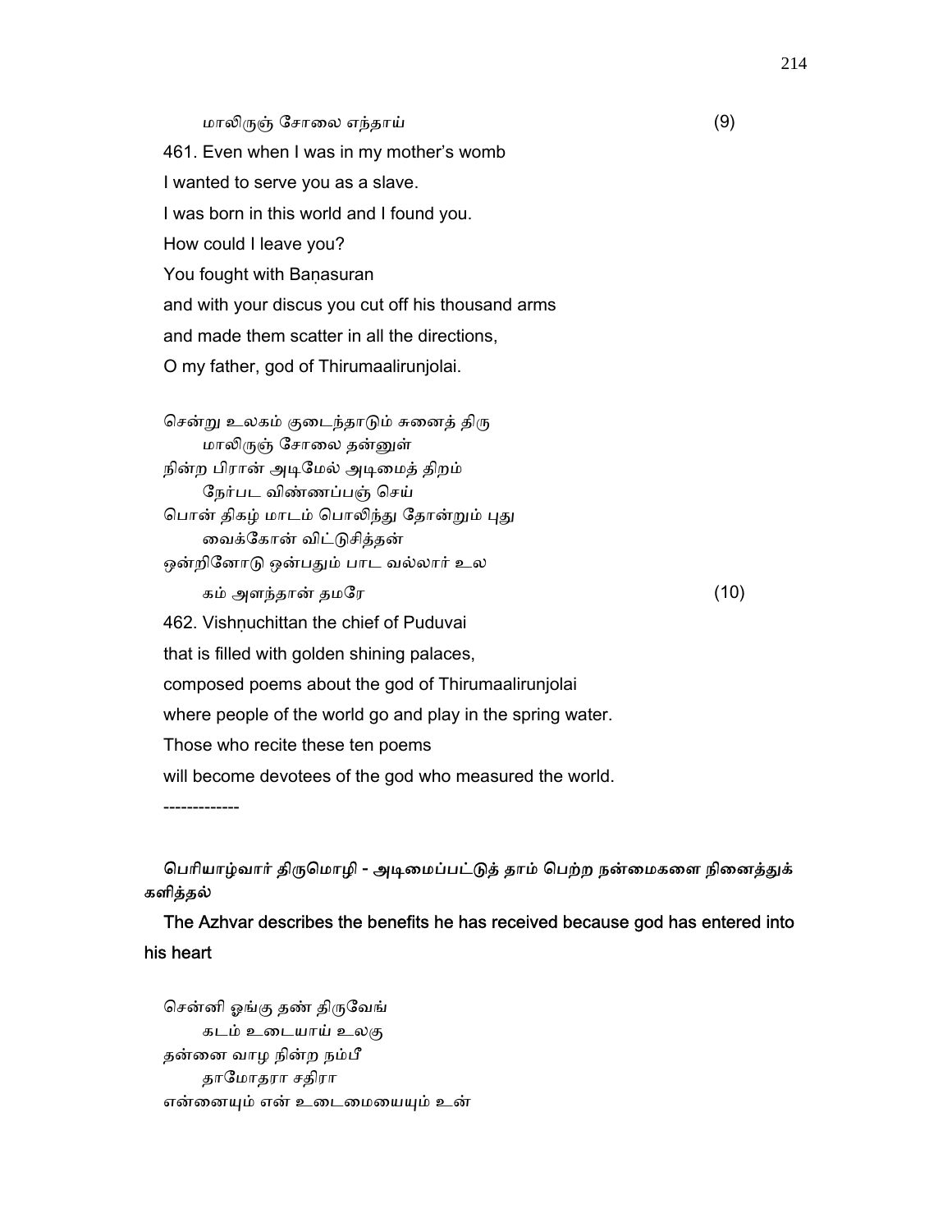மாலிருஞ் சோலை எந்தாய் (9)

461. Even when I was in my mother's womb
I wanted to serve you as a slave.
I was born in this world and I found you.
How could I leave you?
You fought with Baṇasuran
and with your discus you cut off his thousand arms
and made them scatter in all the directions,
O my father, god of Thirumaalirunjolai.

சென்று உலகம் குடைந்தாடும் சுனைத் திரு
மாலிருஞ் சோலை தன்னுள்
நின்ற பிரான் அடிமேல் அடிமைத் திறம்
நேர்பட விண்ணப்பஞ் செய்
பொன் திகழ் மாடம் பொலிந்து தோன்றும் புது
வைக்கோன் விட்டுசித்தன்
ஒன்றினோடு ஒன்பதும் பாட வல்லார் உல
கம் அளந்தான் தமரே (10)

462. Vishṇuchittan the chief of Puduvai
that is filled with golden shining palaces,
composed poems about the god of Thirumaalirunjolai
where people of the world go and play in the spring water.
Those who recite these ten poems
will become devotees of the god who measured the world.

-------------

**பெரியாழ்வார் திருமொழி - அடிமைப்பட்டுத் தாம் பெற்ற நன்மைகளை நினைத்துக் களித்தல்**

**The Azhvar describes the benefits he has received because god has entered into his heart**

சென்னி ஓங்கு தண் திருவேங்
கடம் உடையாய் உலகு
தன்னை வாழ நின்ற நம்பீ
தாமோதரா சதிரா
என்னையும் என் உடைமையையும் உன்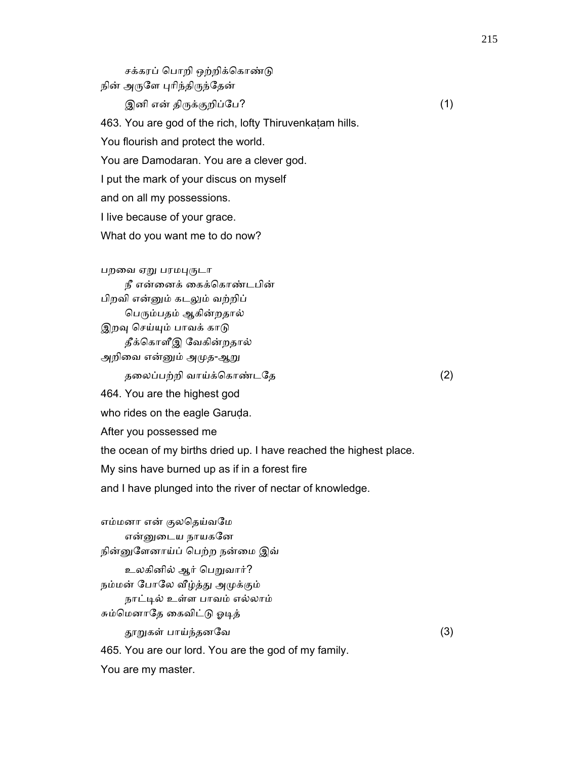சக்கரப் பொறி ஒற்றிக்கொண்டு
நின் அருளே புரிந்திருந்தேன்
இனி என் திருக்குறிப்பே? (1)

463. You are god of the rich, lofty Thiruvenkaṭam hills.
You flourish and protect the world.
You are Damodaran. You are a clever god.
I put the mark of your discus on myself
and on all my possessions.
I live because of your grace.
What do you want me to do now?

பறவை ஏறு பரமபுருடா
நீ என்னைக் கைக்கொண்டபின்
பிறவி என்னும் கடலும் வற்றிப்
பெரும்பதம் ஆகின்றதால்
இறவு செய்யும் பாவக் காடு
தீக்கொளீஇ வேகின்றதால்
அறிவை என்னும் அமுத-ஆறு
தலைப்பற்றி வாய்க்கொண்டதே (2)

464. You are the highest god
who rides on the eagle Garuḍa.
After you possessed me
the ocean of my births dried up. I have reached the highest place.
My sins have burned up as if in a forest fire
and I have plunged into the river of nectar of knowledge.

எம்மனா என் குலதெய்வமே
என்னுடைய நாயகனே
நின்னுளேனாய்ப் பெற்ற நன்மை இவ்
உலகினில் ஆர் பெறுவார்?
நம்மன் போலே வீழ்த்து அமுக்கும்
நாட்டில் உள்ள பாவம் எல்லாம்
சும்மெனாதே கைவிட்டு ஓடித்
தூறுகள் பாய்ந்தனவே (3)

465. You are our lord. You are the god of my family.
You are my master.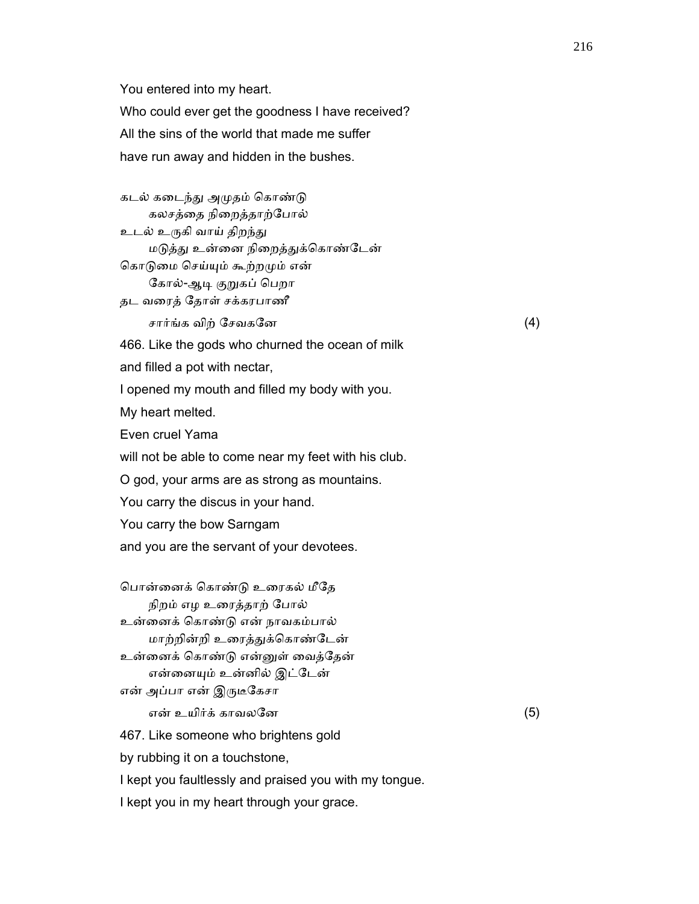You entered into my heart.

Who could ever get the goodness I have received?

All the sins of the world that made me suffer

have run away and hidden in the bushes.

கடல் கடைந்து அமுதம் கொண்டு
　　கலசத்தை நிறைத்தாற்போல்
உடல் உருகி வாய் திறந்து
　　மடுத்து உன்னை நிறைத்துக்கொண்டேன்
கொடுமை செய்யும் கூற்றமும் என்
　　கோல்-ஆடி குறுகப் பெறா
தட வரைத் தோள் சக்கரபாணீ
　　சார்ங்க விற் சேவகனே　　　　　　　　　　　　　　　　　(4)

466. Like the gods who churned the ocean of milk

and filled a pot with nectar,

I opened my mouth and filled my body with you.

My heart melted.

Even cruel Yama

will not be able to come near my feet with his club.

O god, your arms are as strong as mountains.

You carry the discus in your hand.

You carry the bow Sarngam

and you are the servant of your devotees.

பொன்னைக் கொண்டு உரைகல் மீதே
　　நிறம் எழ உரைத்தாற் போல்
உன்னைக் கொண்டு என் நாவகம்பால்
　　மாற்றின்றி உரைத்துக்கொண்டேன்
உன்னைக் கொண்டு என்னுள் வைத்தேன்
　　என்னையும் உன்னில் இட்டேன்
என் அப்பா என் இருடீகேசா
　　என் உயிர்க் காவலனே　　　　　　　　　　　　　　　　　(5)

467. Like someone who brightens gold

by rubbing it on a touchstone,

I kept you faultlessly and praised you with my tongue.

I kept you in my heart through your grace.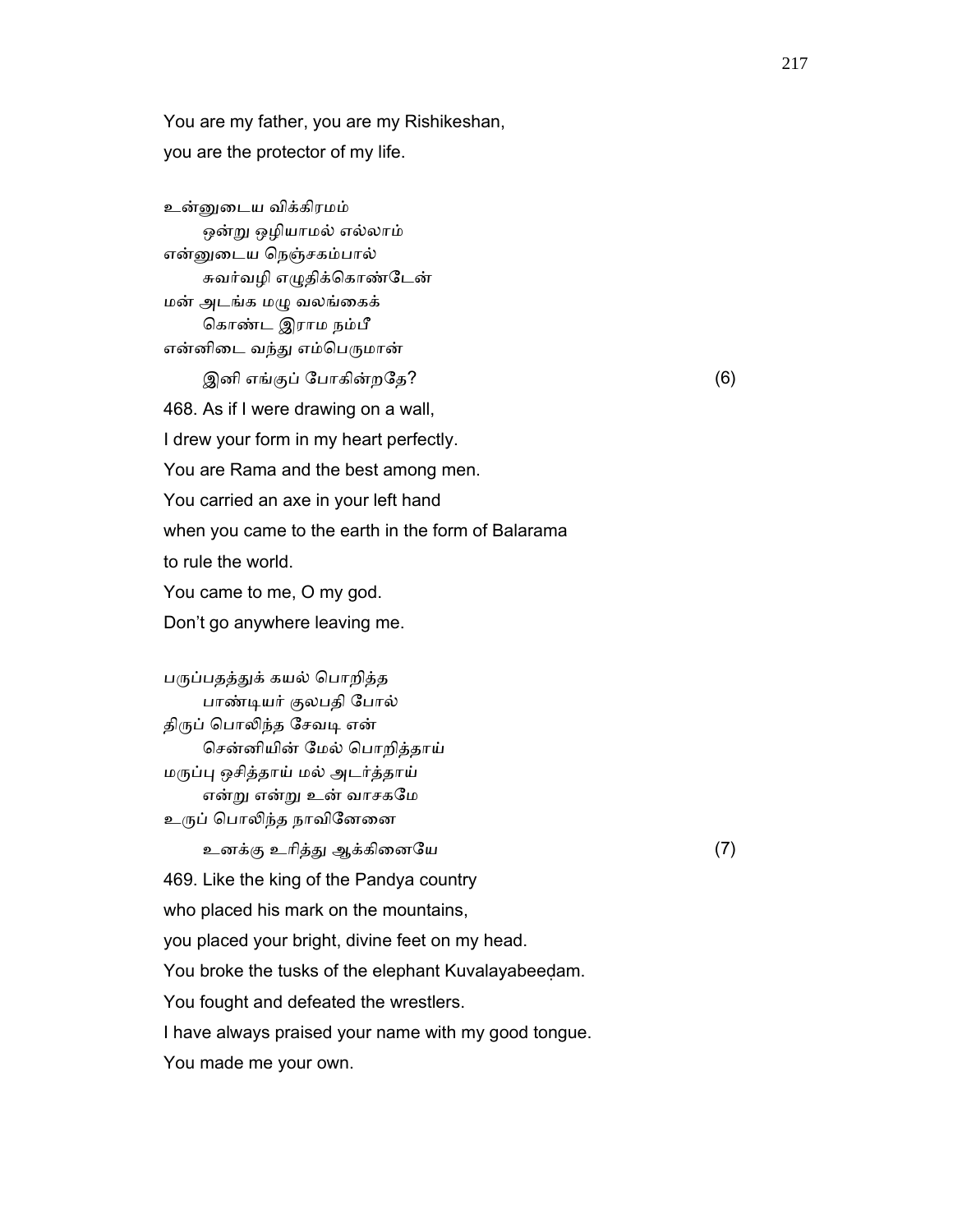You are my father, you are my Rishikeshan,
you are the protector of my life.

உன்னுடைய விக்கிரமம்
ஒன்று ஒழியாமல் எல்லாம்
என்னுடைய நெஞ்சகம்பால்
சுவர்வழி எழுதிக்கொண்டேன்
மன் அடங்க மழு வலங்கைக்
கொண்ட இராம நம்பீ
என்னிடை வந்து எம்பெருமான்
இனி எங்குப் போகின்றதே? (6)

468. As if I were drawing on a wall,
I drew your form in my heart perfectly.
You are Rama and the best among men.
You carried an axe in your left hand
when you came to the earth in the form of Balarama
to rule the world.
You came to me, O my god.
Don't go anywhere leaving me.

பருப்பதத்துக் கயல் பொறித்த
பாண்டியர் குலபதி போல்
திருப் பொலிந்த சேவடி என்
சென்னியின் மேல் பொறித்தாய்
மருப்பு ஒசித்தாய் மல் அடர்த்தாய்
என்று என்று உன் வாசகமே
உருப் பொலிந்த நாவினேனை
உனக்கு உரித்து ஆக்கினையே (7)

469. Like the king of the Pandya country
who placed his mark on the mountains,
you placed your bright, divine feet on my head.
You broke the tusks of the elephant Kuvalayabeeḍam.
You fought and defeated the wrestlers.
I have always praised your name with my good tongue.
You made me your own.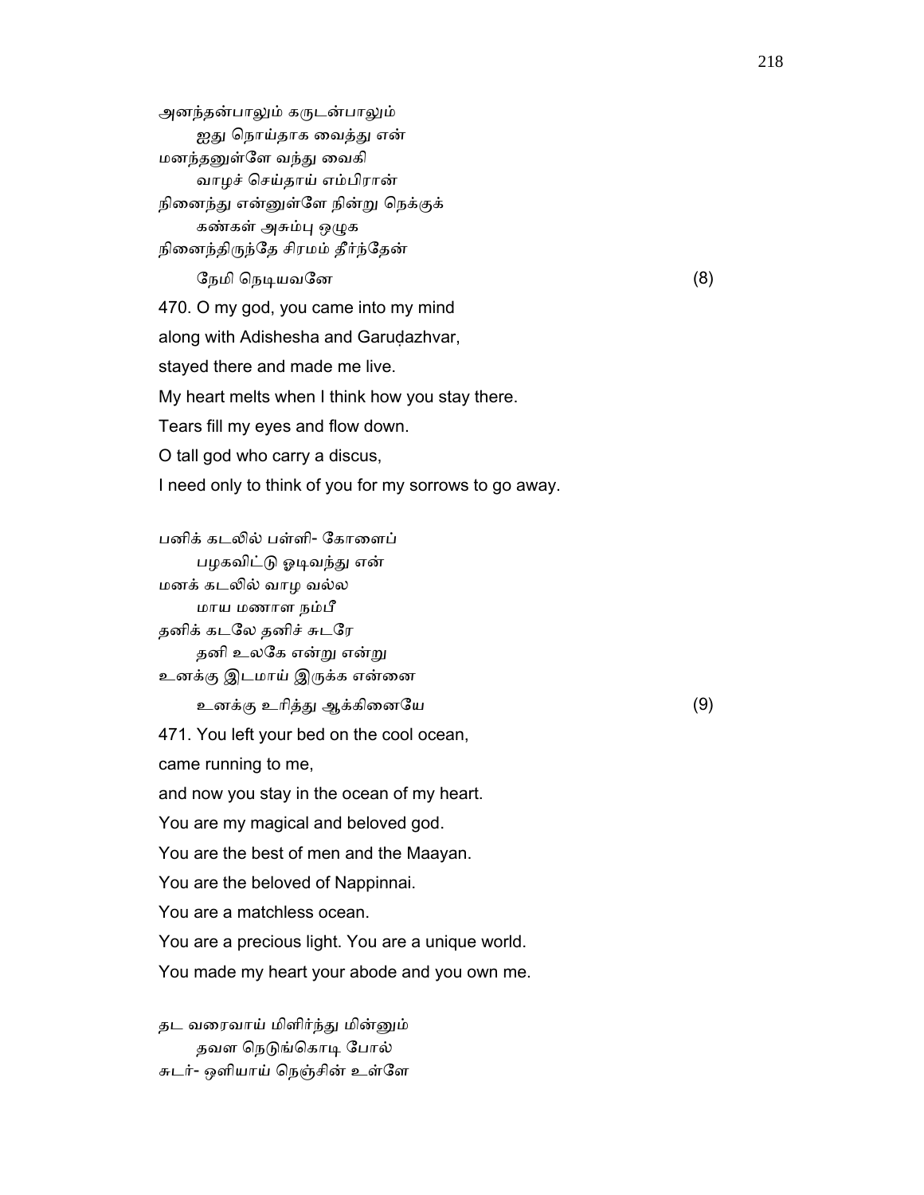அனந்தன்பாலும் கருடன்பாலும்
ஐது நொய்தாக வைத்து என்
மனந்தனுள்ளே வந்து வைகி
வாழச் செய்தாய் எம்பிரான்
நினைந்து என்னுள்ளே நின்று நெக்குக்
கண்கள் அசும்பு ஒழுக
நினைந்திருந்தே சிரமம் தீர்ந்தேன்
நேமி நெடியவனே (8)

470. O my god, you came into my mind
along with Adishesha and Garuḍazhvar,
stayed there and made me live.
My heart melts when I think how you stay there.
Tears fill my eyes and flow down.
O tall god who carry a discus,
I need only to think of you for my sorrows to go away.

பனிக் கடலில் பள்ளி- கோளைப்
பழகவிட்டு ஓடிவந்து என்
மனக் கடலில் வாழ வல்ல
மாய மணாள நம்பீ
தனிக் கடலே தனிச் சுடரே
தனி உலகே என்று என்று
உனக்கு இடமாய் இருக்க என்னை
உனக்கு உரித்து ஆக்கினையே (9)

471. You left your bed on the cool ocean,
came running to me,
and now you stay in the ocean of my heart.
You are my magical and beloved god.
You are the best of men and the Maayan.
You are the beloved of Nappinnai.
You are a matchless ocean.
You are a precious light. You are a unique world.
You made my heart your abode and you own me.

தட வரைவாய் மிளிர்ந்து மின்னும்
தவள நெடுங்கொடி போல்
சுடர்- ஒளியாய் நெஞ்சின் உள்ளே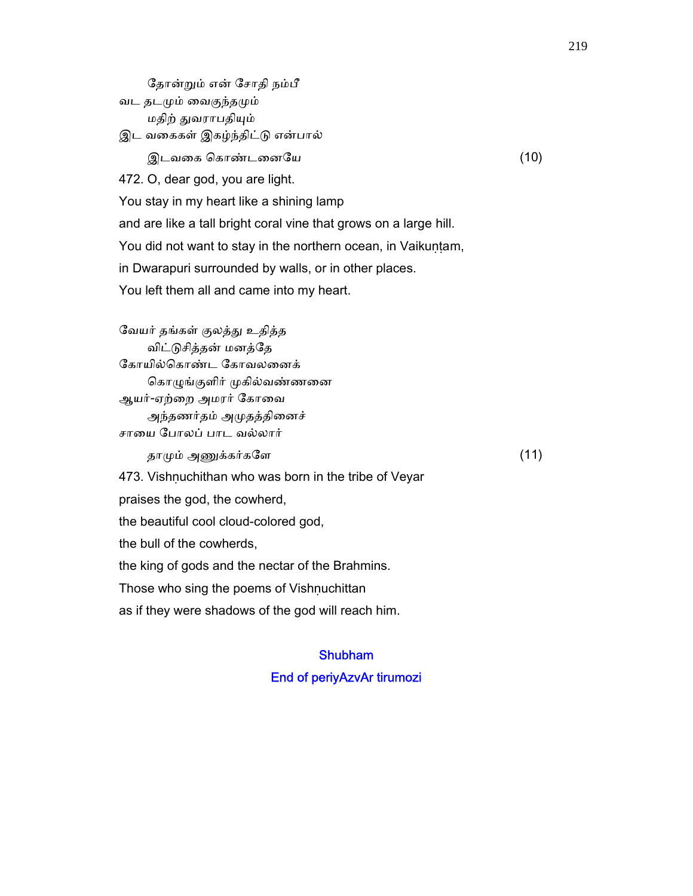தோன்றும் என் சோதி நம்பீ
வட தடமும் வைகுந்தமும்
மதிற் துவராபதியும்
இட வகைகள் இகழ்ந்திட்டு என்பால்
இடவகை கொண்டனையே (10)

472. O, dear god, you are light.
You stay in my heart like a shining lamp
and are like a tall bright coral vine that grows on a large hill.
You did not want to stay in the northern ocean, in Vaikuṇṭam,
in Dwarapuri surrounded by walls, or in other places.
You left them all and came into my heart.

வேயர் தங்கள் குலத்து உதித்த
விட்டுசித்தன் மனத்தே
கோயில்கொண்ட கோவலனைக்
கொழுங்குளிர் முகில்வண்ணனை
ஆயர்-ஏற்றை அமரர் கோவை
அந்தணர்தம் அமுதத்தினைச்
சாயை போலப் பாட வல்லார்
தாமும் அணுக்கர்களே (11)

473. Vishṇuchithan who was born in the tribe of Veyar
praises the god, the cowherd,
the beautiful cool cloud-colored god,
the bull of the cowherds,
the king of gods and the nectar of the Brahmins.
Those who sing the poems of Vishṇuchittan
as if they were shadows of the god will reach him.

Shubham

End of periyAzvAr tirumozi